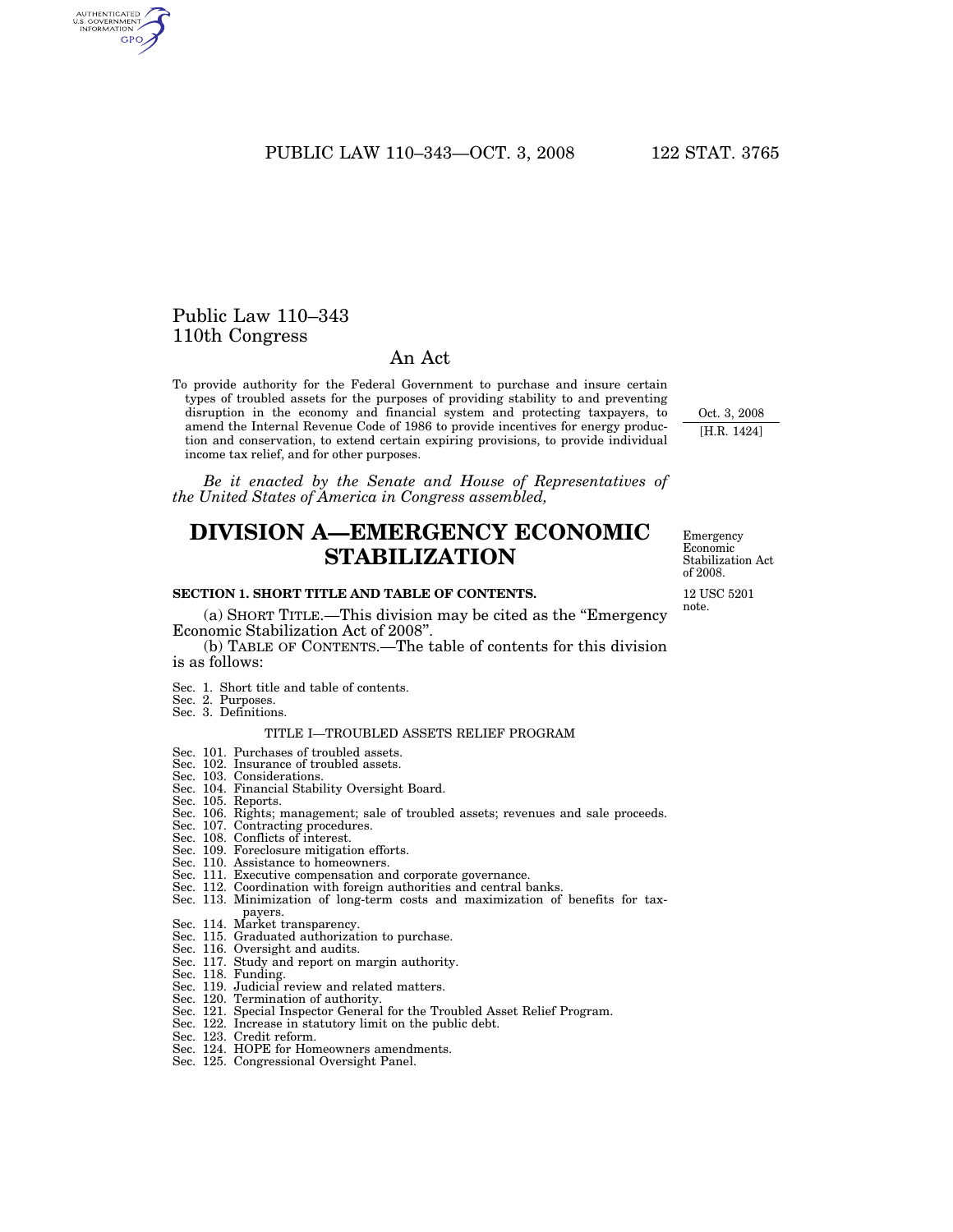# Public Law 110–343
# 110th Congress

## An Act

To provide authority for the Federal Government to purchase and insure certain types of troubled assets for the purposes of providing stability to and preventing disruption in the economy and financial system and protecting taxpayers, to amend the Internal Revenue Code of 1986 to provide incentives for energy production and conservation, to extend certain expiring provisions, to provide individual income tax relief, and for other purposes.

Oct. 3, 2008
[H.R. 1424]

*Be it enacted by the Senate and House of Representatives of the United States of America in Congress assembled,*

# DIVISION A—EMERGENCY ECONOMIC STABILIZATION

Emergency Economic Stabilization Act of 2008.

12 USC 5201 note.

**SECTION 1. SHORT TITLE AND TABLE OF CONTENTS.**

(a) SHORT TITLE.—This division may be cited as the "Emergency Economic Stabilization Act of 2008".

(b) TABLE OF CONTENTS.—The table of contents for this division is as follows:

Sec. 1. Short title and table of contents.
Sec. 2. Purposes.
Sec. 3. Definitions.

TITLE I—TROUBLED ASSETS RELIEF PROGRAM

Sec. 101. Purchases of troubled assets.
Sec. 102. Insurance of troubled assets.
Sec. 103. Considerations.
Sec. 104. Financial Stability Oversight Board.
Sec. 105. Reports.
Sec. 106. Rights; management; sale of troubled assets; revenues and sale proceeds.
Sec. 107. Contracting procedures.
Sec. 108. Conflicts of interest.
Sec. 109. Foreclosure mitigation efforts.
Sec. 110. Assistance to homeowners.
Sec. 111. Executive compensation and corporate governance.
Sec. 112. Coordination with foreign authorities and central banks.
Sec. 113. Minimization of long-term costs and maximization of benefits for taxpayers.
Sec. 114. Market transparency.
Sec. 115. Graduated authorization to purchase.
Sec. 116. Oversight and audits.
Sec. 117. Study and report on margin authority.
Sec. 118. Funding.
Sec. 119. Judicial review and related matters.
Sec. 120. Termination of authority.
Sec. 121. Special Inspector General for the Troubled Asset Relief Program.
Sec. 122. Increase in statutory limit on the public debt.
Sec. 123. Credit reform.
Sec. 124. HOPE for Homeowners amendments.
Sec. 125. Congressional Oversight Panel.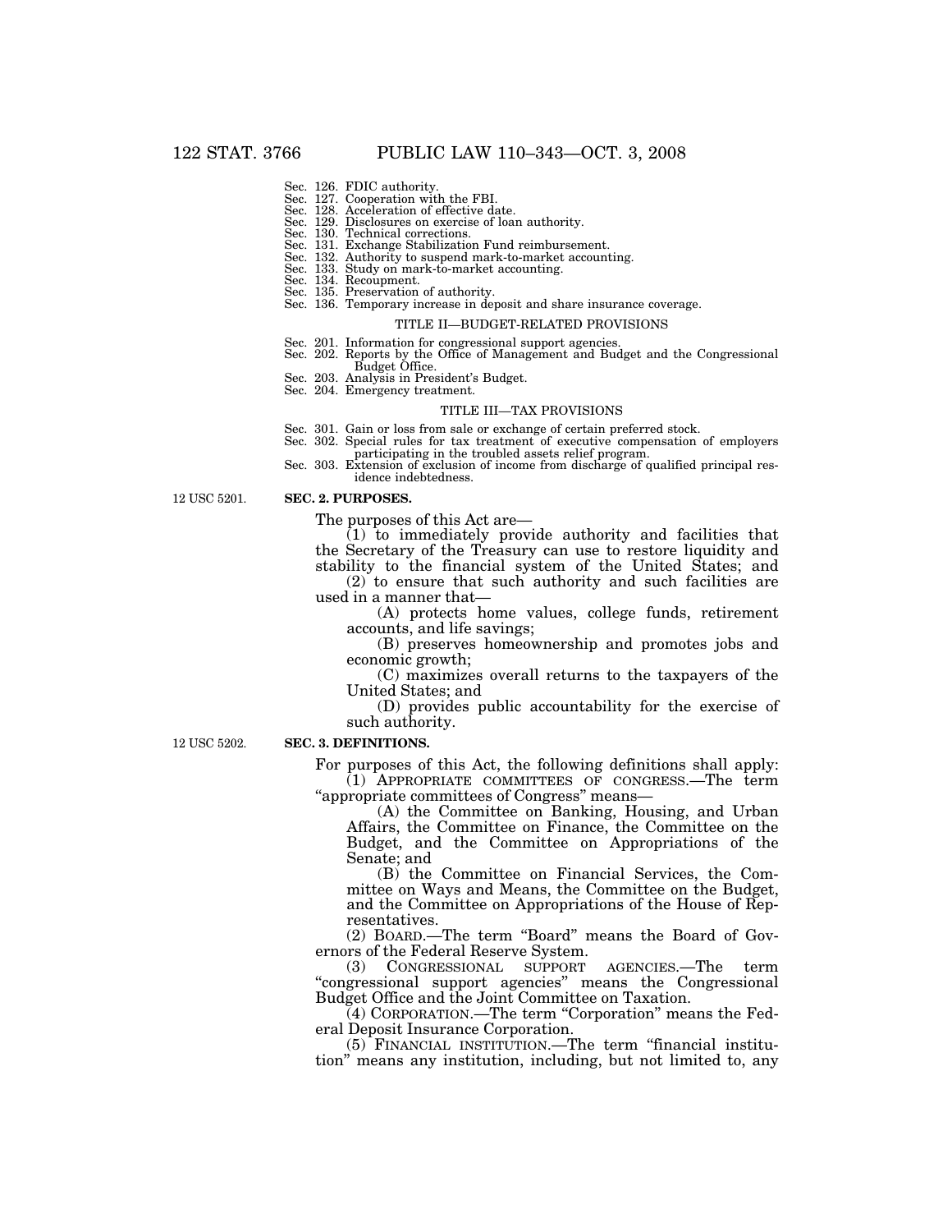Sec. 126. FDIC authority.
Sec. 127. Cooperation with the FBI.
Sec. 128. Acceleration of effective date.
Sec. 129. Disclosures on exercise of loan authority.
Sec. 130. Technical corrections.
Sec. 131. Exchange Stabilization Fund reimbursement.
Sec. 132. Authority to suspend mark-to-market accounting.
Sec. 133. Study on mark-to-market accounting.
Sec. 134. Recoupment.
Sec. 135. Preservation of authority.
Sec. 136. Temporary increase in deposit and share insurance coverage.

TITLE II—BUDGET-RELATED PROVISIONS

Sec. 201. Information for congressional support agencies.
Sec. 202. Reports by the Office of Management and Budget and the Congressional Budget Office.
Sec. 203. Analysis in President's Budget.
Sec. 204. Emergency treatment.

TITLE III—TAX PROVISIONS

Sec. 301. Gain or loss from sale or exchange of certain preferred stock.
Sec. 302. Special rules for tax treatment of executive compensation of employers participating in the troubled assets relief program.
Sec. 303. Extension of exclusion of income from discharge of qualified principal residence indebtedness.

12 USC 5201.

**SEC. 2. PURPOSES.**

The purposes of this Act are—

(1) to immediately provide authority and facilities that the Secretary of the Treasury can use to restore liquidity and stability to the financial system of the United States; and

(2) to ensure that such authority and such facilities are used in a manner that—

(A) protects home values, college funds, retirement accounts, and life savings;

(B) preserves homeownership and promotes jobs and economic growth;

(C) maximizes overall returns to the taxpayers of the United States; and

(D) provides public accountability for the exercise of such authority.

12 USC 5202.

**SEC. 3. DEFINITIONS.**

For purposes of this Act, the following definitions shall apply:

(1) APPROPRIATE COMMITTEES OF CONGRESS.—The term "appropriate committees of Congress" means—

(A) the Committee on Banking, Housing, and Urban Affairs, the Committee on Finance, the Committee on the Budget, and the Committee on Appropriations of the Senate; and

(B) the Committee on Financial Services, the Committee on Ways and Means, the Committee on the Budget, and the Committee on Appropriations of the House of Representatives.

(2) BOARD.—The term "Board" means the Board of Governors of the Federal Reserve System.

(3) CONGRESSIONAL SUPPORT AGENCIES.—The term "congressional support agencies" means the Congressional Budget Office and the Joint Committee on Taxation.

(4) CORPORATION.—The term "Corporation" means the Federal Deposit Insurance Corporation.

(5) FINANCIAL INSTITUTION.—The term "financial institution" means any institution, including, but not limited to, any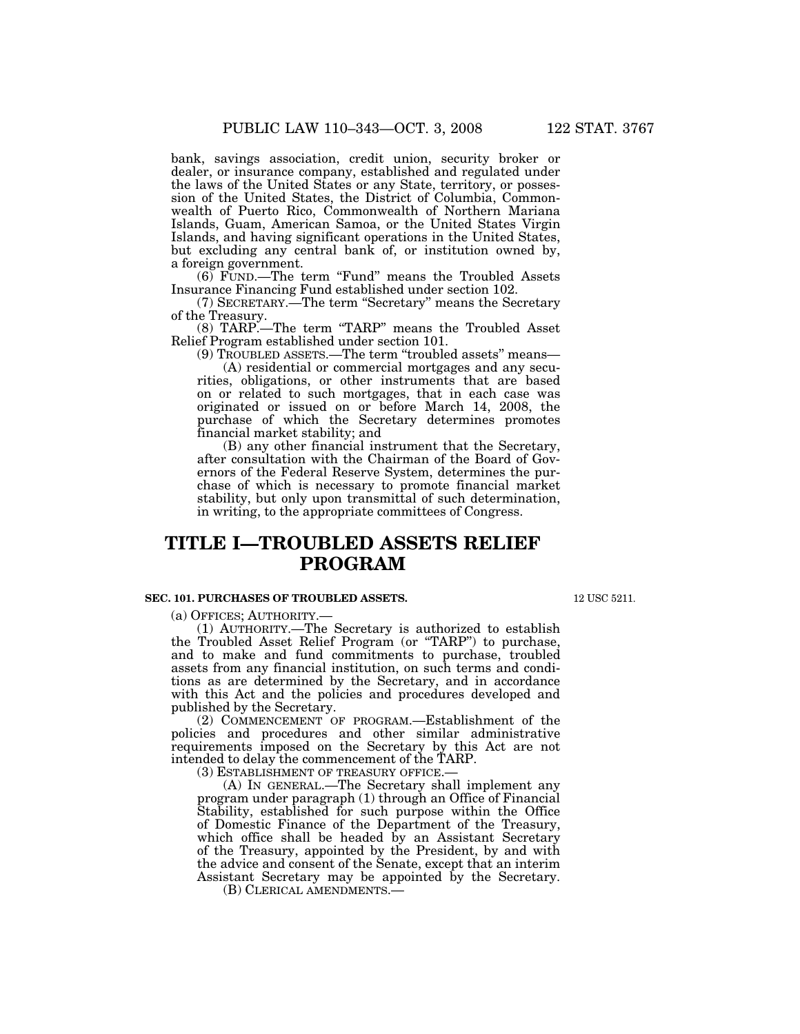bank, savings association, credit union, security broker or dealer, or insurance company, established and regulated under the laws of the United States or any State, territory, or possession of the United States, the District of Columbia, Commonwealth of Puerto Rico, Commonwealth of Northern Mariana Islands, Guam, American Samoa, or the United States Virgin Islands, and having significant operations in the United States, but excluding any central bank of, or institution owned by, a foreign government.

(6) FUND.—The term "Fund" means the Troubled Assets Insurance Financing Fund established under section 102.

(7) SECRETARY.—The term "Secretary" means the Secretary of the Treasury.

(8) TARP.—The term "TARP" means the Troubled Asset Relief Program established under section 101.

(9) TROUBLED ASSETS.—The term "troubled assets" means—

(A) residential or commercial mortgages and any securities, obligations, or other instruments that are based on or related to such mortgages, that in each case was originated or issued on or before March 14, 2008, the purchase of which the Secretary determines promotes financial market stability; and

(B) any other financial instrument that the Secretary, after consultation with the Chairman of the Board of Governors of the Federal Reserve System, determines the purchase of which is necessary to promote financial market stability, but only upon transmittal of such determination, in writing, to the appropriate committees of Congress.

# TITLE I—TROUBLED ASSETS RELIEF PROGRAM

### SEC. 101. PURCHASES OF TROUBLED ASSETS.

12 USC 5211.

(a) OFFICES; AUTHORITY.—

(1) AUTHORITY.—The Secretary is authorized to establish the Troubled Asset Relief Program (or "TARP") to purchase, and to make and fund commitments to purchase, troubled assets from any financial institution, on such terms and conditions as are determined by the Secretary, and in accordance with this Act and the policies and procedures developed and published by the Secretary.

(2) COMMENCEMENT OF PROGRAM.—Establishment of the policies and procedures and other similar administrative requirements imposed on the Secretary by this Act are not intended to delay the commencement of the TARP.

(3) ESTABLISHMENT OF TREASURY OFFICE.—

(A) IN GENERAL.—The Secretary shall implement any program under paragraph (1) through an Office of Financial Stability, established for such purpose within the Office of Domestic Finance of the Department of the Treasury, which office shall be headed by an Assistant Secretary of the Treasury, appointed by the President, by and with the advice and consent of the Senate, except that an interim Assistant Secretary may be appointed by the Secretary.

(B) CLERICAL AMENDMENTS.—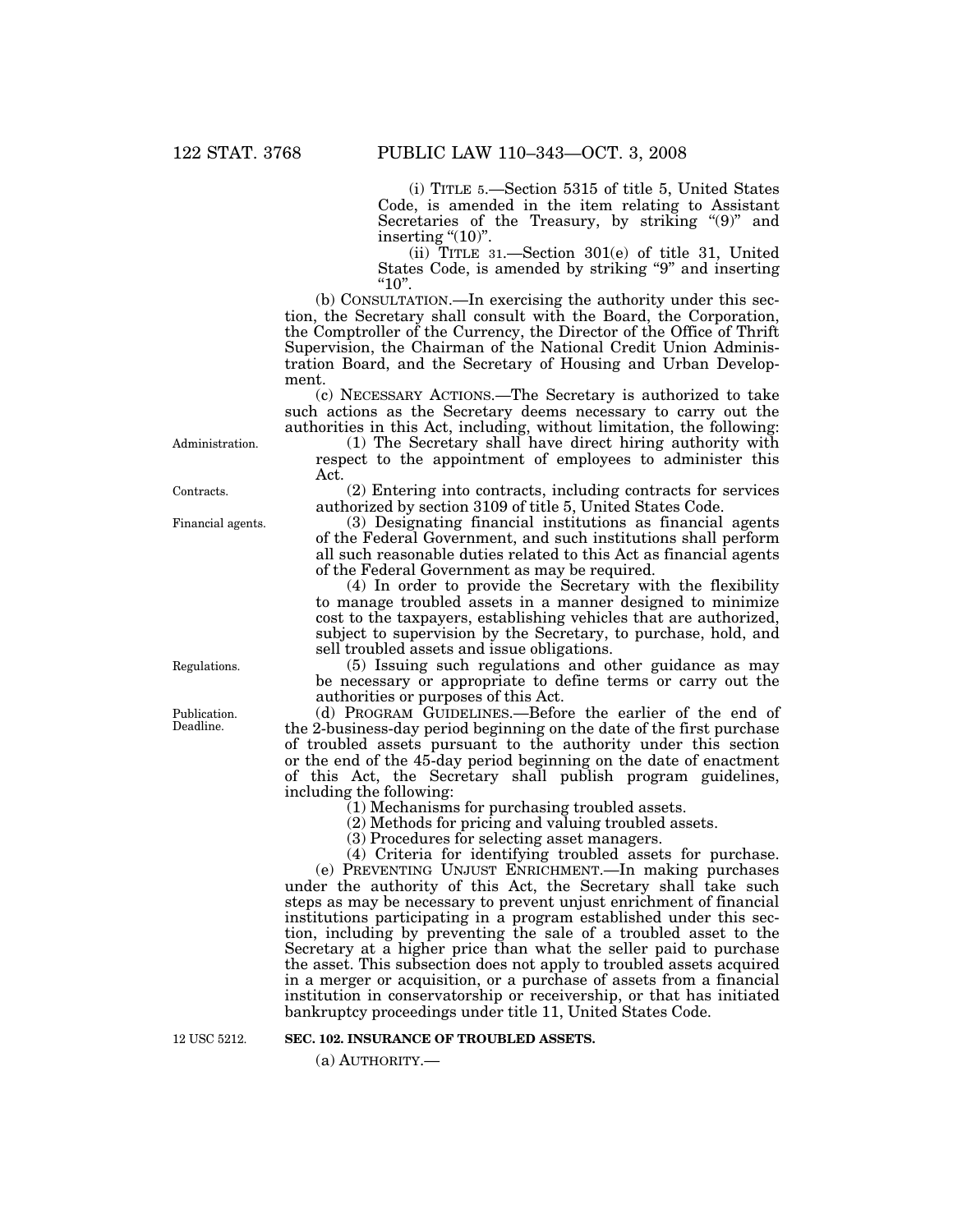(i) TITLE 5.—Section 5315 of title 5, United States Code, is amended in the item relating to Assistant Secretaries of the Treasury, by striking "(9)" and inserting "(10)".

(ii) TITLE 31.—Section 301(e) of title 31, United States Code, is amended by striking "9" and inserting "10".

(b) CONSULTATION.—In exercising the authority under this section, the Secretary shall consult with the Board, the Corporation, the Comptroller of the Currency, the Director of the Office of Thrift Supervision, the Chairman of the National Credit Union Administration Board, and the Secretary of Housing and Urban Development.

(c) NECESSARY ACTIONS.—The Secretary is authorized to take such actions as the Secretary deems necessary to carry out the authorities in this Act, including, without limitation, the following:

Administration.

(1) The Secretary shall have direct hiring authority with respect to the appointment of employees to administer this Act.

Contracts.

(2) Entering into contracts, including contracts for services authorized by section 3109 of title 5, United States Code.

Financial agents.

(3) Designating financial institutions as financial agents of the Federal Government, and such institutions shall perform all such reasonable duties related to this Act as financial agents of the Federal Government as may be required.

(4) In order to provide the Secretary with the flexibility to manage troubled assets in a manner designed to minimize cost to the taxpayers, establishing vehicles that are authorized, subject to supervision by the Secretary, to purchase, hold, and sell troubled assets and issue obligations.

Regulations.

(5) Issuing such regulations and other guidance as may be necessary or appropriate to define terms or carry out the authorities or purposes of this Act.

Publication. Deadline.

(d) PROGRAM GUIDELINES.—Before the earlier of the end of the 2-business-day period beginning on the date of the first purchase of troubled assets pursuant to the authority under this section or the end of the 45-day period beginning on the date of enactment of this Act, the Secretary shall publish program guidelines, including the following:

(1) Mechanisms for purchasing troubled assets.

(2) Methods for pricing and valuing troubled assets.

(3) Procedures for selecting asset managers.

(4) Criteria for identifying troubled assets for purchase.

(e) PREVENTING UNJUST ENRICHMENT.—In making purchases under the authority of this Act, the Secretary shall take such steps as may be necessary to prevent unjust enrichment of financial institutions participating in a program established under this section, including by preventing the sale of a troubled asset to the Secretary at a higher price than what the seller paid to purchase the asset. This subsection does not apply to troubled assets acquired in a merger or acquisition, or a purchase of assets from a financial institution in conservatorship or receivership, or that has initiated bankruptcy proceedings under title 11, United States Code.

12 USC 5212.

**SEC. 102. INSURANCE OF TROUBLED ASSETS.**

(a) AUTHORITY.—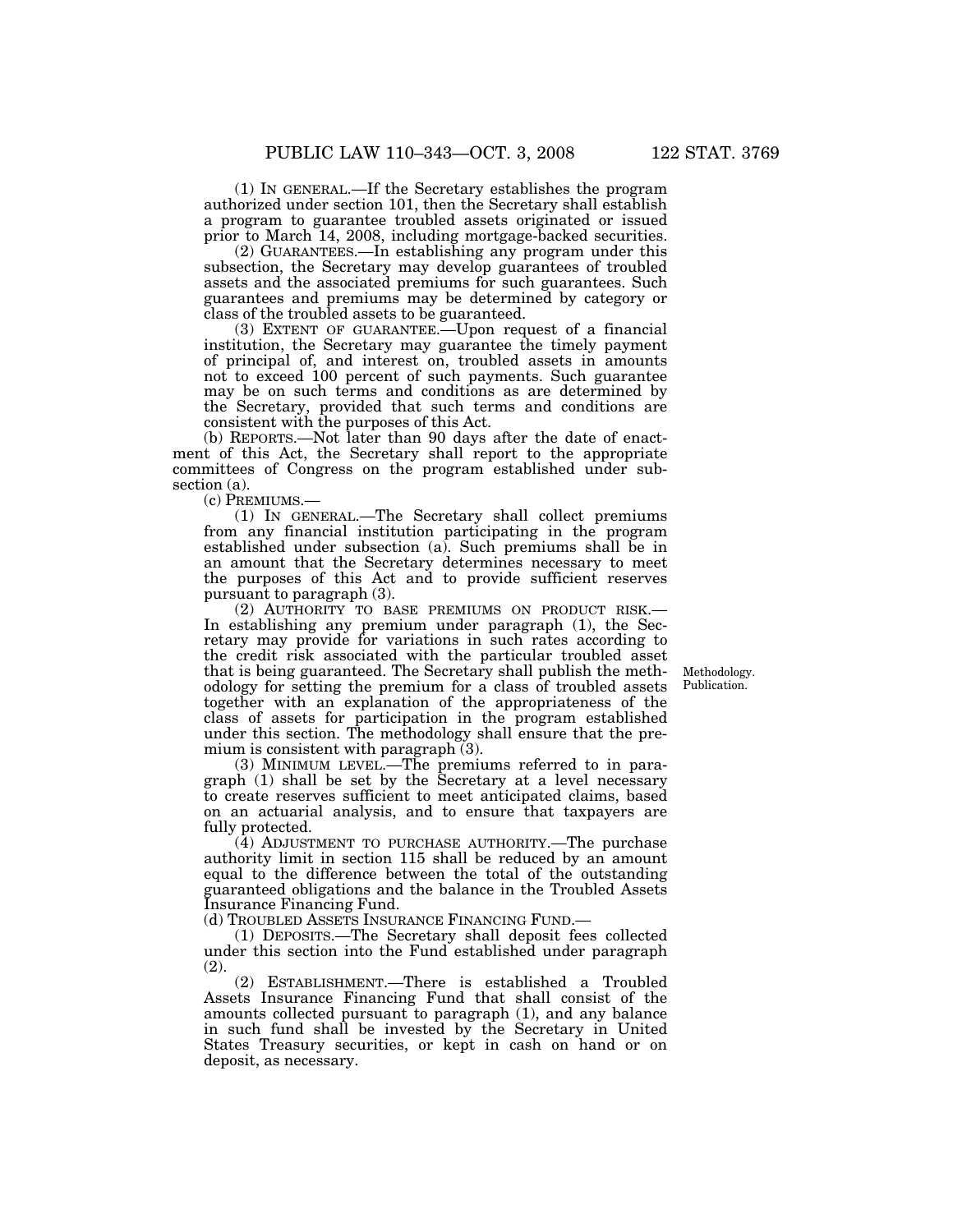(1) IN GENERAL.—If the Secretary establishes the program authorized under section 101, then the Secretary shall establish a program to guarantee troubled assets originated or issued prior to March 14, 2008, including mortgage-backed securities.

(2) GUARANTEES.—In establishing any program under this subsection, the Secretary may develop guarantees of troubled assets and the associated premiums for such guarantees. Such guarantees and premiums may be determined by category or class of the troubled assets to be guaranteed.

(3) EXTENT OF GUARANTEE.—Upon request of a financial institution, the Secretary may guarantee the timely payment of principal of, and interest on, troubled assets in amounts not to exceed 100 percent of such payments. Such guarantee may be on such terms and conditions as are determined by the Secretary, provided that such terms and conditions are consistent with the purposes of this Act.

(b) REPORTS.—Not later than 90 days after the date of enactment of this Act, the Secretary shall report to the appropriate committees of Congress on the program established under subsection (a).

(c) PREMIUMS.—

(1) IN GENERAL.—The Secretary shall collect premiums from any financial institution participating in the program established under subsection (a). Such premiums shall be in an amount that the Secretary determines necessary to meet the purposes of this Act and to provide sufficient reserves pursuant to paragraph (3).

(2) AUTHORITY TO BASE PREMIUMS ON PRODUCT RISK.—In establishing any premium under paragraph (1), the Secretary may provide for variations in such rates according to the credit risk associated with the particular troubled asset that is being guaranteed. The Secretary shall publish the methodology for setting the premium for a class of troubled assets together with an explanation of the appropriateness of the class of assets for participation in the program established under this section. The methodology shall ensure that the premium is consistent with paragraph (3).

Methodology. Publication.

(3) MINIMUM LEVEL.—The premiums referred to in paragraph (1) shall be set by the Secretary at a level necessary to create reserves sufficient to meet anticipated claims, based on an actuarial analysis, and to ensure that taxpayers are fully protected.

(4) ADJUSTMENT TO PURCHASE AUTHORITY.—The purchase authority limit in section 115 shall be reduced by an amount equal to the difference between the total of the outstanding guaranteed obligations and the balance in the Troubled Assets Insurance Financing Fund.

(d) TROUBLED ASSETS INSURANCE FINANCING FUND.—

(1) DEPOSITS.—The Secretary shall deposit fees collected under this section into the Fund established under paragraph (2).

(2) ESTABLISHMENT.—There is established a Troubled Assets Insurance Financing Fund that shall consist of the amounts collected pursuant to paragraph (1), and any balance in such fund shall be invested by the Secretary in United States Treasury securities, or kept in cash on hand or on deposit, as necessary.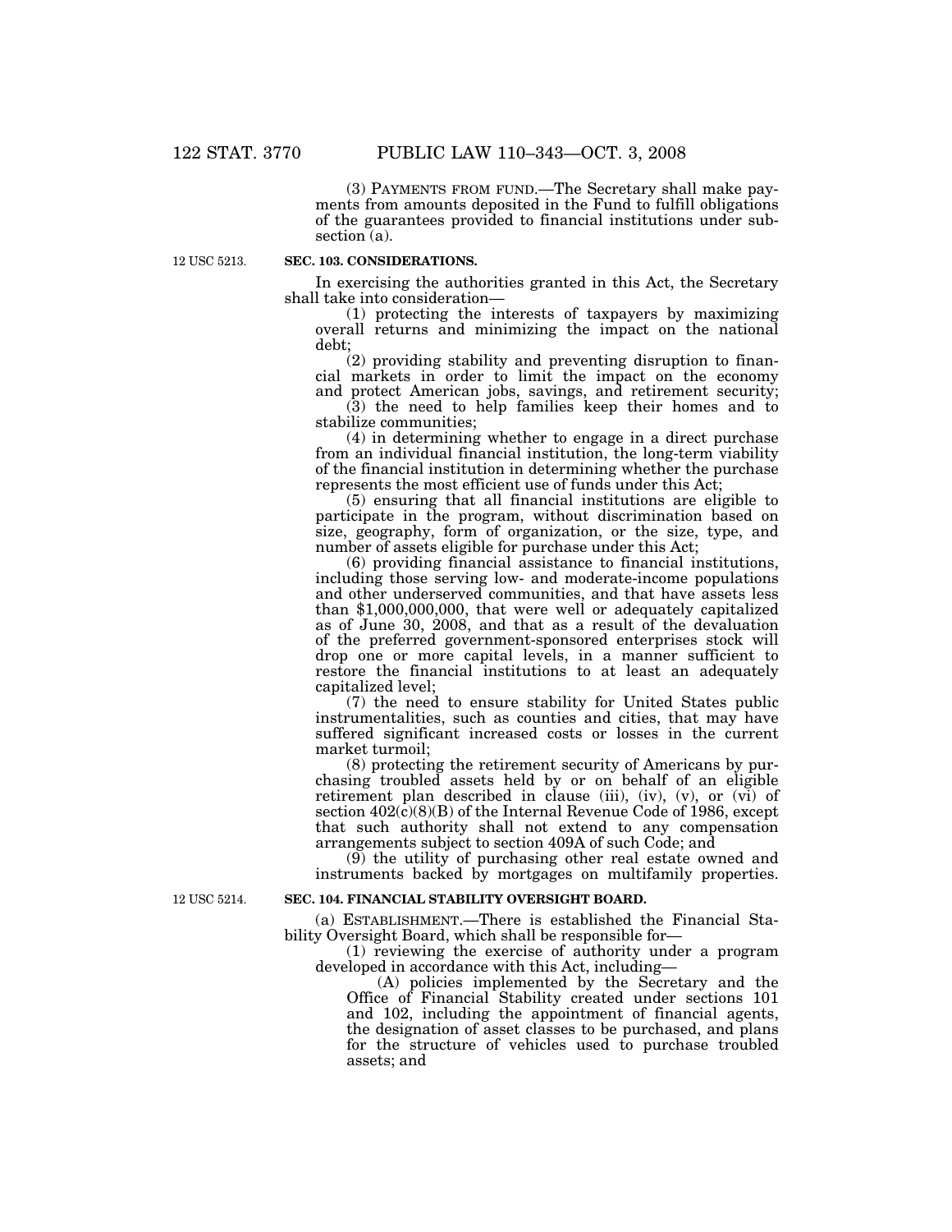(3) PAYMENTS FROM FUND.—The Secretary shall make payments from amounts deposited in the Fund to fulfill obligations of the guarantees provided to financial institutions under subsection (a).

12 USC 5213.

**SEC. 103. CONSIDERATIONS.**

In exercising the authorities granted in this Act, the Secretary shall take into consideration—

(1) protecting the interests of taxpayers by maximizing overall returns and minimizing the impact on the national debt;

(2) providing stability and preventing disruption to financial markets in order to limit the impact on the economy and protect American jobs, savings, and retirement security;

(3) the need to help families keep their homes and to stabilize communities;

(4) in determining whether to engage in a direct purchase from an individual financial institution, the long-term viability of the financial institution in determining whether the purchase represents the most efficient use of funds under this Act;

(5) ensuring that all financial institutions are eligible to participate in the program, without discrimination based on size, geography, form of organization, or the size, type, and number of assets eligible for purchase under this Act;

(6) providing financial assistance to financial institutions, including those serving low- and moderate-income populations and other underserved communities, and that have assets less than $1,000,000,000, that were well or adequately capitalized as of June 30, 2008, and that as a result of the devaluation of the preferred government-sponsored enterprises stock will drop one or more capital levels, in a manner sufficient to restore the financial institutions to at least an adequately capitalized level;

(7) the need to ensure stability for United States public instrumentalities, such as counties and cities, that may have suffered significant increased costs or losses in the current market turmoil;

(8) protecting the retirement security of Americans by purchasing troubled assets held by or on behalf of an eligible retirement plan described in clause (iii), (iv), (v), or (vi) of section 402(c)(8)(B) of the Internal Revenue Code of 1986, except that such authority shall not extend to any compensation arrangements subject to section 409A of such Code; and

(9) the utility of purchasing other real estate owned and instruments backed by mortgages on multifamily properties.

12 USC 5214.

**SEC. 104. FINANCIAL STABILITY OVERSIGHT BOARD.**

(a) ESTABLISHMENT.—There is established the Financial Stability Oversight Board, which shall be responsible for—

(1) reviewing the exercise of authority under a program developed in accordance with this Act, including—

(A) policies implemented by the Secretary and the Office of Financial Stability created under sections 101 and 102, including the appointment of financial agents, the designation of asset classes to be purchased, and plans for the structure of vehicles used to purchase troubled assets; and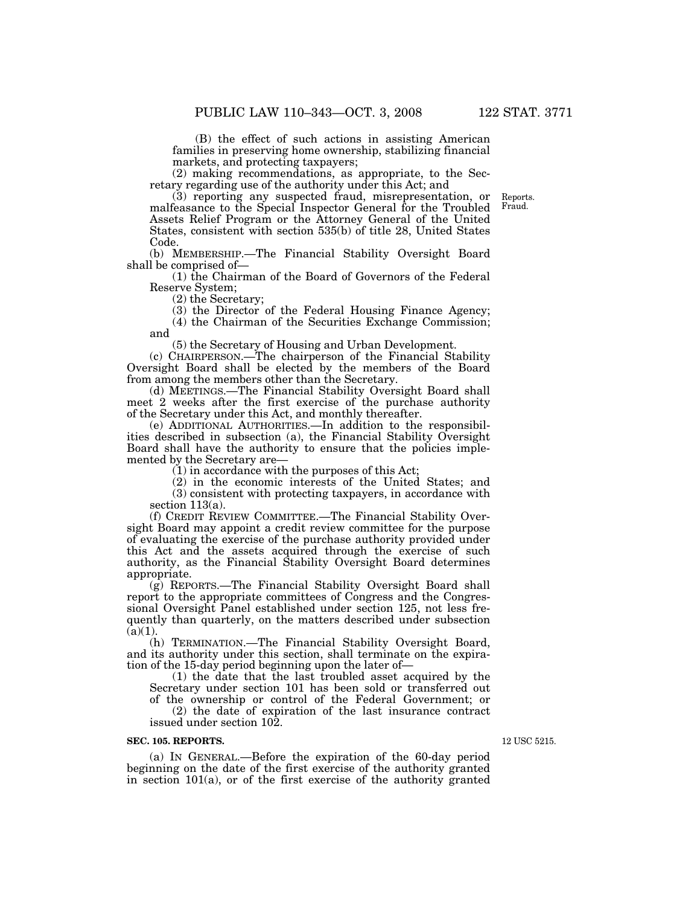(B) the effect of such actions in assisting American families in preserving home ownership, stabilizing financial markets, and protecting taxpayers;

(2) making recommendations, as appropriate, to the Secretary regarding use of the authority under this Act; and

(3) reporting any suspected fraud, misrepresentation, or malfeasance to the Special Inspector General for the Troubled Assets Relief Program or the Attorney General of the United States, consistent with section 535(b) of title 28, United States Code.

Reports.
Fraud.

(b) MEMBERSHIP.—The Financial Stability Oversight Board shall be comprised of—

(1) the Chairman of the Board of Governors of the Federal Reserve System;

(2) the Secretary;

(3) the Director of the Federal Housing Finance Agency;

(4) the Chairman of the Securities Exchange Commission; and

(5) the Secretary of Housing and Urban Development.

(c) CHAIRPERSON.—The chairperson of the Financial Stability Oversight Board shall be elected by the members of the Board from among the members other than the Secretary.

(d) MEETINGS.—The Financial Stability Oversight Board shall meet 2 weeks after the first exercise of the purchase authority of the Secretary under this Act, and monthly thereafter.

(e) ADDITIONAL AUTHORITIES.—In addition to the responsibilities described in subsection (a), the Financial Stability Oversight Board shall have the authority to ensure that the policies implemented by the Secretary are—

(1) in accordance with the purposes of this Act;

(2) in the economic interests of the United States; and

(3) consistent with protecting taxpayers, in accordance with section 113(a).

(f) CREDIT REVIEW COMMITTEE.—The Financial Stability Oversight Board may appoint a credit review committee for the purpose of evaluating the exercise of the purchase authority provided under this Act and the assets acquired through the exercise of such authority, as the Financial Stability Oversight Board determines appropriate.

(g) REPORTS.—The Financial Stability Oversight Board shall report to the appropriate committees of Congress and the Congressional Oversight Panel established under section 125, not less frequently than quarterly, on the matters described under subsection (a)(1).

(h) TERMINATION.—The Financial Stability Oversight Board, and its authority under this section, shall terminate on the expiration of the 15-day period beginning upon the later of—

(1) the date that the last troubled asset acquired by the Secretary under section 101 has been sold or transferred out of the ownership or control of the Federal Government; or

(2) the date of expiration of the last insurance contract issued under section 102.

**SEC. 105. REPORTS.**

12 USC 5215.

(a) IN GENERAL.—Before the expiration of the 60-day period beginning on the date of the first exercise of the authority granted in section 101(a), or of the first exercise of the authority granted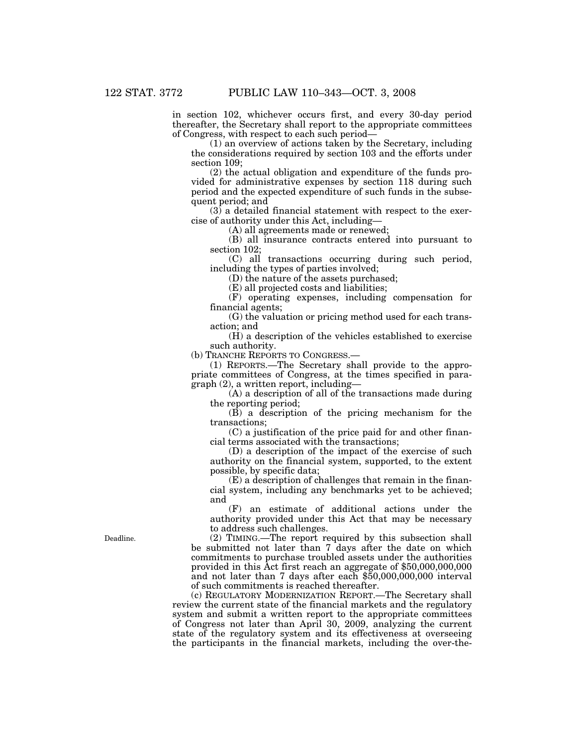in section 102, whichever occurs first, and every 30-day period thereafter, the Secretary shall report to the appropriate committees of Congress, with respect to each such period—

(1) an overview of actions taken by the Secretary, including the considerations required by section 103 and the efforts under section 109;

(2) the actual obligation and expenditure of the funds provided for administrative expenses by section 118 during such period and the expected expenditure of such funds in the subsequent period; and

(3) a detailed financial statement with respect to the exercise of authority under this Act, including—

(A) all agreements made or renewed;

(B) all insurance contracts entered into pursuant to section 102;

(C) all transactions occurring during such period, including the types of parties involved;

(D) the nature of the assets purchased;

(E) all projected costs and liabilities;

(F) operating expenses, including compensation for financial agents;

(G) the valuation or pricing method used for each transaction; and

(H) a description of the vehicles established to exercise such authority.

(b) TRANCHE REPORTS TO CONGRESS.—

(1) REPORTS.—The Secretary shall provide to the appropriate committees of Congress, at the times specified in paragraph (2), a written report, including—

(A) a description of all of the transactions made during the reporting period;

(B) a description of the pricing mechanism for the transactions;

(C) a justification of the price paid for and other financial terms associated with the transactions;

(D) a description of the impact of the exercise of such authority on the financial system, supported, to the extent possible, by specific data;

(E) a description of challenges that remain in the financial system, including any benchmarks yet to be achieved; and

(F) an estimate of additional actions under the authority provided under this Act that may be necessary to address such challenges.

Deadline.

(2) TIMING.—The report required by this subsection shall be submitted not later than 7 days after the date on which commitments to purchase troubled assets under the authorities provided in this Act first reach an aggregate of $50,000,000,000 and not later than 7 days after each $50,000,000,000 interval of such commitments is reached thereafter.

(c) REGULATORY MODERNIZATION REPORT.—The Secretary shall review the current state of the financial markets and the regulatory system and submit a written report to the appropriate committees of Congress not later than April 30, 2009, analyzing the current state of the regulatory system and its effectiveness at overseeing the participants in the financial markets, including the over-the-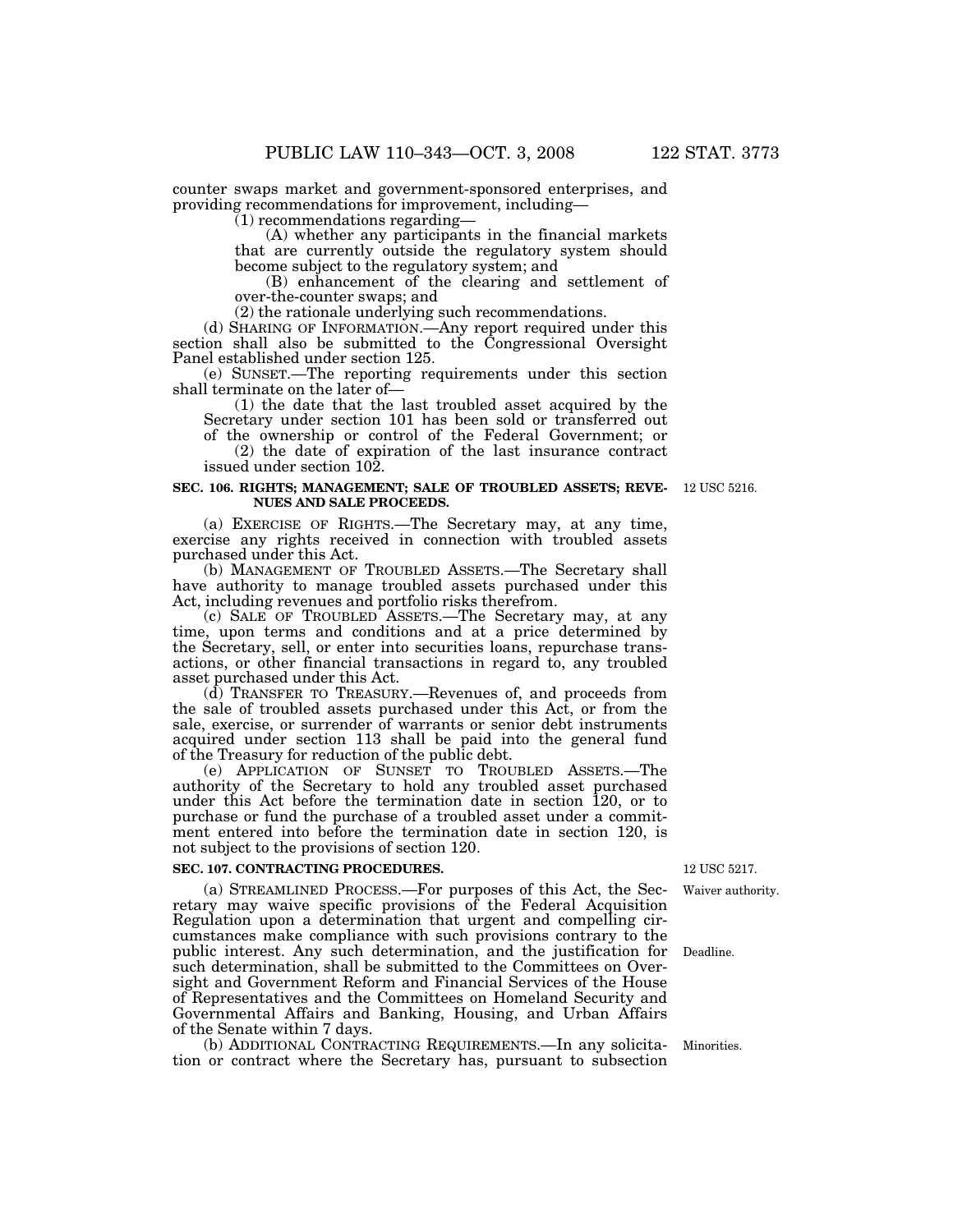counter swaps market and government-sponsored enterprises, and providing recommendations for improvement, including—

(1) recommendations regarding—

(A) whether any participants in the financial markets that are currently outside the regulatory system should become subject to the regulatory system; and

(B) enhancement of the clearing and settlement of over-the-counter swaps; and

(2) the rationale underlying such recommendations.

(d) SHARING OF INFORMATION.—Any report required under this section shall also be submitted to the Congressional Oversight Panel established under section 125.

(e) SUNSET.—The reporting requirements under this section shall terminate on the later of—

(1) the date that the last troubled asset acquired by the Secretary under section 101 has been sold or transferred out of the ownership or control of the Federal Government; or

(2) the date of expiration of the last insurance contract issued under section 102.

**SEC. 106. RIGHTS; MANAGEMENT; SALE OF TROUBLED ASSETS; REVENUES AND SALE PROCEEDS.**

12 USC 5216.

(a) EXERCISE OF RIGHTS.—The Secretary may, at any time, exercise any rights received in connection with troubled assets purchased under this Act.

(b) MANAGEMENT OF TROUBLED ASSETS.—The Secretary shall have authority to manage troubled assets purchased under this Act, including revenues and portfolio risks therefrom.

(c) SALE OF TROUBLED ASSETS.—The Secretary may, at any time, upon terms and conditions and at a price determined by the Secretary, sell, or enter into securities loans, repurchase transactions, or other financial transactions in regard to, any troubled asset purchased under this Act.

(d) TRANSFER TO TREASURY.—Revenues of, and proceeds from the sale of troubled assets purchased under this Act, or from the sale, exercise, or surrender of warrants or senior debt instruments acquired under section 113 shall be paid into the general fund of the Treasury for reduction of the public debt.

(e) APPLICATION OF SUNSET TO TROUBLED ASSETS.—The authority of the Secretary to hold any troubled asset purchased under this Act before the termination date in section 120, or to purchase or fund the purchase of a troubled asset under a commitment entered into before the termination date in section 120, is not subject to the provisions of section 120.

**SEC. 107. CONTRACTING PROCEDURES.**

12 USC 5217.

Waiver authority.

(a) STREAMLINED PROCESS.—For purposes of this Act, the Secretary may waive specific provisions of the Federal Acquisition Regulation upon a determination that urgent and compelling circumstances make compliance with such provisions contrary to the public interest. Any such determination, and the justification for such determination, shall be submitted to the Committees on Oversight and Government Reform and Financial Services of the House of Representatives and the Committees on Homeland Security and Governmental Affairs and Banking, Housing, and Urban Affairs of the Senate within 7 days.

Deadline.

Minorities.

(b) ADDITIONAL CONTRACTING REQUIREMENTS.—In any solicitation or contract where the Secretary has, pursuant to subsection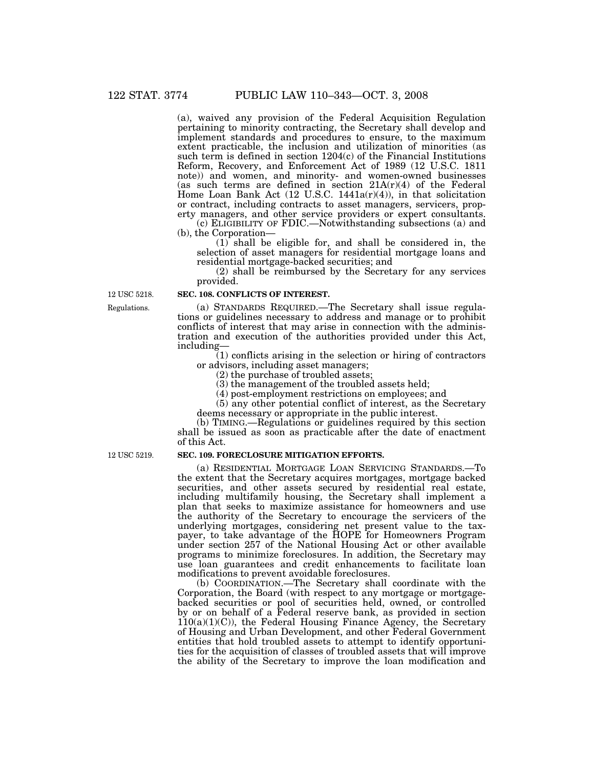(a), waived any provision of the Federal Acquisition Regulation pertaining to minority contracting, the Secretary shall develop and implement standards and procedures to ensure, to the maximum extent practicable, the inclusion and utilization of minorities (as such term is defined in section 1204(c) of the Financial Institutions Reform, Recovery, and Enforcement Act of 1989 (12 U.S.C. 1811 note)) and women, and minority- and women-owned businesses (as such terms are defined in section 21A(r)(4) of the Federal Home Loan Bank Act (12 U.S.C. 1441a(r)(4)), in that solicitation or contract, including contracts to asset managers, servicers, property managers, and other service providers or expert consultants.

(c) ELIGIBILITY OF FDIC.—Notwithstanding subsections (a) and (b), the Corporation—

(1) shall be eligible for, and shall be considered in, the selection of asset managers for residential mortgage loans and residential mortgage-backed securities; and

(2) shall be reimbursed by the Secretary for any services provided.

12 USC 5218.

**SEC. 108. CONFLICTS OF INTEREST.**

Regulations.

(a) STANDARDS REQUIRED.—The Secretary shall issue regulations or guidelines necessary to address and manage or to prohibit conflicts of interest that may arise in connection with the administration and execution of the authorities provided under this Act, including—

(1) conflicts arising in the selection or hiring of contractors or advisors, including asset managers;

(2) the purchase of troubled assets;

(3) the management of the troubled assets held;

(4) post-employment restrictions on employees; and

(5) any other potential conflict of interest, as the Secretary deems necessary or appropriate in the public interest.

(b) TIMING.—Regulations or guidelines required by this section shall be issued as soon as practicable after the date of enactment of this Act.

12 USC 5219.

**SEC. 109. FORECLOSURE MITIGATION EFFORTS.**

(a) RESIDENTIAL MORTGAGE LOAN SERVICING STANDARDS.—To the extent that the Secretary acquires mortgages, mortgage backed securities, and other assets secured by residential real estate, including multifamily housing, the Secretary shall implement a plan that seeks to maximize assistance for homeowners and use the authority of the Secretary to encourage the servicers of the underlying mortgages, considering net present value to the taxpayer, to take advantage of the HOPE for Homeowners Program under section 257 of the National Housing Act or other available programs to minimize foreclosures. In addition, the Secretary may use loan guarantees and credit enhancements to facilitate loan modifications to prevent avoidable foreclosures.

(b) COORDINATION.—The Secretary shall coordinate with the Corporation, the Board (with respect to any mortgage or mortgage-backed securities or pool of securities held, owned, or controlled by or on behalf of a Federal reserve bank, as provided in section 110(a)(1)(C)), the Federal Housing Finance Agency, the Secretary of Housing and Urban Development, and other Federal Government entities that hold troubled assets to attempt to identify opportunities for the acquisition of classes of troubled assets that will improve the ability of the Secretary to improve the loan modification and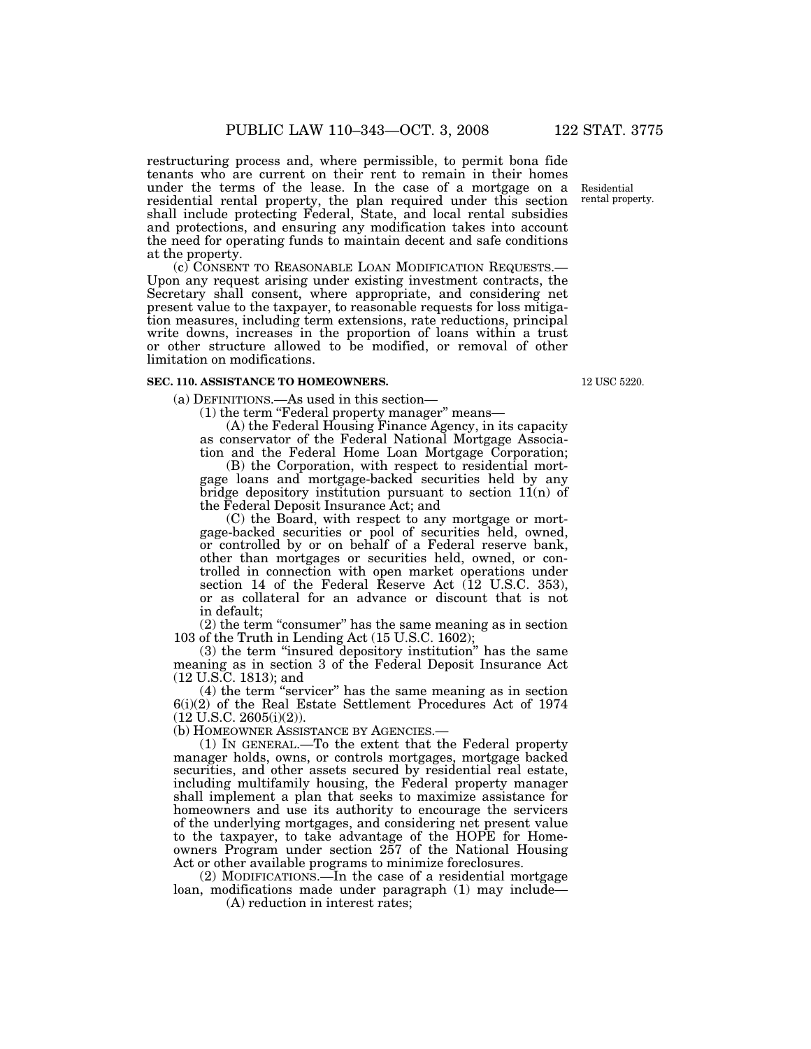restructuring process and, where permissible, to permit bona fide tenants who are current on their rent to remain in their homes under the terms of the lease. In the case of a mortgage on a residential rental property, the plan required under this section shall include protecting Federal, State, and local rental subsidies and protections, and ensuring any modification takes into account the need for operating funds to maintain decent and safe conditions at the property.

Residential rental property.

(c) CONSENT TO REASONABLE LOAN MODIFICATION REQUESTS.—Upon any request arising under existing investment contracts, the Secretary shall consent, where appropriate, and considering net present value to the taxpayer, to reasonable requests for loss mitigation measures, including term extensions, rate reductions, principal write downs, increases in the proportion of loans within a trust or other structure allowed to be modified, or removal of other limitation on modifications.

**SEC. 110. ASSISTANCE TO HOMEOWNERS.**

12 USC 5220.

(a) DEFINITIONS.—As used in this section—

(1) the term "Federal property manager" means—

(A) the Federal Housing Finance Agency, in its capacity as conservator of the Federal National Mortgage Association and the Federal Home Loan Mortgage Corporation;

(B) the Corporation, with respect to residential mortgage loans and mortgage-backed securities held by any bridge depository institution pursuant to section 11(n) of the Federal Deposit Insurance Act; and

(C) the Board, with respect to any mortgage or mortgage-backed securities or pool of securities held, owned, or controlled by or on behalf of a Federal reserve bank, other than mortgages or securities held, owned, or controlled in connection with open market operations under section 14 of the Federal Reserve Act (12 U.S.C. 353), or as collateral for an advance or discount that is not in default;

(2) the term "consumer" has the same meaning as in section 103 of the Truth in Lending Act (15 U.S.C. 1602);

(3) the term "insured depository institution" has the same meaning as in section 3 of the Federal Deposit Insurance Act (12 U.S.C. 1813); and

(4) the term "servicer" has the same meaning as in section 6(i)(2) of the Real Estate Settlement Procedures Act of 1974 (12 U.S.C. 2605(i)(2)).

(b) HOMEOWNER ASSISTANCE BY AGENCIES.—

(1) IN GENERAL.—To the extent that the Federal property manager holds, owns, or controls mortgages, mortgage backed securities, and other assets secured by residential real estate, including multifamily housing, the Federal property manager shall implement a plan that seeks to maximize assistance for homeowners and use its authority to encourage the servicers of the underlying mortgages, and considering net present value to the taxpayer, to take advantage of the HOPE for Homeowners Program under section 257 of the National Housing Act or other available programs to minimize foreclosures.

(2) MODIFICATIONS.—In the case of a residential mortgage loan, modifications made under paragraph (1) may include—

(A) reduction in interest rates;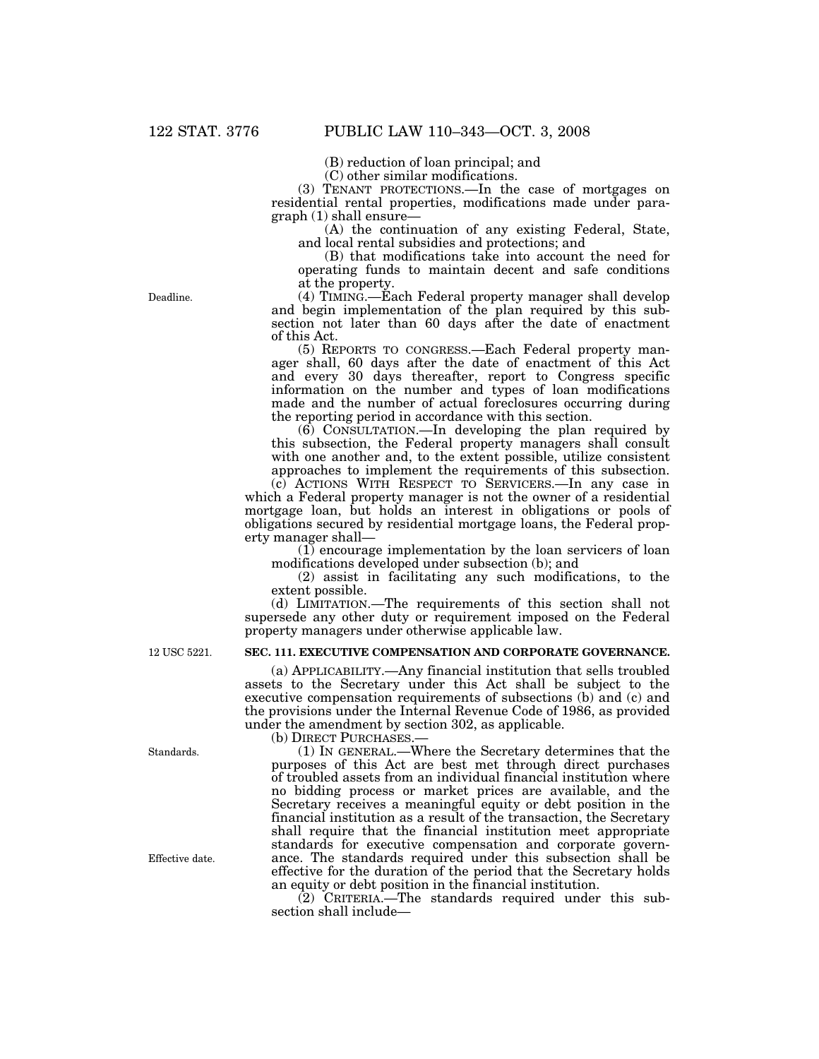(B) reduction of loan principal; and

(C) other similar modifications.

(3) TENANT PROTECTIONS.—In the case of mortgages on residential rental properties, modifications made under paragraph (1) shall ensure—

(A) the continuation of any existing Federal, State, and local rental subsidies and protections; and

(B) that modifications take into account the need for operating funds to maintain decent and safe conditions at the property.

Deadline.

(4) TIMING.—Each Federal property manager shall develop and begin implementation of the plan required by this subsection not later than 60 days after the date of enactment of this Act.

(5) REPORTS TO CONGRESS.—Each Federal property manager shall, 60 days after the date of enactment of this Act and every 30 days thereafter, report to Congress specific information on the number and types of loan modifications made and the number of actual foreclosures occurring during the reporting period in accordance with this section.

(6) CONSULTATION.—In developing the plan required by this subsection, the Federal property managers shall consult with one another and, to the extent possible, utilize consistent approaches to implement the requirements of this subsection.

(c) ACTIONS WITH RESPECT TO SERVICERS.—In any case in which a Federal property manager is not the owner of a residential mortgage loan, but holds an interest in obligations or pools of obligations secured by residential mortgage loans, the Federal property manager shall—

(1) encourage implementation by the loan servicers of loan modifications developed under subsection (b); and

(2) assist in facilitating any such modifications, to the extent possible.

(d) LIMITATION.—The requirements of this section shall not supersede any other duty or requirement imposed on the Federal property managers under otherwise applicable law.

12 USC 5221.

**SEC. 111. EXECUTIVE COMPENSATION AND CORPORATE GOVERNANCE.**

(a) APPLICABILITY.—Any financial institution that sells troubled assets to the Secretary under this Act shall be subject to the executive compensation requirements of subsections (b) and (c) and the provisions under the Internal Revenue Code of 1986, as provided under the amendment by section 302, as applicable.

(b) DIRECT PURCHASES.—

Standards.

(1) IN GENERAL.—Where the Secretary determines that the purposes of this Act are best met through direct purchases of troubled assets from an individual financial institution where no bidding process or market prices are available, and the Secretary receives a meaningful equity or debt position in the financial institution as a result of the transaction, the Secretary shall require that the financial institution meet appropriate standards for executive compensation and corporate governance. The standards required under this subsection shall be effective for the duration of the period that the Secretary holds an equity or debt position in the financial institution.

Effective date.

(2) CRITERIA.—The standards required under this subsection shall include—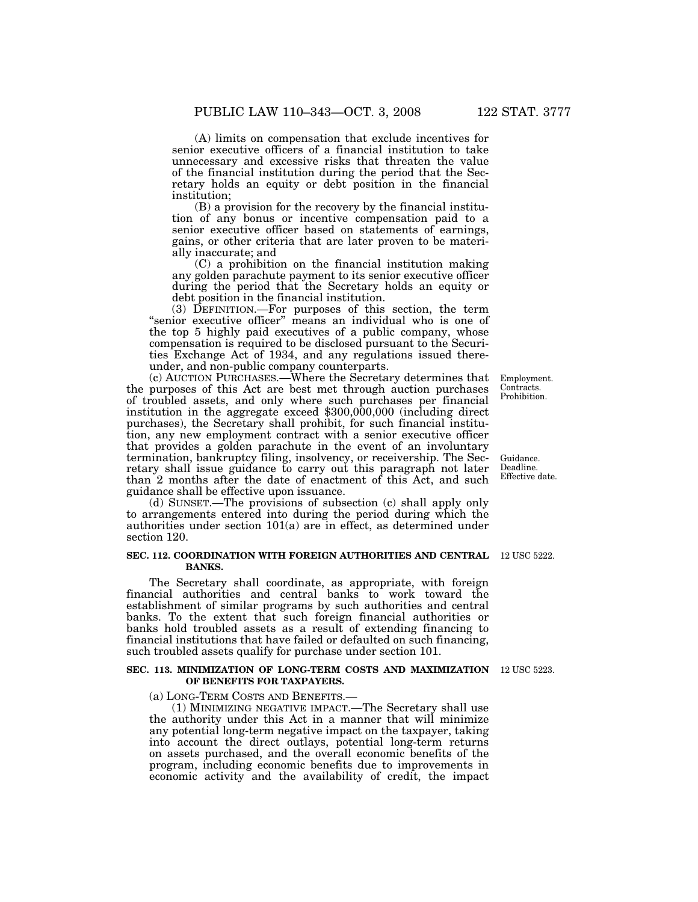(A) limits on compensation that exclude incentives for senior executive officers of a financial institution to take unnecessary and excessive risks that threaten the value of the financial institution during the period that the Secretary holds an equity or debt position in the financial institution;

(B) a provision for the recovery by the financial institution of any bonus or incentive compensation paid to a senior executive officer based on statements of earnings, gains, or other criteria that are later proven to be materially inaccurate; and

(C) a prohibition on the financial institution making any golden parachute payment to its senior executive officer during the period that the Secretary holds an equity or debt position in the financial institution.

(3) DEFINITION.—For purposes of this section, the term "senior executive officer" means an individual who is one of the top 5 highly paid executives of a public company, whose compensation is required to be disclosed pursuant to the Securities Exchange Act of 1934, and any regulations issued thereunder, and non-public company counterparts.

Employment. Contracts. Prohibition.

(c) AUCTION PURCHASES.—Where the Secretary determines that the purposes of this Act are best met through auction purchases of troubled assets, and only where such purchases per financial institution in the aggregate exceed $300,000,000 (including direct purchases), the Secretary shall prohibit, for such financial institution, any new employment contract with a senior executive officer that provides a golden parachute in the event of an involuntary termination, bankruptcy filing, insolvency, or receivership. The Secretary shall issue guidance to carry out this paragraph not later than 2 months after the date of enactment of this Act, and such guidance shall be effective upon issuance.

Guidance. Deadline. Effective date.

(d) SUNSET.—The provisions of subsection (c) shall apply only to arrangements entered into during the period during which the authorities under section 101(a) are in effect, as determined under section 120.

### SEC. 112. COORDINATION WITH FOREIGN AUTHORITIES AND CENTRAL BANKS.

12 USC 5222.

The Secretary shall coordinate, as appropriate, with foreign financial authorities and central banks to work toward the establishment of similar programs by such authorities and central banks. To the extent that such foreign financial authorities or banks hold troubled assets as a result of extending financing to financial institutions that have failed or defaulted on such financing, such troubled assets qualify for purchase under section 101.

### SEC. 113. MINIMIZATION OF LONG-TERM COSTS AND MAXIMIZATION OF BENEFITS FOR TAXPAYERS.

12 USC 5223.

(a) LONG-TERM COSTS AND BENEFITS.—

(1) MINIMIZING NEGATIVE IMPACT.—The Secretary shall use the authority under this Act in a manner that will minimize any potential long-term negative impact on the taxpayer, taking into account the direct outlays, potential long-term returns on assets purchased, and the overall economic benefits of the program, including economic benefits due to improvements in economic activity and the availability of credit, the impact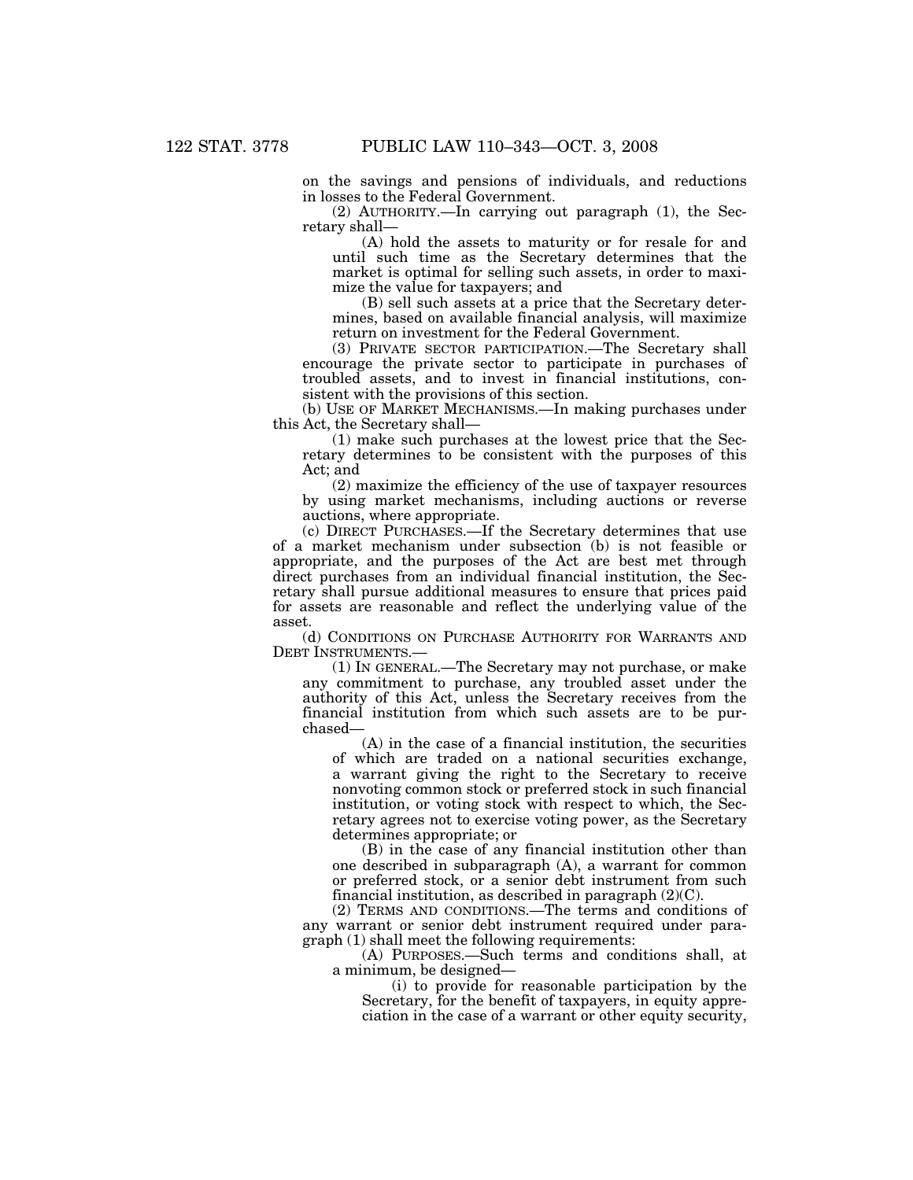on the savings and pensions of individuals, and reductions in losses to the Federal Government.

(2) AUTHORITY.—In carrying out paragraph (1), the Secretary shall—

(A) hold the assets to maturity or for resale for and until such time as the Secretary determines that the market is optimal for selling such assets, in order to maximize the value for taxpayers; and

(B) sell such assets at a price that the Secretary determines, based on available financial analysis, will maximize return on investment for the Federal Government.

(3) PRIVATE SECTOR PARTICIPATION.—The Secretary shall encourage the private sector to participate in purchases of troubled assets, and to invest in financial institutions, consistent with the provisions of this section.

(b) USE OF MARKET MECHANISMS.—In making purchases under this Act, the Secretary shall—

(1) make such purchases at the lowest price that the Secretary determines to be consistent with the purposes of this Act; and

(2) maximize the efficiency of the use of taxpayer resources by using market mechanisms, including auctions or reverse auctions, where appropriate.

(c) DIRECT PURCHASES.—If the Secretary determines that use of a market mechanism under subsection (b) is not feasible or appropriate, and the purposes of the Act are best met through direct purchases from an individual financial institution, the Secretary shall pursue additional measures to ensure that prices paid for assets are reasonable and reflect the underlying value of the asset.

(d) CONDITIONS ON PURCHASE AUTHORITY FOR WARRANTS AND DEBT INSTRUMENTS.—

(1) IN GENERAL.—The Secretary may not purchase, or make any commitment to purchase, any troubled asset under the authority of this Act, unless the Secretary receives from the financial institution from which such assets are to be purchased—

(A) in the case of a financial institution, the securities of which are traded on a national securities exchange, a warrant giving the right to the Secretary to receive nonvoting common stock or preferred stock in such financial institution, or voting stock with respect to which, the Secretary agrees not to exercise voting power, as the Secretary determines appropriate; or

(B) in the case of any financial institution other than one described in subparagraph (A), a warrant for common or preferred stock, or a senior debt instrument from such financial institution, as described in paragraph (2)(C).

(2) TERMS AND CONDITIONS.—The terms and conditions of any warrant or senior debt instrument required under paragraph (1) shall meet the following requirements:

(A) PURPOSES.—Such terms and conditions shall, at a minimum, be designed—

(i) to provide for reasonable participation by the Secretary, for the benefit of taxpayers, in equity appreciation in the case of a warrant or other equity security,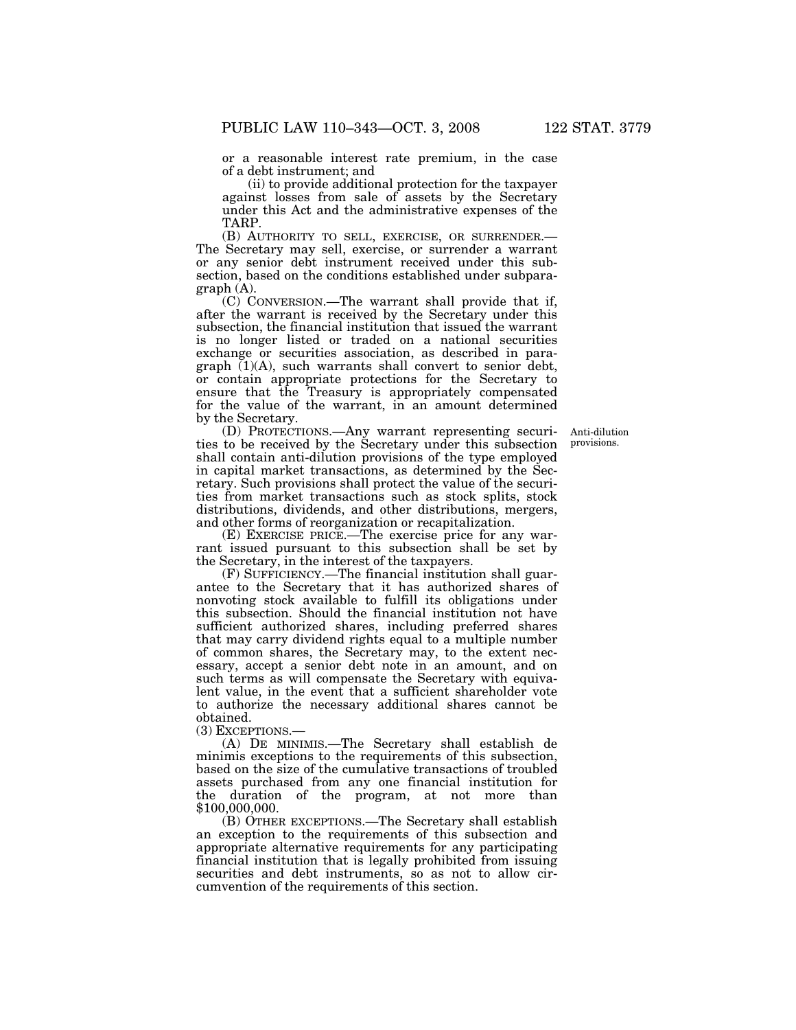or a reasonable interest rate premium, in the case of a debt instrument; and

(ii) to provide additional protection for the taxpayer against losses from sale of assets by the Secretary under this Act and the administrative expenses of the TARP.

(B) AUTHORITY TO SELL, EXERCISE, OR SURRENDER.—The Secretary may sell, exercise, or surrender a warrant or any senior debt instrument received under this subsection, based on the conditions established under subparagraph (A).

(C) CONVERSION.—The warrant shall provide that if, after the warrant is received by the Secretary under this subsection, the financial institution that issued the warrant is no longer listed or traded on a national securities exchange or securities association, as described in paragraph (1)(A), such warrants shall convert to senior debt, or contain appropriate protections for the Secretary to ensure that the Treasury is appropriately compensated for the value of the warrant, in an amount determined by the Secretary.

Anti-dilution provisions.

(D) PROTECTIONS.—Any warrant representing securities to be received by the Secretary under this subsection shall contain anti-dilution provisions of the type employed in capital market transactions, as determined by the Secretary. Such provisions shall protect the value of the securities from market transactions such as stock splits, stock distributions, dividends, and other distributions, mergers, and other forms of reorganization or recapitalization.

(E) EXERCISE PRICE.—The exercise price for any warrant issued pursuant to this subsection shall be set by the Secretary, in the interest of the taxpayers.

(F) SUFFICIENCY.—The financial institution shall guarantee to the Secretary that it has authorized shares of nonvoting stock available to fulfill its obligations under this subsection. Should the financial institution not have sufficient authorized shares, including preferred shares that may carry dividend rights equal to a multiple number of common shares, the Secretary may, to the extent necessary, accept a senior debt note in an amount, and on such terms as will compensate the Secretary with equivalent value, in the event that a sufficient shareholder vote to authorize the necessary additional shares cannot be obtained.

(3) EXCEPTIONS.—

(A) DE MINIMIS.—The Secretary shall establish de minimis exceptions to the requirements of this subsection, based on the size of the cumulative transactions of troubled assets purchased from any one financial institution for the duration of the program, at not more than $100,000,000.

(B) OTHER EXCEPTIONS.—The Secretary shall establish an exception to the requirements of this subsection and appropriate alternative requirements for any participating financial institution that is legally prohibited from issuing securities and debt instruments, so as not to allow circumvention of the requirements of this section.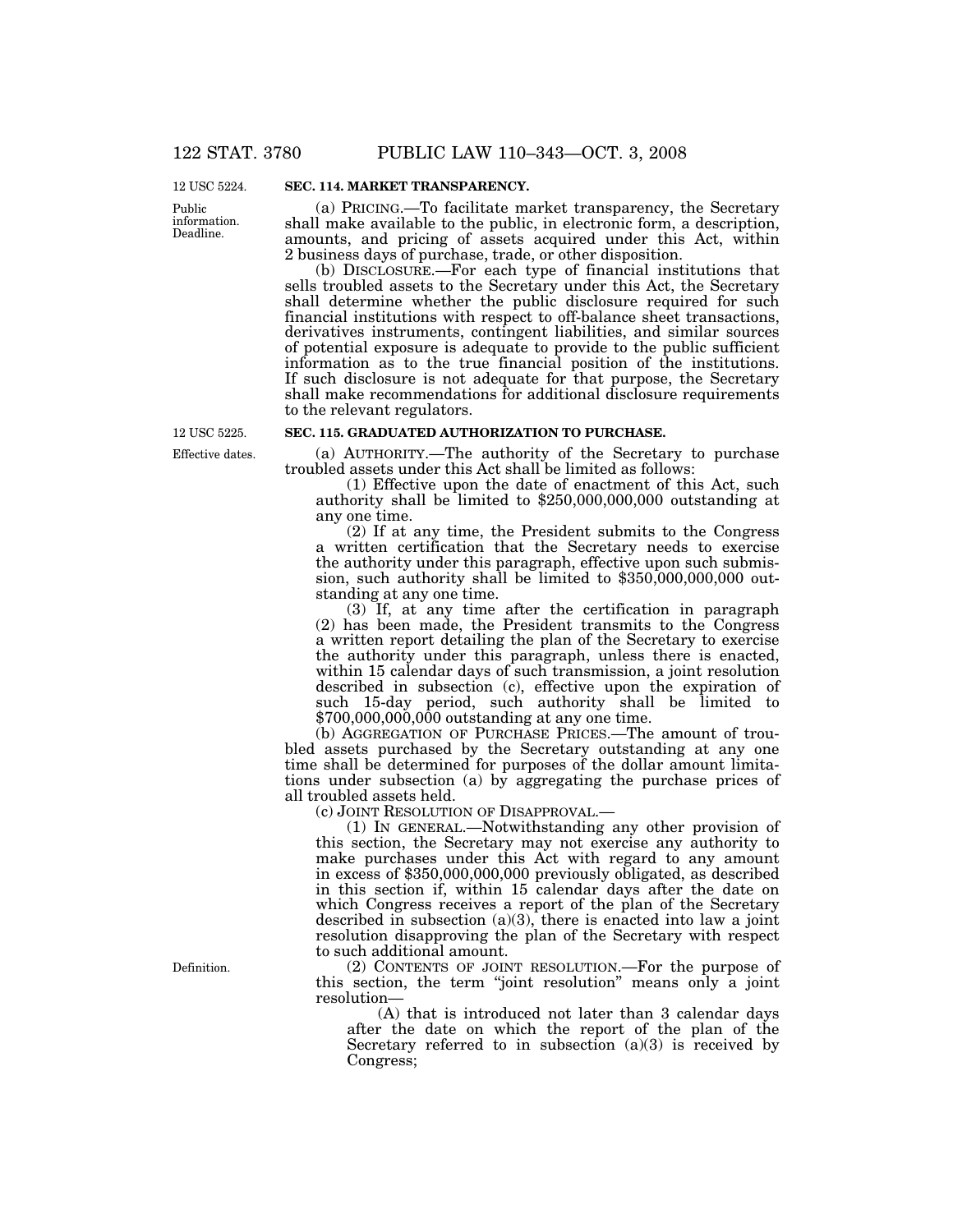12 USC 5224.

Public information. Deadline.

**SEC. 114. MARKET TRANSPARENCY.**

(a) PRICING.—To facilitate market transparency, the Secretary shall make available to the public, in electronic form, a description, amounts, and pricing of assets acquired under this Act, within 2 business days of purchase, trade, or other disposition.

(b) DISCLOSURE.—For each type of financial institutions that sells troubled assets to the Secretary under this Act, the Secretary shall determine whether the public disclosure required for such financial institutions with respect to off-balance sheet transactions, derivatives instruments, contingent liabilities, and similar sources of potential exposure is adequate to provide to the public sufficient information as to the true financial position of the institutions. If such disclosure is not adequate for that purpose, the Secretary shall make recommendations for additional disclosure requirements to the relevant regulators.

12 USC 5225.

Effective dates.

**SEC. 115. GRADUATED AUTHORIZATION TO PURCHASE.**

(a) AUTHORITY.—The authority of the Secretary to purchase troubled assets under this Act shall be limited as follows:

(1) Effective upon the date of enactment of this Act, such authority shall be limited to $250,000,000,000 outstanding at any one time.

(2) If at any time, the President submits to the Congress a written certification that the Secretary needs to exercise the authority under this paragraph, effective upon such submission, such authority shall be limited to $350,000,000,000 outstanding at any one time.

(3) If, at any time after the certification in paragraph (2) has been made, the President transmits to the Congress a written report detailing the plan of the Secretary to exercise the authority under this paragraph, unless there is enacted, within 15 calendar days of such transmission, a joint resolution described in subsection (c), effective upon the expiration of such 15-day period, such authority shall be limited to $700,000,000,000 outstanding at any one time.

(b) AGGREGATION OF PURCHASE PRICES.—The amount of troubled assets purchased by the Secretary outstanding at any one time shall be determined for purposes of the dollar amount limitations under subsection (a) by aggregating the purchase prices of all troubled assets held.

(c) JOINT RESOLUTION OF DISAPPROVAL.—

(1) IN GENERAL.—Notwithstanding any other provision of this section, the Secretary may not exercise any authority to make purchases under this Act with regard to any amount in excess of $350,000,000,000 previously obligated, as described in this section if, within 15 calendar days after the date on which Congress receives a report of the plan of the Secretary described in subsection (a)(3), there is enacted into law a joint resolution disapproving the plan of the Secretary with respect to such additional amount.

Definition.

(2) CONTENTS OF JOINT RESOLUTION.—For the purpose of this section, the term "joint resolution" means only a joint resolution—

(A) that is introduced not later than 3 calendar days after the date on which the report of the plan of the Secretary referred to in subsection (a)(3) is received by Congress;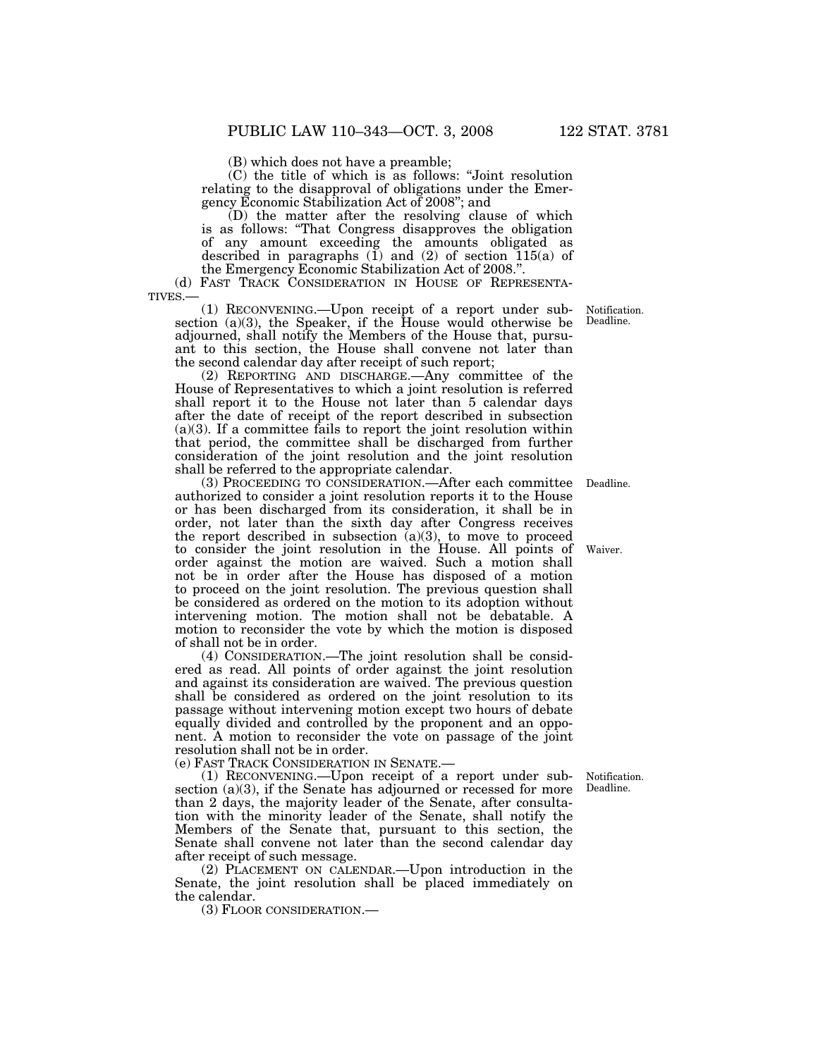(B) which does not have a preamble;

(C) the title of which is as follows: "Joint resolution relating to the disapproval of obligations under the Emergency Economic Stabilization Act of 2008"; and

(D) the matter after the resolving clause of which is as follows: "That Congress disapproves the obligation of any amount exceeding the amounts obligated as described in paragraphs (1) and (2) of section 115(a) of the Emergency Economic Stabilization Act of 2008.".

(d) FAST TRACK CONSIDERATION IN HOUSE OF REPRESENTATIVES.—

(1) RECONVENING.—Upon receipt of a report under subsection (a)(3), the Speaker, if the House would otherwise be adjourned, shall notify the Members of the House that, pursuant to this section, the House shall convene not later than the second calendar day after receipt of such report;

Notification. Deadline.

(2) REPORTING AND DISCHARGE.—Any committee of the House of Representatives to which a joint resolution is referred shall report it to the House not later than 5 calendar days after the date of receipt of the report described in subsection (a)(3). If a committee fails to report the joint resolution within that period, the committee shall be discharged from further consideration of the joint resolution and the joint resolution shall be referred to the appropriate calendar.

(3) PROCEEDING TO CONSIDERATION.—After each committee authorized to consider a joint resolution reports it to the House or has been discharged from its consideration, it shall be in order, not later than the sixth day after Congress receives the report described in subsection (a)(3), to move to proceed to consider the joint resolution in the House. All points of order against the motion are waived. Such a motion shall not be in order after the House has disposed of a motion to proceed on the joint resolution. The previous question shall be considered as ordered on the motion to its adoption without intervening motion. The motion shall not be debatable. A motion to reconsider the vote by which the motion is disposed of shall not be in order.

Deadline.

Waiver.

(4) CONSIDERATION.—The joint resolution shall be considered as read. All points of order against the joint resolution and against its consideration are waived. The previous question shall be considered as ordered on the joint resolution to its passage without intervening motion except two hours of debate equally divided and controlled by the proponent and an opponent. A motion to reconsider the vote on passage of the joint resolution shall not be in order.

(e) FAST TRACK CONSIDERATION IN SENATE.—

(1) RECONVENING.—Upon receipt of a report under subsection (a)(3), if the Senate has adjourned or recessed for more than 2 days, the majority leader of the Senate, after consultation with the minority leader of the Senate, shall notify the Members of the Senate that, pursuant to this section, the Senate shall convene not later than the second calendar day after receipt of such message.

Notification. Deadline.

(2) PLACEMENT ON CALENDAR.—Upon introduction in the Senate, the joint resolution shall be placed immediately on the calendar.

(3) FLOOR CONSIDERATION.—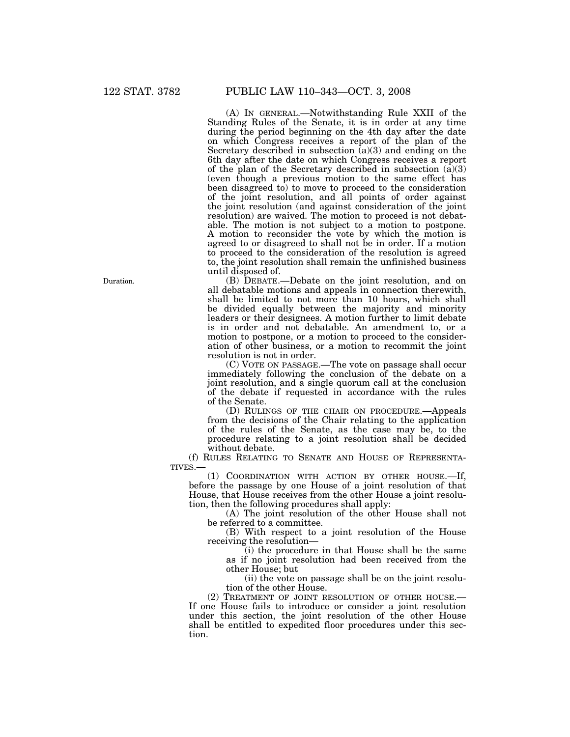(A) IN GENERAL.—Notwithstanding Rule XXII of the Standing Rules of the Senate, it is in order at any time during the period beginning on the 4th day after the date on which Congress receives a report of the plan of the Secretary described in subsection (a)(3) and ending on the 6th day after the date on which Congress receives a report of the plan of the Secretary described in subsection (a)(3) (even though a previous motion to the same effect has been disagreed to) to move to proceed to the consideration of the joint resolution, and all points of order against the joint resolution (and against consideration of the joint resolution) are waived. The motion to proceed is not debatable. The motion is not subject to a motion to postpone. A motion to reconsider the vote by which the motion is agreed to or disagreed to shall not be in order. If a motion to proceed to the consideration of the resolution is agreed to, the joint resolution shall remain the unfinished business until disposed of.

Duration.

(B) DEBATE.—Debate on the joint resolution, and on all debatable motions and appeals in connection therewith, shall be limited to not more than 10 hours, which shall be divided equally between the majority and minority leaders or their designees. A motion further to limit debate is in order and not debatable. An amendment to, or a motion to postpone, or a motion to proceed to the consideration of other business, or a motion to recommit the joint resolution is not in order.

(C) VOTE ON PASSAGE.—The vote on passage shall occur immediately following the conclusion of the debate on a joint resolution, and a single quorum call at the conclusion of the debate if requested in accordance with the rules of the Senate.

(D) RULINGS OF THE CHAIR ON PROCEDURE.—Appeals from the decisions of the Chair relating to the application of the rules of the Senate, as the case may be, to the procedure relating to a joint resolution shall be decided without debate.

(f) RULES RELATING TO SENATE AND HOUSE OF REPRESENTATIVES.—

(1) COORDINATION WITH ACTION BY OTHER HOUSE.—If, before the passage by one House of a joint resolution of that House, that House receives from the other House a joint resolution, then the following procedures shall apply:

(A) The joint resolution of the other House shall not be referred to a committee.

(B) With respect to a joint resolution of the House receiving the resolution—

(i) the procedure in that House shall be the same as if no joint resolution had been received from the other House; but

(ii) the vote on passage shall be on the joint resolution of the other House.

(2) TREATMENT OF JOINT RESOLUTION OF OTHER HOUSE.—If one House fails to introduce or consider a joint resolution under this section, the joint resolution of the other House shall be entitled to expedited floor procedures under this section.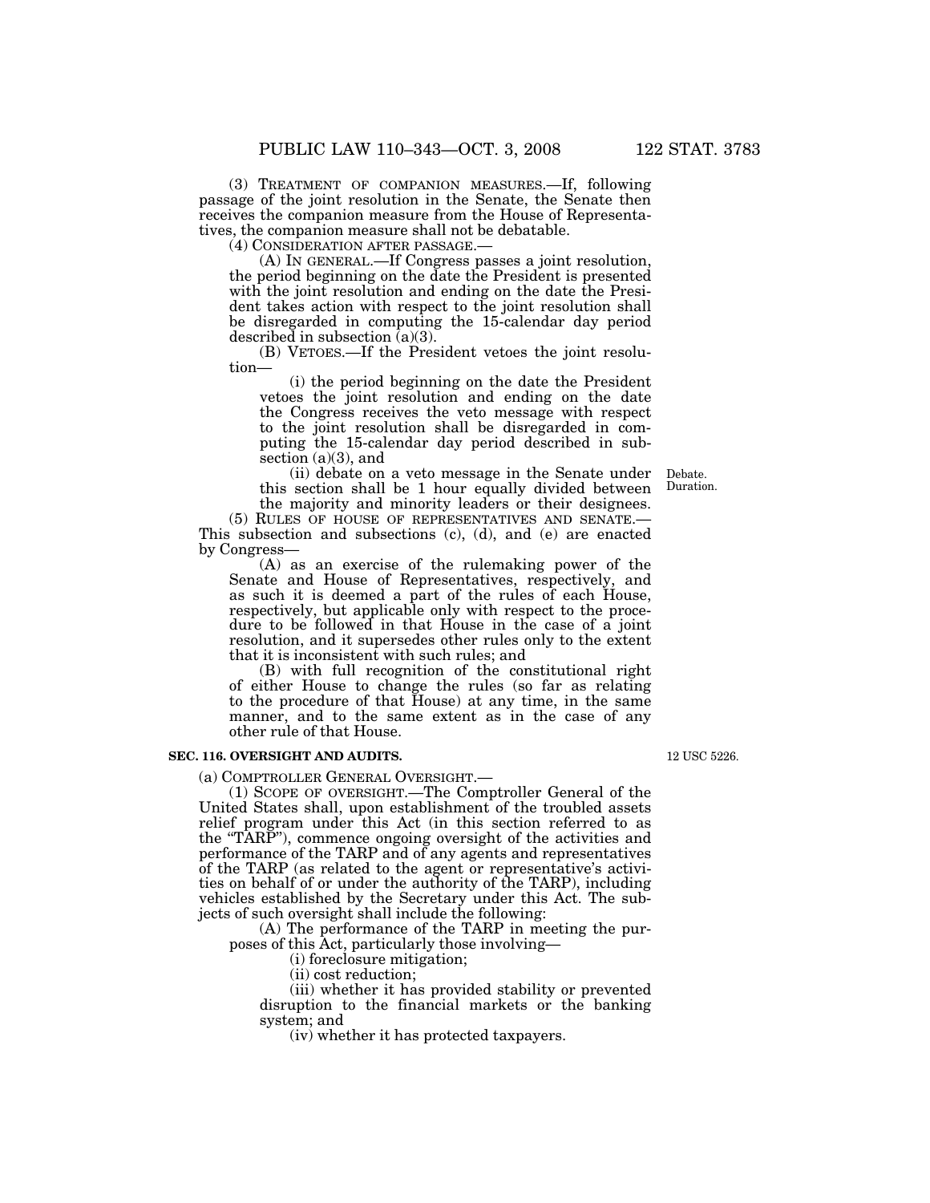(3) TREATMENT OF COMPANION MEASURES.—If, following passage of the joint resolution in the Senate, the Senate then receives the companion measure from the House of Representatives, the companion measure shall not be debatable.

(4) CONSIDERATION AFTER PASSAGE.—

(A) IN GENERAL.—If Congress passes a joint resolution, the period beginning on the date the President is presented with the joint resolution and ending on the date the President takes action with respect to the joint resolution shall be disregarded in computing the 15-calendar day period described in subsection (a)(3).

(B) VETOES.—If the President vetoes the joint resolution—

(i) the period beginning on the date the President vetoes the joint resolution and ending on the date the Congress receives the veto message with respect to the joint resolution shall be disregarded in computing the 15-calendar day period described in subsection (a)(3), and

(ii) debate on a veto message in the Senate under this section shall be 1 hour equally divided between the majority and minority leaders or their designees.

Debate. Duration.

(5) RULES OF HOUSE OF REPRESENTATIVES AND SENATE.—This subsection and subsections (c), (d), and (e) are enacted by Congress—

(A) as an exercise of the rulemaking power of the Senate and House of Representatives, respectively, and as such it is deemed a part of the rules of each House, respectively, but applicable only with respect to the procedure to be followed in that House in the case of a joint resolution, and it supersedes other rules only to the extent that it is inconsistent with such rules; and

(B) with full recognition of the constitutional right of either House to change the rules (so far as relating to the procedure of that House) at any time, in the same manner, and to the same extent as in the case of any other rule of that House.

### SEC. 116. OVERSIGHT AND AUDITS.

12 USC 5226.

(a) COMPTROLLER GENERAL OVERSIGHT.—

(1) SCOPE OF OVERSIGHT.—The Comptroller General of the United States shall, upon establishment of the troubled assets relief program under this Act (in this section referred to as the "TARP"), commence ongoing oversight of the activities and performance of the TARP and of any agents and representatives of the TARP (as related to the agent or representative's activities on behalf of or under the authority of the TARP), including vehicles established by the Secretary under this Act. The subjects of such oversight shall include the following:

(A) The performance of the TARP in meeting the purposes of this Act, particularly those involving—

(i) foreclosure mitigation;

(ii) cost reduction;

(iii) whether it has provided stability or prevented disruption to the financial markets or the banking system; and

(iv) whether it has protected taxpayers.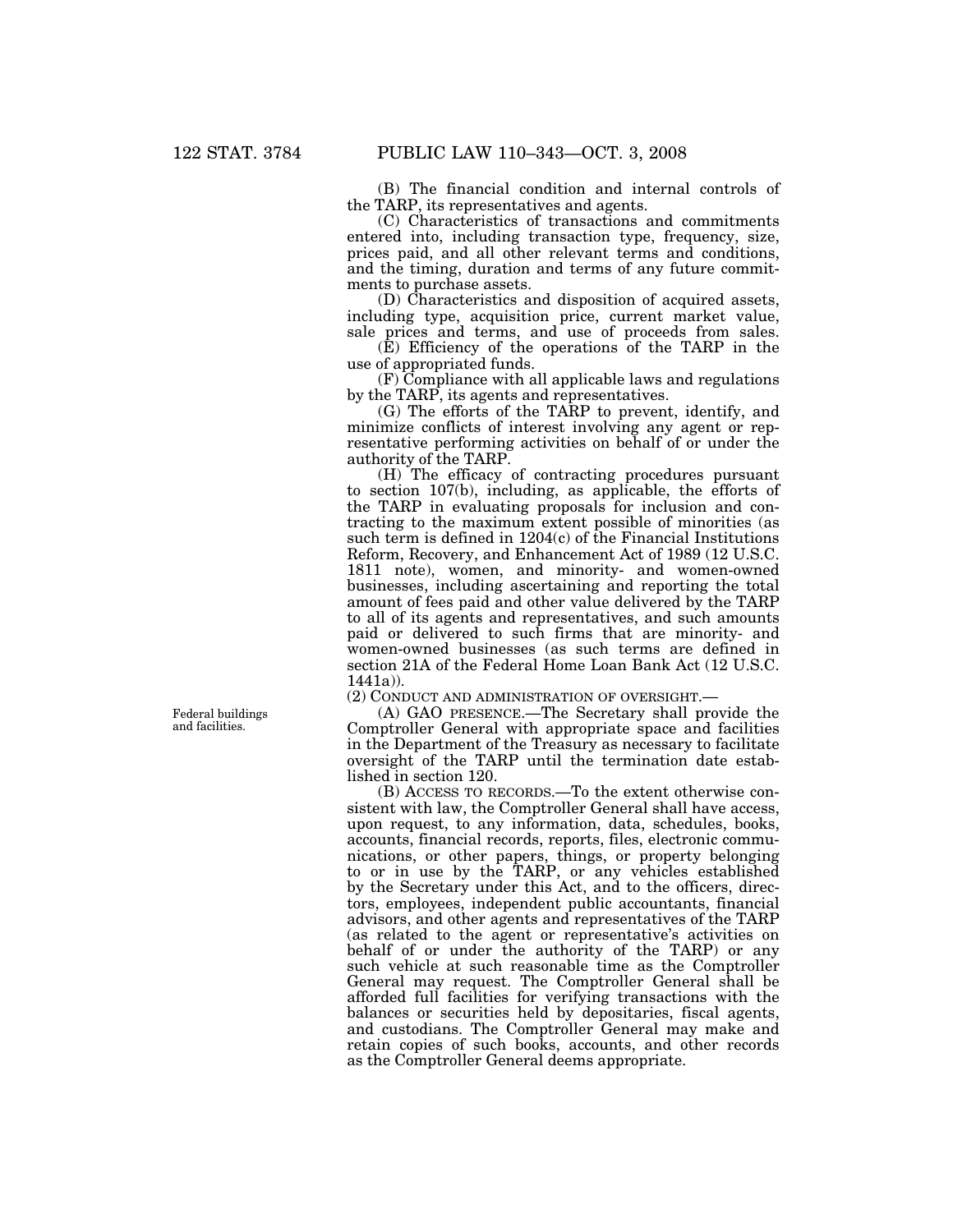(B) The financial condition and internal controls of the TARP, its representatives and agents.

(C) Characteristics of transactions and commitments entered into, including transaction type, frequency, size, prices paid, and all other relevant terms and conditions, and the timing, duration and terms of any future commitments to purchase assets.

(D) Characteristics and disposition of acquired assets, including type, acquisition price, current market value, sale prices and terms, and use of proceeds from sales.

(E) Efficiency of the operations of the TARP in the use of appropriated funds.

(F) Compliance with all applicable laws and regulations by the TARP, its agents and representatives.

(G) The efforts of the TARP to prevent, identify, and minimize conflicts of interest involving any agent or representative performing activities on behalf of or under the authority of the TARP.

(H) The efficacy of contracting procedures pursuant to section 107(b), including, as applicable, the efforts of the TARP in evaluating proposals for inclusion and contracting to the maximum extent possible of minorities (as such term is defined in 1204(c) of the Financial Institutions Reform, Recovery, and Enhancement Act of 1989 (12 U.S.C. 1811 note), women, and minority- and women-owned businesses, including ascertaining and reporting the total amount of fees paid and other value delivered by the TARP to all of its agents and representatives, and such amounts paid or delivered to such firms that are minority- and women-owned businesses (as such terms are defined in section 21A of the Federal Home Loan Bank Act (12 U.S.C. 1441a)).

(2) CONDUCT AND ADMINISTRATION OF OVERSIGHT.—

Federal buildings and facilities.

(A) GAO PRESENCE.—The Secretary shall provide the Comptroller General with appropriate space and facilities in the Department of the Treasury as necessary to facilitate oversight of the TARP until the termination date established in section 120.

(B) ACCESS TO RECORDS.—To the extent otherwise consistent with law, the Comptroller General shall have access, upon request, to any information, data, schedules, books, accounts, financial records, reports, files, electronic communications, or other papers, things, or property belonging to or in use by the TARP, or any vehicles established by the Secretary under this Act, and to the officers, directors, employees, independent public accountants, financial advisors, and other agents and representatives of the TARP (as related to the agent or representative's activities on behalf of or under the authority of the TARP) or any such vehicle at such reasonable time as the Comptroller General may request. The Comptroller General shall be afforded full facilities for verifying transactions with the balances or securities held by depositaries, fiscal agents, and custodians. The Comptroller General may make and retain copies of such books, accounts, and other records as the Comptroller General deems appropriate.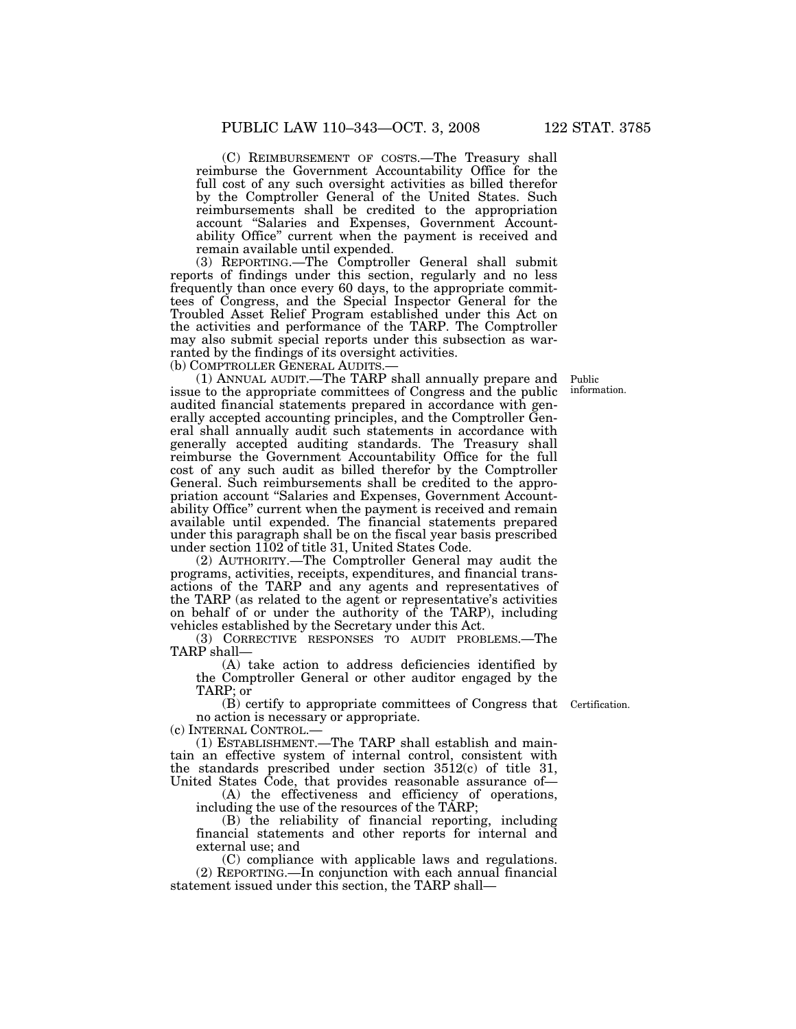(C) REIMBURSEMENT OF COSTS.—The Treasury shall reimburse the Government Accountability Office for the full cost of any such oversight activities as billed therefor by the Comptroller General of the United States. Such reimbursements shall be credited to the appropriation account "Salaries and Expenses, Government Accountability Office" current when the payment is received and remain available until expended.

(3) REPORTING.—The Comptroller General shall submit reports of findings under this section, regularly and no less frequently than once every 60 days, to the appropriate committees of Congress, and the Special Inspector General for the Troubled Asset Relief Program established under this Act on the activities and performance of the TARP. The Comptroller may also submit special reports under this subsection as warranted by the findings of its oversight activities.

(b) COMPTROLLER GENERAL AUDITS.—

(1) ANNUAL AUDIT.—The TARP shall annually prepare and issue to the appropriate committees of Congress and the public audited financial statements prepared in accordance with generally accepted accounting principles, and the Comptroller General shall annually audit such statements in accordance with generally accepted auditing standards. The Treasury shall reimburse the Government Accountability Office for the full cost of any such audit as billed therefor by the Comptroller General. Such reimbursements shall be credited to the appropriation account "Salaries and Expenses, Government Accountability Office" current when the payment is received and remain available until expended. The financial statements prepared under this paragraph shall be on the fiscal year basis prescribed under section 1102 of title 31, United States Code.

Public information.

(2) AUTHORITY.—The Comptroller General may audit the programs, activities, receipts, expenditures, and financial transactions of the TARP and any agents and representatives of the TARP (as related to the agent or representative's activities on behalf of or under the authority of the TARP), including vehicles established by the Secretary under this Act.

(3) CORRECTIVE RESPONSES TO AUDIT PROBLEMS.—The TARP shall—

(A) take action to address deficiencies identified by the Comptroller General or other auditor engaged by the TARP; or

(B) certify to appropriate committees of Congress that no action is necessary or appropriate.

Certification.

(c) INTERNAL CONTROL.—

(1) ESTABLISHMENT.—The TARP shall establish and maintain an effective system of internal control, consistent with the standards prescribed under section 3512(c) of title 31, United States Code, that provides reasonable assurance of—

(A) the effectiveness and efficiency of operations, including the use of the resources of the TARP;

(B) the reliability of financial reporting, including financial statements and other reports for internal and external use; and

(C) compliance with applicable laws and regulations.

(2) REPORTING.—In conjunction with each annual financial statement issued under this section, the TARP shall—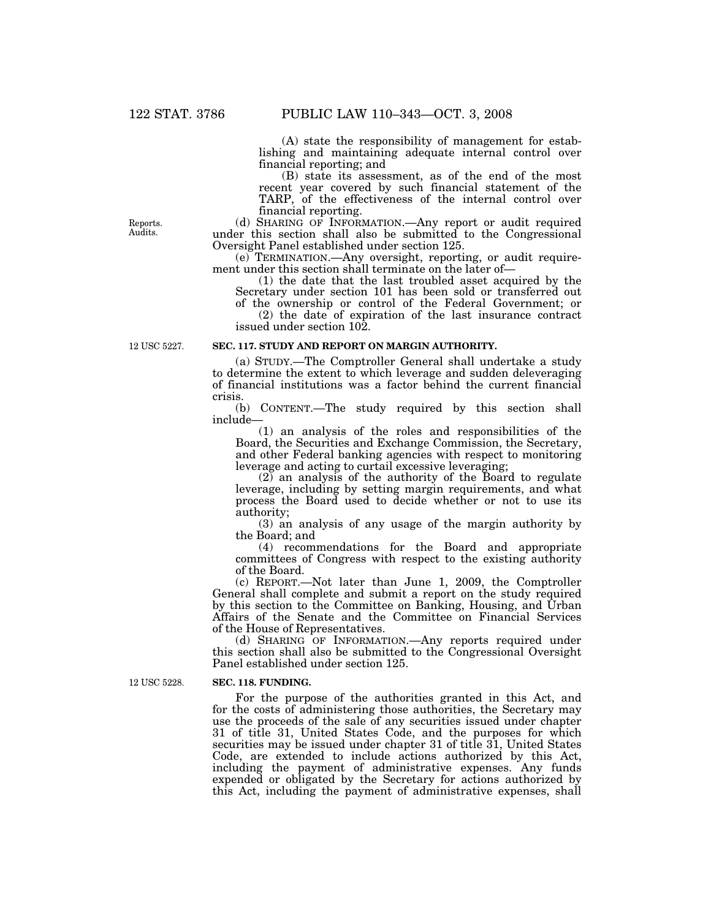(A) state the responsibility of management for establishing and maintaining adequate internal control over financial reporting; and

(B) state its assessment, as of the end of the most recent year covered by such financial statement of the TARP, of the effectiveness of the internal control over financial reporting.

Reports. Audits.

(d) SHARING OF INFORMATION.—Any report or audit required under this section shall also be submitted to the Congressional Oversight Panel established under section 125.

(e) TERMINATION.—Any oversight, reporting, or audit requirement under this section shall terminate on the later of—

(1) the date that the last troubled asset acquired by the Secretary under section 101 has been sold or transferred out of the ownership or control of the Federal Government; or

(2) the date of expiration of the last insurance contract issued under section 102.

12 USC 5227.

**SEC. 117. STUDY AND REPORT ON MARGIN AUTHORITY.**

(a) STUDY.—The Comptroller General shall undertake a study to determine the extent to which leverage and sudden deleveraging of financial institutions was a factor behind the current financial crisis.

(b) CONTENT.—The study required by this section shall include—

(1) an analysis of the roles and responsibilities of the Board, the Securities and Exchange Commission, the Secretary, and other Federal banking agencies with respect to monitoring leverage and acting to curtail excessive leveraging;

(2) an analysis of the authority of the Board to regulate leverage, including by setting margin requirements, and what process the Board used to decide whether or not to use its authority;

(3) an analysis of any usage of the margin authority by the Board; and

(4) recommendations for the Board and appropriate committees of Congress with respect to the existing authority of the Board.

(c) REPORT.—Not later than June 1, 2009, the Comptroller General shall complete and submit a report on the study required by this section to the Committee on Banking, Housing, and Urban Affairs of the Senate and the Committee on Financial Services of the House of Representatives.

(d) SHARING OF INFORMATION.—Any reports required under this section shall also be submitted to the Congressional Oversight Panel established under section 125.

12 USC 5228.

**SEC. 118. FUNDING.**

For the purpose of the authorities granted in this Act, and for the costs of administering those authorities, the Secretary may use the proceeds of the sale of any securities issued under chapter 31 of title 31, United States Code, and the purposes for which securities may be issued under chapter 31 of title 31, United States Code, are extended to include actions authorized by this Act, including the payment of administrative expenses. Any funds expended or obligated by the Secretary for actions authorized by this Act, including the payment of administrative expenses, shall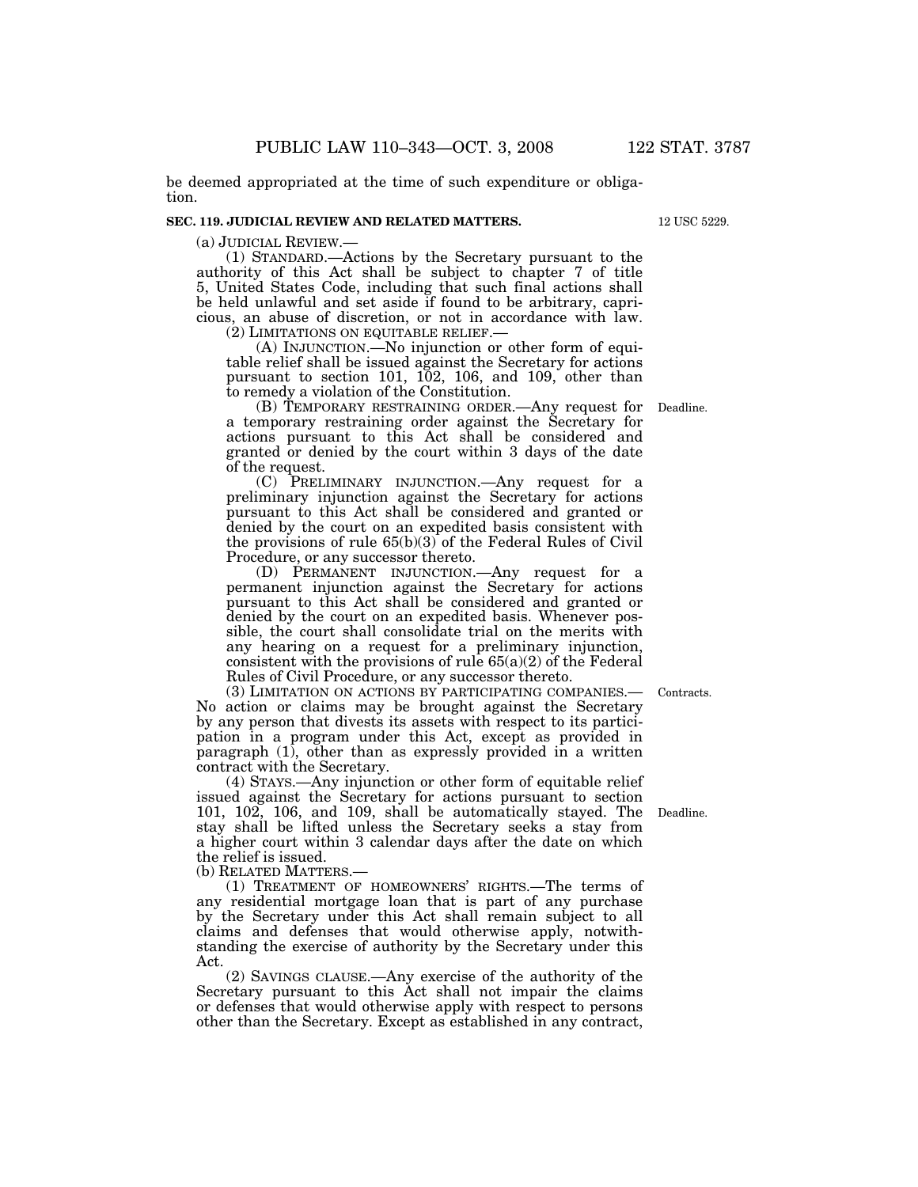be deemed appropriated at the time of such expenditure or obligation.

**SEC. 119. JUDICIAL REVIEW AND RELATED MATTERS.**

12 USC 5229.

(a) JUDICIAL REVIEW.—

(1) STANDARD.—Actions by the Secretary pursuant to the authority of this Act shall be subject to chapter 7 of title 5, United States Code, including that such final actions shall be held unlawful and set aside if found to be arbitrary, capricious, an abuse of discretion, or not in accordance with law.

(2) LIMITATIONS ON EQUITABLE RELIEF.—

(A) INJUNCTION.—No injunction or other form of equitable relief shall be issued against the Secretary for actions pursuant to section 101, 102, 106, and 109, other than to remedy a violation of the Constitution.

Deadline.

(B) TEMPORARY RESTRAINING ORDER.—Any request for a temporary restraining order against the Secretary for actions pursuant to this Act shall be considered and granted or denied by the court within 3 days of the date of the request.

(C) PRELIMINARY INJUNCTION.—Any request for a preliminary injunction against the Secretary for actions pursuant to this Act shall be considered and granted or denied by the court on an expedited basis consistent with the provisions of rule 65(b)(3) of the Federal Rules of Civil Procedure, or any successor thereto.

(D) PERMANENT INJUNCTION.—Any request for a permanent injunction against the Secretary for actions pursuant to this Act shall be considered and granted or denied by the court on an expedited basis. Whenever possible, the court shall consolidate trial on the merits with any hearing on a request for a preliminary injunction, consistent with the provisions of rule 65(a)(2) of the Federal Rules of Civil Procedure, or any successor thereto.

Contracts.

(3) LIMITATION ON ACTIONS BY PARTICIPATING COMPANIES.— No action or claims may be brought against the Secretary by any person that divests its assets with respect to its participation in a program under this Act, except as provided in paragraph (1), other than as expressly provided in a written contract with the Secretary.

Deadline.

(4) STAYS.—Any injunction or other form of equitable relief issued against the Secretary for actions pursuant to section 101, 102, 106, and 109, shall be automatically stayed. The stay shall be lifted unless the Secretary seeks a stay from a higher court within 3 calendar days after the date on which the relief is issued.

(b) RELATED MATTERS.—

(1) TREATMENT OF HOMEOWNERS' RIGHTS.—The terms of any residential mortgage loan that is part of any purchase by the Secretary under this Act shall remain subject to all claims and defenses that would otherwise apply, notwithstanding the exercise of authority by the Secretary under this Act.

(2) SAVINGS CLAUSE.—Any exercise of the authority of the Secretary pursuant to this Act shall not impair the claims or defenses that would otherwise apply with respect to persons other than the Secretary. Except as established in any contract,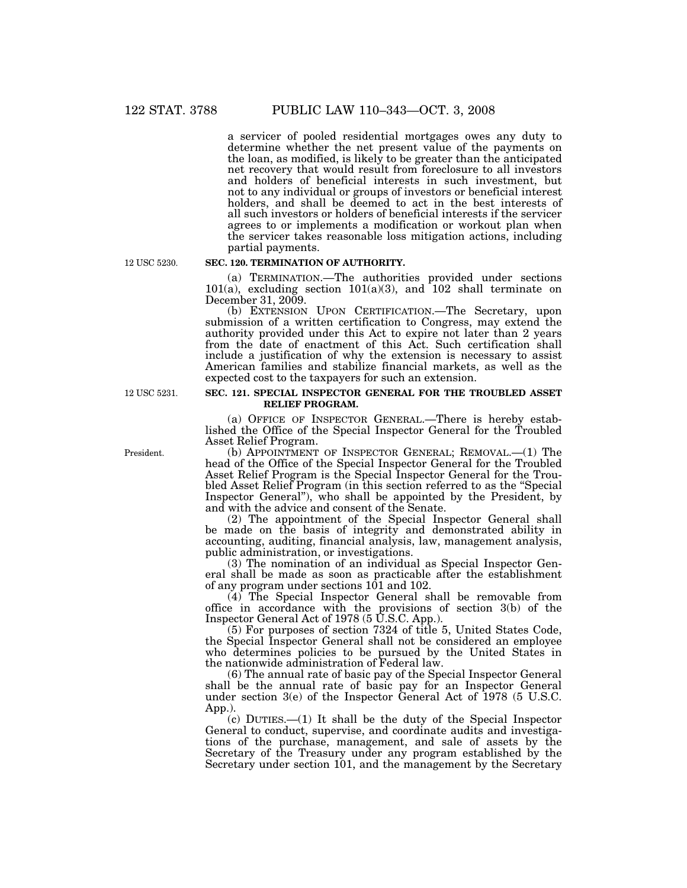a servicer of pooled residential mortgages owes any duty to determine whether the net present value of the payments on the loan, as modified, is likely to be greater than the anticipated net recovery that would result from foreclosure to all investors and holders of beneficial interests in such investment, but not to any individual or groups of investors or beneficial interest holders, and shall be deemed to act in the best interests of all such investors or holders of beneficial interests if the servicer agrees to or implements a modification or workout plan when the servicer takes reasonable loss mitigation actions, including partial payments.

12 USC 5230.

**SEC. 120. TERMINATION OF AUTHORITY.**

(a) TERMINATION.—The authorities provided under sections 101(a), excluding section 101(a)(3), and 102 shall terminate on December 31, 2009.

(b) EXTENSION UPON CERTIFICATION.—The Secretary, upon submission of a written certification to Congress, may extend the authority provided under this Act to expire not later than 2 years from the date of enactment of this Act. Such certification shall include a justification of why the extension is necessary to assist American families and stabilize financial markets, as well as the expected cost to the taxpayers for such an extension.

12 USC 5231.

**SEC. 121. SPECIAL INSPECTOR GENERAL FOR THE TROUBLED ASSET RELIEF PROGRAM.**

(a) OFFICE OF INSPECTOR GENERAL.—There is hereby established the Office of the Special Inspector General for the Troubled Asset Relief Program.

President.

(b) APPOINTMENT OF INSPECTOR GENERAL; REMOVAL.—(1) The head of the Office of the Special Inspector General for the Troubled Asset Relief Program is the Special Inspector General for the Troubled Asset Relief Program (in this section referred to as the "Special Inspector General"), who shall be appointed by the President, by and with the advice and consent of the Senate.

(2) The appointment of the Special Inspector General shall be made on the basis of integrity and demonstrated ability in accounting, auditing, financial analysis, law, management analysis, public administration, or investigations.

(3) The nomination of an individual as Special Inspector General shall be made as soon as practicable after the establishment of any program under sections 101 and 102.

(4) The Special Inspector General shall be removable from office in accordance with the provisions of section 3(b) of the Inspector General Act of 1978 (5 U.S.C. App.).

(5) For purposes of section 7324 of title 5, United States Code, the Special Inspector General shall not be considered an employee who determines policies to be pursued by the United States in the nationwide administration of Federal law.

(6) The annual rate of basic pay of the Special Inspector General shall be the annual rate of basic pay for an Inspector General under section 3(e) of the Inspector General Act of 1978 (5 U.S.C. App.).

(c) DUTIES.—(1) It shall be the duty of the Special Inspector General to conduct, supervise, and coordinate audits and investigations of the purchase, management, and sale of assets by the Secretary of the Treasury under any program established by the Secretary under section 101, and the management by the Secretary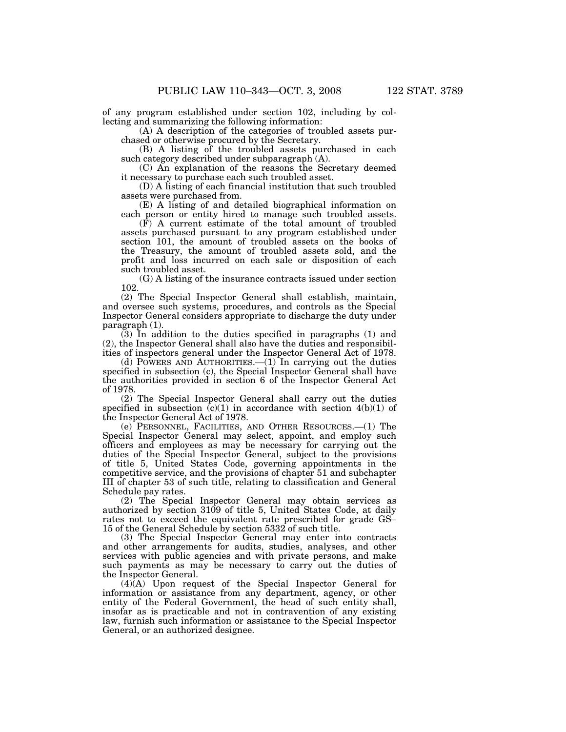of any program established under section 102, including by collecting and summarizing the following information:

(A) A description of the categories of troubled assets purchased or otherwise procured by the Secretary.

(B) A listing of the troubled assets purchased in each such category described under subparagraph (A).

(C) An explanation of the reasons the Secretary deemed it necessary to purchase each such troubled asset.

(D) A listing of each financial institution that such troubled assets were purchased from.

(E) A listing of and detailed biographical information on each person or entity hired to manage such troubled assets.

(F) A current estimate of the total amount of troubled assets purchased pursuant to any program established under section 101, the amount of troubled assets on the books of the Treasury, the amount of troubled assets sold, and the profit and loss incurred on each sale or disposition of each such troubled asset.

(G) A listing of the insurance contracts issued under section 102.

(2) The Special Inspector General shall establish, maintain, and oversee such systems, procedures, and controls as the Special Inspector General considers appropriate to discharge the duty under paragraph (1).

(3) In addition to the duties specified in paragraphs (1) and (2), the Inspector General shall also have the duties and responsibilities of inspectors general under the Inspector General Act of 1978.

(d) POWERS AND AUTHORITIES.—(1) In carrying out the duties specified in subsection (c), the Special Inspector General shall have the authorities provided in section 6 of the Inspector General Act of 1978.

(2) The Special Inspector General shall carry out the duties specified in subsection (c)(1) in accordance with section 4(b)(1) of the Inspector General Act of 1978.

(e) PERSONNEL, FACILITIES, AND OTHER RESOURCES.—(1) The Special Inspector General may select, appoint, and employ such officers and employees as may be necessary for carrying out the duties of the Special Inspector General, subject to the provisions of title 5, United States Code, governing appointments in the competitive service, and the provisions of chapter 51 and subchapter III of chapter 53 of such title, relating to classification and General Schedule pay rates.

(2) The Special Inspector General may obtain services as authorized by section 3109 of title 5, United States Code, at daily rates not to exceed the equivalent rate prescribed for grade GS–15 of the General Schedule by section 5332 of such title.

(3) The Special Inspector General may enter into contracts and other arrangements for audits, studies, analyses, and other services with public agencies and with private persons, and make such payments as may be necessary to carry out the duties of the Inspector General.

(4)(A) Upon request of the Special Inspector General for information or assistance from any department, agency, or other entity of the Federal Government, the head of such entity shall, insofar as is practicable and not in contravention of any existing law, furnish such information or assistance to the Special Inspector General, or an authorized designee.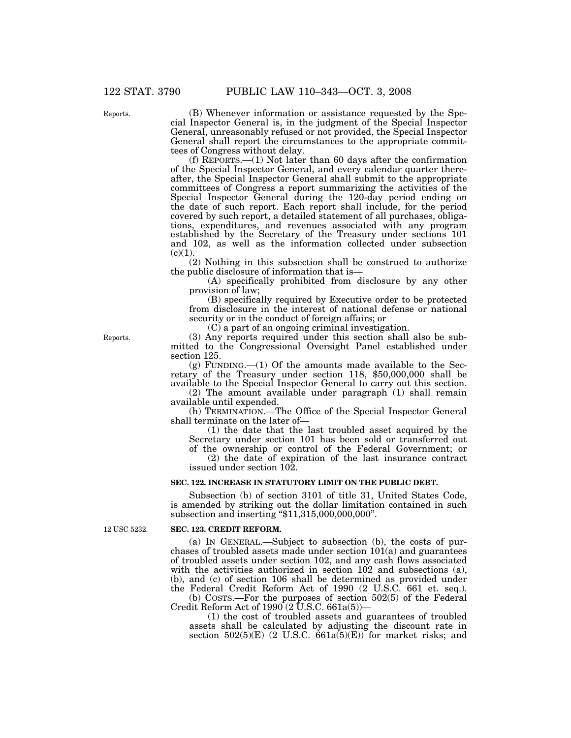(B) Whenever information or assistance requested by the Special Inspector General is, in the judgment of the Special Inspector General, unreasonably refused or not provided, the Special Inspector General shall report the circumstances to the appropriate committees of Congress without delay.

(f) REPORTS.—(1) Not later than 60 days after the confirmation of the Special Inspector General, and every calendar quarter thereafter, the Special Inspector General shall submit to the appropriate committees of Congress a report summarizing the activities of the Special Inspector General during the 120-day period ending on the date of such report. Each report shall include, for the period covered by such report, a detailed statement of all purchases, obligations, expenditures, and revenues associated with any program established by the Secretary of the Treasury under sections 101 and 102, as well as the information collected under subsection (c)(1).

(2) Nothing in this subsection shall be construed to authorize the public disclosure of information that is—

(A) specifically prohibited from disclosure by any other provision of law;

(B) specifically required by Executive order to be protected from disclosure in the interest of national defense or national security or in the conduct of foreign affairs; or

(C) a part of an ongoing criminal investigation.

(3) Any reports required under this section shall also be submitted to the Congressional Oversight Panel established under section 125.

(g) FUNDING.—(1) Of the amounts made available to the Secretary of the Treasury under section 118, $50,000,000 shall be available to the Special Inspector General to carry out this section.

(2) The amount available under paragraph (1) shall remain available until expended.

(h) TERMINATION.—The Office of the Special Inspector General shall terminate on the later of—

(1) the date that the last troubled asset acquired by the Secretary under section 101 has been sold or transferred out of the ownership or control of the Federal Government; or

(2) the date of expiration of the last insurance contract issued under section 102.

**SEC. 122. INCREASE IN STATUTORY LIMIT ON THE PUBLIC DEBT.**

Subsection (b) of section 3101 of title 31, United States Code, is amended by striking out the dollar limitation contained in such subsection and inserting "$11,315,000,000,000".

**SEC. 123. CREDIT REFORM.**

(a) IN GENERAL.—Subject to subsection (b), the costs of purchases of troubled assets made under section 101(a) and guarantees of troubled assets under section 102, and any cash flows associated with the activities authorized in section 102 and subsections (a), (b), and (c) of section 106 shall be determined as provided under the Federal Credit Reform Act of 1990 (2 U.S.C. 661 et. seq.).

(b) COSTS.—For the purposes of section 502(5) of the Federal Credit Reform Act of 1990 (2 U.S.C. 661a(5))—

(1) the cost of troubled assets and guarantees of troubled assets shall be calculated by adjusting the discount rate in section 502(5)(E) (2 U.S.C. 661a(5)(E)) for market risks; and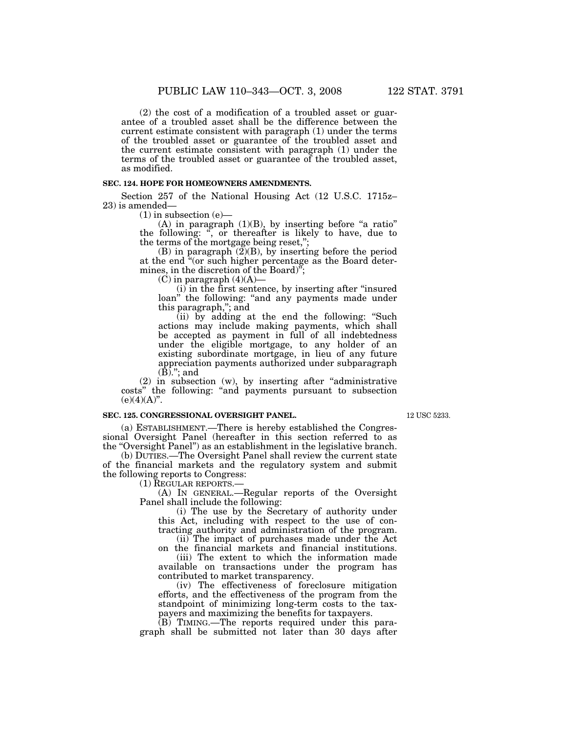(2) the cost of a modification of a troubled asset or guarantee of a troubled asset shall be the difference between the current estimate consistent with paragraph (1) under the terms of the troubled asset or guarantee of the troubled asset and the current estimate consistent with paragraph (1) under the terms of the troubled asset or guarantee of the troubled asset, as modified.

**SEC. 124. HOPE FOR HOMEOWNERS AMENDMENTS.**

Section 257 of the National Housing Act (12 U.S.C. 1715z–23) is amended—

(1) in subsection (e)—

(A) in paragraph (1)(B), by inserting before "a ratio" the following: ", or thereafter is likely to have, due to the terms of the mortgage being reset,";

(B) in paragraph (2)(B), by inserting before the period at the end "(or such higher percentage as the Board determines, in the discretion of the Board)";

(C) in paragraph (4)(A)—

(i) in the first sentence, by inserting after "insured loan" the following: "and any payments made under this paragraph,"; and

(ii) by adding at the end the following: "Such actions may include making payments, which shall be accepted as payment in full of all indebtedness under the eligible mortgage, to any holder of an existing subordinate mortgage, in lieu of any future appreciation payments authorized under subparagraph (B)."; and

(2) in subsection (w), by inserting after "administrative costs" the following: "and payments pursuant to subsection (e)(4)(A)".

**SEC. 125. CONGRESSIONAL OVERSIGHT PANEL.**

12 USC 5233.

(a) ESTABLISHMENT.—There is hereby established the Congressional Oversight Panel (hereafter in this section referred to as the "Oversight Panel") as an establishment in the legislative branch.

(b) DUTIES.—The Oversight Panel shall review the current state of the financial markets and the regulatory system and submit the following reports to Congress:

(1) REGULAR REPORTS.—

(A) IN GENERAL.—Regular reports of the Oversight Panel shall include the following:

(i) The use by the Secretary of authority under this Act, including with respect to the use of contracting authority and administration of the program.

(ii) The impact of purchases made under the Act on the financial markets and financial institutions.

(iii) The extent to which the information made available on transactions under the program has contributed to market transparency.

(iv) The effectiveness of foreclosure mitigation efforts, and the effectiveness of the program from the standpoint of minimizing long-term costs to the taxpayers and maximizing the benefits for taxpayers.

(B) TIMING.—The reports required under this paragraph shall be submitted not later than 30 days after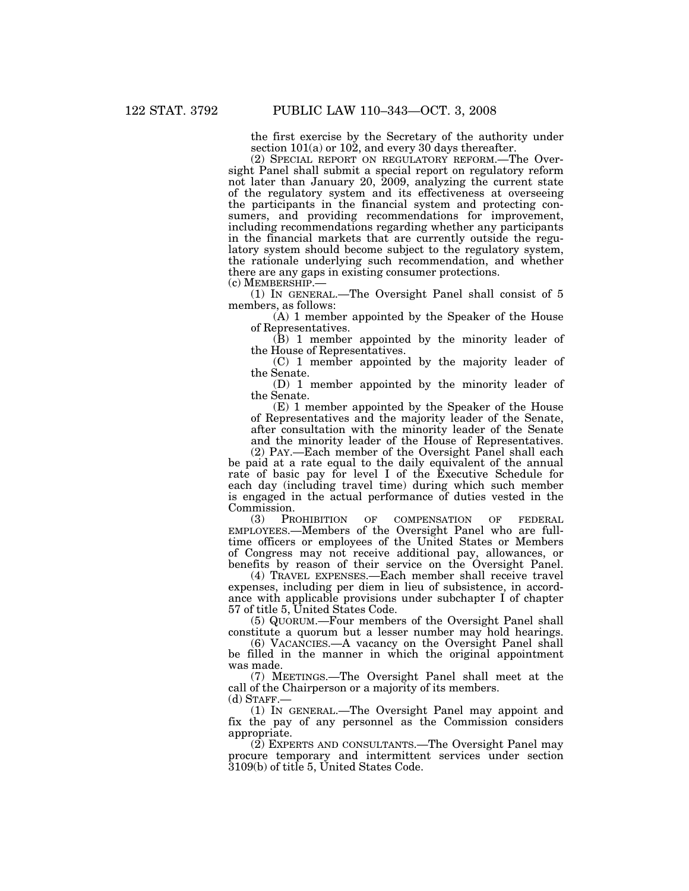the first exercise by the Secretary of the authority under section 101(a) or 102, and every 30 days thereafter.

(2) SPECIAL REPORT ON REGULATORY REFORM.—The Oversight Panel shall submit a special report on regulatory reform not later than January 20, 2009, analyzing the current state of the regulatory system and its effectiveness at overseeing the participants in the financial system and protecting consumers, and providing recommendations for improvement, including recommendations regarding whether any participants in the financial markets that are currently outside the regulatory system should become subject to the regulatory system, the rationale underlying such recommendation, and whether there are any gaps in existing consumer protections.

(c) MEMBERSHIP.—

(1) IN GENERAL.—The Oversight Panel shall consist of 5 members, as follows:

(A) 1 member appointed by the Speaker of the House of Representatives.

(B) 1 member appointed by the minority leader of the House of Representatives.

(C) 1 member appointed by the majority leader of the Senate.

(D) 1 member appointed by the minority leader of the Senate.

(E) 1 member appointed by the Speaker of the House of Representatives and the majority leader of the Senate, after consultation with the minority leader of the Senate and the minority leader of the House of Representatives.

(2) PAY.—Each member of the Oversight Panel shall each be paid at a rate equal to the daily equivalent of the annual rate of basic pay for level I of the Executive Schedule for each day (including travel time) during which such member is engaged in the actual performance of duties vested in the Commission.

(3) PROHIBITION OF COMPENSATION OF FEDERAL EMPLOYEES.—Members of the Oversight Panel who are full-time officers or employees of the United States or Members of Congress may not receive additional pay, allowances, or benefits by reason of their service on the Oversight Panel.

(4) TRAVEL EXPENSES.—Each member shall receive travel expenses, including per diem in lieu of subsistence, in accordance with applicable provisions under subchapter I of chapter 57 of title 5, United States Code.

(5) QUORUM.—Four members of the Oversight Panel shall constitute a quorum but a lesser number may hold hearings.

(6) VACANCIES.—A vacancy on the Oversight Panel shall be filled in the manner in which the original appointment was made.

(7) MEETINGS.—The Oversight Panel shall meet at the call of the Chairperson or a majority of its members.

(d) STAFF.—

(1) IN GENERAL.—The Oversight Panel may appoint and fix the pay of any personnel as the Commission considers appropriate.

(2) EXPERTS AND CONSULTANTS.—The Oversight Panel may procure temporary and intermittent services under section 3109(b) of title 5, United States Code.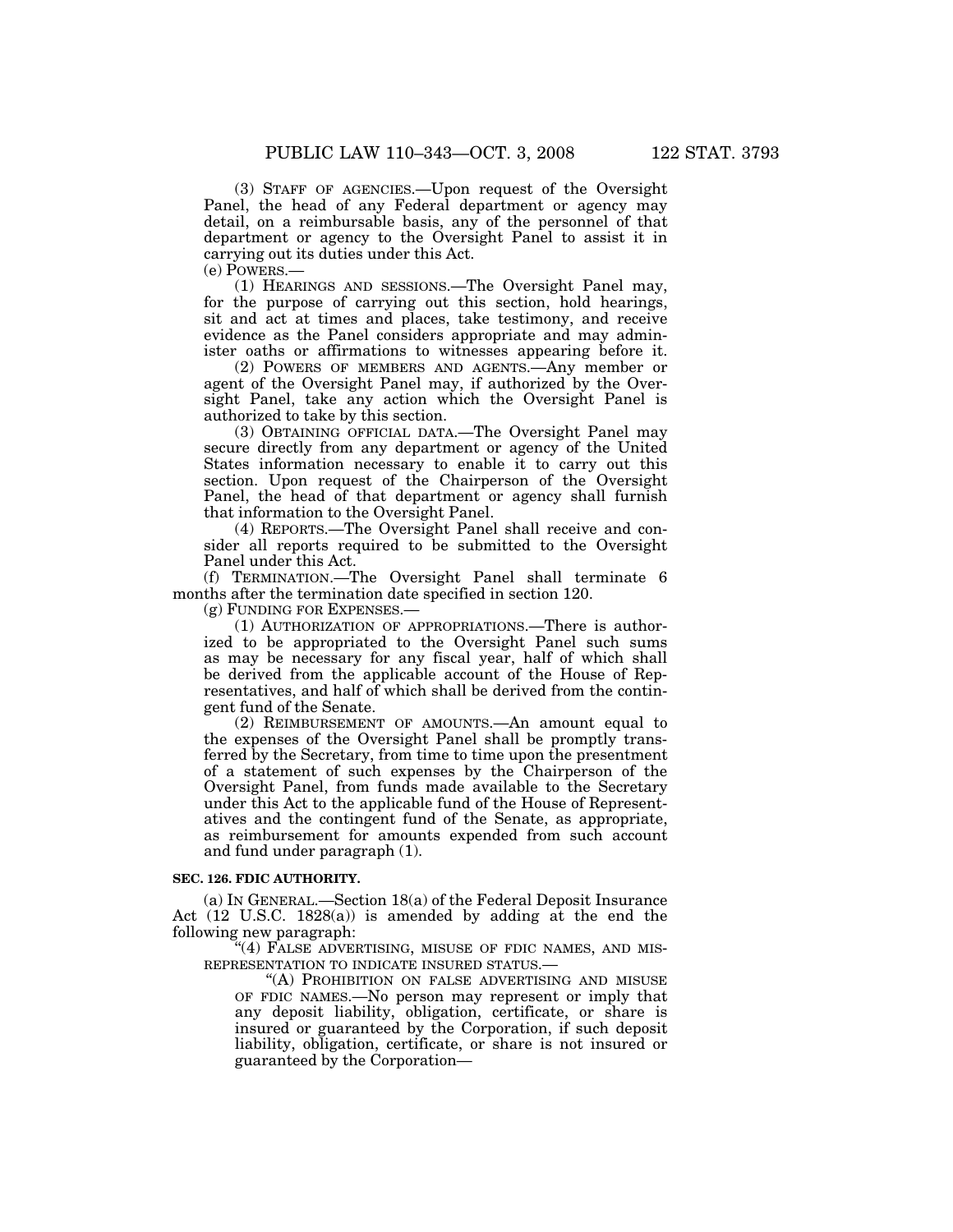(3) STAFF OF AGENCIES.—Upon request of the Oversight Panel, the head of any Federal department or agency may detail, on a reimbursable basis, any of the personnel of that department or agency to the Oversight Panel to assist it in carrying out its duties under this Act.

(e) POWERS.—

(1) HEARINGS AND SESSIONS.—The Oversight Panel may, for the purpose of carrying out this section, hold hearings, sit and act at times and places, take testimony, and receive evidence as the Panel considers appropriate and may administer oaths or affirmations to witnesses appearing before it.

(2) POWERS OF MEMBERS AND AGENTS.—Any member or agent of the Oversight Panel may, if authorized by the Oversight Panel, take any action which the Oversight Panel is authorized to take by this section.

(3) OBTAINING OFFICIAL DATA.—The Oversight Panel may secure directly from any department or agency of the United States information necessary to enable it to carry out this section. Upon request of the Chairperson of the Oversight Panel, the head of that department or agency shall furnish that information to the Oversight Panel.

(4) REPORTS.—The Oversight Panel shall receive and consider all reports required to be submitted to the Oversight Panel under this Act.

(f) TERMINATION.—The Oversight Panel shall terminate 6 months after the termination date specified in section 120.

(g) FUNDING FOR EXPENSES.—

(1) AUTHORIZATION OF APPROPRIATIONS.—There is authorized to be appropriated to the Oversight Panel such sums as may be necessary for any fiscal year, half of which shall be derived from the applicable account of the House of Representatives, and half of which shall be derived from the contingent fund of the Senate.

(2) REIMBURSEMENT OF AMOUNTS.—An amount equal to the expenses of the Oversight Panel shall be promptly transferred by the Secretary, from time to time upon the presentment of a statement of such expenses by the Chairperson of the Oversight Panel, from funds made available to the Secretary under this Act to the applicable fund of the House of Representatives and the contingent fund of the Senate, as appropriate, as reimbursement for amounts expended from such account and fund under paragraph (1).

**SEC. 126. FDIC AUTHORITY.**

(a) IN GENERAL.—Section 18(a) of the Federal Deposit Insurance Act (12 U.S.C. 1828(a)) is amended by adding at the end the following new paragraph:

"(4) FALSE ADVERTISING, MISUSE OF FDIC NAMES, AND MISREPRESENTATION TO INDICATE INSURED STATUS.—

"(A) PROHIBITION ON FALSE ADVERTISING AND MISUSE OF FDIC NAMES.—No person may represent or imply that any deposit liability, obligation, certificate, or share is insured or guaranteed by the Corporation, if such deposit liability, obligation, certificate, or share is not insured or guaranteed by the Corporation—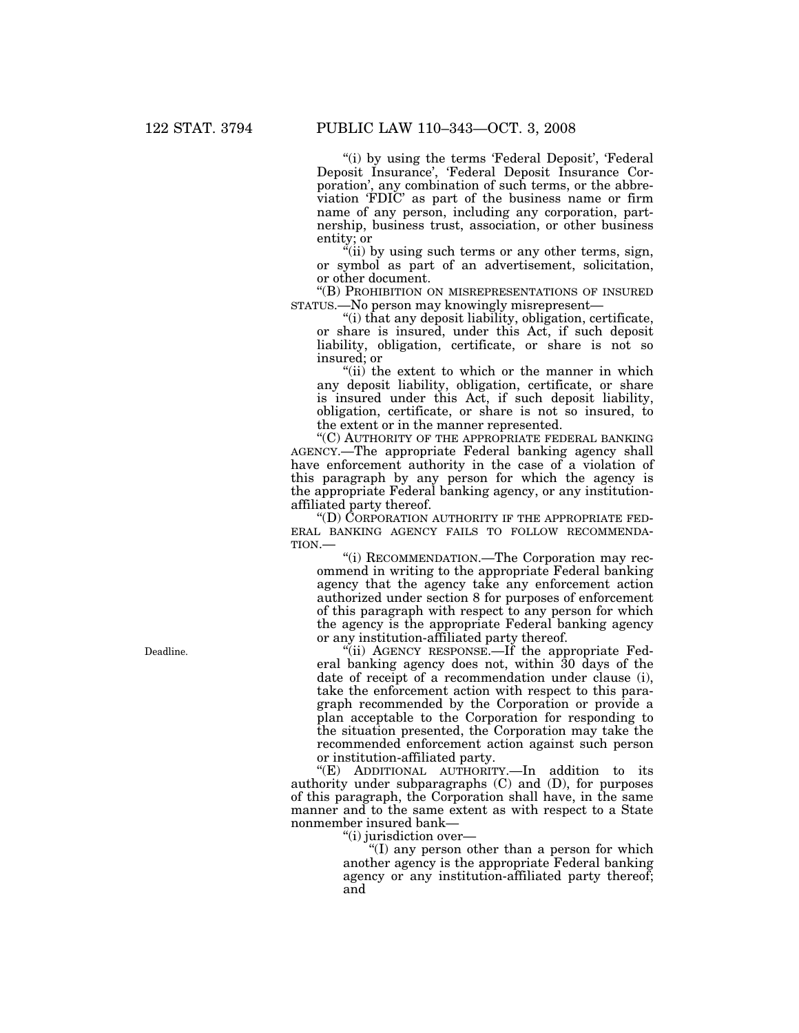"(i) by using the terms 'Federal Deposit', 'Federal Deposit Insurance', 'Federal Deposit Insurance Corporation', any combination of such terms, or the abbreviation 'FDIC' as part of the business name or firm name of any person, including any corporation, partnership, business trust, association, or other business entity; or

"(ii) by using such terms or any other terms, sign, or symbol as part of an advertisement, solicitation, or other document.

"(B) PROHIBITION ON MISREPRESENTATIONS OF INSURED STATUS.—No person may knowingly misrepresent—

"(i) that any deposit liability, obligation, certificate, or share is insured, under this Act, if such deposit liability, obligation, certificate, or share is not so insured; or

"(ii) the extent to which or the manner in which any deposit liability, obligation, certificate, or share is insured under this Act, if such deposit liability, obligation, certificate, or share is not so insured, to the extent or in the manner represented.

"(C) AUTHORITY OF THE APPROPRIATE FEDERAL BANKING AGENCY.—The appropriate Federal banking agency shall have enforcement authority in the case of a violation of this paragraph by any person for which the agency is the appropriate Federal banking agency, or any institution-affiliated party thereof.

"(D) CORPORATION AUTHORITY IF THE APPROPRIATE FEDERAL BANKING AGENCY FAILS TO FOLLOW RECOMMENDATION.—

"(i) RECOMMENDATION.—The Corporation may recommend in writing to the appropriate Federal banking agency that the agency take any enforcement action authorized under section 8 for purposes of enforcement of this paragraph with respect to any person for which the agency is the appropriate Federal banking agency or any institution-affiliated party thereof.

Deadline.

"(ii) AGENCY RESPONSE.—If the appropriate Federal banking agency does not, within 30 days of the date of receipt of a recommendation under clause (i), take the enforcement action with respect to this paragraph recommended by the Corporation or provide a plan acceptable to the Corporation for responding to the situation presented, the Corporation may take the recommended enforcement action against such person or institution-affiliated party.

"(E) ADDITIONAL AUTHORITY.—In addition to its authority under subparagraphs (C) and (D), for purposes of this paragraph, the Corporation shall have, in the same manner and to the same extent as with respect to a State nonmember insured bank—

"(i) jurisdiction over—

"(I) any person other than a person for which another agency is the appropriate Federal banking agency or any institution-affiliated party thereof; and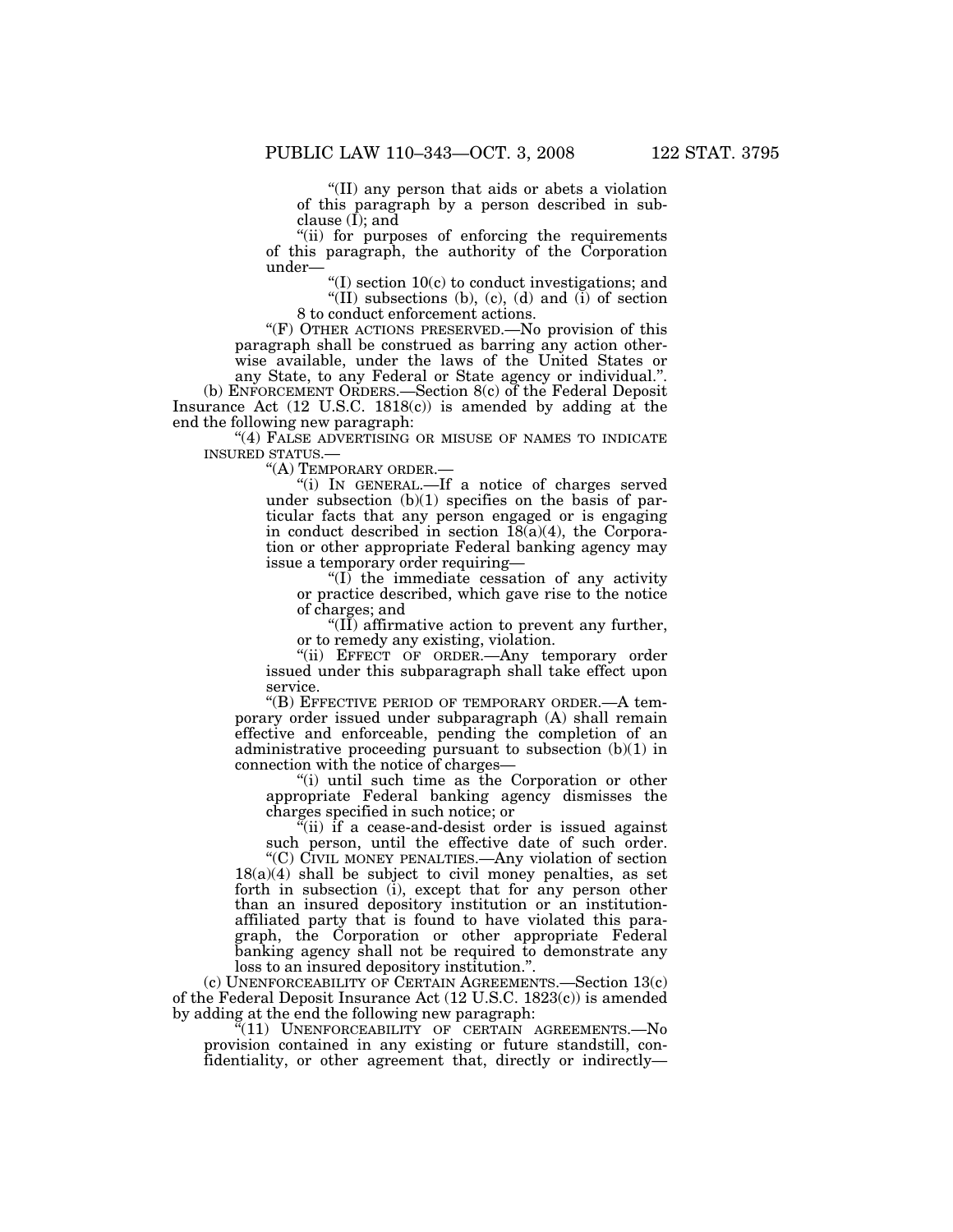"(II) any person that aids or abets a violation of this paragraph by a person described in subclause (I); and

"(ii) for purposes of enforcing the requirements of this paragraph, the authority of the Corporation under—

"(I) section 10(c) to conduct investigations; and

"(II) subsections (b), (c), (d) and (i) of section 8 to conduct enforcement actions.

"(F) OTHER ACTIONS PRESERVED.—No provision of this paragraph shall be construed as barring any action otherwise available, under the laws of the United States or any State, to any Federal or State agency or individual.".

(b) ENFORCEMENT ORDERS.—Section 8(c) of the Federal Deposit Insurance Act (12 U.S.C. 1818(c)) is amended by adding at the end the following new paragraph:

"(4) FALSE ADVERTISING OR MISUSE OF NAMES TO INDICATE INSURED STATUS.—

"(A) TEMPORARY ORDER.—

"(i) IN GENERAL.—If a notice of charges served under subsection (b)(1) specifies on the basis of particular facts that any person engaged or is engaging in conduct described in section 18(a)(4), the Corporation or other appropriate Federal banking agency may issue a temporary order requiring—

"(I) the immediate cessation of any activity or practice described, which gave rise to the notice of charges; and

"(II) affirmative action to prevent any further, or to remedy any existing, violation.

"(ii) EFFECT OF ORDER.—Any temporary order issued under this subparagraph shall take effect upon service.

"(B) EFFECTIVE PERIOD OF TEMPORARY ORDER.—A temporary order issued under subparagraph (A) shall remain effective and enforceable, pending the completion of an administrative proceeding pursuant to subsection (b)(1) in connection with the notice of charges—

"(i) until such time as the Corporation or other appropriate Federal banking agency dismisses the charges specified in such notice; or

"(ii) if a cease-and-desist order is issued against such person, until the effective date of such order.

"(C) CIVIL MONEY PENALTIES.—Any violation of section 18(a)(4) shall be subject to civil money penalties, as set forth in subsection (i), except that for any person other than an insured depository institution or an institution-affiliated party that is found to have violated this paragraph, the Corporation or other appropriate Federal banking agency shall not be required to demonstrate any loss to an insured depository institution.".

(c) UNENFORCEABILITY OF CERTAIN AGREEMENTS.—Section 13(c) of the Federal Deposit Insurance Act (12 U.S.C. 1823(c)) is amended by adding at the end the following new paragraph:

"(11) UNENFORCEABILITY OF CERTAIN AGREEMENTS.—No provision contained in any existing or future standstill, confidentiality, or other agreement that, directly or indirectly—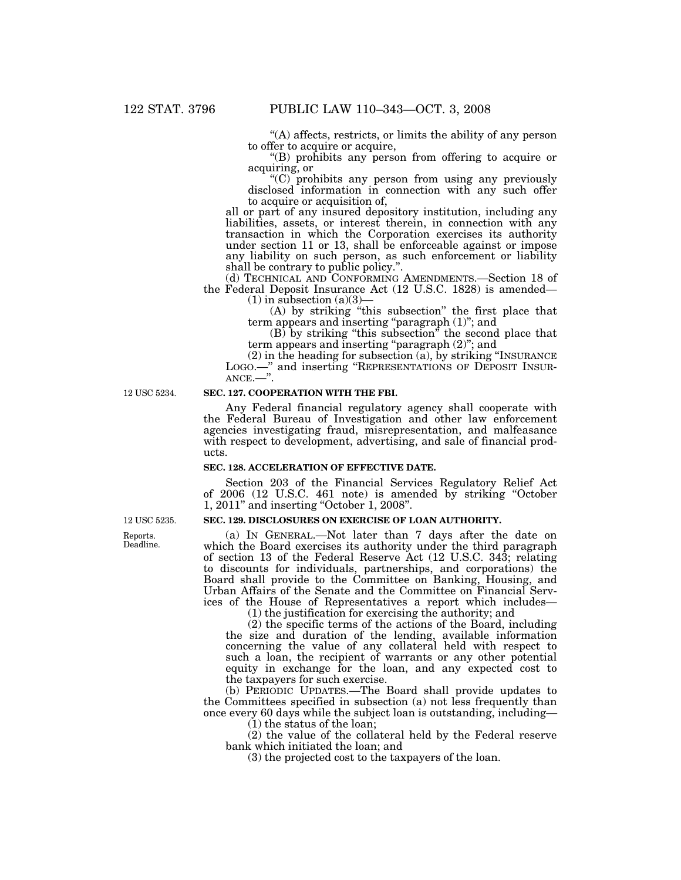"(A) affects, restricts, or limits the ability of any person to offer to acquire or acquire,

"(B) prohibits any person from offering to acquire or acquiring, or

"(C) prohibits any person from using any previously disclosed information in connection with any such offer to acquire or acquisition of,

all or part of any insured depository institution, including any liabilities, assets, or interest therein, in connection with any transaction in which the Corporation exercises its authority under section 11 or 13, shall be enforceable against or impose any liability on such person, as such enforcement or liability shall be contrary to public policy.".

(d) TECHNICAL AND CONFORMING AMENDMENTS.—Section 18 of the Federal Deposit Insurance Act (12 U.S.C. 1828) is amended—

(1) in subsection (a)(3)—

(A) by striking "this subsection" the first place that term appears and inserting "paragraph (1)"; and

(B) by striking "this subsection" the second place that term appears and inserting "paragraph (2)"; and

(2) in the heading for subsection (a), by striking "INSURANCE LOGO.—" and inserting "REPRESENTATIONS OF DEPOSIT INSURANCE.—".

12 USC 5234.

**SEC. 127. COOPERATION WITH THE FBI.**

Any Federal financial regulatory agency shall cooperate with the Federal Bureau of Investigation and other law enforcement agencies investigating fraud, misrepresentation, and malfeasance with respect to development, advertising, and sale of financial products.

**SEC. 128. ACCELERATION OF EFFECTIVE DATE.**

Section 203 of the Financial Services Regulatory Relief Act of 2006 (12 U.S.C. 461 note) is amended by striking "October 1, 2011" and inserting "October 1, 2008".

12 USC 5235.

**SEC. 129. DISCLOSURES ON EXERCISE OF LOAN AUTHORITY.**

Reports. Deadline.

(a) IN GENERAL.—Not later than 7 days after the date on which the Board exercises its authority under the third paragraph of section 13 of the Federal Reserve Act (12 U.S.C. 343; relating to discounts for individuals, partnerships, and corporations) the Board shall provide to the Committee on Banking, Housing, and Urban Affairs of the Senate and the Committee on Financial Services of the House of Representatives a report which includes—

(1) the justification for exercising the authority; and

(2) the specific terms of the actions of the Board, including the size and duration of the lending, available information concerning the value of any collateral held with respect to such a loan, the recipient of warrants or any other potential equity in exchange for the loan, and any expected cost to the taxpayers for such exercise.

(b) PERIODIC UPDATES.—The Board shall provide updates to the Committees specified in subsection (a) not less frequently than once every 60 days while the subject loan is outstanding, including—

(1) the status of the loan;

(2) the value of the collateral held by the Federal reserve bank which initiated the loan; and

(3) the projected cost to the taxpayers of the loan.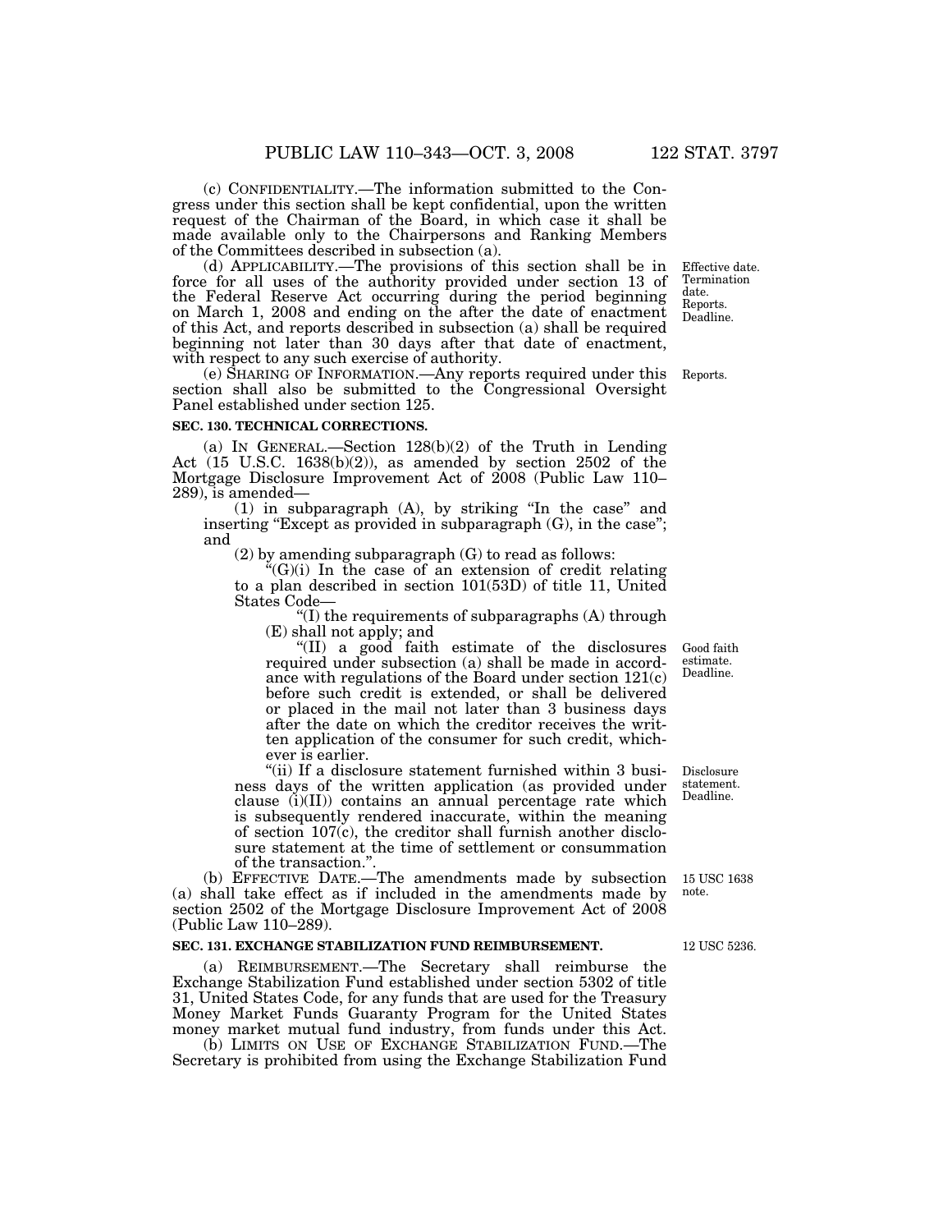(c) CONFIDENTIALITY.—The information submitted to the Congress under this section shall be kept confidential, upon the written request of the Chairman of the Board, in which case it shall be made available only to the Chairpersons and Ranking Members of the Committees described in subsection (a).

(d) APPLICABILITY.—The provisions of this section shall be in force for all uses of the authority provided under section 13 of the Federal Reserve Act occurring during the period beginning on March 1, 2008 and ending on the after the date of enactment of this Act, and reports described in subsection (a) shall be required beginning not later than 30 days after that date of enactment, with respect to any such exercise of authority.

Effective date. Termination date. Reports. Deadline.

(e) SHARING OF INFORMATION.—Any reports required under this section shall also be submitted to the Congressional Oversight Panel established under section 125.

Reports.

**SEC. 130. TECHNICAL CORRECTIONS.**

(a) IN GENERAL.—Section 128(b)(2) of the Truth in Lending Act (15 U.S.C. 1638(b)(2)), as amended by section 2502 of the Mortgage Disclosure Improvement Act of 2008 (Public Law 110–289), is amended—

(1) in subparagraph (A), by striking "In the case" and inserting "Except as provided in subparagraph (G), in the case"; and

(2) by amending subparagraph (G) to read as follows:

"(G)(i) In the case of an extension of credit relating to a plan described in section 101(53D) of title 11, United States Code—

"(I) the requirements of subparagraphs (A) through (E) shall not apply; and

"(II) a good faith estimate of the disclosures required under subsection (a) shall be made in accordance with regulations of the Board under section 121(c) before such credit is extended, or shall be delivered or placed in the mail not later than 3 business days after the date on which the creditor receives the written application of the consumer for such credit, whichever is earlier.

Good faith estimate. Deadline.

"(ii) If a disclosure statement furnished within 3 business days of the written application (as provided under clause (i)(II)) contains an annual percentage rate which is subsequently rendered inaccurate, within the meaning of section 107(c), the creditor shall furnish another disclosure statement at the time of settlement or consummation of the transaction.".

Disclosure statement. Deadline.

(b) EFFECTIVE DATE.—The amendments made by subsection (a) shall take effect as if included in the amendments made by section 2502 of the Mortgage Disclosure Improvement Act of 2008 (Public Law 110–289).

15 USC 1638 note.

**SEC. 131. EXCHANGE STABILIZATION FUND REIMBURSEMENT.**

12 USC 5236.

(a) REIMBURSEMENT.—The Secretary shall reimburse the Exchange Stabilization Fund established under section 5302 of title 31, United States Code, for any funds that are used for the Treasury Money Market Funds Guaranty Program for the United States money market mutual fund industry, from funds under this Act.

(b) LIMITS ON USE OF EXCHANGE STABILIZATION FUND.—The Secretary is prohibited from using the Exchange Stabilization Fund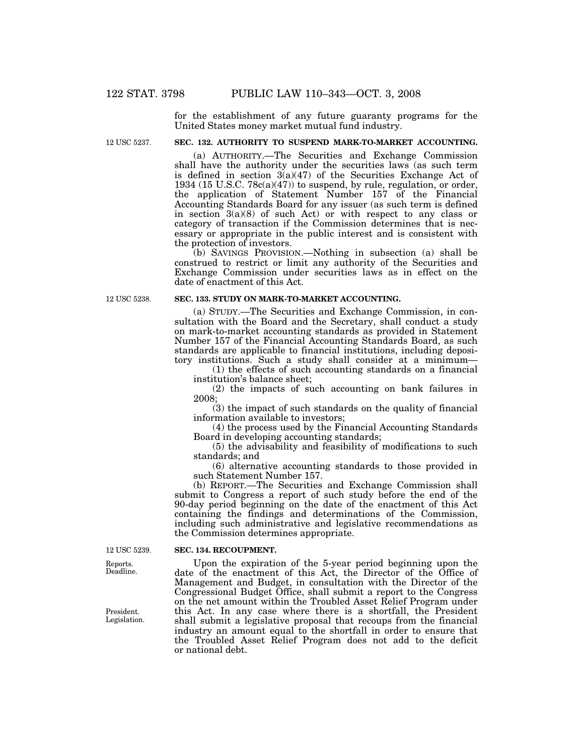for the establishment of any future guaranty programs for the United States money market mutual fund industry.

12 USC 5237.

**SEC. 132. AUTHORITY TO SUSPEND MARK-TO-MARKET ACCOUNTING.**

(a) AUTHORITY.—The Securities and Exchange Commission shall have the authority under the securities laws (as such term is defined in section 3(a)(47) of the Securities Exchange Act of 1934 (15 U.S.C. 78c(a)(47)) to suspend, by rule, regulation, or order, the application of Statement Number 157 of the Financial Accounting Standards Board for any issuer (as such term is defined in section 3(a)(8) of such Act) or with respect to any class or category of transaction if the Commission determines that is necessary or appropriate in the public interest and is consistent with the protection of investors.

(b) SAVINGS PROVISION.—Nothing in subsection (a) shall be construed to restrict or limit any authority of the Securities and Exchange Commission under securities laws as in effect on the date of enactment of this Act.

12 USC 5238.

**SEC. 133. STUDY ON MARK-TO-MARKET ACCOUNTING.**

(a) STUDY.—The Securities and Exchange Commission, in consultation with the Board and the Secretary, shall conduct a study on mark-to-market accounting standards as provided in Statement Number 157 of the Financial Accounting Standards Board, as such standards are applicable to financial institutions, including depository institutions. Such a study shall consider at a minimum—

(1) the effects of such accounting standards on a financial institution's balance sheet;

(2) the impacts of such accounting on bank failures in 2008;

(3) the impact of such standards on the quality of financial information available to investors;

(4) the process used by the Financial Accounting Standards Board in developing accounting standards;

(5) the advisability and feasibility of modifications to such standards; and

(6) alternative accounting standards to those provided in such Statement Number 157.

(b) REPORT.—The Securities and Exchange Commission shall submit to Congress a report of such study before the end of the 90-day period beginning on the date of the enactment of this Act containing the findings and determinations of the Commission, including such administrative and legislative recommendations as the Commission determines appropriate.

12 USC 5239.

**SEC. 134. RECOUPMENT.**

Reports. Deadline.

Upon the expiration of the 5-year period beginning upon the date of the enactment of this Act, the Director of the Office of Management and Budget, in consultation with the Director of the Congressional Budget Office, shall submit a report to the Congress on the net amount within the Troubled Asset Relief Program under this Act. In any case where there is a shortfall, the President shall submit a legislative proposal that recoups from the financial industry an amount equal to the shortfall in order to ensure that the Troubled Asset Relief Program does not add to the deficit or national debt.

President. Legislation.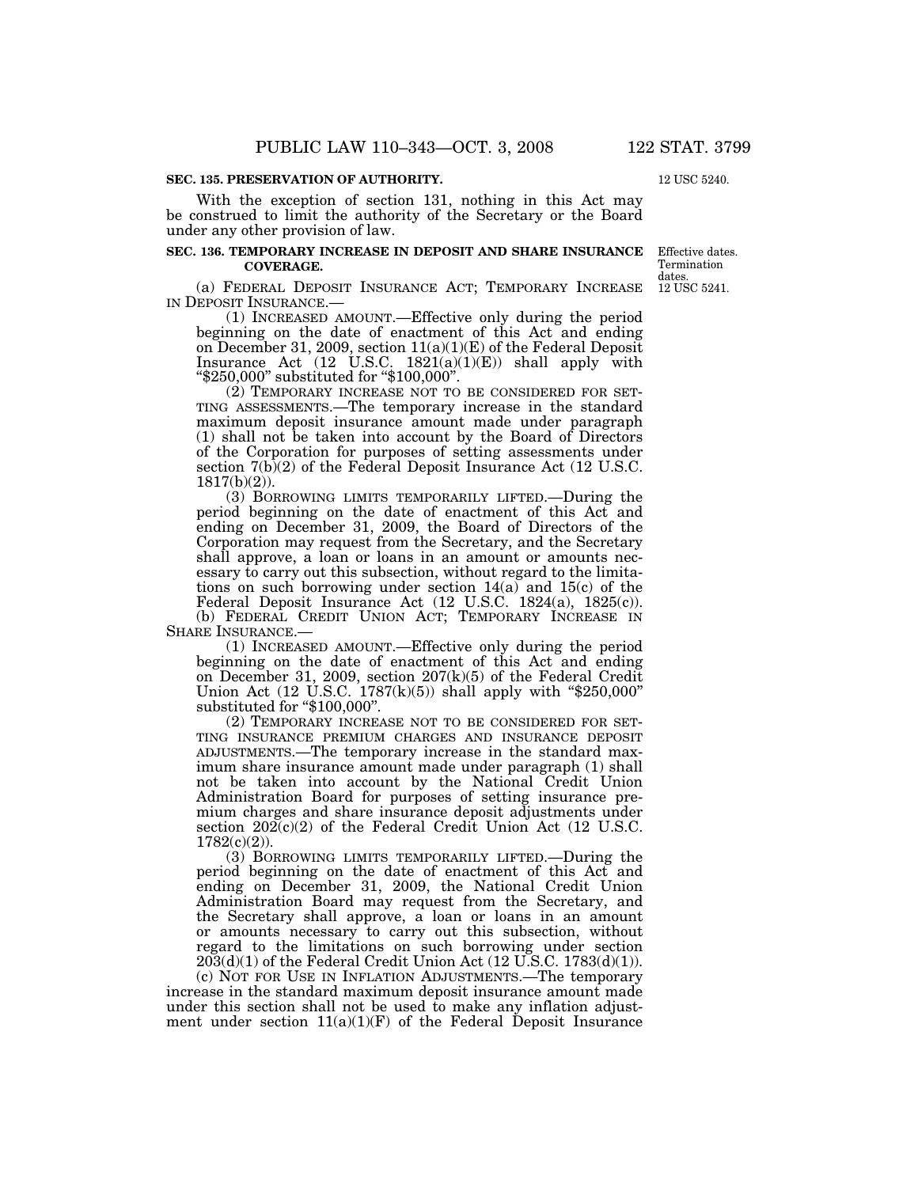**SEC. 135. PRESERVATION OF AUTHORITY.**

12 USC 5240.

With the exception of section 131, nothing in this Act may be construed to limit the authority of the Secretary or the Board under any other provision of law.

**SEC. 136. TEMPORARY INCREASE IN DEPOSIT AND SHARE INSURANCE COVERAGE.**

Effective dates. Termination dates. 12 USC 5241.

(a) FEDERAL DEPOSIT INSURANCE ACT; TEMPORARY INCREASE IN DEPOSIT INSURANCE.—

(1) INCREASED AMOUNT.—Effective only during the period beginning on the date of enactment of this Act and ending on December 31, 2009, section 11(a)(1)(E) of the Federal Deposit Insurance Act (12 U.S.C. 1821(a)(1)(E)) shall apply with "$250,000" substituted for "$100,000".

(2) TEMPORARY INCREASE NOT TO BE CONSIDERED FOR SETTING ASSESSMENTS.—The temporary increase in the standard maximum deposit insurance amount made under paragraph (1) shall not be taken into account by the Board of Directors of the Corporation for purposes of setting assessments under section 7(b)(2) of the Federal Deposit Insurance Act (12 U.S.C. 1817(b)(2)).

(3) BORROWING LIMITS TEMPORARILY LIFTED.—During the period beginning on the date of enactment of this Act and ending on December 31, 2009, the Board of Directors of the Corporation may request from the Secretary, and the Secretary shall approve, a loan or loans in an amount or amounts necessary to carry out this subsection, without regard to the limitations on such borrowing under section 14(a) and 15(c) of the Federal Deposit Insurance Act (12 U.S.C. 1824(a), 1825(c)).

(b) FEDERAL CREDIT UNION ACT; TEMPORARY INCREASE IN SHARE INSURANCE.—

(1) INCREASED AMOUNT.—Effective only during the period beginning on the date of enactment of this Act and ending on December 31, 2009, section 207(k)(5) of the Federal Credit Union Act (12 U.S.C. 1787(k)(5)) shall apply with "$250,000" substituted for "$100,000".

(2) TEMPORARY INCREASE NOT TO BE CONSIDERED FOR SETTING INSURANCE PREMIUM CHARGES AND INSURANCE DEPOSIT ADJUSTMENTS.—The temporary increase in the standard maximum share insurance amount made under paragraph (1) shall not be taken into account by the National Credit Union Administration Board for purposes of setting insurance premium charges and share insurance deposit adjustments under section 202(c)(2) of the Federal Credit Union Act (12 U.S.C. 1782(c)(2)).

(3) BORROWING LIMITS TEMPORARILY LIFTED.—During the period beginning on the date of enactment of this Act and ending on December 31, 2009, the National Credit Union Administration Board may request from the Secretary, and the Secretary shall approve, a loan or loans in an amount or amounts necessary to carry out this subsection, without regard to the limitations on such borrowing under section 203(d)(1) of the Federal Credit Union Act (12 U.S.C. 1783(d)(1)).

(c) NOT FOR USE IN INFLATION ADJUSTMENTS.—The temporary increase in the standard maximum deposit insurance amount made under this section shall not be used to make any inflation adjustment under section 11(a)(1)(F) of the Federal Deposit Insurance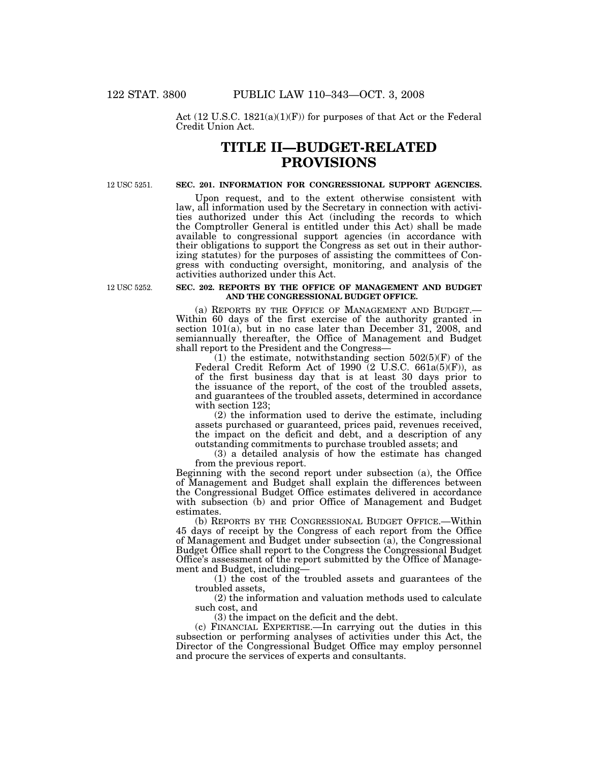Act (12 U.S.C. 1821(a)(1)(F)) for purposes of that Act or the Federal Credit Union Act.

# TITLE II—BUDGET-RELATED PROVISIONS

12 USC 5251.

**SEC. 201. INFORMATION FOR CONGRESSIONAL SUPPORT AGENCIES.**

Upon request, and to the extent otherwise consistent with law, all information used by the Secretary in connection with activities authorized under this Act (including the records to which the Comptroller General is entitled under this Act) shall be made available to congressional support agencies (in accordance with their obligations to support the Congress as set out in their authorizing statutes) for the purposes of assisting the committees of Congress with conducting oversight, monitoring, and analysis of the activities authorized under this Act.

12 USC 5252.

**SEC. 202. REPORTS BY THE OFFICE OF MANAGEMENT AND BUDGET AND THE CONGRESSIONAL BUDGET OFFICE.**

(a) REPORTS BY THE OFFICE OF MANAGEMENT AND BUDGET.—Within 60 days of the first exercise of the authority granted in section 101(a), but in no case later than December 31, 2008, and semiannually thereafter, the Office of Management and Budget shall report to the President and the Congress—

(1) the estimate, notwithstanding section 502(5)(F) of the Federal Credit Reform Act of 1990 (2 U.S.C. 661a(5)(F)), as of the first business day that is at least 30 days prior to the issuance of the report, of the cost of the troubled assets, and guarantees of the troubled assets, determined in accordance with section 123;

(2) the information used to derive the estimate, including assets purchased or guaranteed, prices paid, revenues received, the impact on the deficit and debt, and a description of any outstanding commitments to purchase troubled assets; and

(3) a detailed analysis of how the estimate has changed from the previous report.

Beginning with the second report under subsection (a), the Office of Management and Budget shall explain the differences between the Congressional Budget Office estimates delivered in accordance with subsection (b) and prior Office of Management and Budget estimates.

(b) REPORTS BY THE CONGRESSIONAL BUDGET OFFICE.—Within 45 days of receipt by the Congress of each report from the Office of Management and Budget under subsection (a), the Congressional Budget Office shall report to the Congress the Congressional Budget Office's assessment of the report submitted by the Office of Management and Budget, including—

(1) the cost of the troubled assets and guarantees of the troubled assets,

(2) the information and valuation methods used to calculate such cost, and

(3) the impact on the deficit and the debt.

(c) FINANCIAL EXPERTISE.—In carrying out the duties in this subsection or performing analyses of activities under this Act, the Director of the Congressional Budget Office may employ personnel and procure the services of experts and consultants.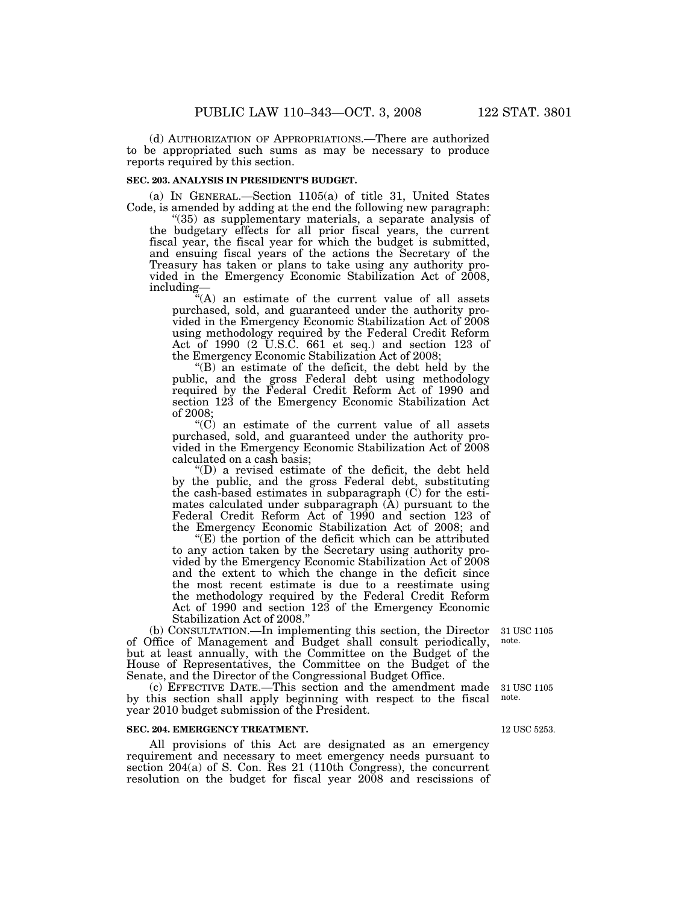(d) AUTHORIZATION OF APPROPRIATIONS.—There are authorized to be appropriated such sums as may be necessary to produce reports required by this section.

**SEC. 203. ANALYSIS IN PRESIDENT'S BUDGET.**

(a) IN GENERAL.—Section 1105(a) of title 31, United States Code, is amended by adding at the end the following new paragraph:

"(35) as supplementary materials, a separate analysis of the budgetary effects for all prior fiscal years, the current fiscal year, the fiscal year for which the budget is submitted, and ensuing fiscal years of the actions the Secretary of the Treasury has taken or plans to take using any authority provided in the Emergency Economic Stabilization Act of 2008, including—

"(A) an estimate of the current value of all assets purchased, sold, and guaranteed under the authority provided in the Emergency Economic Stabilization Act of 2008 using methodology required by the Federal Credit Reform Act of 1990 (2 U.S.C. 661 et seq.) and section 123 of the Emergency Economic Stabilization Act of 2008;

"(B) an estimate of the deficit, the debt held by the public, and the gross Federal debt using methodology required by the Federal Credit Reform Act of 1990 and section 123 of the Emergency Economic Stabilization Act of 2008;

"(C) an estimate of the current value of all assets purchased, sold, and guaranteed under the authority provided in the Emergency Economic Stabilization Act of 2008 calculated on a cash basis;

"(D) a revised estimate of the deficit, the debt held by the public, and the gross Federal debt, substituting the cash-based estimates in subparagraph (C) for the estimates calculated under subparagraph (A) pursuant to the Federal Credit Reform Act of 1990 and section 123 of the Emergency Economic Stabilization Act of 2008; and

"(E) the portion of the deficit which can be attributed to any action taken by the Secretary using authority provided by the Emergency Economic Stabilization Act of 2008 and the extent to which the change in the deficit since the most recent estimate is due to a reestimate using the methodology required by the Federal Credit Reform Act of 1990 and section 123 of the Emergency Economic Stabilization Act of 2008."

31 USC 1105 note.

(b) CONSULTATION.—In implementing this section, the Director of Office of Management and Budget shall consult periodically, but at least annually, with the Committee on the Budget of the House of Representatives, the Committee on the Budget of the Senate, and the Director of the Congressional Budget Office.

31 USC 1105 note.

(c) EFFECTIVE DATE.—This section and the amendment made by this section shall apply beginning with respect to the fiscal year 2010 budget submission of the President.

12 USC 5253.

**SEC. 204. EMERGENCY TREATMENT.**

All provisions of this Act are designated as an emergency requirement and necessary to meet emergency needs pursuant to section 204(a) of S. Con. Res 21 (110th Congress), the concurrent resolution on the budget for fiscal year 2008 and rescissions of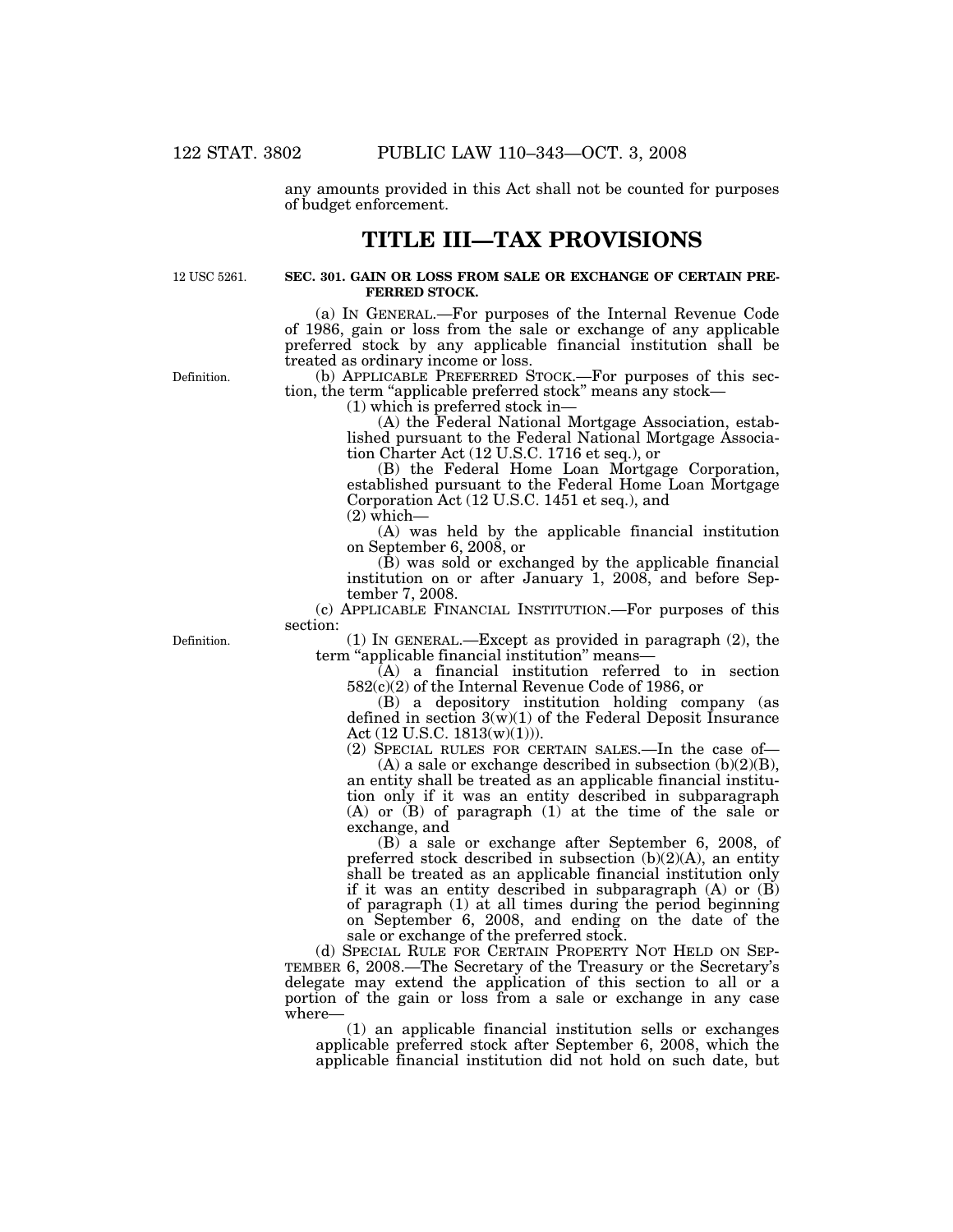any amounts provided in this Act shall not be counted for purposes of budget enforcement.

# TITLE III—TAX PROVISIONS

12 USC 5261.

**SEC. 301. GAIN OR LOSS FROM SALE OR EXCHANGE OF CERTAIN PREFERRED STOCK.**

(a) IN GENERAL.—For purposes of the Internal Revenue Code of 1986, gain or loss from the sale or exchange of any applicable preferred stock by any applicable financial institution shall be treated as ordinary income or loss.

Definition.

(b) APPLICABLE PREFERRED STOCK.—For purposes of this section, the term "applicable preferred stock" means any stock—

(1) which is preferred stock in—

(A) the Federal National Mortgage Association, established pursuant to the Federal National Mortgage Association Charter Act (12 U.S.C. 1716 et seq.), or

(B) the Federal Home Loan Mortgage Corporation, established pursuant to the Federal Home Loan Mortgage Corporation Act (12 U.S.C. 1451 et seq.), and

(2) which—

(A) was held by the applicable financial institution on September 6, 2008, or

(B) was sold or exchanged by the applicable financial institution on or after January 1, 2008, and before September 7, 2008.

(c) APPLICABLE FINANCIAL INSTITUTION.—For purposes of this section:

Definition.

(1) IN GENERAL.—Except as provided in paragraph (2), the term "applicable financial institution" means—

(A) a financial institution referred to in section 582(c)(2) of the Internal Revenue Code of 1986, or

(B) a depository institution holding company (as defined in section 3(w)(1) of the Federal Deposit Insurance Act (12 U.S.C. 1813(w)(1))).

(2) SPECIAL RULES FOR CERTAIN SALES.—In the case of—

(A) a sale or exchange described in subsection (b)(2)(B), an entity shall be treated as an applicable financial institution only if it was an entity described in subparagraph (A) or (B) of paragraph (1) at the time of the sale or exchange, and

(B) a sale or exchange after September 6, 2008, of preferred stock described in subsection (b)(2)(A), an entity shall be treated as an applicable financial institution only if it was an entity described in subparagraph (A) or (B) of paragraph (1) at all times during the period beginning on September 6, 2008, and ending on the date of the sale or exchange of the preferred stock.

(d) SPECIAL RULE FOR CERTAIN PROPERTY NOT HELD ON SEPTEMBER 6, 2008.—The Secretary of the Treasury or the Secretary's delegate may extend the application of this section to all or a portion of the gain or loss from a sale or exchange in any case where—

(1) an applicable financial institution sells or exchanges applicable preferred stock after September 6, 2008, which the applicable financial institution did not hold on such date, but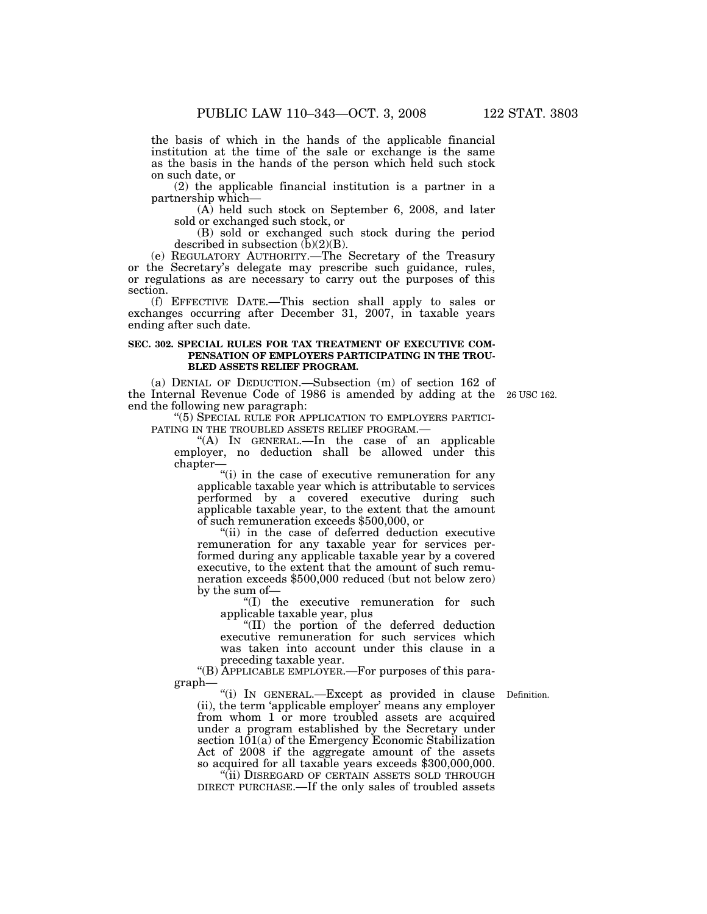the basis of which in the hands of the applicable financial institution at the time of the sale or exchange is the same as the basis in the hands of the person which held such stock on such date, or

(2) the applicable financial institution is a partner in a partnership which—

(A) held such stock on September 6, 2008, and later sold or exchanged such stock, or

(B) sold or exchanged such stock during the period described in subsection (b)(2)(B).

(e) REGULATORY AUTHORITY.—The Secretary of the Treasury or the Secretary's delegate may prescribe such guidance, rules, or regulations as are necessary to carry out the purposes of this section.

(f) EFFECTIVE DATE.—This section shall apply to sales or exchanges occurring after December 31, 2007, in taxable years ending after such date.

**SEC. 302. SPECIAL RULES FOR TAX TREATMENT OF EXECUTIVE COMPENSATION OF EMPLOYERS PARTICIPATING IN THE TROUBLED ASSETS RELIEF PROGRAM.**

(a) DENIAL OF DEDUCTION.—Subsection (m) of section 162 of the Internal Revenue Code of 1986 is amended by adding at the end the following new paragraph:

26 USC 162.

"(5) SPECIAL RULE FOR APPLICATION TO EMPLOYERS PARTICIPATING IN THE TROUBLED ASSETS RELIEF PROGRAM.—

"(A) IN GENERAL.—In the case of an applicable employer, no deduction shall be allowed under this chapter—

"(i) in the case of executive remuneration for any applicable taxable year which is attributable to services performed by a covered executive during such applicable taxable year, to the extent that the amount of such remuneration exceeds $500,000, or

"(ii) in the case of deferred deduction executive remuneration for any taxable year for services performed during any applicable taxable year by a covered executive, to the extent that the amount of such remuneration exceeds $500,000 reduced (but not below zero) by the sum of—

"(I) the executive remuneration for such applicable taxable year, plus

"(II) the portion of the deferred deduction executive remuneration for such services which was taken into account under this clause in a preceding taxable year.

"(B) APPLICABLE EMPLOYER.—For purposes of this paragraph—

Definition.

"(i) IN GENERAL.—Except as provided in clause (ii), the term 'applicable employer' means any employer from whom 1 or more troubled assets are acquired under a program established by the Secretary under section 101(a) of the Emergency Economic Stabilization Act of 2008 if the aggregate amount of the assets so acquired for all taxable years exceeds $300,000,000.

"(ii) DISREGARD OF CERTAIN ASSETS SOLD THROUGH DIRECT PURCHASE.—If the only sales of troubled assets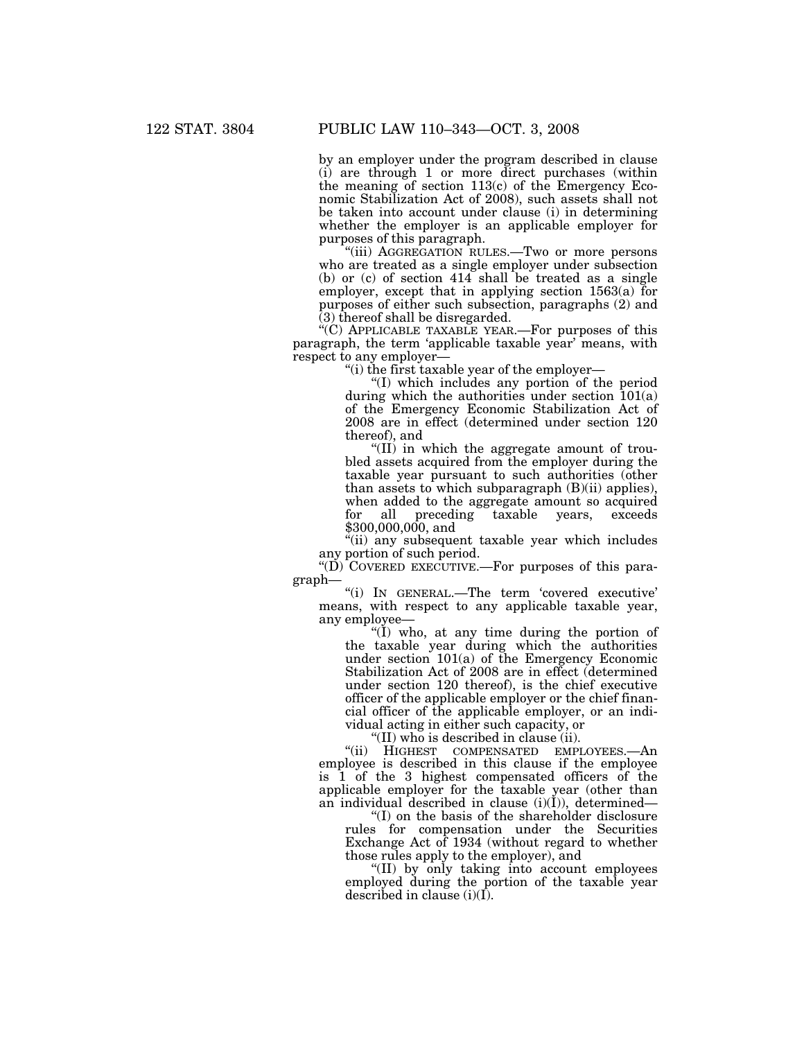by an employer under the program described in clause (i) are through 1 or more direct purchases (within the meaning of section 113(c) of the Emergency Economic Stabilization Act of 2008), such assets shall not be taken into account under clause (i) in determining whether the employer is an applicable employer for purposes of this paragraph.

"(iii) AGGREGATION RULES.—Two or more persons who are treated as a single employer under subsection (b) or (c) of section 414 shall be treated as a single employer, except that in applying section 1563(a) for purposes of either such subsection, paragraphs (2) and (3) thereof shall be disregarded.

"(C) APPLICABLE TAXABLE YEAR.—For purposes of this paragraph, the term 'applicable taxable year' means, with respect to any employer—

"(i) the first taxable year of the employer—

"(I) which includes any portion of the period during which the authorities under section 101(a) of the Emergency Economic Stabilization Act of 2008 are in effect (determined under section 120 thereof), and

"(II) in which the aggregate amount of troubled assets acquired from the employer during the taxable year pursuant to such authorities (other than assets to which subparagraph (B)(ii) applies), when added to the aggregate amount so acquired for all preceding taxable years, exceeds $300,000,000, and

"(ii) any subsequent taxable year which includes any portion of such period.

"(D) COVERED EXECUTIVE.—For purposes of this paragraph—

"(i) IN GENERAL.—The term 'covered executive' means, with respect to any applicable taxable year, any employee—

"(I) who, at any time during the portion of the taxable year during which the authorities under section 101(a) of the Emergency Economic Stabilization Act of 2008 are in effect (determined under section 120 thereof), is the chief executive officer of the applicable employer or the chief financial officer of the applicable employer, or an individual acting in either such capacity, or

"(II) who is described in clause (ii).

"(ii) HIGHEST COMPENSATED EMPLOYEES.—An employee is described in this clause if the employee is 1 of the 3 highest compensated officers of the applicable employer for the taxable year (other than an individual described in clause (i)(I)), determined—

"(I) on the basis of the shareholder disclosure rules for compensation under the Securities Exchange Act of 1934 (without regard to whether those rules apply to the employer), and

"(II) by only taking into account employees employed during the portion of the taxable year described in clause (i)(I).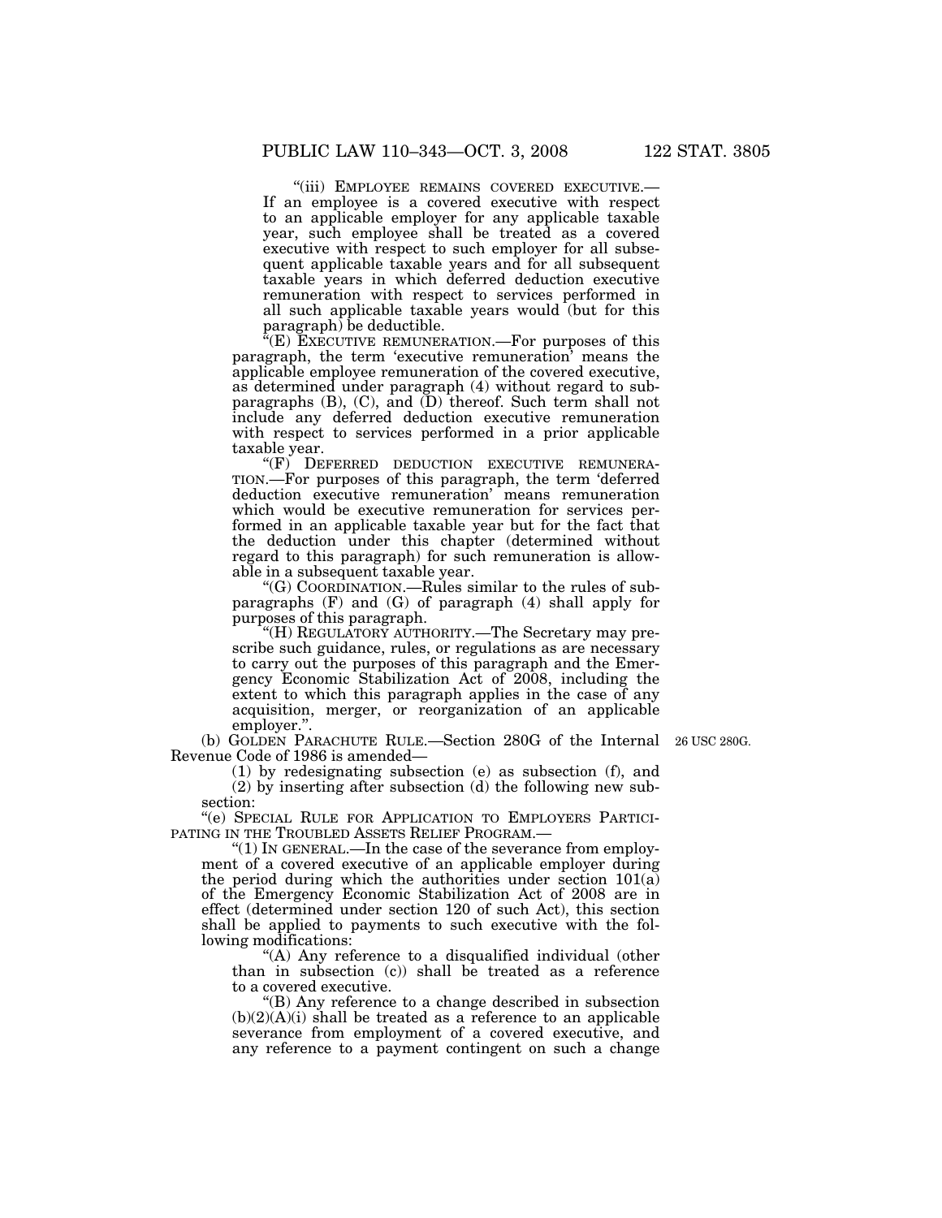"(iii) EMPLOYEE REMAINS COVERED EXECUTIVE.— If an employee is a covered executive with respect to an applicable employer for any applicable taxable year, such employee shall be treated as a covered executive with respect to such employer for all subsequent applicable taxable years and for all subsequent taxable years in which deferred deduction executive remuneration with respect to services performed in all such applicable taxable years would (but for this paragraph) be deductible.

"(E) EXECUTIVE REMUNERATION.—For purposes of this paragraph, the term 'executive remuneration' means the applicable employee remuneration of the covered executive, as determined under paragraph (4) without regard to subparagraphs (B), (C), and (D) thereof. Such term shall not include any deferred deduction executive remuneration with respect to services performed in a prior applicable taxable year.

"(F) DEFERRED DEDUCTION EXECUTIVE REMUNERATION.—For purposes of this paragraph, the term 'deferred deduction executive remuneration' means remuneration which would be executive remuneration for services performed in an applicable taxable year but for the fact that the deduction under this chapter (determined without regard to this paragraph) for such remuneration is allowable in a subsequent taxable year.

"(G) COORDINATION.—Rules similar to the rules of subparagraphs (F) and (G) of paragraph (4) shall apply for purposes of this paragraph.

"(H) REGULATORY AUTHORITY.—The Secretary may prescribe such guidance, rules, or regulations as are necessary to carry out the purposes of this paragraph and the Emergency Economic Stabilization Act of 2008, including the extent to which this paragraph applies in the case of any acquisition, merger, or reorganization of an applicable employer.".

(b) GOLDEN PARACHUTE RULE.—Section 280G of the Internal Revenue Code of 1986 is amended—

26 USC 280G.

(1) by redesignating subsection (e) as subsection (f), and

(2) by inserting after subsection (d) the following new subsection:

"(e) SPECIAL RULE FOR APPLICATION TO EMPLOYERS PARTICIPATING IN THE TROUBLED ASSETS RELIEF PROGRAM.—

"(1) IN GENERAL.—In the case of the severance from employment of a covered executive of an applicable employer during the period during which the authorities under section 101(a) of the Emergency Economic Stabilization Act of 2008 are in effect (determined under section 120 of such Act), this section shall be applied to payments to such executive with the following modifications:

"(A) Any reference to a disqualified individual (other than in subsection (c)) shall be treated as a reference to a covered executive.

"(B) Any reference to a change described in subsection (b)(2)(A)(i) shall be treated as a reference to an applicable severance from employment of a covered executive, and any reference to a payment contingent on such a change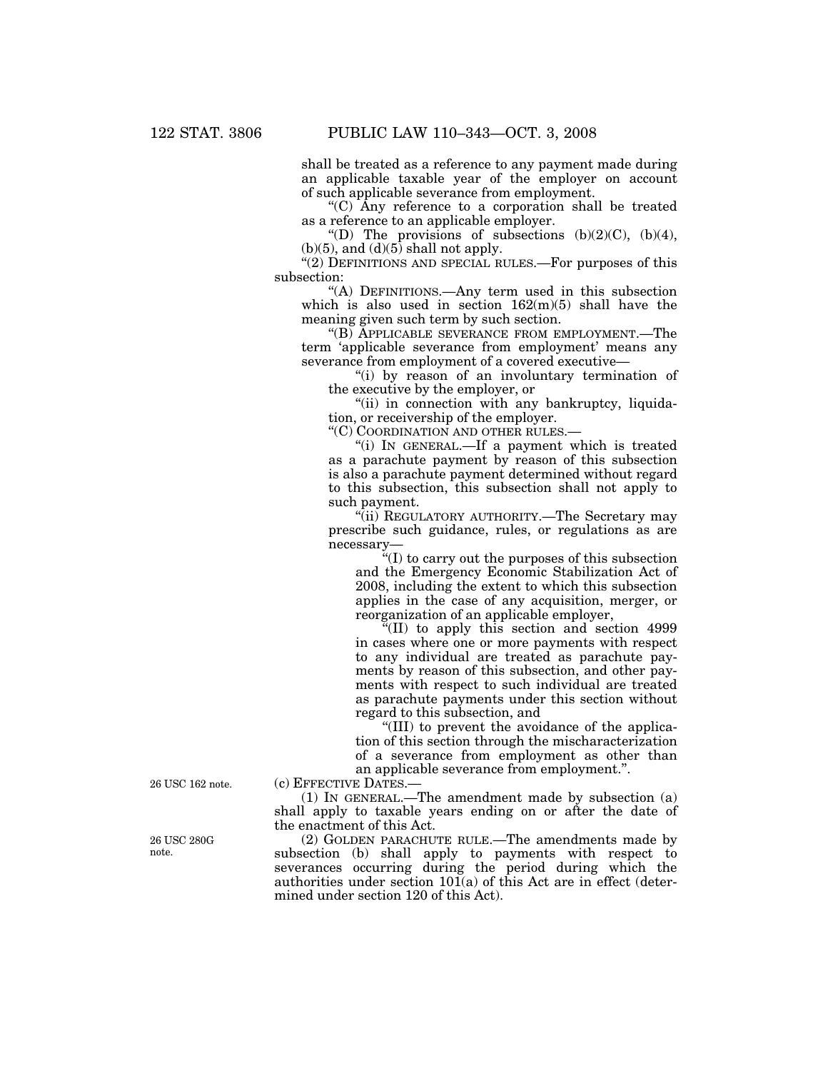shall be treated as a reference to any payment made during an applicable taxable year of the employer on account of such applicable severance from employment.

"(C) Any reference to a corporation shall be treated as a reference to an applicable employer.

"(D) The provisions of subsections (b)(2)(C), (b)(4), (b)(5), and (d)(5) shall not apply.

"(2) DEFINITIONS AND SPECIAL RULES.—For purposes of this subsection:

"(A) DEFINITIONS.—Any term used in this subsection which is also used in section 162(m)(5) shall have the meaning given such term by such section.

"(B) APPLICABLE SEVERANCE FROM EMPLOYMENT.—The term 'applicable severance from employment' means any severance from employment of a covered executive—

"(i) by reason of an involuntary termination of the executive by the employer, or

"(ii) in connection with any bankruptcy, liquidation, or receivership of the employer.

"(C) COORDINATION AND OTHER RULES.—

"(i) IN GENERAL.—If a payment which is treated as a parachute payment by reason of this subsection is also a parachute payment determined without regard to this subsection, this subsection shall not apply to such payment.

"(ii) REGULATORY AUTHORITY.—The Secretary may prescribe such guidance, rules, or regulations as are necessary—

"(I) to carry out the purposes of this subsection and the Emergency Economic Stabilization Act of 2008, including the extent to which this subsection applies in the case of any acquisition, merger, or reorganization of an applicable employer,

"(II) to apply this section and section 4999 in cases where one or more payments with respect to any individual are treated as parachute payments by reason of this subsection, and other payments with respect to such individual are treated as parachute payments under this section without regard to this subsection, and

"(III) to prevent the avoidance of the application of this section through the mischaracterization of a severance from employment as other than an applicable severance from employment.".

26 USC 162 note.

(c) EFFECTIVE DATES.—

(1) IN GENERAL.—The amendment made by subsection (a) shall apply to taxable years ending on or after the date of the enactment of this Act.

26 USC 280G note.

(2) GOLDEN PARACHUTE RULE.—The amendments made by subsection (b) shall apply to payments with respect to severances occurring during the period during which the authorities under section 101(a) of this Act are in effect (determined under section 120 of this Act).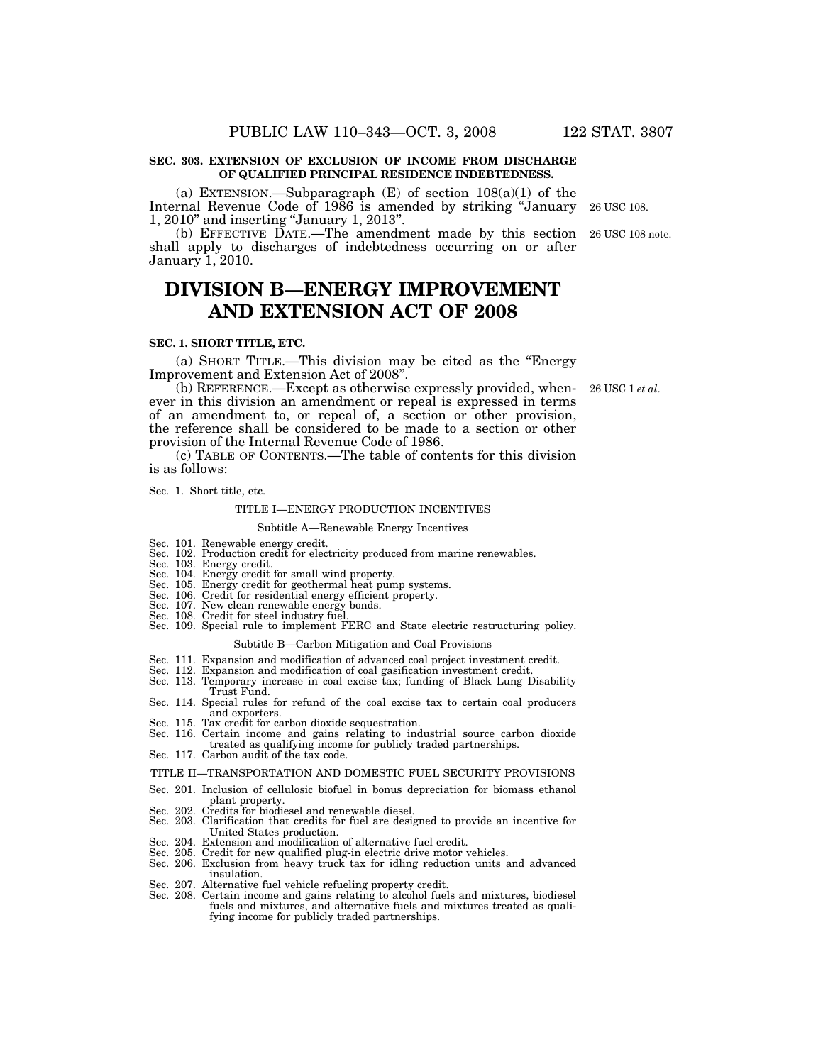**SEC. 303. EXTENSION OF EXCLUSION OF INCOME FROM DISCHARGE OF QUALIFIED PRINCIPAL RESIDENCE INDEBTEDNESS.**

(a) EXTENSION.—Subparagraph (E) of section 108(a)(1) of the Internal Revenue Code of 1986 is amended by striking "January 1, 2010" and inserting "January 1, 2013".

26 USC 108.

(b) EFFECTIVE DATE.—The amendment made by this section shall apply to discharges of indebtedness occurring on or after January 1, 2010.

26 USC 108 note.

# DIVISION B—ENERGY IMPROVEMENT AND EXTENSION ACT OF 2008

**SEC. 1. SHORT TITLE, ETC.**

(a) SHORT TITLE.—This division may be cited as the "Energy Improvement and Extension Act of 2008".

(b) REFERENCE.—Except as otherwise expressly provided, whenever in this division an amendment or repeal is expressed in terms of an amendment to, or repeal of, a section or other provision, the reference shall be considered to be made to a section or other provision of the Internal Revenue Code of 1986.

26 USC 1 *et al.*

(c) TABLE OF CONTENTS.—The table of contents for this division is as follows:

Sec. 1. Short title, etc.

TITLE I—ENERGY PRODUCTION INCENTIVES

Subtitle A—Renewable Energy Incentives

Sec. 101. Renewable energy credit.
Sec. 102. Production credit for electricity produced from marine renewables.
Sec. 103. Energy credit.
Sec. 104. Energy credit for small wind property.
Sec. 105. Energy credit for geothermal heat pump systems.
Sec. 106. Credit for residential energy efficient property.
Sec. 107. New clean renewable energy bonds.
Sec. 108. Credit for steel industry fuel.
Sec. 109. Special rule to implement FERC and State electric restructuring policy.

Subtitle B—Carbon Mitigation and Coal Provisions

Sec. 111. Expansion and modification of advanced coal project investment credit.
Sec. 112. Expansion and modification of coal gasification investment credit.
Sec. 113. Temporary increase in coal excise tax; funding of Black Lung Disability Trust Fund.
Sec. 114. Special rules for refund of the coal excise tax to certain coal producers and exporters.
Sec. 115. Tax credit for carbon dioxide sequestration.
Sec. 116. Certain income and gains relating to industrial source carbon dioxide treated as qualifying income for publicly traded partnerships.
Sec. 117. Carbon audit of the tax code.

TITLE II—TRANSPORTATION AND DOMESTIC FUEL SECURITY PROVISIONS

Sec. 201. Inclusion of cellulosic biofuel in bonus depreciation for biomass ethanol plant property.
Sec. 202. Credits for biodiesel and renewable diesel.
Sec. 203. Clarification that credits for fuel are designed to provide an incentive for United States production.
Sec. 204. Extension and modification of alternative fuel credit.
Sec. 205. Credit for new qualified plug-in electric drive motor vehicles.
Sec. 206. Exclusion from heavy truck tax for idling reduction units and advanced insulation.
Sec. 207. Alternative fuel vehicle refueling property credit.
Sec. 208. Certain income and gains relating to alcohol fuels and mixtures, biodiesel fuels and mixtures, and alternative fuels and mixtures treated as qualifying income for publicly traded partnerships.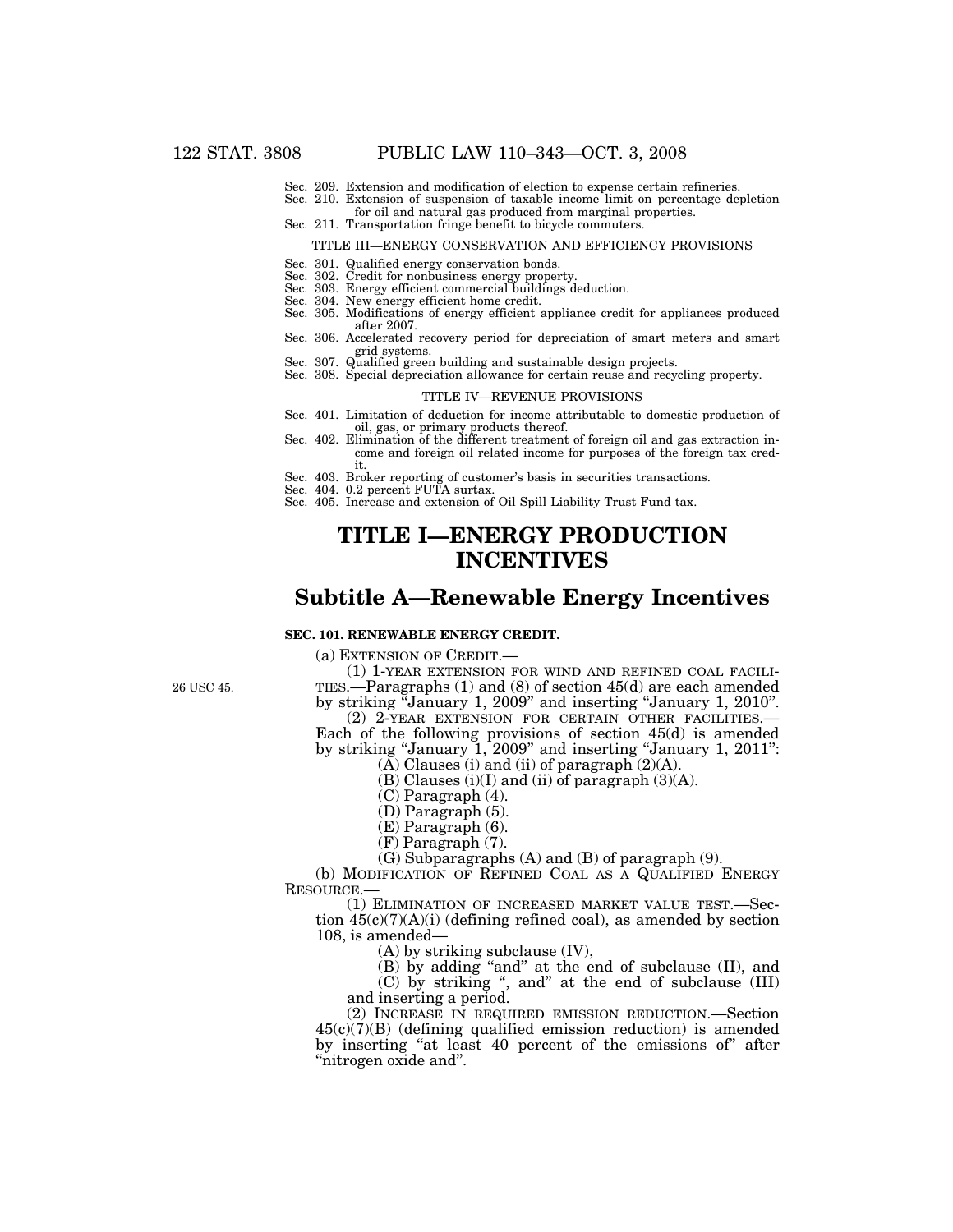Sec. 209. Extension and modification of election to expense certain refineries.
Sec. 210. Extension of suspension of taxable income limit on percentage depletion for oil and natural gas produced from marginal properties.
Sec. 211. Transportation fringe benefit to bicycle commuters.

TITLE III—ENERGY CONSERVATION AND EFFICIENCY PROVISIONS

Sec. 301. Qualified energy conservation bonds.
Sec. 302. Credit for nonbusiness energy property.
Sec. 303. Energy efficient commercial buildings deduction.
Sec. 304. New energy efficient home credit.
Sec. 305. Modifications of energy efficient appliance credit for appliances produced after 2007.
Sec. 306. Accelerated recovery period for depreciation of smart meters and smart grid systems.
Sec. 307. Qualified green building and sustainable design projects.
Sec. 308. Special depreciation allowance for certain reuse and recycling property.

TITLE IV—REVENUE PROVISIONS

Sec. 401. Limitation of deduction for income attributable to domestic production of oil, gas, or primary products thereof.
Sec. 402. Elimination of the different treatment of foreign oil and gas extraction income and foreign oil related income for purposes of the foreign tax credit.
Sec. 403. Broker reporting of customer's basis in securities transactions.
Sec. 404. 0.2 percent FUTA surtax.
Sec. 405. Increase and extension of Oil Spill Liability Trust Fund tax.

# TITLE I—ENERGY PRODUCTION INCENTIVES

## Subtitle A—Renewable Energy Incentives

### SEC. 101. RENEWABLE ENERGY CREDIT.

(a) EXTENSION OF CREDIT.—

26 USC 45.

(1) 1-YEAR EXTENSION FOR WIND AND REFINED COAL FACILITIES.—Paragraphs (1) and (8) of section 45(d) are each amended by striking "January 1, 2009" and inserting "January 1, 2010".

(2) 2-YEAR EXTENSION FOR CERTAIN OTHER FACILITIES.—Each of the following provisions of section 45(d) is amended by striking "January 1, 2009" and inserting "January 1, 2011":

(A) Clauses (i) and (ii) of paragraph (2)(A).

(B) Clauses (i)(I) and (ii) of paragraph (3)(A).

(C) Paragraph (4).

(D) Paragraph (5).

(E) Paragraph (6).

(F) Paragraph (7).

(G) Subparagraphs (A) and (B) of paragraph (9).

(b) MODIFICATION OF REFINED COAL AS A QUALIFIED ENERGY RESOURCE.—

(1) ELIMINATION OF INCREASED MARKET VALUE TEST.—Section 45(c)(7)(A)(i) (defining refined coal), as amended by section 108, is amended—

(A) by striking subclause (IV),

(B) by adding "and" at the end of subclause (II), and

(C) by striking ", and" at the end of subclause (III) and inserting a period.

(2) INCREASE IN REQUIRED EMISSION REDUCTION.—Section 45(c)(7)(B) (defining qualified emission reduction) is amended by inserting "at least 40 percent of the emissions of" after "nitrogen oxide and".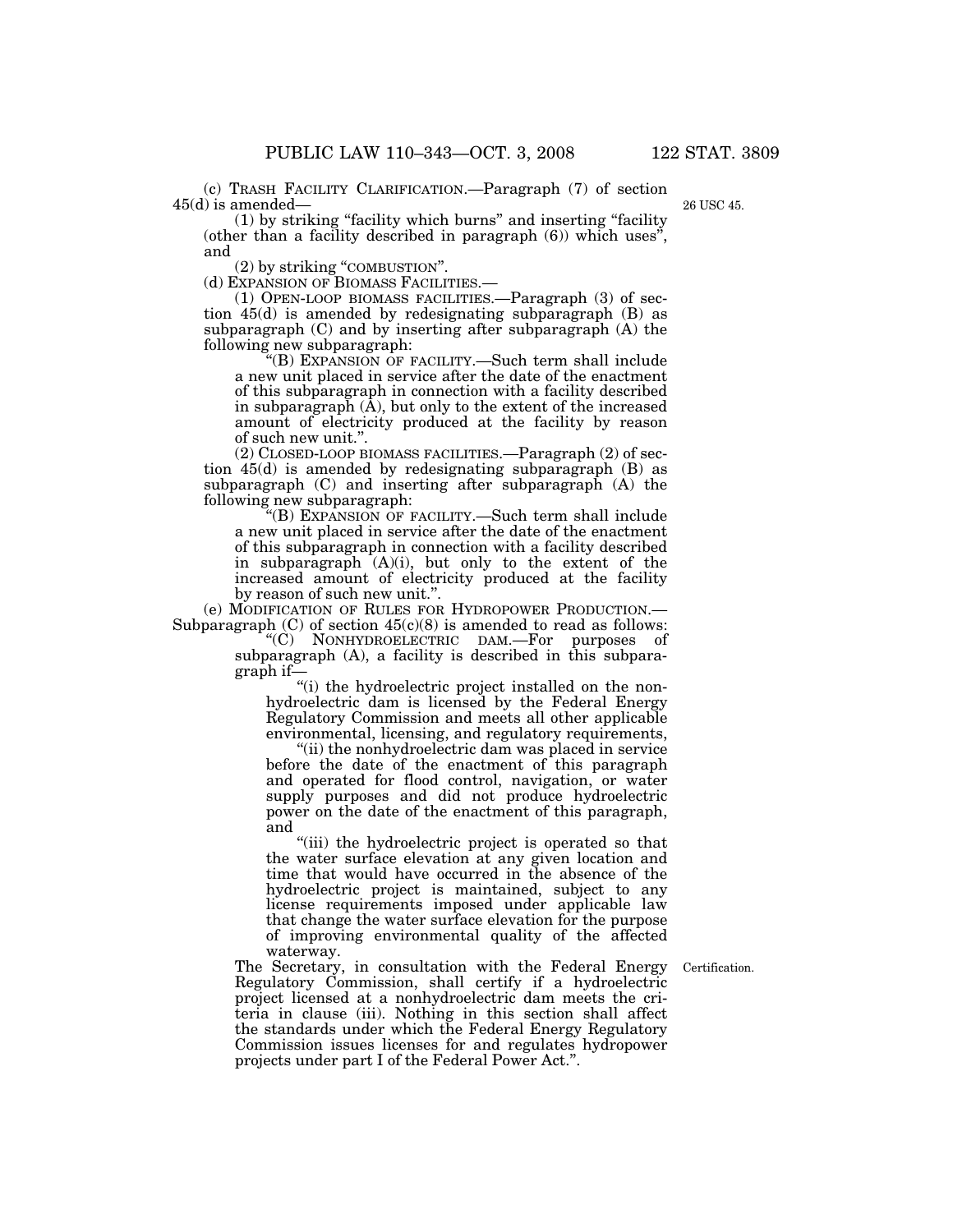(c) TRASH FACILITY CLARIFICATION.—Paragraph (7) of section 45(d) is amended—

26 USC 45.

(1) by striking "facility which burns" and inserting "facility (other than a facility described in paragraph (6)) which uses", and

(2) by striking "COMBUSTION".

(d) EXPANSION OF BIOMASS FACILITIES.—

(1) OPEN-LOOP BIOMASS FACILITIES.—Paragraph (3) of section 45(d) is amended by redesignating subparagraph (B) as subparagraph (C) and by inserting after subparagraph (A) the following new subparagraph:

"(B) EXPANSION OF FACILITY.—Such term shall include a new unit placed in service after the date of the enactment of this subparagraph in connection with a facility described in subparagraph (A), but only to the extent of the increased amount of electricity produced at the facility by reason of such new unit.".

(2) CLOSED-LOOP BIOMASS FACILITIES.—Paragraph (2) of section 45(d) is amended by redesignating subparagraph (B) as subparagraph (C) and inserting after subparagraph (A) the following new subparagraph:

"(B) EXPANSION OF FACILITY.—Such term shall include a new unit placed in service after the date of the enactment of this subparagraph in connection with a facility described in subparagraph (A)(i), but only to the extent of the increased amount of electricity produced at the facility by reason of such new unit.".

(e) MODIFICATION OF RULES FOR HYDROPOWER PRODUCTION.—Subparagraph (C) of section 45(c)(8) is amended to read as follows:

"(C) NONHYDROELECTRIC DAM.—For purposes of subparagraph (A), a facility is described in this subparagraph if—

"(i) the hydroelectric project installed on the nonhydroelectric dam is licensed by the Federal Energy Regulatory Commission and meets all other applicable environmental, licensing, and regulatory requirements,

"(ii) the nonhydroelectric dam was placed in service before the date of the enactment of this paragraph and operated for flood control, navigation, or water supply purposes and did not produce hydroelectric power on the date of the enactment of this paragraph, and

"(iii) the hydroelectric project is operated so that the water surface elevation at any given location and time that would have occurred in the absence of the hydroelectric project is maintained, subject to any license requirements imposed under applicable law that change the water surface elevation for the purpose of improving environmental quality of the affected waterway.

Certification.

The Secretary, in consultation with the Federal Energy Regulatory Commission, shall certify if a hydroelectric project licensed at a nonhydroelectric dam meets the criteria in clause (iii). Nothing in this section shall affect the standards under which the Federal Energy Regulatory Commission issues licenses for and regulates hydropower projects under part I of the Federal Power Act.".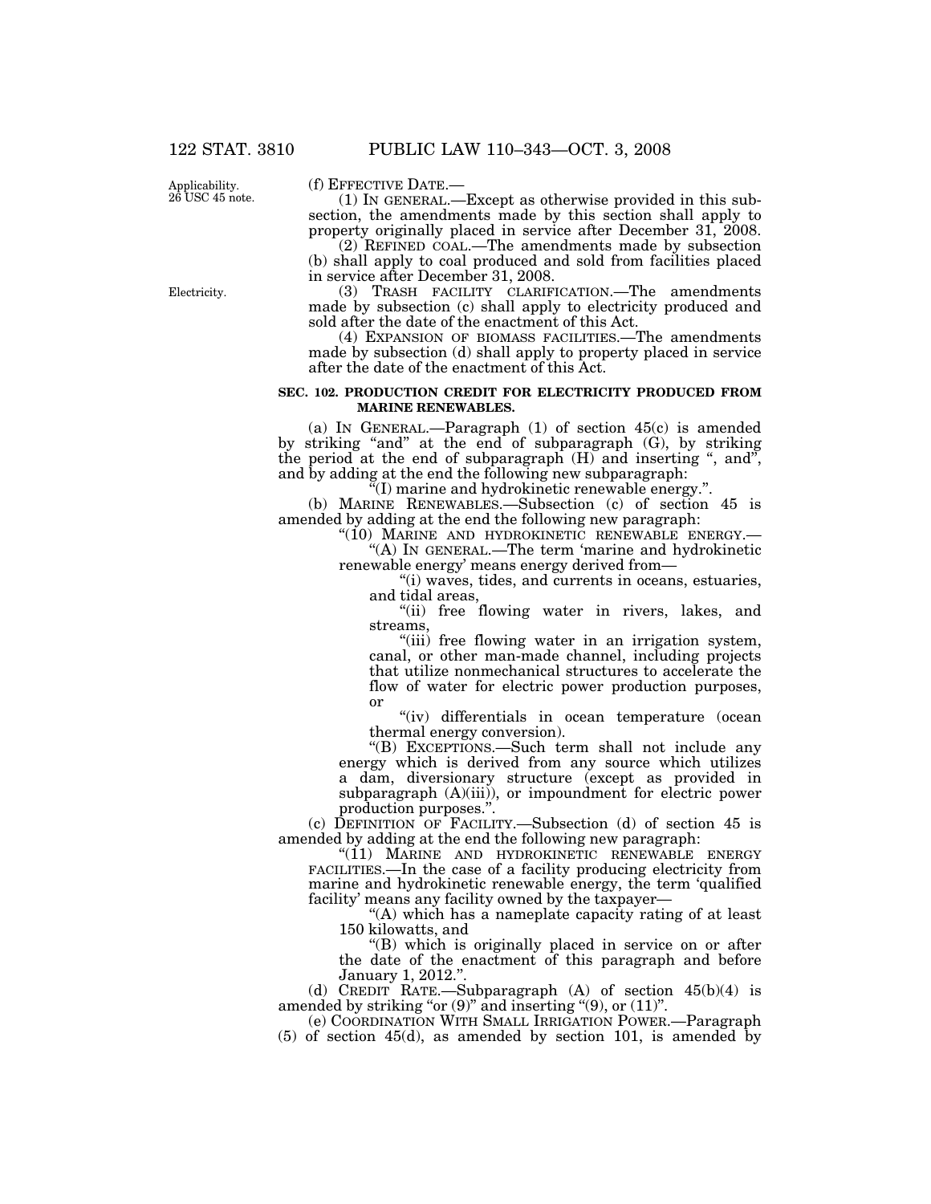Applicability. 26 USC 45 note.

(f) EFFECTIVE DATE.—

(1) IN GENERAL.—Except as otherwise provided in this subsection, the amendments made by this section shall apply to property originally placed in service after December 31, 2008.

(2) REFINED COAL.—The amendments made by subsection (b) shall apply to coal produced and sold from facilities placed in service after December 31, 2008.

Electricity.

(3) TRASH FACILITY CLARIFICATION.—The amendments made by subsection (c) shall apply to electricity produced and sold after the date of the enactment of this Act.

(4) EXPANSION OF BIOMASS FACILITIES.—The amendments made by subsection (d) shall apply to property placed in service after the date of the enactment of this Act.

**SEC. 102. PRODUCTION CREDIT FOR ELECTRICITY PRODUCED FROM MARINE RENEWABLES.**

(a) IN GENERAL.—Paragraph (1) of section 45(c) is amended by striking "and" at the end of subparagraph (G), by striking the period at the end of subparagraph (H) and inserting ", and", and by adding at the end the following new subparagraph:

"(I) marine and hydrokinetic renewable energy.".

(b) MARINE RENEWABLES.—Subsection (c) of section 45 is amended by adding at the end the following new paragraph:

"(10) MARINE AND HYDROKINETIC RENEWABLE ENERGY.—

"(A) IN GENERAL.—The term 'marine and hydrokinetic renewable energy' means energy derived from—

"(i) waves, tides, and currents in oceans, estuaries, and tidal areas,

"(ii) free flowing water in rivers, lakes, and streams,

"(iii) free flowing water in an irrigation system, canal, or other man-made channel, including projects that utilize nonmechanical structures to accelerate the flow of water for electric power production purposes, or

"(iv) differentials in ocean temperature (ocean thermal energy conversion).

"(B) EXCEPTIONS.—Such term shall not include any energy which is derived from any source which utilizes a dam, diversionary structure (except as provided in subparagraph (A)(iii)), or impoundment for electric power production purposes.".

(c) DEFINITION OF FACILITY.—Subsection (d) of section 45 is amended by adding at the end the following new paragraph:

"(11) MARINE AND HYDROKINETIC RENEWABLE ENERGY FACILITIES.—In the case of a facility producing electricity from marine and hydrokinetic renewable energy, the term 'qualified facility' means any facility owned by the taxpayer—

"(A) which has a nameplate capacity rating of at least 150 kilowatts, and

"(B) which is originally placed in service on or after the date of the enactment of this paragraph and before January 1, 2012.".

(d) CREDIT RATE.—Subparagraph (A) of section 45(b)(4) is amended by striking "or (9)" and inserting "(9), or (11)".

(e) COORDINATION WITH SMALL IRRIGATION POWER.—Paragraph (5) of section 45(d), as amended by section 101, is amended by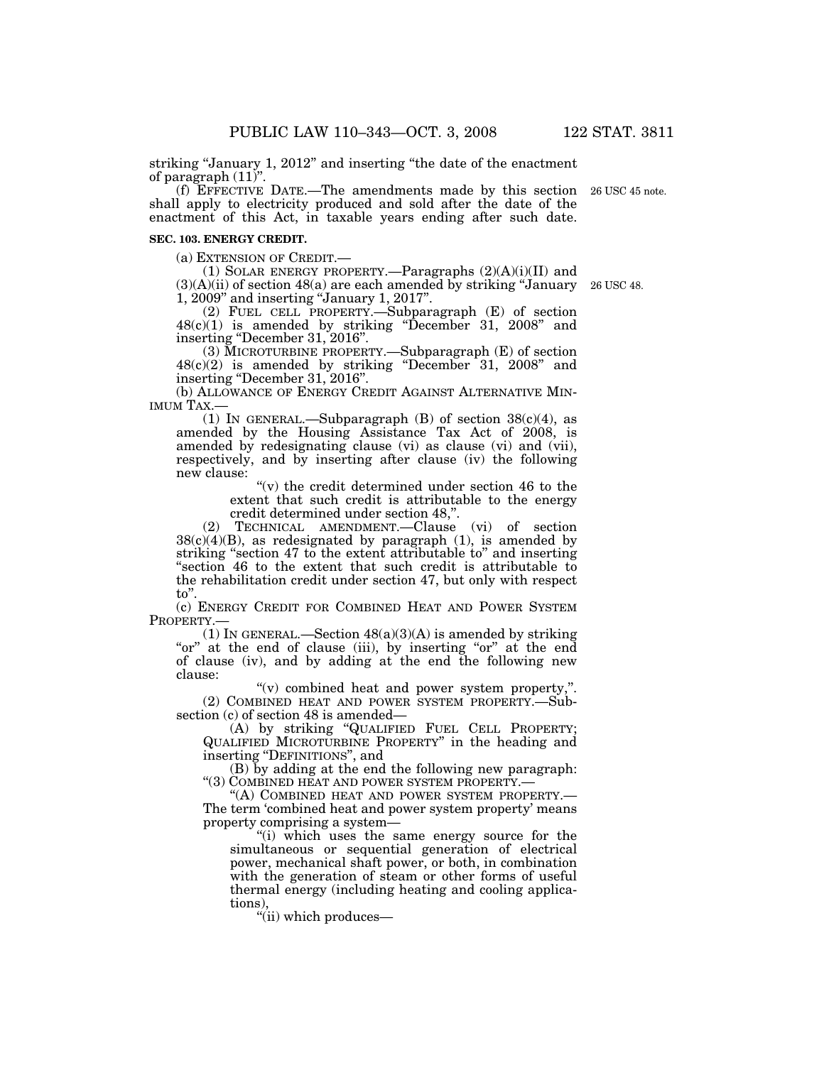striking "January 1, 2012" and inserting "the date of the enactment of paragraph (11)".

(f) EFFECTIVE DATE.—The amendments made by this section shall apply to electricity produced and sold after the date of the enactment of this Act, in taxable years ending after such date.

26 USC 45 note.

**SEC. 103. ENERGY CREDIT.**

(a) EXTENSION OF CREDIT.—

(1) SOLAR ENERGY PROPERTY.—Paragraphs (2)(A)(i)(II) and (3)(A)(ii) of section 48(a) are each amended by striking "January 1, 2009" and inserting "January 1, 2017".

26 USC 48.

(2) FUEL CELL PROPERTY.—Subparagraph (E) of section 48(c)(1) is amended by striking "December 31, 2008" and inserting "December 31, 2016".

(3) MICROTURBINE PROPERTY.—Subparagraph (E) of section 48(c)(2) is amended by striking "December 31, 2008" and inserting "December 31, 2016".

(b) ALLOWANCE OF ENERGY CREDIT AGAINST ALTERNATIVE MINIMUM TAX.—

(1) IN GENERAL.—Subparagraph (B) of section 38(c)(4), as amended by the Housing Assistance Tax Act of 2008, is amended by redesignating clause (vi) as clause (vi) and (vii), respectively, and by inserting after clause (iv) the following new clause:

"(v) the credit determined under section 46 to the extent that such credit is attributable to the energy credit determined under section 48,".

(2) TECHNICAL AMENDMENT.—Clause (vi) of section 38(c)(4)(B), as redesignated by paragraph (1), is amended by striking "section 47 to the extent attributable to" and inserting "section 46 to the extent that such credit is attributable to the rehabilitation credit under section 47, but only with respect to".

(c) ENERGY CREDIT FOR COMBINED HEAT AND POWER SYSTEM PROPERTY.—

(1) IN GENERAL.—Section 48(a)(3)(A) is amended by striking "or" at the end of clause (iii), by inserting "or" at the end of clause (iv), and by adding at the end the following new clause:

"(v) combined heat and power system property,".

(2) COMBINED HEAT AND POWER SYSTEM PROPERTY.—Subsection (c) of section 48 is amended—

(A) by striking "QUALIFIED FUEL CELL PROPERTY; QUALIFIED MICROTURBINE PROPERTY" in the heading and inserting "DEFINITIONS", and

(B) by adding at the end the following new paragraph:

"(3) COMBINED HEAT AND POWER SYSTEM PROPERTY.—

"(A) COMBINED HEAT AND POWER SYSTEM PROPERTY.—The term 'combined heat and power system property' means property comprising a system—

"(i) which uses the same energy source for the simultaneous or sequential generation of electrical power, mechanical shaft power, or both, in combination with the generation of steam or other forms of useful thermal energy (including heating and cooling applications),

"(ii) which produces—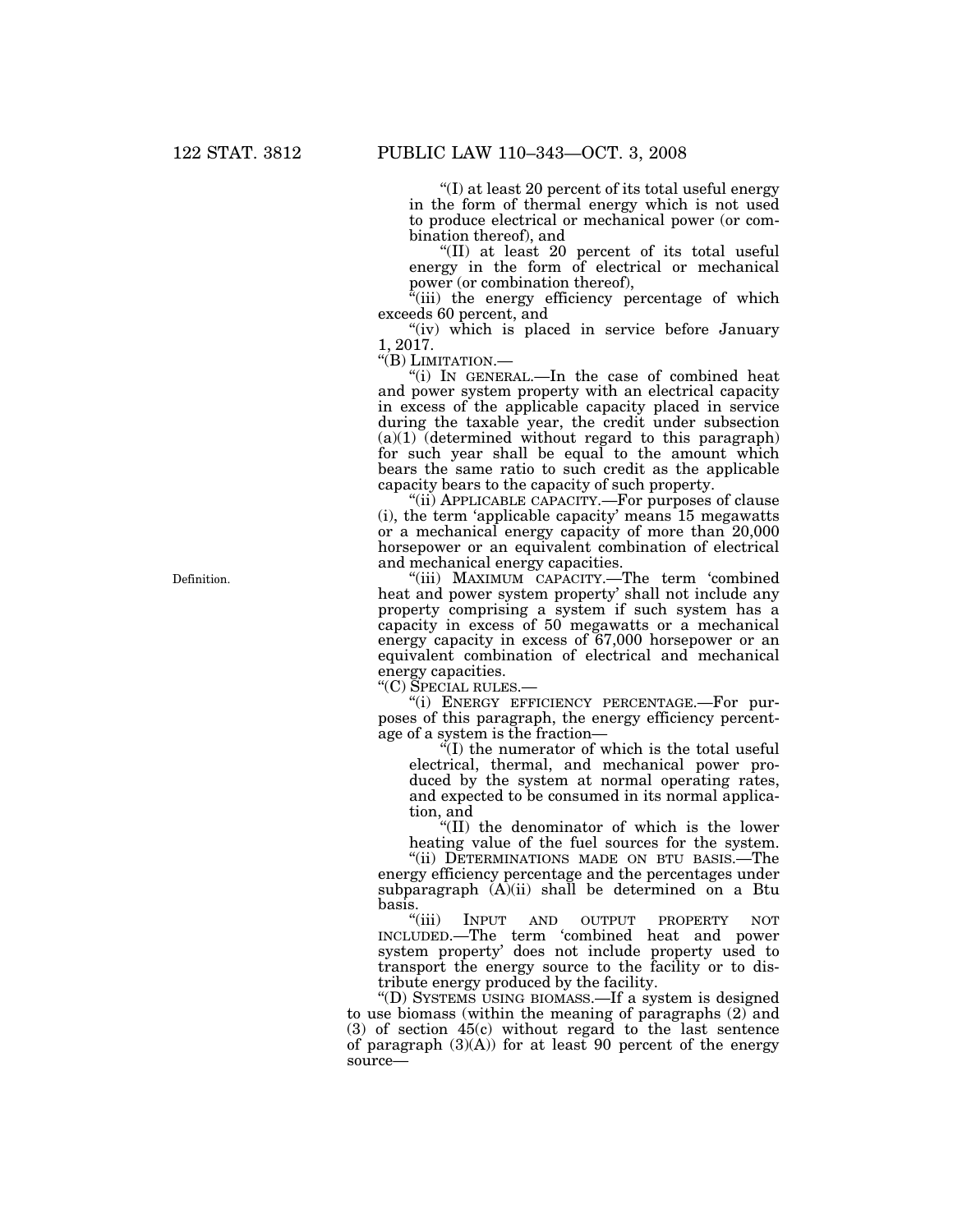"(I) at least 20 percent of its total useful energy in the form of thermal energy which is not used to produce electrical or mechanical power (or combination thereof), and

"(II) at least 20 percent of its total useful energy in the form of electrical or mechanical power (or combination thereof),

"(iii) the energy efficiency percentage of which exceeds 60 percent, and

"(iv) which is placed in service before January 1, 2017.

"(B) LIMITATION.—

"(i) IN GENERAL.—In the case of combined heat and power system property with an electrical capacity in excess of the applicable capacity placed in service during the taxable year, the credit under subsection (a)(1) (determined without regard to this paragraph) for such year shall be equal to the amount which bears the same ratio to such credit as the applicable capacity bears to the capacity of such property.

"(ii) APPLICABLE CAPACITY.—For purposes of clause (i), the term 'applicable capacity' means 15 megawatts or a mechanical energy capacity of more than 20,000 horsepower or an equivalent combination of electrical and mechanical energy capacities.

Definition.

"(iii) MAXIMUM CAPACITY.—The term 'combined heat and power system property' shall not include any property comprising a system if such system has a capacity in excess of 50 megawatts or a mechanical energy capacity in excess of 67,000 horsepower or an equivalent combination of electrical and mechanical energy capacities.

"(C) SPECIAL RULES.—

"(i) ENERGY EFFICIENCY PERCENTAGE.—For purposes of this paragraph, the energy efficiency percentage of a system is the fraction—

"(I) the numerator of which is the total useful electrical, thermal, and mechanical power produced by the system at normal operating rates, and expected to be consumed in its normal application, and

"(II) the denominator of which is the lower heating value of the fuel sources for the system.

"(ii) DETERMINATIONS MADE ON BTU BASIS.—The energy efficiency percentage and the percentages under subparagraph (A)(ii) shall be determined on a Btu basis.

"(iii) INPUT AND OUTPUT PROPERTY NOT INCLUDED.—The term 'combined heat and power system property' does not include property used to transport the energy source to the facility or to distribute energy produced by the facility.

"(D) SYSTEMS USING BIOMASS.—If a system is designed to use biomass (within the meaning of paragraphs (2) and (3) of section 45(c) without regard to the last sentence of paragraph (3)(A)) for at least 90 percent of the energy source—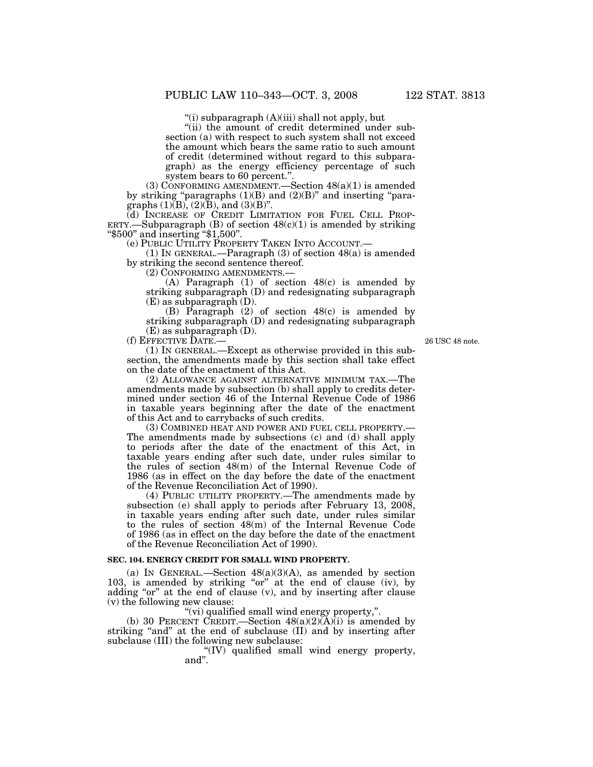"(i) subparagraph (A)(iii) shall not apply, but

"(ii) the amount of credit determined under subsection (a) with respect to such system shall not exceed the amount which bears the same ratio to such amount of credit (determined without regard to this subparagraph) as the energy efficiency percentage of such system bears to 60 percent.".

(3) CONFORMING AMENDMENT.—Section 48(a)(1) is amended by striking "paragraphs (1)(B) and (2)(B)" and inserting "paragraphs (1)(B), (2)(B), and (3)(B)".

(d) INCREASE OF CREDIT LIMITATION FOR FUEL CELL PROPERTY.—Subparagraph (B) of section 48(c)(1) is amended by striking "$500" and inserting "$1,500".

(e) PUBLIC UTILITY PROPERTY TAKEN INTO ACCOUNT.—

(1) IN GENERAL.—Paragraph (3) of section 48(a) is amended by striking the second sentence thereof.

(2) CONFORMING AMENDMENTS.—

(A) Paragraph (1) of section 48(c) is amended by striking subparagraph (D) and redesignating subparagraph (E) as subparagraph (D).

(B) Paragraph (2) of section 48(c) is amended by striking subparagraph (D) and redesignating subparagraph (E) as subparagraph (D).

(f) EFFECTIVE DATE.—

26 USC 48 note.

(1) IN GENERAL.—Except as otherwise provided in this subsection, the amendments made by this section shall take effect on the date of the enactment of this Act.

(2) ALLOWANCE AGAINST ALTERNATIVE MINIMUM TAX.—The amendments made by subsection (b) shall apply to credits determined under section 46 of the Internal Revenue Code of 1986 in taxable years beginning after the date of the enactment of this Act and to carrybacks of such credits.

(3) COMBINED HEAT AND POWER AND FUEL CELL PROPERTY.—The amendments made by subsections (c) and (d) shall apply to periods after the date of the enactment of this Act, in taxable years ending after such date, under rules similar to the rules of section 48(m) of the Internal Revenue Code of 1986 (as in effect on the day before the date of the enactment of the Revenue Reconciliation Act of 1990).

(4) PUBLIC UTILITY PROPERTY.—The amendments made by subsection (e) shall apply to periods after February 13, 2008, in taxable years ending after such date, under rules similar to the rules of section 48(m) of the Internal Revenue Code of 1986 (as in effect on the day before the date of the enactment of the Revenue Reconciliation Act of 1990).

**SEC. 104. ENERGY CREDIT FOR SMALL WIND PROPERTY.**

(a) IN GENERAL.—Section 48(a)(3)(A), as amended by section 103, is amended by striking "or" at the end of clause (iv), by adding "or" at the end of clause (v), and by inserting after clause (v) the following new clause:

"(vi) qualified small wind energy property,".

(b) 30 PERCENT CREDIT.—Section 48(a)(2)(A)(i) is amended by striking "and" at the end of subclause (II) and by inserting after subclause (III) the following new subclause:

"(IV) qualified small wind energy property, and".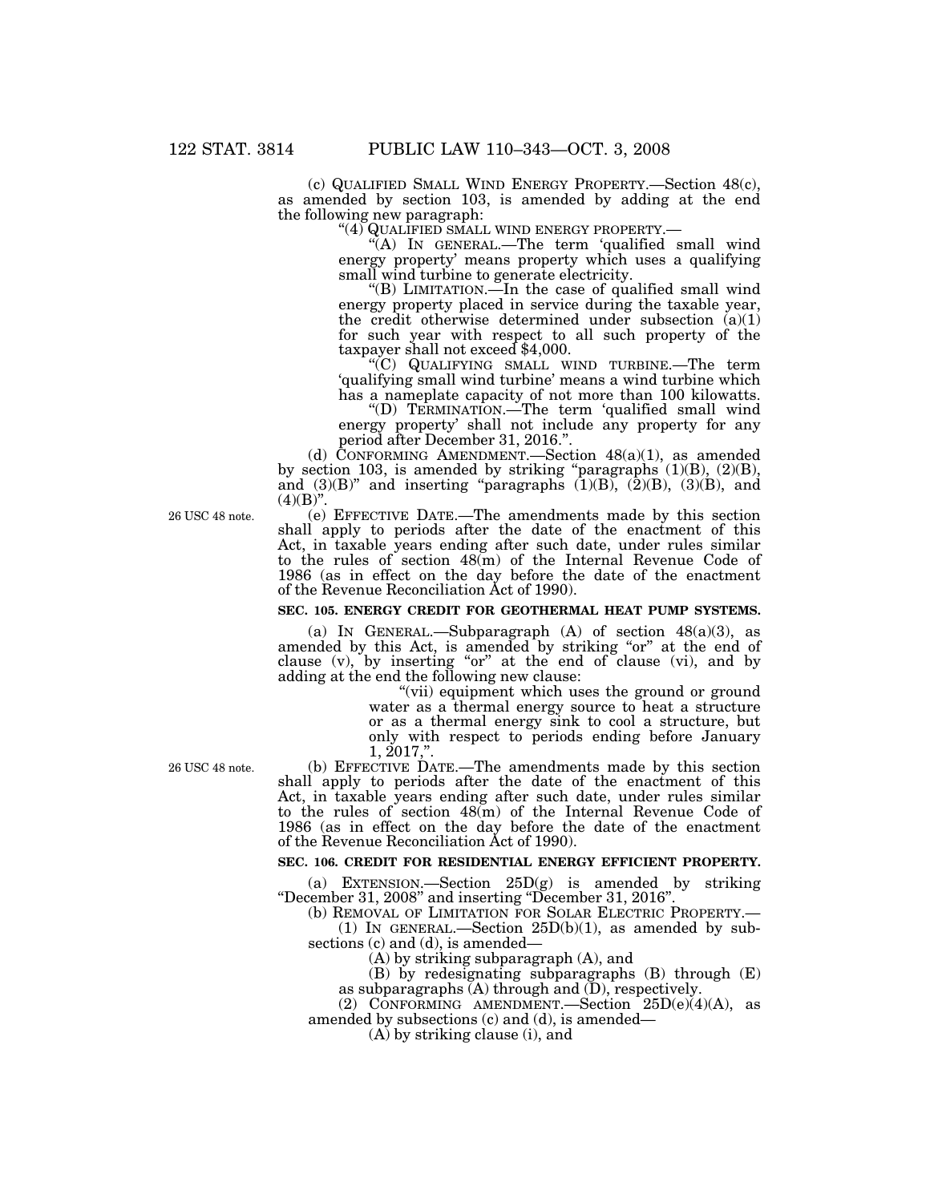(c) QUALIFIED SMALL WIND ENERGY PROPERTY.—Section 48(c), as amended by section 103, is amended by adding at the end the following new paragraph:

"(4) QUALIFIED SMALL WIND ENERGY PROPERTY.—

"(A) IN GENERAL.—The term 'qualified small wind energy property' means property which uses a qualifying small wind turbine to generate electricity.

"(B) LIMITATION.—In the case of qualified small wind energy property placed in service during the taxable year, the credit otherwise determined under subsection (a)(1) for such year with respect to all such property of the taxpayer shall not exceed $4,000.

"(C) QUALIFYING SMALL WIND TURBINE.—The term 'qualifying small wind turbine' means a wind turbine which has a nameplate capacity of not more than 100 kilowatts.

"(D) TERMINATION.—The term 'qualified small wind energy property' shall not include any property for any period after December 31, 2016.".

(d) CONFORMING AMENDMENT.—Section 48(a)(1), as amended by section 103, is amended by striking "paragraphs (1)(B), (2)(B), and (3)(B)" and inserting "paragraphs (1)(B), (2)(B), (3)(B), and (4)(B)".

26 USC 48 note.

(e) EFFECTIVE DATE.—The amendments made by this section shall apply to periods after the date of the enactment of this Act, in taxable years ending after such date, under rules similar to the rules of section 48(m) of the Internal Revenue Code of 1986 (as in effect on the day before the date of the enactment of the Revenue Reconciliation Act of 1990).

**SEC. 105. ENERGY CREDIT FOR GEOTHERMAL HEAT PUMP SYSTEMS.**

(a) IN GENERAL.—Subparagraph (A) of section 48(a)(3), as amended by this Act, is amended by striking "or" at the end of clause (v), by inserting "or" at the end of clause (vi), and by adding at the end the following new clause:

"(vii) equipment which uses the ground or ground water as a thermal energy source to heat a structure or as a thermal energy sink to cool a structure, but only with respect to periods ending before January 1, 2017,".

26 USC 48 note.

(b) EFFECTIVE DATE.—The amendments made by this section shall apply to periods after the date of the enactment of this Act, in taxable years ending after such date, under rules similar to the rules of section 48(m) of the Internal Revenue Code of 1986 (as in effect on the day before the date of the enactment of the Revenue Reconciliation Act of 1990).

**SEC. 106. CREDIT FOR RESIDENTIAL ENERGY EFFICIENT PROPERTY.**

(a) EXTENSION.—Section 25D(g) is amended by striking "December 31, 2008" and inserting "December 31, 2016".

(b) REMOVAL OF LIMITATION FOR SOLAR ELECTRIC PROPERTY.—

(1) IN GENERAL.—Section 25D(b)(1), as amended by subsections (c) and (d), is amended—

(A) by striking subparagraph (A), and

(B) by redesignating subparagraphs (B) through (E) as subparagraphs (A) through and (D), respectively.

(2) CONFORMING AMENDMENT.—Section 25D(e)(4)(A), as amended by subsections (c) and (d), is amended—

(A) by striking clause (i), and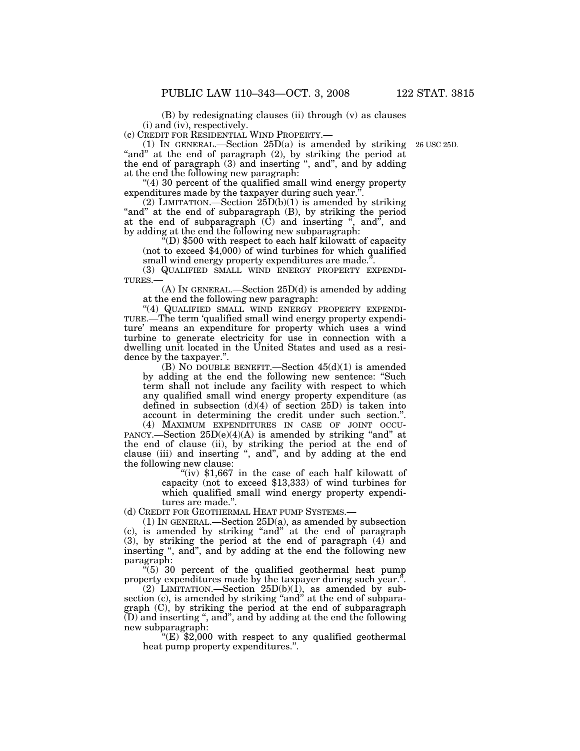(B) by redesignating clauses (ii) through (v) as clauses (i) and (iv), respectively.

(c) CREDIT FOR RESIDENTIAL WIND PROPERTY.—

(1) IN GENERAL.—Section 25D(a) is amended by striking "and" at the end of paragraph (2), by striking the period at the end of paragraph (3) and inserting ", and", and by adding at the end the following new paragraph:

26 USC 25D.

"(4) 30 percent of the qualified small wind energy property expenditures made by the taxpayer during such year.".

(2) LIMITATION.—Section 25D(b)(1) is amended by striking "and" at the end of subparagraph (B), by striking the period at the end of subparagraph (C) and inserting ", and", and by adding at the end the following new subparagraph:

"(D) $500 with respect to each half kilowatt of capacity (not to exceed $4,000) of wind turbines for which qualified small wind energy property expenditures are made.".

(3) QUALIFIED SMALL WIND ENERGY PROPERTY EXPENDITURES.—

(A) IN GENERAL.—Section 25D(d) is amended by adding at the end the following new paragraph:

"(4) QUALIFIED SMALL WIND ENERGY PROPERTY EXPENDITURE.—The term 'qualified small wind energy property expenditure' means an expenditure for property which uses a wind turbine to generate electricity for use in connection with a dwelling unit located in the United States and used as a residence by the taxpayer.".

(B) NO DOUBLE BENEFIT.—Section 45(d)(1) is amended by adding at the end the following new sentence: "Such term shall not include any facility with respect to which any qualified small wind energy property expenditure (as defined in subsection (d)(4) of section 25D) is taken into account in determining the credit under such section.".

(4) MAXIMUM EXPENDITURES IN CASE OF JOINT OCCUPANCY.—Section 25D(e)(4)(A) is amended by striking "and" at the end of clause (ii), by striking the period at the end of clause (iii) and inserting ", and", and by adding at the end the following new clause:

"(iv) $1,667 in the case of each half kilowatt of capacity (not to exceed $13,333) of wind turbines for which qualified small wind energy property expenditures are made.".

(d) CREDIT FOR GEOTHERMAL HEAT PUMP SYSTEMS.—

(1) IN GENERAL.—Section 25D(a), as amended by subsection (c), is amended by striking "and" at the end of paragraph (3), by striking the period at the end of paragraph (4) and inserting ", and", and by adding at the end the following new paragraph:

"(5) 30 percent of the qualified geothermal heat pump property expenditures made by the taxpayer during such year.".

(2) LIMITATION.—Section 25D(b)(1), as amended by subsection (c), is amended by striking "and" at the end of subparagraph (C), by striking the period at the end of subparagraph (D) and inserting ", and", and by adding at the end the following new subparagraph:

"(E) $2,000 with respect to any qualified geothermal heat pump property expenditures.".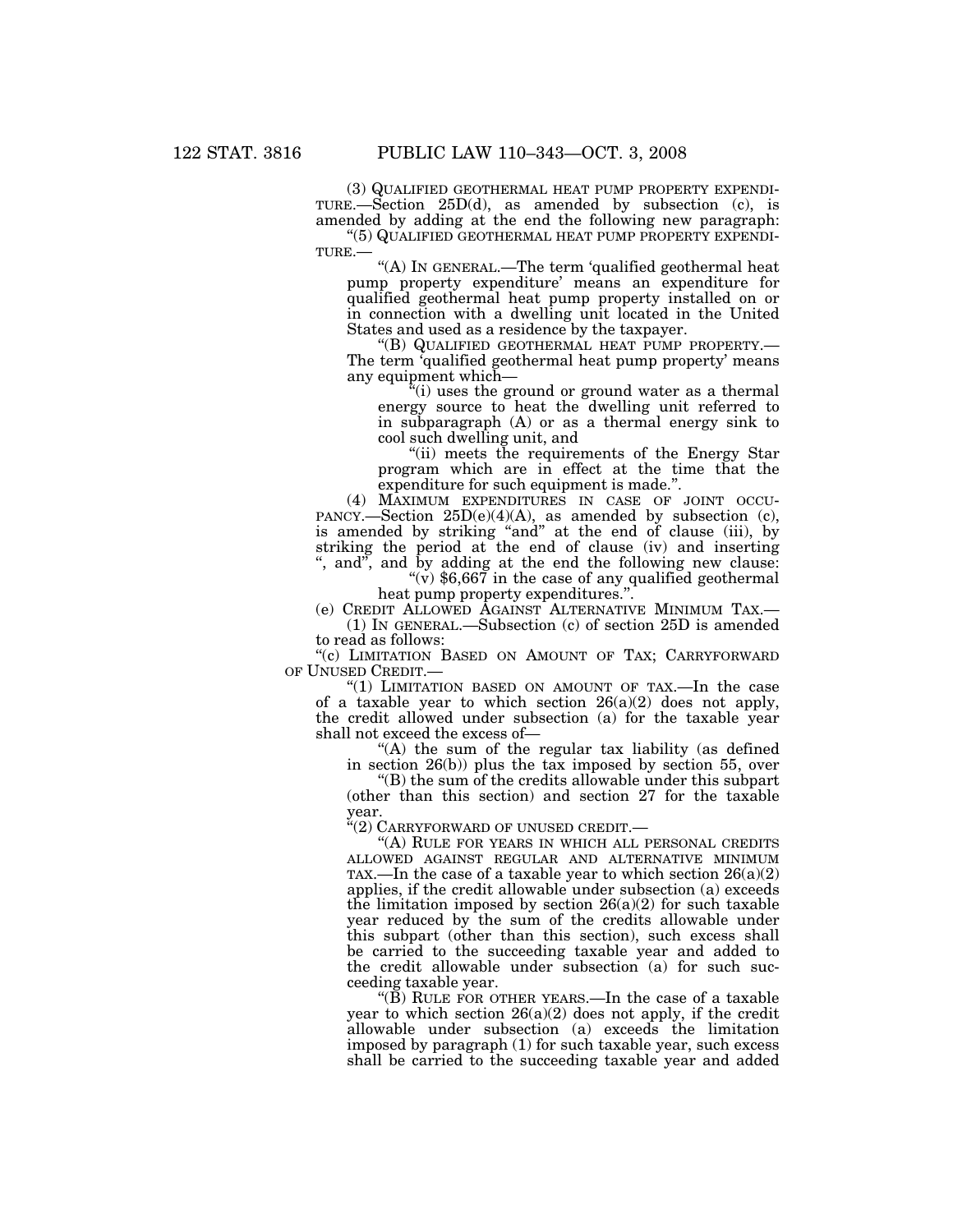(3) QUALIFIED GEOTHERMAL HEAT PUMP PROPERTY EXPENDITURE.—Section 25D(d), as amended by subsection (c), is amended by adding at the end the following new paragraph:

"(5) QUALIFIED GEOTHERMAL HEAT PUMP PROPERTY EXPENDITURE.—

"(A) IN GENERAL.—The term 'qualified geothermal heat pump property expenditure' means an expenditure for qualified geothermal heat pump property installed on or in connection with a dwelling unit located in the United States and used as a residence by the taxpayer.

"(B) QUALIFIED GEOTHERMAL HEAT PUMP PROPERTY.—The term 'qualified geothermal heat pump property' means any equipment which—

"(i) uses the ground or ground water as a thermal energy source to heat the dwelling unit referred to in subparagraph (A) or as a thermal energy sink to cool such dwelling unit, and

"(ii) meets the requirements of the Energy Star program which are in effect at the time that the expenditure for such equipment is made.".

(4) MAXIMUM EXPENDITURES IN CASE OF JOINT OCCUPANCY.—Section 25D(e)(4)(A), as amended by subsection (c), is amended by striking "and" at the end of clause (iii), by striking the period at the end of clause (iv) and inserting ", and", and by adding at the end the following new clause:

"(v) $6,667 in the case of any qualified geothermal heat pump property expenditures.".

(e) CREDIT ALLOWED AGAINST ALTERNATIVE MINIMUM TAX.—

(1) IN GENERAL.—Subsection (c) of section 25D is amended to read as follows:

"(c) LIMITATION BASED ON AMOUNT OF TAX; CARRYFORWARD OF UNUSED CREDIT.—

"(1) LIMITATION BASED ON AMOUNT OF TAX.—In the case of a taxable year to which section 26(a)(2) does not apply, the credit allowed under subsection (a) for the taxable year shall not exceed the excess of—

"(A) the sum of the regular tax liability (as defined in section 26(b)) plus the tax imposed by section 55, over

"(B) the sum of the credits allowable under this subpart (other than this section) and section 27 for the taxable year.

"(2) CARRYFORWARD OF UNUSED CREDIT.—

"(A) RULE FOR YEARS IN WHICH ALL PERSONAL CREDITS ALLOWED AGAINST REGULAR AND ALTERNATIVE MINIMUM TAX.—In the case of a taxable year to which section 26(a)(2) applies, if the credit allowable under subsection (a) exceeds the limitation imposed by section 26(a)(2) for such taxable year reduced by the sum of the credits allowable under this subpart (other than this section), such excess shall be carried to the succeeding taxable year and added to the credit allowable under subsection (a) for such succeeding taxable year.

"(B) RULE FOR OTHER YEARS.—In the case of a taxable year to which section 26(a)(2) does not apply, if the credit allowable under subsection (a) exceeds the limitation imposed by paragraph (1) for such taxable year, such excess shall be carried to the succeeding taxable year and added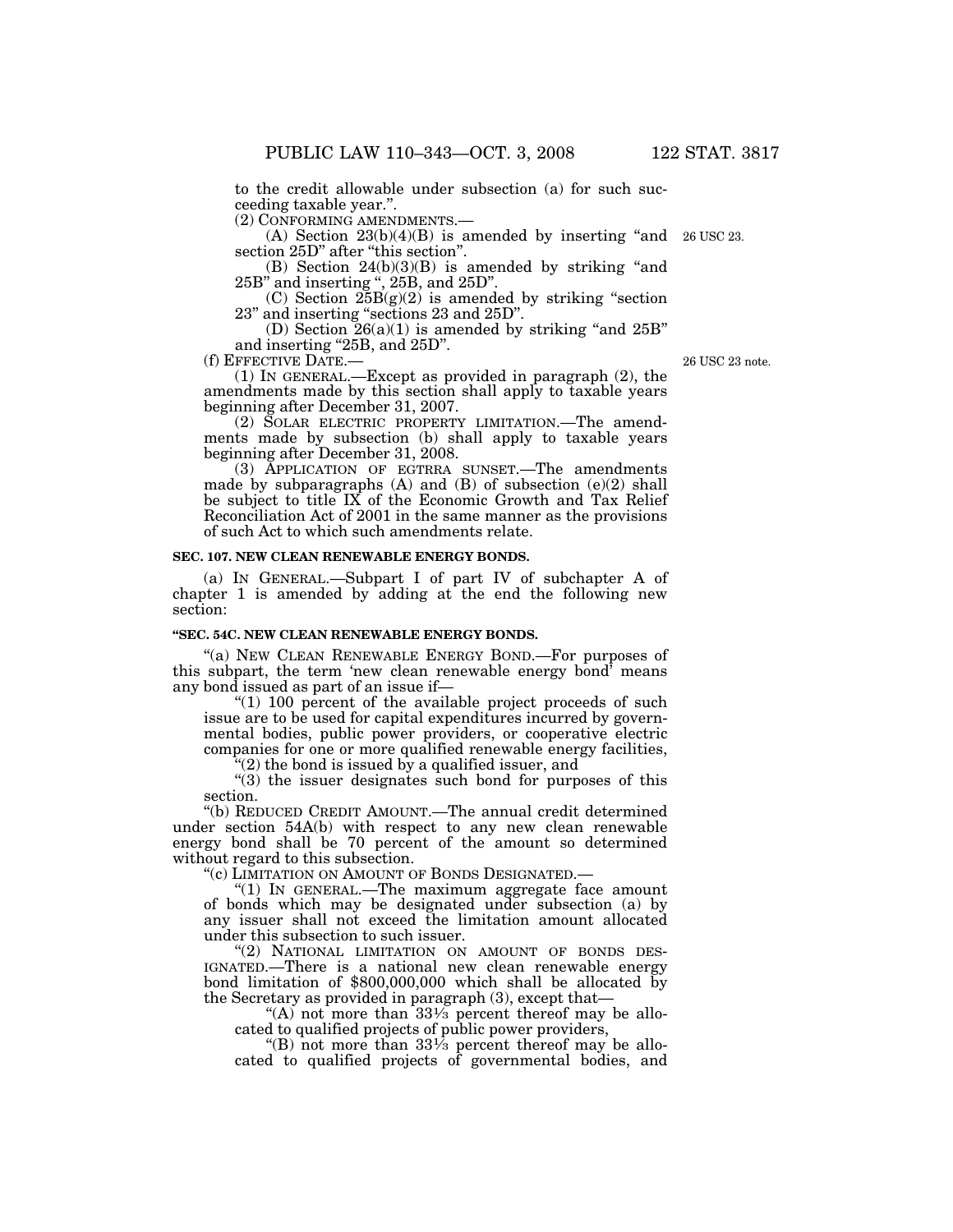to the credit allowable under subsection (a) for such succeeding taxable year.".

(2) CONFORMING AMENDMENTS.—

(A) Section 23(b)(4)(B) is amended by inserting "and section 25D" after "this section". 26 USC 23.

(B) Section 24(b)(3)(B) is amended by striking "and 25B" and inserting ", 25B, and 25D".

(C) Section 25B(g)(2) is amended by striking "section 23" and inserting "sections 23 and 25D".

(D) Section 26(a)(1) is amended by striking "and 25B" and inserting "25B, and 25D".

(f) EFFECTIVE DATE.— 26 USC 23 note.

(1) IN GENERAL.—Except as provided in paragraph (2), the amendments made by this section shall apply to taxable years beginning after December 31, 2007.

(2) SOLAR ELECTRIC PROPERTY LIMITATION.—The amendments made by subsection (b) shall apply to taxable years beginning after December 31, 2008.

(3) APPLICATION OF EGTRRA SUNSET.—The amendments made by subparagraphs (A) and (B) of subsection (e)(2) shall be subject to title IX of the Economic Growth and Tax Relief Reconciliation Act of 2001 in the same manner as the provisions of such Act to which such amendments relate.

**SEC. 107. NEW CLEAN RENEWABLE ENERGY BONDS.**

(a) IN GENERAL.—Subpart I of part IV of subchapter A of chapter 1 is amended by adding at the end the following new section:

**"SEC. 54C. NEW CLEAN RENEWABLE ENERGY BONDS.**

"(a) NEW CLEAN RENEWABLE ENERGY BOND.—For purposes of this subpart, the term 'new clean renewable energy bond' means any bond issued as part of an issue if—

"(1) 100 percent of the available project proceeds of such issue are to be used for capital expenditures incurred by governmental bodies, public power providers, or cooperative electric companies for one or more qualified renewable energy facilities,

"(2) the bond is issued by a qualified issuer, and

"(3) the issuer designates such bond for purposes of this section.

"(b) REDUCED CREDIT AMOUNT.—The annual credit determined under section 54A(b) with respect to any new clean renewable energy bond shall be 70 percent of the amount so determined without regard to this subsection.

"(c) LIMITATION ON AMOUNT OF BONDS DESIGNATED.—

"(1) IN GENERAL.—The maximum aggregate face amount of bonds which may be designated under subsection (a) by any issuer shall not exceed the limitation amount allocated under this subsection to such issuer.

"(2) NATIONAL LIMITATION ON AMOUNT OF BONDS DESIGNATED.—There is a national new clean renewable energy bond limitation of $800,000,000 which shall be allocated by the Secretary as provided in paragraph (3), except that—

"(A) not more than 33⅓ percent thereof may be allocated to qualified projects of public power providers,

"(B) not more than 33⅓ percent thereof may be allocated to qualified projects of governmental bodies, and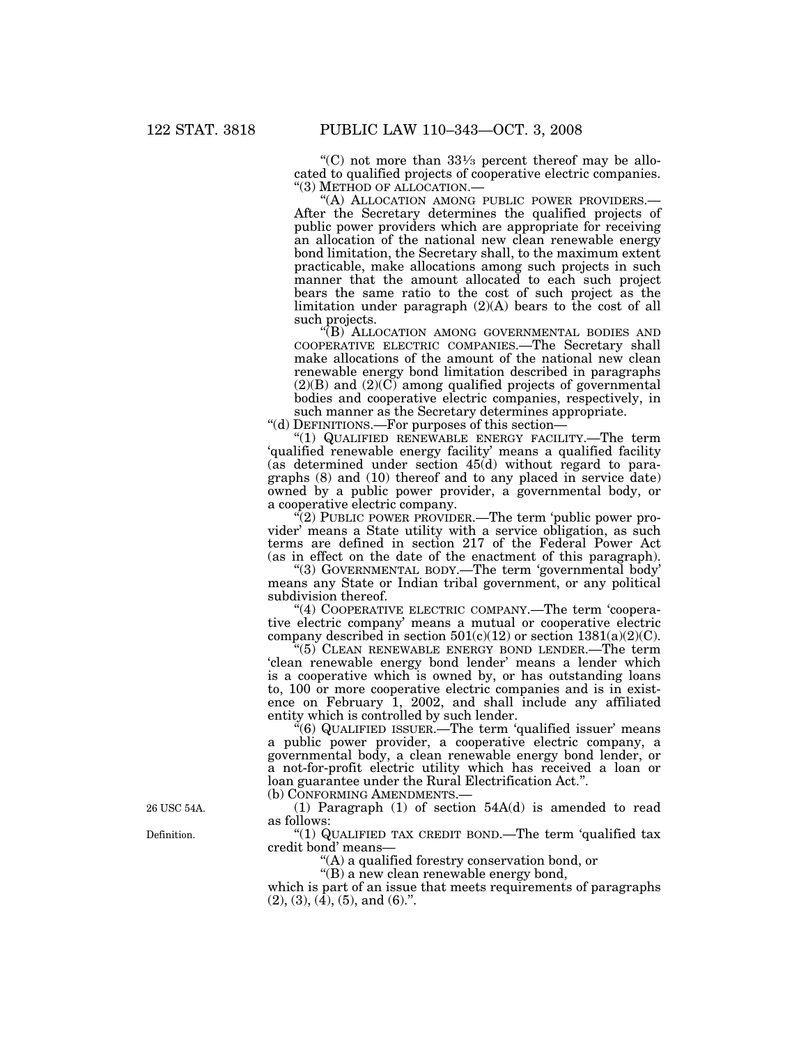"(C) not more than 33⅓ percent thereof may be allocated to qualified projects of cooperative electric companies.

"(3) METHOD OF ALLOCATION.—

"(A) ALLOCATION AMONG PUBLIC POWER PROVIDERS.— After the Secretary determines the qualified projects of public power providers which are appropriate for receiving an allocation of the national new clean renewable energy bond limitation, the Secretary shall, to the maximum extent practicable, make allocations among such projects in such manner that the amount allocated to each such project bears the same ratio to the cost of such project as the limitation under paragraph (2)(A) bears to the cost of all such projects.

"(B) ALLOCATION AMONG GOVERNMENTAL BODIES AND COOPERATIVE ELECTRIC COMPANIES.—The Secretary shall make allocations of the amount of the national new clean renewable energy bond limitation described in paragraphs (2)(B) and (2)(C) among qualified projects of governmental bodies and cooperative electric companies, respectively, in such manner as the Secretary determines appropriate.

"(d) DEFINITIONS.—For purposes of this section—

"(1) QUALIFIED RENEWABLE ENERGY FACILITY.—The term 'qualified renewable energy facility' means a qualified facility (as determined under section 45(d) without regard to paragraphs (8) and (10) thereof and to any placed in service date) owned by a public power provider, a governmental body, or a cooperative electric company.

"(2) PUBLIC POWER PROVIDER.—The term 'public power provider' means a State utility with a service obligation, as such terms are defined in section 217 of the Federal Power Act (as in effect on the date of the enactment of this paragraph).

"(3) GOVERNMENTAL BODY.—The term 'governmental body' means any State or Indian tribal government, or any political subdivision thereof.

"(4) COOPERATIVE ELECTRIC COMPANY.—The term 'cooperative electric company' means a mutual or cooperative electric company described in section 501(c)(12) or section 1381(a)(2)(C).

"(5) CLEAN RENEWABLE ENERGY BOND LENDER.—The term 'clean renewable energy bond lender' means a lender which is a cooperative which is owned by, or has outstanding loans to, 100 or more cooperative electric companies and is in existence on February 1, 2002, and shall include any affiliated entity which is controlled by such lender.

"(6) QUALIFIED ISSUER.—The term 'qualified issuer' means a public power provider, a cooperative electric company, a governmental body, a clean renewable energy bond lender, or a not-for-profit electric utility which has received a loan or loan guarantee under the Rural Electrification Act.".

(b) CONFORMING AMENDMENTS.—

26 USC 54A.

(1) Paragraph (1) of section 54A(d) is amended to read as follows:

Definition.

"(1) QUALIFIED TAX CREDIT BOND.—The term 'qualified tax credit bond' means—

"(A) a qualified forestry conservation bond, or

"(B) a new clean renewable energy bond,

which is part of an issue that meets requirements of paragraphs (2), (3), (4), (5), and (6).".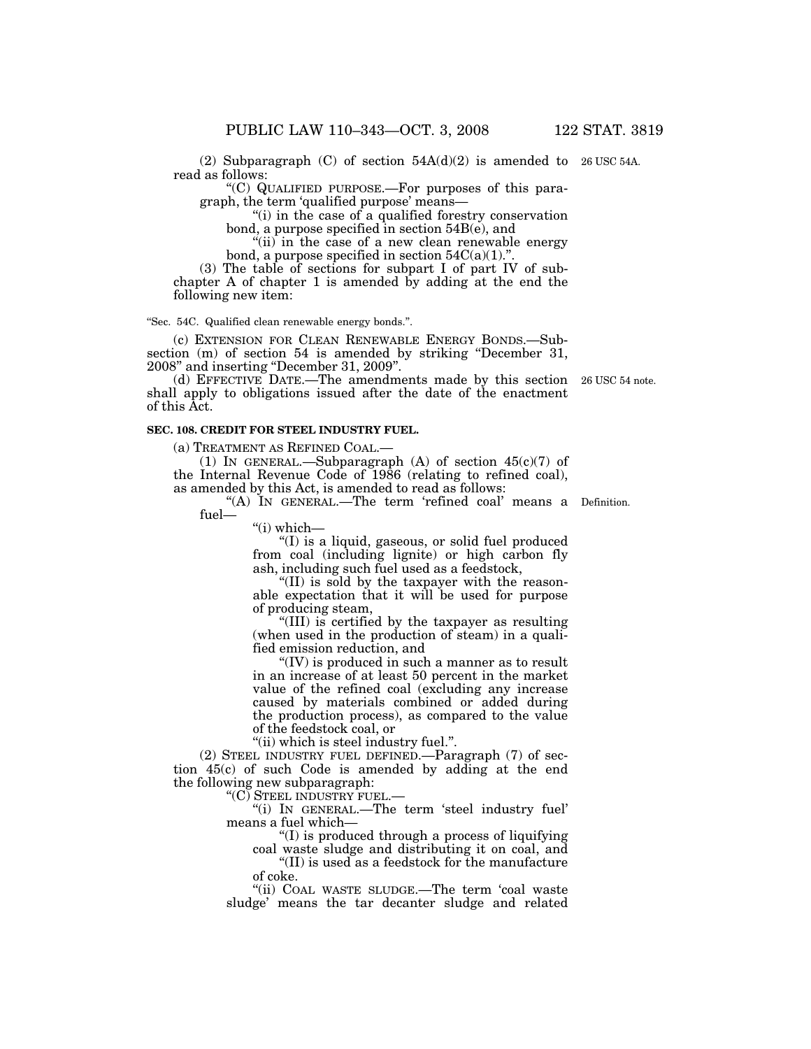(2) Subparagraph (C) of section 54A(d)(2) is amended to read as follows:

26 USC 54A.

"(C) QUALIFIED PURPOSE.—For purposes of this paragraph, the term 'qualified purpose' means—

"(i) in the case of a qualified forestry conservation bond, a purpose specified in section 54B(e), and

"(ii) in the case of a new clean renewable energy bond, a purpose specified in section 54C(a)(1).".

(3) The table of sections for subpart I of part IV of subchapter A of chapter 1 is amended by adding at the end the following new item:

"Sec. 54C. Qualified clean renewable energy bonds.".

(c) EXTENSION FOR CLEAN RENEWABLE ENERGY BONDS.—Subsection (m) of section 54 is amended by striking "December 31, 2008" and inserting "December 31, 2009".

(d) EFFECTIVE DATE.—The amendments made by this section shall apply to obligations issued after the date of the enactment of this Act.

26 USC 54 note.

**SEC. 108. CREDIT FOR STEEL INDUSTRY FUEL.**

(a) TREATMENT AS REFINED COAL.—

(1) IN GENERAL.—Subparagraph (A) of section 45(c)(7) of the Internal Revenue Code of 1986 (relating to refined coal), as amended by this Act, is amended to read as follows:

"(A) IN GENERAL.—The term 'refined coal' means a fuel—

Definition.

"(i) which—

"(I) is a liquid, gaseous, or solid fuel produced from coal (including lignite) or high carbon fly ash, including such fuel used as a feedstock,

"(II) is sold by the taxpayer with the reasonable expectation that it will be used for purpose of producing steam,

"(III) is certified by the taxpayer as resulting (when used in the production of steam) in a qualified emission reduction, and

"(IV) is produced in such a manner as to result in an increase of at least 50 percent in the market value of the refined coal (excluding any increase caused by materials combined or added during the production process), as compared to the value of the feedstock coal, or

"(ii) which is steel industry fuel.".

(2) STEEL INDUSTRY FUEL DEFINED.—Paragraph (7) of section 45(c) of such Code is amended by adding at the end the following new subparagraph:

"(C) STEEL INDUSTRY FUEL.—

"(i) IN GENERAL.—The term 'steel industry fuel' means a fuel which—

"(I) is produced through a process of liquifying coal waste sludge and distributing it on coal, and

"(II) is used as a feedstock for the manufacture of coke.

"(ii) COAL WASTE SLUDGE.—The term 'coal waste sludge' means the tar decanter sludge and related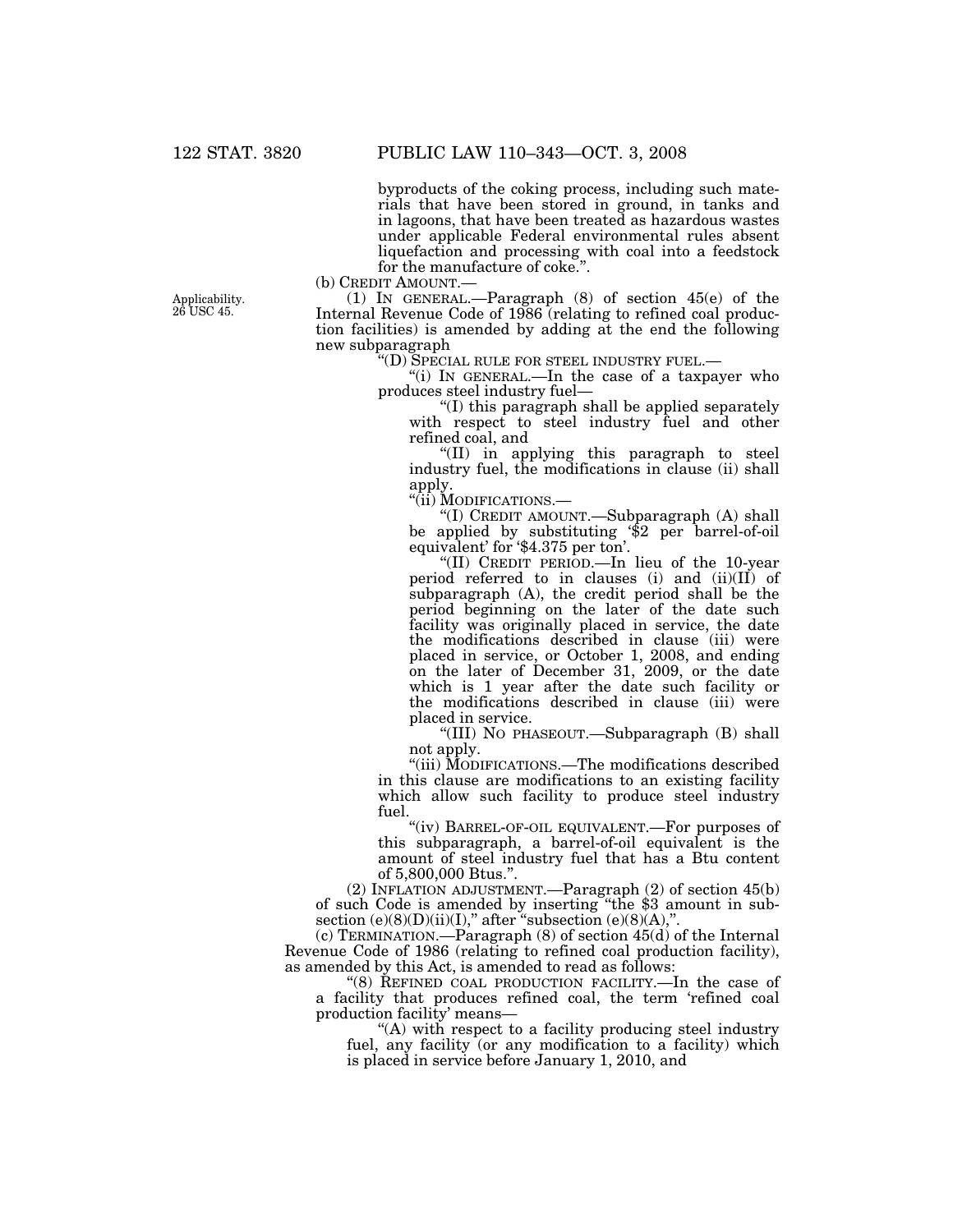byproducts of the coking process, including such materials that have been stored in ground, in tanks and in lagoons, that have been treated as hazardous wastes under applicable Federal environmental rules absent liquefaction and processing with coal into a feedstock for the manufacture of coke.".

(b) CREDIT AMOUNT.—

Applicability. 26 USC 45.

(1) IN GENERAL.—Paragraph (8) of section 45(e) of the Internal Revenue Code of 1986 (relating to refined coal production facilities) is amended by adding at the end the following new subparagraph

"(D) SPECIAL RULE FOR STEEL INDUSTRY FUEL.—

"(i) IN GENERAL.—In the case of a taxpayer who produces steel industry fuel—

"(I) this paragraph shall be applied separately with respect to steel industry fuel and other refined coal, and

"(II) in applying this paragraph to steel industry fuel, the modifications in clause (ii) shall apply.

"(ii) MODIFICATIONS.—

"(I) CREDIT AMOUNT.—Subparagraph (A) shall be applied by substituting '$2 per barrel-of-oil equivalent' for '$4.375 per ton'.

"(II) CREDIT PERIOD.—In lieu of the 10-year period referred to in clauses (i) and (ii)(II) of subparagraph (A), the credit period shall be the period beginning on the later of the date such facility was originally placed in service, the date the modifications described in clause (iii) were placed in service, or October 1, 2008, and ending on the later of December 31, 2009, or the date which is 1 year after the date such facility or the modifications described in clause (iii) were placed in service.

"(III) NO PHASEOUT.—Subparagraph (B) shall not apply.

"(iii) MODIFICATIONS.—The modifications described in this clause are modifications to an existing facility which allow such facility to produce steel industry fuel.

"(iv) BARREL-OF-OIL EQUIVALENT.—For purposes of this subparagraph, a barrel-of-oil equivalent is the amount of steel industry fuel that has a Btu content of 5,800,000 Btus.".

(2) INFLATION ADJUSTMENT.—Paragraph (2) of section 45(b) of such Code is amended by inserting "the $3 amount in subsection (e)(8)(D)(ii)(I)," after "subsection (e)(8)(A),".

(c) TERMINATION.—Paragraph (8) of section 45(d) of the Internal Revenue Code of 1986 (relating to refined coal production facility), as amended by this Act, is amended to read as follows:

"(8) REFINED COAL PRODUCTION FACILITY.—In the case of a facility that produces refined coal, the term 'refined coal production facility' means—

"(A) with respect to a facility producing steel industry fuel, any facility (or any modification to a facility) which is placed in service before January 1, 2010, and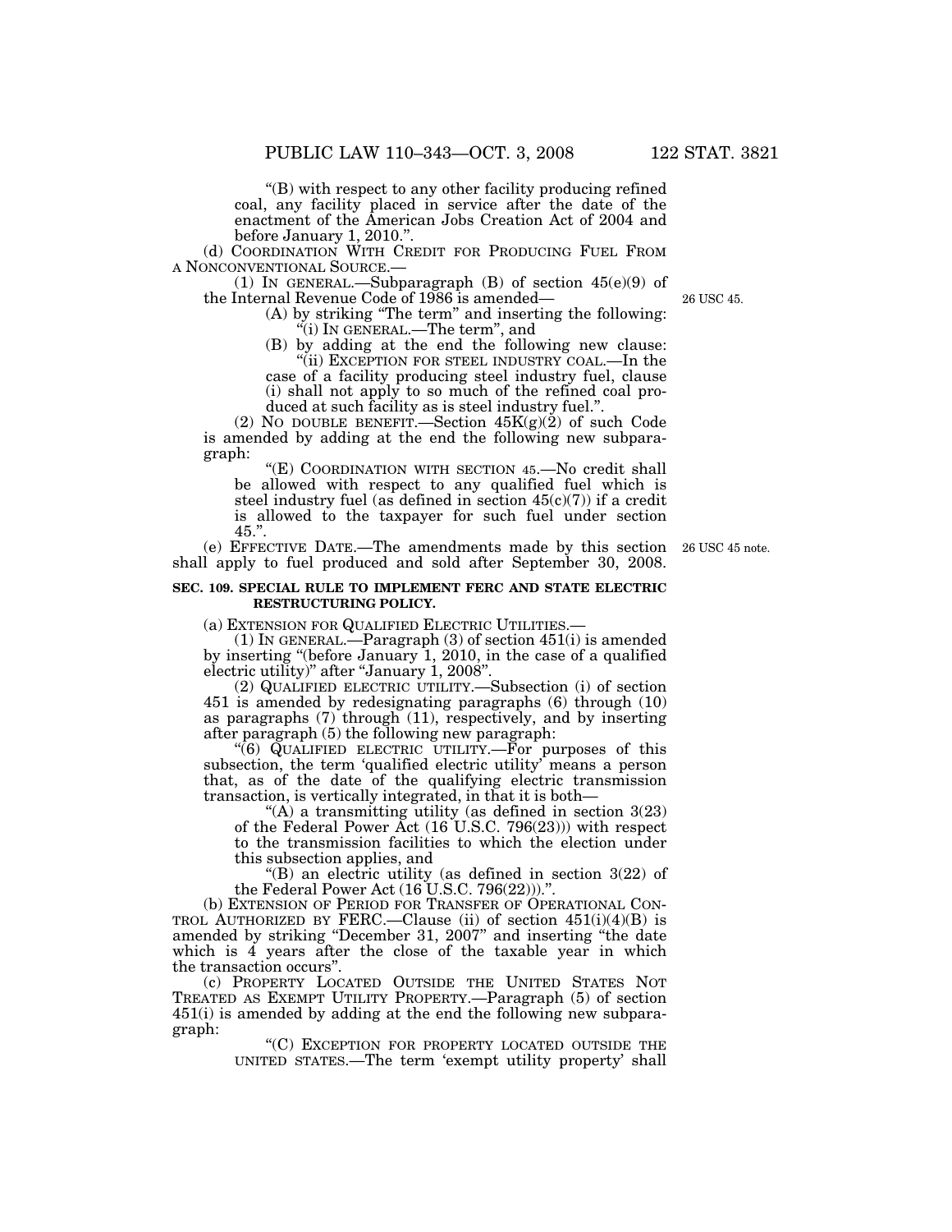"(B) with respect to any other facility producing refined coal, any facility placed in service after the date of the enactment of the American Jobs Creation Act of 2004 and before January 1, 2010.".

(d) COORDINATION WITH CREDIT FOR PRODUCING FUEL FROM A NONCONVENTIONAL SOURCE.—

(1) IN GENERAL.—Subparagraph (B) of section 45(e)(9) of the Internal Revenue Code of 1986 is amended—

26 USC 45.

(A) by striking "The term" and inserting the following: "(i) IN GENERAL.—The term", and

(B) by adding at the end the following new clause: "(ii) EXCEPTION FOR STEEL INDUSTRY COAL.—In the case of a facility producing steel industry fuel, clause (i) shall not apply to so much of the refined coal produced at such facility as is steel industry fuel.".

(2) NO DOUBLE BENEFIT.—Section 45K(g)(2) of such Code is amended by adding at the end the following new subparagraph:

"(E) COORDINATION WITH SECTION 45.—No credit shall be allowed with respect to any qualified fuel which is steel industry fuel (as defined in section 45(c)(7)) if a credit is allowed to the taxpayer for such fuel under section 45.".

(e) EFFECTIVE DATE.—The amendments made by this section shall apply to fuel produced and sold after September 30, 2008.

26 USC 45 note.

**SEC. 109. SPECIAL RULE TO IMPLEMENT FERC AND STATE ELECTRIC RESTRUCTURING POLICY.**

(a) EXTENSION FOR QUALIFIED ELECTRIC UTILITIES.—

(1) IN GENERAL.—Paragraph (3) of section 451(i) is amended by inserting "(before January 1, 2010, in the case of a qualified electric utility)" after "January 1, 2008".

(2) QUALIFIED ELECTRIC UTILITY.—Subsection (i) of section 451 is amended by redesignating paragraphs (6) through (10) as paragraphs (7) through (11), respectively, and by inserting after paragraph (5) the following new paragraph:

"(6) QUALIFIED ELECTRIC UTILITY.—For purposes of this subsection, the term 'qualified electric utility' means a person that, as of the date of the qualifying electric transmission transaction, is vertically integrated, in that it is both—

"(A) a transmitting utility (as defined in section 3(23) of the Federal Power Act (16 U.S.C. 796(23))) with respect to the transmission facilities to which the election under this subsection applies, and

"(B) an electric utility (as defined in section 3(22) of the Federal Power Act (16 U.S.C. 796(22))).".

(b) EXTENSION OF PERIOD FOR TRANSFER OF OPERATIONAL CONTROL AUTHORIZED BY FERC.—Clause (ii) of section 451(i)(4)(B) is amended by striking "December 31, 2007" and inserting "the date which is 4 years after the close of the taxable year in which the transaction occurs".

(c) PROPERTY LOCATED OUTSIDE THE UNITED STATES NOT TREATED AS EXEMPT UTILITY PROPERTY.—Paragraph (5) of section 451(i) is amended by adding at the end the following new subparagraph:

"(C) EXCEPTION FOR PROPERTY LOCATED OUTSIDE THE UNITED STATES.—The term 'exempt utility property' shall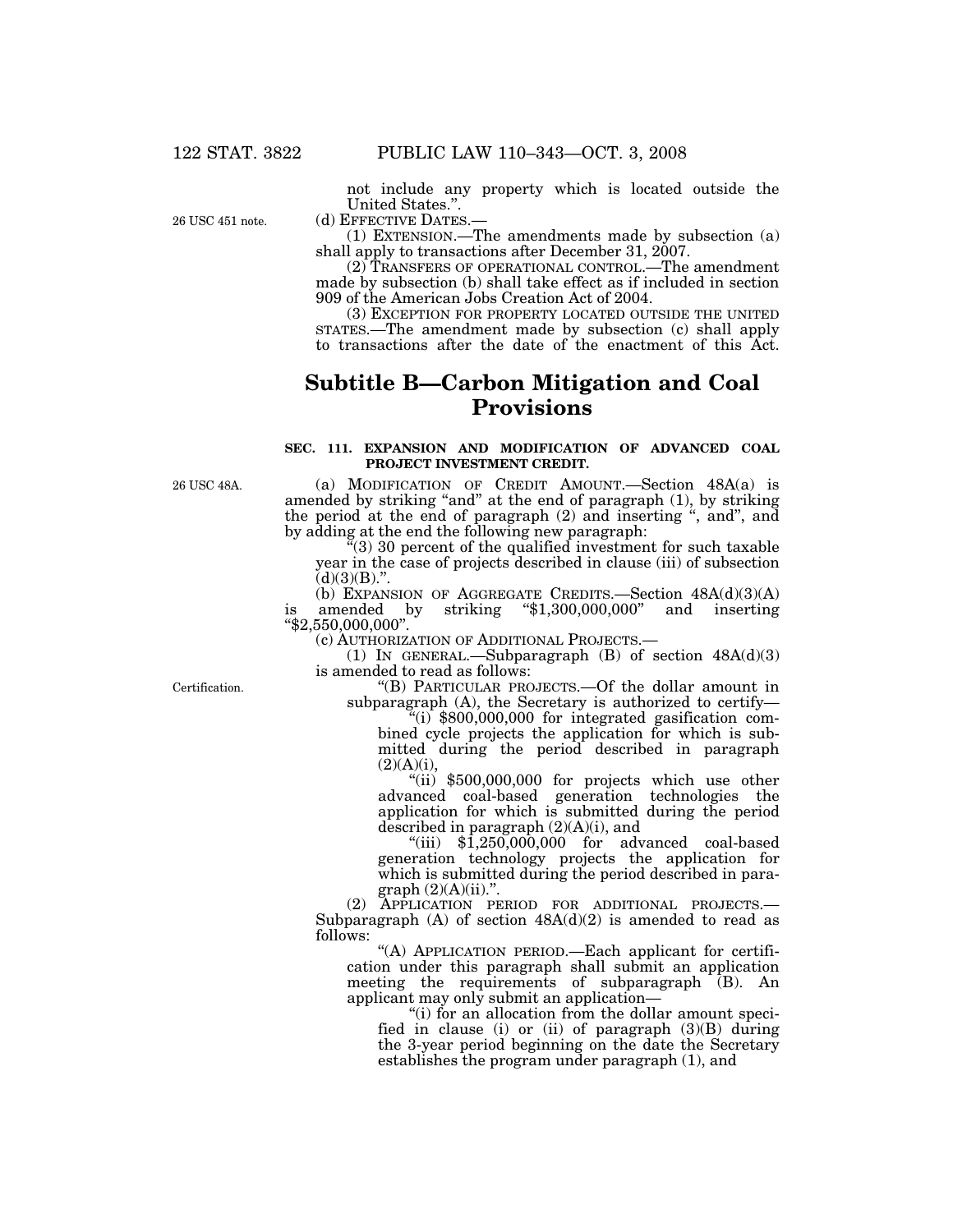not include any property which is located outside the United States.".

26 USC 451 note.

(d) EFFECTIVE DATES.—

(1) EXTENSION.—The amendments made by subsection (a) shall apply to transactions after December 31, 2007.

(2) TRANSFERS OF OPERATIONAL CONTROL.—The amendment made by subsection (b) shall take effect as if included in section 909 of the American Jobs Creation Act of 2004.

(3) EXCEPTION FOR PROPERTY LOCATED OUTSIDE THE UNITED STATES.—The amendment made by subsection (c) shall apply to transactions after the date of the enactment of this Act.

# Subtitle B—Carbon Mitigation and Coal Provisions

### SEC. 111. EXPANSION AND MODIFICATION OF ADVANCED COAL PROJECT INVESTMENT CREDIT.

26 USC 48A.

(a) MODIFICATION OF CREDIT AMOUNT.—Section 48A(a) is amended by striking "and" at the end of paragraph (1), by striking the period at the end of paragraph (2) and inserting ", and", and by adding at the end the following new paragraph:

"(3) 30 percent of the qualified investment for such taxable year in the case of projects described in clause (iii) of subsection (d)(3)(B).".

(b) EXPANSION OF AGGREGATE CREDITS.—Section 48A(d)(3)(A) is amended by striking "$1,300,000,000" and inserting "$2,550,000,000".

(c) AUTHORIZATION OF ADDITIONAL PROJECTS.—

(1) IN GENERAL.—Subparagraph (B) of section 48A(d)(3) is amended to read as follows:

Certification.

"(B) PARTICULAR PROJECTS.—Of the dollar amount in subparagraph (A), the Secretary is authorized to certify—

"(i) $800,000,000 for integrated gasification combined cycle projects the application for which is submitted during the period described in paragraph (2)(A)(i),

"(ii) $500,000,000 for projects which use other advanced coal-based generation technologies the application for which is submitted during the period described in paragraph (2)(A)(i), and

"(iii) $1,250,000,000 for advanced coal-based generation technology projects the application for which is submitted during the period described in paragraph (2)(A)(ii).".

(2) APPLICATION PERIOD FOR ADDITIONAL PROJECTS.—Subparagraph (A) of section 48A(d)(2) is amended to read as follows:

"(A) APPLICATION PERIOD.—Each applicant for certification under this paragraph shall submit an application meeting the requirements of subparagraph (B). An applicant may only submit an application—

"(i) for an allocation from the dollar amount specified in clause (i) or (ii) of paragraph (3)(B) during the 3-year period beginning on the date the Secretary establishes the program under paragraph (1), and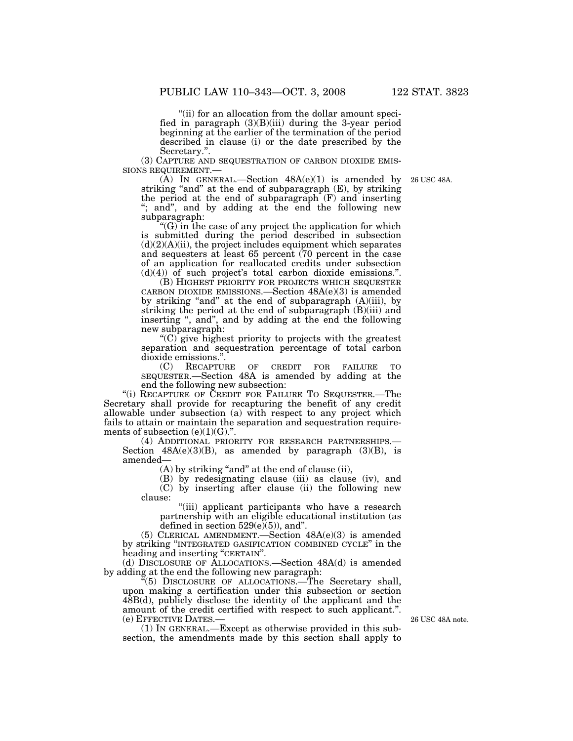"(ii) for an allocation from the dollar amount specified in paragraph (3)(B)(iii) during the 3-year period beginning at the earlier of the termination of the period described in clause (i) or the date prescribed by the Secretary.".

(3) CAPTURE AND SEQUESTRATION OF CARBON DIOXIDE EMISSIONS REQUIREMENT.—

(A) IN GENERAL.—Section 48A(e)(1) is amended by striking "and" at the end of subparagraph (E), by striking the period at the end of subparagraph (F) and inserting "; and", and by adding at the end the following new subparagraph:

26 USC 48A.

"(G) in the case of any project the application for which is submitted during the period described in subsection (d)(2)(A)(ii), the project includes equipment which separates and sequesters at least 65 percent (70 percent in the case of an application for reallocated credits under subsection (d)(4)) of such project's total carbon dioxide emissions.".

(B) HIGHEST PRIORITY FOR PROJECTS WHICH SEQUESTER CARBON DIOXIDE EMISSIONS.—Section 48A(e)(3) is amended by striking "and" at the end of subparagraph (A)(iii), by striking the period at the end of subparagraph (B)(iii) and inserting ", and", and by adding at the end the following new subparagraph:

"(C) give highest priority to projects with the greatest separation and sequestration percentage of total carbon dioxide emissions.".

(C) RECAPTURE OF CREDIT FOR FAILURE TO SEQUESTER.—Section 48A is amended by adding at the end the following new subsection:

"(i) RECAPTURE OF CREDIT FOR FAILURE TO SEQUESTER.—The Secretary shall provide for recapturing the benefit of any credit allowable under subsection (a) with respect to any project which fails to attain or maintain the separation and sequestration requirements of subsection (e)(1)(G).".

(4) ADDITIONAL PRIORITY FOR RESEARCH PARTNERSHIPS.—Section 48A(e)(3)(B), as amended by paragraph (3)(B), is amended—

(A) by striking "and" at the end of clause (ii),

(B) by redesignating clause (iii) as clause (iv), and

(C) by inserting after clause (ii) the following new clause:

"(iii) applicant participants who have a research partnership with an eligible educational institution (as defined in section 529(e)(5)), and".

(5) CLERICAL AMENDMENT.—Section 48A(e)(3) is amended by striking "INTEGRATED GASIFICATION COMBINED CYCLE" in the heading and inserting "CERTAIN".

(d) DISCLOSURE OF ALLOCATIONS.—Section 48A(d) is amended by adding at the end the following new paragraph:

"(5) DISCLOSURE OF ALLOCATIONS.—The Secretary shall, upon making a certification under this subsection or section 48B(d), publicly disclose the identity of the applicant and the amount of the credit certified with respect to such applicant.".

(e) EFFECTIVE DATES.—

26 USC 48A note.

(1) IN GENERAL.—Except as otherwise provided in this subsection, the amendments made by this section shall apply to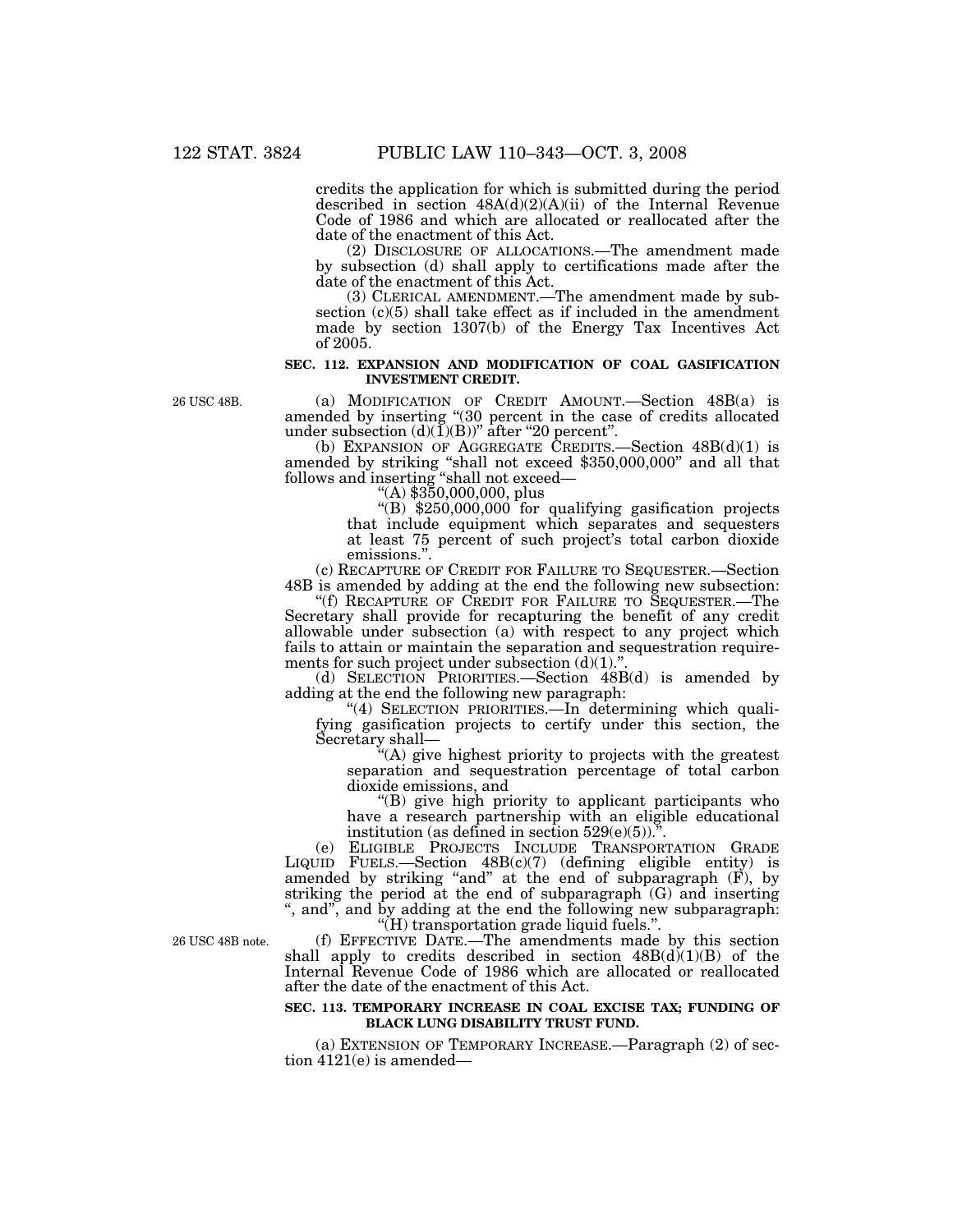credits the application for which is submitted during the period described in section 48A(d)(2)(A)(ii) of the Internal Revenue Code of 1986 and which are allocated or reallocated after the date of the enactment of this Act.

(2) DISCLOSURE OF ALLOCATIONS.—The amendment made by subsection (d) shall apply to certifications made after the date of the enactment of this Act.

(3) CLERICAL AMENDMENT.—The amendment made by subsection (c)(5) shall take effect as if included in the amendment made by section 1307(b) of the Energy Tax Incentives Act of 2005.

**SEC. 112. EXPANSION AND MODIFICATION OF COAL GASIFICATION INVESTMENT CREDIT.**

26 USC 48B.

(a) MODIFICATION OF CREDIT AMOUNT.—Section 48B(a) is amended by inserting "(30 percent in the case of credits allocated under subsection (d)(1)(B))" after "20 percent".

(b) EXPANSION OF AGGREGATE CREDITS.—Section 48B(d)(1) is amended by striking "shall not exceed $350,000,000" and all that follows and inserting "shall not exceed—

"(A) $350,000,000, plus

"(B) $250,000,000 for qualifying gasification projects that include equipment which separates and sequesters at least 75 percent of such project's total carbon dioxide emissions.".

(c) RECAPTURE OF CREDIT FOR FAILURE TO SEQUESTER.—Section 48B is amended by adding at the end the following new subsection:

"(f) RECAPTURE OF CREDIT FOR FAILURE TO SEQUESTER.—The Secretary shall provide for recapturing the benefit of any credit allowable under subsection (a) with respect to any project which fails to attain or maintain the separation and sequestration requirements for such project under subsection (d)(1).".

(d) SELECTION PRIORITIES.—Section 48B(d) is amended by adding at the end the following new paragraph:

"(4) SELECTION PRIORITIES.—In determining which qualifying gasification projects to certify under this section, the Secretary shall—

"(A) give highest priority to projects with the greatest separation and sequestration percentage of total carbon dioxide emissions, and

"(B) give high priority to applicant participants who have a research partnership with an eligible educational institution (as defined in section 529(e)(5)).".

(e) ELIGIBLE PROJECTS INCLUDE TRANSPORTATION GRADE LIQUID FUELS.—Section 48B(c)(7) (defining eligible entity) is amended by striking "and" at the end of subparagraph (F), by striking the period at the end of subparagraph (G) and inserting ", and", and by adding at the end the following new subparagraph:

"(H) transportation grade liquid fuels.".

26 USC 48B note.

(f) EFFECTIVE DATE.—The amendments made by this section shall apply to credits described in section 48B(d)(1)(B) of the Internal Revenue Code of 1986 which are allocated or reallocated after the date of the enactment of this Act.

**SEC. 113. TEMPORARY INCREASE IN COAL EXCISE TAX; FUNDING OF BLACK LUNG DISABILITY TRUST FUND.**

(a) EXTENSION OF TEMPORARY INCREASE.—Paragraph (2) of section 4121(e) is amended—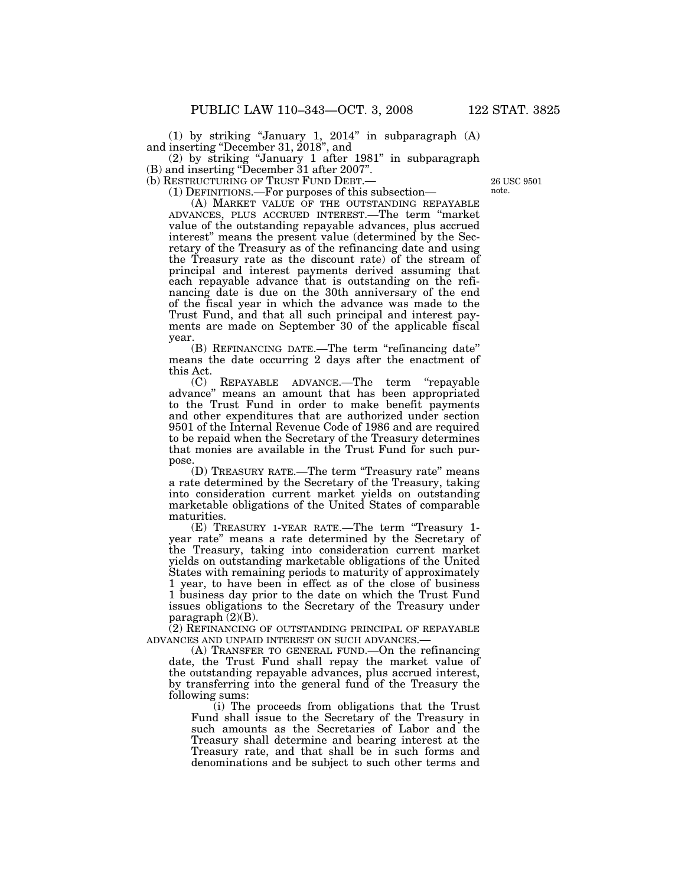(1) by striking "January 1, 2014" in subparagraph (A) and inserting "December 31, 2018", and

(2) by striking "January 1 after 1981" in subparagraph (B) and inserting "December 31 after 2007".

(b) RESTRUCTURING OF TRUST FUND DEBT.—

26 USC 9501 note.

(1) DEFINITIONS.—For purposes of this subsection—

(A) MARKET VALUE OF THE OUTSTANDING REPAYABLE ADVANCES, PLUS ACCRUED INTEREST.—The term "market value of the outstanding repayable advances, plus accrued interest" means the present value (determined by the Secretary of the Treasury as of the refinancing date and using the Treasury rate as the discount rate) of the stream of principal and interest payments derived assuming that each repayable advance that is outstanding on the refinancing date is due on the 30th anniversary of the end of the fiscal year in which the advance was made to the Trust Fund, and that all such principal and interest payments are made on September 30 of the applicable fiscal year.

(B) REFINANCING DATE.—The term "refinancing date" means the date occurring 2 days after the enactment of this Act.

(C) REPAYABLE ADVANCE.—The term "repayable advance" means an amount that has been appropriated to the Trust Fund in order to make benefit payments and other expenditures that are authorized under section 9501 of the Internal Revenue Code of 1986 and are required to be repaid when the Secretary of the Treasury determines that monies are available in the Trust Fund for such purpose.

(D) TREASURY RATE.—The term "Treasury rate" means a rate determined by the Secretary of the Treasury, taking into consideration current market yields on outstanding marketable obligations of the United States of comparable maturities.

(E) TREASURY 1-YEAR RATE.—The term "Treasury 1-year rate" means a rate determined by the Secretary of the Treasury, taking into consideration current market yields on outstanding marketable obligations of the United States with remaining periods to maturity of approximately 1 year, to have been in effect as of the close of business 1 business day prior to the date on which the Trust Fund issues obligations to the Secretary of the Treasury under paragraph (2)(B).

(2) REFINANCING OF OUTSTANDING PRINCIPAL OF REPAYABLE ADVANCES AND UNPAID INTEREST ON SUCH ADVANCES.—

(A) TRANSFER TO GENERAL FUND.—On the refinancing date, the Trust Fund shall repay the market value of the outstanding repayable advances, plus accrued interest, by transferring into the general fund of the Treasury the following sums:

(i) The proceeds from obligations that the Trust Fund shall issue to the Secretary of the Treasury in such amounts as the Secretaries of Labor and the Treasury shall determine and bearing interest at the Treasury rate, and that shall be in such forms and denominations and be subject to such other terms and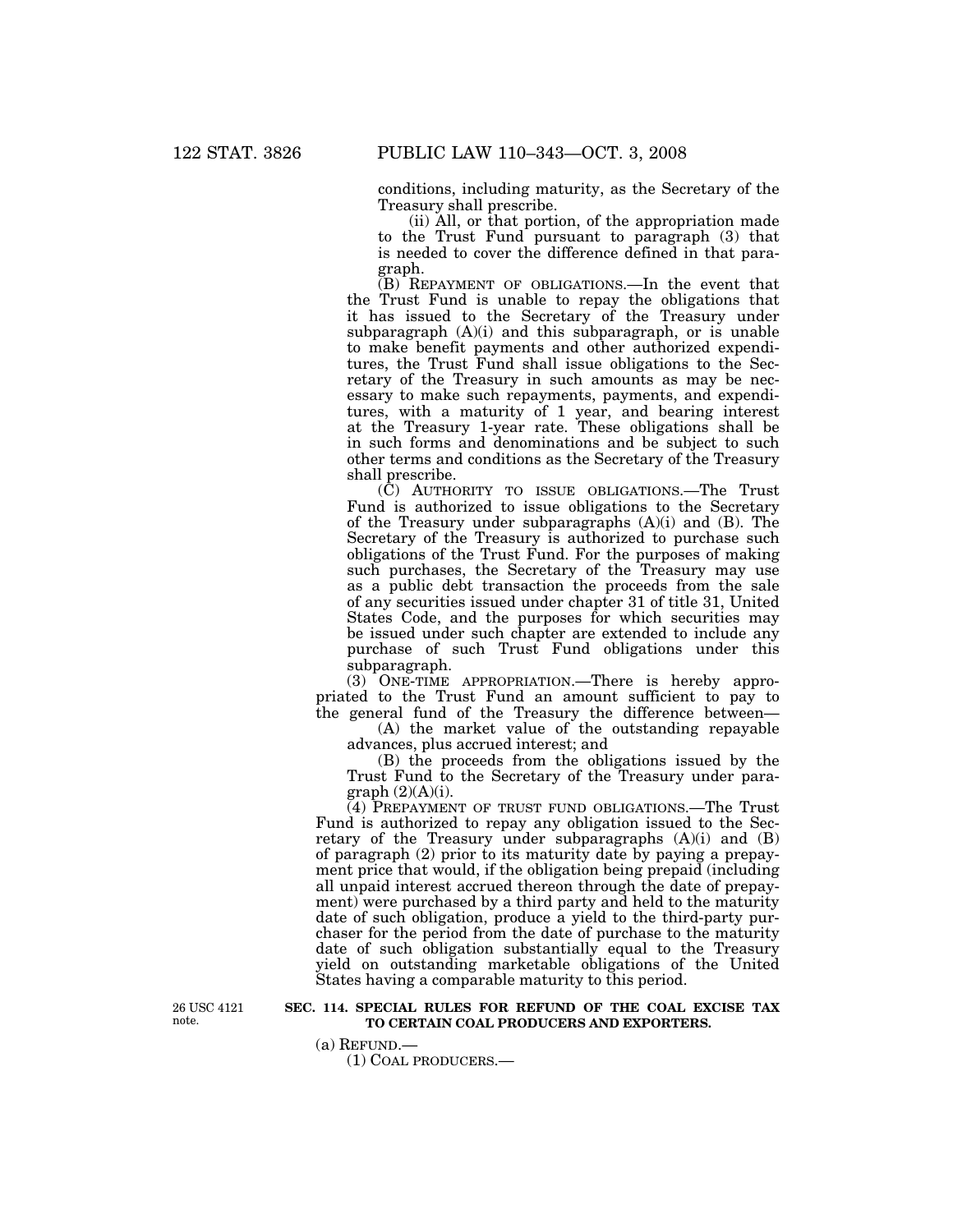conditions, including maturity, as the Secretary of the Treasury shall prescribe.

(ii) All, or that portion, of the appropriation made to the Trust Fund pursuant to paragraph (3) that is needed to cover the difference defined in that paragraph.

(B) REPAYMENT OF OBLIGATIONS.—In the event that the Trust Fund is unable to repay the obligations that it has issued to the Secretary of the Treasury under subparagraph (A)(i) and this subparagraph, or is unable to make benefit payments and other authorized expenditures, the Trust Fund shall issue obligations to the Secretary of the Treasury in such amounts as may be necessary to make such repayments, payments, and expenditures, with a maturity of 1 year, and bearing interest at the Treasury 1-year rate. These obligations shall be in such forms and denominations and be subject to such other terms and conditions as the Secretary of the Treasury shall prescribe.

(C) AUTHORITY TO ISSUE OBLIGATIONS.—The Trust Fund is authorized to issue obligations to the Secretary of the Treasury under subparagraphs (A)(i) and (B). The Secretary of the Treasury is authorized to purchase such obligations of the Trust Fund. For the purposes of making such purchases, the Secretary of the Treasury may use as a public debt transaction the proceeds from the sale of any securities issued under chapter 31 of title 31, United States Code, and the purposes for which securities may be issued under such chapter are extended to include any purchase of such Trust Fund obligations under this subparagraph.

(3) ONE-TIME APPROPRIATION.—There is hereby appropriated to the Trust Fund an amount sufficient to pay to the general fund of the Treasury the difference between—

(A) the market value of the outstanding repayable advances, plus accrued interest; and

(B) the proceeds from the obligations issued by the Trust Fund to the Secretary of the Treasury under paragraph (2)(A)(i).

(4) PREPAYMENT OF TRUST FUND OBLIGATIONS.—The Trust Fund is authorized to repay any obligation issued to the Secretary of the Treasury under subparagraphs (A)(i) and (B) of paragraph (2) prior to its maturity date by paying a prepayment price that would, if the obligation being prepaid (including all unpaid interest accrued thereon through the date of prepayment) were purchased by a third party and held to the maturity date of such obligation, produce a yield to the third-party purchaser for the period from the date of purchase to the maturity date of such obligation substantially equal to the Treasury yield on outstanding marketable obligations of the United States having a comparable maturity to this period.

26 USC 4121 note.

**SEC. 114. SPECIAL RULES FOR REFUND OF THE COAL EXCISE TAX TO CERTAIN COAL PRODUCERS AND EXPORTERS.**

(a) REFUND.—

(1) COAL PRODUCERS.—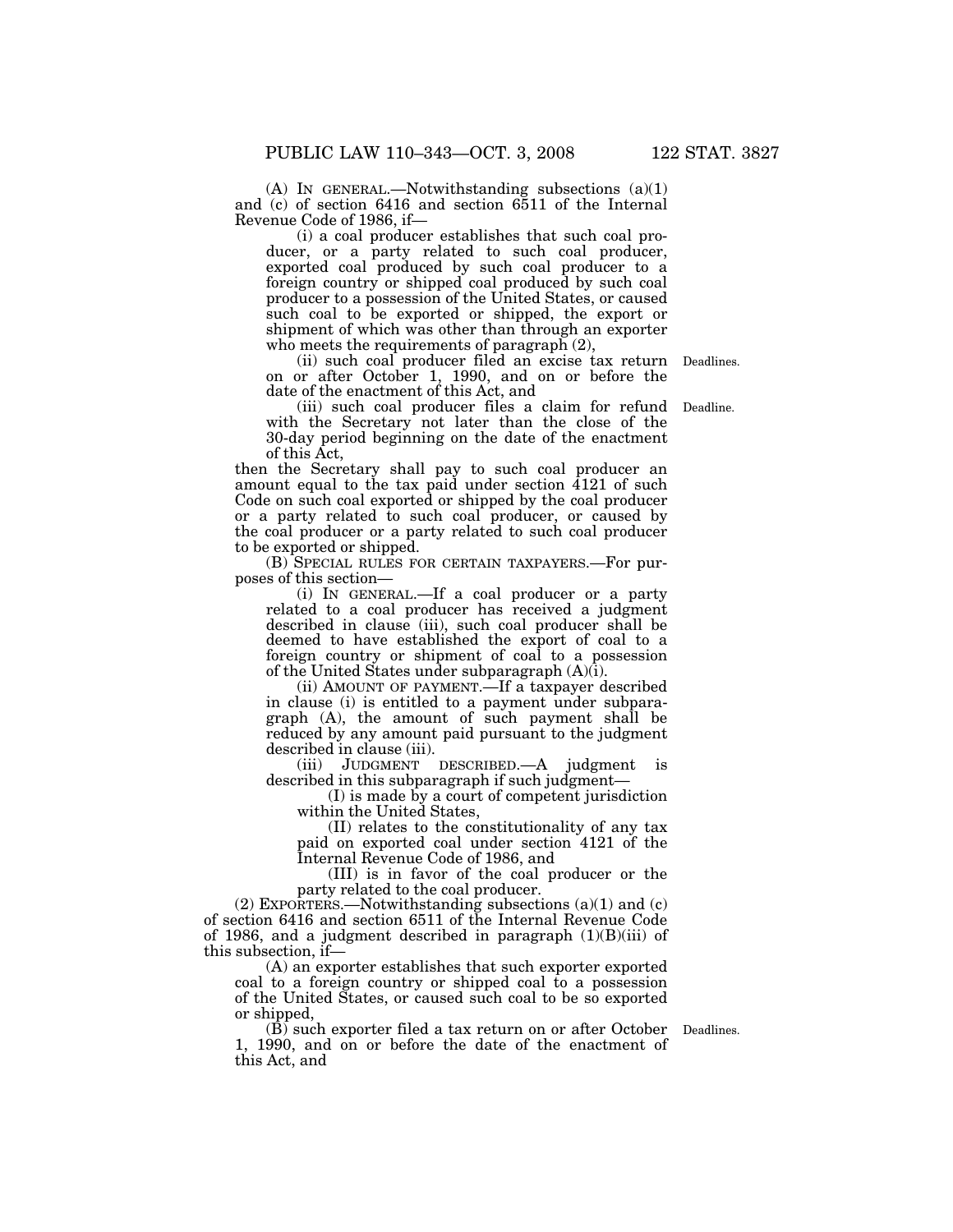(A) IN GENERAL.—Notwithstanding subsections (a)(1) and (c) of section 6416 and section 6511 of the Internal Revenue Code of 1986, if—

(i) a coal producer establishes that such coal producer, or a party related to such coal producer, exported coal produced by such coal producer to a foreign country or shipped coal produced by such coal producer to a possession of the United States, or caused such coal to be exported or shipped, the export or shipment of which was other than through an exporter who meets the requirements of paragraph (2),

(ii) such coal producer filed an excise tax return on or after October 1, 1990, and on or before the date of the enactment of this Act, and

Deadlines.

(iii) such coal producer files a claim for refund with the Secretary not later than the close of the 30-day period beginning on the date of the enactment of this Act,

Deadline.

then the Secretary shall pay to such coal producer an amount equal to the tax paid under section 4121 of such Code on such coal exported or shipped by the coal producer or a party related to such coal producer, or caused by the coal producer or a party related to such coal producer to be exported or shipped.

(B) SPECIAL RULES FOR CERTAIN TAXPAYERS.—For purposes of this section—

(i) IN GENERAL.—If a coal producer or a party related to a coal producer has received a judgment described in clause (iii), such coal producer shall be deemed to have established the export of coal to a foreign country or shipment of coal to a possession of the United States under subparagraph (A)(i).

(ii) AMOUNT OF PAYMENT.—If a taxpayer described in clause (i) is entitled to a payment under subparagraph (A), the amount of such payment shall be reduced by any amount paid pursuant to the judgment described in clause (iii).

(iii) JUDGMENT DESCRIBED.—A judgment is described in this subparagraph if such judgment—

(I) is made by a court of competent jurisdiction within the United States,

(II) relates to the constitutionality of any tax paid on exported coal under section 4121 of the Internal Revenue Code of 1986, and

(III) is in favor of the coal producer or the party related to the coal producer.

(2) EXPORTERS.—Notwithstanding subsections (a)(1) and (c) of section 6416 and section 6511 of the Internal Revenue Code of 1986, and a judgment described in paragraph (1)(B)(iii) of this subsection, if—

(A) an exporter establishes that such exporter exported coal to a foreign country or shipped coal to a possession of the United States, or caused such coal to be so exported or shipped,

(B) such exporter filed a tax return on or after October 1, 1990, and on or before the date of the enactment of this Act, and

Deadlines.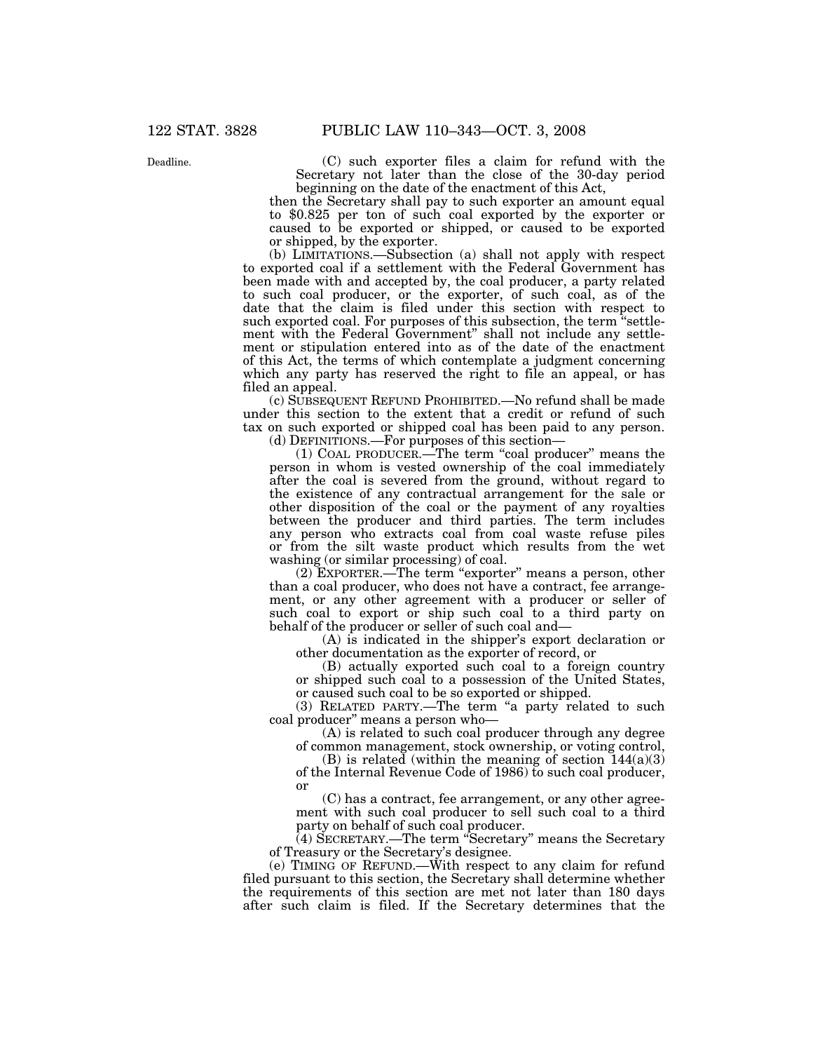Deadline.

(C) such exporter files a claim for refund with the Secretary not later than the close of the 30-day period beginning on the date of the enactment of this Act,

then the Secretary shall pay to such exporter an amount equal to $0.825 per ton of such coal exported by the exporter or caused to be exported or shipped, or caused to be exported or shipped, by the exporter.

(b) LIMITATIONS.—Subsection (a) shall not apply with respect to exported coal if a settlement with the Federal Government has been made with and accepted by, the coal producer, a party related to such coal producer, or the exporter, of such coal, as of the date that the claim is filed under this section with respect to such exported coal. For purposes of this subsection, the term "settlement with the Federal Government" shall not include any settlement or stipulation entered into as of the date of the enactment of this Act, the terms of which contemplate a judgment concerning which any party has reserved the right to file an appeal, or has filed an appeal.

(c) SUBSEQUENT REFUND PROHIBITED.—No refund shall be made under this section to the extent that a credit or refund of such tax on such exported or shipped coal has been paid to any person.

(d) DEFINITIONS.—For purposes of this section—

(1) COAL PRODUCER.—The term "coal producer" means the person in whom is vested ownership of the coal immediately after the coal is severed from the ground, without regard to the existence of any contractual arrangement for the sale or other disposition of the coal or the payment of any royalties between the producer and third parties. The term includes any person who extracts coal from coal waste refuse piles or from the silt waste product which results from the wet washing (or similar processing) of coal.

(2) EXPORTER.—The term "exporter" means a person, other than a coal producer, who does not have a contract, fee arrangement, or any other agreement with a producer or seller of such coal to export or ship such coal to a third party on behalf of the producer or seller of such coal and—

(A) is indicated in the shipper's export declaration or other documentation as the exporter of record, or

(B) actually exported such coal to a foreign country or shipped such coal to a possession of the United States, or caused such coal to be so exported or shipped.

(3) RELATED PARTY.—The term "a party related to such coal producer" means a person who—

(A) is related to such coal producer through any degree of common management, stock ownership, or voting control,

(B) is related (within the meaning of section 144(a)(3) of the Internal Revenue Code of 1986) to such coal producer, or

(C) has a contract, fee arrangement, or any other agreement with such coal producer to sell such coal to a third party on behalf of such coal producer.

(4) SECRETARY.—The term "Secretary" means the Secretary of Treasury or the Secretary's designee.

(e) TIMING OF REFUND.—With respect to any claim for refund filed pursuant to this section, the Secretary shall determine whether the requirements of this section are met not later than 180 days after such claim is filed. If the Secretary determines that the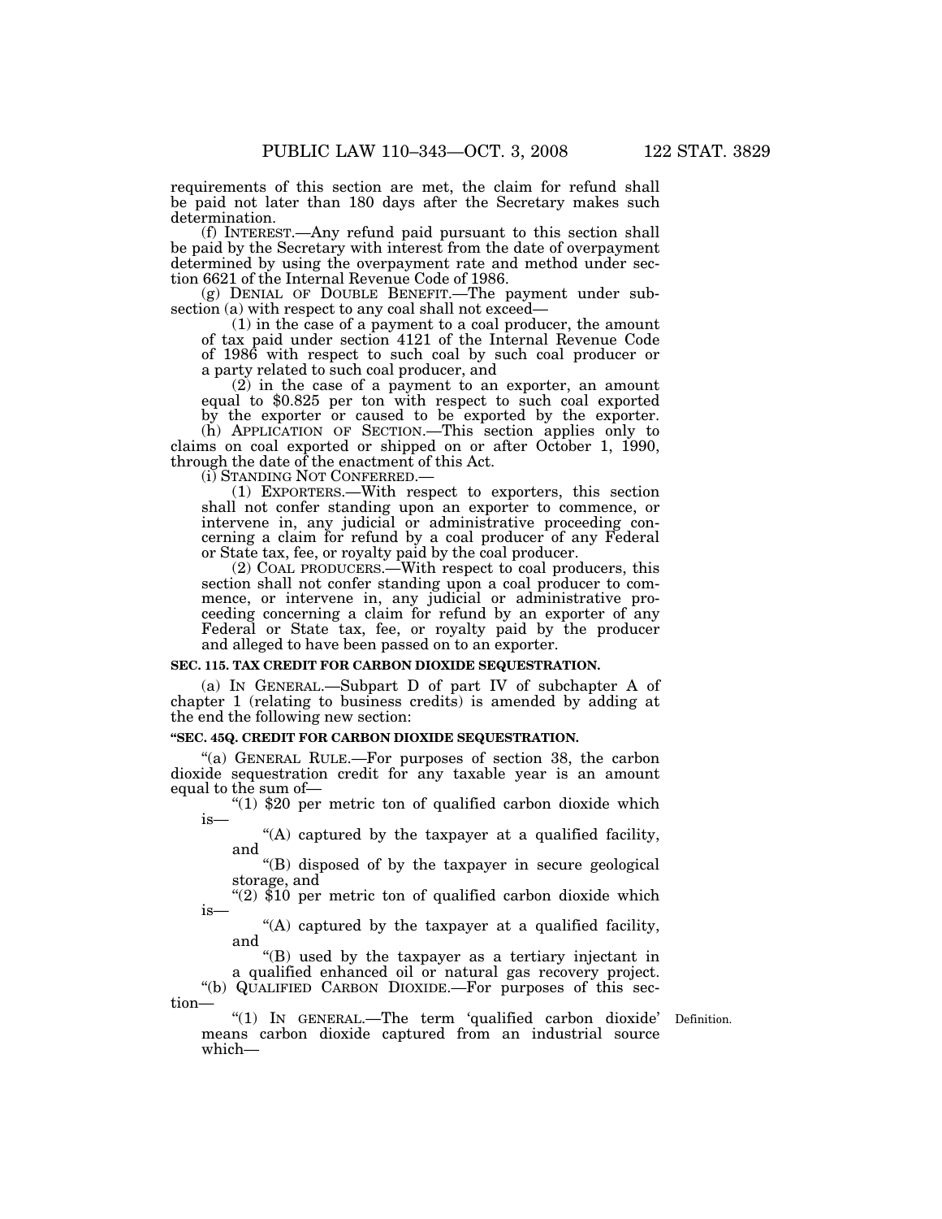requirements of this section are met, the claim for refund shall be paid not later than 180 days after the Secretary makes such determination.

(f) INTEREST.—Any refund paid pursuant to this section shall be paid by the Secretary with interest from the date of overpayment determined by using the overpayment rate and method under section 6621 of the Internal Revenue Code of 1986.

(g) DENIAL OF DOUBLE BENEFIT.—The payment under subsection (a) with respect to any coal shall not exceed—

(1) in the case of a payment to a coal producer, the amount of tax paid under section 4121 of the Internal Revenue Code of 1986 with respect to such coal by such coal producer or a party related to such coal producer, and

(2) in the case of a payment to an exporter, an amount equal to $0.825 per ton with respect to such coal exported by the exporter or caused to be exported by the exporter.

(h) APPLICATION OF SECTION.—This section applies only to claims on coal exported or shipped on or after October 1, 1990, through the date of the enactment of this Act.

(i) STANDING NOT CONFERRED.—

(1) EXPORTERS.—With respect to exporters, this section shall not confer standing upon an exporter to commence, or intervene in, any judicial or administrative proceeding concerning a claim for refund by a coal producer of any Federal or State tax, fee, or royalty paid by the coal producer.

(2) COAL PRODUCERS.—With respect to coal producers, this section shall not confer standing upon a coal producer to commence, or intervene in, any judicial or administrative proceeding concerning a claim for refund by an exporter of any Federal or State tax, fee, or royalty paid by the producer and alleged to have been passed on to an exporter.

**SEC. 115. TAX CREDIT FOR CARBON DIOXIDE SEQUESTRATION.**

(a) IN GENERAL.—Subpart D of part IV of subchapter A of chapter 1 (relating to business credits) is amended by adding at the end the following new section:

**"SEC. 45Q. CREDIT FOR CARBON DIOXIDE SEQUESTRATION.**

"(a) GENERAL RULE.—For purposes of section 38, the carbon dioxide sequestration credit for any taxable year is an amount equal to the sum of—

"(1) $20 per metric ton of qualified carbon dioxide which is—

"(A) captured by the taxpayer at a qualified facility, and

"(B) disposed of by the taxpayer in secure geological storage, and

"(2) $10 per metric ton of qualified carbon dioxide which is—

"(A) captured by the taxpayer at a qualified facility, and

"(B) used by the taxpayer as a tertiary injectant in a qualified enhanced oil or natural gas recovery project.

"(b) QUALIFIED CARBON DIOXIDE.—For purposes of this section—

"(1) IN GENERAL.—The term 'qualified carbon dioxide' means carbon dioxide captured from an industrial source which—

Definition.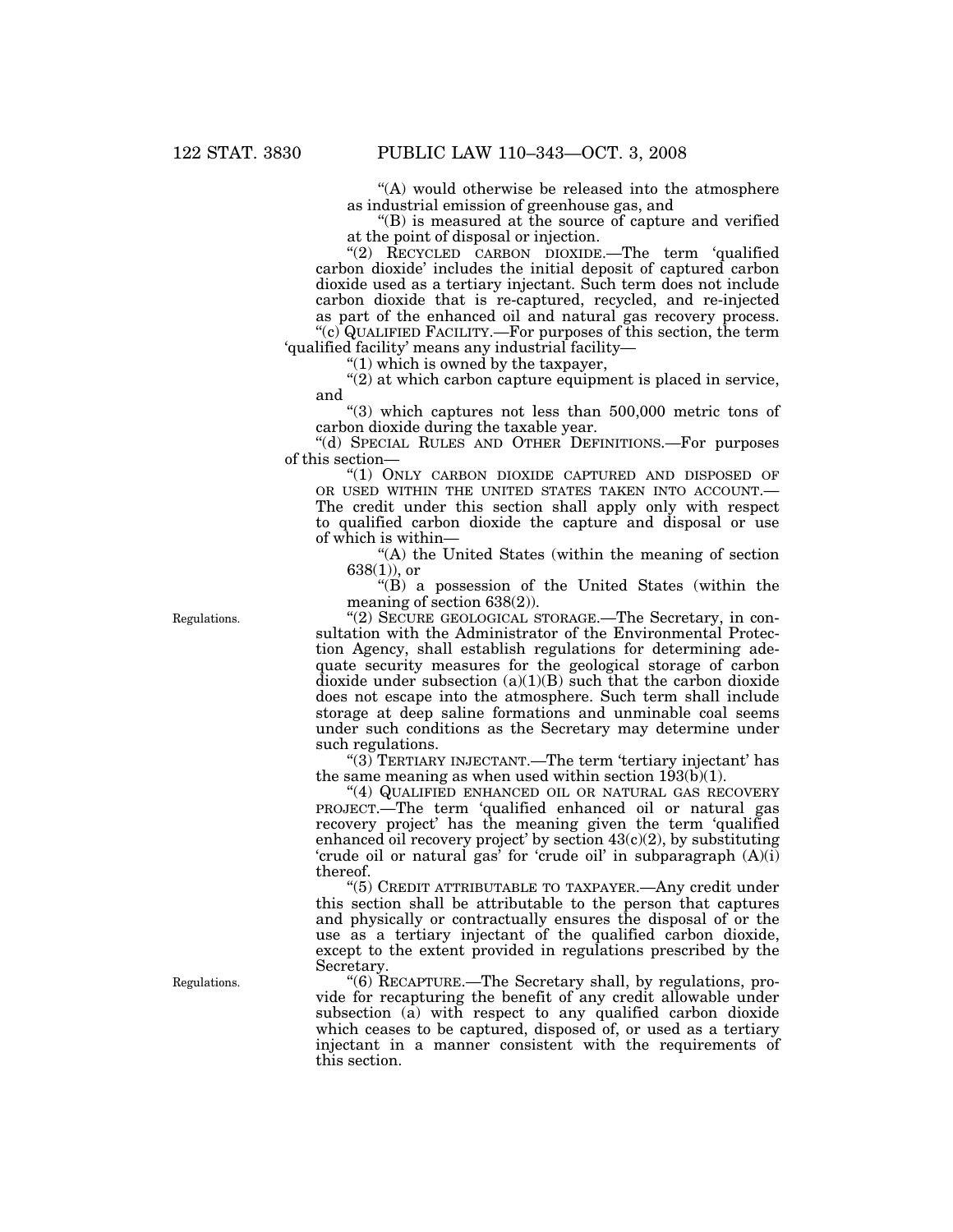"(A) would otherwise be released into the atmosphere as industrial emission of greenhouse gas, and

"(B) is measured at the source of capture and verified at the point of disposal or injection.

"(2) RECYCLED CARBON DIOXIDE.—The term 'qualified carbon dioxide' includes the initial deposit of captured carbon dioxide used as a tertiary injectant. Such term does not include carbon dioxide that is re-captured, recycled, and re-injected as part of the enhanced oil and natural gas recovery process.

"(c) QUALIFIED FACILITY.—For purposes of this section, the term 'qualified facility' means any industrial facility—

"(1) which is owned by the taxpayer,

"(2) at which carbon capture equipment is placed in service, and

"(3) which captures not less than 500,000 metric tons of carbon dioxide during the taxable year.

"(d) SPECIAL RULES AND OTHER DEFINITIONS.—For purposes of this section—

"(1) ONLY CARBON DIOXIDE CAPTURED AND DISPOSED OF OR USED WITHIN THE UNITED STATES TAKEN INTO ACCOUNT.—The credit under this section shall apply only with respect to qualified carbon dioxide the capture and disposal or use of which is within—

"(A) the United States (within the meaning of section 638(1)), or

"(B) a possession of the United States (within the meaning of section 638(2)).

Regulations.

"(2) SECURE GEOLOGICAL STORAGE.—The Secretary, in consultation with the Administrator of the Environmental Protection Agency, shall establish regulations for determining adequate security measures for the geological storage of carbon dioxide under subsection (a)(1)(B) such that the carbon dioxide does not escape into the atmosphere. Such term shall include storage at deep saline formations and unminable coal seems under such conditions as the Secretary may determine under such regulations.

"(3) TERTIARY INJECTANT.—The term 'tertiary injectant' has the same meaning as when used within section 193(b)(1).

"(4) QUALIFIED ENHANCED OIL OR NATURAL GAS RECOVERY PROJECT.—The term 'qualified enhanced oil or natural gas recovery project' has the meaning given the term 'qualified enhanced oil recovery project' by section 43(c)(2), by substituting 'crude oil or natural gas' for 'crude oil' in subparagraph (A)(i) thereof.

"(5) CREDIT ATTRIBUTABLE TO TAXPAYER.—Any credit under this section shall be attributable to the person that captures and physically or contractually ensures the disposal of or the use as a tertiary injectant of the qualified carbon dioxide, except to the extent provided in regulations prescribed by the Secretary.

Regulations.

"(6) RECAPTURE.—The Secretary shall, by regulations, provide for recapturing the benefit of any credit allowable under subsection (a) with respect to any qualified carbon dioxide which ceases to be captured, disposed of, or used as a tertiary injectant in a manner consistent with the requirements of this section.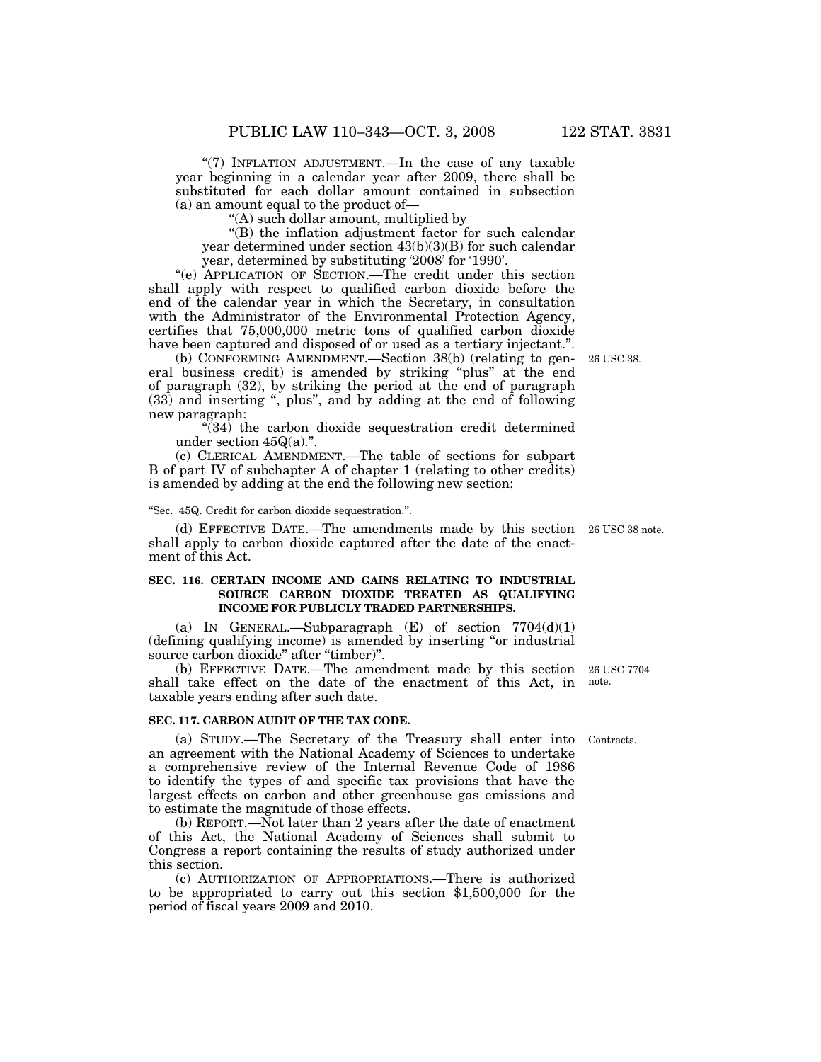"(7) INFLATION ADJUSTMENT.—In the case of any taxable year beginning in a calendar year after 2009, there shall be substituted for each dollar amount contained in subsection (a) an amount equal to the product of—

"(A) such dollar amount, multiplied by

"(B) the inflation adjustment factor for such calendar year determined under section 43(b)(3)(B) for such calendar year, determined by substituting '2008' for '1990'.

"(e) APPLICATION OF SECTION.—The credit under this section shall apply with respect to qualified carbon dioxide before the end of the calendar year in which the Secretary, in consultation with the Administrator of the Environmental Protection Agency, certifies that 75,000,000 metric tons of qualified carbon dioxide have been captured and disposed of or used as a tertiary injectant.".

(b) CONFORMING AMENDMENT.—Section 38(b) (relating to general business credit) is amended by striking "plus" at the end of paragraph (32), by striking the period at the end of paragraph (33) and inserting ", plus", and by adding at the end of following new paragraph: 26 USC 38.

"(34) the carbon dioxide sequestration credit determined under section 45Q(a).".

(c) CLERICAL AMENDMENT.—The table of sections for subpart B of part IV of subchapter A of chapter 1 (relating to other credits) is amended by adding at the end the following new section:

"Sec. 45Q. Credit for carbon dioxide sequestration.".

(d) EFFECTIVE DATE.—The amendments made by this section shall apply to carbon dioxide captured after the date of the enactment of this Act. 26 USC 38 note.

**SEC. 116. CERTAIN INCOME AND GAINS RELATING TO INDUSTRIAL SOURCE CARBON DIOXIDE TREATED AS QUALIFYING INCOME FOR PUBLICLY TRADED PARTNERSHIPS.**

(a) IN GENERAL.—Subparagraph (E) of section 7704(d)(1) (defining qualifying income) is amended by inserting "or industrial source carbon dioxide" after "timber)".

(b) EFFECTIVE DATE.—The amendment made by this section shall take effect on the date of the enactment of this Act, in taxable years ending after such date. 26 USC 7704 note.

**SEC. 117. CARBON AUDIT OF THE TAX CODE.**

(a) STUDY.—The Secretary of the Treasury shall enter into an agreement with the National Academy of Sciences to undertake a comprehensive review of the Internal Revenue Code of 1986 to identify the types of and specific tax provisions that have the largest effects on carbon and other greenhouse gas emissions and to estimate the magnitude of those effects. Contracts.

(b) REPORT.—Not later than 2 years after the date of enactment of this Act, the National Academy of Sciences shall submit to Congress a report containing the results of study authorized under this section.

(c) AUTHORIZATION OF APPROPRIATIONS.—There is authorized to be appropriated to carry out this section $1,500,000 for the period of fiscal years 2009 and 2010.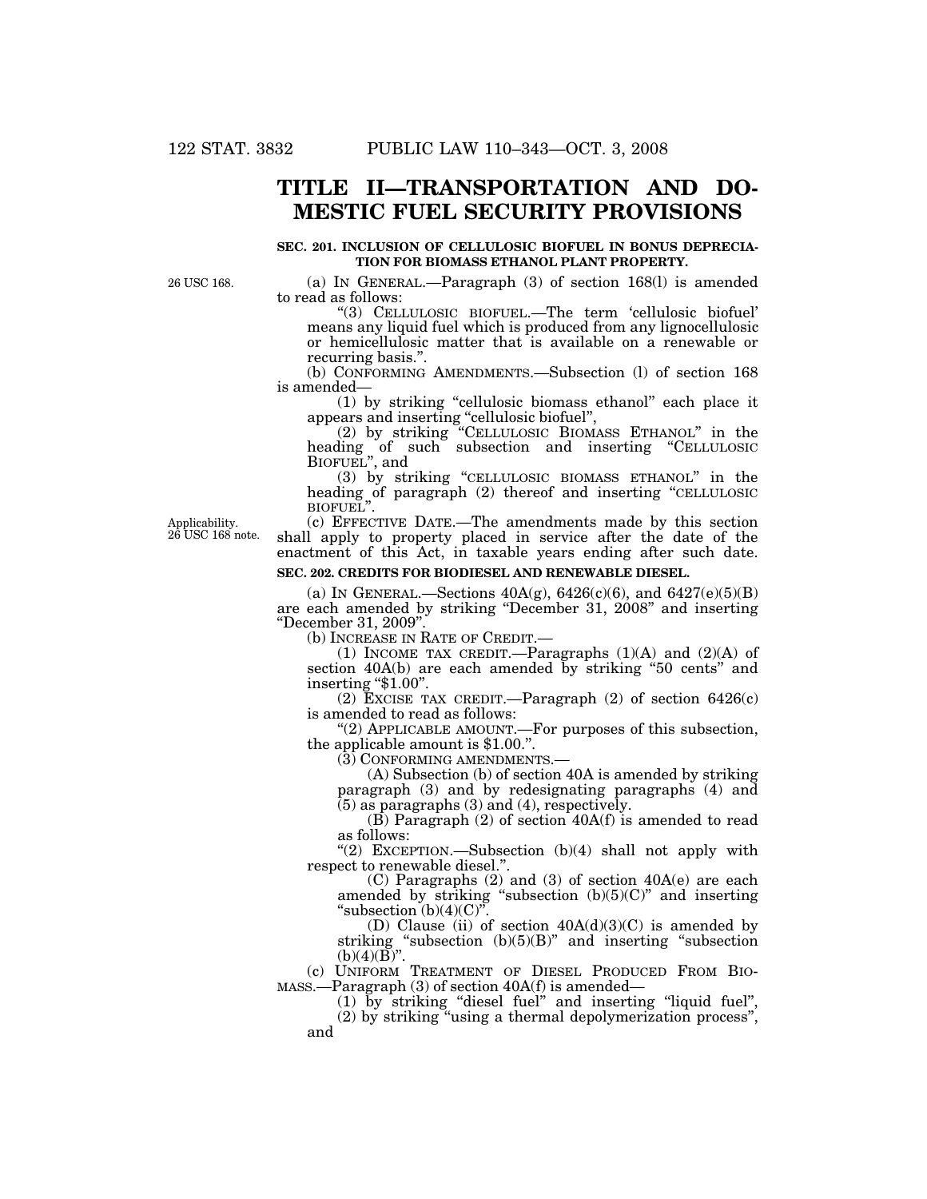# TITLE II—TRANSPORTATION AND DOMESTIC FUEL SECURITY PROVISIONS

### SEC. 201. INCLUSION OF CELLULOSIC BIOFUEL IN BONUS DEPRECIATION FOR BIOMASS ETHANOL PLANT PROPERTY.

26 USC 168.

(a) IN GENERAL.—Paragraph (3) of section 168(l) is amended to read as follows:

"(3) CELLULOSIC BIOFUEL.—The term 'cellulosic biofuel' means any liquid fuel which is produced from any lignocellulosic or hemicellulosic matter that is available on a renewable or recurring basis.".

(b) CONFORMING AMENDMENTS.—Subsection (l) of section 168 is amended—

(1) by striking "cellulosic biomass ethanol" each place it appears and inserting "cellulosic biofuel",

(2) by striking "CELLULOSIC BIOMASS ETHANOL" in the heading of such subsection and inserting "CELLULOSIC BIOFUEL", and

(3) by striking "CELLULOSIC BIOMASS ETHANOL" in the heading of paragraph (2) thereof and inserting "CELLULOSIC BIOFUEL".

Applicability. 26 USC 168 note.

(c) EFFECTIVE DATE.—The amendments made by this section shall apply to property placed in service after the date of the enactment of this Act, in taxable years ending after such date.

### SEC. 202. CREDITS FOR BIODIESEL AND RENEWABLE DIESEL.

(a) IN GENERAL.—Sections 40A(g), 6426(c)(6), and 6427(e)(5)(B) are each amended by striking "December 31, 2008" and inserting "December 31, 2009".

(b) INCREASE IN RATE OF CREDIT.—

(1) INCOME TAX CREDIT.—Paragraphs (1)(A) and (2)(A) of section 40A(b) are each amended by striking "50 cents" and inserting "$1.00".

(2) EXCISE TAX CREDIT.—Paragraph (2) of section 6426(c) is amended to read as follows:

"(2) APPLICABLE AMOUNT.—For purposes of this subsection, the applicable amount is $1.00.".

(3) CONFORMING AMENDMENTS.—

(A) Subsection (b) of section 40A is amended by striking paragraph (3) and by redesignating paragraphs (4) and (5) as paragraphs (3) and (4), respectively.

(B) Paragraph (2) of section 40A(f) is amended to read as follows:

"(2) EXCEPTION.—Subsection (b)(4) shall not apply with respect to renewable diesel.".

(C) Paragraphs (2) and (3) of section 40A(e) are each amended by striking "subsection (b)(5)(C)" and inserting "subsection (b)(4)(C)".

(D) Clause (ii) of section 40A(d)(3)(C) is amended by striking "subsection (b)(5)(B)" and inserting "subsection (b)(4)(B)".

(c) UNIFORM TREATMENT OF DIESEL PRODUCED FROM BIOMASS.—Paragraph (3) of section 40A(f) is amended—

(1) by striking "diesel fuel" and inserting "liquid fuel",

(2) by striking "using a thermal depolymerization process", and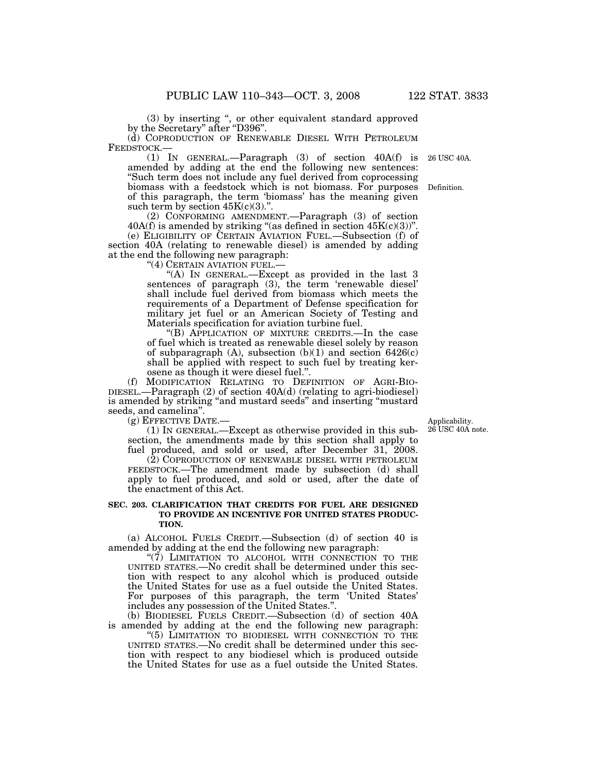(3) by inserting ", or other equivalent standard approved by the Secretary" after "D396".

(d) COPRODUCTION OF RENEWABLE DIESEL WITH PETROLEUM FEEDSTOCK.—

(1) IN GENERAL.—Paragraph (3) of section 40A(f) is amended by adding at the end the following new sentences: "Such term does not include any fuel derived from coprocessing biomass with a feedstock which is not biomass. For purposes of this paragraph, the term 'biomass' has the meaning given such term by section 45K(c)(3).".

26 USC 40A.

Definition.

(2) CONFORMING AMENDMENT.—Paragraph (3) of section 40A(f) is amended by striking "(as defined in section 45K(c)(3))".

(e) ELIGIBILITY OF CERTAIN AVIATION FUEL.—Subsection (f) of section 40A (relating to renewable diesel) is amended by adding at the end the following new paragraph:

"(4) CERTAIN AVIATION FUEL.—

"(A) IN GENERAL.—Except as provided in the last 3 sentences of paragraph (3), the term 'renewable diesel' shall include fuel derived from biomass which meets the requirements of a Department of Defense specification for military jet fuel or an American Society of Testing and Materials specification for aviation turbine fuel.

"(B) APPLICATION OF MIXTURE CREDITS.—In the case of fuel which is treated as renewable diesel solely by reason of subparagraph (A), subsection (b)(1) and section 6426(c) shall be applied with respect to such fuel by treating kerosene as though it were diesel fuel.".

(f) MODIFICATION RELATING TO DEFINITION OF AGRI-BIODIESEL.—Paragraph (2) of section 40A(d) (relating to agri-biodiesel) is amended by striking "and mustard seeds" and inserting "mustard seeds, and camelina".

(g) EFFECTIVE DATE.—

Applicability.
26 USC 40A note.

(1) IN GENERAL.—Except as otherwise provided in this subsection, the amendments made by this section shall apply to fuel produced, and sold or used, after December 31, 2008.

(2) COPRODUCTION OF RENEWABLE DIESEL WITH PETROLEUM FEEDSTOCK.—The amendment made by subsection (d) shall apply to fuel produced, and sold or used, after the date of the enactment of this Act.

**SEC. 203. CLARIFICATION THAT CREDITS FOR FUEL ARE DESIGNED TO PROVIDE AN INCENTIVE FOR UNITED STATES PRODUCTION.**

(a) ALCOHOL FUELS CREDIT.—Subsection (d) of section 40 is amended by adding at the end the following new paragraph:

"(7) LIMITATION TO ALCOHOL WITH CONNECTION TO THE UNITED STATES.—No credit shall be determined under this section with respect to any alcohol which is produced outside the United States for use as a fuel outside the United States. For purposes of this paragraph, the term 'United States' includes any possession of the United States.".

(b) BIODIESEL FUELS CREDIT.—Subsection (d) of section 40A is amended by adding at the end the following new paragraph:

"(5) LIMITATION TO BIODIESEL WITH CONNECTION TO THE UNITED STATES.—No credit shall be determined under this section with respect to any biodiesel which is produced outside the United States for use as a fuel outside the United States.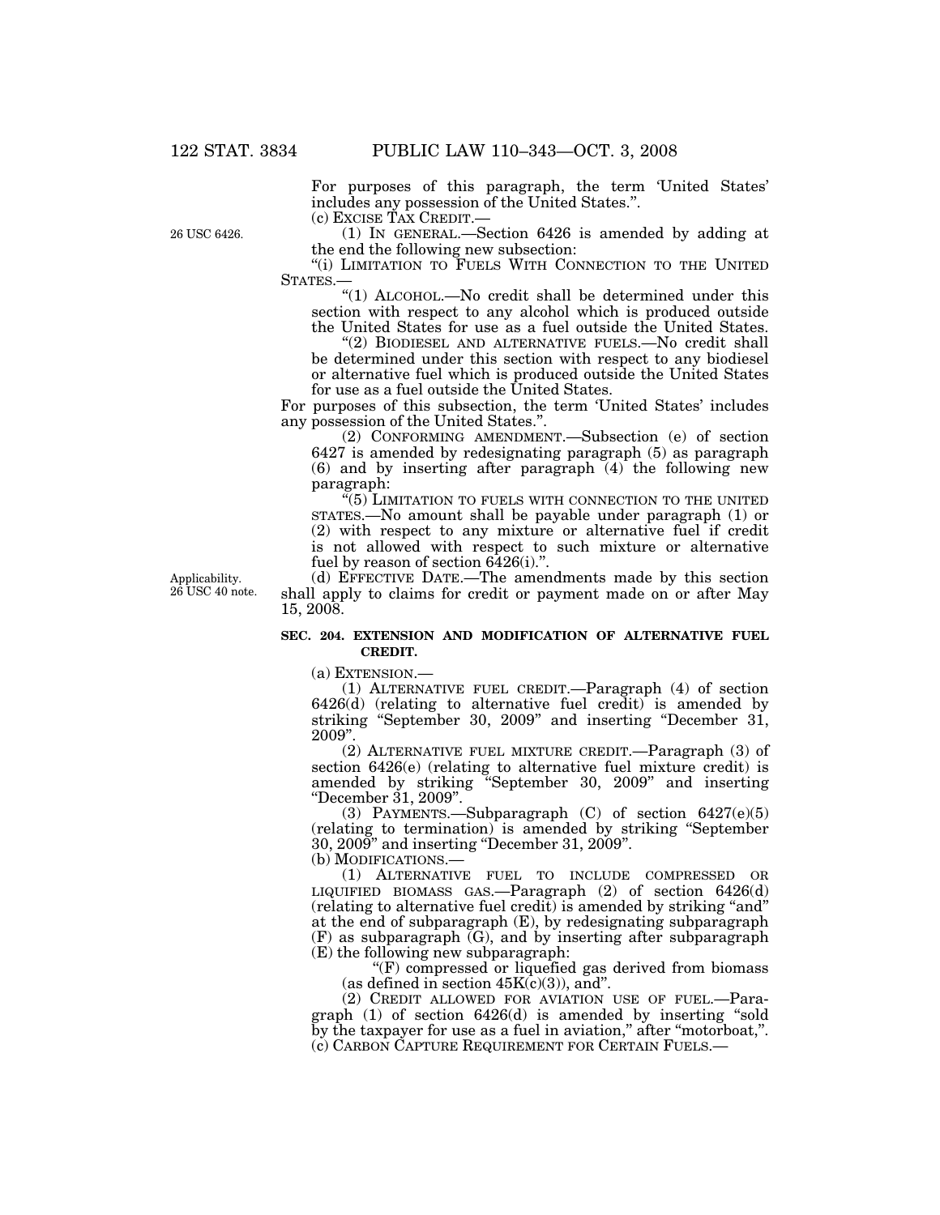For purposes of this paragraph, the term 'United States' includes any possession of the United States.".

(c) EXCISE TAX CREDIT.—

26 USC 6426.

(1) IN GENERAL.—Section 6426 is amended by adding at the end the following new subsection:

"(i) LIMITATION TO FUELS WITH CONNECTION TO THE UNITED STATES.—

"(1) ALCOHOL.—No credit shall be determined under this section with respect to any alcohol which is produced outside the United States for use as a fuel outside the United States.

"(2) BIODIESEL AND ALTERNATIVE FUELS.—No credit shall be determined under this section with respect to any biodiesel or alternative fuel which is produced outside the United States for use as a fuel outside the United States.

For purposes of this subsection, the term 'United States' includes any possession of the United States.".

(2) CONFORMING AMENDMENT.—Subsection (e) of section 6427 is amended by redesignating paragraph (5) as paragraph (6) and by inserting after paragraph (4) the following new paragraph:

"(5) LIMITATION TO FUELS WITH CONNECTION TO THE UNITED STATES.—No amount shall be payable under paragraph (1) or (2) with respect to any mixture or alternative fuel if credit is not allowed with respect to such mixture or alternative fuel by reason of section 6426(i).".

Applicability. 26 USC 40 note.

(d) EFFECTIVE DATE.—The amendments made by this section shall apply to claims for credit or payment made on or after May 15, 2008.

### SEC. 204. EXTENSION AND MODIFICATION OF ALTERNATIVE FUEL CREDIT.

(a) EXTENSION.—

(1) ALTERNATIVE FUEL CREDIT.—Paragraph (4) of section 6426(d) (relating to alternative fuel credit) is amended by striking "September 30, 2009" and inserting "December 31, 2009".

(2) ALTERNATIVE FUEL MIXTURE CREDIT.—Paragraph (3) of section 6426(e) (relating to alternative fuel mixture credit) is amended by striking "September 30, 2009" and inserting "December 31, 2009".

(3) PAYMENTS.—Subparagraph (C) of section 6427(e)(5) (relating to termination) is amended by striking "September 30, 2009" and inserting "December 31, 2009".

(b) MODIFICATIONS.—

(1) ALTERNATIVE FUEL TO INCLUDE COMPRESSED OR LIQUIFIED BIOMASS GAS.—Paragraph (2) of section 6426(d) (relating to alternative fuel credit) is amended by striking "and" at the end of subparagraph (E), by redesignating subparagraph (F) as subparagraph (G), and by inserting after subparagraph (E) the following new subparagraph:

"(F) compressed or liquefied gas derived from biomass (as defined in section 45K(c)(3)), and".

(2) CREDIT ALLOWED FOR AVIATION USE OF FUEL.—Paragraph (1) of section 6426(d) is amended by inserting "sold by the taxpayer for use as a fuel in aviation," after "motorboat,".

(c) CARBON CAPTURE REQUIREMENT FOR CERTAIN FUELS.—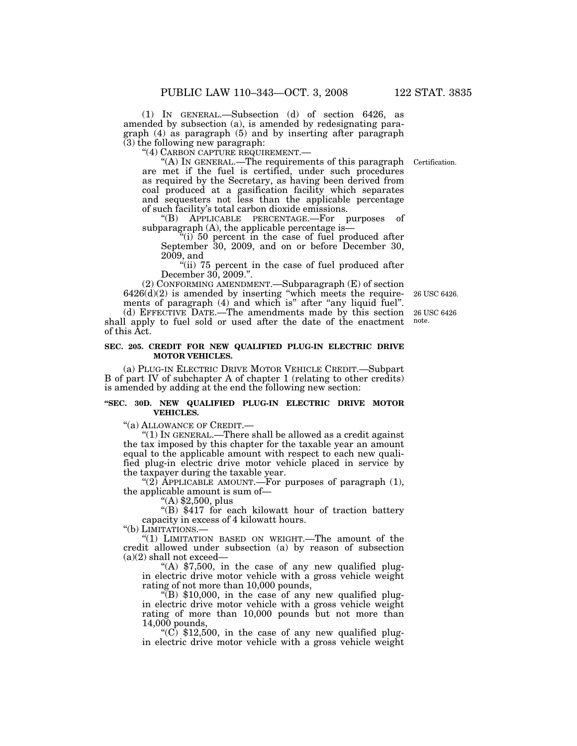(1) IN GENERAL.—Subsection (d) of section 6426, as amended by subsection (a), is amended by redesignating paragraph (4) as paragraph (5) and by inserting after paragraph (3) the following new paragraph:

"(4) CARBON CAPTURE REQUIREMENT.—

"(A) IN GENERAL.—The requirements of this paragraph are met if the fuel is certified, under such procedures as required by the Secretary, as having been derived from coal produced at a gasification facility which separates and sequesters not less than the applicable percentage of such facility's total carbon dioxide emissions.

Certification.

"(B) APPLICABLE PERCENTAGE.—For purposes of subparagraph (A), the applicable percentage is—

"(i) 50 percent in the case of fuel produced after September 30, 2009, and on or before December 30, 2009, and

"(ii) 75 percent in the case of fuel produced after December 30, 2009.".

(2) CONFORMING AMENDMENT.—Subparagraph (E) of section 6426(d)(2) is amended by inserting "which meets the requirements of paragraph (4) and which is" after "any liquid fuel".

26 USC 6426.

(d) EFFECTIVE DATE.—The amendments made by this section shall apply to fuel sold or used after the date of the enactment of this Act.

26 USC 6426 note.

**SEC. 205. CREDIT FOR NEW QUALIFIED PLUG-IN ELECTRIC DRIVE MOTOR VEHICLES.**

(a) PLUG-IN ELECTRIC DRIVE MOTOR VEHICLE CREDIT.—Subpart B of part IV of subchapter A of chapter 1 (relating to other credits) is amended by adding at the end the following new section:

**"SEC. 30D. NEW QUALIFIED PLUG-IN ELECTRIC DRIVE MOTOR VEHICLES.**

"(a) ALLOWANCE OF CREDIT.—

"(1) IN GENERAL.—There shall be allowed as a credit against the tax imposed by this chapter for the taxable year an amount equal to the applicable amount with respect to each new qualified plug-in electric drive motor vehicle placed in service by the taxpayer during the taxable year.

"(2) APPLICABLE AMOUNT.—For purposes of paragraph (1), the applicable amount is sum of—

"(A) $2,500, plus

"(B) $417 for each kilowatt hour of traction battery capacity in excess of 4 kilowatt hours.

"(b) LIMITATIONS.—

"(1) LIMITATION BASED ON WEIGHT.—The amount of the credit allowed under subsection (a) by reason of subsection (a)(2) shall not exceed—

"(A) $7,500, in the case of any new qualified plug-in electric drive motor vehicle with a gross vehicle weight rating of not more than 10,000 pounds,

"(B) $10,000, in the case of any new qualified plug-in electric drive motor vehicle with a gross vehicle weight rating of more than 10,000 pounds but not more than 14,000 pounds,

"(C) $12,500, in the case of any new qualified plug-in electric drive motor vehicle with a gross vehicle weight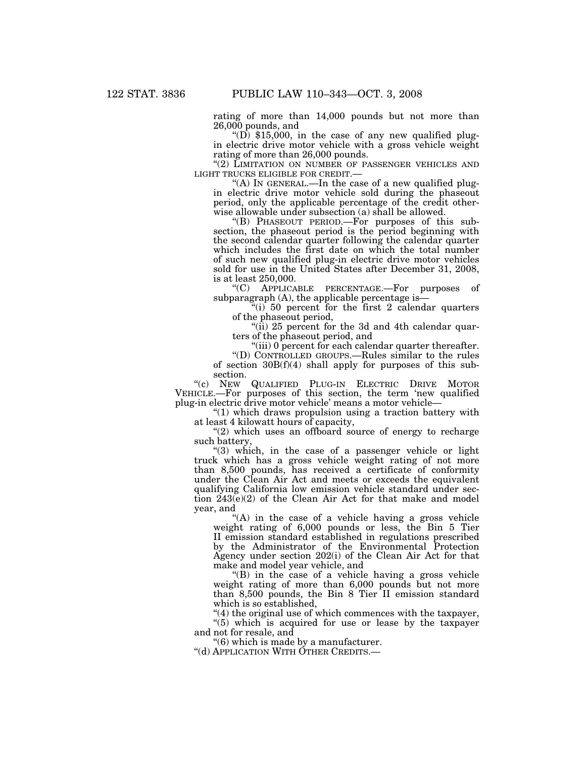rating of more than 14,000 pounds but not more than 26,000 pounds, and

"(D) $15,000, in the case of any new qualified plug-in electric drive motor vehicle with a gross vehicle weight rating of more than 26,000 pounds.

"(2) LIMITATION ON NUMBER OF PASSENGER VEHICLES AND LIGHT TRUCKS ELIGIBLE FOR CREDIT.—

"(A) IN GENERAL.—In the case of a new qualified plug-in electric drive motor vehicle sold during the phaseout period, only the applicable percentage of the credit otherwise allowable under subsection (a) shall be allowed.

"(B) PHASEOUT PERIOD.—For purposes of this subsection, the phaseout period is the period beginning with the second calendar quarter following the calendar quarter which includes the first date on which the total number of such new qualified plug-in electric drive motor vehicles sold for use in the United States after December 31, 2008, is at least 250,000.

"(C) APPLICABLE PERCENTAGE.—For purposes of subparagraph (A), the applicable percentage is—

"(i) 50 percent for the first 2 calendar quarters of the phaseout period,

"(ii) 25 percent for the 3d and 4th calendar quarters of the phaseout period, and

"(iii) 0 percent for each calendar quarter thereafter.

"(D) CONTROLLED GROUPS.—Rules similar to the rules of section 30B(f)(4) shall apply for purposes of this subsection.

"(c) NEW QUALIFIED PLUG-IN ELECTRIC DRIVE MOTOR VEHICLE.—For purposes of this section, the term 'new qualified plug-in electric drive motor vehicle' means a motor vehicle—

"(1) which draws propulsion using a traction battery with at least 4 kilowatt hours of capacity,

"(2) which uses an offboard source of energy to recharge such battery,

"(3) which, in the case of a passenger vehicle or light truck which has a gross vehicle weight rating of not more than 8,500 pounds, has received a certificate of conformity under the Clean Air Act and meets or exceeds the equivalent qualifying California low emission vehicle standard under section 243(e)(2) of the Clean Air Act for that make and model year, and

"(A) in the case of a vehicle having a gross vehicle weight rating of 6,000 pounds or less, the Bin 5 Tier II emission standard established in regulations prescribed by the Administrator of the Environmental Protection Agency under section 202(i) of the Clean Air Act for that make and model year vehicle, and

"(B) in the case of a vehicle having a gross vehicle weight rating of more than 6,000 pounds but not more than 8,500 pounds, the Bin 8 Tier II emission standard which is so established,

"(4) the original use of which commences with the taxpayer,

"(5) which is acquired for use or lease by the taxpayer and not for resale, and

"(6) which is made by a manufacturer.

"(d) APPLICATION WITH OTHER CREDITS.—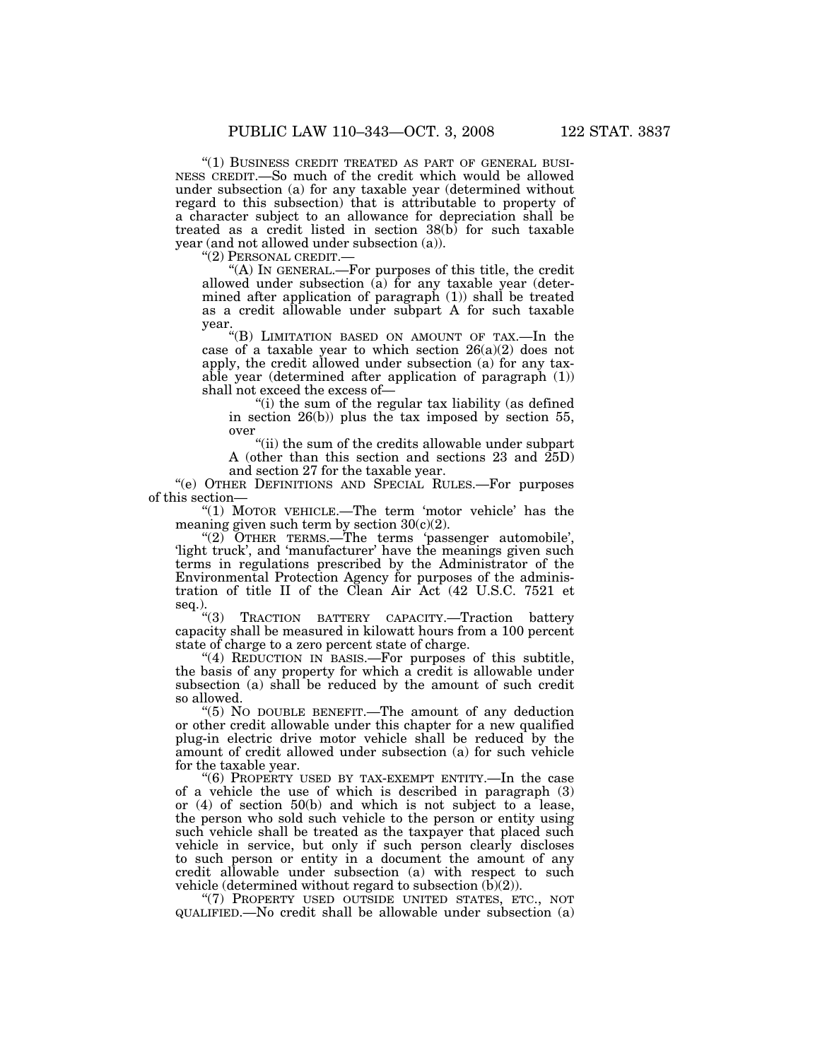"(1) BUSINESS CREDIT TREATED AS PART OF GENERAL BUSINESS CREDIT.—So much of the credit which would be allowed under subsection (a) for any taxable year (determined without regard to this subsection) that is attributable to property of a character subject to an allowance for depreciation shall be treated as a credit listed in section 38(b) for such taxable year (and not allowed under subsection (a)).

"(2) PERSONAL CREDIT.—

"(A) IN GENERAL.—For purposes of this title, the credit allowed under subsection (a) for any taxable year (determined after application of paragraph (1)) shall be treated as a credit allowable under subpart A for such taxable year.

"(B) LIMITATION BASED ON AMOUNT OF TAX.—In the case of a taxable year to which section 26(a)(2) does not apply, the credit allowed under subsection (a) for any taxable year (determined after application of paragraph (1)) shall not exceed the excess of—

"(i) the sum of the regular tax liability (as defined in section 26(b)) plus the tax imposed by section 55, over

"(ii) the sum of the credits allowable under subpart A (other than this section and sections 23 and 25D) and section 27 for the taxable year.

"(e) OTHER DEFINITIONS AND SPECIAL RULES.—For purposes of this section—

"(1) MOTOR VEHICLE.—The term 'motor vehicle' has the meaning given such term by section 30(c)(2).

"(2) OTHER TERMS.—The terms 'passenger automobile', 'light truck', and 'manufacturer' have the meanings given such terms in regulations prescribed by the Administrator of the Environmental Protection Agency for purposes of the administration of title II of the Clean Air Act (42 U.S.C. 7521 et seq.).

"(3) TRACTION BATTERY CAPACITY.—Traction battery capacity shall be measured in kilowatt hours from a 100 percent state of charge to a zero percent state of charge.

"(4) REDUCTION IN BASIS.—For purposes of this subtitle, the basis of any property for which a credit is allowable under subsection (a) shall be reduced by the amount of such credit so allowed.

"(5) NO DOUBLE BENEFIT.—The amount of any deduction or other credit allowable under this chapter for a new qualified plug-in electric drive motor vehicle shall be reduced by the amount of credit allowed under subsection (a) for such vehicle for the taxable year.

"(6) PROPERTY USED BY TAX-EXEMPT ENTITY.—In the case of a vehicle the use of which is described in paragraph (3) or (4) of section 50(b) and which is not subject to a lease, the person who sold such vehicle to the person or entity using such vehicle shall be treated as the taxpayer that placed such vehicle in service, but only if such person clearly discloses to such person or entity in a document the amount of any credit allowable under subsection (a) with respect to such vehicle (determined without regard to subsection (b)(2)).

"(7) PROPERTY USED OUTSIDE UNITED STATES, ETC., NOT QUALIFIED.—No credit shall be allowable under subsection (a)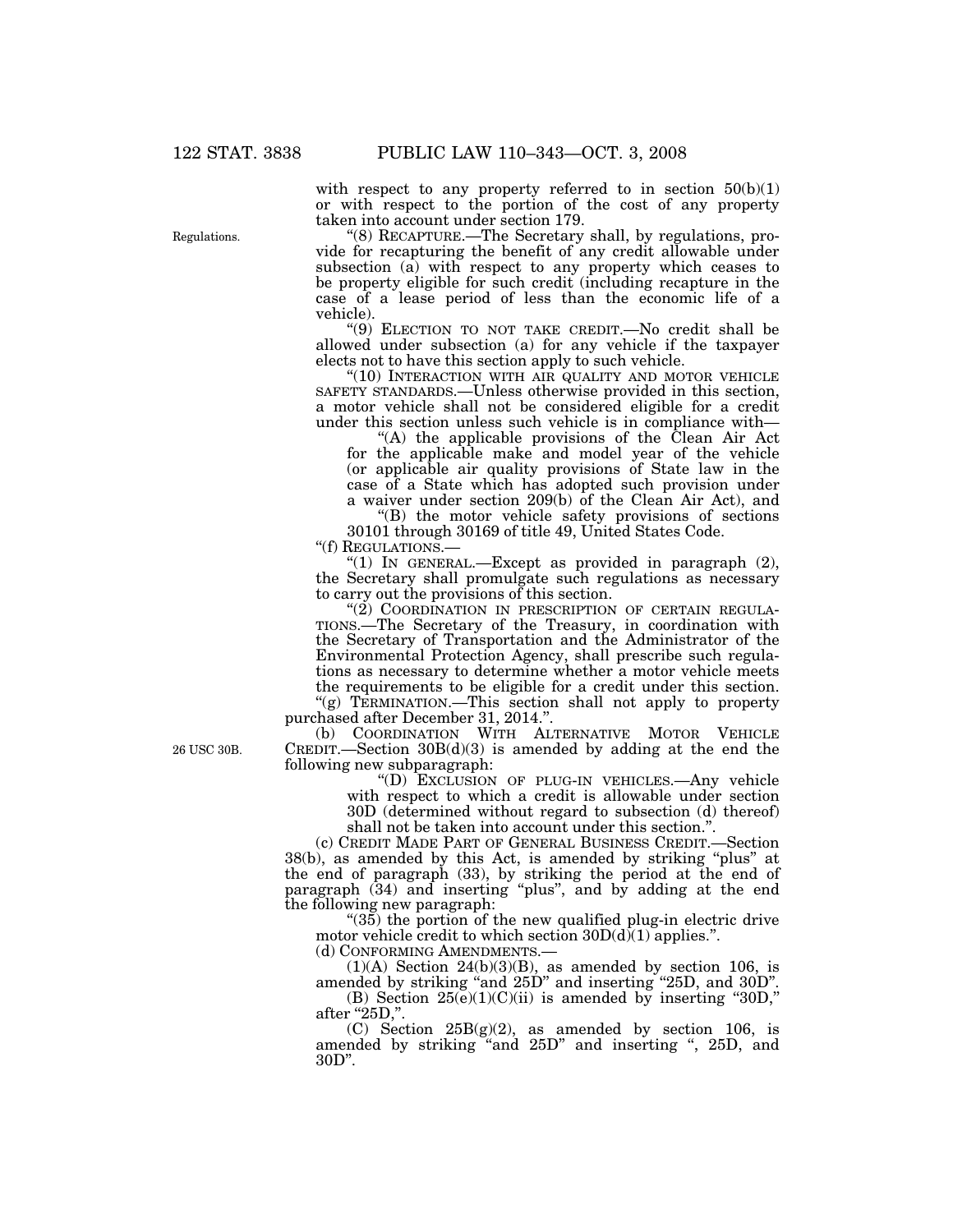with respect to any property referred to in section 50(b)(1) or with respect to the portion of the cost of any property taken into account under section 179.

Regulations.

"(8) RECAPTURE.—The Secretary shall, by regulations, provide for recapturing the benefit of any credit allowable under subsection (a) with respect to any property which ceases to be property eligible for such credit (including recapture in the case of a lease period of less than the economic life of a vehicle).

"(9) ELECTION TO NOT TAKE CREDIT.—No credit shall be allowed under subsection (a) for any vehicle if the taxpayer elects not to have this section apply to such vehicle.

"(10) INTERACTION WITH AIR QUALITY AND MOTOR VEHICLE SAFETY STANDARDS.—Unless otherwise provided in this section, a motor vehicle shall not be considered eligible for a credit under this section unless such vehicle is in compliance with—

"(A) the applicable provisions of the Clean Air Act for the applicable make and model year of the vehicle (or applicable air quality provisions of State law in the case of a State which has adopted such provision under a waiver under section 209(b) of the Clean Air Act), and

"(B) the motor vehicle safety provisions of sections 30101 through 30169 of title 49, United States Code.

"(f) REGULATIONS.—

"(1) IN GENERAL.—Except as provided in paragraph (2), the Secretary shall promulgate such regulations as necessary to carry out the provisions of this section.

"(2) COORDINATION IN PRESCRIPTION OF CERTAIN REGULATIONS.—The Secretary of the Treasury, in coordination with the Secretary of Transportation and the Administrator of the Environmental Protection Agency, shall prescribe such regulations as necessary to determine whether a motor vehicle meets the requirements to be eligible for a credit under this section.

"(g) TERMINATION.—This section shall not apply to property purchased after December 31, 2014.".

26 USC 30B.

(b) COORDINATION WITH ALTERNATIVE MOTOR VEHICLE CREDIT.—Section 30B(d)(3) is amended by adding at the end the following new subparagraph:

"(D) EXCLUSION OF PLUG-IN VEHICLES.—Any vehicle with respect to which a credit is allowable under section 30D (determined without regard to subsection (d) thereof) shall not be taken into account under this section.".

(c) CREDIT MADE PART OF GENERAL BUSINESS CREDIT.—Section 38(b), as amended by this Act, is amended by striking "plus" at the end of paragraph (33), by striking the period at the end of paragraph (34) and inserting "plus", and by adding at the end the following new paragraph:

"(35) the portion of the new qualified plug-in electric drive motor vehicle credit to which section 30D(d)(1) applies.".

(d) CONFORMING AMENDMENTS.—

(1)(A) Section 24(b)(3)(B), as amended by section 106, is amended by striking "and 25D" and inserting "25D, and 30D".

(B) Section 25(e)(1)(C)(ii) is amended by inserting "30D," after "25D,".

(C) Section 25B(g)(2), as amended by section 106, is amended by striking "and 25D" and inserting ", 25D, and 30D".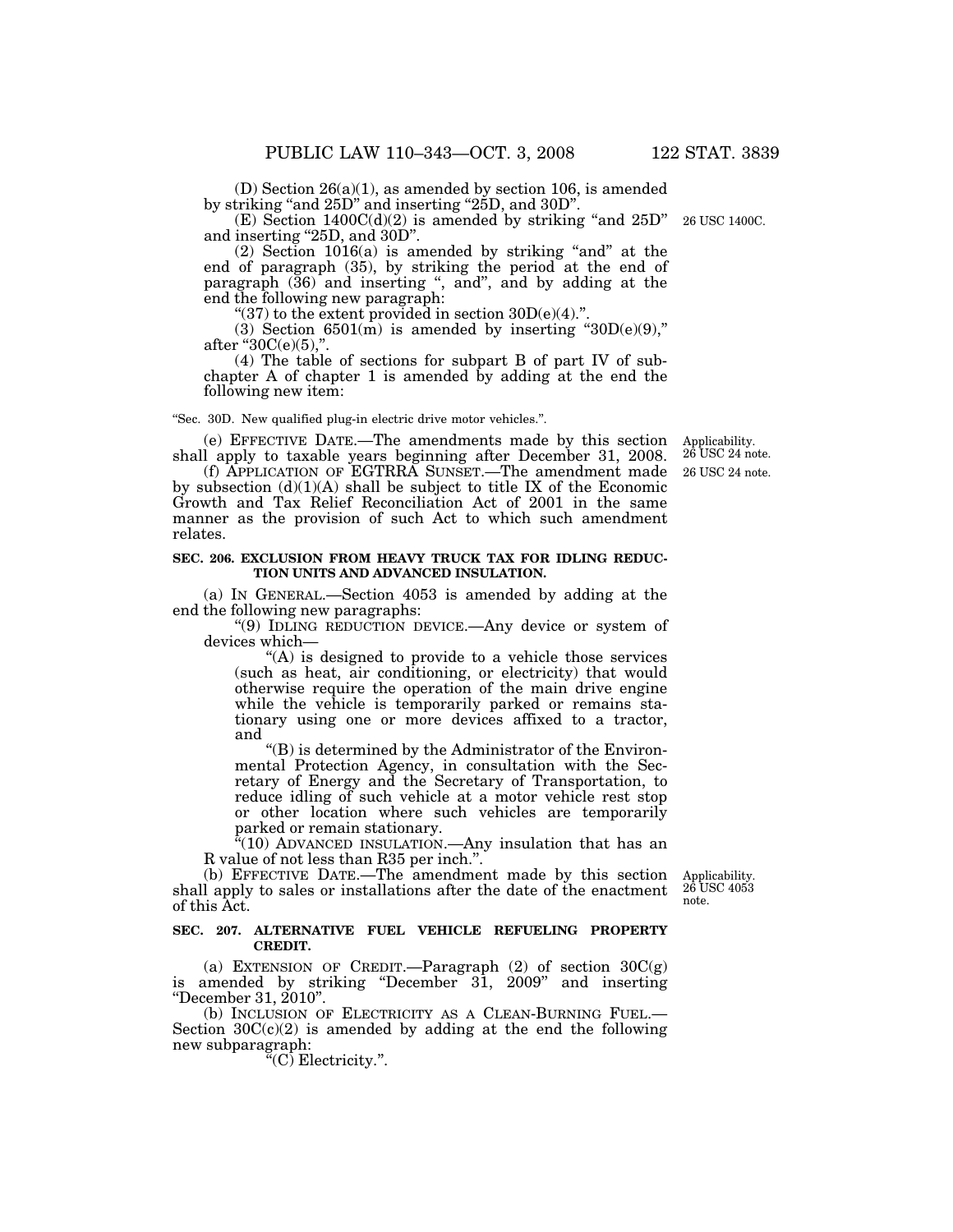(D) Section 26(a)(1), as amended by section 106, is amended by striking "and 25D" and inserting "25D, and 30D".

(E) Section 1400C(d)(2) is amended by striking "and 25D" and inserting "25D, and 30D".

26 USC 1400C.

(2) Section 1016(a) is amended by striking "and" at the end of paragraph (35), by striking the period at the end of paragraph (36) and inserting ", and", and by adding at the end the following new paragraph:

"(37) to the extent provided in section 30D(e)(4).".

(3) Section 6501(m) is amended by inserting "30D(e)(9)," after "30C(e)(5),".

(4) The table of sections for subpart B of part IV of subchapter A of chapter 1 is amended by adding at the end the following new item:

"Sec. 30D. New qualified plug-in electric drive motor vehicles.".

(e) EFFECTIVE DATE.—The amendments made by this section shall apply to taxable years beginning after December 31, 2008.

Applicability. 26 USC 24 note.

(f) APPLICATION OF EGTRRA SUNSET.—The amendment made by subsection (d)(1)(A) shall be subject to title IX of the Economic Growth and Tax Relief Reconciliation Act of 2001 in the same manner as the provision of such Act to which such amendment relates.

26 USC 24 note.

**SEC. 206. EXCLUSION FROM HEAVY TRUCK TAX FOR IDLING REDUCTION UNITS AND ADVANCED INSULATION.**

(a) IN GENERAL.—Section 4053 is amended by adding at the end the following new paragraphs:

"(9) IDLING REDUCTION DEVICE.—Any device or system of devices which—

"(A) is designed to provide to a vehicle those services (such as heat, air conditioning, or electricity) that would otherwise require the operation of the main drive engine while the vehicle is temporarily parked or remains stationary using one or more devices affixed to a tractor, and

"(B) is determined by the Administrator of the Environmental Protection Agency, in consultation with the Secretary of Energy and the Secretary of Transportation, to reduce idling of such vehicle at a motor vehicle rest stop or other location where such vehicles are temporarily parked or remain stationary.

"(10) ADVANCED INSULATION.—Any insulation that has an R value of not less than R35 per inch.".

(b) EFFECTIVE DATE.—The amendment made by this section shall apply to sales or installations after the date of the enactment of this Act.

Applicability. 26 USC 4053 note.

**SEC. 207. ALTERNATIVE FUEL VEHICLE REFUELING PROPERTY CREDIT.**

(a) EXTENSION OF CREDIT.—Paragraph (2) of section 30C(g) is amended by striking "December 31, 2009" and inserting "December 31, 2010".

(b) INCLUSION OF ELECTRICITY AS A CLEAN-BURNING FUEL.—Section 30C(c)(2) is amended by adding at the end the following new subparagraph:

"(C) Electricity.".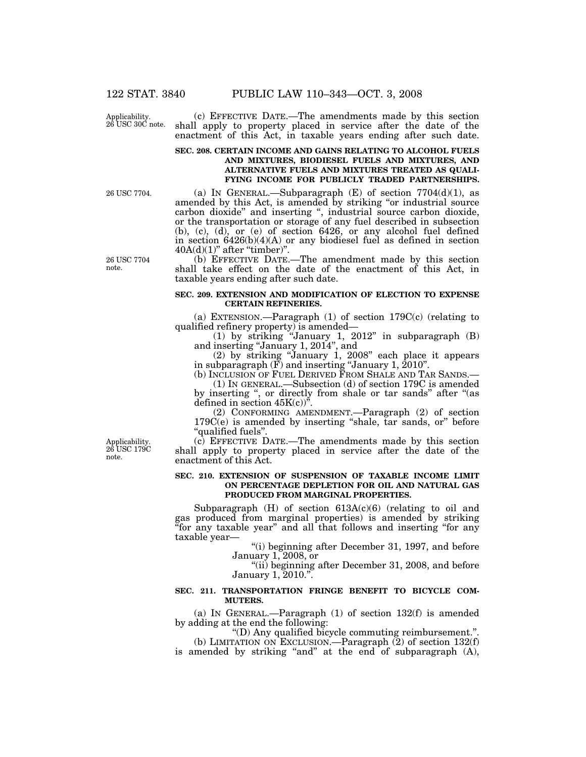(c) EFFECTIVE DATE.—The amendments made by this section shall apply to property placed in service after the date of the enactment of this Act, in taxable years ending after such date.

**SEC. 208. CERTAIN INCOME AND GAINS RELATING TO ALCOHOL FUELS AND MIXTURES, BIODIESEL FUELS AND MIXTURES, AND ALTERNATIVE FUELS AND MIXTURES TREATED AS QUALIFYING INCOME FOR PUBLICLY TRADED PARTNERSHIPS.**

(a) IN GENERAL.—Subparagraph (E) of section 7704(d)(1), as amended by this Act, is amended by striking "or industrial source carbon dioxide" and inserting ", industrial source carbon dioxide, or the transportation or storage of any fuel described in subsection (b), (c), (d), or (e) of section 6426, or any alcohol fuel defined in section 6426(b)(4)(A) or any biodiesel fuel as defined in section 40A(d)(1)" after "timber)".

(b) EFFECTIVE DATE.—The amendment made by this section shall take effect on the date of the enactment of this Act, in taxable years ending after such date.

**SEC. 209. EXTENSION AND MODIFICATION OF ELECTION TO EXPENSE CERTAIN REFINERIES.**

(a) EXTENSION.—Paragraph (1) of section 179C(c) (relating to qualified refinery property) is amended—

(1) by striking "January 1, 2012" in subparagraph (B) and inserting "January 1, 2014", and

(2) by striking "January 1, 2008" each place it appears in subparagraph (F) and inserting "January 1, 2010".

(b) INCLUSION OF FUEL DERIVED FROM SHALE AND TAR SANDS.—

(1) IN GENERAL.—Subsection (d) of section 179C is amended by inserting ", or directly from shale or tar sands" after "(as defined in section 45K(c))".

(2) CONFORMING AMENDMENT.—Paragraph (2) of section 179C(e) is amended by inserting "shale, tar sands, or" before "qualified fuels".

(c) EFFECTIVE DATE.—The amendments made by this section shall apply to property placed in service after the date of the enactment of this Act.

**SEC. 210. EXTENSION OF SUSPENSION OF TAXABLE INCOME LIMIT ON PERCENTAGE DEPLETION FOR OIL AND NATURAL GAS PRODUCED FROM MARGINAL PROPERTIES.**

Subparagraph (H) of section 613A(c)(6) (relating to oil and gas produced from marginal properties) is amended by striking "for any taxable year" and all that follows and inserting "for any taxable year—

"(i) beginning after December 31, 1997, and before January 1, 2008, or

"(ii) beginning after December 31, 2008, and before January 1, 2010.".

**SEC. 211. TRANSPORTATION FRINGE BENEFIT TO BICYCLE COMMUTERS.**

(a) IN GENERAL.—Paragraph (1) of section 132(f) is amended by adding at the end the following:

"(D) Any qualified bicycle commuting reimbursement.".

(b) LIMITATION ON EXCLUSION.—Paragraph (2) of section 132(f) is amended by striking "and" at the end of subparagraph (A),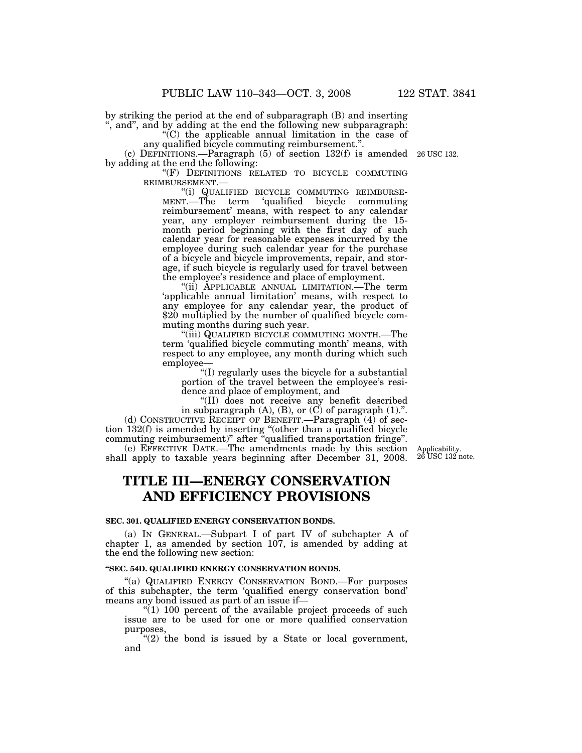by striking the period at the end of subparagraph (B) and inserting ", and", and by adding at the end the following new subparagraph:

"(C) the applicable annual limitation in the case of any qualified bicycle commuting reimbursement.".

(c) DEFINITIONS.—Paragraph (5) of section 132(f) is amended by adding at the end the following:

26 USC 132.

"(F) DEFINITIONS RELATED TO BICYCLE COMMUTING REIMBURSEMENT.—

"(i) QUALIFIED BICYCLE COMMUTING REIMBURSEMENT.—The term 'qualified bicycle commuting reimbursement' means, with respect to any calendar year, any employer reimbursement during the 15-month period beginning with the first day of such calendar year for reasonable expenses incurred by the employee during such calendar year for the purchase of a bicycle and bicycle improvements, repair, and storage, if such bicycle is regularly used for travel between the employee's residence and place of employment.

"(ii) APPLICABLE ANNUAL LIMITATION.—The term 'applicable annual limitation' means, with respect to any employee for any calendar year, the product of $20 multiplied by the number of qualified bicycle commuting months during such year.

"(iii) QUALIFIED BICYCLE COMMUTING MONTH.—The term 'qualified bicycle commuting month' means, with respect to any employee, any month during which such employee—

"(I) regularly uses the bicycle for a substantial portion of the travel between the employee's residence and place of employment, and

"(II) does not receive any benefit described in subparagraph (A), (B), or (C) of paragraph (1).".

(d) CONSTRUCTIVE RECEIPT OF BENEFIT.—Paragraph (4) of section 132(f) is amended by inserting "(other than a qualified bicycle commuting reimbursement)" after "qualified transportation fringe".

(e) EFFECTIVE DATE.—The amendments made by this section shall apply to taxable years beginning after December 31, 2008.

Applicability.
26 USC 132 note.

# TITLE III—ENERGY CONSERVATION AND EFFICIENCY PROVISIONS

### SEC. 301. QUALIFIED ENERGY CONSERVATION BONDS.

(a) IN GENERAL.—Subpart I of part IV of subchapter A of chapter 1, as amended by section 107, is amended by adding at the end the following new section:

### "SEC. 54D. QUALIFIED ENERGY CONSERVATION BONDS.

"(a) QUALIFIED ENERGY CONSERVATION BOND.—For purposes of this subchapter, the term 'qualified energy conservation bond' means any bond issued as part of an issue if—

"(1) 100 percent of the available project proceeds of such issue are to be used for one or more qualified conservation purposes,

"(2) the bond is issued by a State or local government, and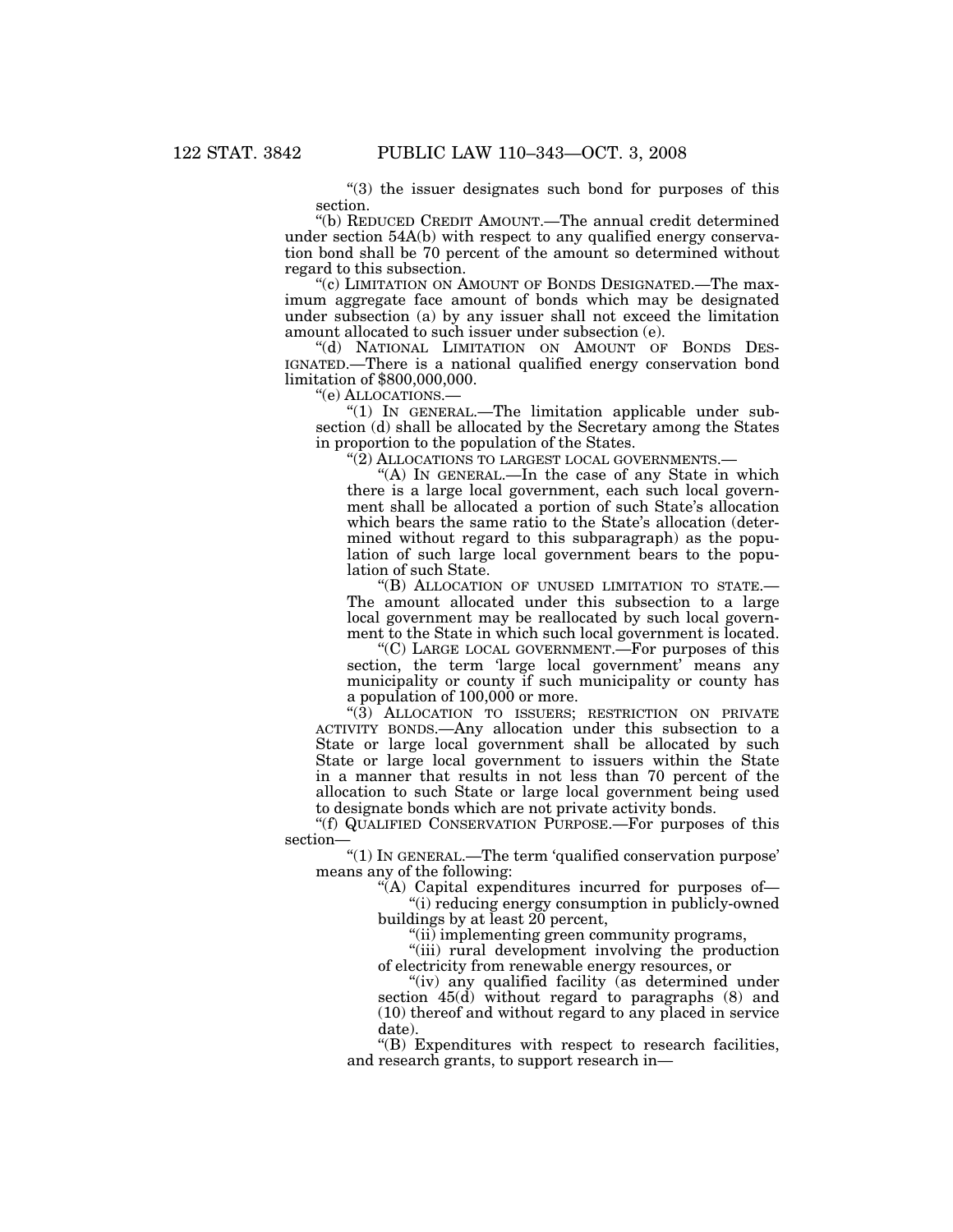"(3) the issuer designates such bond for purposes of this section.

"(b) REDUCED CREDIT AMOUNT.—The annual credit determined under section 54A(b) with respect to any qualified energy conservation bond shall be 70 percent of the amount so determined without regard to this subsection.

"(c) LIMITATION ON AMOUNT OF BONDS DESIGNATED.—The maximum aggregate face amount of bonds which may be designated under subsection (a) by any issuer shall not exceed the limitation amount allocated to such issuer under subsection (e).

"(d) NATIONAL LIMITATION ON AMOUNT OF BONDS DESIGNATED.—There is a national qualified energy conservation bond limitation of $800,000,000.

"(e) ALLOCATIONS.—

"(1) IN GENERAL.—The limitation applicable under subsection (d) shall be allocated by the Secretary among the States in proportion to the population of the States.

"(2) ALLOCATIONS TO LARGEST LOCAL GOVERNMENTS.—

"(A) IN GENERAL.—In the case of any State in which there is a large local government, each such local government shall be allocated a portion of such State's allocation which bears the same ratio to the State's allocation (determined without regard to this subparagraph) as the population of such large local government bears to the population of such State.

"(B) ALLOCATION OF UNUSED LIMITATION TO STATE.—The amount allocated under this subsection to a large local government may be reallocated by such local government to the State in which such local government is located.

"(C) LARGE LOCAL GOVERNMENT.—For purposes of this section, the term 'large local government' means any municipality or county if such municipality or county has a population of 100,000 or more.

"(3) ALLOCATION TO ISSUERS; RESTRICTION ON PRIVATE ACTIVITY BONDS.—Any allocation under this subsection to a State or large local government shall be allocated by such State or large local government to issuers within the State in a manner that results in not less than 70 percent of the allocation to such State or large local government being used to designate bonds which are not private activity bonds.

"(f) QUALIFIED CONSERVATION PURPOSE.—For purposes of this section—

"(1) IN GENERAL.—The term 'qualified conservation purpose' means any of the following:

"(A) Capital expenditures incurred for purposes of—

"(i) reducing energy consumption in publicly-owned buildings by at least 20 percent,

"(ii) implementing green community programs,

"(iii) rural development involving the production of electricity from renewable energy resources, or

"(iv) any qualified facility (as determined under section 45(d) without regard to paragraphs (8) and (10) thereof and without regard to any placed in service date).

"(B) Expenditures with respect to research facilities, and research grants, to support research in—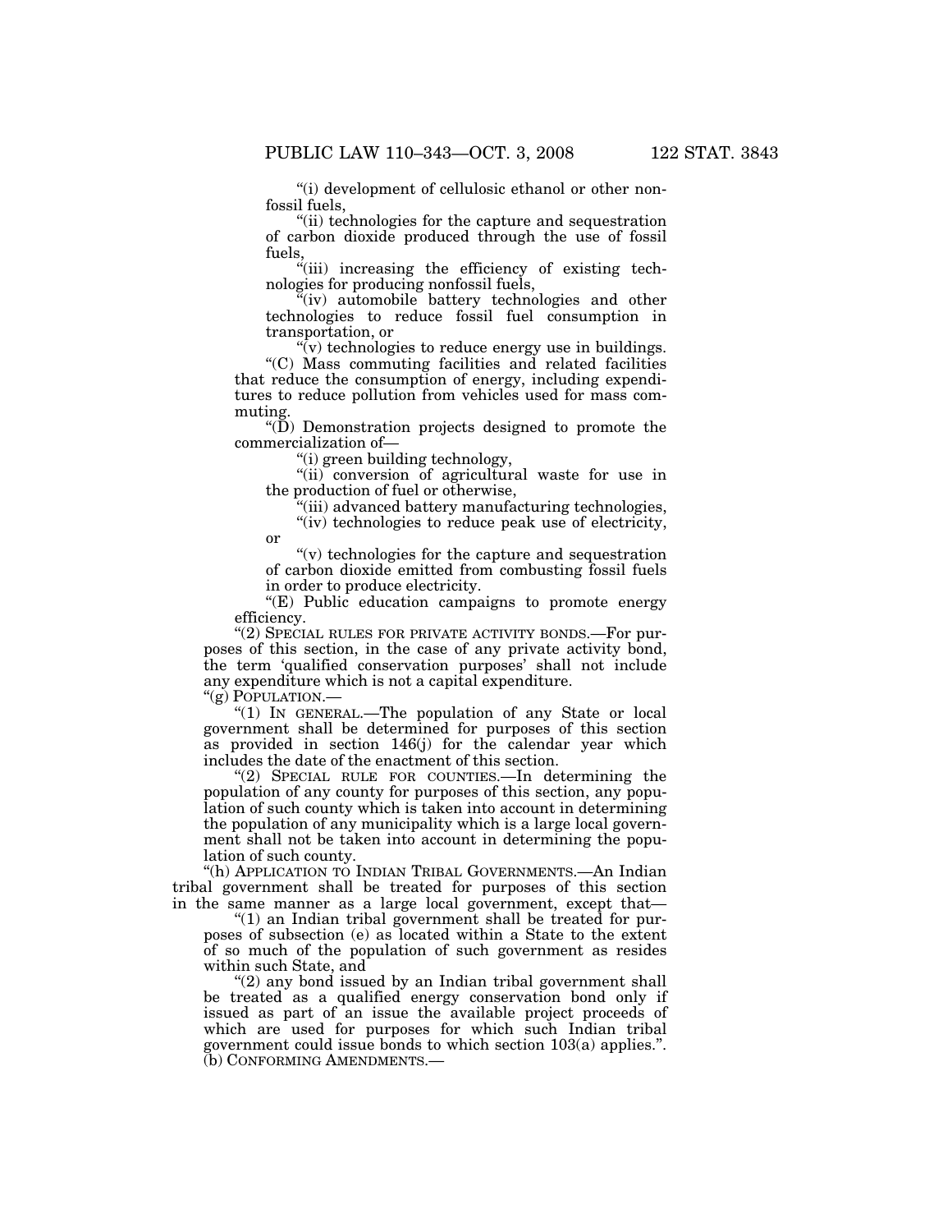"(i) development of cellulosic ethanol or other nonfossil fuels,

"(ii) technologies for the capture and sequestration of carbon dioxide produced through the use of fossil fuels,

"(iii) increasing the efficiency of existing technologies for producing nonfossil fuels,

"(iv) automobile battery technologies and other technologies to reduce fossil fuel consumption in transportation, or

"(v) technologies to reduce energy use in buildings.

"(C) Mass commuting facilities and related facilities that reduce the consumption of energy, including expenditures to reduce pollution from vehicles used for mass commuting.

"(D) Demonstration projects designed to promote the commercialization of—

"(i) green building technology,

"(ii) conversion of agricultural waste for use in the production of fuel or otherwise,

"(iii) advanced battery manufacturing technologies,

"(iv) technologies to reduce peak use of electricity, or

"(v) technologies for the capture and sequestration of carbon dioxide emitted from combusting fossil fuels in order to produce electricity.

"(E) Public education campaigns to promote energy efficiency.

"(2) SPECIAL RULES FOR PRIVATE ACTIVITY BONDS.—For purposes of this section, in the case of any private activity bond, the term 'qualified conservation purposes' shall not include any expenditure which is not a capital expenditure.

"(g) POPULATION.—

"(1) IN GENERAL.—The population of any State or local government shall be determined for purposes of this section as provided in section 146(j) for the calendar year which includes the date of the enactment of this section.

"(2) SPECIAL RULE FOR COUNTIES.—In determining the population of any county for purposes of this section, any population of such county which is taken into account in determining the population of any municipality which is a large local government shall not be taken into account in determining the population of such county.

"(h) APPLICATION TO INDIAN TRIBAL GOVERNMENTS.—An Indian tribal government shall be treated for purposes of this section in the same manner as a large local government, except that—

"(1) an Indian tribal government shall be treated for purposes of subsection (e) as located within a State to the extent of so much of the population of such government as resides within such State, and

"(2) any bond issued by an Indian tribal government shall be treated as a qualified energy conservation bond only if issued as part of an issue the available project proceeds of which are used for purposes for which such Indian tribal government could issue bonds to which section 103(a) applies.".

(b) CONFORMING AMENDMENTS.—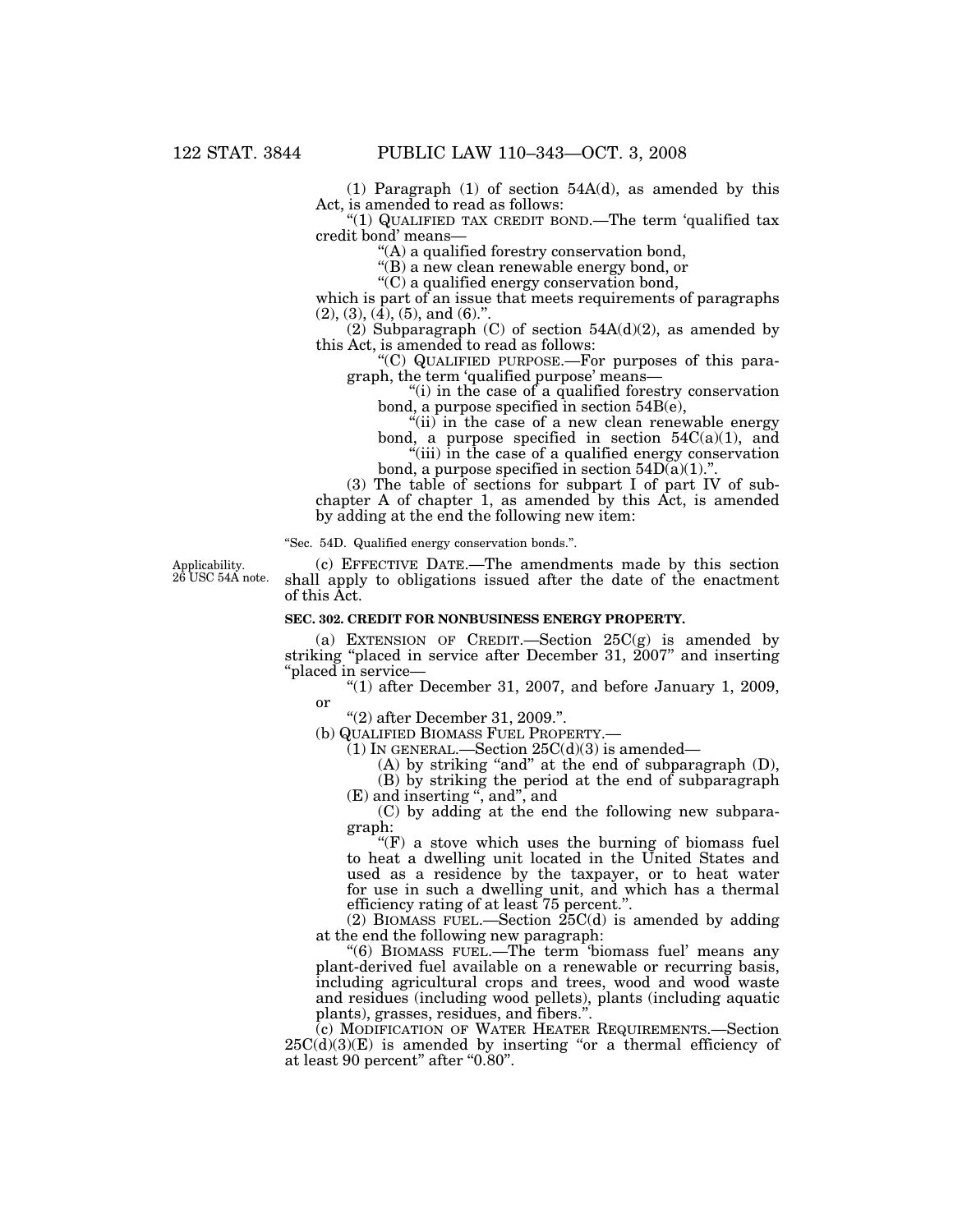(1) Paragraph (1) of section 54A(d), as amended by this Act, is amended to read as follows:

"(1) QUALIFIED TAX CREDIT BOND.—The term 'qualified tax credit bond' means—

"(A) a qualified forestry conservation bond,

"(B) a new clean renewable energy bond, or

"(C) a qualified energy conservation bond,

which is part of an issue that meets requirements of paragraphs (2), (3), (4), (5), and (6).".

(2) Subparagraph (C) of section 54A(d)(2), as amended by this Act, is amended to read as follows:

"(C) QUALIFIED PURPOSE.—For purposes of this paragraph, the term 'qualified purpose' means—

"(i) in the case of a qualified forestry conservation bond, a purpose specified in section 54B(e),

"(ii) in the case of a new clean renewable energy bond, a purpose specified in section 54C(a)(1), and

"(iii) in the case of a qualified energy conservation bond, a purpose specified in section 54D(a)(1).".

(3) The table of sections for subpart I of part IV of subchapter A of chapter 1, as amended by this Act, is amended by adding at the end the following new item:

"Sec. 54D. Qualified energy conservation bonds.".

Applicability. 26 USC 54A note.

(c) EFFECTIVE DATE.—The amendments made by this section shall apply to obligations issued after the date of the enactment of this Act.

**SEC. 302. CREDIT FOR NONBUSINESS ENERGY PROPERTY.**

(a) EXTENSION OF CREDIT.—Section 25C(g) is amended by striking "placed in service after December 31, 2007" and inserting "placed in service—

"(1) after December 31, 2007, and before January 1, 2009, or

"(2) after December 31, 2009.".

(b) QUALIFIED BIOMASS FUEL PROPERTY.—

(1) IN GENERAL.—Section 25C(d)(3) is amended—

(A) by striking "and" at the end of subparagraph (D),

(B) by striking the period at the end of subparagraph (E) and inserting ", and", and

(C) by adding at the end the following new subparagraph:

"(F) a stove which uses the burning of biomass fuel to heat a dwelling unit located in the United States and used as a residence by the taxpayer, or to heat water for use in such a dwelling unit, and which has a thermal efficiency rating of at least 75 percent.".

(2) BIOMASS FUEL.—Section 25C(d) is amended by adding at the end the following new paragraph:

"(6) BIOMASS FUEL.—The term 'biomass fuel' means any plant-derived fuel available on a renewable or recurring basis, including agricultural crops and trees, wood and wood waste and residues (including wood pellets), plants (including aquatic plants), grasses, residues, and fibers.".

(c) MODIFICATION OF WATER HEATER REQUIREMENTS.—Section 25C(d)(3)(E) is amended by inserting "or a thermal efficiency of at least 90 percent" after "0.80".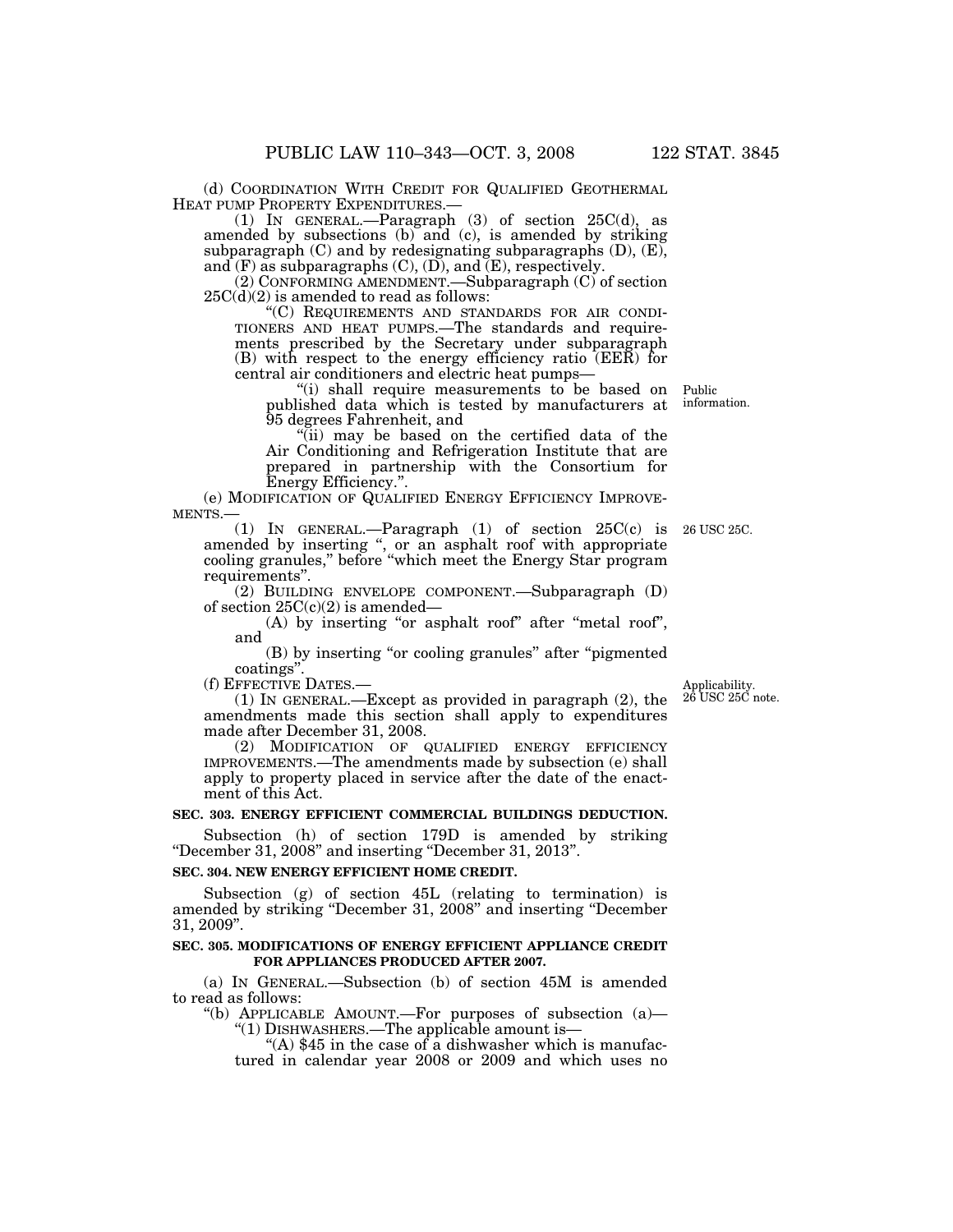(d) COORDINATION WITH CREDIT FOR QUALIFIED GEOTHERMAL HEAT PUMP PROPERTY EXPENDITURES.—

(1) IN GENERAL.—Paragraph (3) of section 25C(d), as amended by subsections (b) and (c), is amended by striking subparagraph (C) and by redesignating subparagraphs (D), (E), and (F) as subparagraphs (C), (D), and (E), respectively.

(2) CONFORMING AMENDMENT.—Subparagraph (C) of section 25C(d)(2) is amended to read as follows:

"(C) REQUIREMENTS AND STANDARDS FOR AIR CONDITIONERS AND HEAT PUMPS.—The standards and requirements prescribed by the Secretary under subparagraph (B) with respect to the energy efficiency ratio (EER) for central air conditioners and electric heat pumps—

"(i) shall require measurements to be based on published data which is tested by manufacturers at 95 degrees Fahrenheit, and

Public information.

"(ii) may be based on the certified data of the Air Conditioning and Refrigeration Institute that are prepared in partnership with the Consortium for Energy Efficiency.".

(e) MODIFICATION OF QUALIFIED ENERGY EFFICIENCY IMPROVEMENTS.—

26 USC 25C.

(1) IN GENERAL.—Paragraph (1) of section 25C(c) is amended by inserting ", or an asphalt roof with appropriate cooling granules," before "which meet the Energy Star program requirements".

(2) BUILDING ENVELOPE COMPONENT.—Subparagraph (D) of section 25C(c)(2) is amended—

(A) by inserting "or asphalt roof" after "metal roof", and

(B) by inserting "or cooling granules" after "pigmented coatings".

(f) EFFECTIVE DATES.—

Applicability. 26 USC 25C note.

(1) IN GENERAL.—Except as provided in paragraph (2), the amendments made this section shall apply to expenditures made after December 31, 2008.

(2) MODIFICATION OF QUALIFIED ENERGY EFFICIENCY IMPROVEMENTS.—The amendments made by subsection (e) shall apply to property placed in service after the date of the enactment of this Act.

**SEC. 303. ENERGY EFFICIENT COMMERCIAL BUILDINGS DEDUCTION.**

Subsection (h) of section 179D is amended by striking "December 31, 2008" and inserting "December 31, 2013".

**SEC. 304. NEW ENERGY EFFICIENT HOME CREDIT.**

Subsection (g) of section 45L (relating to termination) is amended by striking "December 31, 2008" and inserting "December 31, 2009".

**SEC. 305. MODIFICATIONS OF ENERGY EFFICIENT APPLIANCE CREDIT FOR APPLIANCES PRODUCED AFTER 2007.**

(a) IN GENERAL.—Subsection (b) of section 45M is amended to read as follows:

"(b) APPLICABLE AMOUNT.—For purposes of subsection (a)—

"(1) DISHWASHERS.—The applicable amount is—

"(A) $45 in the case of a dishwasher which is manufactured in calendar year 2008 or 2009 and which uses no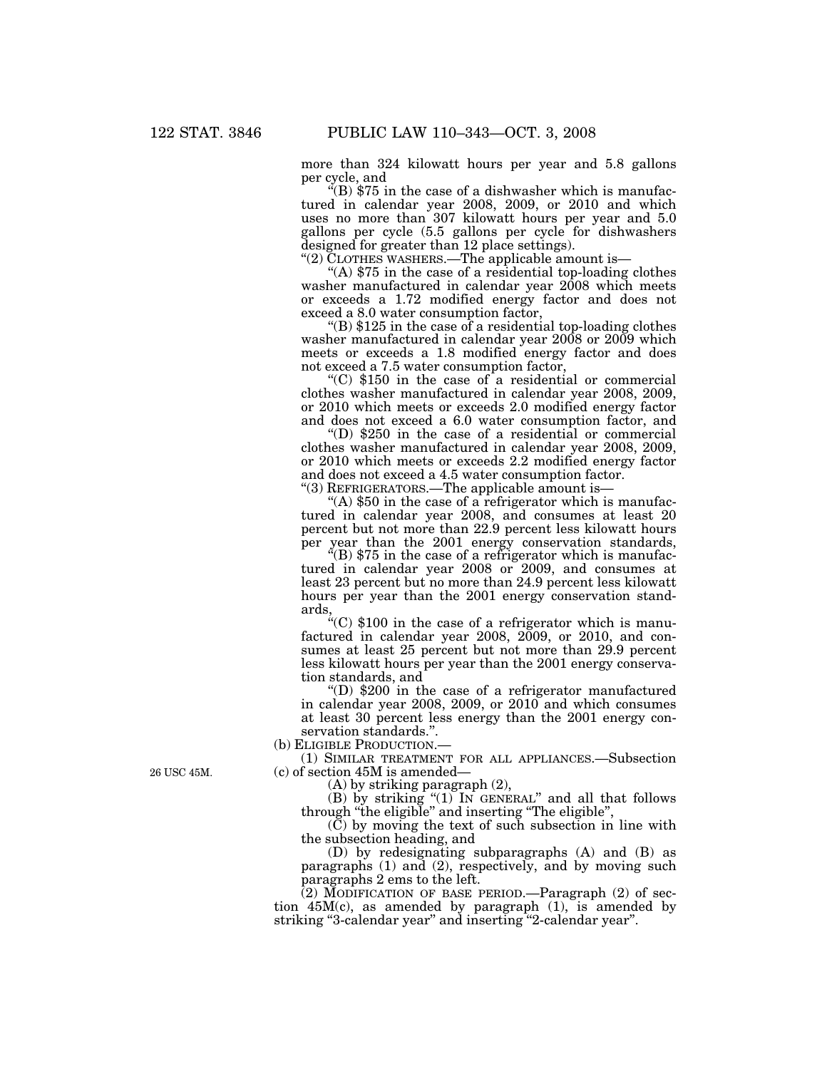more than 324 kilowatt hours per year and 5.8 gallons per cycle, and

"(B) $75 in the case of a dishwasher which is manufactured in calendar year 2008, 2009, or 2010 and which uses no more than 307 kilowatt hours per year and 5.0 gallons per cycle (5.5 gallons per cycle for dishwashers designed for greater than 12 place settings).

"(2) CLOTHES WASHERS.—The applicable amount is—

"(A) $75 in the case of a residential top-loading clothes washer manufactured in calendar year 2008 which meets or exceeds a 1.72 modified energy factor and does not exceed a 8.0 water consumption factor,

"(B) $125 in the case of a residential top-loading clothes washer manufactured in calendar year 2008 or 2009 which meets or exceeds a 1.8 modified energy factor and does not exceed a 7.5 water consumption factor,

"(C) $150 in the case of a residential or commercial clothes washer manufactured in calendar year 2008, 2009, or 2010 which meets or exceeds 2.0 modified energy factor and does not exceed a 6.0 water consumption factor, and

"(D) $250 in the case of a residential or commercial clothes washer manufactured in calendar year 2008, 2009, or 2010 which meets or exceeds 2.2 modified energy factor and does not exceed a 4.5 water consumption factor.

"(3) REFRIGERATORS.—The applicable amount is—

"(A) $50 in the case of a refrigerator which is manufactured in calendar year 2008, and consumes at least 20 percent but not more than 22.9 percent less kilowatt hours per year than the 2001 energy conservation standards,

"(B) $75 in the case of a refrigerator which is manufactured in calendar year 2008 or 2009, and consumes at least 23 percent but no more than 24.9 percent less kilowatt hours per year than the 2001 energy conservation standards,

"(C) $100 in the case of a refrigerator which is manufactured in calendar year 2008, 2009, or 2010, and consumes at least 25 percent but not more than 29.9 percent less kilowatt hours per year than the 2001 energy conservation standards, and

"(D) $200 in the case of a refrigerator manufactured in calendar year 2008, 2009, or 2010 and which consumes at least 30 percent less energy than the 2001 energy conservation standards.".

(b) ELIGIBLE PRODUCTION.—

(1) SIMILAR TREATMENT FOR ALL APPLIANCES.—Subsection (c) of section 45M is amended—

26 USC 45M.

(A) by striking paragraph (2),

(B) by striking "(1) IN GENERAL" and all that follows through "the eligible" and inserting "The eligible",

(C) by moving the text of such subsection in line with the subsection heading, and

(D) by redesignating subparagraphs (A) and (B) as paragraphs (1) and (2), respectively, and by moving such paragraphs 2 ems to the left.

(2) MODIFICATION OF BASE PERIOD.—Paragraph (2) of section 45M(c), as amended by paragraph (1), is amended by striking "3-calendar year" and inserting "2-calendar year".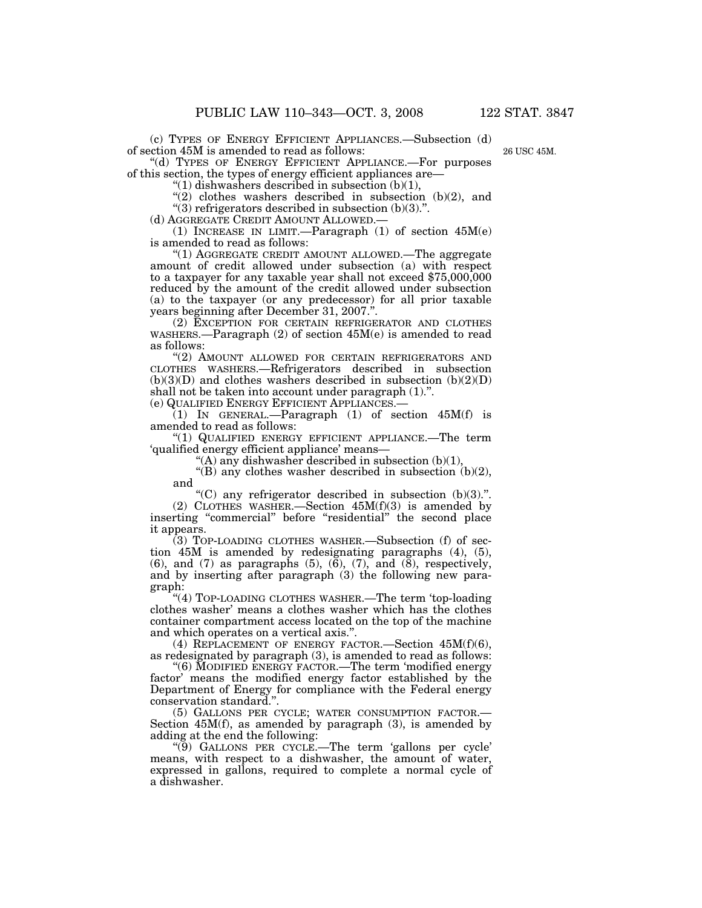(c) TYPES OF ENERGY EFFICIENT APPLIANCES.—Subsection (d) of section 45M is amended to read as follows:

26 USC 45M.

"(d) TYPES OF ENERGY EFFICIENT APPLIANCE.—For purposes of this section, the types of energy efficient appliances are—

"(1) dishwashers described in subsection (b)(1),

"(2) clothes washers described in subsection (b)(2), and

"(3) refrigerators described in subsection (b)(3).".

(d) AGGREGATE CREDIT AMOUNT ALLOWED.—

(1) INCREASE IN LIMIT.—Paragraph (1) of section 45M(e) is amended to read as follows:

"(1) AGGREGATE CREDIT AMOUNT ALLOWED.—The aggregate amount of credit allowed under subsection (a) with respect to a taxpayer for any taxable year shall not exceed $75,000,000 reduced by the amount of the credit allowed under subsection (a) to the taxpayer (or any predecessor) for all prior taxable years beginning after December 31, 2007.".

(2) EXCEPTION FOR CERTAIN REFRIGERATOR AND CLOTHES WASHERS.—Paragraph (2) of section 45M(e) is amended to read as follows:

"(2) AMOUNT ALLOWED FOR CERTAIN REFRIGERATORS AND CLOTHES WASHERS.—Refrigerators described in subsection (b)(3)(D) and clothes washers described in subsection (b)(2)(D) shall not be taken into account under paragraph (1).".

(e) QUALIFIED ENERGY EFFICIENT APPLIANCES.—

(1) IN GENERAL.—Paragraph (1) of section 45M(f) is amended to read as follows:

"(1) QUALIFIED ENERGY EFFICIENT APPLIANCE.—The term 'qualified energy efficient appliance' means—

"(A) any dishwasher described in subsection (b)(1),

"(B) any clothes washer described in subsection (b)(2), and

"(C) any refrigerator described in subsection (b)(3).".

(2) CLOTHES WASHER.—Section 45M(f)(3) is amended by inserting "commercial" before "residential" the second place it appears.

(3) TOP-LOADING CLOTHES WASHER.—Subsection (f) of section 45M is amended by redesignating paragraphs (4), (5), (6), and (7) as paragraphs (5), (6), (7), and (8), respectively, and by inserting after paragraph (3) the following new paragraph:

"(4) TOP-LOADING CLOTHES WASHER.—The term 'top-loading clothes washer' means a clothes washer which has the clothes container compartment access located on the top of the machine and which operates on a vertical axis.".

(4) REPLACEMENT OF ENERGY FACTOR.—Section 45M(f)(6), as redesignated by paragraph (3), is amended to read as follows:

"(6) MODIFIED ENERGY FACTOR.—The term 'modified energy factor' means the modified energy factor established by the Department of Energy for compliance with the Federal energy conservation standard.".

(5) GALLONS PER CYCLE; WATER CONSUMPTION FACTOR.—Section 45M(f), as amended by paragraph (3), is amended by adding at the end the following:

"(9) GALLONS PER CYCLE.—The term 'gallons per cycle' means, with respect to a dishwasher, the amount of water, expressed in gallons, required to complete a normal cycle of a dishwasher.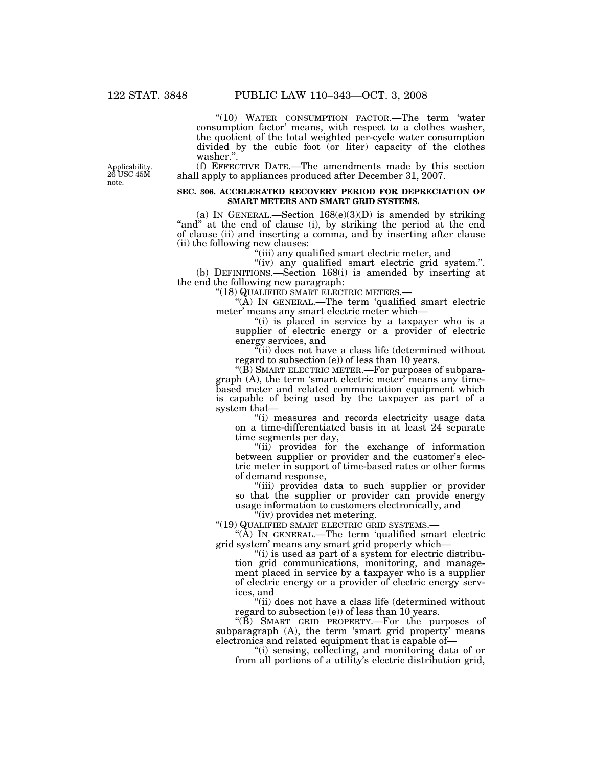"(10) WATER CONSUMPTION FACTOR.—The term 'water consumption factor' means, with respect to a clothes washer, the quotient of the total weighted per-cycle water consumption divided by the cubic foot (or liter) capacity of the clothes washer.".

Applicability. 26 USC 45M note.

(f) EFFECTIVE DATE.—The amendments made by this section shall apply to appliances produced after December 31, 2007.

**SEC. 306. ACCELERATED RECOVERY PERIOD FOR DEPRECIATION OF SMART METERS AND SMART GRID SYSTEMS.**

(a) IN GENERAL.—Section 168(e)(3)(D) is amended by striking "and" at the end of clause (i), by striking the period at the end of clause (ii) and inserting a comma, and by inserting after clause (ii) the following new clauses:

"(iii) any qualified smart electric meter, and

"(iv) any qualified smart electric grid system.".

(b) DEFINITIONS.—Section 168(i) is amended by inserting at the end the following new paragraph:

"(18) QUALIFIED SMART ELECTRIC METERS.—

"(A) IN GENERAL.—The term 'qualified smart electric meter' means any smart electric meter which—

"(i) is placed in service by a taxpayer who is a supplier of electric energy or a provider of electric energy services, and

"(ii) does not have a class life (determined without regard to subsection (e)) of less than 10 years.

"(B) SMART ELECTRIC METER.—For purposes of subparagraph (A), the term 'smart electric meter' means any time-based meter and related communication equipment which is capable of being used by the taxpayer as part of a system that—

"(i) measures and records electricity usage data on a time-differentiated basis in at least 24 separate time segments per day,

"(ii) provides for the exchange of information between supplier or provider and the customer's electric meter in support of time-based rates or other forms of demand response,

"(iii) provides data to such supplier or provider so that the supplier or provider can provide energy usage information to customers electronically, and

"(iv) provides net metering.

"(19) QUALIFIED SMART ELECTRIC GRID SYSTEMS.—

"(A) IN GENERAL.—The term 'qualified smart electric grid system' means any smart grid property which—

"(i) is used as part of a system for electric distribution grid communications, monitoring, and management placed in service by a taxpayer who is a supplier of electric energy or a provider of electric energy services, and

"(ii) does not have a class life (determined without regard to subsection (e)) of less than 10 years.

"(B) SMART GRID PROPERTY.—For the purposes of subparagraph (A), the term 'smart grid property' means electronics and related equipment that is capable of—

"(i) sensing, collecting, and monitoring data of or from all portions of a utility's electric distribution grid,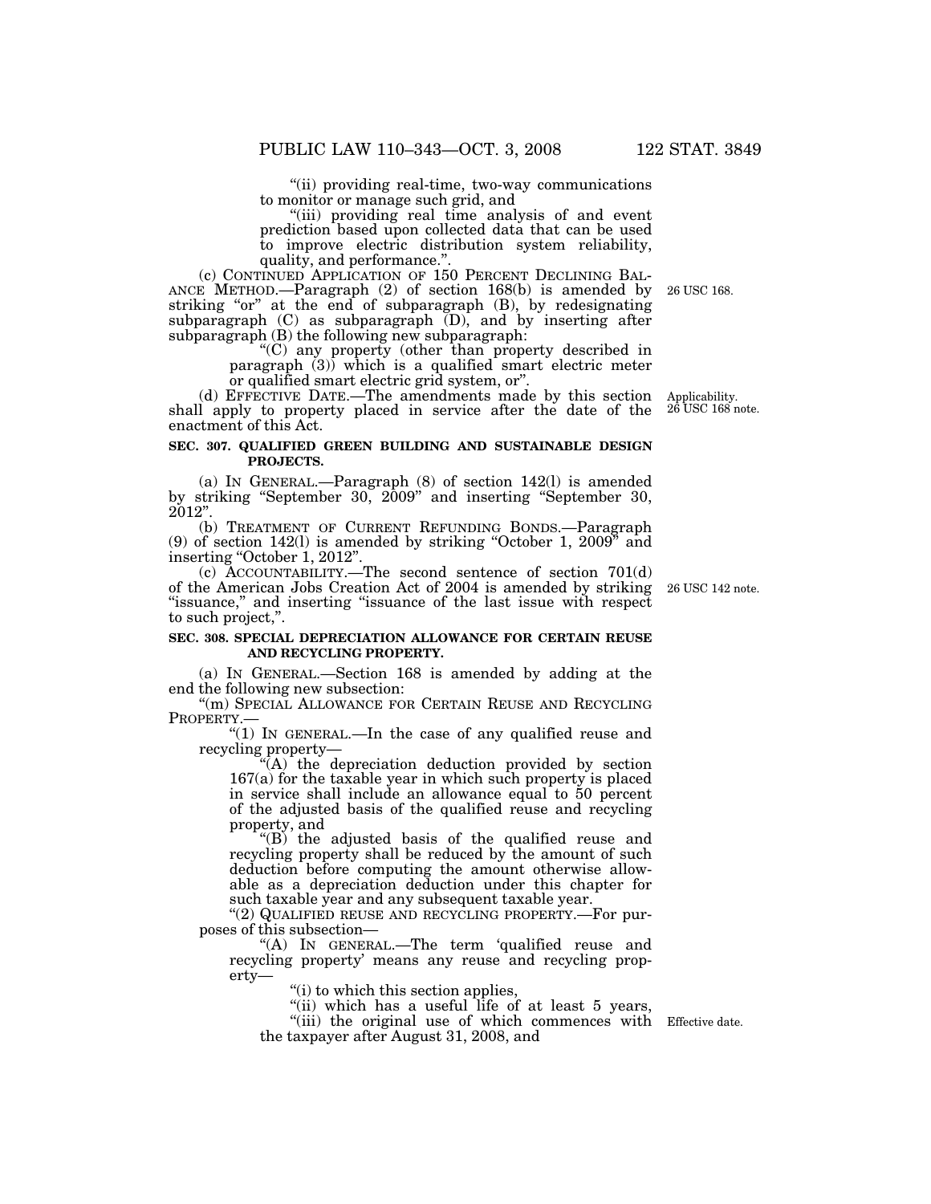"(ii) providing real-time, two-way communications to monitor or manage such grid, and

"(iii) providing real time analysis of and event prediction based upon collected data that can be used to improve electric distribution system reliability, quality, and performance.".

(c) CONTINUED APPLICATION OF 150 PERCENT DECLINING BALANCE METHOD.—Paragraph (2) of section 168(b) is amended by striking "or" at the end of subparagraph (B), by redesignating subparagraph (C) as subparagraph (D), and by inserting after subparagraph (B) the following new subparagraph:

26 USC 168.

"(C) any property (other than property described in paragraph (3)) which is a qualified smart electric meter or qualified smart electric grid system, or".

(d) EFFECTIVE DATE.—The amendments made by this section shall apply to property placed in service after the date of the enactment of this Act.

Applicability. 26 USC 168 note.

**SEC. 307. QUALIFIED GREEN BUILDING AND SUSTAINABLE DESIGN PROJECTS.**

(a) IN GENERAL.—Paragraph (8) of section 142(l) is amended by striking "September 30, 2009" and inserting "September 30, 2012".

(b) TREATMENT OF CURRENT REFUNDING BONDS.—Paragraph (9) of section 142(l) is amended by striking "October 1, 2009" and inserting "October 1, 2012".

(c) ACCOUNTABILITY.—The second sentence of section 701(d) of the American Jobs Creation Act of 2004 is amended by striking "issuance," and inserting "issuance of the last issue with respect to such project,".

26 USC 142 note.

**SEC. 308. SPECIAL DEPRECIATION ALLOWANCE FOR CERTAIN REUSE AND RECYCLING PROPERTY.**

(a) IN GENERAL.—Section 168 is amended by adding at the end the following new subsection:

"(m) SPECIAL ALLOWANCE FOR CERTAIN REUSE AND RECYCLING PROPERTY.—

"(1) IN GENERAL.—In the case of any qualified reuse and recycling property—

"(A) the depreciation deduction provided by section 167(a) for the taxable year in which such property is placed in service shall include an allowance equal to 50 percent of the adjusted basis of the qualified reuse and recycling property, and

"(B) the adjusted basis of the qualified reuse and recycling property shall be reduced by the amount of such deduction before computing the amount otherwise allowable as a depreciation deduction under this chapter for such taxable year and any subsequent taxable year.

"(2) QUALIFIED REUSE AND RECYCLING PROPERTY.—For purposes of this subsection—

"(A) IN GENERAL.—The term 'qualified reuse and recycling property' means any reuse and recycling property—

"(i) to which this section applies,

"(ii) which has a useful life of at least 5 years,

"(iii) the original use of which commences with the taxpayer after August 31, 2008, and

Effective date.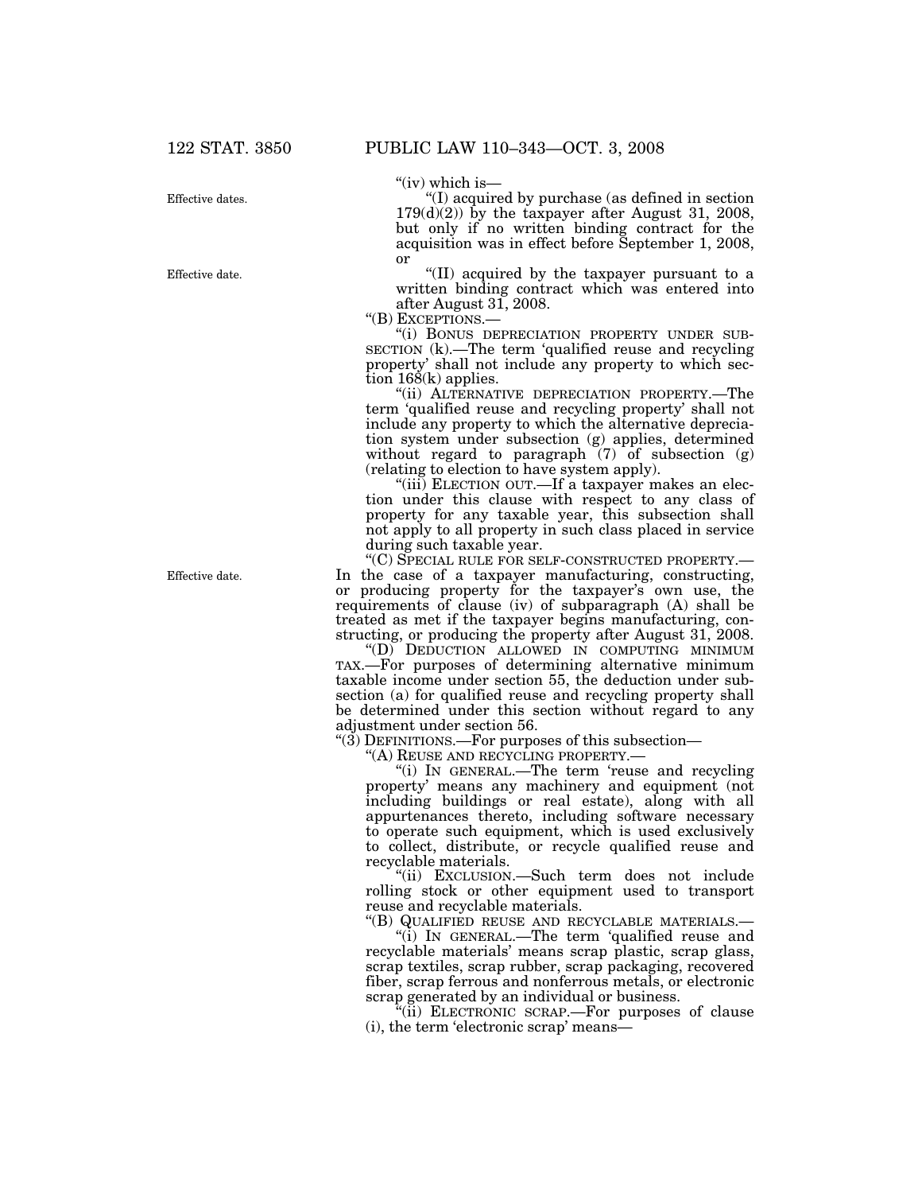"(iv) which is—

"(I) acquired by purchase (as defined in section 179(d)(2)) by the taxpayer after August 31, 2008, but only if no written binding contract for the acquisition was in effect before September 1, 2008, or

"(II) acquired by the taxpayer pursuant to a written binding contract which was entered into after August 31, 2008.

"(B) EXCEPTIONS.—

"(i) BONUS DEPRECIATION PROPERTY UNDER SUBSECTION (k).—The term 'qualified reuse and recycling property' shall not include any property to which section 168(k) applies.

"(ii) ALTERNATIVE DEPRECIATION PROPERTY.—The term 'qualified reuse and recycling property' shall not include any property to which the alternative depreciation system under subsection (g) applies, determined without regard to paragraph (7) of subsection (g) (relating to election to have system apply).

"(iii) ELECTION OUT.—If a taxpayer makes an election under this clause with respect to any class of property for any taxable year, this subsection shall not apply to all property in such class placed in service during such taxable year.

"(C) SPECIAL RULE FOR SELF-CONSTRUCTED PROPERTY.—In the case of a taxpayer manufacturing, constructing, or producing property for the taxpayer's own use, the requirements of clause (iv) of subparagraph (A) shall be treated as met if the taxpayer begins manufacturing, constructing, or producing the property after August 31, 2008.

"(D) DEDUCTION ALLOWED IN COMPUTING MINIMUM TAX.—For purposes of determining alternative minimum taxable income under section 55, the deduction under subsection (a) for qualified reuse and recycling property shall be determined under this section without regard to any adjustment under section 56.

"(3) DEFINITIONS.—For purposes of this subsection—

"(A) REUSE AND RECYCLING PROPERTY.—

"(i) IN GENERAL.—The term 'reuse and recycling property' means any machinery and equipment (not including buildings or real estate), along with all appurtenances thereto, including software necessary to operate such equipment, which is used exclusively to collect, distribute, or recycle qualified reuse and recyclable materials.

"(ii) EXCLUSION.—Such term does not include rolling stock or other equipment used to transport reuse and recyclable materials.

"(B) QUALIFIED REUSE AND RECYCLABLE MATERIALS.—

"(i) IN GENERAL.—The term 'qualified reuse and recyclable materials' means scrap plastic, scrap glass, scrap textiles, scrap rubber, scrap packaging, recovered fiber, scrap ferrous and nonferrous metals, or electronic scrap generated by an individual or business.

"(ii) ELECTRONIC SCRAP.—For purposes of clause (i), the term 'electronic scrap' means—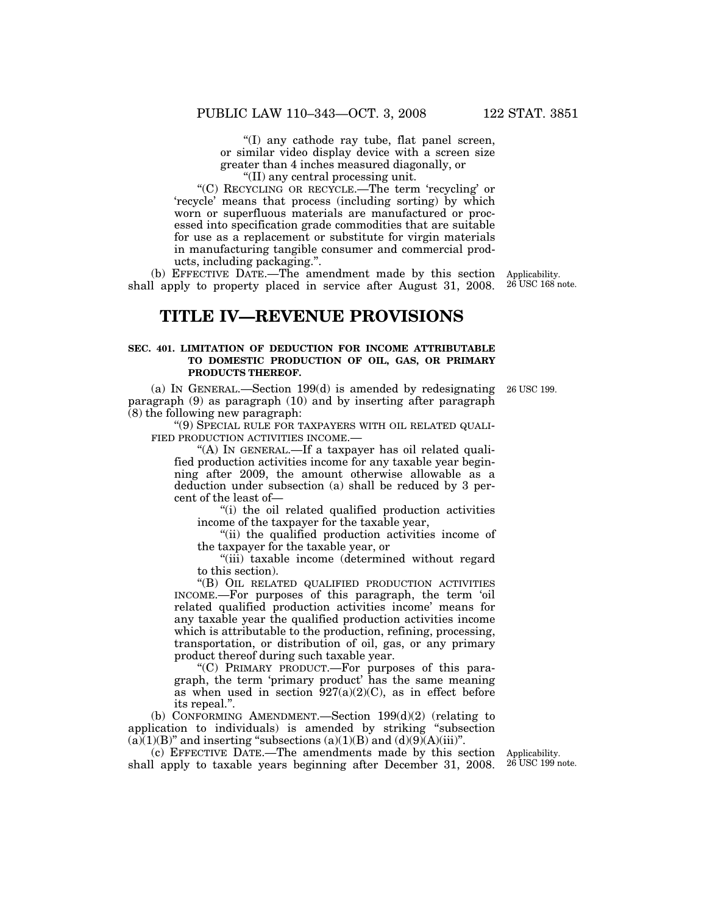"(I) any cathode ray tube, flat panel screen, or similar video display device with a screen size greater than 4 inches measured diagonally, or

"(II) any central processing unit.

"(C) RECYCLING OR RECYCLE.—The term 'recycling' or 'recycle' means that process (including sorting) by which worn or superfluous materials are manufactured or processed into specification grade commodities that are suitable for use as a replacement or substitute for virgin materials in manufacturing tangible consumer and commercial products, including packaging.".

(b) EFFECTIVE DATE.—The amendment made by this section shall apply to property placed in service after August 31, 2008.

Applicability. 26 USC 168 note.

# TITLE IV—REVENUE PROVISIONS

### SEC. 401. LIMITATION OF DEDUCTION FOR INCOME ATTRIBUTABLE TO DOMESTIC PRODUCTION OF OIL, GAS, OR PRIMARY PRODUCTS THEREOF.

26 USC 199.

(a) IN GENERAL.—Section 199(d) is amended by redesignating paragraph (9) as paragraph (10) and by inserting after paragraph (8) the following new paragraph:

"(9) SPECIAL RULE FOR TAXPAYERS WITH OIL RELATED QUALIFIED PRODUCTION ACTIVITIES INCOME.—

"(A) IN GENERAL.—If a taxpayer has oil related qualified production activities income for any taxable year beginning after 2009, the amount otherwise allowable as a deduction under subsection (a) shall be reduced by 3 percent of the least of—

"(i) the oil related qualified production activities income of the taxpayer for the taxable year,

"(ii) the qualified production activities income of the taxpayer for the taxable year, or

"(iii) taxable income (determined without regard to this section).

"(B) OIL RELATED QUALIFIED PRODUCTION ACTIVITIES INCOME.—For purposes of this paragraph, the term 'oil related qualified production activities income' means for any taxable year the qualified production activities income which is attributable to the production, refining, processing, transportation, or distribution of oil, gas, or any primary product thereof during such taxable year.

"(C) PRIMARY PRODUCT.—For purposes of this paragraph, the term 'primary product' has the same meaning as when used in section 927(a)(2)(C), as in effect before its repeal.".

(b) CONFORMING AMENDMENT.—Section 199(d)(2) (relating to application to individuals) is amended by striking "subsection (a)(1)(B)" and inserting "subsections (a)(1)(B) and (d)(9)(A)(iii)".

(c) EFFECTIVE DATE.—The amendments made by this section shall apply to taxable years beginning after December 31, 2008.

Applicability. 26 USC 199 note.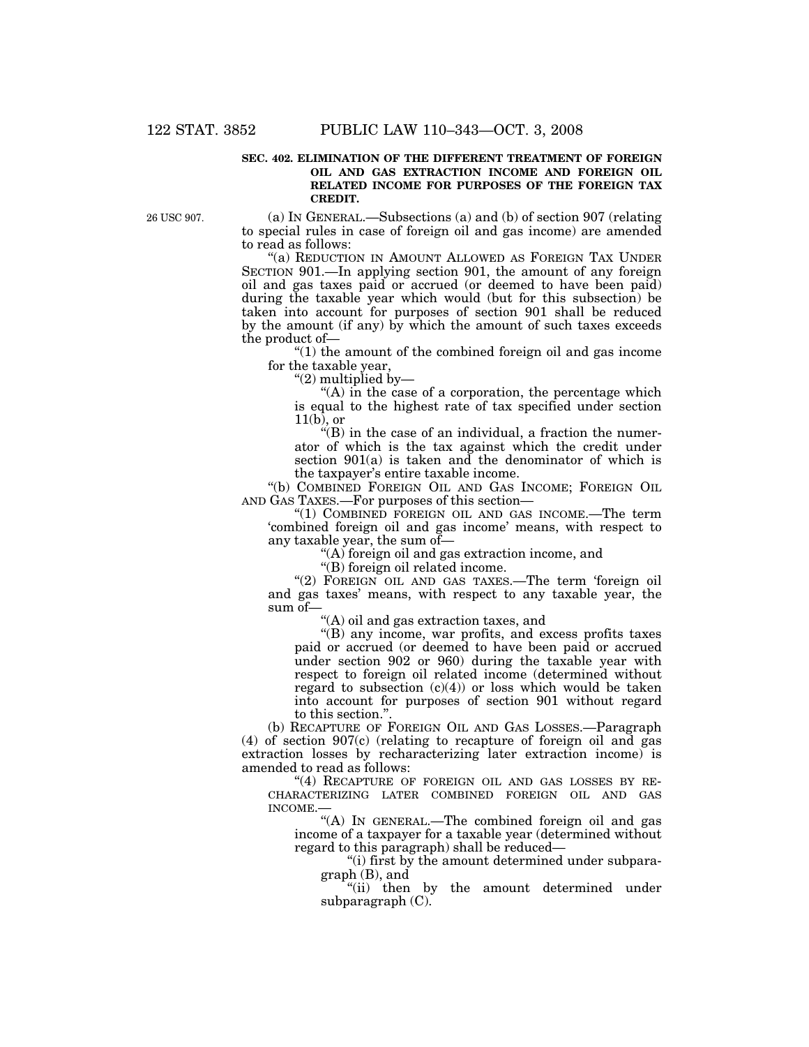**SEC. 402. ELIMINATION OF THE DIFFERENT TREATMENT OF FOREIGN OIL AND GAS EXTRACTION INCOME AND FOREIGN OIL RELATED INCOME FOR PURPOSES OF THE FOREIGN TAX CREDIT.**

26 USC 907.

(a) IN GENERAL.—Subsections (a) and (b) of section 907 (relating to special rules in case of foreign oil and gas income) are amended to read as follows:

"(a) REDUCTION IN AMOUNT ALLOWED AS FOREIGN TAX UNDER SECTION 901.—In applying section 901, the amount of any foreign oil and gas taxes paid or accrued (or deemed to have been paid) during the taxable year which would (but for this subsection) be taken into account for purposes of section 901 shall be reduced by the amount (if any) by which the amount of such taxes exceeds the product of—

"(1) the amount of the combined foreign oil and gas income for the taxable year,

"(2) multiplied by—

"(A) in the case of a corporation, the percentage which is equal to the highest rate of tax specified under section 11(b), or

"(B) in the case of an individual, a fraction the numerator of which is the tax against which the credit under section 901(a) is taken and the denominator of which is the taxpayer's entire taxable income.

"(b) COMBINED FOREIGN OIL AND GAS INCOME; FOREIGN OIL AND GAS TAXES.—For purposes of this section—

"(1) COMBINED FOREIGN OIL AND GAS INCOME.—The term 'combined foreign oil and gas income' means, with respect to any taxable year, the sum of—

"(A) foreign oil and gas extraction income, and

"(B) foreign oil related income.

"(2) FOREIGN OIL AND GAS TAXES.—The term 'foreign oil and gas taxes' means, with respect to any taxable year, the sum of—

"(A) oil and gas extraction taxes, and

"(B) any income, war profits, and excess profits taxes paid or accrued (or deemed to have been paid or accrued under section 902 or 960) during the taxable year with respect to foreign oil related income (determined without regard to subsection (c)(4)) or loss which would be taken into account for purposes of section 901 without regard to this section.".

(b) RECAPTURE OF FOREIGN OIL AND GAS LOSSES.—Paragraph (4) of section 907(c) (relating to recapture of foreign oil and gas extraction losses by recharacterizing later extraction income) is amended to read as follows:

"(4) RECAPTURE OF FOREIGN OIL AND GAS LOSSES BY RECHARACTERIZING LATER COMBINED FOREIGN OIL AND GAS INCOME.—

"(A) IN GENERAL.—The combined foreign oil and gas income of a taxpayer for a taxable year (determined without regard to this paragraph) shall be reduced—

"(i) first by the amount determined under subparagraph (B), and

"(ii) then by the amount determined under subparagraph (C).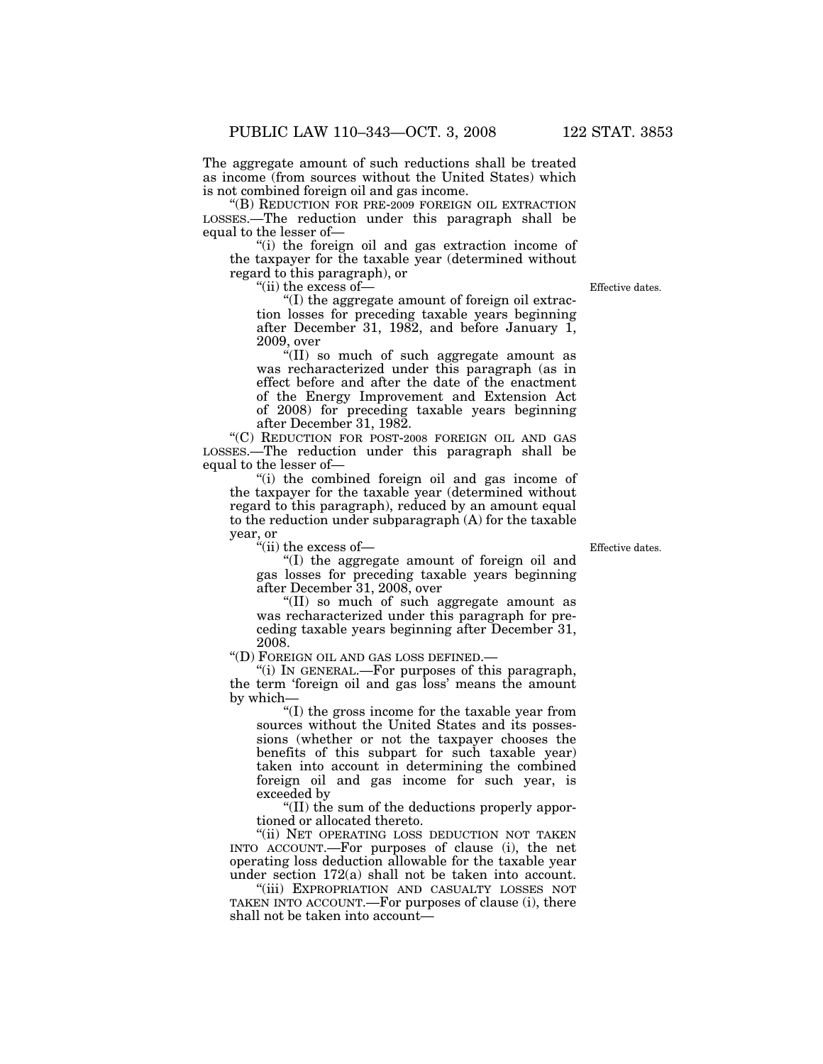The aggregate amount of such reductions shall be treated as income (from sources without the United States) which is not combined foreign oil and gas income.

"(B) REDUCTION FOR PRE-2009 FOREIGN OIL EXTRACTION LOSSES.—The reduction under this paragraph shall be equal to the lesser of—

"(i) the foreign oil and gas extraction income of the taxpayer for the taxable year (determined without regard to this paragraph), or

"(ii) the excess of—

Effective dates.

"(I) the aggregate amount of foreign oil extraction losses for preceding taxable years beginning after December 31, 1982, and before January 1, 2009, over

"(II) so much of such aggregate amount as was recharacterized under this paragraph (as in effect before and after the date of the enactment of the Energy Improvement and Extension Act of 2008) for preceding taxable years beginning after December 31, 1982.

"(C) REDUCTION FOR POST-2008 FOREIGN OIL AND GAS LOSSES.—The reduction under this paragraph shall be equal to the lesser of—

"(i) the combined foreign oil and gas income of the taxpayer for the taxable year (determined without regard to this paragraph), reduced by an amount equal to the reduction under subparagraph (A) for the taxable year, or

"(ii) the excess of—

Effective dates.

"(I) the aggregate amount of foreign oil and gas losses for preceding taxable years beginning after December 31, 2008, over

"(II) so much of such aggregate amount as was recharacterized under this paragraph for preceding taxable years beginning after December 31, 2008.

"(D) FOREIGN OIL AND GAS LOSS DEFINED.—

"(i) IN GENERAL.—For purposes of this paragraph, the term 'foreign oil and gas loss' means the amount by which—

"(I) the gross income for the taxable year from sources without the United States and its possessions (whether or not the taxpayer chooses the benefits of this subpart for such taxable year) taken into account in determining the combined foreign oil and gas income for such year, is exceeded by

"(II) the sum of the deductions properly apportioned or allocated thereto.

"(ii) NET OPERATING LOSS DEDUCTION NOT TAKEN INTO ACCOUNT.—For purposes of clause (i), the net operating loss deduction allowable for the taxable year under section 172(a) shall not be taken into account.

"(iii) EXPROPRIATION AND CASUALTY LOSSES NOT TAKEN INTO ACCOUNT.—For purposes of clause (i), there shall not be taken into account—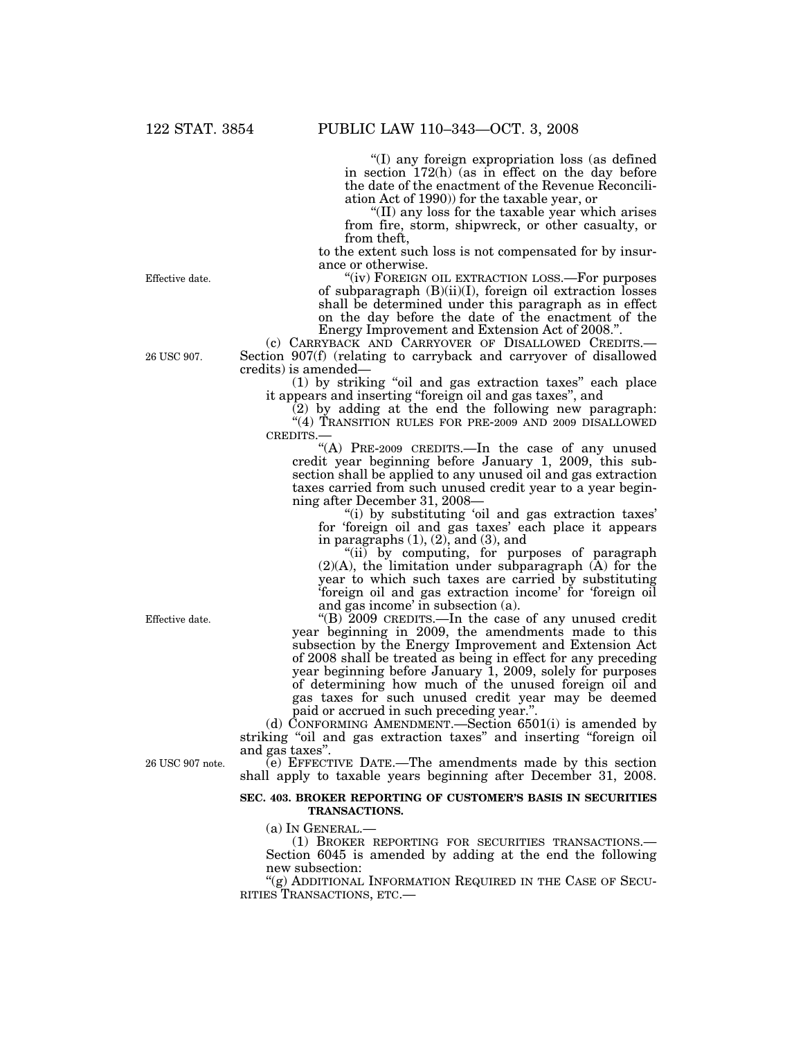"(I) any foreign expropriation loss (as defined in section 172(h) (as in effect on the day before the date of the enactment of the Revenue Reconciliation Act of 1990)) for the taxable year, or

"(II) any loss for the taxable year which arises from fire, storm, shipwreck, or other casualty, or from theft,

to the extent such loss is not compensated for by insurance or otherwise.

Effective date.

"(iv) FOREIGN OIL EXTRACTION LOSS.—For purposes of subparagraph (B)(ii)(I), foreign oil extraction losses shall be determined under this paragraph as in effect on the day before the date of the enactment of the Energy Improvement and Extension Act of 2008.".

26 USC 907.

(c) CARRYBACK AND CARRYOVER OF DISALLOWED CREDITS.—Section 907(f) (relating to carryback and carryover of disallowed credits) is amended—

(1) by striking "oil and gas extraction taxes" each place it appears and inserting "foreign oil and gas taxes", and

(2) by adding at the end the following new paragraph:

"(4) TRANSITION RULES FOR PRE-2009 AND 2009 DISALLOWED CREDITS.—

"(A) PRE-2009 CREDITS.—In the case of any unused credit year beginning before January 1, 2009, this subsection shall be applied to any unused oil and gas extraction taxes carried from such unused credit year to a year beginning after December 31, 2008—

"(i) by substituting 'oil and gas extraction taxes' for 'foreign oil and gas taxes' each place it appears in paragraphs (1), (2), and (3), and

"(ii) by computing, for purposes of paragraph (2)(A), the limitation under subparagraph (A) for the year to which such taxes are carried by substituting 'foreign oil and gas extraction income' for 'foreign oil and gas income' in subsection (a).

Effective date.

"(B) 2009 CREDITS.—In the case of any unused credit year beginning in 2009, the amendments made to this subsection by the Energy Improvement and Extension Act of 2008 shall be treated as being in effect for any preceding year beginning before January 1, 2009, solely for purposes of determining how much of the unused foreign oil and gas taxes for such unused credit year may be deemed paid or accrued in such preceding year.".

(d) CONFORMING AMENDMENT.—Section 6501(i) is amended by striking "oil and gas extraction taxes" and inserting "foreign oil and gas taxes".

26 USC 907 note.

(e) EFFECTIVE DATE.—The amendments made by this section shall apply to taxable years beginning after December 31, 2008.

**SEC. 403. BROKER REPORTING OF CUSTOMER'S BASIS IN SECURITIES TRANSACTIONS.**

(a) IN GENERAL.—

(1) BROKER REPORTING FOR SECURITIES TRANSACTIONS.—Section 6045 is amended by adding at the end the following new subsection:

"(g) ADDITIONAL INFORMATION REQUIRED IN THE CASE OF SECURITIES TRANSACTIONS, ETC.—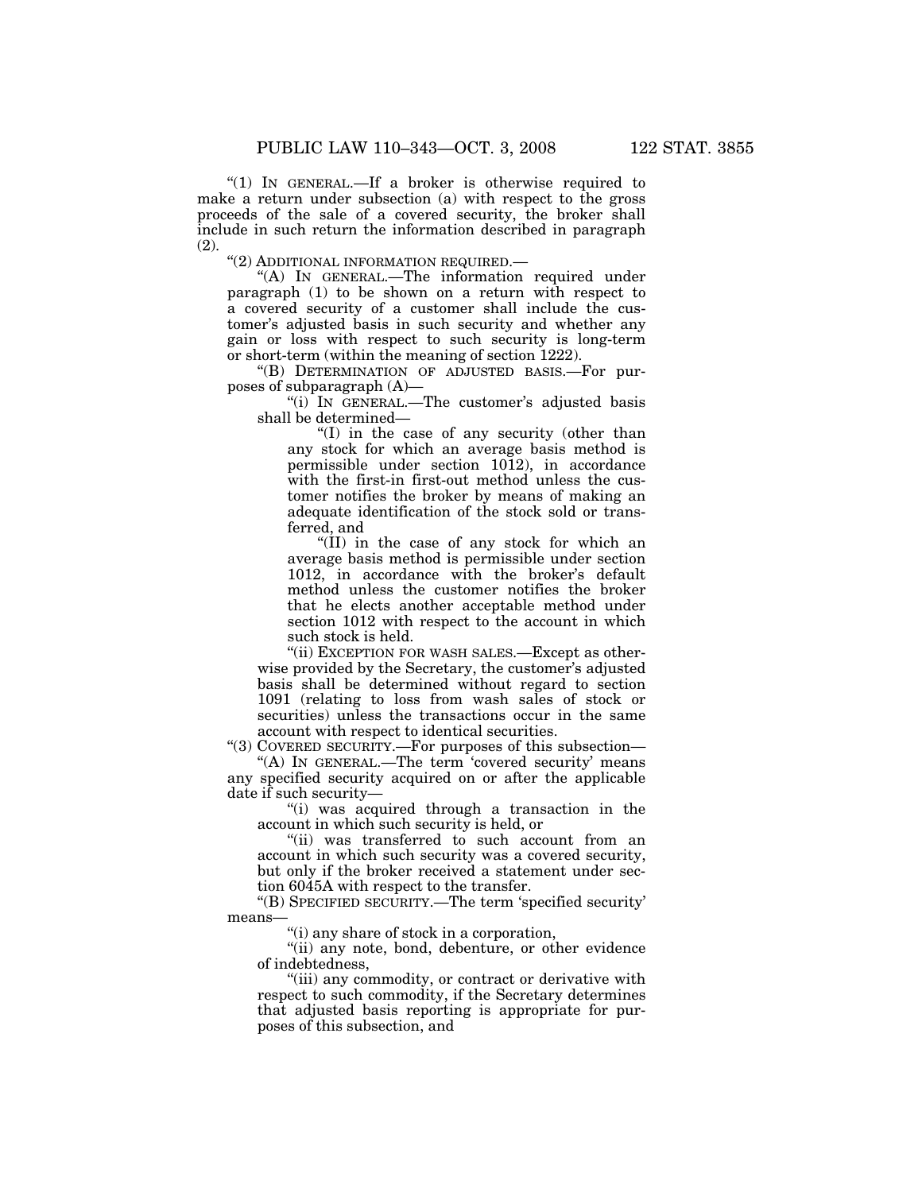"(1) IN GENERAL.—If a broker is otherwise required to make a return under subsection (a) with respect to the gross proceeds of the sale of a covered security, the broker shall include in such return the information described in paragraph (2).

"(2) ADDITIONAL INFORMATION REQUIRED.—

"(A) IN GENERAL.—The information required under paragraph (1) to be shown on a return with respect to a covered security of a customer shall include the customer's adjusted basis in such security and whether any gain or loss with respect to such security is long-term or short-term (within the meaning of section 1222).

"(B) DETERMINATION OF ADJUSTED BASIS.—For purposes of subparagraph (A)—

"(i) IN GENERAL.—The customer's adjusted basis shall be determined—

"(I) in the case of any security (other than any stock for which an average basis method is permissible under section 1012), in accordance with the first-in first-out method unless the customer notifies the broker by means of making an adequate identification of the stock sold or transferred, and

"(II) in the case of any stock for which an average basis method is permissible under section 1012, in accordance with the broker's default method unless the customer notifies the broker that he elects another acceptable method under section 1012 with respect to the account in which such stock is held.

"(ii) EXCEPTION FOR WASH SALES.—Except as otherwise provided by the Secretary, the customer's adjusted basis shall be determined without regard to section 1091 (relating to loss from wash sales of stock or securities) unless the transactions occur in the same account with respect to identical securities.

"(3) COVERED SECURITY.—For purposes of this subsection—

"(A) IN GENERAL.—The term 'covered security' means any specified security acquired on or after the applicable date if such security—

"(i) was acquired through a transaction in the account in which such security is held, or

"(ii) was transferred to such account from an account in which such security was a covered security, but only if the broker received a statement under section 6045A with respect to the transfer.

"(B) SPECIFIED SECURITY.—The term 'specified security' means—

"(i) any share of stock in a corporation,

"(ii) any note, bond, debenture, or other evidence of indebtedness,

"(iii) any commodity, or contract or derivative with respect to such commodity, if the Secretary determines that adjusted basis reporting is appropriate for purposes of this subsection, and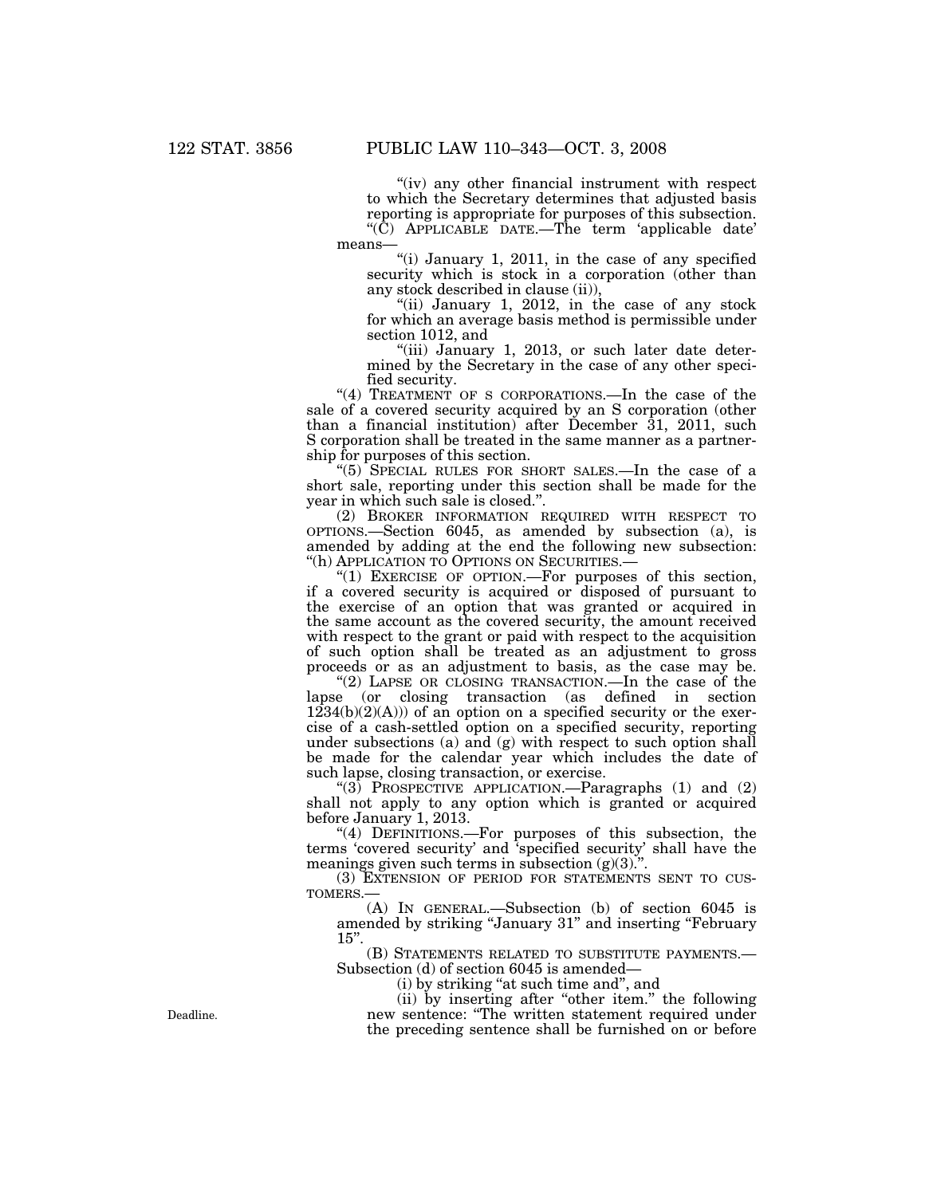"(iv) any other financial instrument with respect to which the Secretary determines that adjusted basis reporting is appropriate for purposes of this subsection.

"(C) APPLICABLE DATE.—The term 'applicable date' means—

"(i) January 1, 2011, in the case of any specified security which is stock in a corporation (other than any stock described in clause (ii)),

"(ii) January 1, 2012, in the case of any stock for which an average basis method is permissible under section 1012, and

"(iii) January 1, 2013, or such later date determined by the Secretary in the case of any other specified security.

"(4) TREATMENT OF S CORPORATIONS.—In the case of the sale of a covered security acquired by an S corporation (other than a financial institution) after December 31, 2011, such S corporation shall be treated in the same manner as a partnership for purposes of this section.

"(5) SPECIAL RULES FOR SHORT SALES.—In the case of a short sale, reporting under this section shall be made for the year in which such sale is closed.".

(2) BROKER INFORMATION REQUIRED WITH RESPECT TO OPTIONS.—Section 6045, as amended by subsection (a), is amended by adding at the end the following new subsection:

"(h) APPLICATION TO OPTIONS ON SECURITIES.—

"(1) EXERCISE OF OPTION.—For purposes of this section, if a covered security is acquired or disposed of pursuant to the exercise of an option that was granted or acquired in the same account as the covered security, the amount received with respect to the grant or paid with respect to the acquisition of such option shall be treated as an adjustment to gross proceeds or as an adjustment to basis, as the case may be.

"(2) LAPSE OR CLOSING TRANSACTION.—In the case of the lapse (or closing transaction (as defined in section 1234(b)(2)(A))) of an option on a specified security or the exercise of a cash-settled option on a specified security, reporting under subsections (a) and (g) with respect to such option shall be made for the calendar year which includes the date of such lapse, closing transaction, or exercise.

"(3) PROSPECTIVE APPLICATION.—Paragraphs (1) and (2) shall not apply to any option which is granted or acquired before January 1, 2013.

"(4) DEFINITIONS.—For purposes of this subsection, the terms 'covered security' and 'specified security' shall have the meanings given such terms in subsection (g)(3).".

(3) EXTENSION OF PERIOD FOR STATEMENTS SENT TO CUSTOMERS.—

(A) IN GENERAL.—Subsection (b) of section 6045 is amended by striking "January 31" and inserting "February 15".

(B) STATEMENTS RELATED TO SUBSTITUTE PAYMENTS.—Subsection (d) of section 6045 is amended—

(i) by striking "at such time and", and

Deadline.

(ii) by inserting after "other item." the following new sentence: "The written statement required under the preceding sentence shall be furnished on or before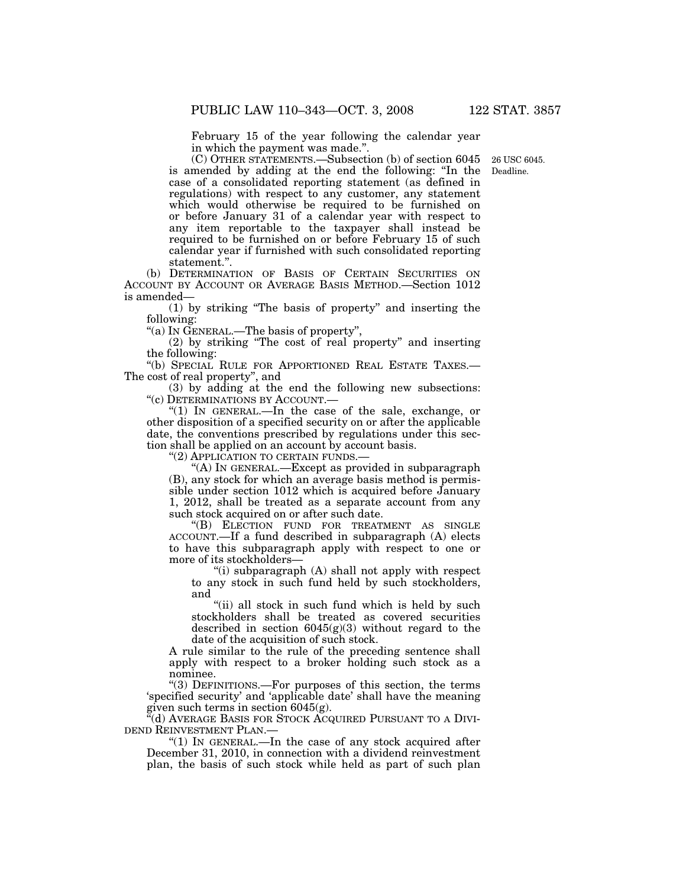February 15 of the year following the calendar year in which the payment was made.".

(C) OTHER STATEMENTS.—Subsection (b) of section 6045 is amended by adding at the end the following: "In the case of a consolidated reporting statement (as defined in regulations) with respect to any customer, any statement which would otherwise be required to be furnished on or before January 31 of a calendar year with respect to any item reportable to the taxpayer shall instead be required to be furnished on or before February 15 of such calendar year if furnished with such consolidated reporting statement.".

26 USC 6045.
Deadline.

(b) DETERMINATION OF BASIS OF CERTAIN SECURITIES ON ACCOUNT BY ACCOUNT OR AVERAGE BASIS METHOD.—Section 1012 is amended—

(1) by striking "The basis of property" and inserting the following:

"(a) IN GENERAL.—The basis of property",

(2) by striking "The cost of real property" and inserting the following:

"(b) SPECIAL RULE FOR APPORTIONED REAL ESTATE TAXES.—The cost of real property", and

(3) by adding at the end the following new subsections:

"(c) DETERMINATIONS BY ACCOUNT.—

"(1) IN GENERAL.—In the case of the sale, exchange, or other disposition of a specified security on or after the applicable date, the conventions prescribed by regulations under this section shall be applied on an account by account basis.

"(2) APPLICATION TO CERTAIN FUNDS.—

"(A) IN GENERAL.—Except as provided in subparagraph (B), any stock for which an average basis method is permissible under section 1012 which is acquired before January 1, 2012, shall be treated as a separate account from any such stock acquired on or after such date.

"(B) ELECTION FUND FOR TREATMENT AS SINGLE ACCOUNT.—If a fund described in subparagraph (A) elects to have this subparagraph apply with respect to one or more of its stockholders—

"(i) subparagraph (A) shall not apply with respect to any stock in such fund held by such stockholders, and

"(ii) all stock in such fund which is held by such stockholders shall be treated as covered securities described in section 6045(g)(3) without regard to the date of the acquisition of such stock.

A rule similar to the rule of the preceding sentence shall apply with respect to a broker holding such stock as a nominee.

"(3) DEFINITIONS.—For purposes of this section, the terms 'specified security' and 'applicable date' shall have the meaning given such terms in section 6045(g).

"(d) AVERAGE BASIS FOR STOCK ACQUIRED PURSUANT TO A DIVIDEND REINVESTMENT PLAN.—

"(1) IN GENERAL.—In the case of any stock acquired after December 31, 2010, in connection with a dividend reinvestment plan, the basis of such stock while held as part of such plan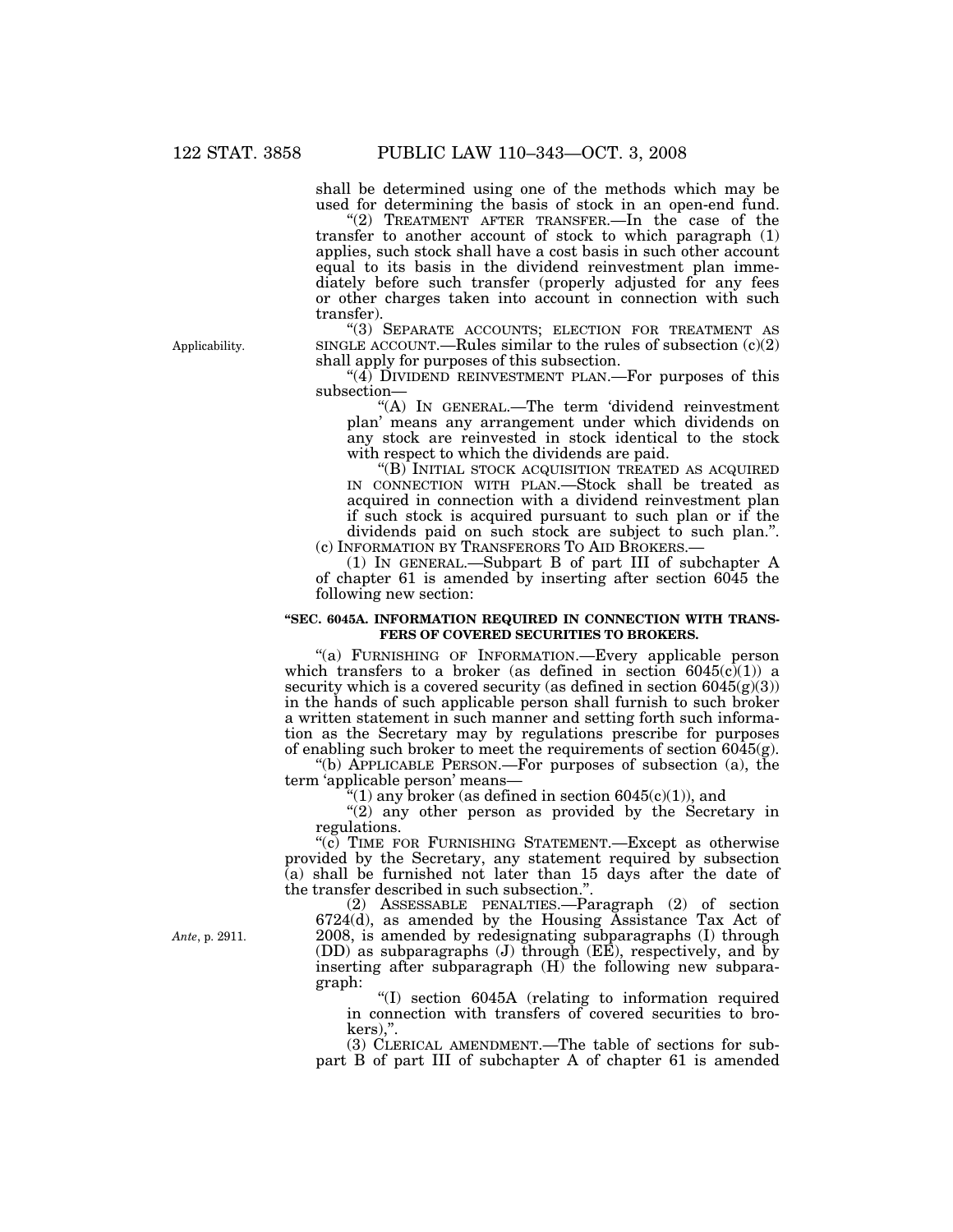shall be determined using one of the methods which may be used for determining the basis of stock in an open-end fund.

"(2) TREATMENT AFTER TRANSFER.—In the case of the transfer to another account of stock to which paragraph (1) applies, such stock shall have a cost basis in such other account equal to its basis in the dividend reinvestment plan immediately before such transfer (properly adjusted for any fees or other charges taken into account in connection with such transfer).

Applicability.

"(3) SEPARATE ACCOUNTS; ELECTION FOR TREATMENT AS SINGLE ACCOUNT.—Rules similar to the rules of subsection (c)(2) shall apply for purposes of this subsection.

"(4) DIVIDEND REINVESTMENT PLAN.—For purposes of this subsection—

"(A) IN GENERAL.—The term 'dividend reinvestment plan' means any arrangement under which dividends on any stock are reinvested in stock identical to the stock with respect to which the dividends are paid.

"(B) INITIAL STOCK ACQUISITION TREATED AS ACQUIRED IN CONNECTION WITH PLAN.—Stock shall be treated as acquired in connection with a dividend reinvestment plan if such stock is acquired pursuant to such plan or if the dividends paid on such stock are subject to such plan.".

(c) INFORMATION BY TRANSFERORS TO AID BROKERS.—

(1) IN GENERAL.—Subpart B of part III of subchapter A of chapter 61 is amended by inserting after section 6045 the following new section:

**"SEC. 6045A. INFORMATION REQUIRED IN CONNECTION WITH TRANSFERS OF COVERED SECURITIES TO BROKERS.**

"(a) FURNISHING OF INFORMATION.—Every applicable person which transfers to a broker (as defined in section 6045(c)(1)) a security which is a covered security (as defined in section 6045(g)(3)) in the hands of such applicable person shall furnish to such broker a written statement in such manner and setting forth such information as the Secretary may by regulations prescribe for purposes of enabling such broker to meet the requirements of section 6045(g).

"(b) APPLICABLE PERSON.—For purposes of subsection (a), the term 'applicable person' means—

"(1) any broker (as defined in section 6045(c)(1)), and

"(2) any other person as provided by the Secretary in regulations.

"(c) TIME FOR FURNISHING STATEMENT.—Except as otherwise provided by the Secretary, any statement required by subsection (a) shall be furnished not later than 15 days after the date of the transfer described in such subsection.".

*Ante*, p. 2911.

(2) ASSESSABLE PENALTIES.—Paragraph (2) of section 6724(d), as amended by the Housing Assistance Tax Act of 2008, is amended by redesignating subparagraphs (I) through (DD) as subparagraphs (J) through (EE), respectively, and by inserting after subparagraph (H) the following new subparagraph:

"(I) section 6045A (relating to information required in connection with transfers of covered securities to brokers),".

(3) CLERICAL AMENDMENT.—The table of sections for subpart B of part III of subchapter A of chapter 61 is amended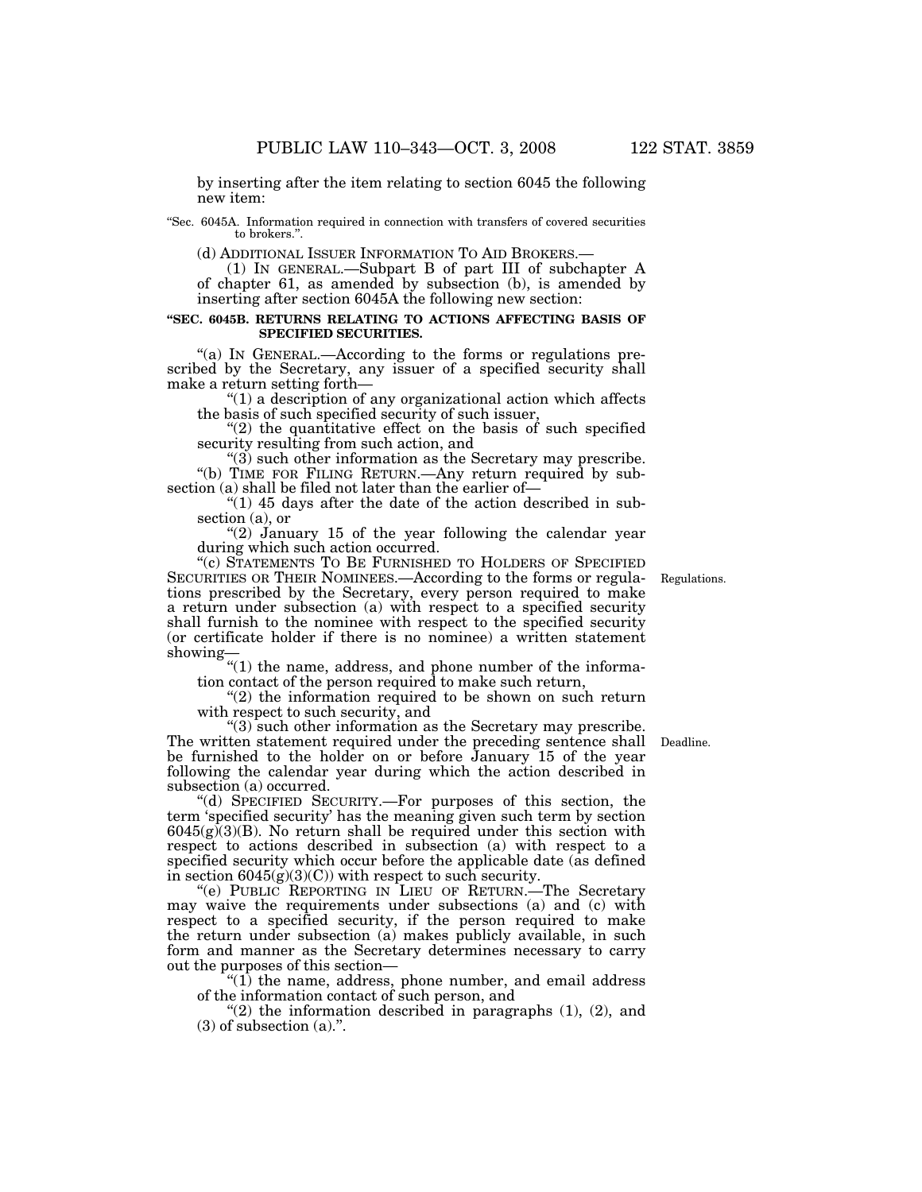by inserting after the item relating to section 6045 the following new item:

"Sec. 6045A. Information required in connection with transfers of covered securities to brokers.".

(d) ADDITIONAL ISSUER INFORMATION TO AID BROKERS.—

(1) IN GENERAL.—Subpart B of part III of subchapter A of chapter 61, as amended by subsection (b), is amended by inserting after section 6045A the following new section:

**"SEC. 6045B. RETURNS RELATING TO ACTIONS AFFECTING BASIS OF SPECIFIED SECURITIES.**

"(a) IN GENERAL.—According to the forms or regulations prescribed by the Secretary, any issuer of a specified security shall make a return setting forth—

"(1) a description of any organizational action which affects the basis of such specified security of such issuer,

"(2) the quantitative effect on the basis of such specified security resulting from such action, and

"(3) such other information as the Secretary may prescribe.

"(b) TIME FOR FILING RETURN.—Any return required by subsection (a) shall be filed not later than the earlier of—

"(1) 45 days after the date of the action described in subsection (a), or

"(2) January 15 of the year following the calendar year during which such action occurred.

"(c) STATEMENTS TO BE FURNISHED TO HOLDERS OF SPECIFIED SECURITIES OR THEIR NOMINEES.—According to the forms or regulations prescribed by the Secretary, every person required to make a return under subsection (a) with respect to a specified security shall furnish to the nominee with respect to the specified security (or certificate holder if there is no nominee) a written statement showing—

Regulations.

"(1) the name, address, and phone number of the information contact of the person required to make such return,

"(2) the information required to be shown on such return with respect to such security, and

"(3) such other information as the Secretary may prescribe.

The written statement required under the preceding sentence shall be furnished to the holder on or before January 15 of the year following the calendar year during which the action described in subsection (a) occurred.

Deadline.

"(d) SPECIFIED SECURITY.—For purposes of this section, the term 'specified security' has the meaning given such term by section 6045(g)(3)(B). No return shall be required under this section with respect to actions described in subsection (a) with respect to a specified security which occur before the applicable date (as defined in section 6045(g)(3)(C)) with respect to such security.

"(e) PUBLIC REPORTING IN LIEU OF RETURN.—The Secretary may waive the requirements under subsections (a) and (c) with respect to a specified security, if the person required to make the return under subsection (a) makes publicly available, in such form and manner as the Secretary determines necessary to carry out the purposes of this section—

"(1) the name, address, phone number, and email address of the information contact of such person, and

"(2) the information described in paragraphs (1), (2), and (3) of subsection (a).".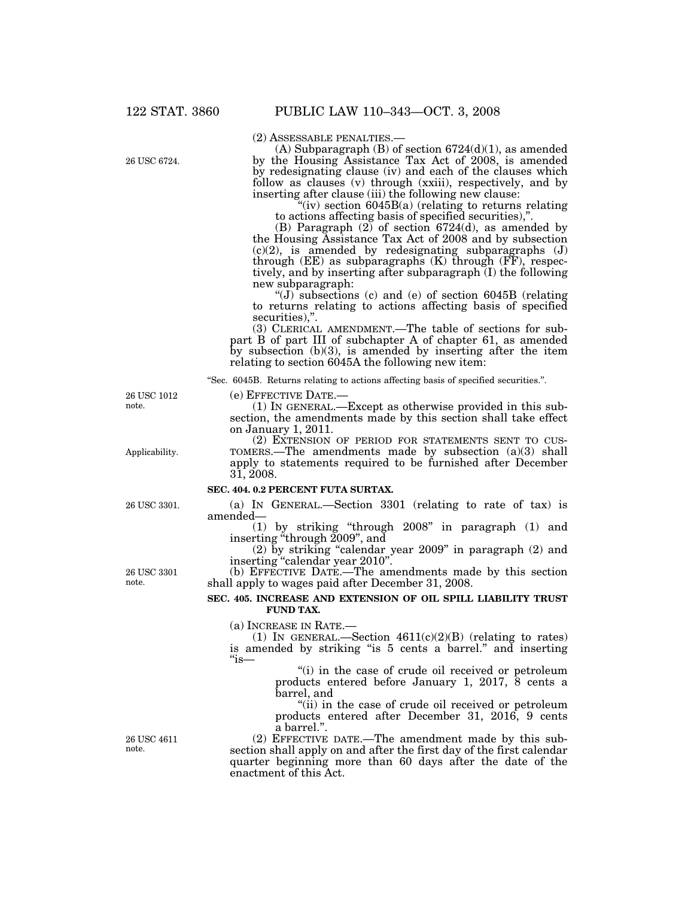(2) ASSESSABLE PENALTIES.—

(A) Subparagraph (B) of section 6724(d)(1), as amended by the Housing Assistance Tax Act of 2008, is amended by redesignating clause (iv) and each of the clauses which follow as clauses (v) through (xxiii), respectively, and by inserting after clause (iii) the following new clause:

"(iv) section 6045B(a) (relating to returns relating to actions affecting basis of specified securities),".

(B) Paragraph (2) of section 6724(d), as amended by the Housing Assistance Tax Act of 2008 and by subsection (c)(2), is amended by redesignating subparagraphs (J) through (EE) as subparagraphs (K) through (FF), respectively, and by inserting after subparagraph (I) the following new subparagraph:

"(J) subsections (c) and (e) of section 6045B (relating to returns relating to actions affecting basis of specified securities),".

(3) CLERICAL AMENDMENT.—The table of sections for subpart B of part III of subchapter A of chapter 61, as amended by subsection (b)(3), is amended by inserting after the item relating to section 6045A the following new item:

"Sec. 6045B. Returns relating to actions affecting basis of specified securities.".

(e) EFFECTIVE DATE.—

(1) IN GENERAL.—Except as otherwise provided in this subsection, the amendments made by this section shall take effect on January 1, 2011.

(2) EXTENSION OF PERIOD FOR STATEMENTS SENT TO CUSTOMERS.—The amendments made by subsection (a)(3) shall apply to statements required to be furnished after December 31, 2008.

**SEC. 404. 0.2 PERCENT FUTA SURTAX.**

(a) IN GENERAL.—Section 3301 (relating to rate of tax) is amended—

(1) by striking "through 2008" in paragraph (1) and inserting "through 2009", and

(2) by striking "calendar year 2009" in paragraph (2) and inserting "calendar year 2010".

(b) EFFECTIVE DATE.—The amendments made by this section shall apply to wages paid after December 31, 2008.

**SEC. 405. INCREASE AND EXTENSION OF OIL SPILL LIABILITY TRUST FUND TAX.**

(a) INCREASE IN RATE.—

(1) IN GENERAL.—Section 4611(c)(2)(B) (relating to rates) is amended by striking "is 5 cents a barrel." and inserting "is—

"(i) in the case of crude oil received or petroleum products entered before January 1, 2017, 8 cents a barrel, and

"(ii) in the case of crude oil received or petroleum products entered after December 31, 2016, 9 cents a barrel.".

(2) EFFECTIVE DATE.—The amendment made by this subsection shall apply on and after the first day of the first calendar quarter beginning more than 60 days after the date of the enactment of this Act.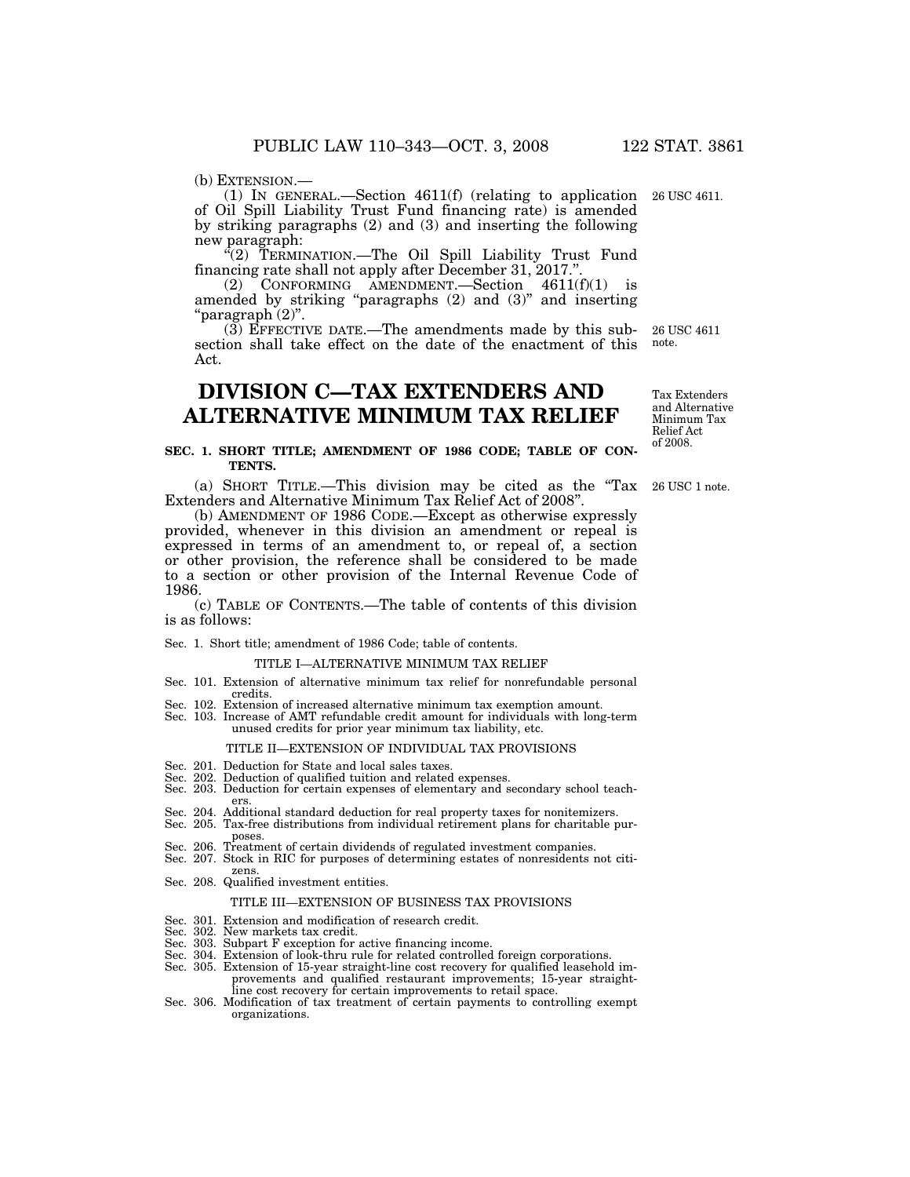(b) EXTENSION.—

(1) IN GENERAL.—Section 4611(f) (relating to application of Oil Spill Liability Trust Fund financing rate) is amended by striking paragraphs (2) and (3) and inserting the following new paragraph:

"(2) TERMINATION.—The Oil Spill Liability Trust Fund financing rate shall not apply after December 31, 2017.".

(2) CONFORMING AMENDMENT.—Section 4611(f)(1) is amended by striking "paragraphs (2) and (3)" and inserting "paragraph (2)".

(3) EFFECTIVE DATE.—The amendments made by this subsection shall take effect on the date of the enactment of this Act.

26 USC 4611.

26 USC 4611 note.

# DIVISION C—TAX EXTENDERS AND ALTERNATIVE MINIMUM TAX RELIEF

Tax Extenders and Alternative Minimum Tax Relief Act of 2008.

### SEC. 1. SHORT TITLE; AMENDMENT OF 1986 CODE; TABLE OF CONTENTS.

(a) SHORT TITLE.—This division may be cited as the "Tax Extenders and Alternative Minimum Tax Relief Act of 2008".

26 USC 1 note.

(b) AMENDMENT OF 1986 CODE.—Except as otherwise expressly provided, whenever in this division an amendment or repeal is expressed in terms of an amendment to, or repeal of, a section or other provision, the reference shall be considered to be made to a section or other provision of the Internal Revenue Code of 1986.

(c) TABLE OF CONTENTS.—The table of contents of this division is as follows:

Sec. 1. Short title; amendment of 1986 Code; table of contents.

TITLE I—ALTERNATIVE MINIMUM TAX RELIEF

Sec. 101. Extension of alternative minimum tax relief for nonrefundable personal credits.
Sec. 102. Extension of increased alternative minimum tax exemption amount.
Sec. 103. Increase of AMT refundable credit amount for individuals with long-term unused credits for prior year minimum tax liability, etc.

TITLE II—EXTENSION OF INDIVIDUAL TAX PROVISIONS

Sec. 201. Deduction for State and local sales taxes.
Sec. 202. Deduction of qualified tuition and related expenses.
Sec. 203. Deduction for certain expenses of elementary and secondary school teachers.
Sec. 204. Additional standard deduction for real property taxes for nonitemizers.
Sec. 205. Tax-free distributions from individual retirement plans for charitable purposes.
Sec. 206. Treatment of certain dividends of regulated investment companies.
Sec. 207. Stock in RIC for purposes of determining estates of nonresidents not citizens.
Sec. 208. Qualified investment entities.

TITLE III—EXTENSION OF BUSINESS TAX PROVISIONS

Sec. 301. Extension and modification of research credit.
Sec. 302. New markets tax credit.
Sec. 303. Subpart F exception for active financing income.
Sec. 304. Extension of look-thru rule for related controlled foreign corporations.
Sec. 305. Extension of 15-year straight-line cost recovery for qualified leasehold improvements and qualified restaurant improvements; 15-year straight-line cost recovery for certain improvements to retail space.
Sec. 306. Modification of tax treatment of certain payments to controlling exempt organizations.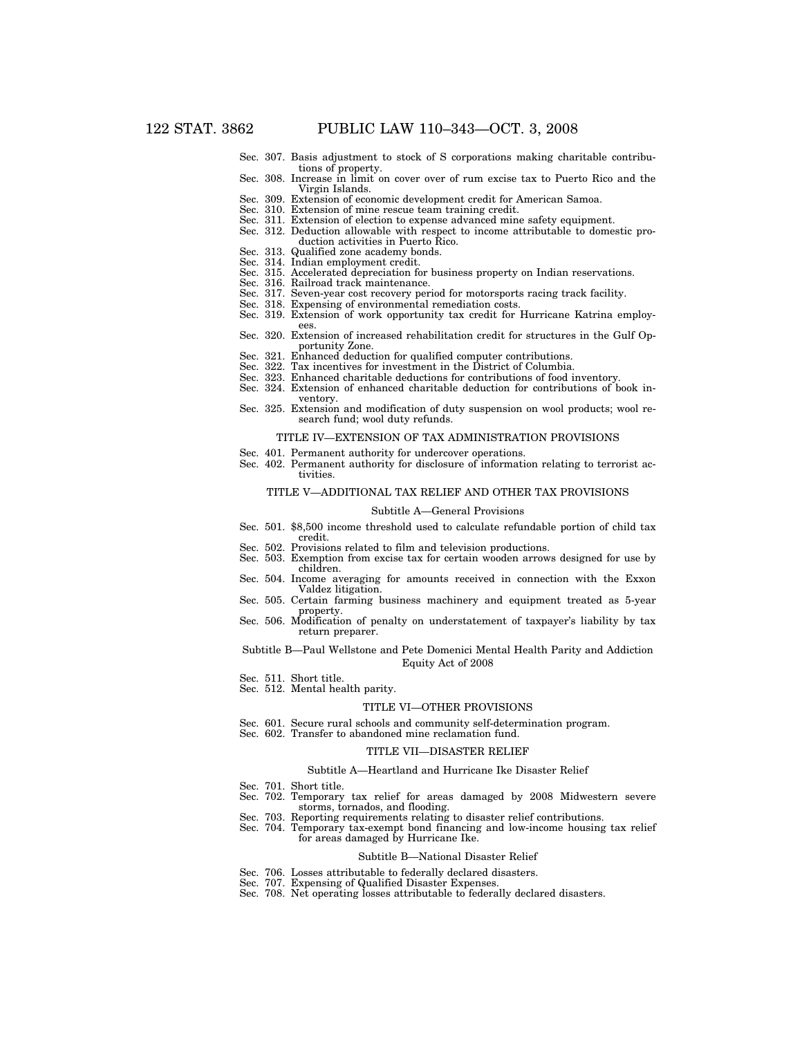Sec. 307. Basis adjustment to stock of S corporations making charitable contributions of property.
Sec. 308. Increase in limit on cover over of rum excise tax to Puerto Rico and the Virgin Islands.
Sec. 309. Extension of economic development credit for American Samoa.
Sec. 310. Extension of mine rescue team training credit.
Sec. 311. Extension of election to expense advanced mine safety equipment.
Sec. 312. Deduction allowable with respect to income attributable to domestic production activities in Puerto Rico.
Sec. 313. Qualified zone academy bonds.
Sec. 314. Indian employment credit.
Sec. 315. Accelerated depreciation for business property on Indian reservations.
Sec. 316. Railroad track maintenance.
Sec. 317. Seven-year cost recovery period for motorsports racing track facility.
Sec. 318. Expensing of environmental remediation costs.
Sec. 319. Extension of work opportunity tax credit for Hurricane Katrina employees.
Sec. 320. Extension of increased rehabilitation credit for structures in the Gulf Opportunity Zone.
Sec. 321. Enhanced deduction for qualified computer contributions.
Sec. 322. Tax incentives for investment in the District of Columbia.
Sec. 323. Enhanced charitable deductions for contributions of food inventory.
Sec. 324. Extension of enhanced charitable deduction for contributions of book inventory.
Sec. 325. Extension and modification of duty suspension on wool products; wool research fund; wool duty refunds.

TITLE IV—EXTENSION OF TAX ADMINISTRATION PROVISIONS

Sec. 401. Permanent authority for undercover operations.
Sec. 402. Permanent authority for disclosure of information relating to terrorist activities.

TITLE V—ADDITIONAL TAX RELIEF AND OTHER TAX PROVISIONS

Subtitle A—General Provisions

Sec. 501. $8,500 income threshold used to calculate refundable portion of child tax credit.
Sec. 502. Provisions related to film and television productions.
Sec. 503. Exemption from excise tax for certain wooden arrows designed for use by children.
Sec. 504. Income averaging for amounts received in connection with the Exxon Valdez litigation.
Sec. 505. Certain farming business machinery and equipment treated as 5-year property.
Sec. 506. Modification of penalty on understatement of taxpayer's liability by tax return preparer.

Subtitle B—Paul Wellstone and Pete Domenici Mental Health Parity and Addiction Equity Act of 2008

Sec. 511. Short title.
Sec. 512. Mental health parity.

TITLE VI—OTHER PROVISIONS

Sec. 601. Secure rural schools and community self-determination program.
Sec. 602. Transfer to abandoned mine reclamation fund.

TITLE VII—DISASTER RELIEF

Subtitle A—Heartland and Hurricane Ike Disaster Relief

Sec. 701. Short title.
Sec. 702. Temporary tax relief for areas damaged by 2008 Midwestern severe storms, tornados, and flooding.
Sec. 703. Reporting requirements relating to disaster relief contributions.
Sec. 704. Temporary tax-exempt bond financing and low-income housing tax relief for areas damaged by Hurricane Ike.

Subtitle B—National Disaster Relief

Sec. 706. Losses attributable to federally declared disasters.
Sec. 707. Expensing of Qualified Disaster Expenses.
Sec. 708. Net operating losses attributable to federally declared disasters.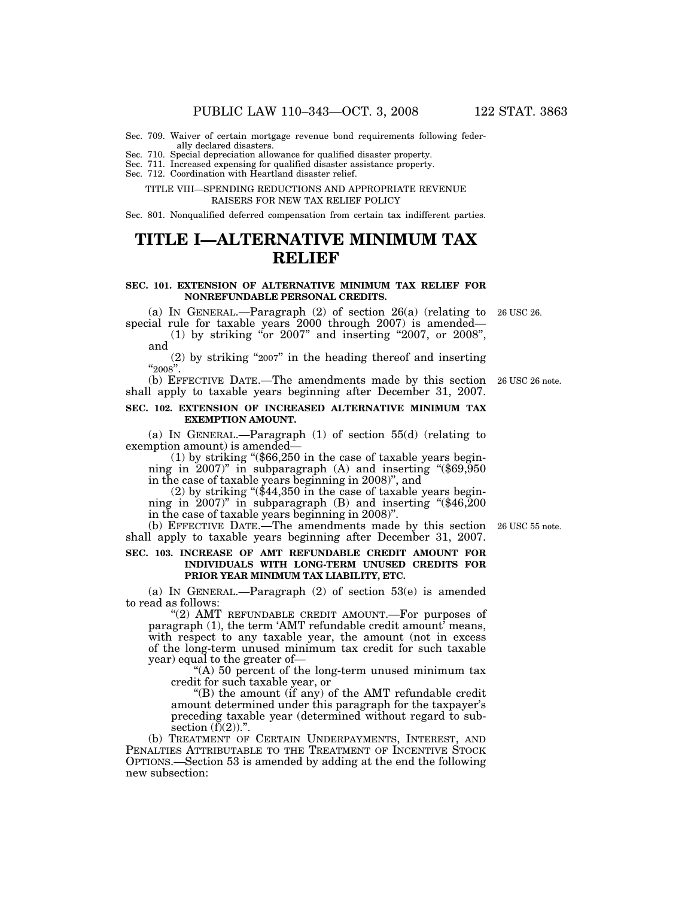Sec. 709. Waiver of certain mortgage revenue bond requirements following federally declared disasters.
Sec. 710. Special depreciation allowance for qualified disaster property.
Sec. 711. Increased expensing for qualified disaster assistance property.
Sec. 712. Coordination with Heartland disaster relief.

TITLE VIII—SPENDING REDUCTIONS AND APPROPRIATE REVENUE RAISERS FOR NEW TAX RELIEF POLICY

Sec. 801. Nonqualified deferred compensation from certain tax indifferent parties.

# TITLE I—ALTERNATIVE MINIMUM TAX RELIEF

**SEC. 101. EXTENSION OF ALTERNATIVE MINIMUM TAX RELIEF FOR NONREFUNDABLE PERSONAL CREDITS.**

(a) IN GENERAL.—Paragraph (2) of section 26(a) (relating to special rule for taxable years 2000 through 2007) is amended— 26 USC 26.

(1) by striking "or 2007" and inserting "2007, or 2008", and

(2) by striking "2007" in the heading thereof and inserting "2008".

(b) EFFECTIVE DATE.—The amendments made by this section shall apply to taxable years beginning after December 31, 2007. 26 USC 26 note.

**SEC. 102. EXTENSION OF INCREASED ALTERNATIVE MINIMUM TAX EXEMPTION AMOUNT.**

(a) IN GENERAL.—Paragraph (1) of section 55(d) (relating to exemption amount) is amended—

(1) by striking "($66,250 in the case of taxable years beginning in 2007)" in subparagraph (A) and inserting "($69,950 in the case of taxable years beginning in 2008)", and

(2) by striking "($44,350 in the case of taxable years beginning in 2007)" in subparagraph (B) and inserting "($46,200 in the case of taxable years beginning in 2008)".

(b) EFFECTIVE DATE.—The amendments made by this section shall apply to taxable years beginning after December 31, 2007. 26 USC 55 note.

**SEC. 103. INCREASE OF AMT REFUNDABLE CREDIT AMOUNT FOR INDIVIDUALS WITH LONG-TERM UNUSED CREDITS FOR PRIOR YEAR MINIMUM TAX LIABILITY, ETC.**

(a) IN GENERAL.—Paragraph (2) of section 53(e) is amended to read as follows:

"(2) AMT REFUNDABLE CREDIT AMOUNT.—For purposes of paragraph (1), the term 'AMT refundable credit amount' means, with respect to any taxable year, the amount (not in excess of the long-term unused minimum tax credit for such taxable year) equal to the greater of—

"(A) 50 percent of the long-term unused minimum tax credit for such taxable year, or

"(B) the amount (if any) of the AMT refundable credit amount determined under this paragraph for the taxpayer's preceding taxable year (determined without regard to subsection (f)(2)).".

(b) TREATMENT OF CERTAIN UNDERPAYMENTS, INTEREST, AND PENALTIES ATTRIBUTABLE TO THE TREATMENT OF INCENTIVE STOCK OPTIONS.—Section 53 is amended by adding at the end the following new subsection: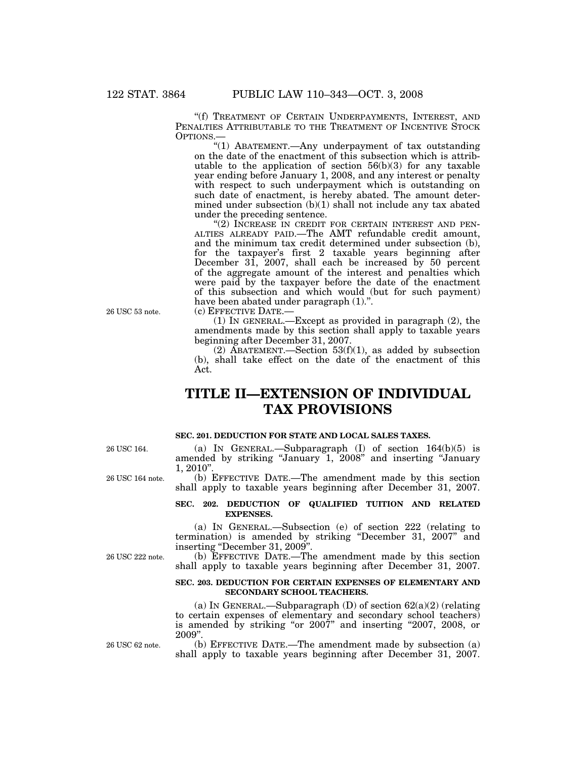"(f) TREATMENT OF CERTAIN UNDERPAYMENTS, INTEREST, AND PENALTIES ATTRIBUTABLE TO THE TREATMENT OF INCENTIVE STOCK OPTIONS.—

"(1) ABATEMENT.—Any underpayment of tax outstanding on the date of the enactment of this subsection which is attributable to the application of section 56(b)(3) for any taxable year ending before January 1, 2008, and any interest or penalty with respect to such underpayment which is outstanding on such date of enactment, is hereby abated. The amount determined under subsection (b)(1) shall not include any tax abated under the preceding sentence.

"(2) INCREASE IN CREDIT FOR CERTAIN INTEREST AND PENALTIES ALREADY PAID.—The AMT refundable credit amount, and the minimum tax credit determined under subsection (b), for the taxpayer's first 2 taxable years beginning after December 31, 2007, shall each be increased by 50 percent of the aggregate amount of the interest and penalties which were paid by the taxpayer before the date of the enactment of this subsection and which would (but for such payment) have been abated under paragraph (1).".

26 USC 53 note.

(c) EFFECTIVE DATE.—

(1) IN GENERAL.—Except as provided in paragraph (2), the amendments made by this section shall apply to taxable years beginning after December 31, 2007.

(2) ABATEMENT.—Section 53(f)(1), as added by subsection (b), shall take effect on the date of the enactment of this Act.

# TITLE II—EXTENSION OF INDIVIDUAL TAX PROVISIONS

### SEC. 201. DEDUCTION FOR STATE AND LOCAL SALES TAXES.

26 USC 164.

(a) IN GENERAL.—Subparagraph (I) of section 164(b)(5) is amended by striking "January 1, 2008" and inserting "January 1, 2010".

26 USC 164 note.

(b) EFFECTIVE DATE.—The amendment made by this section shall apply to taxable years beginning after December 31, 2007.

### SEC. 202. DEDUCTION OF QUALIFIED TUITION AND RELATED EXPENSES.

(a) IN GENERAL.—Subsection (e) of section 222 (relating to termination) is amended by striking "December 31, 2007" and inserting "December 31, 2009".

26 USC 222 note.

(b) EFFECTIVE DATE.—The amendment made by this section shall apply to taxable years beginning after December 31, 2007.

### SEC. 203. DEDUCTION FOR CERTAIN EXPENSES OF ELEMENTARY AND SECONDARY SCHOOL TEACHERS.

(a) IN GENERAL.—Subparagraph (D) of section 62(a)(2) (relating to certain expenses of elementary and secondary school teachers) is amended by striking "or 2007" and inserting "2007, 2008, or 2009".

26 USC 62 note.

(b) EFFECTIVE DATE.—The amendment made by subsection (a) shall apply to taxable years beginning after December 31, 2007.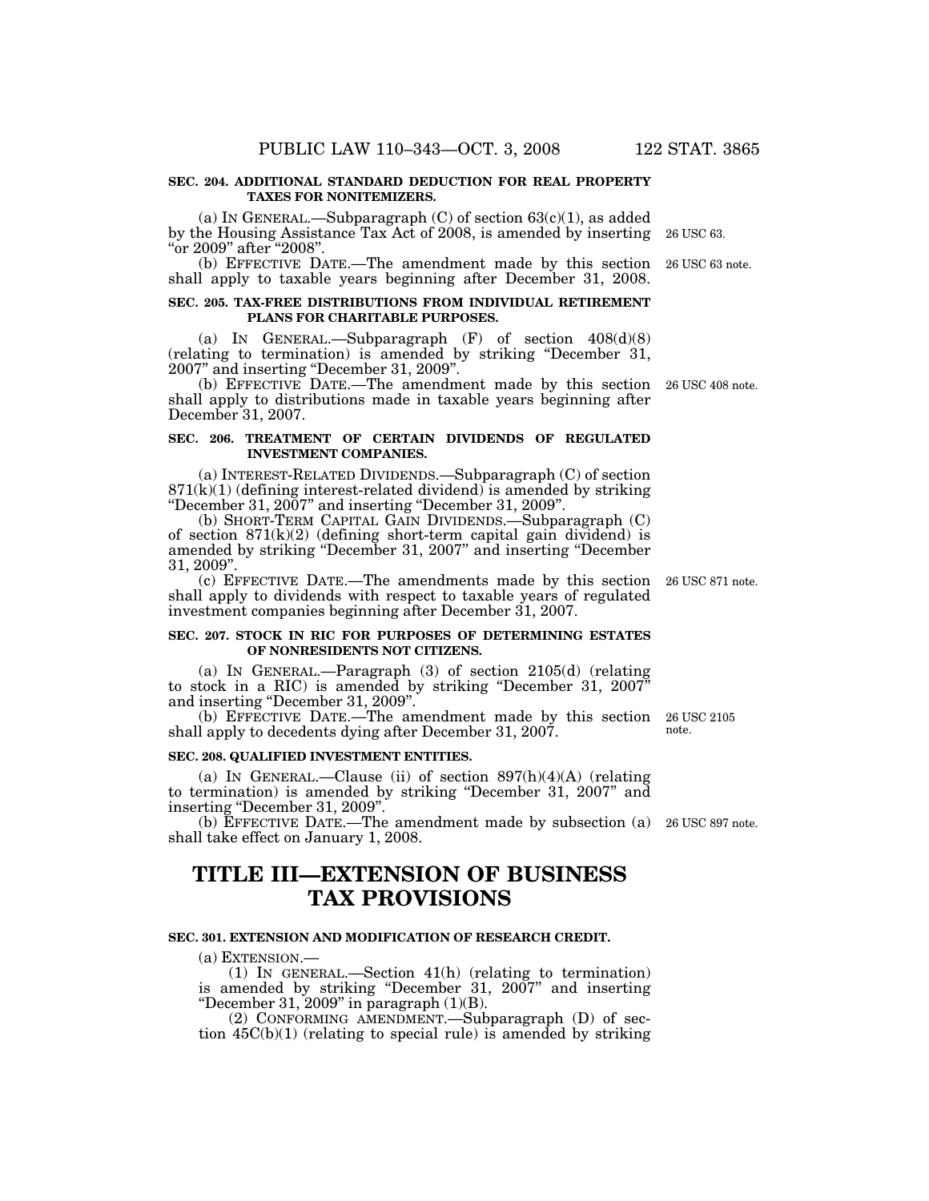**SEC. 204. ADDITIONAL STANDARD DEDUCTION FOR REAL PROPERTY TAXES FOR NONITEMIZERS.**

(a) IN GENERAL.—Subparagraph (C) of section 63(c)(1), as added by the Housing Assistance Tax Act of 2008, is amended by inserting "or 2009" after "2008". 26 USC 63.

(b) EFFECTIVE DATE.—The amendment made by this section shall apply to taxable years beginning after December 31, 2008. 26 USC 63 note.

**SEC. 205. TAX-FREE DISTRIBUTIONS FROM INDIVIDUAL RETIREMENT PLANS FOR CHARITABLE PURPOSES.**

(a) IN GENERAL.—Subparagraph (F) of section 408(d)(8) (relating to termination) is amended by striking "December 31, 2007" and inserting "December 31, 2009".

(b) EFFECTIVE DATE.—The amendment made by this section shall apply to distributions made in taxable years beginning after December 31, 2007. 26 USC 408 note.

**SEC. 206. TREATMENT OF CERTAIN DIVIDENDS OF REGULATED INVESTMENT COMPANIES.**

(a) INTEREST-RELATED DIVIDENDS.—Subparagraph (C) of section 871(k)(1) (defining interest-related dividend) is amended by striking "December 31, 2007" and inserting "December 31, 2009".

(b) SHORT-TERM CAPITAL GAIN DIVIDENDS.—Subparagraph (C) of section 871(k)(2) (defining short-term capital gain dividend) is amended by striking "December 31, 2007" and inserting "December 31, 2009".

(c) EFFECTIVE DATE.—The amendments made by this section shall apply to dividends with respect to taxable years of regulated investment companies beginning after December 31, 2007. 26 USC 871 note.

**SEC. 207. STOCK IN RIC FOR PURPOSES OF DETERMINING ESTATES OF NONRESIDENTS NOT CITIZENS.**

(a) IN GENERAL.—Paragraph (3) of section 2105(d) (relating to stock in a RIC) is amended by striking "December 31, 2007" and inserting "December 31, 2009".

(b) EFFECTIVE DATE.—The amendment made by this section shall apply to decedents dying after December 31, 2007. 26 USC 2105 note.

**SEC. 208. QUALIFIED INVESTMENT ENTITIES.**

(a) IN GENERAL.—Clause (ii) of section 897(h)(4)(A) (relating to termination) is amended by striking "December 31, 2007" and inserting "December 31, 2009".

(b) EFFECTIVE DATE.—The amendment made by subsection (a) shall take effect on January 1, 2008. 26 USC 897 note.

# TITLE III—EXTENSION OF BUSINESS TAX PROVISIONS

**SEC. 301. EXTENSION AND MODIFICATION OF RESEARCH CREDIT.**

(a) EXTENSION.—

(1) IN GENERAL.—Section 41(h) (relating to termination) is amended by striking "December 31, 2007" and inserting "December 31, 2009" in paragraph (1)(B).

(2) CONFORMING AMENDMENT.—Subparagraph (D) of section 45C(b)(1) (relating to special rule) is amended by striking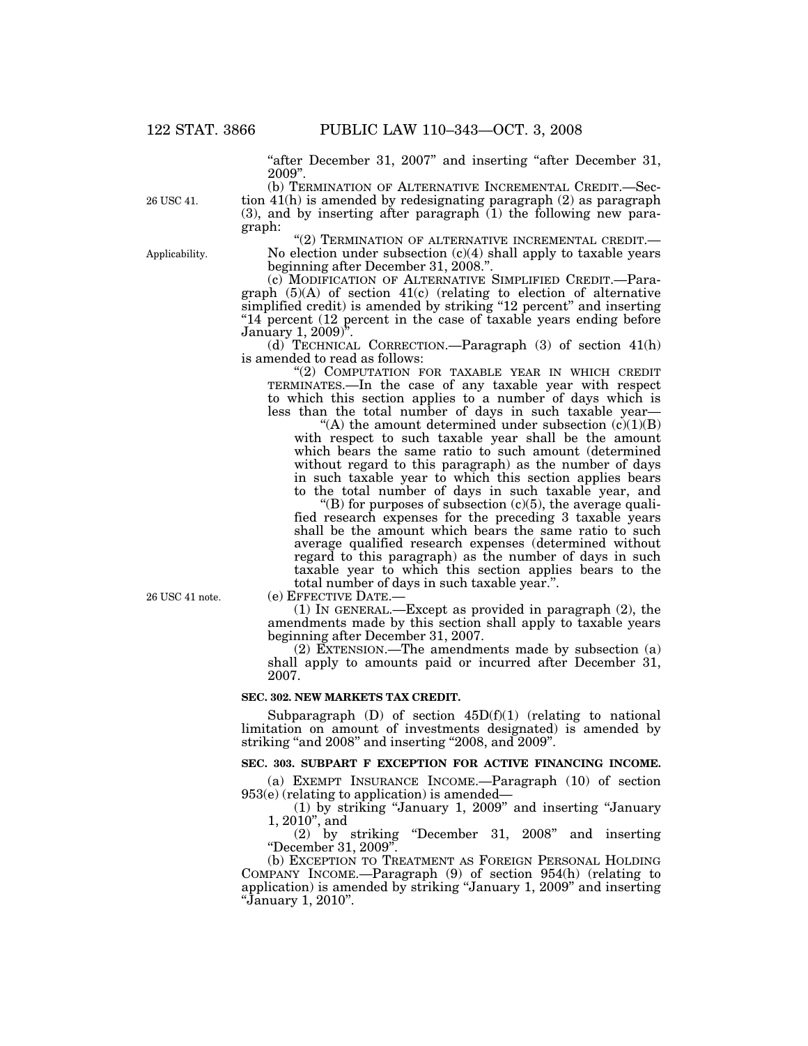"after December 31, 2007" and inserting "after December 31, 2009".

(b) TERMINATION OF ALTERNATIVE INCREMENTAL CREDIT.—Section 41(h) is amended by redesignating paragraph (2) as paragraph (3), and by inserting after paragraph (1) the following new paragraph:

26 USC 41.

Applicability.

"(2) TERMINATION OF ALTERNATIVE INCREMENTAL CREDIT.—No election under subsection (c)(4) shall apply to taxable years beginning after December 31, 2008.".

(c) MODIFICATION OF ALTERNATIVE SIMPLIFIED CREDIT.—Paragraph (5)(A) of section 41(c) (relating to election of alternative simplified credit) is amended by striking "12 percent" and inserting "14 percent (12 percent in the case of taxable years ending before January 1, 2009)".

(d) TECHNICAL CORRECTION.—Paragraph (3) of section 41(h) is amended to read as follows:

"(2) COMPUTATION FOR TAXABLE YEAR IN WHICH CREDIT TERMINATES.—In the case of any taxable year with respect to which this section applies to a number of days which is less than the total number of days in such taxable year—

"(A) the amount determined under subsection (c)(1)(B) with respect to such taxable year shall be the amount which bears the same ratio to such amount (determined without regard to this paragraph) as the number of days in such taxable year to which this section applies bears to the total number of days in such taxable year, and

"(B) for purposes of subsection (c)(5), the average qualified research expenses for the preceding 3 taxable years shall be the amount which bears the same ratio to such average qualified research expenses (determined without regard to this paragraph) as the number of days in such taxable year to which this section applies bears to the total number of days in such taxable year.".

26 USC 41 note.

(e) EFFECTIVE DATE.—

(1) IN GENERAL.—Except as provided in paragraph (2), the amendments made by this section shall apply to taxable years beginning after December 31, 2007.

(2) EXTENSION.—The amendments made by subsection (a) shall apply to amounts paid or incurred after December 31, 2007.

**SEC. 302. NEW MARKETS TAX CREDIT.**

Subparagraph (D) of section 45D(f)(1) (relating to national limitation on amount of investments designated) is amended by striking "and 2008" and inserting "2008, and 2009".

**SEC. 303. SUBPART F EXCEPTION FOR ACTIVE FINANCING INCOME.**

(a) EXEMPT INSURANCE INCOME.—Paragraph (10) of section 953(e) (relating to application) is amended—

(1) by striking "January 1, 2009" and inserting "January 1, 2010", and

(2) by striking "December 31, 2008" and inserting "December 31, 2009".

(b) EXCEPTION TO TREATMENT AS FOREIGN PERSONAL HOLDING COMPANY INCOME.—Paragraph (9) of section 954(h) (relating to application) is amended by striking "January 1, 2009" and inserting "January 1, 2010".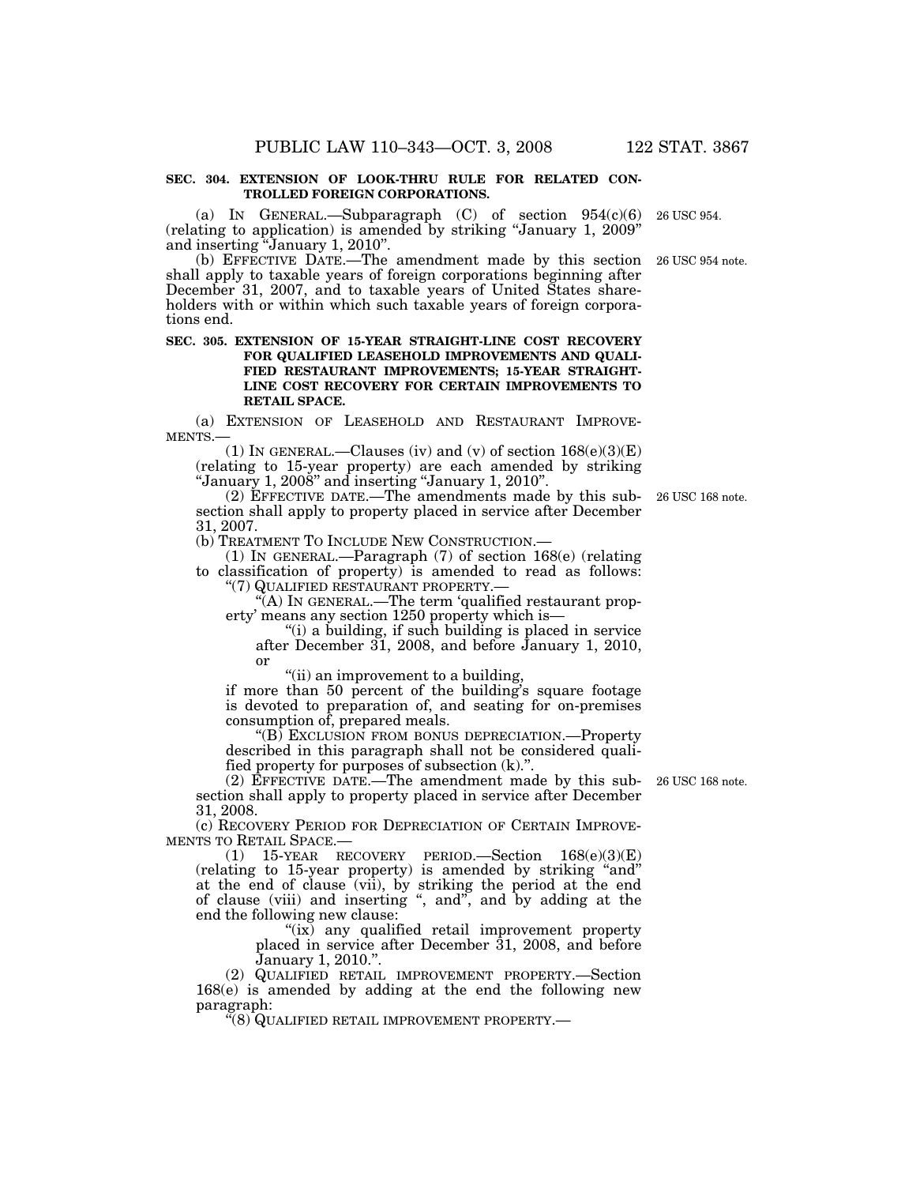**SEC. 304. EXTENSION OF LOOK-THRU RULE FOR RELATED CONTROLLED FOREIGN CORPORATIONS.**

(a) IN GENERAL.—Subparagraph (C) of section 954(c)(6) (relating to application) is amended by striking "January 1, 2009" and inserting "January 1, 2010". 26 USC 954.

(b) EFFECTIVE DATE.—The amendment made by this section shall apply to taxable years of foreign corporations beginning after December 31, 2007, and to taxable years of United States shareholders with or within which such taxable years of foreign corporations end. 26 USC 954 note.

**SEC. 305. EXTENSION OF 15-YEAR STRAIGHT-LINE COST RECOVERY FOR QUALIFIED LEASEHOLD IMPROVEMENTS AND QUALIFIED RESTAURANT IMPROVEMENTS; 15-YEAR STRAIGHT-LINE COST RECOVERY FOR CERTAIN IMPROVEMENTS TO RETAIL SPACE.**

(a) EXTENSION OF LEASEHOLD AND RESTAURANT IMPROVEMENTS.—

(1) IN GENERAL.—Clauses (iv) and (v) of section 168(e)(3)(E) (relating to 15-year property) are each amended by striking "January 1, 2008" and inserting "January 1, 2010".

(2) EFFECTIVE DATE.—The amendments made by this subsection shall apply to property placed in service after December 31, 2007. 26 USC 168 note.

(b) TREATMENT TO INCLUDE NEW CONSTRUCTION.—

(1) IN GENERAL.—Paragraph (7) of section 168(e) (relating to classification of property) is amended to read as follows:

"(7) QUALIFIED RESTAURANT PROPERTY.—

"(A) IN GENERAL.—The term 'qualified restaurant property' means any section 1250 property which is—

"(i) a building, if such building is placed in service after December 31, 2008, and before January 1, 2010, or

"(ii) an improvement to a building,

if more than 50 percent of the building's square footage is devoted to preparation of, and seating for on-premises consumption of, prepared meals.

"(B) EXCLUSION FROM BONUS DEPRECIATION.—Property described in this paragraph shall not be considered qualified property for purposes of subsection (k).".

(2) EFFECTIVE DATE.—The amendment made by this subsection shall apply to property placed in service after December 31, 2008. 26 USC 168 note.

(c) RECOVERY PERIOD FOR DEPRECIATION OF CERTAIN IMPROVEMENTS TO RETAIL SPACE.—

(1) 15-YEAR RECOVERY PERIOD.—Section 168(e)(3)(E) (relating to 15-year property) is amended by striking "and" at the end of clause (vii), by striking the period at the end of clause (viii) and inserting ", and", and by adding at the end the following new clause:

"(ix) any qualified retail improvement property placed in service after December 31, 2008, and before January 1, 2010.".

(2) QUALIFIED RETAIL IMPROVEMENT PROPERTY.—Section 168(e) is amended by adding at the end the following new paragraph:

"(8) QUALIFIED RETAIL IMPROVEMENT PROPERTY.—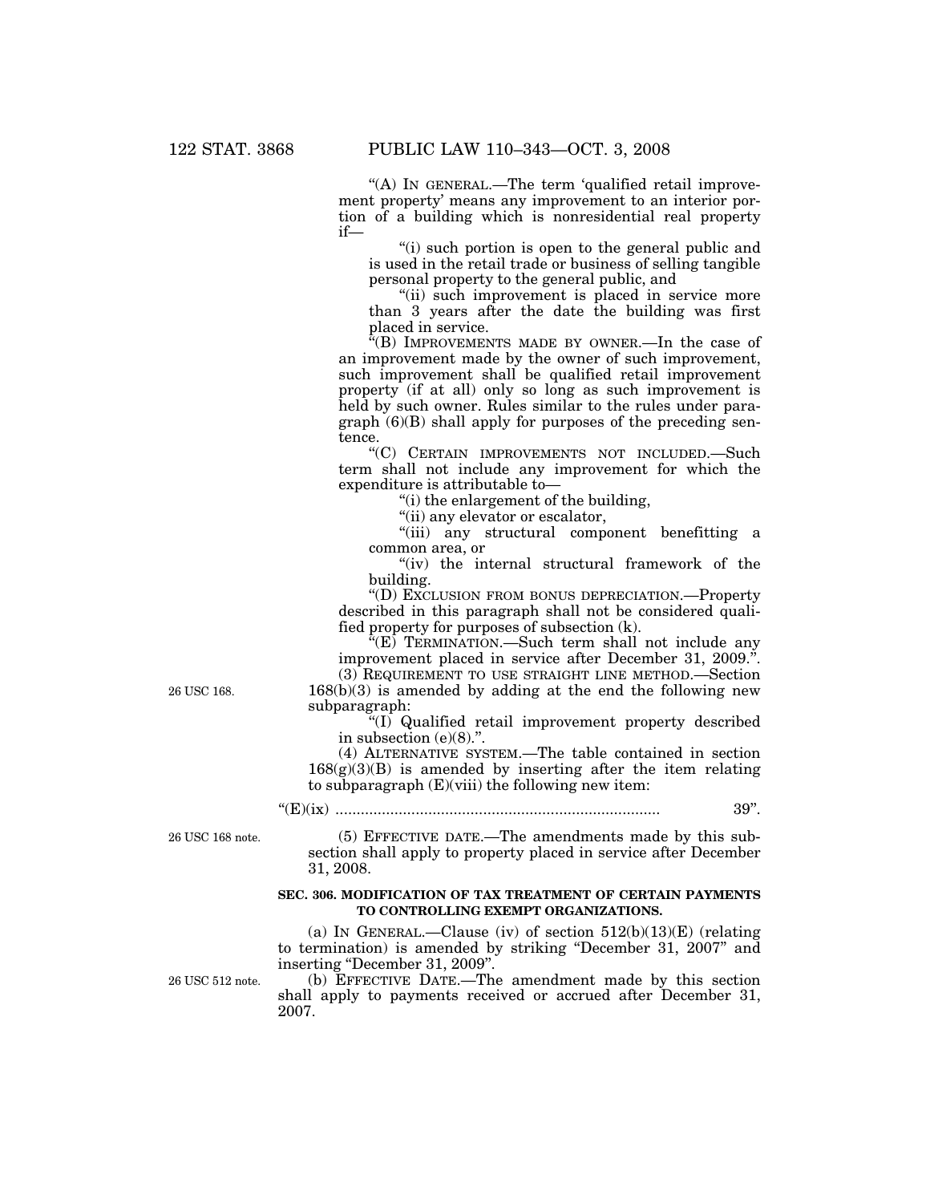"(A) IN GENERAL.—The term 'qualified retail improvement property' means any improvement to an interior portion of a building which is nonresidential real property if—

"(i) such portion is open to the general public and is used in the retail trade or business of selling tangible personal property to the general public, and

"(ii) such improvement is placed in service more than 3 years after the date the building was first placed in service.

"(B) IMPROVEMENTS MADE BY OWNER.—In the case of an improvement made by the owner of such improvement, such improvement shall be qualified retail improvement property (if at all) only so long as such improvement is held by such owner. Rules similar to the rules under paragraph (6)(B) shall apply for purposes of the preceding sentence.

"(C) CERTAIN IMPROVEMENTS NOT INCLUDED.—Such term shall not include any improvement for which the expenditure is attributable to—

"(i) the enlargement of the building,

"(ii) any elevator or escalator,

"(iii) any structural component benefitting a common area, or

"(iv) the internal structural framework of the building.

"(D) EXCLUSION FROM BONUS DEPRECIATION.—Property described in this paragraph shall not be considered qualified property for purposes of subsection (k).

"(E) TERMINATION.—Such term shall not include any improvement placed in service after December 31, 2009.".

26 USC 168.

(3) REQUIREMENT TO USE STRAIGHT LINE METHOD.—Section 168(b)(3) is amended by adding at the end the following new subparagraph:

"(I) Qualified retail improvement property described in subsection (e)(8).".

(4) ALTERNATIVE SYSTEM.—The table contained in section 168(g)(3)(B) is amended by inserting after the item relating to subparagraph (E)(viii) the following new item:

"(E)(ix) ........................................................................... 39".

26 USC 168 note.

(5) EFFECTIVE DATE.—The amendments made by this subsection shall apply to property placed in service after December 31, 2008.

**SEC. 306. MODIFICATION OF TAX TREATMENT OF CERTAIN PAYMENTS TO CONTROLLING EXEMPT ORGANIZATIONS.**

(a) IN GENERAL.—Clause (iv) of section 512(b)(13)(E) (relating to termination) is amended by striking "December 31, 2007" and inserting "December 31, 2009".

26 USC 512 note.

(b) EFFECTIVE DATE.—The amendment made by this section shall apply to payments received or accrued after December 31, 2007.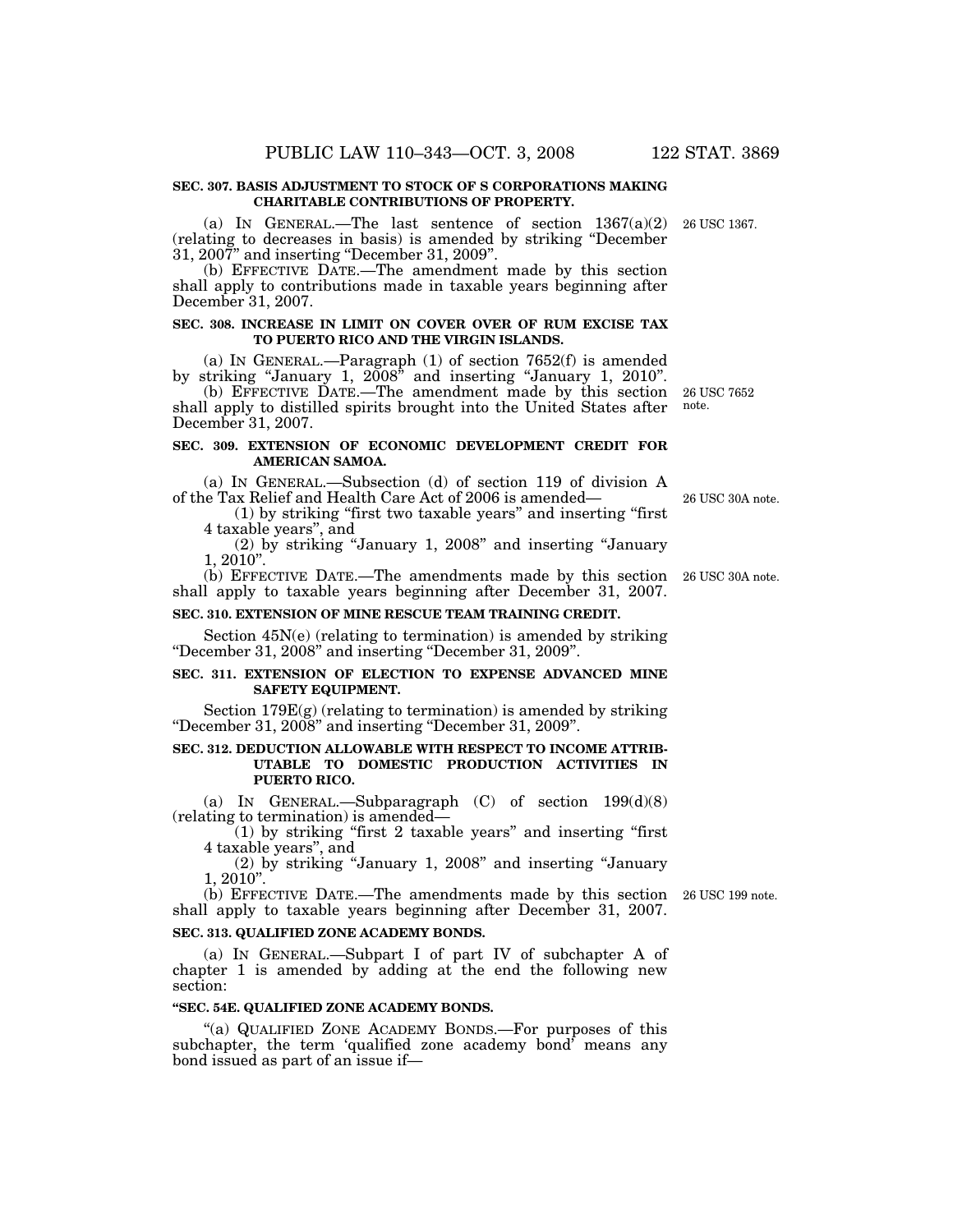**SEC. 307. BASIS ADJUSTMENT TO STOCK OF S CORPORATIONS MAKING CHARITABLE CONTRIBUTIONS OF PROPERTY.**

(a) IN GENERAL.—The last sentence of section 1367(a)(2) (relating to decreases in basis) is amended by striking "December 31, 2007" and inserting "December 31, 2009". 26 USC 1367.

(b) EFFECTIVE DATE.—The amendment made by this section shall apply to contributions made in taxable years beginning after December 31, 2007.

**SEC. 308. INCREASE IN LIMIT ON COVER OVER OF RUM EXCISE TAX TO PUERTO RICO AND THE VIRGIN ISLANDS.**

(a) IN GENERAL.—Paragraph (1) of section 7652(f) is amended by striking "January 1, 2008" and inserting "January 1, 2010".

(b) EFFECTIVE DATE.—The amendment made by this section shall apply to distilled spirits brought into the United States after December 31, 2007. 26 USC 7652 note.

**SEC. 309. EXTENSION OF ECONOMIC DEVELOPMENT CREDIT FOR AMERICAN SAMOA.**

(a) IN GENERAL.—Subsection (d) of section 119 of division A of the Tax Relief and Health Care Act of 2006 is amended— 26 USC 30A note.

(1) by striking "first two taxable years" and inserting "first 4 taxable years", and

(2) by striking "January 1, 2008" and inserting "January 1, 2010".

(b) EFFECTIVE DATE.—The amendments made by this section shall apply to taxable years beginning after December 31, 2007. 26 USC 30A note.

**SEC. 310. EXTENSION OF MINE RESCUE TEAM TRAINING CREDIT.**

Section 45N(e) (relating to termination) is amended by striking "December 31, 2008" and inserting "December 31, 2009".

**SEC. 311. EXTENSION OF ELECTION TO EXPENSE ADVANCED MINE SAFETY EQUIPMENT.**

Section 179E(g) (relating to termination) is amended by striking "December 31, 2008" and inserting "December 31, 2009".

**SEC. 312. DEDUCTION ALLOWABLE WITH RESPECT TO INCOME ATTRIBUTABLE TO DOMESTIC PRODUCTION ACTIVITIES IN PUERTO RICO.**

(a) IN GENERAL.—Subparagraph (C) of section 199(d)(8) (relating to termination) is amended—

(1) by striking "first 2 taxable years" and inserting "first 4 taxable years", and

(2) by striking "January 1, 2008" and inserting "January 1, 2010".

(b) EFFECTIVE DATE.—The amendments made by this section shall apply to taxable years beginning after December 31, 2007. 26 USC 199 note.

**SEC. 313. QUALIFIED ZONE ACADEMY BONDS.**

(a) IN GENERAL.—Subpart I of part IV of subchapter A of chapter 1 is amended by adding at the end the following new section:

**"SEC. 54E. QUALIFIED ZONE ACADEMY BONDS.**

"(a) QUALIFIED ZONE ACADEMY BONDS.—For purposes of this subchapter, the term 'qualified zone academy bond' means any bond issued as part of an issue if—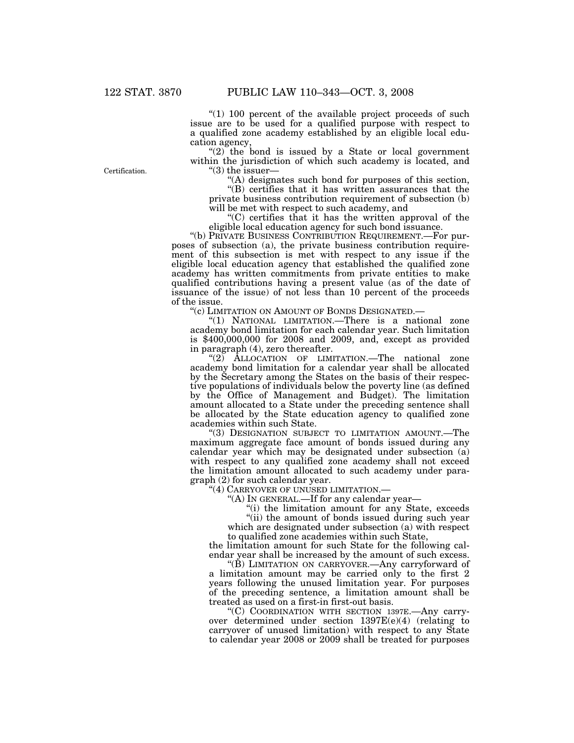"(1) 100 percent of the available project proceeds of such issue are to be used for a qualified purpose with respect to a qualified zone academy established by an eligible local education agency,

"(2) the bond is issued by a State or local government within the jurisdiction of which such academy is located, and

"(3) the issuer—

"(A) designates such bond for purposes of this section,

"(B) certifies that it has written assurances that the private business contribution requirement of subsection (b) will be met with respect to such academy, and

"(C) certifies that it has the written approval of the eligible local education agency for such bond issuance.

"(b) PRIVATE BUSINESS CONTRIBUTION REQUIREMENT.—For purposes of subsection (a), the private business contribution requirement of this subsection is met with respect to any issue if the eligible local education agency that established the qualified zone academy has written commitments from private entities to make qualified contributions having a present value (as of the date of issuance of the issue) of not less than 10 percent of the proceeds of the issue.

"(c) LIMITATION ON AMOUNT OF BONDS DESIGNATED.—

"(1) NATIONAL LIMITATION.—There is a national zone academy bond limitation for each calendar year. Such limitation is $400,000,000 for 2008 and 2009, and, except as provided in paragraph (4), zero thereafter.

"(2) ALLOCATION OF LIMITATION.—The national zone academy bond limitation for a calendar year shall be allocated by the Secretary among the States on the basis of their respective populations of individuals below the poverty line (as defined by the Office of Management and Budget). The limitation amount allocated to a State under the preceding sentence shall be allocated by the State education agency to qualified zone academies within such State.

"(3) DESIGNATION SUBJECT TO LIMITATION AMOUNT.—The maximum aggregate face amount of bonds issued during any calendar year which may be designated under subsection (a) with respect to any qualified zone academy shall not exceed the limitation amount allocated to such academy under paragraph (2) for such calendar year.

"(4) CARRYOVER OF UNUSED LIMITATION.—

"(A) IN GENERAL.—If for any calendar year—

"(i) the limitation amount for any State, exceeds

"(ii) the amount of bonds issued during such year which are designated under subsection (a) with respect to qualified zone academies within such State,

the limitation amount for such State for the following calendar year shall be increased by the amount of such excess.

"(B) LIMITATION ON CARRYOVER.—Any carryforward of a limitation amount may be carried only to the first 2 years following the unused limitation year. For purposes of the preceding sentence, a limitation amount shall be treated as used on a first-in first-out basis.

"(C) COORDINATION WITH SECTION 1397E.—Any carryover determined under section 1397E(e)(4) (relating to carryover of unused limitation) with respect to any State to calendar year 2008 or 2009 shall be treated for purposes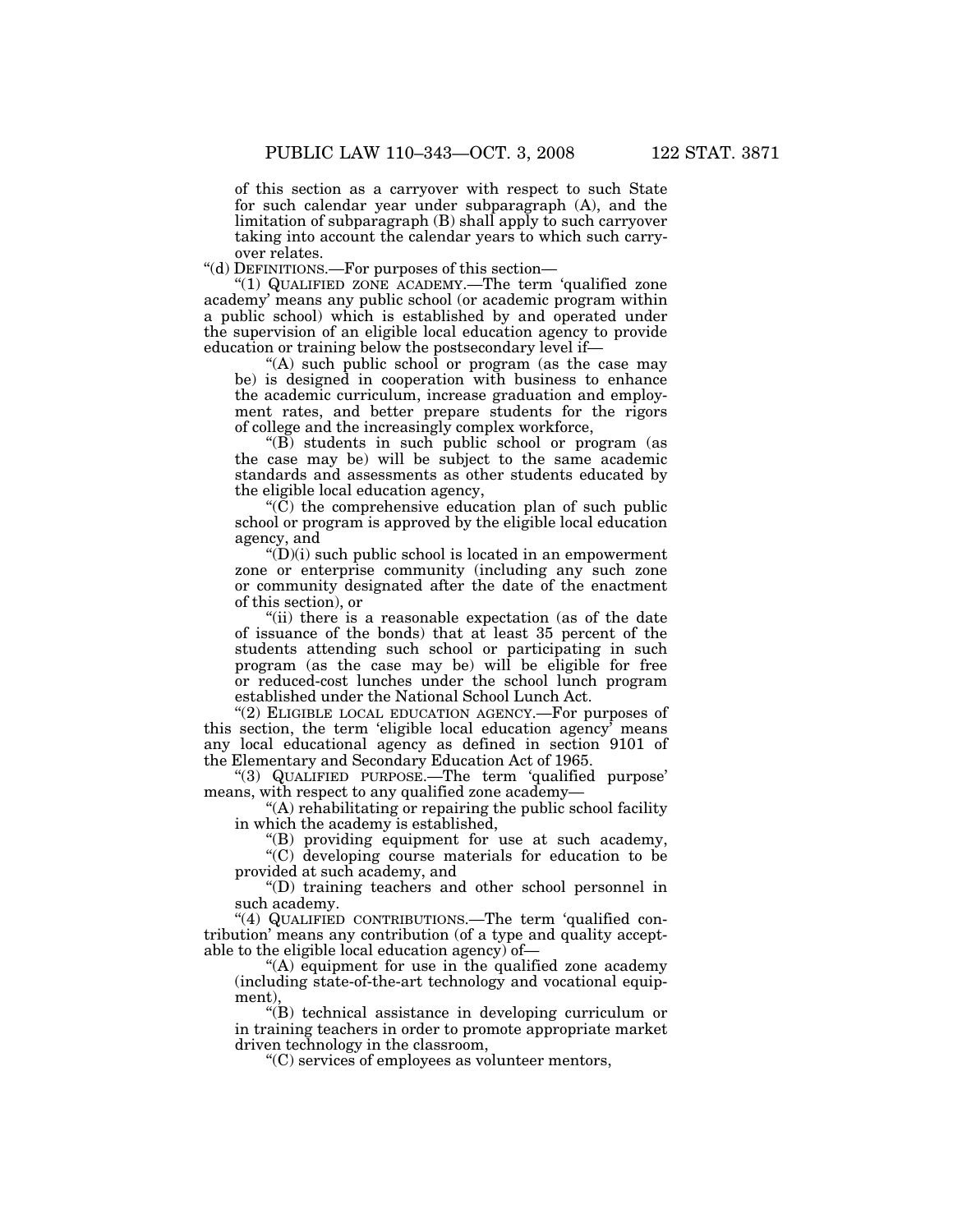of this section as a carryover with respect to such State for such calendar year under subparagraph (A), and the limitation of subparagraph (B) shall apply to such carryover taking into account the calendar years to which such carryover relates.

"(d) DEFINITIONS.—For purposes of this section—

"(1) QUALIFIED ZONE ACADEMY.—The term 'qualified zone academy' means any public school (or academic program within a public school) which is established by and operated under the supervision of an eligible local education agency to provide education or training below the postsecondary level if—

"(A) such public school or program (as the case may be) is designed in cooperation with business to enhance the academic curriculum, increase graduation and employment rates, and better prepare students for the rigors of college and the increasingly complex workforce,

"(B) students in such public school or program (as the case may be) will be subject to the same academic standards and assessments as other students educated by the eligible local education agency,

"(C) the comprehensive education plan of such public school or program is approved by the eligible local education agency, and

"(D)(i) such public school is located in an empowerment zone or enterprise community (including any such zone or community designated after the date of the enactment of this section), or

"(ii) there is a reasonable expectation (as of the date of issuance of the bonds) that at least 35 percent of the students attending such school or participating in such program (as the case may be) will be eligible for free or reduced-cost lunches under the school lunch program established under the National School Lunch Act.

"(2) ELIGIBLE LOCAL EDUCATION AGENCY.—For purposes of this section, the term 'eligible local education agency' means any local educational agency as defined in section 9101 of the Elementary and Secondary Education Act of 1965.

"(3) QUALIFIED PURPOSE.—The term 'qualified purpose' means, with respect to any qualified zone academy—

"(A) rehabilitating or repairing the public school facility in which the academy is established,

"(B) providing equipment for use at such academy,

"(C) developing course materials for education to be provided at such academy, and

"(D) training teachers and other school personnel in such academy.

"(4) QUALIFIED CONTRIBUTIONS.—The term 'qualified contribution' means any contribution (of a type and quality acceptable to the eligible local education agency) of—

"(A) equipment for use in the qualified zone academy (including state-of-the-art technology and vocational equipment),

"(B) technical assistance in developing curriculum or in training teachers in order to promote appropriate market driven technology in the classroom,

"(C) services of employees as volunteer mentors,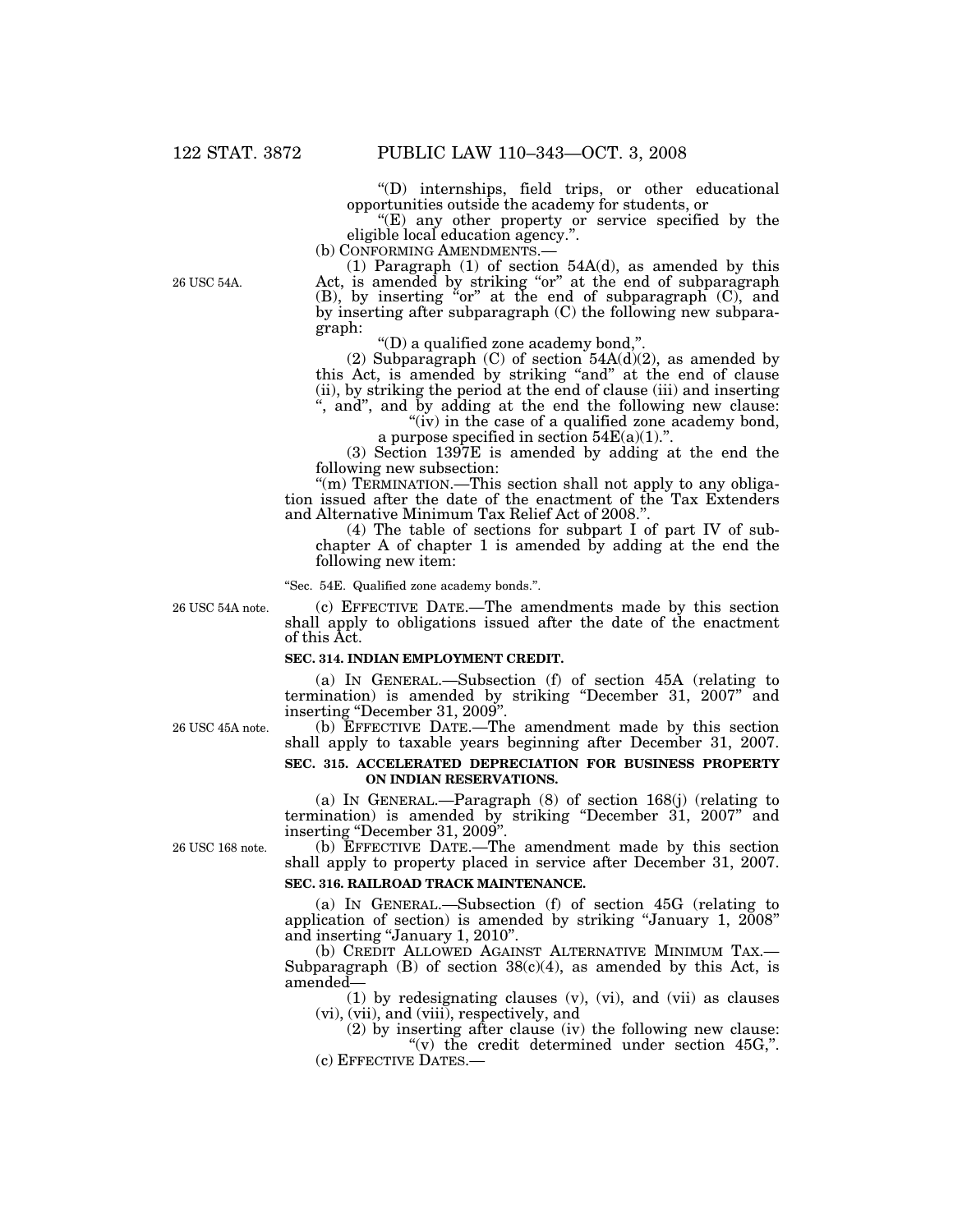"(D) internships, field trips, or other educational opportunities outside the academy for students, or

"(E) any other property or service specified by the eligible local education agency.".

(b) CONFORMING AMENDMENTS.—

26 USC 54A.

(1) Paragraph (1) of section 54A(d), as amended by this Act, is amended by striking "or" at the end of subparagraph (B), by inserting "or" at the end of subparagraph (C), and by inserting after subparagraph (C) the following new subparagraph:

"(D) a qualified zone academy bond,".

(2) Subparagraph (C) of section 54A(d)(2), as amended by this Act, is amended by striking "and" at the end of clause (ii), by striking the period at the end of clause (iii) and inserting ", and", and by adding at the end the following new clause:

"(iv) in the case of a qualified zone academy bond, a purpose specified in section 54E(a)(1).".

(3) Section 1397E is amended by adding at the end the following new subsection:

"(m) TERMINATION.—This section shall not apply to any obligation issued after the date of the enactment of the Tax Extenders and Alternative Minimum Tax Relief Act of 2008.".

(4) The table of sections for subpart I of part IV of subchapter A of chapter 1 is amended by adding at the end the following new item:

"Sec. 54E. Qualified zone academy bonds.".

26 USC 54A note.

(c) EFFECTIVE DATE.—The amendments made by this section shall apply to obligations issued after the date of the enactment of this Act.

**SEC. 314. INDIAN EMPLOYMENT CREDIT.**

(a) IN GENERAL.—Subsection (f) of section 45A (relating to termination) is amended by striking "December 31, 2007" and inserting "December 31, 2009".

26 USC 45A note.

(b) EFFECTIVE DATE.—The amendment made by this section shall apply to taxable years beginning after December 31, 2007.

**SEC. 315. ACCELERATED DEPRECIATION FOR BUSINESS PROPERTY ON INDIAN RESERVATIONS.**

(a) IN GENERAL.—Paragraph (8) of section 168(j) (relating to termination) is amended by striking "December 31, 2007" and inserting "December 31, 2009".

26 USC 168 note.

(b) EFFECTIVE DATE.—The amendment made by this section shall apply to property placed in service after December 31, 2007.

**SEC. 316. RAILROAD TRACK MAINTENANCE.**

(a) IN GENERAL.—Subsection (f) of section 45G (relating to application of section) is amended by striking "January 1, 2008" and inserting "January 1, 2010".

(b) CREDIT ALLOWED AGAINST ALTERNATIVE MINIMUM TAX.—Subparagraph (B) of section 38(c)(4), as amended by this Act, is amended—

(1) by redesignating clauses (v), (vi), and (vii) as clauses (vi), (vii), and (viii), respectively, and

(2) by inserting after clause (iv) the following new clause:

"(v) the credit determined under section 45G,".

(c) EFFECTIVE DATES.—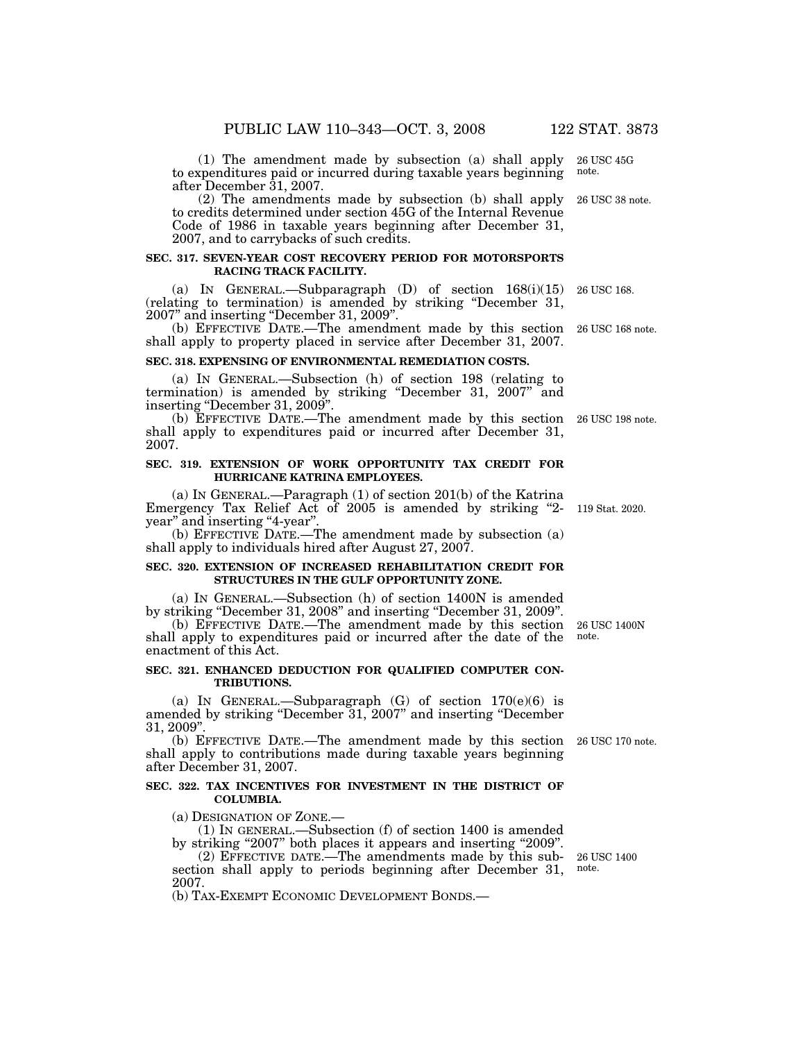(1) The amendment made by subsection (a) shall apply to expenditures paid or incurred during taxable years beginning after December 31, 2007.

26 USC 45G note.

(2) The amendments made by subsection (b) shall apply to credits determined under section 45G of the Internal Revenue Code of 1986 in taxable years beginning after December 31, 2007, and to carrybacks of such credits.

26 USC 38 note.

**SEC. 317. SEVEN-YEAR COST RECOVERY PERIOD FOR MOTORSPORTS RACING TRACK FACILITY.**

(a) IN GENERAL.—Subparagraph (D) of section 168(i)(15) (relating to termination) is amended by striking "December 31, 2007" and inserting "December 31, 2009".

26 USC 168.

(b) EFFECTIVE DATE.—The amendment made by this section shall apply to property placed in service after December 31, 2007.

26 USC 168 note.

**SEC. 318. EXPENSING OF ENVIRONMENTAL REMEDIATION COSTS.**

(a) IN GENERAL.—Subsection (h) of section 198 (relating to termination) is amended by striking "December 31, 2007" and inserting "December 31, 2009".

(b) EFFECTIVE DATE.—The amendment made by this section shall apply to expenditures paid or incurred after December 31, 2007.

26 USC 198 note.

**SEC. 319. EXTENSION OF WORK OPPORTUNITY TAX CREDIT FOR HURRICANE KATRINA EMPLOYEES.**

(a) IN GENERAL.—Paragraph (1) of section 201(b) of the Katrina Emergency Tax Relief Act of 2005 is amended by striking "2-year" and inserting "4-year".

119 Stat. 2020.

(b) EFFECTIVE DATE.—The amendment made by subsection (a) shall apply to individuals hired after August 27, 2007.

**SEC. 320. EXTENSION OF INCREASED REHABILITATION CREDIT FOR STRUCTURES IN THE GULF OPPORTUNITY ZONE.**

(a) IN GENERAL.—Subsection (h) of section 1400N is amended by striking "December 31, 2008" and inserting "December 31, 2009".

(b) EFFECTIVE DATE.—The amendment made by this section shall apply to expenditures paid or incurred after the date of the enactment of this Act.

26 USC 1400N note.

**SEC. 321. ENHANCED DEDUCTION FOR QUALIFIED COMPUTER CONTRIBUTIONS.**

(a) IN GENERAL.—Subparagraph (G) of section 170(e)(6) is amended by striking "December 31, 2007" and inserting "December 31, 2009".

(b) EFFECTIVE DATE.—The amendment made by this section shall apply to contributions made during taxable years beginning after December 31, 2007.

26 USC 170 note.

**SEC. 322. TAX INCENTIVES FOR INVESTMENT IN THE DISTRICT OF COLUMBIA.**

(a) DESIGNATION OF ZONE.—

(1) IN GENERAL.—Subsection (f) of section 1400 is amended by striking "2007" both places it appears and inserting "2009".

(2) EFFECTIVE DATE.—The amendments made by this subsection shall apply to periods beginning after December 31, 2007.

26 USC 1400 note.

(b) TAX-EXEMPT ECONOMIC DEVELOPMENT BONDS.—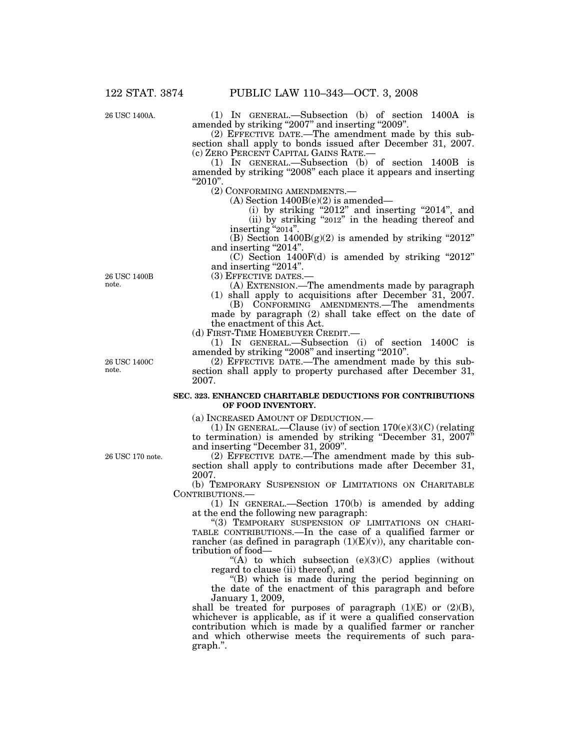(1) IN GENERAL.—Subsection (b) of section 1400A is amended by striking "2007" and inserting "2009".

(2) EFFECTIVE DATE.—The amendment made by this subsection shall apply to bonds issued after December 31, 2007.

(c) ZERO PERCENT CAPITAL GAINS RATE.—

(1) IN GENERAL.—Subsection (b) of section 1400B is amended by striking "2008" each place it appears and inserting "2010".

(2) CONFORMING AMENDMENTS.—

(A) Section 1400B(e)(2) is amended—

(i) by striking "2012" and inserting "2014", and

(ii) by striking "2012" in the heading thereof and inserting "2014".

(B) Section 1400B(g)(2) is amended by striking "2012" and inserting "2014".

(C) Section 1400F(d) is amended by striking "2012" and inserting "2014".

(3) EFFECTIVE DATES.—

(A) EXTENSION.—The amendments made by paragraph (1) shall apply to acquisitions after December 31, 2007.

(B) CONFORMING AMENDMENTS.—The amendments made by paragraph (2) shall take effect on the date of the enactment of this Act.

(d) FIRST-TIME HOMEBUYER CREDIT.—

(1) IN GENERAL.—Subsection (i) of section 1400C is amended by striking "2008" and inserting "2010".

(2) EFFECTIVE DATE.—The amendment made by this subsection shall apply to property purchased after December 31, 2007.

**SEC. 323. ENHANCED CHARITABLE DEDUCTIONS FOR CONTRIBUTIONS OF FOOD INVENTORY.**

(a) INCREASED AMOUNT OF DEDUCTION.—

(1) IN GENERAL.—Clause (iv) of section 170(e)(3)(C) (relating to termination) is amended by striking "December 31, 2007" and inserting "December 31, 2009".

(2) EFFECTIVE DATE.—The amendment made by this subsection shall apply to contributions made after December 31, 2007.

(b) TEMPORARY SUSPENSION OF LIMITATIONS ON CHARITABLE CONTRIBUTIONS.—

(1) IN GENERAL.—Section 170(b) is amended by adding at the end the following new paragraph:

"(3) TEMPORARY SUSPENSION OF LIMITATIONS ON CHARITABLE CONTRIBUTIONS.—In the case of a qualified farmer or rancher (as defined in paragraph (1)(E)(v)), any charitable contribution of food—

"(A) to which subsection (e)(3)(C) applies (without regard to clause (ii) thereof), and

"(B) which is made during the period beginning on the date of the enactment of this paragraph and before January 1, 2009,

shall be treated for purposes of paragraph (1)(E) or (2)(B), whichever is applicable, as if it were a qualified conservation contribution which is made by a qualified farmer or rancher and which otherwise meets the requirements of such paragraph.".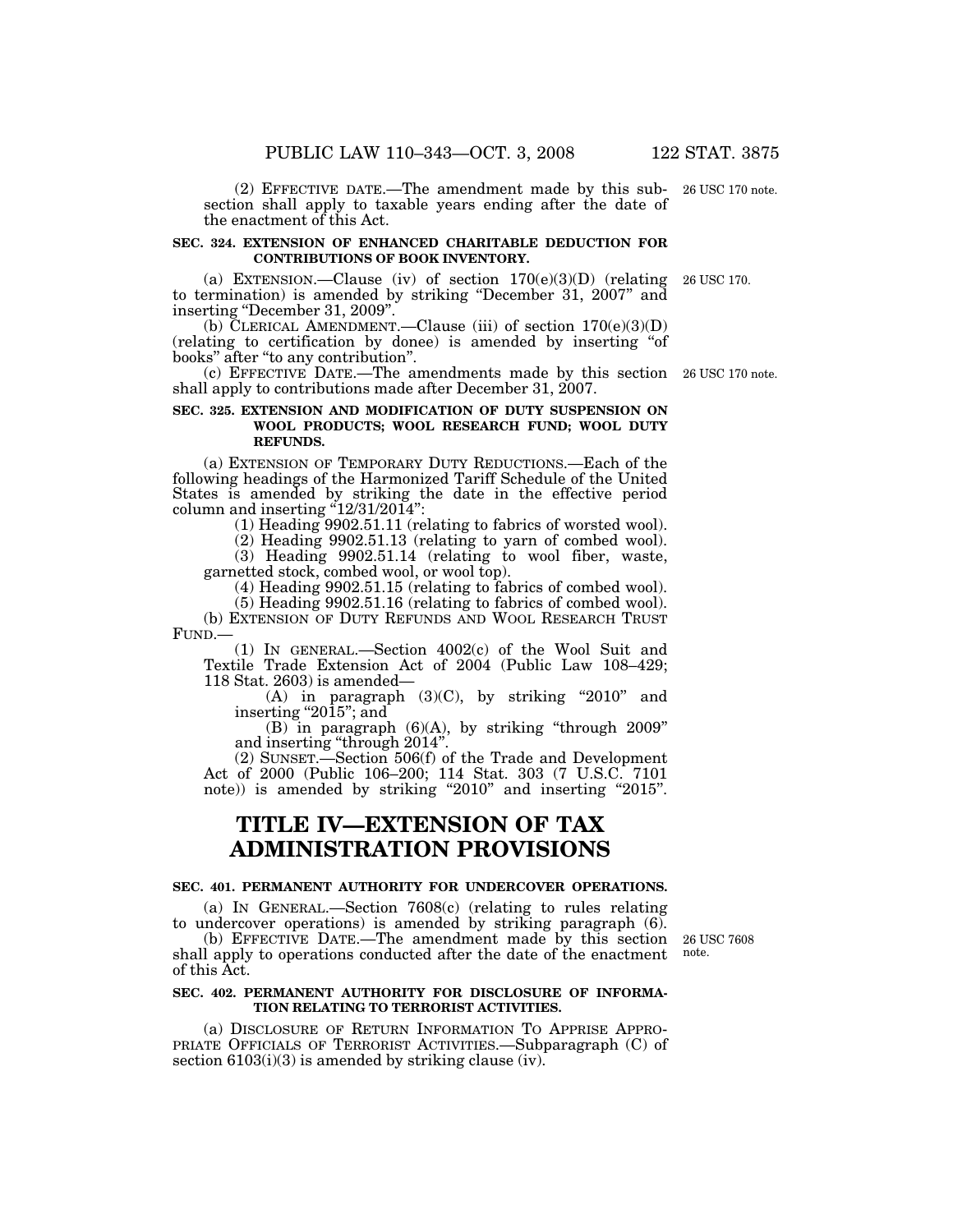(2) EFFECTIVE DATE.—The amendment made by this subsection shall apply to taxable years ending after the date of the enactment of this Act.

26 USC 170 note.

**SEC. 324. EXTENSION OF ENHANCED CHARITABLE DEDUCTION FOR CONTRIBUTIONS OF BOOK INVENTORY.**

(a) EXTENSION.—Clause (iv) of section 170(e)(3)(D) (relating to termination) is amended by striking "December 31, 2007" and inserting "December 31, 2009".

26 USC 170.

(b) CLERICAL AMENDMENT.—Clause (iii) of section 170(e)(3)(D) (relating to certification by donee) is amended by inserting "of books" after "to any contribution".

(c) EFFECTIVE DATE.—The amendments made by this section shall apply to contributions made after December 31, 2007.

26 USC 170 note.

**SEC. 325. EXTENSION AND MODIFICATION OF DUTY SUSPENSION ON WOOL PRODUCTS; WOOL RESEARCH FUND; WOOL DUTY REFUNDS.**

(a) EXTENSION OF TEMPORARY DUTY REDUCTIONS.—Each of the following headings of the Harmonized Tariff Schedule of the United States is amended by striking the date in the effective period column and inserting "12/31/2014":

(1) Heading 9902.51.11 (relating to fabrics of worsted wool).

(2) Heading 9902.51.13 (relating to yarn of combed wool).

(3) Heading 9902.51.14 (relating to wool fiber, waste, garnetted stock, combed wool, or wool top).

(4) Heading 9902.51.15 (relating to fabrics of combed wool).

(5) Heading 9902.51.16 (relating to fabrics of combed wool).

(b) EXTENSION OF DUTY REFUNDS AND WOOL RESEARCH TRUST FUND.—

(1) IN GENERAL.—Section 4002(c) of the Wool Suit and Textile Trade Extension Act of 2004 (Public Law 108–429; 118 Stat. 2603) is amended—

(A) in paragraph (3)(C), by striking "2010" and inserting "2015"; and

(B) in paragraph (6)(A), by striking "through 2009" and inserting "through 2014".

(2) SUNSET.—Section 506(f) of the Trade and Development Act of 2000 (Public 106–200; 114 Stat. 303 (7 U.S.C. 7101 note)) is amended by striking "2010" and inserting "2015".

# TITLE IV—EXTENSION OF TAX ADMINISTRATION PROVISIONS

**SEC. 401. PERMANENT AUTHORITY FOR UNDERCOVER OPERATIONS.**

(a) IN GENERAL.—Section 7608(c) (relating to rules relating to undercover operations) is amended by striking paragraph (6).

(b) EFFECTIVE DATE.—The amendment made by this section shall apply to operations conducted after the date of the enactment of this Act.

26 USC 7608 note.

**SEC. 402. PERMANENT AUTHORITY FOR DISCLOSURE OF INFORMATION RELATING TO TERRORIST ACTIVITIES.**

(a) DISCLOSURE OF RETURN INFORMATION TO APPRISE APPROPRIATE OFFICIALS OF TERRORIST ACTIVITIES.—Subparagraph (C) of section 6103(i)(3) is amended by striking clause (iv).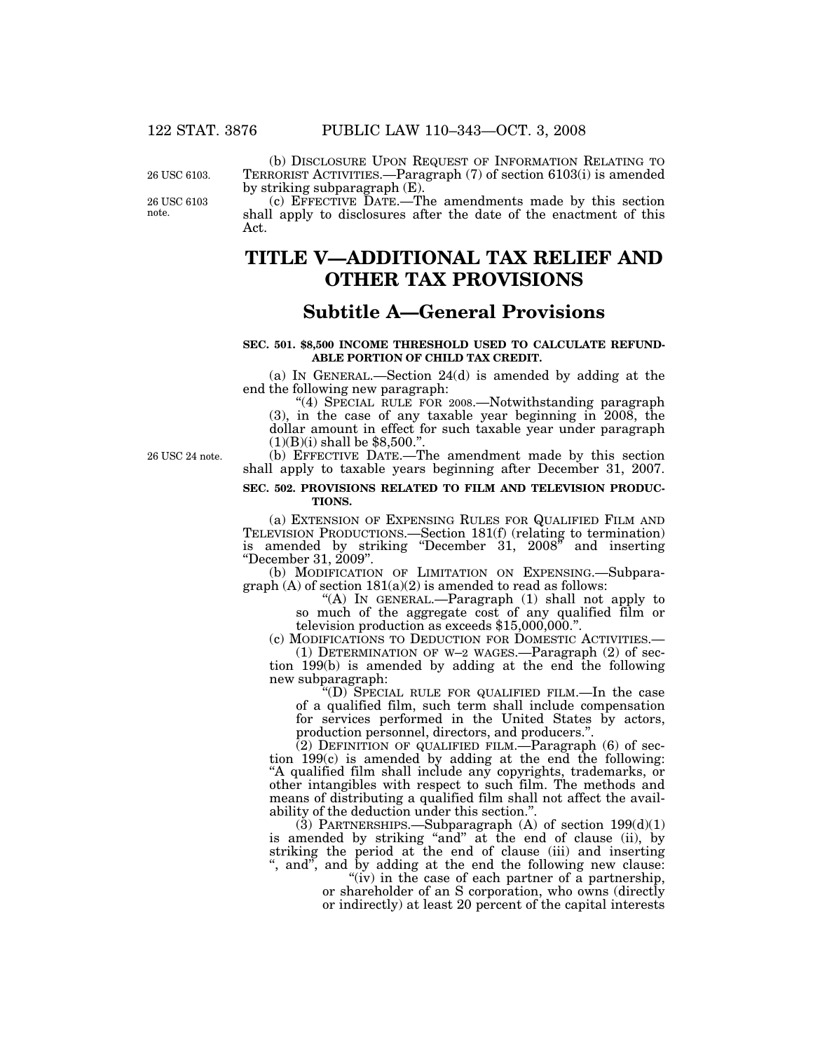(b) DISCLOSURE UPON REQUEST OF INFORMATION RELATING TO TERRORIST ACTIVITIES.—Paragraph (7) of section 6103(i) is amended by striking subparagraph (E).

(c) EFFECTIVE DATE.—The amendments made by this section shall apply to disclosures after the date of the enactment of this Act.

# TITLE V—ADDITIONAL TAX RELIEF AND OTHER TAX PROVISIONS

## Subtitle A—General Provisions

### SEC. 501. $8,500 INCOME THRESHOLD USED TO CALCULATE REFUNDABLE PORTION OF CHILD TAX CREDIT.

(a) IN GENERAL.—Section 24(d) is amended by adding at the end the following new paragraph:

"(4) SPECIAL RULE FOR 2008.—Notwithstanding paragraph (3), in the case of any taxable year beginning in 2008, the dollar amount in effect for such taxable year under paragraph (1)(B)(i) shall be $8,500.".

(b) EFFECTIVE DATE.—The amendment made by this section shall apply to taxable years beginning after December 31, 2007.

### SEC. 502. PROVISIONS RELATED TO FILM AND TELEVISION PRODUCTIONS.

(a) EXTENSION OF EXPENSING RULES FOR QUALIFIED FILM AND TELEVISION PRODUCTIONS.—Section 181(f) (relating to termination) is amended by striking "December 31, 2008" and inserting "December 31, 2009".

(b) MODIFICATION OF LIMITATION ON EXPENSING.—Subparagraph (A) of section 181(a)(2) is amended to read as follows:

"(A) IN GENERAL.—Paragraph (1) shall not apply to so much of the aggregate cost of any qualified film or television production as exceeds $15,000,000.".

(c) MODIFICATIONS TO DEDUCTION FOR DOMESTIC ACTIVITIES.—

(1) DETERMINATION OF W–2 WAGES.—Paragraph (2) of section 199(b) is amended by adding at the end the following new subparagraph:

"(D) SPECIAL RULE FOR QUALIFIED FILM.—In the case of a qualified film, such term shall include compensation for services performed in the United States by actors, production personnel, directors, and producers.".

(2) DEFINITION OF QUALIFIED FILM.—Paragraph (6) of section 199(c) is amended by adding at the end the following: "A qualified film shall include any copyrights, trademarks, or other intangibles with respect to such film. The methods and means of distributing a qualified film shall not affect the availability of the deduction under this section.".

(3) PARTNERSHIPS.—Subparagraph (A) of section 199(d)(1) is amended by striking "and" at the end of clause (ii), by striking the period at the end of clause (iii) and inserting ", and", and by adding at the end the following new clause:

"(iv) in the case of each partner of a partnership, or shareholder of an S corporation, who owns (directly or indirectly) at least 20 percent of the capital interests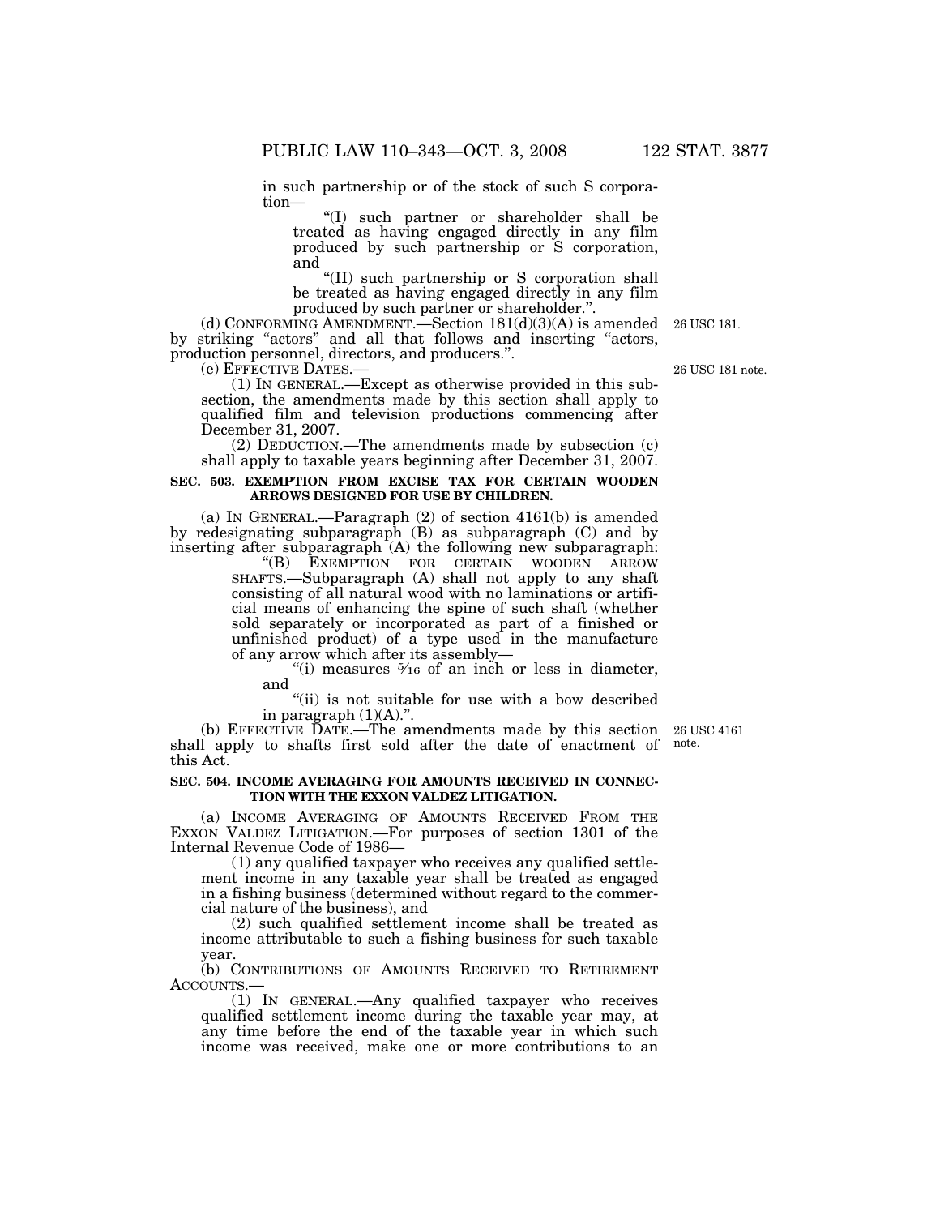in such partnership or of the stock of such S corporation—

"(I) such partner or shareholder shall be treated as having engaged directly in any film produced by such partnership or S corporation, and

"(II) such partnership or S corporation shall be treated as having engaged directly in any film produced by such partner or shareholder.".

(d) CONFORMING AMENDMENT.—Section 181(d)(3)(A) is amended by striking "actors" and all that follows and inserting "actors, production personnel, directors, and producers.". 26 USC 181.

(e) EFFECTIVE DATES.— 26 USC 181 note.

(1) IN GENERAL.—Except as otherwise provided in this subsection, the amendments made by this section shall apply to qualified film and television productions commencing after December 31, 2007.

(2) DEDUCTION.—The amendments made by subsection (c) shall apply to taxable years beginning after December 31, 2007.

**SEC. 503. EXEMPTION FROM EXCISE TAX FOR CERTAIN WOODEN ARROWS DESIGNED FOR USE BY CHILDREN.**

(a) IN GENERAL.—Paragraph (2) of section 4161(b) is amended by redesignating subparagraph (B) as subparagraph (C) and by inserting after subparagraph (A) the following new subparagraph:

"(B) EXEMPTION FOR CERTAIN WOODEN ARROW SHAFTS.—Subparagraph (A) shall not apply to any shaft consisting of all natural wood with no laminations or artificial means of enhancing the spine of such shaft (whether sold separately or incorporated as part of a finished or unfinished product) of a type used in the manufacture of any arrow which after its assembly—

"(i) measures $5/16$ of an inch or less in diameter, and

"(ii) is not suitable for use with a bow described in paragraph (1)(A).".

(b) EFFECTIVE DATE.—The amendments made by this section shall apply to shafts first sold after the date of enactment of this Act. 26 USC 4161 note.

**SEC. 504. INCOME AVERAGING FOR AMOUNTS RECEIVED IN CONNECTION WITH THE EXXON VALDEZ LITIGATION.**

(a) INCOME AVERAGING OF AMOUNTS RECEIVED FROM THE EXXON VALDEZ LITIGATION.—For purposes of section 1301 of the Internal Revenue Code of 1986—

(1) any qualified taxpayer who receives any qualified settlement income in any taxable year shall be treated as engaged in a fishing business (determined without regard to the commercial nature of the business), and

(2) such qualified settlement income shall be treated as income attributable to such a fishing business for such taxable year.

(b) CONTRIBUTIONS OF AMOUNTS RECEIVED TO RETIREMENT ACCOUNTS.—

(1) IN GENERAL.—Any qualified taxpayer who receives qualified settlement income during the taxable year may, at any time before the end of the taxable year in which such income was received, make one or more contributions to an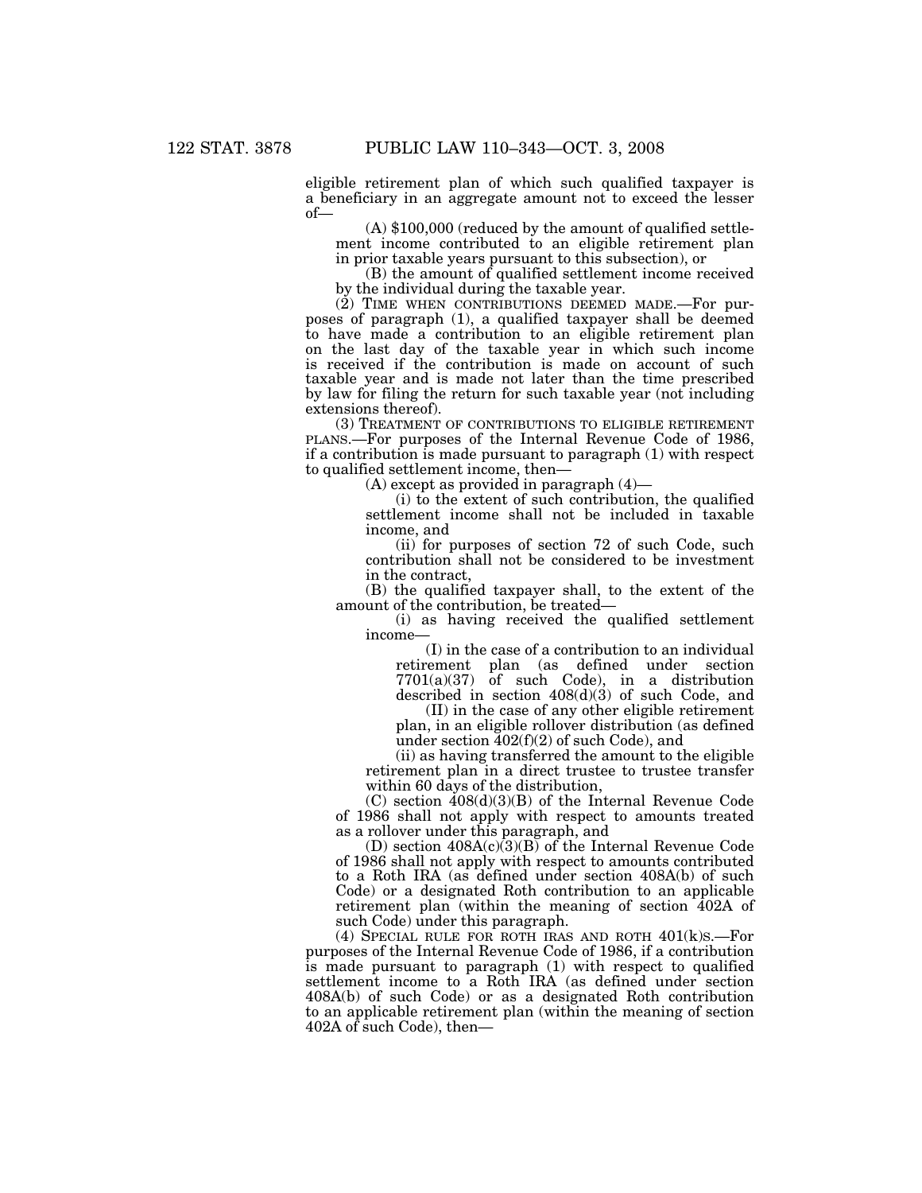eligible retirement plan of which such qualified taxpayer is a beneficiary in an aggregate amount not to exceed the lesser of—

(A) $100,000 (reduced by the amount of qualified settlement income contributed to an eligible retirement plan in prior taxable years pursuant to this subsection), or

(B) the amount of qualified settlement income received by the individual during the taxable year.

(2) TIME WHEN CONTRIBUTIONS DEEMED MADE.—For purposes of paragraph (1), a qualified taxpayer shall be deemed to have made a contribution to an eligible retirement plan on the last day of the taxable year in which such income is received if the contribution is made on account of such taxable year and is made not later than the time prescribed by law for filing the return for such taxable year (not including extensions thereof).

(3) TREATMENT OF CONTRIBUTIONS TO ELIGIBLE RETIREMENT PLANS.—For purposes of the Internal Revenue Code of 1986, if a contribution is made pursuant to paragraph (1) with respect to qualified settlement income, then—

(A) except as provided in paragraph (4)—

(i) to the extent of such contribution, the qualified settlement income shall not be included in taxable income, and

(ii) for purposes of section 72 of such Code, such contribution shall not be considered to be investment in the contract,

(B) the qualified taxpayer shall, to the extent of the amount of the contribution, be treated—

(i) as having received the qualified settlement income—

(I) in the case of a contribution to an individual retirement plan (as defined under section 7701(a)(37) of such Code), in a distribution described in section 408(d)(3) of such Code, and

(II) in the case of any other eligible retirement plan, in an eligible rollover distribution (as defined under section 402(f)(2) of such Code), and

(ii) as having transferred the amount to the eligible retirement plan in a direct trustee to trustee transfer within 60 days of the distribution,

(C) section 408(d)(3)(B) of the Internal Revenue Code of 1986 shall not apply with respect to amounts treated as a rollover under this paragraph, and

(D) section 408A(c)(3)(B) of the Internal Revenue Code of 1986 shall not apply with respect to amounts contributed to a Roth IRA (as defined under section 408A(b) of such Code) or a designated Roth contribution to an applicable retirement plan (within the meaning of section 402A of such Code) under this paragraph.

(4) SPECIAL RULE FOR ROTH IRAS AND ROTH 401(k)S.—For purposes of the Internal Revenue Code of 1986, if a contribution is made pursuant to paragraph (1) with respect to qualified settlement income to a Roth IRA (as defined under section 408A(b) of such Code) or as a designated Roth contribution to an applicable retirement plan (within the meaning of section 402A of such Code), then—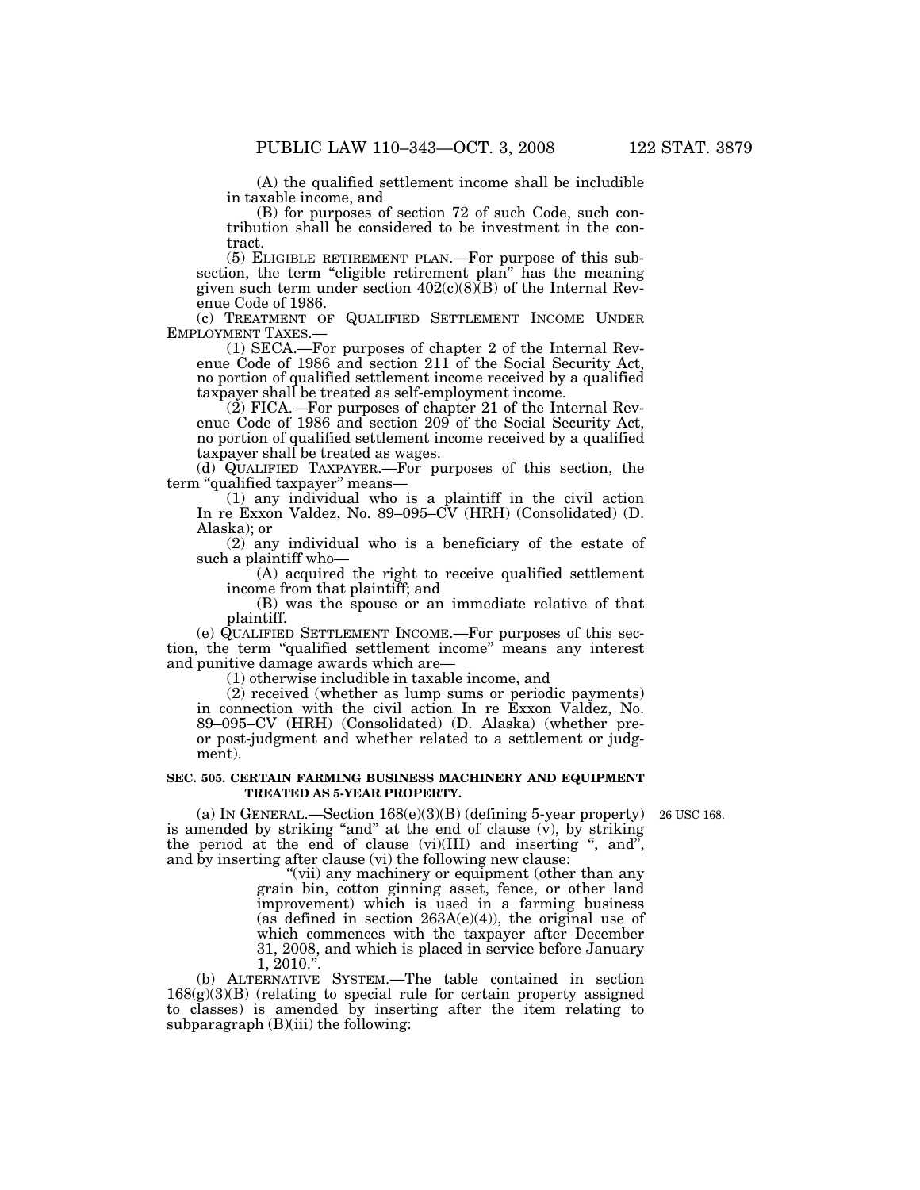(A) the qualified settlement income shall be includible in taxable income, and

(B) for purposes of section 72 of such Code, such contribution shall be considered to be investment in the contract.

(5) ELIGIBLE RETIREMENT PLAN.—For purpose of this subsection, the term "eligible retirement plan" has the meaning given such term under section 402(c)(8)(B) of the Internal Revenue Code of 1986.

(c) TREATMENT OF QUALIFIED SETTLEMENT INCOME UNDER EMPLOYMENT TAXES.—

(1) SECA.—For purposes of chapter 2 of the Internal Revenue Code of 1986 and section 211 of the Social Security Act, no portion of qualified settlement income received by a qualified taxpayer shall be treated as self-employment income.

(2) FICA.—For purposes of chapter 21 of the Internal Revenue Code of 1986 and section 209 of the Social Security Act, no portion of qualified settlement income received by a qualified taxpayer shall be treated as wages.

(d) QUALIFIED TAXPAYER.—For purposes of this section, the term "qualified taxpayer" means—

(1) any individual who is a plaintiff in the civil action In re Exxon Valdez, No. 89–095–CV (HRH) (Consolidated) (D. Alaska); or

(2) any individual who is a beneficiary of the estate of such a plaintiff who—

(A) acquired the right to receive qualified settlement income from that plaintiff; and

(B) was the spouse or an immediate relative of that plaintiff.

(e) QUALIFIED SETTLEMENT INCOME.—For purposes of this section, the term "qualified settlement income" means any interest and punitive damage awards which are—

(1) otherwise includible in taxable income, and

(2) received (whether as lump sums or periodic payments) in connection with the civil action In re Exxon Valdez, No. 89–095–CV (HRH) (Consolidated) (D. Alaska) (whether pre- or post-judgment and whether related to a settlement or judgment).

**SEC. 505. CERTAIN FARMING BUSINESS MACHINERY AND EQUIPMENT TREATED AS 5-YEAR PROPERTY.**

26 USC 168.

(a) IN GENERAL.—Section 168(e)(3)(B) (defining 5-year property) is amended by striking "and" at the end of clause (v), by striking the period at the end of clause (vi)(III) and inserting ", and", and by inserting after clause (vi) the following new clause:

"(vii) any machinery or equipment (other than any grain bin, cotton ginning asset, fence, or other land improvement) which is used in a farming business (as defined in section 263A(e)(4)), the original use of which commences with the taxpayer after December 31, 2008, and which is placed in service before January 1, 2010.".

(b) ALTERNATIVE SYSTEM.—The table contained in section 168(g)(3)(B) (relating to special rule for certain property assigned to classes) is amended by inserting after the item relating to subparagraph (B)(iii) the following: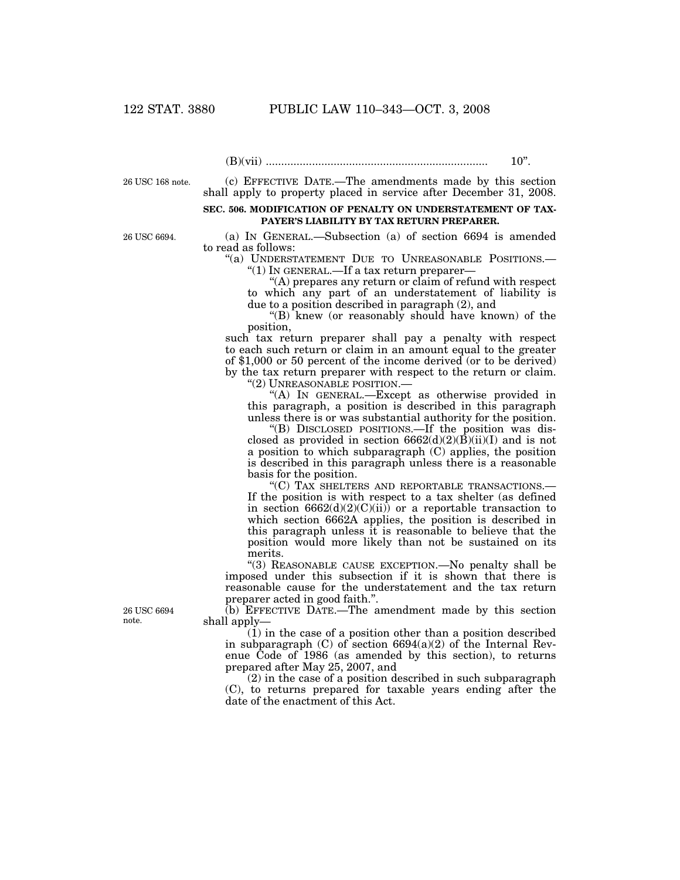(B)(vii) ........................................................................ 10".

26 USC 168 note.

(c) EFFECTIVE DATE.—The amendments made by this section shall apply to property placed in service after December 31, 2008.

**SEC. 506. MODIFICATION OF PENALTY ON UNDERSTATEMENT OF TAXPAYER'S LIABILITY BY TAX RETURN PREPARER.**

26 USC 6694.

(a) IN GENERAL.—Subsection (a) of section 6694 is amended to read as follows:

"(a) UNDERSTATEMENT DUE TO UNREASONABLE POSITIONS.—

"(1) IN GENERAL.—If a tax return preparer—

"(A) prepares any return or claim of refund with respect to which any part of an understatement of liability is due to a position described in paragraph (2), and

"(B) knew (or reasonably should have known) of the position,

such tax return preparer shall pay a penalty with respect to each such return or claim in an amount equal to the greater of $1,000 or 50 percent of the income derived (or to be derived) by the tax return preparer with respect to the return or claim.

"(2) UNREASONABLE POSITION.—

"(A) IN GENERAL.—Except as otherwise provided in this paragraph, a position is described in this paragraph unless there is or was substantial authority for the position.

"(B) DISCLOSED POSITIONS.—If the position was disclosed as provided in section 6662(d)(2)(B)(ii)(I) and is not a position to which subparagraph (C) applies, the position is described in this paragraph unless there is a reasonable basis for the position.

"(C) TAX SHELTERS AND REPORTABLE TRANSACTIONS.—If the position is with respect to a tax shelter (as defined in section 6662(d)(2)(C)(ii)) or a reportable transaction to which section 6662A applies, the position is described in this paragraph unless it is reasonable to believe that the position would more likely than not be sustained on its merits.

"(3) REASONABLE CAUSE EXCEPTION.—No penalty shall be imposed under this subsection if it is shown that there is reasonable cause for the understatement and the tax return preparer acted in good faith.".

26 USC 6694 note.

(b) EFFECTIVE DATE.—The amendment made by this section shall apply—

(1) in the case of a position other than a position described in subparagraph (C) of section 6694(a)(2) of the Internal Revenue Code of 1986 (as amended by this section), to returns prepared after May 25, 2007, and

(2) in the case of a position described in such subparagraph (C), to returns prepared for taxable years ending after the date of the enactment of this Act.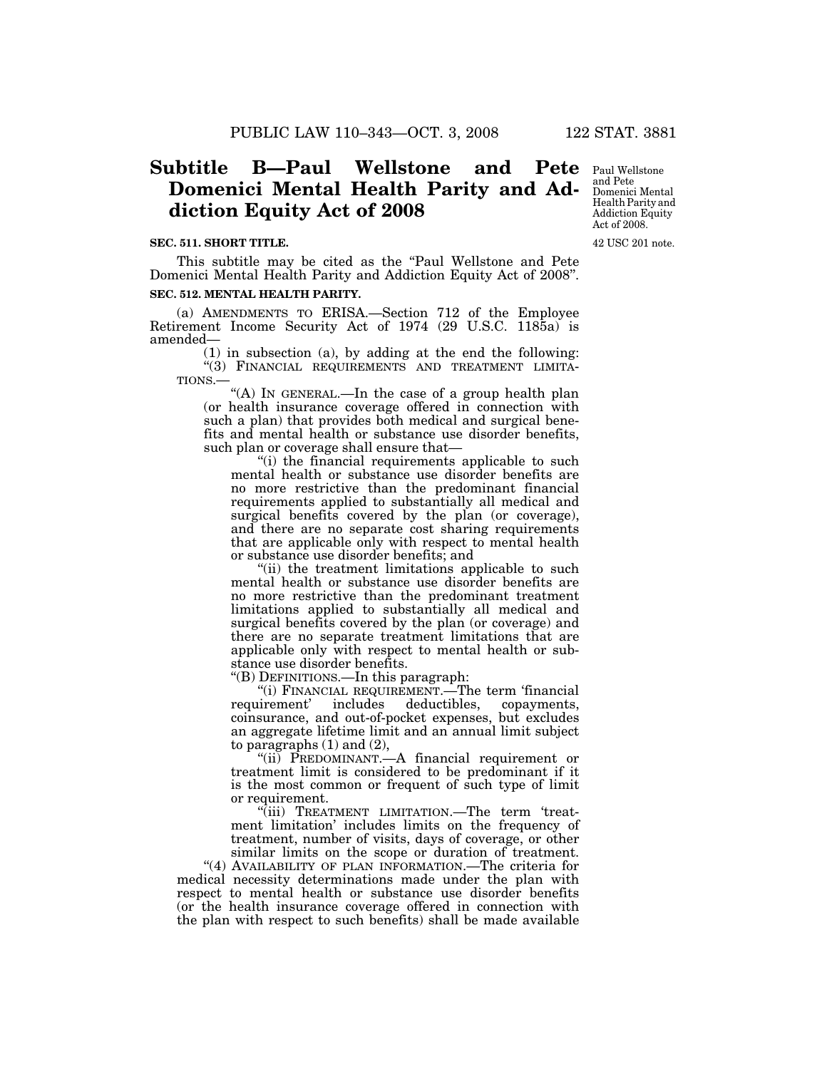# Subtitle B—Paul Wellstone and Pete Domenici Mental Health Parity and Addiction Equity Act of 2008

Paul Wellstone and Pete Domenici Mental Health Parity and Addiction Equity Act of 2008.

42 USC 201 note.

**SEC. 511. SHORT TITLE.**

This subtitle may be cited as the "Paul Wellstone and Pete Domenici Mental Health Parity and Addiction Equity Act of 2008".

**SEC. 512. MENTAL HEALTH PARITY.**

(a) AMENDMENTS TO ERISA.—Section 712 of the Employee Retirement Income Security Act of 1974 (29 U.S.C. 1185a) is amended—

(1) in subsection (a), by adding at the end the following:

"(3) FINANCIAL REQUIREMENTS AND TREATMENT LIMITATIONS.—

"(A) IN GENERAL.—In the case of a group health plan (or health insurance coverage offered in connection with such a plan) that provides both medical and surgical benefits and mental health or substance use disorder benefits, such plan or coverage shall ensure that—

"(i) the financial requirements applicable to such mental health or substance use disorder benefits are no more restrictive than the predominant financial requirements applied to substantially all medical and surgical benefits covered by the plan (or coverage), and there are no separate cost sharing requirements that are applicable only with respect to mental health or substance use disorder benefits; and

"(ii) the treatment limitations applicable to such mental health or substance use disorder benefits are no more restrictive than the predominant treatment limitations applied to substantially all medical and surgical benefits covered by the plan (or coverage) and there are no separate treatment limitations that are applicable only with respect to mental health or substance use disorder benefits.

"(B) DEFINITIONS.—In this paragraph:

"(i) FINANCIAL REQUIREMENT.—The term 'financial requirement' includes deductibles, copayments, coinsurance, and out-of-pocket expenses, but excludes an aggregate lifetime limit and an annual limit subject to paragraphs (1) and (2),

"(ii) PREDOMINANT.—A financial requirement or treatment limit is considered to be predominant if it is the most common or frequent of such type of limit or requirement.

"(iii) TREATMENT LIMITATION.—The term 'treatment limitation' includes limits on the frequency of treatment, number of visits, days of coverage, or other similar limits on the scope or duration of treatment.

"(4) AVAILABILITY OF PLAN INFORMATION.—The criteria for medical necessity determinations made under the plan with respect to mental health or substance use disorder benefits (or the health insurance coverage offered in connection with the plan with respect to such benefits) shall be made available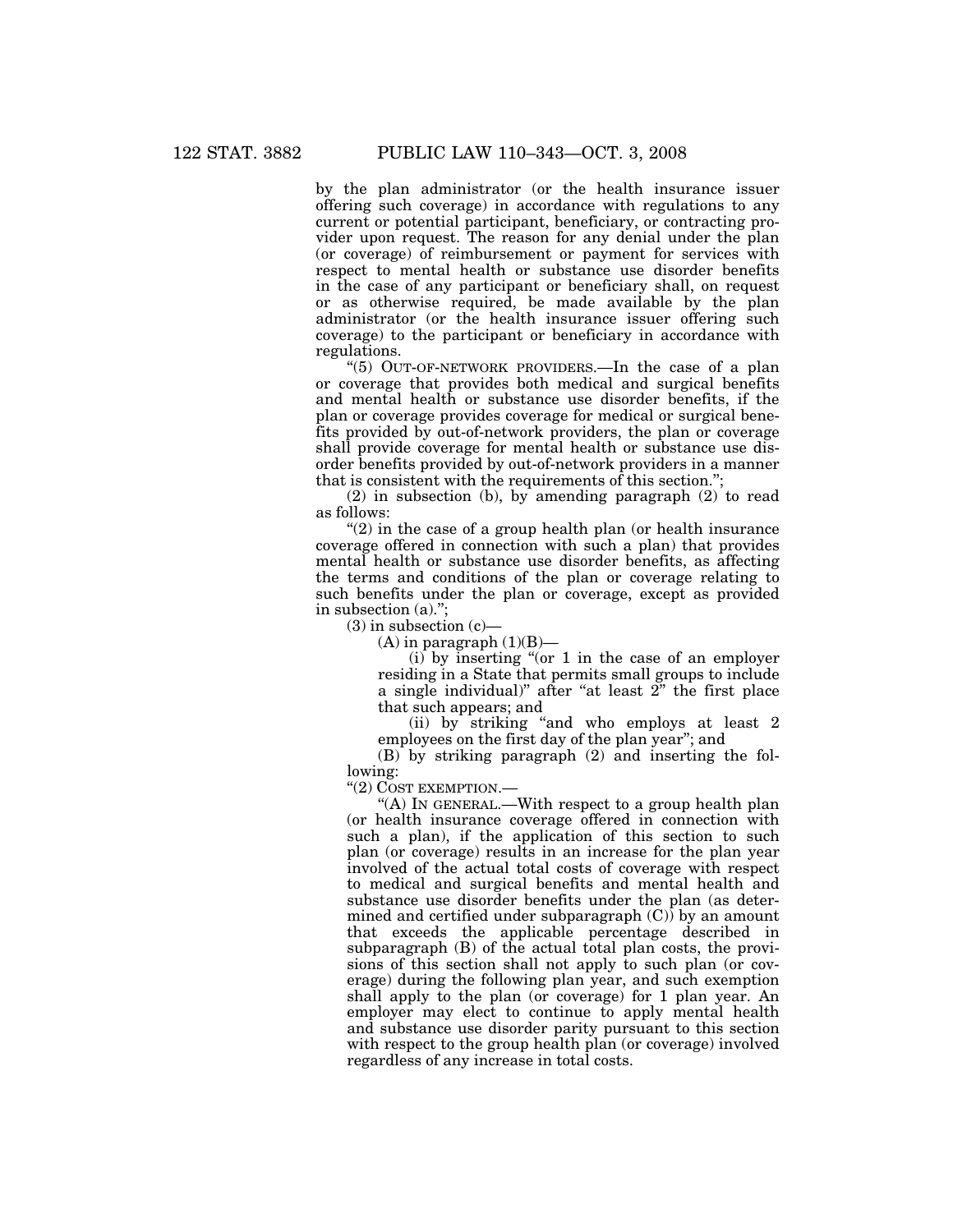by the plan administrator (or the health insurance issuer offering such coverage) in accordance with regulations to any current or potential participant, beneficiary, or contracting provider upon request. The reason for any denial under the plan (or coverage) of reimbursement or payment for services with respect to mental health or substance use disorder benefits in the case of any participant or beneficiary shall, on request or as otherwise required, be made available by the plan administrator (or the health insurance issuer offering such coverage) to the participant or beneficiary in accordance with regulations.

"(5) OUT-OF-NETWORK PROVIDERS.—In the case of a plan or coverage that provides both medical and surgical benefits and mental health or substance use disorder benefits, if the plan or coverage provides coverage for medical or surgical benefits provided by out-of-network providers, the plan or coverage shall provide coverage for mental health or substance use disorder benefits provided by out-of-network providers in a manner that is consistent with the requirements of this section.";

(2) in subsection (b), by amending paragraph (2) to read as follows:

"(2) in the case of a group health plan (or health insurance coverage offered in connection with such a plan) that provides mental health or substance use disorder benefits, as affecting the terms and conditions of the plan or coverage relating to such benefits under the plan or coverage, except as provided in subsection (a).";

(3) in subsection (c)—

(A) in paragraph (1)(B)—

(i) by inserting "(or 1 in the case of an employer residing in a State that permits small groups to include a single individual)" after "at least 2" the first place that such appears; and

(ii) by striking "and who employs at least 2 employees on the first day of the plan year"; and

(B) by striking paragraph (2) and inserting the following:

"(2) COST EXEMPTION.—

"(A) IN GENERAL.—With respect to a group health plan (or health insurance coverage offered in connection with such a plan), if the application of this section to such plan (or coverage) results in an increase for the plan year involved of the actual total costs of coverage with respect to medical and surgical benefits and mental health and substance use disorder benefits under the plan (as determined and certified under subparagraph (C)) by an amount that exceeds the applicable percentage described in subparagraph (B) of the actual total plan costs, the provisions of this section shall not apply to such plan (or coverage) during the following plan year, and such exemption shall apply to the plan (or coverage) for 1 plan year. An employer may elect to continue to apply mental health and substance use disorder parity pursuant to this section with respect to the group health plan (or coverage) involved regardless of any increase in total costs.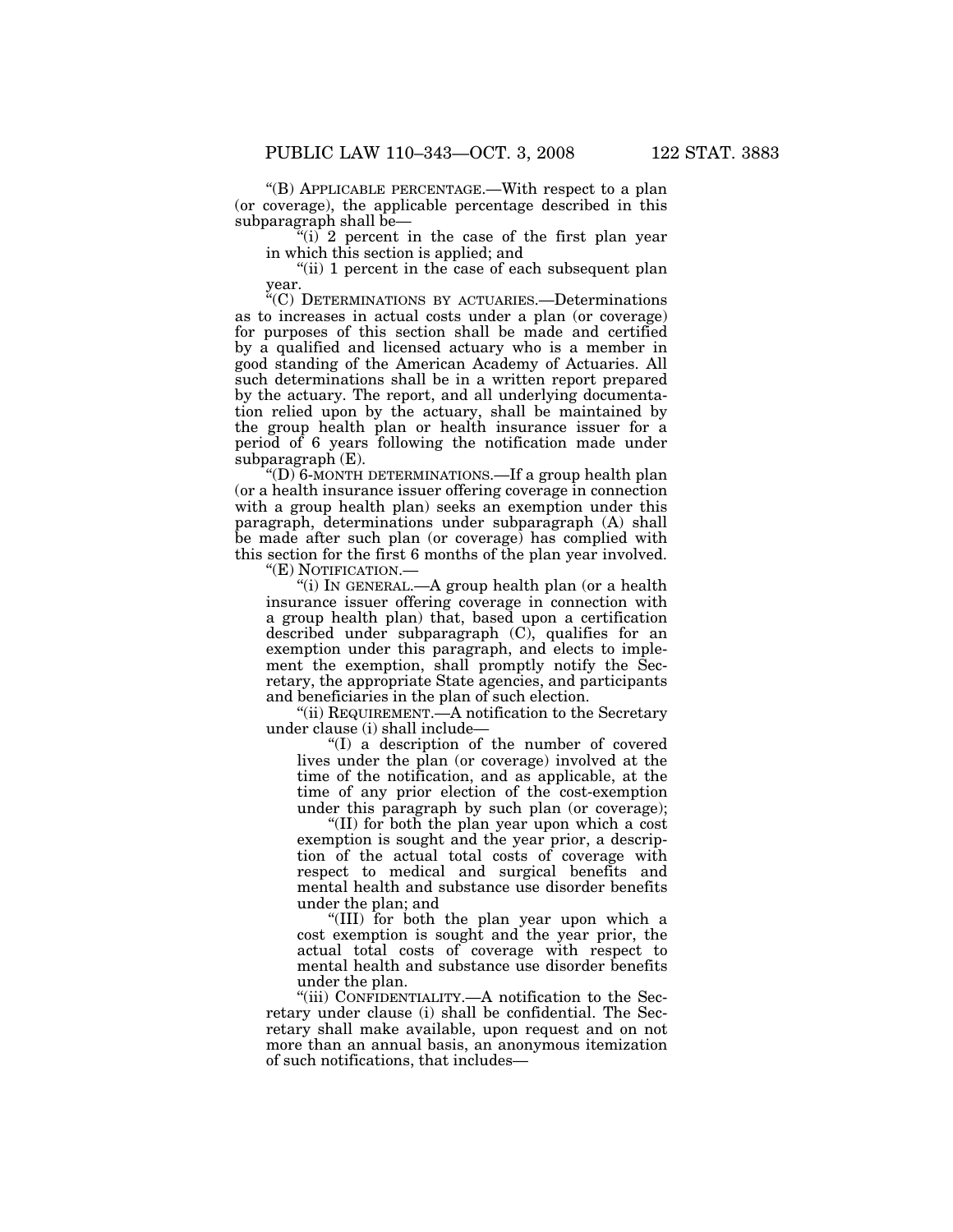"(B) APPLICABLE PERCENTAGE.—With respect to a plan (or coverage), the applicable percentage described in this subparagraph shall be—

"(i) 2 percent in the case of the first plan year in which this section is applied; and

"(ii) 1 percent in the case of each subsequent plan year.

"(C) DETERMINATIONS BY ACTUARIES.—Determinations as to increases in actual costs under a plan (or coverage) for purposes of this section shall be made and certified by a qualified and licensed actuary who is a member in good standing of the American Academy of Actuaries. All such determinations shall be in a written report prepared by the actuary. The report, and all underlying documentation relied upon by the actuary, shall be maintained by the group health plan or health insurance issuer for a period of 6 years following the notification made under subparagraph (E).

"(D) 6-MONTH DETERMINATIONS.—If a group health plan (or a health insurance issuer offering coverage in connection with a group health plan) seeks an exemption under this paragraph, determinations under subparagraph (A) shall be made after such plan (or coverage) has complied with this section for the first 6 months of the plan year involved.

"(E) NOTIFICATION.—

"(i) IN GENERAL.—A group health plan (or a health insurance issuer offering coverage in connection with a group health plan) that, based upon a certification described under subparagraph (C), qualifies for an exemption under this paragraph, and elects to implement the exemption, shall promptly notify the Secretary, the appropriate State agencies, and participants and beneficiaries in the plan of such election.

"(ii) REQUIREMENT.—A notification to the Secretary under clause (i) shall include—

"(I) a description of the number of covered lives under the plan (or coverage) involved at the time of the notification, and as applicable, at the time of any prior election of the cost-exemption under this paragraph by such plan (or coverage);

"(II) for both the plan year upon which a cost exemption is sought and the year prior, a description of the actual total costs of coverage with respect to medical and surgical benefits and mental health and substance use disorder benefits under the plan; and

"(III) for both the plan year upon which a cost exemption is sought and the year prior, the actual total costs of coverage with respect to mental health and substance use disorder benefits under the plan.

"(iii) CONFIDENTIALITY.—A notification to the Secretary under clause (i) shall be confidential. The Secretary shall make available, upon request and on not more than an annual basis, an anonymous itemization of such notifications, that includes—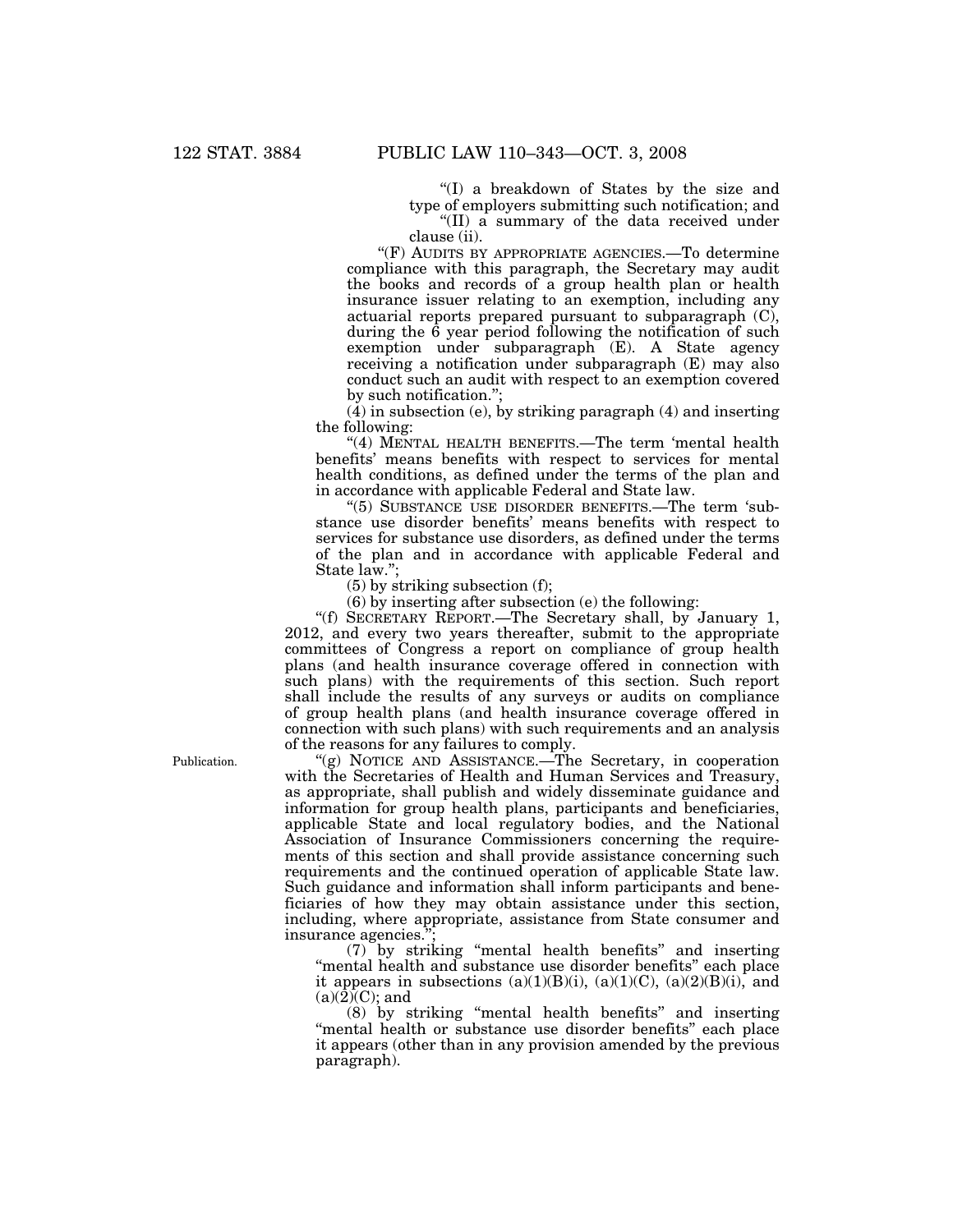"(I) a breakdown of States by the size and type of employers submitting such notification; and

"(II) a summary of the data received under clause (ii).

"(F) AUDITS BY APPROPRIATE AGENCIES.—To determine compliance with this paragraph, the Secretary may audit the books and records of a group health plan or health insurance issuer relating to an exemption, including any actuarial reports prepared pursuant to subparagraph (C), during the 6 year period following the notification of such exemption under subparagraph (E). A State agency receiving a notification under subparagraph (E) may also conduct such an audit with respect to an exemption covered by such notification.";

(4) in subsection (e), by striking paragraph (4) and inserting the following:

"(4) MENTAL HEALTH BENEFITS.—The term 'mental health benefits' means benefits with respect to services for mental health conditions, as defined under the terms of the plan and in accordance with applicable Federal and State law.

"(5) SUBSTANCE USE DISORDER BENEFITS.—The term 'substance use disorder benefits' means benefits with respect to services for substance use disorders, as defined under the terms of the plan and in accordance with applicable Federal and State law.";

(5) by striking subsection (f);

(6) by inserting after subsection (e) the following:

"(f) SECRETARY REPORT.—The Secretary shall, by January 1, 2012, and every two years thereafter, submit to the appropriate committees of Congress a report on compliance of group health plans (and health insurance coverage offered in connection with such plans) with the requirements of this section. Such report shall include the results of any surveys or audits on compliance of group health plans (and health insurance coverage offered in connection with such plans) with such requirements and an analysis of the reasons for any failures to comply.

Publication.

"(g) NOTICE AND ASSISTANCE.—The Secretary, in cooperation with the Secretaries of Health and Human Services and Treasury, as appropriate, shall publish and widely disseminate guidance and information for group health plans, participants and beneficiaries, applicable State and local regulatory bodies, and the National Association of Insurance Commissioners concerning the requirements of this section and shall provide assistance concerning such requirements and the continued operation of applicable State law. Such guidance and information shall inform participants and beneficiaries of how they may obtain assistance under this section, including, where appropriate, assistance from State consumer and insurance agencies.";

(7) by striking "mental health benefits" and inserting "mental health and substance use disorder benefits" each place it appears in subsections (a)(1)(B)(i), (a)(1)(C), (a)(2)(B)(i), and (a)(2)(C); and

(8) by striking "mental health benefits" and inserting "mental health or substance use disorder benefits" each place it appears (other than in any provision amended by the previous paragraph).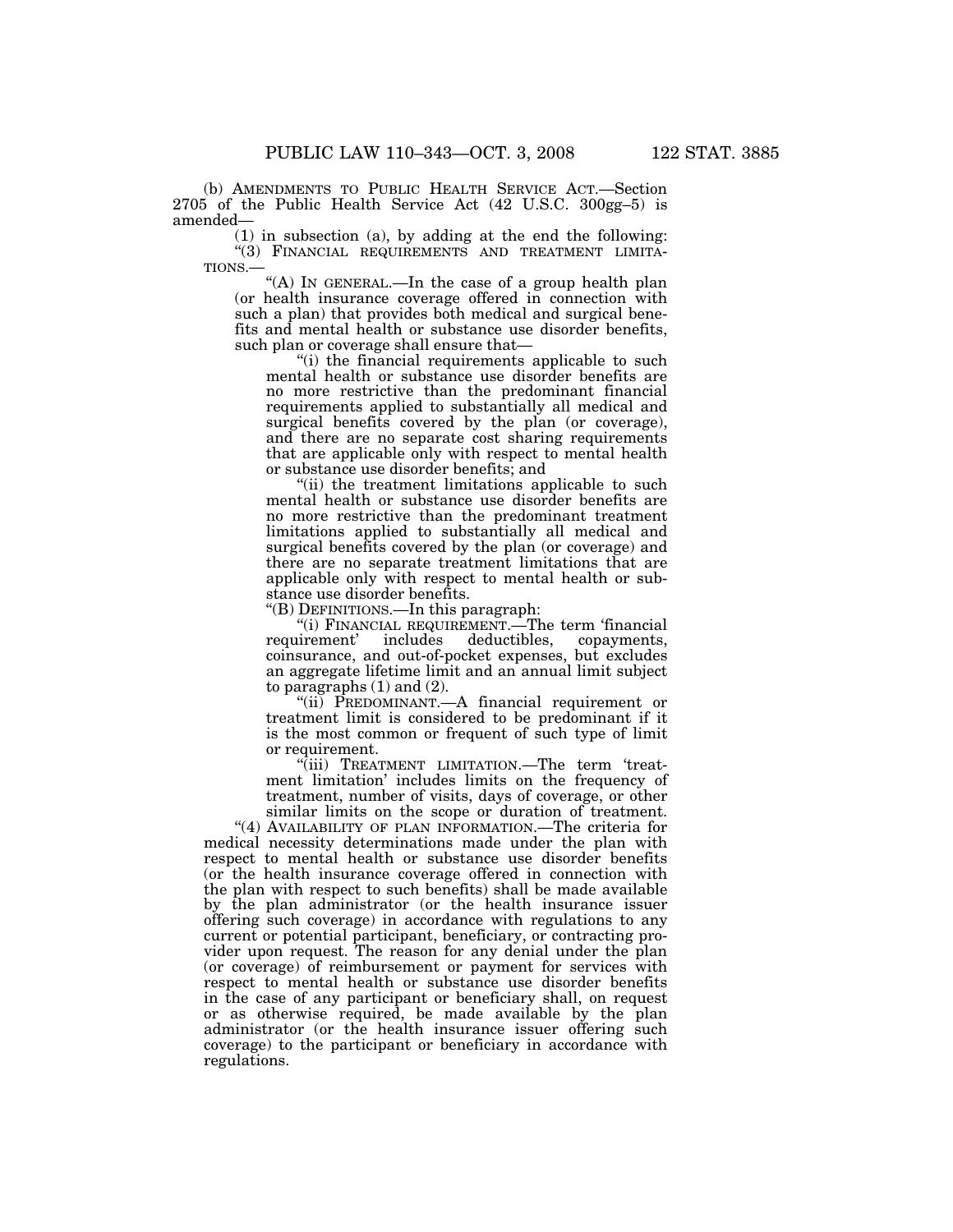(b) AMENDMENTS TO PUBLIC HEALTH SERVICE ACT.—Section 2705 of the Public Health Service Act (42 U.S.C. 300gg–5) is amended—

(1) in subsection (a), by adding at the end the following:

"(3) FINANCIAL REQUIREMENTS AND TREATMENT LIMITATIONS.—

"(A) IN GENERAL.—In the case of a group health plan (or health insurance coverage offered in connection with such a plan) that provides both medical and surgical benefits and mental health or substance use disorder benefits, such plan or coverage shall ensure that—

"(i) the financial requirements applicable to such mental health or substance use disorder benefits are no more restrictive than the predominant financial requirements applied to substantially all medical and surgical benefits covered by the plan (or coverage), and there are no separate cost sharing requirements that are applicable only with respect to mental health or substance use disorder benefits; and

"(ii) the treatment limitations applicable to such mental health or substance use disorder benefits are no more restrictive than the predominant treatment limitations applied to substantially all medical and surgical benefits covered by the plan (or coverage) and there are no separate treatment limitations that are applicable only with respect to mental health or substance use disorder benefits.

"(B) DEFINITIONS.—In this paragraph:

"(i) FINANCIAL REQUIREMENT.—The term 'financial requirement' includes deductibles, copayments, coinsurance, and out-of-pocket expenses, but excludes an aggregate lifetime limit and an annual limit subject to paragraphs (1) and (2).

"(ii) PREDOMINANT.—A financial requirement or treatment limit is considered to be predominant if it is the most common or frequent of such type of limit or requirement.

"(iii) TREATMENT LIMITATION.—The term 'treatment limitation' includes limits on the frequency of treatment, number of visits, days of coverage, or other similar limits on the scope or duration of treatment.

"(4) AVAILABILITY OF PLAN INFORMATION.—The criteria for medical necessity determinations made under the plan with respect to mental health or substance use disorder benefits (or the health insurance coverage offered in connection with the plan with respect to such benefits) shall be made available by the plan administrator (or the health insurance issuer offering such coverage) in accordance with regulations to any current or potential participant, beneficiary, or contracting provider upon request. The reason for any denial under the plan (or coverage) of reimbursement or payment for services with respect to mental health or substance use disorder benefits in the case of any participant or beneficiary shall, on request or as otherwise required, be made available by the plan administrator (or the health insurance issuer offering such coverage) to the participant or beneficiary in accordance with regulations.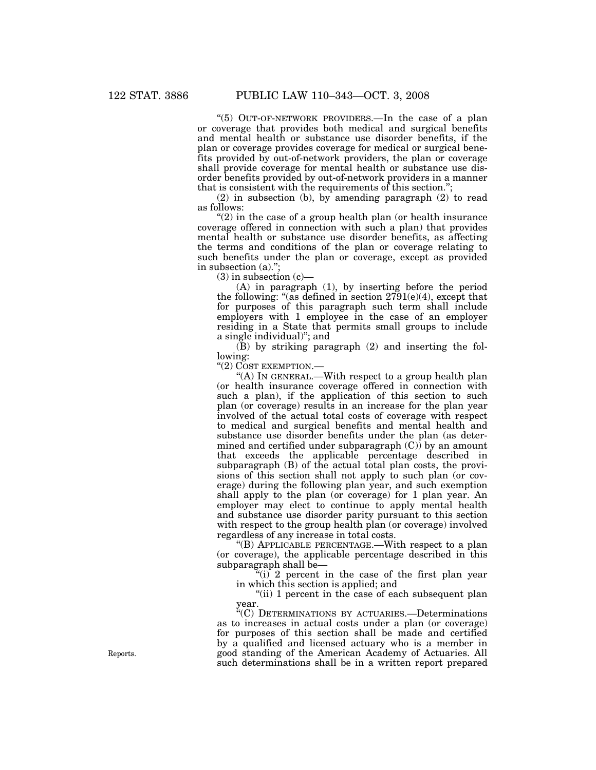"(5) OUT-OF-NETWORK PROVIDERS.—In the case of a plan or coverage that provides both medical and surgical benefits and mental health or substance use disorder benefits, if the plan or coverage provides coverage for medical or surgical benefits provided by out-of-network providers, the plan or coverage shall provide coverage for mental health or substance use disorder benefits provided by out-of-network providers in a manner that is consistent with the requirements of this section.";

(2) in subsection (b), by amending paragraph (2) to read as follows:

"(2) in the case of a group health plan (or health insurance coverage offered in connection with such a plan) that provides mental health or substance use disorder benefits, as affecting the terms and conditions of the plan or coverage relating to such benefits under the plan or coverage, except as provided in subsection (a).";

(3) in subsection (c)—

(A) in paragraph (1), by inserting before the period the following: "(as defined in section 2791(e)(4), except that for purposes of this paragraph such term shall include employers with 1 employee in the case of an employer residing in a State that permits small groups to include a single individual)"; and

(B) by striking paragraph (2) and inserting the following:

"(2) COST EXEMPTION.—

"(A) IN GENERAL.—With respect to a group health plan (or health insurance coverage offered in connection with such a plan), if the application of this section to such plan (or coverage) results in an increase for the plan year involved of the actual total costs of coverage with respect to medical and surgical benefits and mental health and substance use disorder benefits under the plan (as determined and certified under subparagraph (C)) by an amount that exceeds the applicable percentage described in subparagraph (B) of the actual total plan costs, the provisions of this section shall not apply to such plan (or coverage) during the following plan year, and such exemption shall apply to the plan (or coverage) for 1 plan year. An employer may elect to continue to apply mental health and substance use disorder parity pursuant to this section with respect to the group health plan (or coverage) involved regardless of any increase in total costs.

"(B) APPLICABLE PERCENTAGE.—With respect to a plan (or coverage), the applicable percentage described in this subparagraph shall be—

"(i) 2 percent in the case of the first plan year in which this section is applied; and

"(ii) 1 percent in the case of each subsequent plan year.

"(C) DETERMINATIONS BY ACTUARIES.—Determinations as to increases in actual costs under a plan (or coverage) for purposes of this section shall be made and certified by a qualified and licensed actuary who is a member in good standing of the American Academy of Actuaries. All such determinations shall be in a written report prepared

Reports.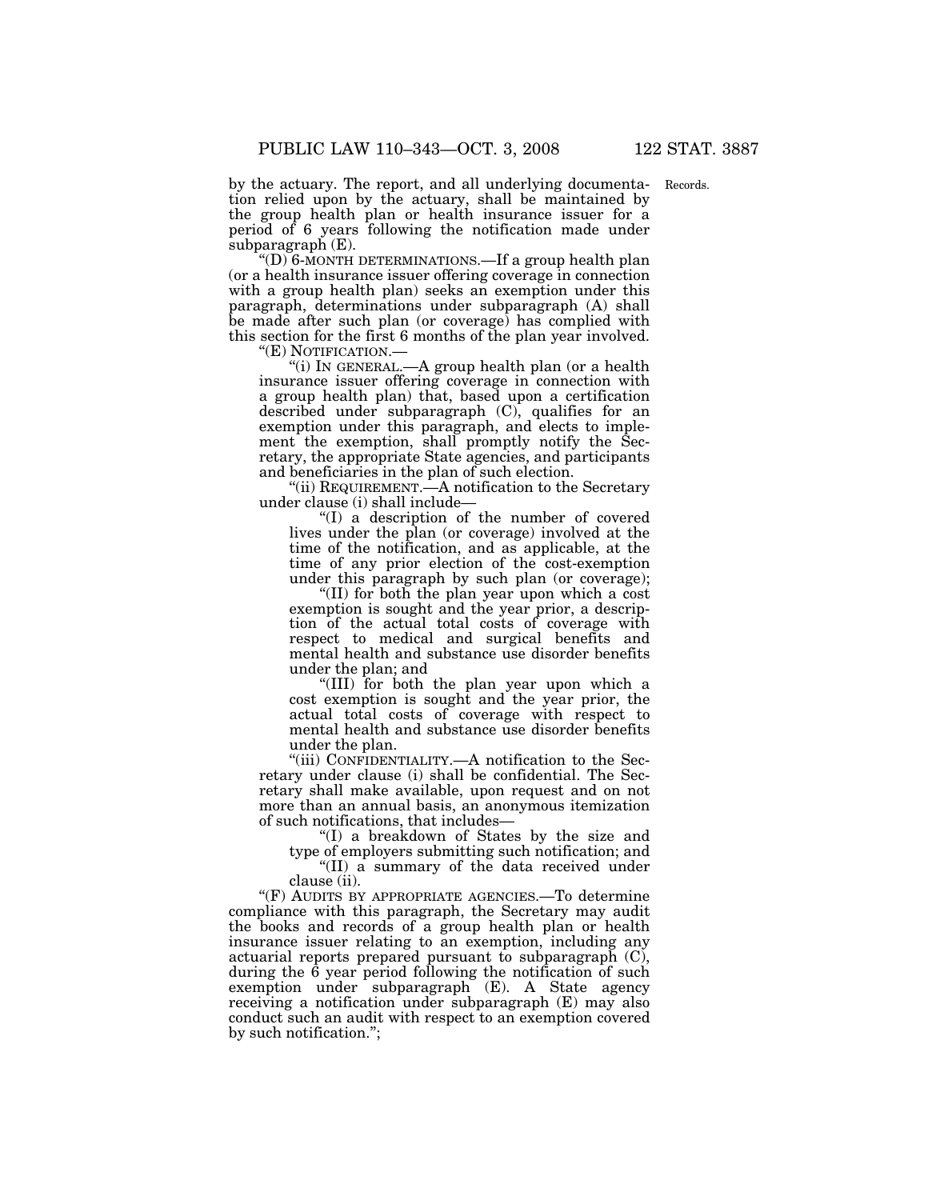by the actuary. The report, and all underlying documentation relied upon by the actuary, shall be maintained by the group health plan or health insurance issuer for a period of 6 years following the notification made under subparagraph (E).

Records.

"(D) 6-MONTH DETERMINATIONS.—If a group health plan (or a health insurance issuer offering coverage in connection with a group health plan) seeks an exemption under this paragraph, determinations under subparagraph (A) shall be made after such plan (or coverage) has complied with this section for the first 6 months of the plan year involved.

"(E) NOTIFICATION.—

"(i) IN GENERAL.—A group health plan (or a health insurance issuer offering coverage in connection with a group health plan) that, based upon a certification described under subparagraph (C), qualifies for an exemption under this paragraph, and elects to implement the exemption, shall promptly notify the Secretary, the appropriate State agencies, and participants and beneficiaries in the plan of such election.

"(ii) REQUIREMENT.—A notification to the Secretary under clause (i) shall include—

"(I) a description of the number of covered lives under the plan (or coverage) involved at the time of the notification, and as applicable, at the time of any prior election of the cost-exemption under this paragraph by such plan (or coverage);

"(II) for both the plan year upon which a cost exemption is sought and the year prior, a description of the actual total costs of coverage with respect to medical and surgical benefits and mental health and substance use disorder benefits under the plan; and

"(III) for both the plan year upon which a cost exemption is sought and the year prior, the actual total costs of coverage with respect to mental health and substance use disorder benefits under the plan.

"(iii) CONFIDENTIALITY.—A notification to the Secretary under clause (i) shall be confidential. The Secretary shall make available, upon request and on not more than an annual basis, an anonymous itemization of such notifications, that includes—

"(I) a breakdown of States by the size and type of employers submitting such notification; and

"(II) a summary of the data received under clause (ii).

"(F) AUDITS BY APPROPRIATE AGENCIES.—To determine compliance with this paragraph, the Secretary may audit the books and records of a group health plan or health insurance issuer relating to an exemption, including any actuarial reports prepared pursuant to subparagraph (C), during the 6 year period following the notification of such exemption under subparagraph (E). A State agency receiving a notification under subparagraph (E) may also conduct such an audit with respect to an exemption covered by such notification.";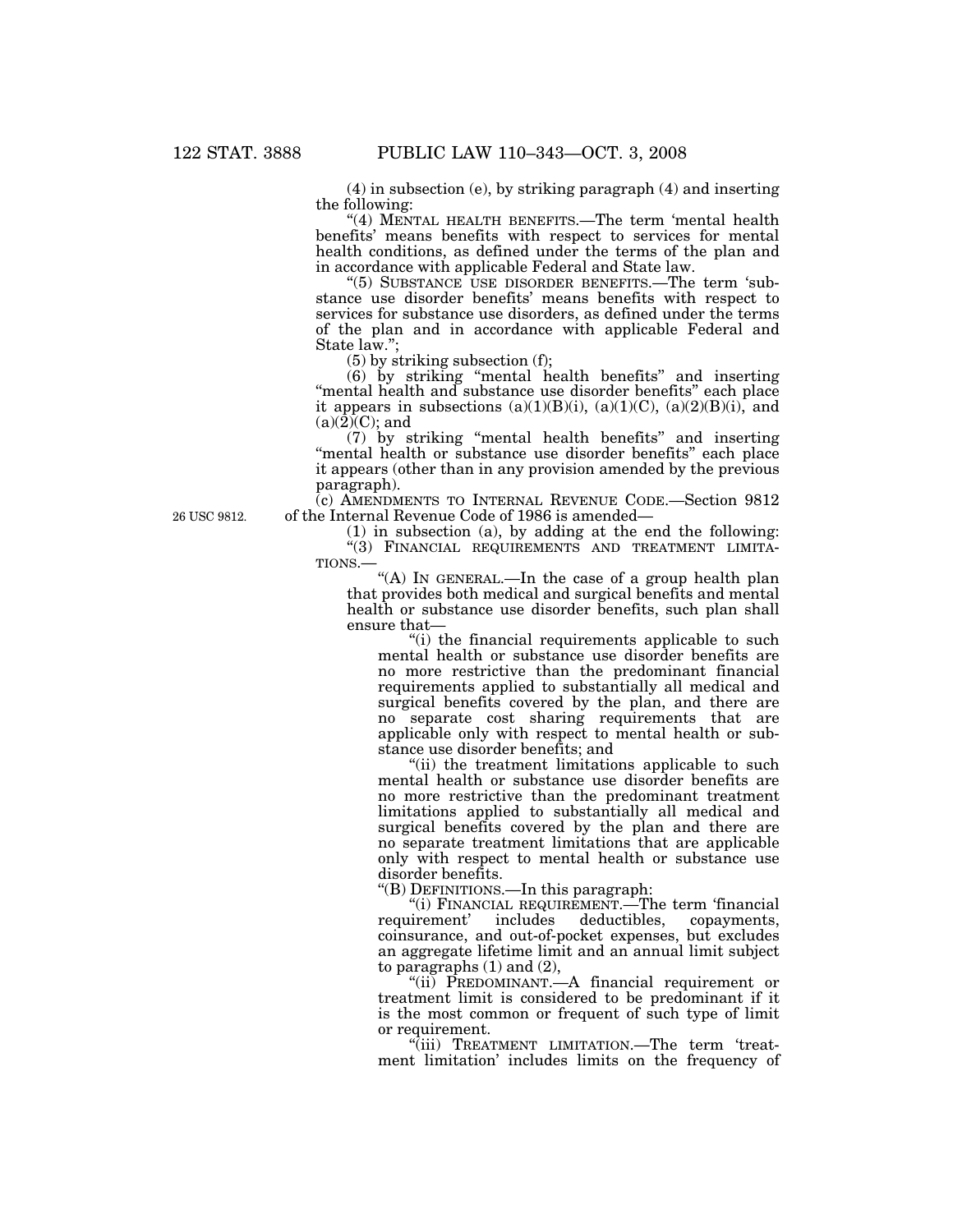(4) in subsection (e), by striking paragraph (4) and inserting the following:

"(4) MENTAL HEALTH BENEFITS.—The term 'mental health benefits' means benefits with respect to services for mental health conditions, as defined under the terms of the plan and in accordance with applicable Federal and State law.

"(5) SUBSTANCE USE DISORDER BENEFITS.—The term 'substance use disorder benefits' means benefits with respect to services for substance use disorders, as defined under the terms of the plan and in accordance with applicable Federal and State law.";

(5) by striking subsection (f);

(6) by striking "mental health benefits" and inserting "mental health and substance use disorder benefits" each place it appears in subsections (a)(1)(B)(i), (a)(1)(C), (a)(2)(B)(i), and (a)(2)(C); and

(7) by striking "mental health benefits" and inserting "mental health or substance use disorder benefits" each place it appears (other than in any provision amended by the previous paragraph).

26 USC 9812.

(c) AMENDMENTS TO INTERNAL REVENUE CODE.—Section 9812 of the Internal Revenue Code of 1986 is amended—

(1) in subsection (a), by adding at the end the following:

"(3) FINANCIAL REQUIREMENTS AND TREATMENT LIMITATIONS.—

"(A) IN GENERAL.—In the case of a group health plan that provides both medical and surgical benefits and mental health or substance use disorder benefits, such plan shall ensure that—

"(i) the financial requirements applicable to such mental health or substance use disorder benefits are no more restrictive than the predominant financial requirements applied to substantially all medical and surgical benefits covered by the plan, and there are no separate cost sharing requirements that are applicable only with respect to mental health or substance use disorder benefits; and

"(ii) the treatment limitations applicable to such mental health or substance use disorder benefits are no more restrictive than the predominant treatment limitations applied to substantially all medical and surgical benefits covered by the plan and there are no separate treatment limitations that are applicable only with respect to mental health or substance use disorder benefits.

"(B) DEFINITIONS.—In this paragraph:

"(i) FINANCIAL REQUIREMENT.—The term 'financial requirement' includes deductibles, copayments, coinsurance, and out-of-pocket expenses, but excludes an aggregate lifetime limit and an annual limit subject to paragraphs (1) and (2),

"(ii) PREDOMINANT.—A financial requirement or treatment limit is considered to be predominant if it is the most common or frequent of such type of limit or requirement.

"(iii) TREATMENT LIMITATION.—The term 'treatment limitation' includes limits on the frequency of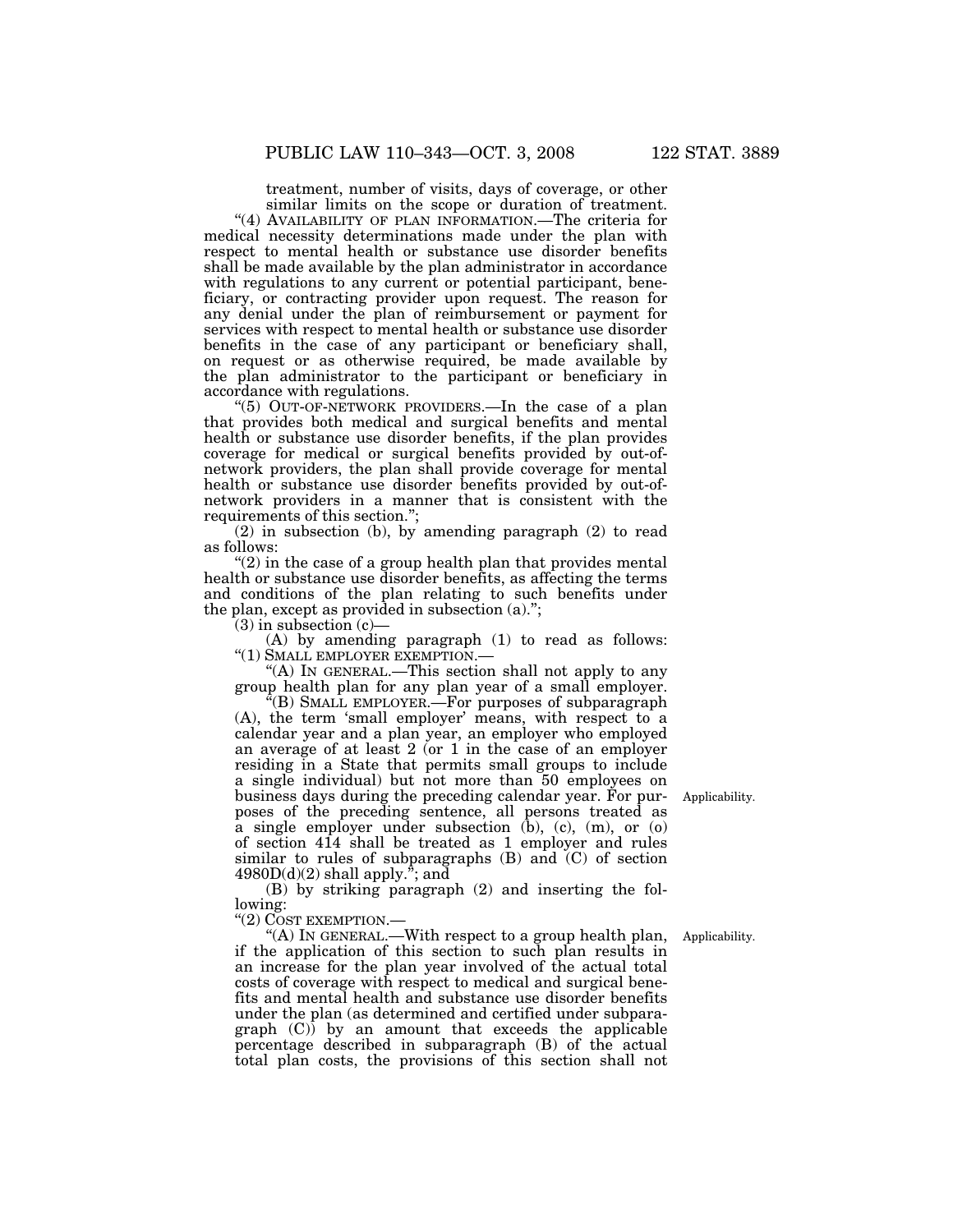treatment, number of visits, days of coverage, or other similar limits on the scope or duration of treatment.

"(4) AVAILABILITY OF PLAN INFORMATION.—The criteria for medical necessity determinations made under the plan with respect to mental health or substance use disorder benefits shall be made available by the plan administrator in accordance with regulations to any current or potential participant, beneficiary, or contracting provider upon request. The reason for any denial under the plan of reimbursement or payment for services with respect to mental health or substance use disorder benefits in the case of any participant or beneficiary shall, on request or as otherwise required, be made available by the plan administrator to the participant or beneficiary in accordance with regulations.

"(5) OUT-OF-NETWORK PROVIDERS.—In the case of a plan that provides both medical and surgical benefits and mental health or substance use disorder benefits, if the plan provides coverage for medical or surgical benefits provided by out-of-network providers, the plan shall provide coverage for mental health or substance use disorder benefits provided by out-of-network providers in a manner that is consistent with the requirements of this section.";

(2) in subsection (b), by amending paragraph (2) to read as follows:

"(2) in the case of a group health plan that provides mental health or substance use disorder benefits, as affecting the terms and conditions of the plan relating to such benefits under the plan, except as provided in subsection (a).";

(3) in subsection (c)—

(A) by amending paragraph (1) to read as follows:

"(1) SMALL EMPLOYER EXEMPTION.—

"(A) IN GENERAL.—This section shall not apply to any group health plan for any plan year of a small employer.

"(B) SMALL EMPLOYER.—For purposes of subparagraph (A), the term 'small employer' means, with respect to a calendar year and a plan year, an employer who employed an average of at least 2 (or 1 in the case of an employer residing in a State that permits small groups to include a single individual) but not more than 50 employees on business days during the preceding calendar year. For purposes of the preceding sentence, all persons treated as a single employer under subsection (b), (c), (m), or (o) of section 414 shall be treated as 1 employer and rules similar to rules of subparagraphs (B) and (C) of section 4980D(d)(2) shall apply."; and

Applicability.

(B) by striking paragraph (2) and inserting the following:

"(2) COST EXEMPTION.—

Applicability.

"(A) IN GENERAL.—With respect to a group health plan, if the application of this section to such plan results in an increase for the plan year involved of the actual total costs of coverage with respect to medical and surgical benefits and mental health and substance use disorder benefits under the plan (as determined and certified under subparagraph (C)) by an amount that exceeds the applicable percentage described in subparagraph (B) of the actual total plan costs, the provisions of this section shall not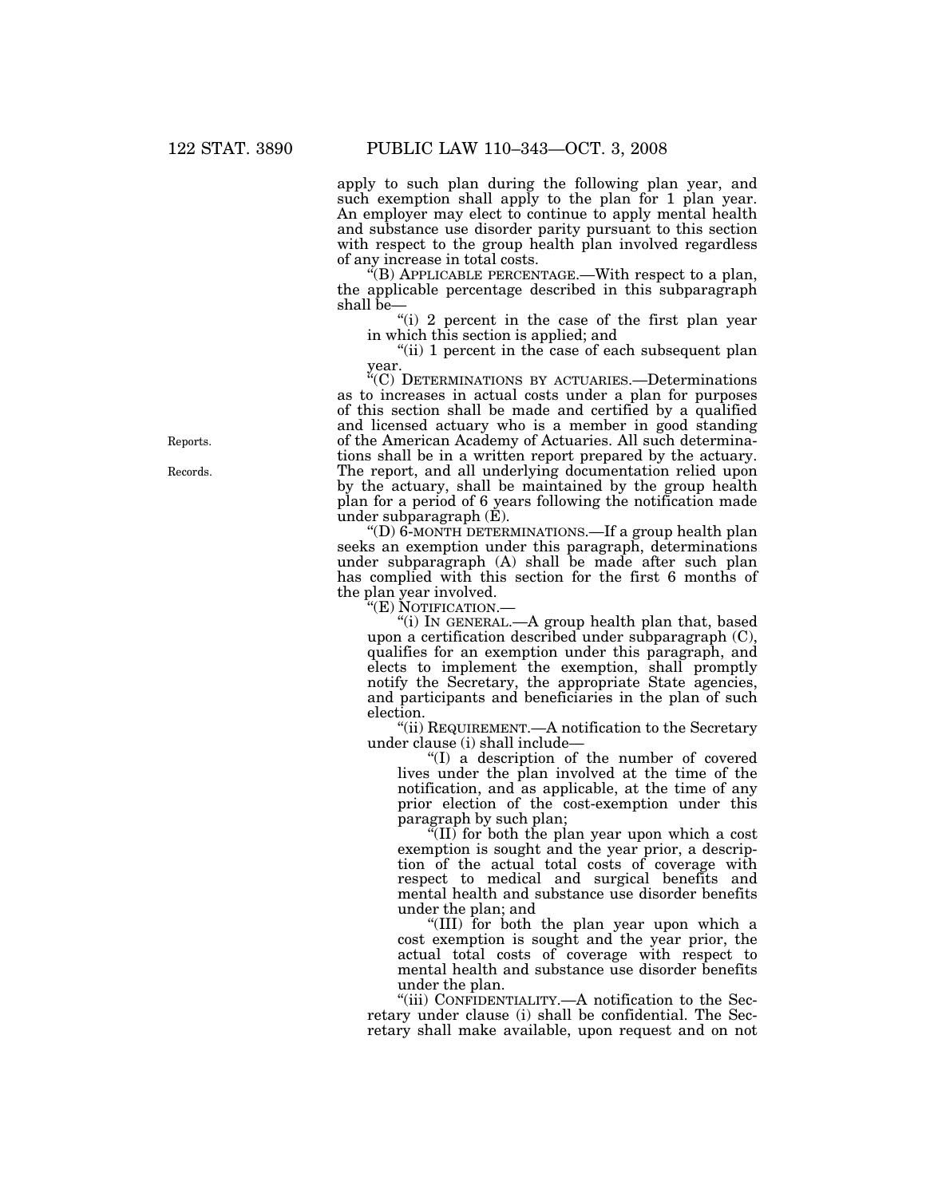apply to such plan during the following plan year, and such exemption shall apply to the plan for 1 plan year. An employer may elect to continue to apply mental health and substance use disorder parity pursuant to this section with respect to the group health plan involved regardless of any increase in total costs.

"(B) APPLICABLE PERCENTAGE.—With respect to a plan, the applicable percentage described in this subparagraph shall be—

"(i) 2 percent in the case of the first plan year in which this section is applied; and

"(ii) 1 percent in the case of each subsequent plan year.

"(C) DETERMINATIONS BY ACTUARIES.—Determinations as to increases in actual costs under a plan for purposes of this section shall be made and certified by a qualified and licensed actuary who is a member in good standing of the American Academy of Actuaries. All such determinations shall be in a written report prepared by the actuary. The report, and all underlying documentation relied upon by the actuary, shall be maintained by the group health plan for a period of 6 years following the notification made under subparagraph (E).

Reports.

Records.

"(D) 6-MONTH DETERMINATIONS.—If a group health plan seeks an exemption under this paragraph, determinations under subparagraph (A) shall be made after such plan has complied with this section for the first 6 months of the plan year involved.

"(E) NOTIFICATION.—

"(i) IN GENERAL.—A group health plan that, based upon a certification described under subparagraph (C), qualifies for an exemption under this paragraph, and elects to implement the exemption, shall promptly notify the Secretary, the appropriate State agencies, and participants and beneficiaries in the plan of such election.

"(ii) REQUIREMENT.—A notification to the Secretary under clause (i) shall include—

"(I) a description of the number of covered lives under the plan involved at the time of the notification, and as applicable, at the time of any prior election of the cost-exemption under this paragraph by such plan;

"(II) for both the plan year upon which a cost exemption is sought and the year prior, a description of the actual total costs of coverage with respect to medical and surgical benefits and mental health and substance use disorder benefits under the plan; and

"(III) for both the plan year upon which a cost exemption is sought and the year prior, the actual total costs of coverage with respect to mental health and substance use disorder benefits under the plan.

"(iii) CONFIDENTIALITY.—A notification to the Secretary under clause (i) shall be confidential. The Secretary shall make available, upon request and on not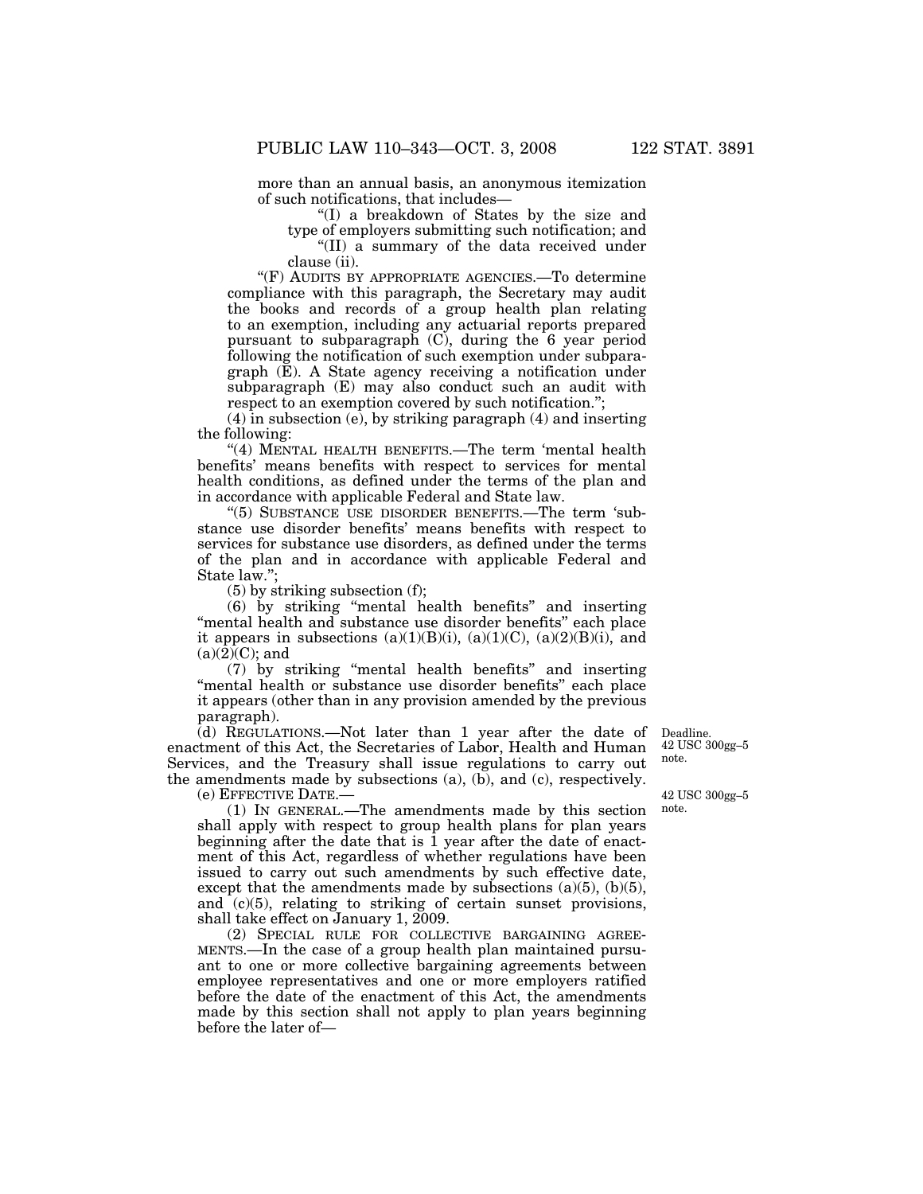more than an annual basis, an anonymous itemization of such notifications, that includes—

"(I) a breakdown of States by the size and type of employers submitting such notification; and

"(II) a summary of the data received under clause (ii).

"(F) AUDITS BY APPROPRIATE AGENCIES.—To determine compliance with this paragraph, the Secretary may audit the books and records of a group health plan relating to an exemption, including any actuarial reports prepared pursuant to subparagraph (C), during the 6 year period following the notification of such exemption under subparagraph (E). A State agency receiving a notification under subparagraph (E) may also conduct such an audit with respect to an exemption covered by such notification.";

(4) in subsection (e), by striking paragraph (4) and inserting the following:

"(4) MENTAL HEALTH BENEFITS.—The term 'mental health benefits' means benefits with respect to services for mental health conditions, as defined under the terms of the plan and in accordance with applicable Federal and State law.

"(5) SUBSTANCE USE DISORDER BENEFITS.—The term 'substance use disorder benefits' means benefits with respect to services for substance use disorders, as defined under the terms of the plan and in accordance with applicable Federal and State law.";

(5) by striking subsection (f);

(6) by striking "mental health benefits" and inserting "mental health and substance use disorder benefits" each place it appears in subsections (a)(1)(B)(i), (a)(1)(C), (a)(2)(B)(i), and (a)(2)(C); and

(7) by striking "mental health benefits" and inserting "mental health or substance use disorder benefits" each place it appears (other than in any provision amended by the previous paragraph).

(d) REGULATIONS.—Not later than 1 year after the date of enactment of this Act, the Secretaries of Labor, Health and Human Services, and the Treasury shall issue regulations to carry out the amendments made by subsections (a), (b), and (c), respectively.

Deadline. 42 USC 300gg–5 note.

(e) EFFECTIVE DATE.—

42 USC 300gg–5 note.

(1) IN GENERAL.—The amendments made by this section shall apply with respect to group health plans for plan years beginning after the date that is 1 year after the date of enactment of this Act, regardless of whether regulations have been issued to carry out such amendments by such effective date, except that the amendments made by subsections (a)(5), (b)(5), and (c)(5), relating to striking of certain sunset provisions, shall take effect on January 1, 2009.

(2) SPECIAL RULE FOR COLLECTIVE BARGAINING AGREEMENTS.—In the case of a group health plan maintained pursuant to one or more collective bargaining agreements between employee representatives and one or more employers ratified before the date of the enactment of this Act, the amendments made by this section shall not apply to plan years beginning before the later of—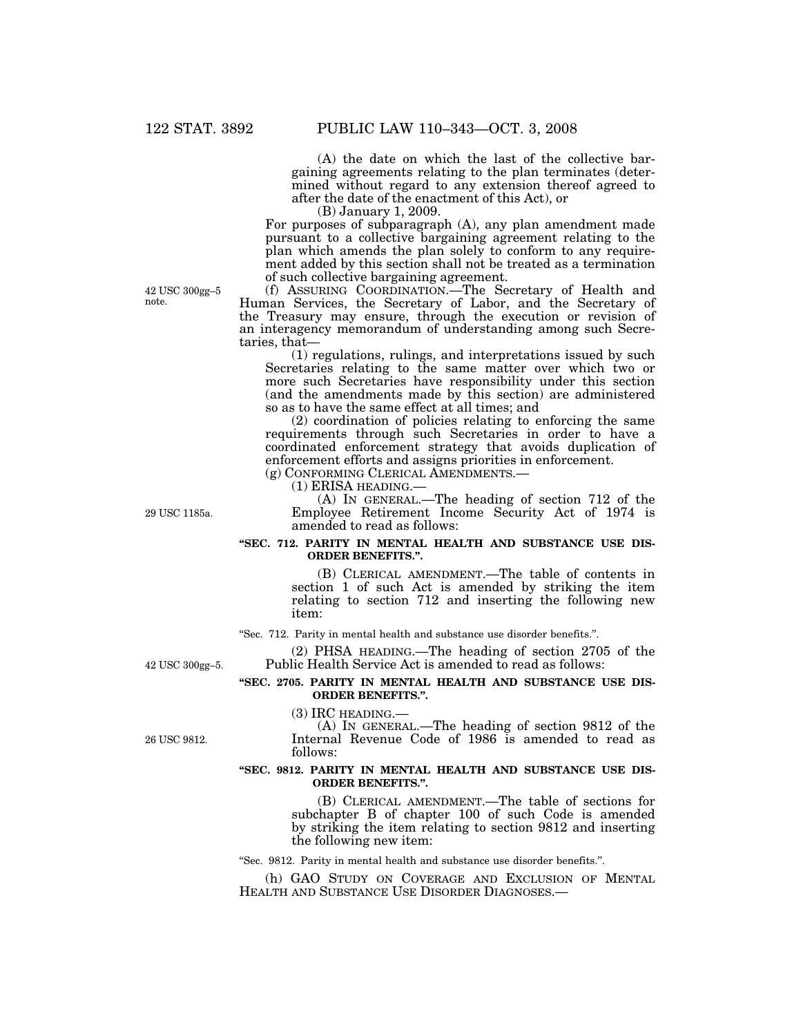(A) the date on which the last of the collective bargaining agreements relating to the plan terminates (determined without regard to any extension thereof agreed to after the date of the enactment of this Act), or

(B) January 1, 2009.

For purposes of subparagraph (A), any plan amendment made pursuant to a collective bargaining agreement relating to the plan which amends the plan solely to conform to any requirement added by this section shall not be treated as a termination of such collective bargaining agreement.

42 USC 300gg–5 note.

(f) ASSURING COORDINATION.—The Secretary of Health and Human Services, the Secretary of Labor, and the Secretary of the Treasury may ensure, through the execution or revision of an interagency memorandum of understanding among such Secretaries, that—

(1) regulations, rulings, and interpretations issued by such Secretaries relating to the same matter over which two or more such Secretaries have responsibility under this section (and the amendments made by this section) are administered so as to have the same effect at all times; and

(2) coordination of policies relating to enforcing the same requirements through such Secretaries in order to have a coordinated enforcement strategy that avoids duplication of enforcement efforts and assigns priorities in enforcement.

(g) CONFORMING CLERICAL AMENDMENTS.—

(1) ERISA HEADING.—

29 USC 1185a.

(A) IN GENERAL.—The heading of section 712 of the Employee Retirement Income Security Act of 1974 is amended to read as follows:

**"SEC. 712. PARITY IN MENTAL HEALTH AND SUBSTANCE USE DISORDER BENEFITS.".**

(B) CLERICAL AMENDMENT.—The table of contents in section 1 of such Act is amended by striking the item relating to section 712 and inserting the following new item:

"Sec. 712. Parity in mental health and substance use disorder benefits.".

42 USC 300gg–5.

(2) PHSA HEADING.—The heading of section 2705 of the Public Health Service Act is amended to read as follows:

**"SEC. 2705. PARITY IN MENTAL HEALTH AND SUBSTANCE USE DISORDER BENEFITS.".**

(3) IRC HEADING.—

26 USC 9812.

(A) IN GENERAL.—The heading of section 9812 of the Internal Revenue Code of 1986 is amended to read as follows:

**"SEC. 9812. PARITY IN MENTAL HEALTH AND SUBSTANCE USE DISORDER BENEFITS.".**

(B) CLERICAL AMENDMENT.—The table of sections for subchapter B of chapter 100 of such Code is amended by striking the item relating to section 9812 and inserting the following new item:

"Sec. 9812. Parity in mental health and substance use disorder benefits.".

(h) GAO STUDY ON COVERAGE AND EXCLUSION OF MENTAL HEALTH AND SUBSTANCE USE DISORDER DIAGNOSES.—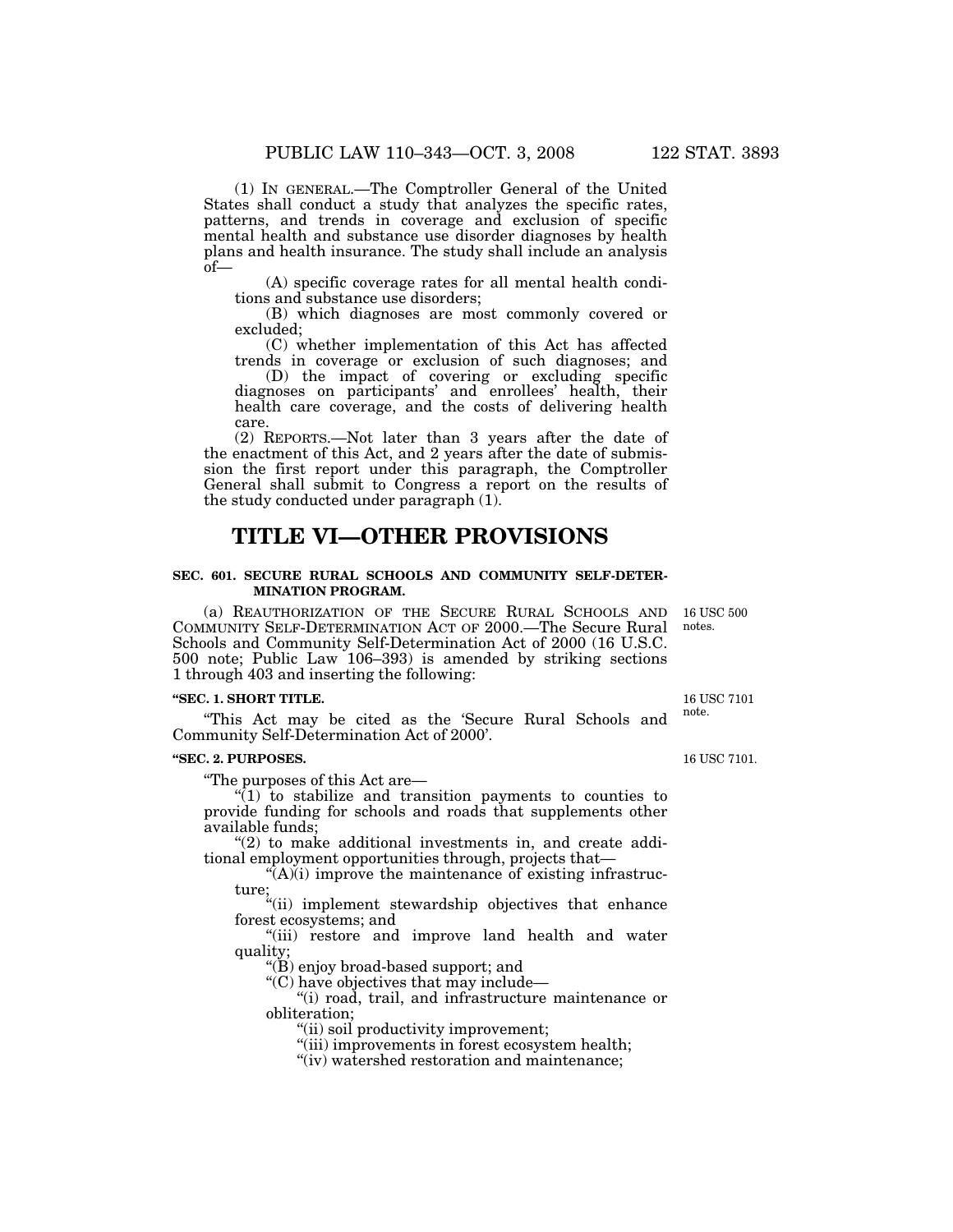(1) IN GENERAL.—The Comptroller General of the United States shall conduct a study that analyzes the specific rates, patterns, and trends in coverage and exclusion of specific mental health and substance use disorder diagnoses by health plans and health insurance. The study shall include an analysis of—

(A) specific coverage rates for all mental health conditions and substance use disorders;

(B) which diagnoses are most commonly covered or excluded;

(C) whether implementation of this Act has affected trends in coverage or exclusion of such diagnoses; and

(D) the impact of covering or excluding specific diagnoses on participants' and enrollees' health, their health care coverage, and the costs of delivering health care.

(2) REPORTS.—Not later than 3 years after the date of the enactment of this Act, and 2 years after the date of submission the first report under this paragraph, the Comptroller General shall submit to Congress a report on the results of the study conducted under paragraph (1).

# TITLE VI—OTHER PROVISIONS

**SEC. 601. SECURE RURAL SCHOOLS AND COMMUNITY SELF-DETERMINATION PROGRAM.**

16 USC 500 notes.

(a) REAUTHORIZATION OF THE SECURE RURAL SCHOOLS AND COMMUNITY SELF-DETERMINATION ACT OF 2000.—The Secure Rural Schools and Community Self-Determination Act of 2000 (16 U.S.C. 500 note; Public Law 106–393) is amended by striking sections 1 through 403 and inserting the following:

**"SEC. 1. SHORT TITLE.**

16 USC 7101 note.

"This Act may be cited as the 'Secure Rural Schools and Community Self-Determination Act of 2000'.

**"SEC. 2. PURPOSES.**

16 USC 7101.

"The purposes of this Act are—

"(1) to stabilize and transition payments to counties to provide funding for schools and roads that supplements other available funds;

"(2) to make additional investments in, and create additional employment opportunities through, projects that—

"(A)(i) improve the maintenance of existing infrastructure;

"(ii) implement stewardship objectives that enhance forest ecosystems; and

"(iii) restore and improve land health and water quality;

"(B) enjoy broad-based support; and

"(C) have objectives that may include—

"(i) road, trail, and infrastructure maintenance or obliteration;

"(ii) soil productivity improvement;

"(iii) improvements in forest ecosystem health;

"(iv) watershed restoration and maintenance;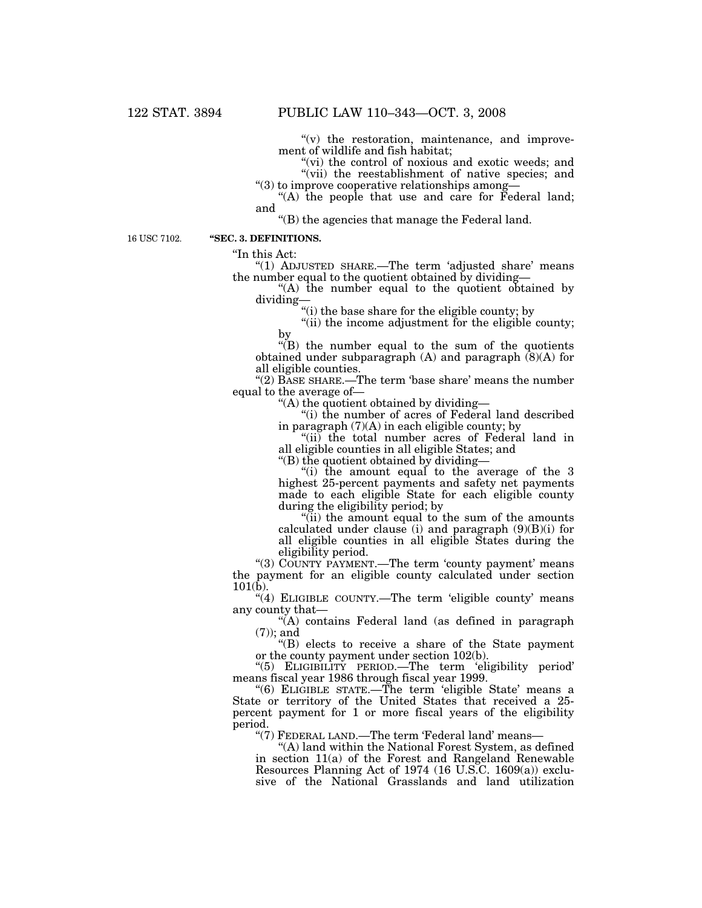"(v) the restoration, maintenance, and improvement of wildlife and fish habitat;

"(vi) the control of noxious and exotic weeds; and

"(vii) the reestablishment of native species; and

"(3) to improve cooperative relationships among—

"(A) the people that use and care for Federal land; and

"(B) the agencies that manage the Federal land.

16 USC 7102.

**"SEC. 3. DEFINITIONS.**

"In this Act:

"(1) ADJUSTED SHARE.—The term 'adjusted share' means the number equal to the quotient obtained by dividing—

"(A) the number equal to the quotient obtained by dividing—

"(i) the base share for the eligible county; by

"(ii) the income adjustment for the eligible county; by

"(B) the number equal to the sum of the quotients obtained under subparagraph (A) and paragraph (8)(A) for all eligible counties.

"(2) BASE SHARE.—The term 'base share' means the number equal to the average of—

"(A) the quotient obtained by dividing—

"(i) the number of acres of Federal land described in paragraph (7)(A) in each eligible county; by

"(ii) the total number acres of Federal land in all eligible counties in all eligible States; and

"(B) the quotient obtained by dividing—

"(i) the amount equal to the average of the 3 highest 25-percent payments and safety net payments made to each eligible State for each eligible county during the eligibility period; by

"(ii) the amount equal to the sum of the amounts calculated under clause (i) and paragraph (9)(B)(i) for all eligible counties in all eligible States during the eligibility period.

"(3) COUNTY PAYMENT.—The term 'county payment' means the payment for an eligible county calculated under section 101(b).

"(4) ELIGIBLE COUNTY.—The term 'eligible county' means any county that—

"(A) contains Federal land (as defined in paragraph (7)); and

"(B) elects to receive a share of the State payment or the county payment under section 102(b).

"(5) ELIGIBILITY PERIOD.—The term 'eligibility period' means fiscal year 1986 through fiscal year 1999.

"(6) ELIGIBLE STATE.—The term 'eligible State' means a State or territory of the United States that received a 25-percent payment for 1 or more fiscal years of the eligibility period.

"(7) FEDERAL LAND.—The term 'Federal land' means—

"(A) land within the National Forest System, as defined in section 11(a) of the Forest and Rangeland Renewable Resources Planning Act of 1974 (16 U.S.C. 1609(a)) exclusive of the National Grasslands and land utilization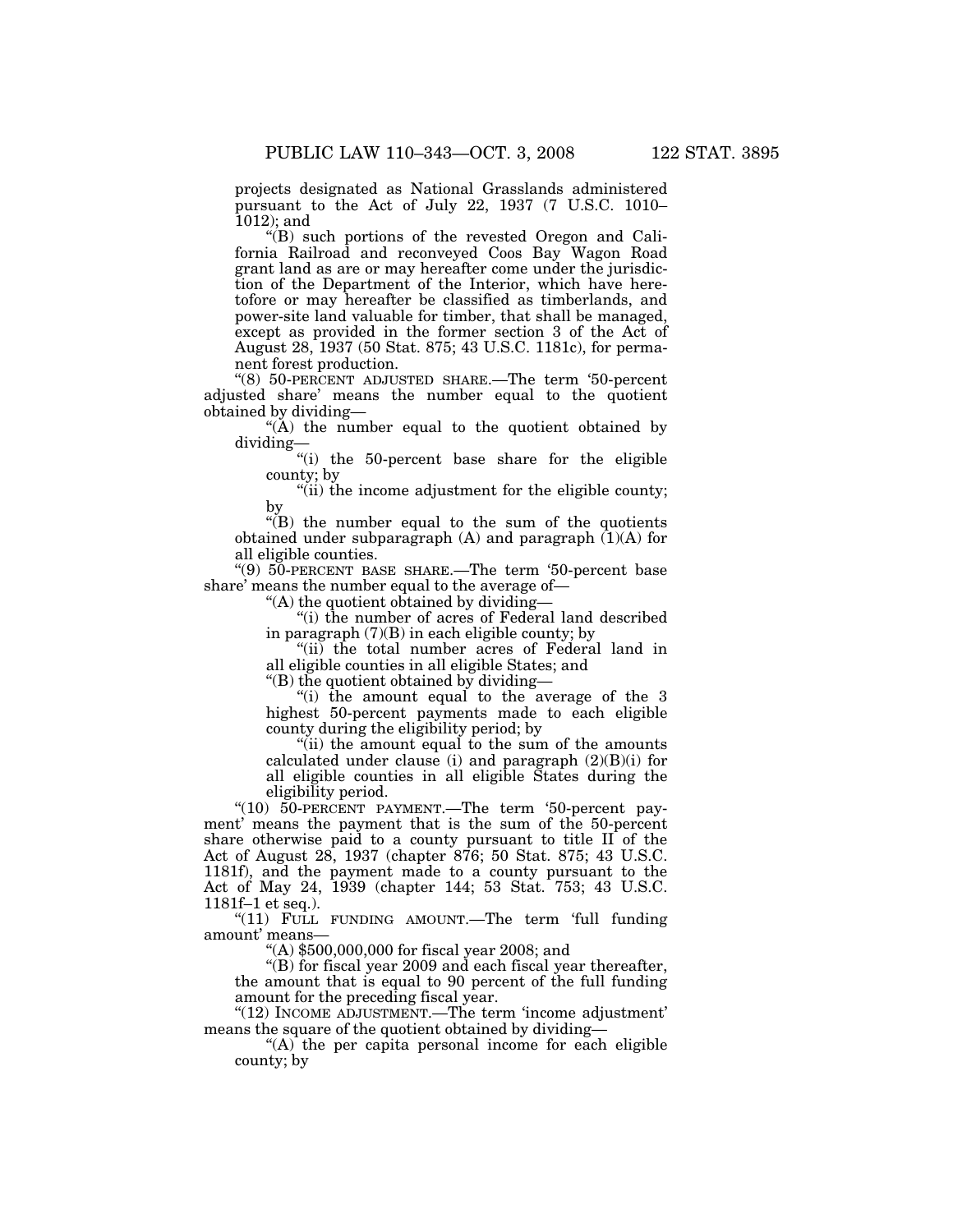projects designated as National Grasslands administered pursuant to the Act of July 22, 1937 (7 U.S.C. 1010–1012); and

"(B) such portions of the revested Oregon and California Railroad and reconveyed Coos Bay Wagon Road grant land as are or may hereafter come under the jurisdiction of the Department of the Interior, which have heretofore or may hereafter be classified as timberlands, and power-site land valuable for timber, that shall be managed, except as provided in the former section 3 of the Act of August 28, 1937 (50 Stat. 875; 43 U.S.C. 1181c), for permanent forest production.

"(8) 50-PERCENT ADJUSTED SHARE.—The term '50-percent adjusted share' means the number equal to the quotient obtained by dividing—

"(A) the number equal to the quotient obtained by dividing—

"(i) the 50-percent base share for the eligible county; by

"(ii) the income adjustment for the eligible county; by

"(B) the number equal to the sum of the quotients obtained under subparagraph (A) and paragraph (1)(A) for all eligible counties.

"(9) 50-PERCENT BASE SHARE.—The term '50-percent base share' means the number equal to the average of—

"(A) the quotient obtained by dividing—

"(i) the number of acres of Federal land described in paragraph (7)(B) in each eligible county; by

"(ii) the total number acres of Federal land in all eligible counties in all eligible States; and

"(B) the quotient obtained by dividing—

"(i) the amount equal to the average of the 3 highest 50-percent payments made to each eligible county during the eligibility period; by

"(ii) the amount equal to the sum of the amounts calculated under clause (i) and paragraph (2)(B)(i) for all eligible counties in all eligible States during the eligibility period.

"(10) 50-PERCENT PAYMENT.—The term '50-percent payment' means the payment that is the sum of the 50-percent share otherwise paid to a county pursuant to title II of the Act of August 28, 1937 (chapter 876; 50 Stat. 875; 43 U.S.C. 1181f), and the payment made to a county pursuant to the Act of May 24, 1939 (chapter 144; 53 Stat. 753; 43 U.S.C. 1181f–1 et seq.).

"(11) FULL FUNDING AMOUNT.—The term 'full funding amount' means—

"(A) $500,000,000 for fiscal year 2008; and

"(B) for fiscal year 2009 and each fiscal year thereafter, the amount that is equal to 90 percent of the full funding amount for the preceding fiscal year.

"(12) INCOME ADJUSTMENT.—The term 'income adjustment' means the square of the quotient obtained by dividing—

"(A) the per capita personal income for each eligible county; by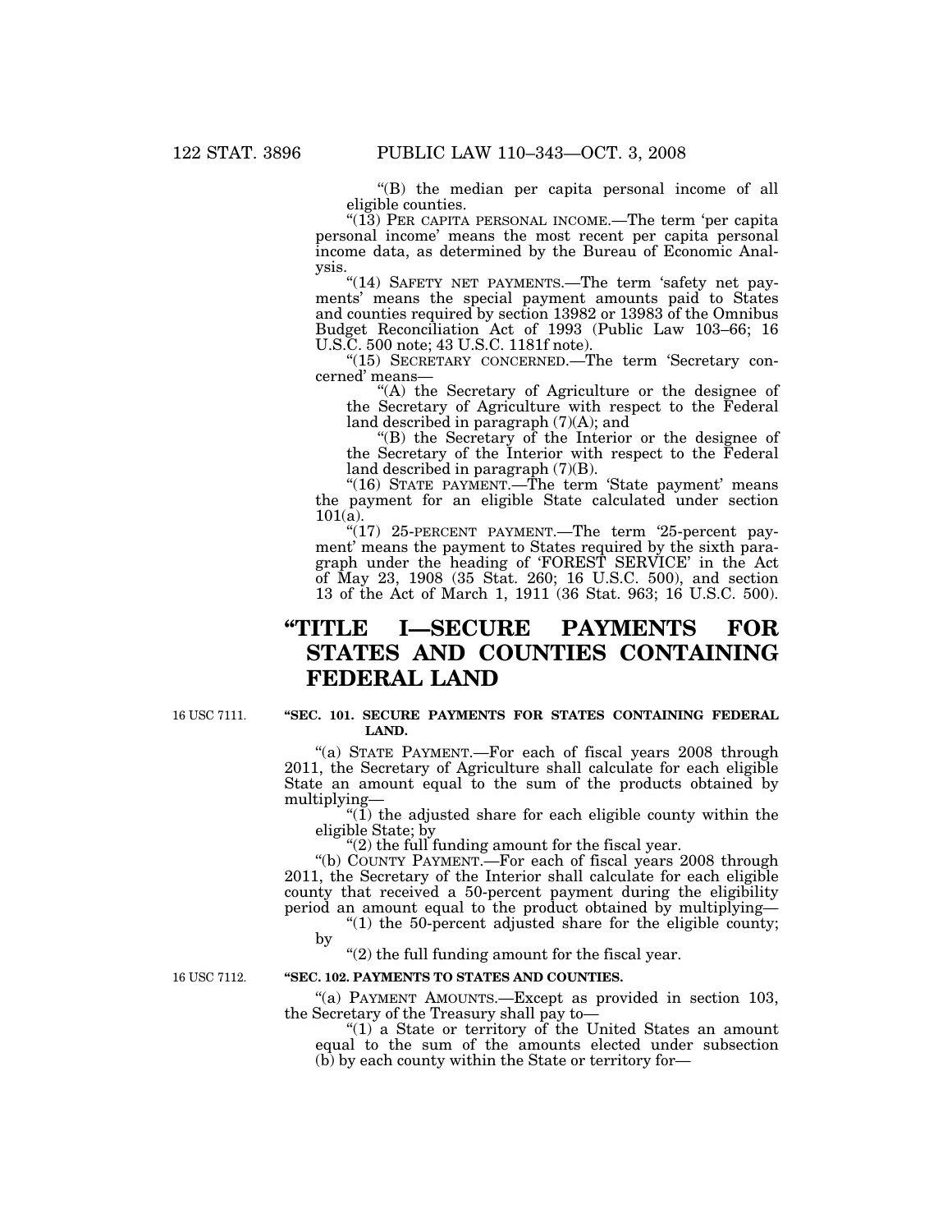"(B) the median per capita personal income of all eligible counties.

"(13) PER CAPITA PERSONAL INCOME.—The term 'per capita personal income' means the most recent per capita personal income data, as determined by the Bureau of Economic Analysis.

"(14) SAFETY NET PAYMENTS.—The term 'safety net payments' means the special payment amounts paid to States and counties required by section 13982 or 13983 of the Omnibus Budget Reconciliation Act of 1993 (Public Law 103–66; 16 U.S.C. 500 note; 43 U.S.C. 1181f note).

"(15) SECRETARY CONCERNED.—The term 'Secretary concerned' means—

"(A) the Secretary of Agriculture or the designee of the Secretary of Agriculture with respect to the Federal land described in paragraph (7)(A); and

"(B) the Secretary of the Interior or the designee of the Secretary of the Interior with respect to the Federal land described in paragraph (7)(B).

"(16) STATE PAYMENT.—The term 'State payment' means the payment for an eligible State calculated under section 101(a).

"(17) 25-PERCENT PAYMENT.—The term '25-percent payment' means the payment to States required by the sixth paragraph under the heading of 'FOREST SERVICE' in the Act of May 23, 1908 (35 Stat. 260; 16 U.S.C. 500), and section 13 of the Act of March 1, 1911 (36 Stat. 963; 16 U.S.C. 500).

# "TITLE I—SECURE PAYMENTS FOR STATES AND COUNTIES CONTAINING FEDERAL LAND

16 USC 7111.

**"SEC. 101. SECURE PAYMENTS FOR STATES CONTAINING FEDERAL LAND.**

"(a) STATE PAYMENT.—For each of fiscal years 2008 through 2011, the Secretary of Agriculture shall calculate for each eligible State an amount equal to the sum of the products obtained by multiplying—

"(1) the adjusted share for each eligible county within the eligible State; by

"(2) the full funding amount for the fiscal year.

"(b) COUNTY PAYMENT.—For each of fiscal years 2008 through 2011, the Secretary of the Interior shall calculate for each eligible county that received a 50-percent payment during the eligibility period an amount equal to the product obtained by multiplying—

"(1) the 50-percent adjusted share for the eligible county; by

"(2) the full funding amount for the fiscal year.

16 USC 7112.

**"SEC. 102. PAYMENTS TO STATES AND COUNTIES.**

"(a) PAYMENT AMOUNTS.—Except as provided in section 103, the Secretary of the Treasury shall pay to—

"(1) a State or territory of the United States an amount equal to the sum of the amounts elected under subsection (b) by each county within the State or territory for—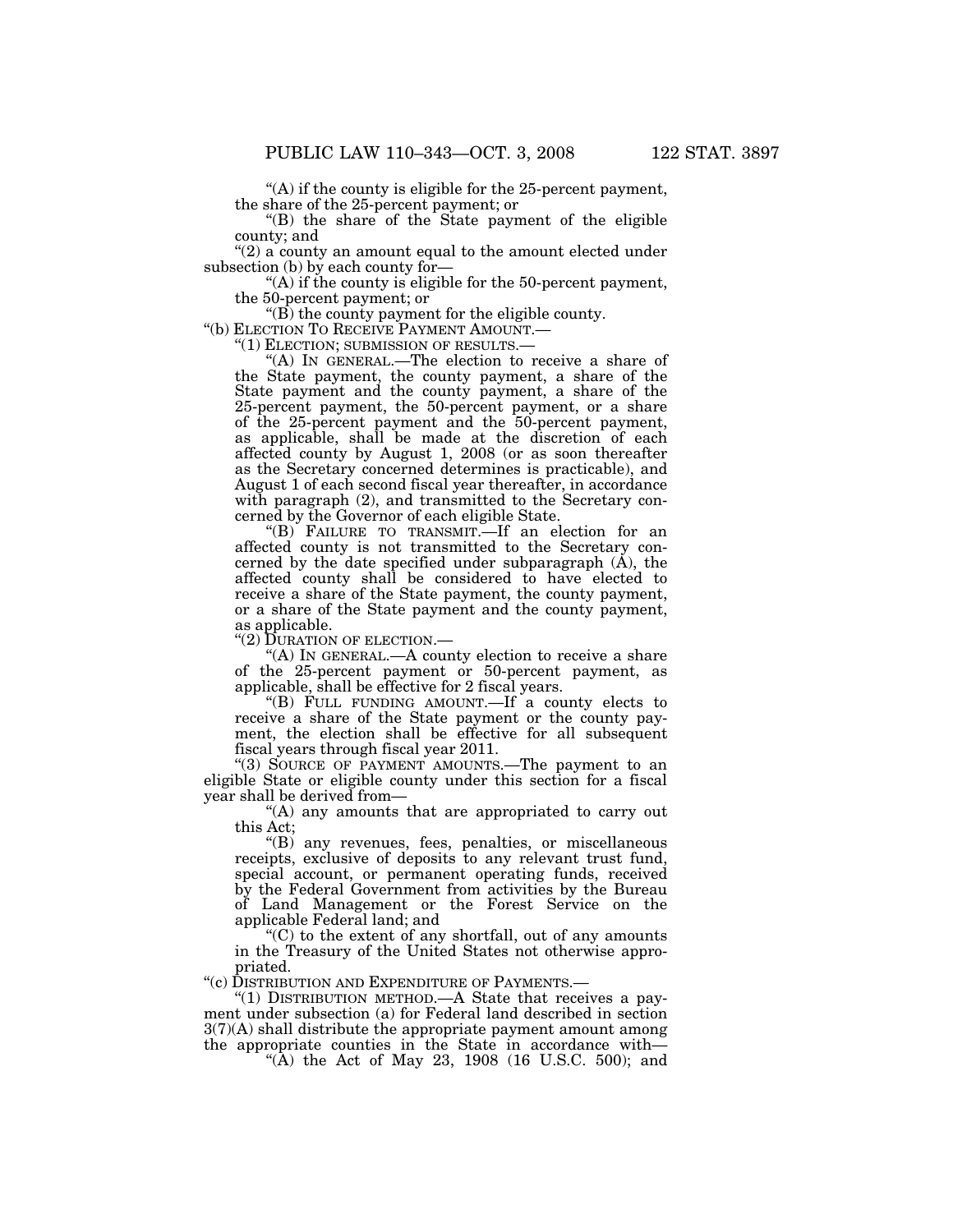"(A) if the county is eligible for the 25-percent payment, the share of the 25-percent payment; or

"(B) the share of the State payment of the eligible county; and

"(2) a county an amount equal to the amount elected under subsection (b) by each county for—

"(A) if the county is eligible for the 50-percent payment, the 50-percent payment; or

"(B) the county payment for the eligible county.

"(b) ELECTION TO RECEIVE PAYMENT AMOUNT.—

"(1) ELECTION; SUBMISSION OF RESULTS.—

"(A) IN GENERAL.—The election to receive a share of the State payment, the county payment, a share of the State payment and the county payment, a share of the 25-percent payment, the 50-percent payment, or a share of the 25-percent payment and the 50-percent payment, as applicable, shall be made at the discretion of each affected county by August 1, 2008 (or as soon thereafter as the Secretary concerned determines is practicable), and August 1 of each second fiscal year thereafter, in accordance with paragraph (2), and transmitted to the Secretary concerned by the Governor of each eligible State.

"(B) FAILURE TO TRANSMIT.—If an election for an affected county is not transmitted to the Secretary concerned by the date specified under subparagraph (A), the affected county shall be considered to have elected to receive a share of the State payment, the county payment, or a share of the State payment and the county payment, as applicable.

"(2) DURATION OF ELECTION.—

"(A) IN GENERAL.—A county election to receive a share of the 25-percent payment or 50-percent payment, as applicable, shall be effective for 2 fiscal years.

"(B) FULL FUNDING AMOUNT.—If a county elects to receive a share of the State payment or the county payment, the election shall be effective for all subsequent fiscal years through fiscal year 2011.

"(3) SOURCE OF PAYMENT AMOUNTS.—The payment to an eligible State or eligible county under this section for a fiscal year shall be derived from—

"(A) any amounts that are appropriated to carry out this Act;

"(B) any revenues, fees, penalties, or miscellaneous receipts, exclusive of deposits to any relevant trust fund, special account, or permanent operating funds, received by the Federal Government from activities by the Bureau of Land Management or the Forest Service on the applicable Federal land; and

"(C) to the extent of any shortfall, out of any amounts in the Treasury of the United States not otherwise appropriated.

"(c) DISTRIBUTION AND EXPENDITURE OF PAYMENTS.—

"(1) DISTRIBUTION METHOD.—A State that receives a payment under subsection (a) for Federal land described in section 3(7)(A) shall distribute the appropriate payment amount among the appropriate counties in the State in accordance with—

"(A) the Act of May 23, 1908 (16 U.S.C. 500); and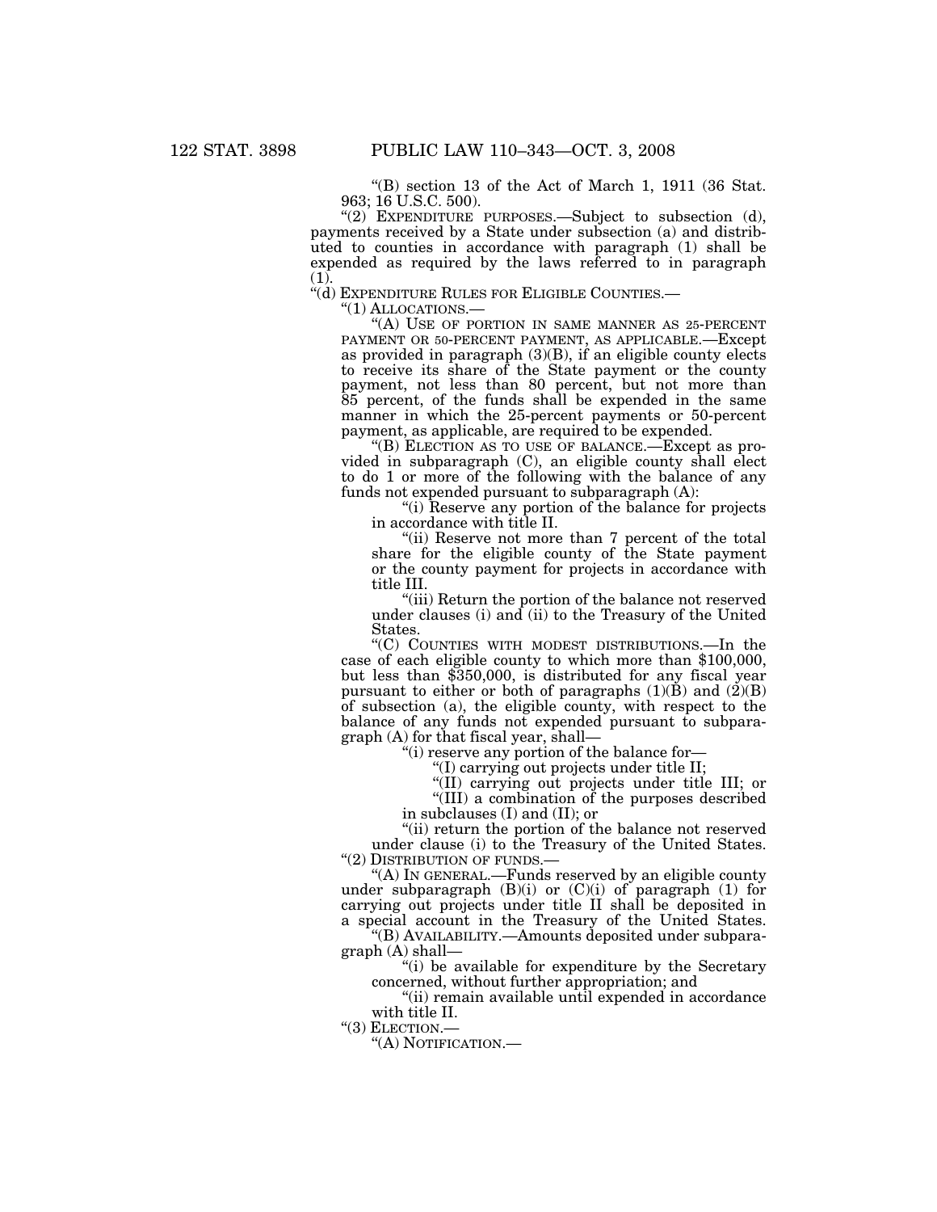"(B) section 13 of the Act of March 1, 1911 (36 Stat. 963; 16 U.S.C. 500).

"(2) EXPENDITURE PURPOSES.—Subject to subsection (d), payments received by a State under subsection (a) and distributed to counties in accordance with paragraph (1) shall be expended as required by the laws referred to in paragraph (1).

"(d) EXPENDITURE RULES FOR ELIGIBLE COUNTIES.—

"(1) ALLOCATIONS.—

"(A) USE OF PORTION IN SAME MANNER AS 25-PERCENT PAYMENT OR 50-PERCENT PAYMENT, AS APPLICABLE.—Except as provided in paragraph (3)(B), if an eligible county elects to receive its share of the State payment or the county payment, not less than 80 percent, but not more than 85 percent, of the funds shall be expended in the same manner in which the 25-percent payments or 50-percent payment, as applicable, are required to be expended.

"(B) ELECTION AS TO USE OF BALANCE.—Except as provided in subparagraph (C), an eligible county shall elect to do 1 or more of the following with the balance of any funds not expended pursuant to subparagraph (A):

"(i) Reserve any portion of the balance for projects in accordance with title II.

"(ii) Reserve not more than 7 percent of the total share for the eligible county of the State payment or the county payment for projects in accordance with title III.

"(iii) Return the portion of the balance not reserved under clauses (i) and (ii) to the Treasury of the United States.

"(C) COUNTIES WITH MODEST DISTRIBUTIONS.—In the case of each eligible county to which more than $100,000, but less than $350,000, is distributed for any fiscal year pursuant to either or both of paragraphs (1)(B) and (2)(B) of subsection (a), the eligible county, with respect to the balance of any funds not expended pursuant to subparagraph (A) for that fiscal year, shall—

"(i) reserve any portion of the balance for—

"(I) carrying out projects under title II;

"(II) carrying out projects under title III; or

"(III) a combination of the purposes described in subclauses (I) and (II); or

"(ii) return the portion of the balance not reserved under clause (i) to the Treasury of the United States.

"(2) DISTRIBUTION OF FUNDS.—

"(A) IN GENERAL.—Funds reserved by an eligible county under subparagraph (B)(i) or (C)(i) of paragraph (1) for carrying out projects under title II shall be deposited in a special account in the Treasury of the United States.

"(B) AVAILABILITY.—Amounts deposited under subparagraph (A) shall—

"(i) be available for expenditure by the Secretary concerned, without further appropriation; and

"(ii) remain available until expended in accordance with title II.

"(3) ELECTION.—

"(A) NOTIFICATION.—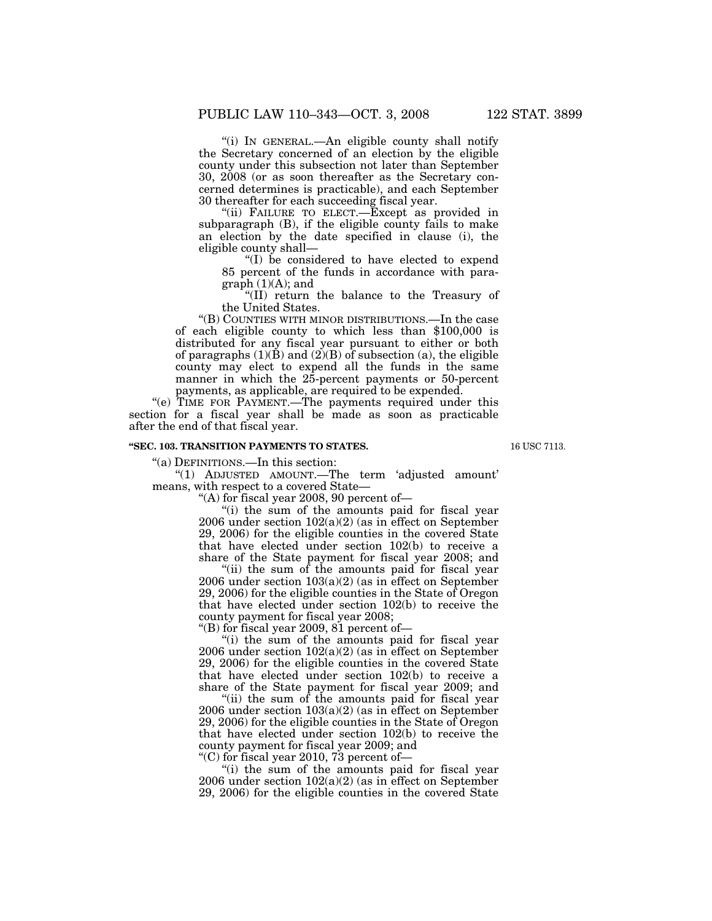"(i) IN GENERAL.—An eligible county shall notify the Secretary concerned of an election by the eligible county under this subsection not later than September 30, 2008 (or as soon thereafter as the Secretary concerned determines is practicable), and each September 30 thereafter for each succeeding fiscal year.

"(ii) FAILURE TO ELECT.—Except as provided in subparagraph (B), if the eligible county fails to make an election by the date specified in clause (i), the eligible county shall—

"(I) be considered to have elected to expend 85 percent of the funds in accordance with paragraph (1)(A); and

"(II) return the balance to the Treasury of the United States.

"(B) COUNTIES WITH MINOR DISTRIBUTIONS.—In the case of each eligible county to which less than $100,000 is distributed for any fiscal year pursuant to either or both of paragraphs (1)(B) and (2)(B) of subsection (a), the eligible county may elect to expend all the funds in the same manner in which the 25-percent payments or 50-percent payments, as applicable, are required to be expended.

"(e) TIME FOR PAYMENT.—The payments required under this section for a fiscal year shall be made as soon as practicable after the end of that fiscal year.

**"SEC. 103. TRANSITION PAYMENTS TO STATES.**

16 USC 7113.

"(a) DEFINITIONS.—In this section:

"(1) ADJUSTED AMOUNT.—The term 'adjusted amount' means, with respect to a covered State—

"(A) for fiscal year 2008, 90 percent of—

"(i) the sum of the amounts paid for fiscal year 2006 under section 102(a)(2) (as in effect on September 29, 2006) for the eligible counties in the covered State that have elected under section 102(b) to receive a share of the State payment for fiscal year 2008; and

"(ii) the sum of the amounts paid for fiscal year 2006 under section 103(a)(2) (as in effect on September 29, 2006) for the eligible counties in the State of Oregon that have elected under section 102(b) to receive the county payment for fiscal year 2008;

"(B) for fiscal year 2009, 81 percent of—

"(i) the sum of the amounts paid for fiscal year 2006 under section 102(a)(2) (as in effect on September 29, 2006) for the eligible counties in the covered State that have elected under section 102(b) to receive a share of the State payment for fiscal year 2009; and

"(ii) the sum of the amounts paid for fiscal year 2006 under section 103(a)(2) (as in effect on September 29, 2006) for the eligible counties in the State of Oregon that have elected under section 102(b) to receive the county payment for fiscal year 2009; and

"(C) for fiscal year 2010, 73 percent of—

"(i) the sum of the amounts paid for fiscal year 2006 under section 102(a)(2) (as in effect on September 29, 2006) for the eligible counties in the covered State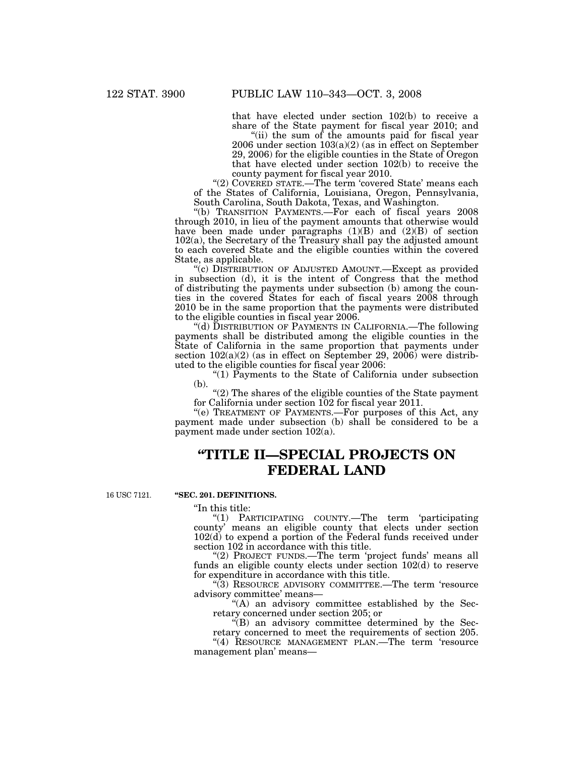that have elected under section 102(b) to receive a share of the State payment for fiscal year 2010; and

"(ii) the sum of the amounts paid for fiscal year 2006 under section 103(a)(2) (as in effect on September 29, 2006) for the eligible counties in the State of Oregon that have elected under section 102(b) to receive the county payment for fiscal year 2010.

"(2) COVERED STATE.—The term 'covered State' means each of the States of California, Louisiana, Oregon, Pennsylvania, South Carolina, South Dakota, Texas, and Washington.

"(b) TRANSITION PAYMENTS.—For each of fiscal years 2008 through 2010, in lieu of the payment amounts that otherwise would have been made under paragraphs (1)(B) and (2)(B) of section 102(a), the Secretary of the Treasury shall pay the adjusted amount to each covered State and the eligible counties within the covered State, as applicable.

"(c) DISTRIBUTION OF ADJUSTED AMOUNT.—Except as provided in subsection (d), it is the intent of Congress that the method of distributing the payments under subsection (b) among the counties in the covered States for each of fiscal years 2008 through 2010 be in the same proportion that the payments were distributed to the eligible counties in fiscal year 2006.

"(d) DISTRIBUTION OF PAYMENTS IN CALIFORNIA.—The following payments shall be distributed among the eligible counties in the State of California in the same proportion that payments under section 102(a)(2) (as in effect on September 29, 2006) were distributed to the eligible counties for fiscal year 2006:

"(1) Payments to the State of California under subsection (b).

"(2) The shares of the eligible counties of the State payment for California under section 102 for fiscal year 2011.

"(e) TREATMENT OF PAYMENTS.—For purposes of this Act, any payment made under subsection (b) shall be considered to be a payment made under section 102(a).

# "TITLE II—SPECIAL PROJECTS ON FEDERAL LAND

16 USC 7121.

**"SEC. 201. DEFINITIONS.**

"In this title:

"(1) PARTICIPATING COUNTY.—The term 'participating county' means an eligible county that elects under section 102(d) to expend a portion of the Federal funds received under section 102 in accordance with this title.

"(2) PROJECT FUNDS.—The term 'project funds' means all funds an eligible county elects under section 102(d) to reserve for expenditure in accordance with this title.

"(3) RESOURCE ADVISORY COMMITTEE.—The term 'resource advisory committee' means—

"(A) an advisory committee established by the Secretary concerned under section 205; or

"(B) an advisory committee determined by the Secretary concerned to meet the requirements of section 205.

"(4) RESOURCE MANAGEMENT PLAN.—The term 'resource management plan' means—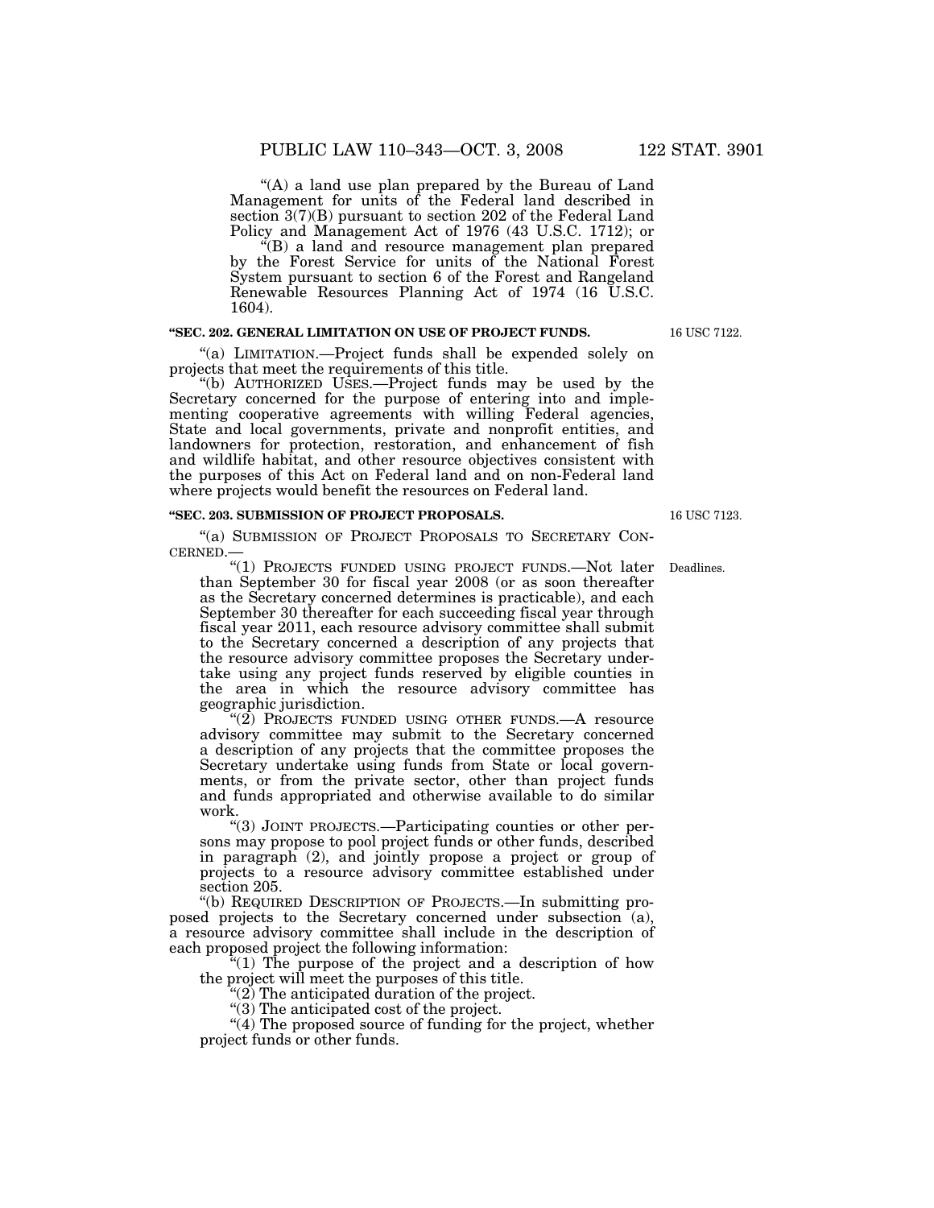"(A) a land use plan prepared by the Bureau of Land Management for units of the Federal land described in section 3(7)(B) pursuant to section 202 of the Federal Land Policy and Management Act of 1976 (43 U.S.C. 1712); or

"(B) a land and resource management plan prepared by the Forest Service for units of the National Forest System pursuant to section 6 of the Forest and Rangeland Renewable Resources Planning Act of 1974 (16 U.S.C. 1604).

**"SEC. 202. GENERAL LIMITATION ON USE OF PROJECT FUNDS.**

16 USC 7122.

"(a) LIMITATION.—Project funds shall be expended solely on projects that meet the requirements of this title.

"(b) AUTHORIZED USES.—Project funds may be used by the Secretary concerned for the purpose of entering into and implementing cooperative agreements with willing Federal agencies, State and local governments, private and nonprofit entities, and landowners for protection, restoration, and enhancement of fish and wildlife habitat, and other resource objectives consistent with the purposes of this Act on Federal land and on non-Federal land where projects would benefit the resources on Federal land.

**"SEC. 203. SUBMISSION OF PROJECT PROPOSALS.**

16 USC 7123.

"(a) SUBMISSION OF PROJECT PROPOSALS TO SECRETARY CONCERNED.—

Deadlines.

"(1) PROJECTS FUNDED USING PROJECT FUNDS.—Not later than September 30 for fiscal year 2008 (or as soon thereafter as the Secretary concerned determines is practicable), and each September 30 thereafter for each succeeding fiscal year through fiscal year 2011, each resource advisory committee shall submit to the Secretary concerned a description of any projects that the resource advisory committee proposes the Secretary undertake using any project funds reserved by eligible counties in the area in which the resource advisory committee has geographic jurisdiction.

"(2) PROJECTS FUNDED USING OTHER FUNDS.—A resource advisory committee may submit to the Secretary concerned a description of any projects that the committee proposes the Secretary undertake using funds from State or local governments, or from the private sector, other than project funds and funds appropriated and otherwise available to do similar work.

"(3) JOINT PROJECTS.—Participating counties or other persons may propose to pool project funds or other funds, described in paragraph (2), and jointly propose a project or group of projects to a resource advisory committee established under section 205.

"(b) REQUIRED DESCRIPTION OF PROJECTS.—In submitting proposed projects to the Secretary concerned under subsection (a), a resource advisory committee shall include in the description of each proposed project the following information:

"(1) The purpose of the project and a description of how the project will meet the purposes of this title.

"(2) The anticipated duration of the project.

"(3) The anticipated cost of the project.

"(4) The proposed source of funding for the project, whether project funds or other funds.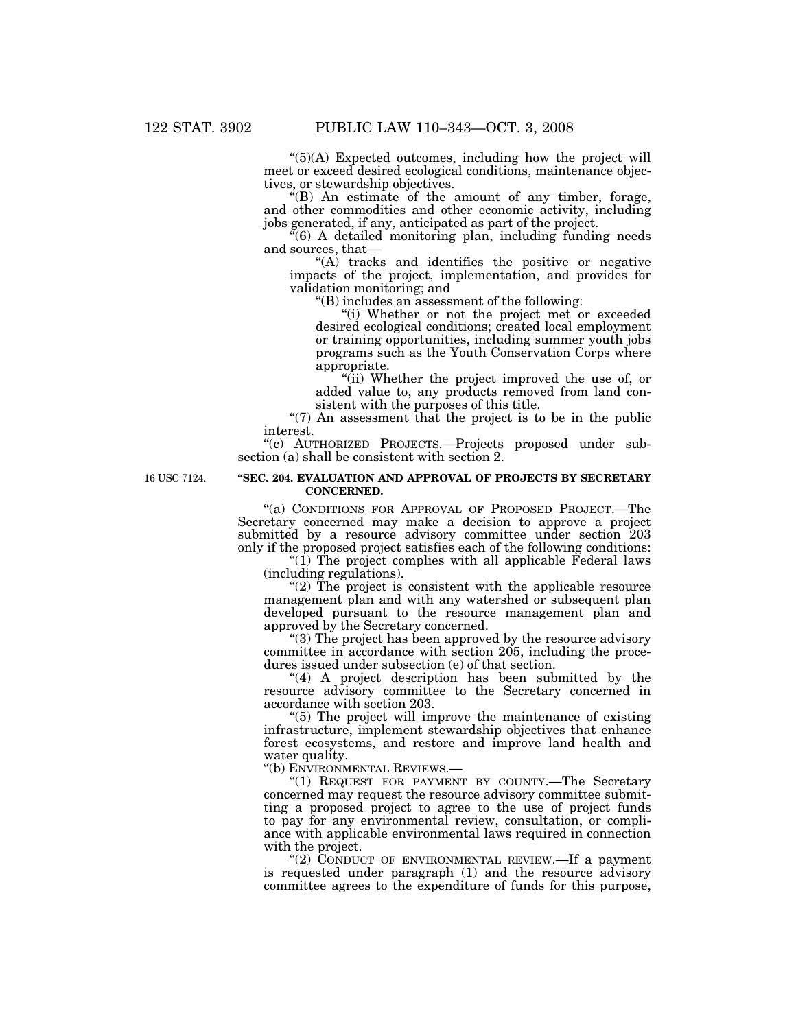"(5)(A) Expected outcomes, including how the project will meet or exceed desired ecological conditions, maintenance objectives, or stewardship objectives.

"(B) An estimate of the amount of any timber, forage, and other commodities and other economic activity, including jobs generated, if any, anticipated as part of the project.

"(6) A detailed monitoring plan, including funding needs and sources, that—

"(A) tracks and identifies the positive or negative impacts of the project, implementation, and provides for validation monitoring; and

"(B) includes an assessment of the following:

"(i) Whether or not the project met or exceeded desired ecological conditions; created local employment or training opportunities, including summer youth jobs programs such as the Youth Conservation Corps where appropriate.

"(ii) Whether the project improved the use of, or added value to, any products removed from land consistent with the purposes of this title.

"(7) An assessment that the project is to be in the public interest.

"(c) AUTHORIZED PROJECTS.—Projects proposed under subsection (a) shall be consistent with section 2.

16 USC 7124.

**"SEC. 204. EVALUATION AND APPROVAL OF PROJECTS BY SECRETARY CONCERNED.**

"(a) CONDITIONS FOR APPROVAL OF PROPOSED PROJECT.—The Secretary concerned may make a decision to approve a project submitted by a resource advisory committee under section 203 only if the proposed project satisfies each of the following conditions:

"(1) The project complies with all applicable Federal laws (including regulations).

"(2) The project is consistent with the applicable resource management plan and with any watershed or subsequent plan developed pursuant to the resource management plan and approved by the Secretary concerned.

"(3) The project has been approved by the resource advisory committee in accordance with section 205, including the procedures issued under subsection (e) of that section.

"(4) A project description has been submitted by the resource advisory committee to the Secretary concerned in accordance with section 203.

"(5) The project will improve the maintenance of existing infrastructure, implement stewardship objectives that enhance forest ecosystems, and restore and improve land health and water quality.

"(b) ENVIRONMENTAL REVIEWS.—

"(1) REQUEST FOR PAYMENT BY COUNTY.—The Secretary concerned may request the resource advisory committee submitting a proposed project to agree to the use of project funds to pay for any environmental review, consultation, or compliance with applicable environmental laws required in connection with the project.

"(2) CONDUCT OF ENVIRONMENTAL REVIEW.—If a payment is requested under paragraph (1) and the resource advisory committee agrees to the expenditure of funds for this purpose,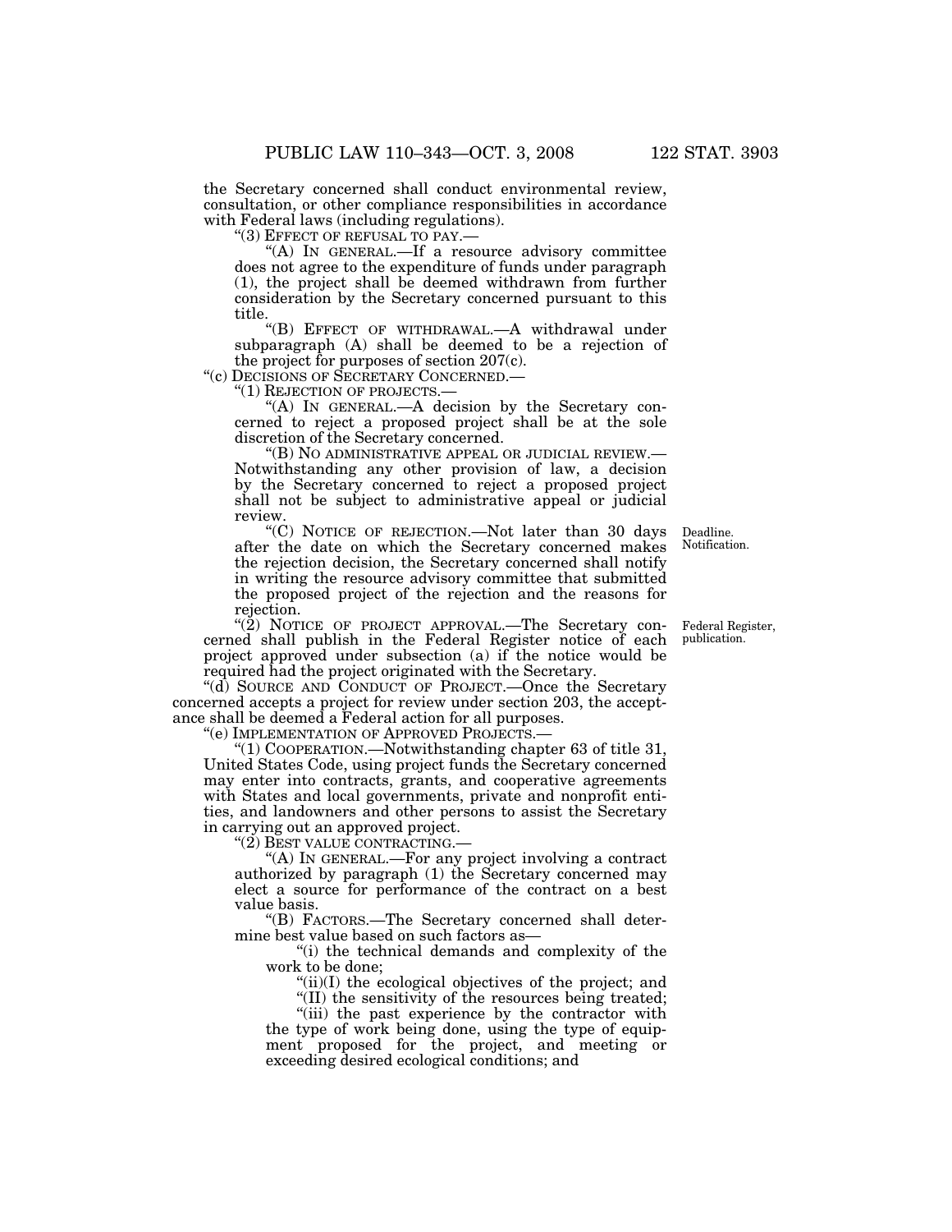the Secretary concerned shall conduct environmental review, consultation, or other compliance responsibilities in accordance with Federal laws (including regulations).

"(3) EFFECT OF REFUSAL TO PAY.—

"(A) IN GENERAL.—If a resource advisory committee does not agree to the expenditure of funds under paragraph (1), the project shall be deemed withdrawn from further consideration by the Secretary concerned pursuant to this title.

"(B) EFFECT OF WITHDRAWAL.—A withdrawal under subparagraph (A) shall be deemed to be a rejection of the project for purposes of section 207(c).

"(c) DECISIONS OF SECRETARY CONCERNED.—

"(1) REJECTION OF PROJECTS.—

"(A) IN GENERAL.—A decision by the Secretary concerned to reject a proposed project shall be at the sole discretion of the Secretary concerned.

"(B) NO ADMINISTRATIVE APPEAL OR JUDICIAL REVIEW.—Notwithstanding any other provision of law, a decision by the Secretary concerned to reject a proposed project shall not be subject to administrative appeal or judicial review.

"(C) NOTICE OF REJECTION.—Not later than 30 days after the date on which the Secretary concerned makes the rejection decision, the Secretary concerned shall notify in writing the resource advisory committee that submitted the proposed project of the rejection and the reasons for rejection.

Deadline. Notification.

"(2) NOTICE OF PROJECT APPROVAL.—The Secretary concerned shall publish in the Federal Register notice of each project approved under subsection (a) if the notice would be required had the project originated with the Secretary.

Federal Register, publication.

"(d) SOURCE AND CONDUCT OF PROJECT.—Once the Secretary concerned accepts a project for review under section 203, the acceptance shall be deemed a Federal action for all purposes.

"(e) IMPLEMENTATION OF APPROVED PROJECTS.—

"(1) COOPERATION.—Notwithstanding chapter 63 of title 31, United States Code, using project funds the Secretary concerned may enter into contracts, grants, and cooperative agreements with States and local governments, private and nonprofit entities, and landowners and other persons to assist the Secretary in carrying out an approved project.

"(2) BEST VALUE CONTRACTING.—

"(A) IN GENERAL.—For any project involving a contract authorized by paragraph (1) the Secretary concerned may elect a source for performance of the contract on a best value basis.

"(B) FACTORS.—The Secretary concerned shall determine best value based on such factors as—

"(i) the technical demands and complexity of the work to be done;

"(ii)(I) the ecological objectives of the project; and

"(II) the sensitivity of the resources being treated;

"(iii) the past experience by the contractor with the type of work being done, using the type of equipment proposed for the project, and meeting or exceeding desired ecological conditions; and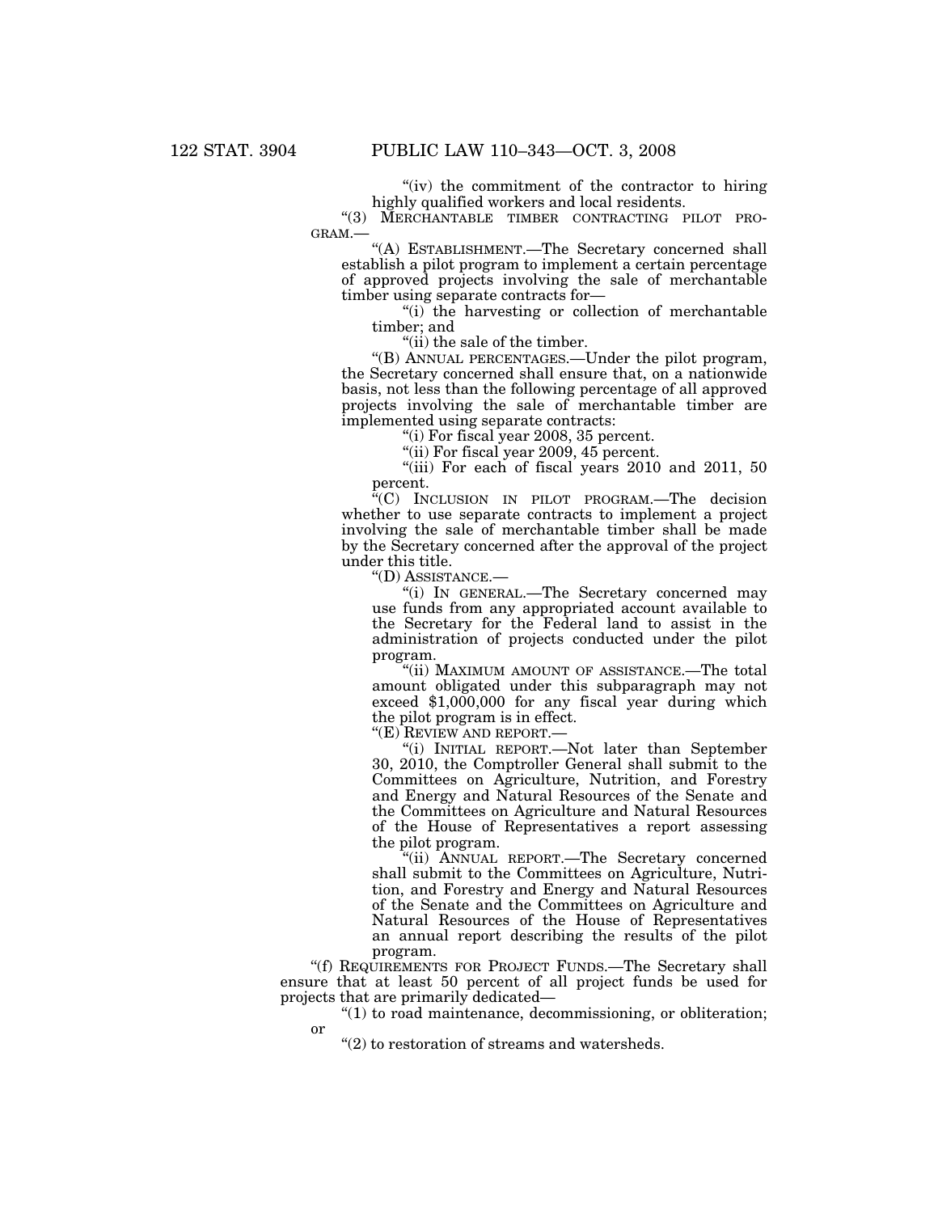"(iv) the commitment of the contractor to hiring highly qualified workers and local residents.

"(3) MERCHANTABLE TIMBER CONTRACTING PILOT PROGRAM.—

"(A) ESTABLISHMENT.—The Secretary concerned shall establish a pilot program to implement a certain percentage of approved projects involving the sale of merchantable timber using separate contracts for—

"(i) the harvesting or collection of merchantable timber; and

"(ii) the sale of the timber.

"(B) ANNUAL PERCENTAGES.—Under the pilot program, the Secretary concerned shall ensure that, on a nationwide basis, not less than the following percentage of all approved projects involving the sale of merchantable timber are implemented using separate contracts:

"(i) For fiscal year 2008, 35 percent.

"(ii) For fiscal year 2009, 45 percent.

"(iii) For each of fiscal years 2010 and 2011, 50 percent.

"(C) INCLUSION IN PILOT PROGRAM.—The decision whether to use separate contracts to implement a project involving the sale of merchantable timber shall be made by the Secretary concerned after the approval of the project under this title.

"(D) ASSISTANCE.—

"(i) IN GENERAL.—The Secretary concerned may use funds from any appropriated account available to the Secretary for the Federal land to assist in the administration of projects conducted under the pilot program.

"(ii) MAXIMUM AMOUNT OF ASSISTANCE.—The total amount obligated under this subparagraph may not exceed $1,000,000 for any fiscal year during which the pilot program is in effect.

"(E) REVIEW AND REPORT.—

"(i) INITIAL REPORT.—Not later than September 30, 2010, the Comptroller General shall submit to the Committees on Agriculture, Nutrition, and Forestry and Energy and Natural Resources of the Senate and the Committees on Agriculture and Natural Resources of the House of Representatives a report assessing the pilot program.

"(ii) ANNUAL REPORT.—The Secretary concerned shall submit to the Committees on Agriculture, Nutrition, and Forestry and Energy and Natural Resources of the Senate and the Committees on Agriculture and Natural Resources of the House of Representatives an annual report describing the results of the pilot program.

"(f) REQUIREMENTS FOR PROJECT FUNDS.—The Secretary shall ensure that at least 50 percent of all project funds be used for projects that are primarily dedicated—

"(1) to road maintenance, decommissioning, or obliteration; or

"(2) to restoration of streams and watersheds.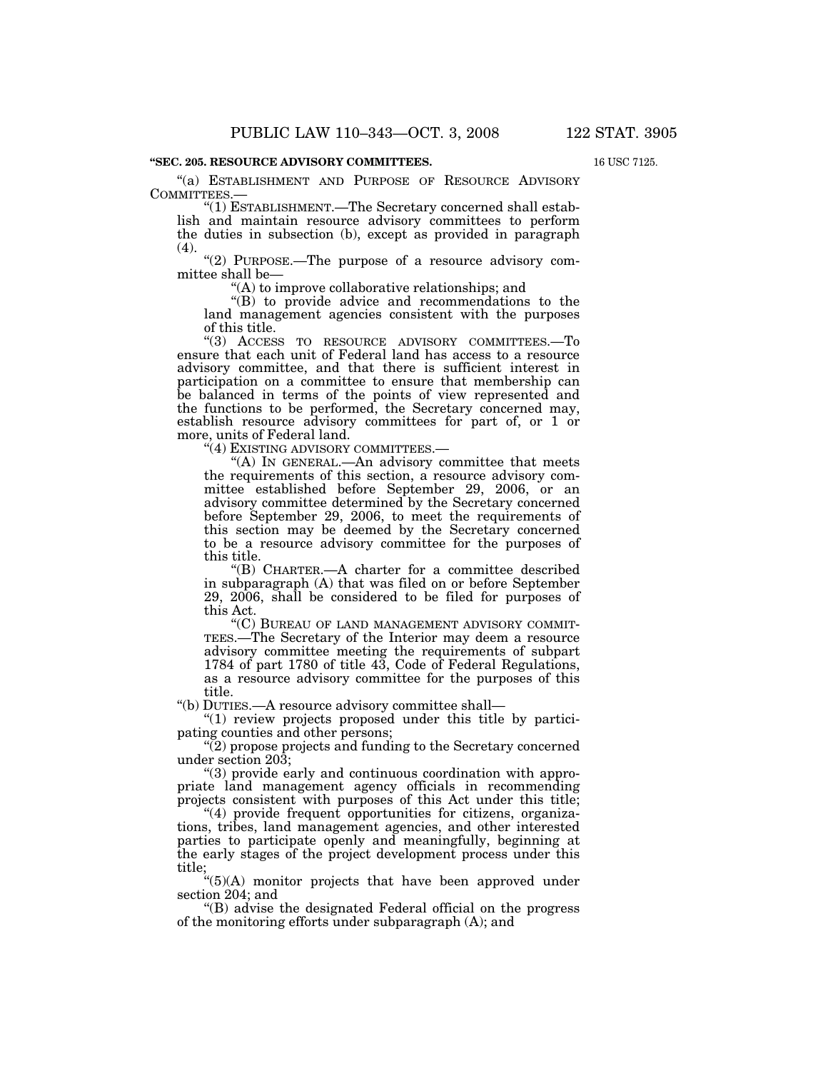**"SEC. 205. RESOURCE ADVISORY COMMITTEES.**

16 USC 7125.

"(a) ESTABLISHMENT AND PURPOSE OF RESOURCE ADVISORY COMMITTEES.—

"(1) ESTABLISHMENT.—The Secretary concerned shall establish and maintain resource advisory committees to perform the duties in subsection (b), except as provided in paragraph (4).

"(2) PURPOSE.—The purpose of a resource advisory committee shall be—

"(A) to improve collaborative relationships; and

"(B) to provide advice and recommendations to the land management agencies consistent with the purposes of this title.

"(3) ACCESS TO RESOURCE ADVISORY COMMITTEES.—To ensure that each unit of Federal land has access to a resource advisory committee, and that there is sufficient interest in participation on a committee to ensure that membership can be balanced in terms of the points of view represented and the functions to be performed, the Secretary concerned may, establish resource advisory committees for part of, or 1 or more, units of Federal land.

"(4) EXISTING ADVISORY COMMITTEES.—

"(A) IN GENERAL.—An advisory committee that meets the requirements of this section, a resource advisory committee established before September 29, 2006, or an advisory committee determined by the Secretary concerned before September 29, 2006, to meet the requirements of this section may be deemed by the Secretary concerned to be a resource advisory committee for the purposes of this title.

"(B) CHARTER.—A charter for a committee described in subparagraph (A) that was filed on or before September 29, 2006, shall be considered to be filed for purposes of this Act.

"(C) BUREAU OF LAND MANAGEMENT ADVISORY COMMITTEES.—The Secretary of the Interior may deem a resource advisory committee meeting the requirements of subpart 1784 of part 1780 of title 43, Code of Federal Regulations, as a resource advisory committee for the purposes of this title.

"(b) DUTIES.—A resource advisory committee shall—

"(1) review projects proposed under this title by participating counties and other persons;

"(2) propose projects and funding to the Secretary concerned under section 203;

"(3) provide early and continuous coordination with appropriate land management agency officials in recommending projects consistent with purposes of this Act under this title;

"(4) provide frequent opportunities for citizens, organizations, tribes, land management agencies, and other interested parties to participate openly and meaningfully, beginning at the early stages of the project development process under this title;

"(5)(A) monitor projects that have been approved under section 204; and

"(B) advise the designated Federal official on the progress of the monitoring efforts under subparagraph (A); and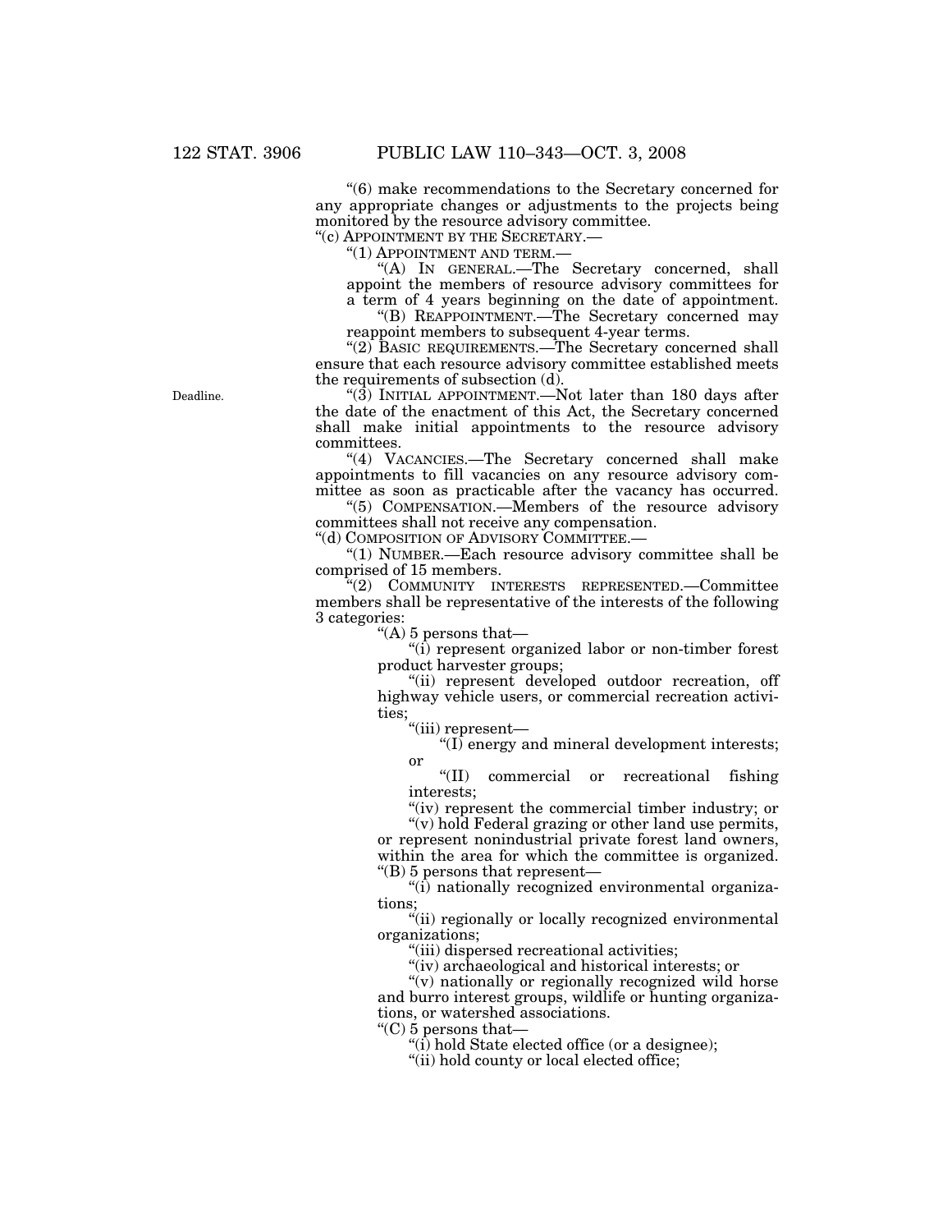"(6) make recommendations to the Secretary concerned for any appropriate changes or adjustments to the projects being monitored by the resource advisory committee.

"(c) APPOINTMENT BY THE SECRETARY.—

"(1) APPOINTMENT AND TERM.—

"(A) IN GENERAL.—The Secretary concerned, shall appoint the members of resource advisory committees for a term of 4 years beginning on the date of appointment.

"(B) REAPPOINTMENT.—The Secretary concerned may reappoint members to subsequent 4-year terms.

"(2) BASIC REQUIREMENTS.—The Secretary concerned shall ensure that each resource advisory committee established meets the requirements of subsection (d).

Deadline.

"(3) INITIAL APPOINTMENT.—Not later than 180 days after the date of the enactment of this Act, the Secretary concerned shall make initial appointments to the resource advisory committees.

"(4) VACANCIES.—The Secretary concerned shall make appointments to fill vacancies on any resource advisory committee as soon as practicable after the vacancy has occurred.

"(5) COMPENSATION.—Members of the resource advisory committees shall not receive any compensation.

"(d) COMPOSITION OF ADVISORY COMMITTEE.—

"(1) NUMBER.—Each resource advisory committee shall be comprised of 15 members.

"(2) COMMUNITY INTERESTS REPRESENTED.—Committee members shall be representative of the interests of the following 3 categories:

"(A) 5 persons that—

"(i) represent organized labor or non-timber forest product harvester groups;

"(ii) represent developed outdoor recreation, off highway vehicle users, or commercial recreation activities;

"(iii) represent—

"(I) energy and mineral development interests; or

"(II) commercial or recreational fishing interests;

"(iv) represent the commercial timber industry; or

"(v) hold Federal grazing or other land use permits, or represent nonindustrial private forest land owners, within the area for which the committee is organized.

"(B) 5 persons that represent—

"(i) nationally recognized environmental organizations;

"(ii) regionally or locally recognized environmental organizations;

"(iii) dispersed recreational activities;

"(iv) archaeological and historical interests; or

"(v) nationally or regionally recognized wild horse and burro interest groups, wildlife or hunting organizations, or watershed associations.

"(C) 5 persons that—

"(i) hold State elected office (or a designee);

"(ii) hold county or local elected office;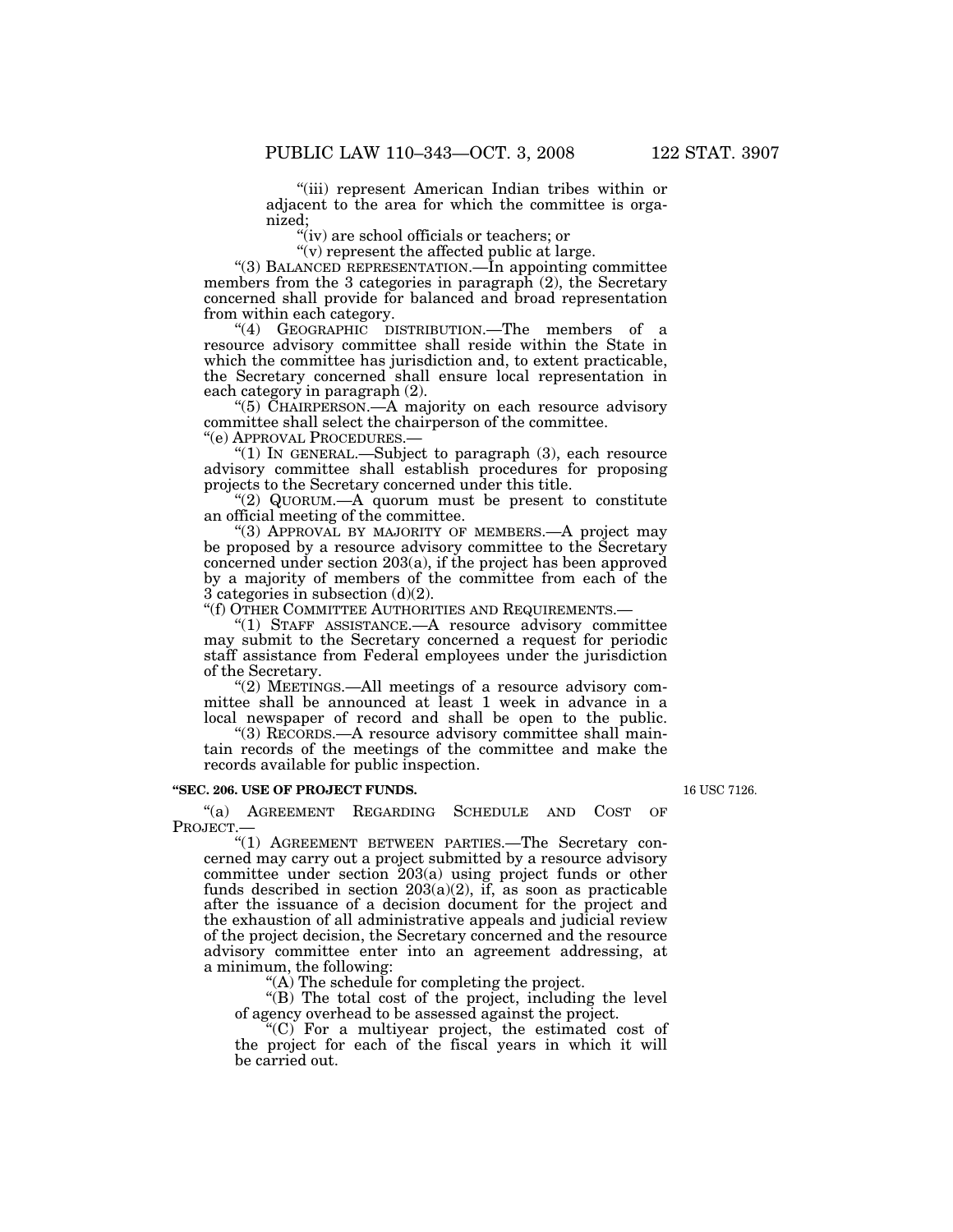"(iii) represent American Indian tribes within or adjacent to the area for which the committee is organized;

"(iv) are school officials or teachers; or

"(v) represent the affected public at large.

"(3) BALANCED REPRESENTATION.—In appointing committee members from the 3 categories in paragraph (2), the Secretary concerned shall provide for balanced and broad representation from within each category.

"(4) GEOGRAPHIC DISTRIBUTION.—The members of a resource advisory committee shall reside within the State in which the committee has jurisdiction and, to extent practicable, the Secretary concerned shall ensure local representation in each category in paragraph (2).

"(5) CHAIRPERSON.—A majority on each resource advisory committee shall select the chairperson of the committee.

"(e) APPROVAL PROCEDURES.—

"(1) IN GENERAL.—Subject to paragraph (3), each resource advisory committee shall establish procedures for proposing projects to the Secretary concerned under this title.

"(2) QUORUM.—A quorum must be present to constitute an official meeting of the committee.

"(3) APPROVAL BY MAJORITY OF MEMBERS.—A project may be proposed by a resource advisory committee to the Secretary concerned under section 203(a), if the project has been approved by a majority of members of the committee from each of the 3 categories in subsection (d)(2).

"(f) OTHER COMMITTEE AUTHORITIES AND REQUIREMENTS.—

"(1) STAFF ASSISTANCE.—A resource advisory committee may submit to the Secretary concerned a request for periodic staff assistance from Federal employees under the jurisdiction of the Secretary.

"(2) MEETINGS.—All meetings of a resource advisory committee shall be announced at least 1 week in advance in a local newspaper of record and shall be open to the public.

"(3) RECORDS.—A resource advisory committee shall maintain records of the meetings of the committee and make the records available for public inspection.

**"SEC. 206. USE OF PROJECT FUNDS.**

16 USC 7126.

"(a) AGREEMENT REGARDING SCHEDULE AND COST OF PROJECT.—

"(1) AGREEMENT BETWEEN PARTIES.—The Secretary concerned may carry out a project submitted by a resource advisory committee under section 203(a) using project funds or other funds described in section 203(a)(2), if, as soon as practicable after the issuance of a decision document for the project and the exhaustion of all administrative appeals and judicial review of the project decision, the Secretary concerned and the resource advisory committee enter into an agreement addressing, at a minimum, the following:

"(A) The schedule for completing the project.

"(B) The total cost of the project, including the level of agency overhead to be assessed against the project.

"(C) For a multiyear project, the estimated cost of the project for each of the fiscal years in which it will be carried out.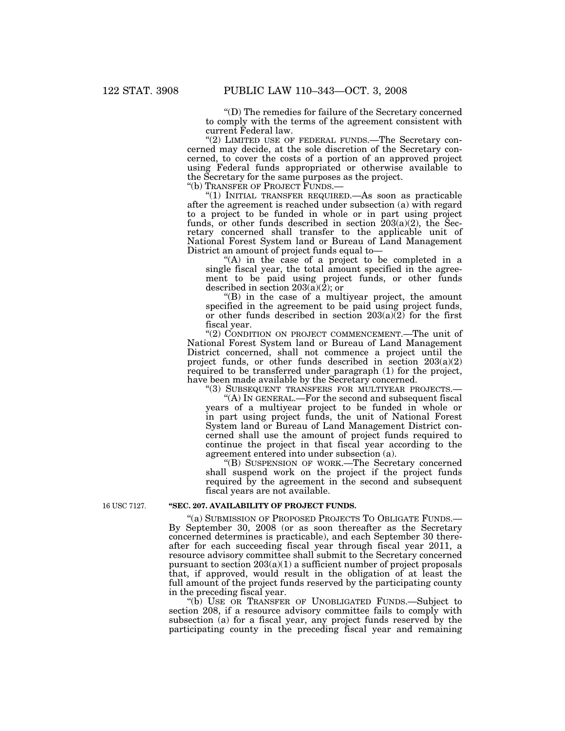“(D) The remedies for failure of the Secretary concerned to comply with the terms of the agreement consistent with current Federal law.

“(2) LIMITED USE OF FEDERAL FUNDS.—The Secretary concerned may decide, at the sole discretion of the Secretary concerned, to cover the costs of a portion of an approved project using Federal funds appropriated or otherwise available to the Secretary for the same purposes as the project.

“(b) TRANSFER OF PROJECT FUNDS.—

“(1) INITIAL TRANSFER REQUIRED.—As soon as practicable after the agreement is reached under subsection (a) with regard to a project to be funded in whole or in part using project funds, or other funds described in section 203(a)(2), the Secretary concerned shall transfer to the applicable unit of National Forest System land or Bureau of Land Management District an amount of project funds equal to—

“(A) in the case of a project to be completed in a single fiscal year, the total amount specified in the agreement to be paid using project funds, or other funds described in section 203(a)(2); or

“(B) in the case of a multiyear project, the amount specified in the agreement to be paid using project funds, or other funds described in section 203(a)(2) for the first fiscal year.

“(2) CONDITION ON PROJECT COMMENCEMENT.—The unit of National Forest System land or Bureau of Land Management District concerned, shall not commence a project until the project funds, or other funds described in section 203(a)(2) required to be transferred under paragraph (1) for the project, have been made available by the Secretary concerned.

“(3) SUBSEQUENT TRANSFERS FOR MULTIYEAR PROJECTS.—

“(A) IN GENERAL.—For the second and subsequent fiscal years of a multiyear project to be funded in whole or in part using project funds, the unit of National Forest System land or Bureau of Land Management District concerned shall use the amount of project funds required to continue the project in that fiscal year according to the agreement entered into under subsection (a).

“(B) SUSPENSION OF WORK.—The Secretary concerned shall suspend work on the project if the project funds required by the agreement in the second and subsequent fiscal years are not available.

16 USC 7127.

**“SEC. 207. AVAILABILITY OF PROJECT FUNDS.**

“(a) SUBMISSION OF PROPOSED PROJECTS TO OBLIGATE FUNDS.— By September 30, 2008 (or as soon thereafter as the Secretary concerned determines is practicable), and each September 30 thereafter for each succeeding fiscal year through fiscal year 2011, a resource advisory committee shall submit to the Secretary concerned pursuant to section 203(a)(1) a sufficient number of project proposals that, if approved, would result in the obligation of at least the full amount of the project funds reserved by the participating county in the preceding fiscal year.

“(b) USE OR TRANSFER OF UNOBLIGATED FUNDS.—Subject to section 208, if a resource advisory committee fails to comply with subsection (a) for a fiscal year, any project funds reserved by the participating county in the preceding fiscal year and remaining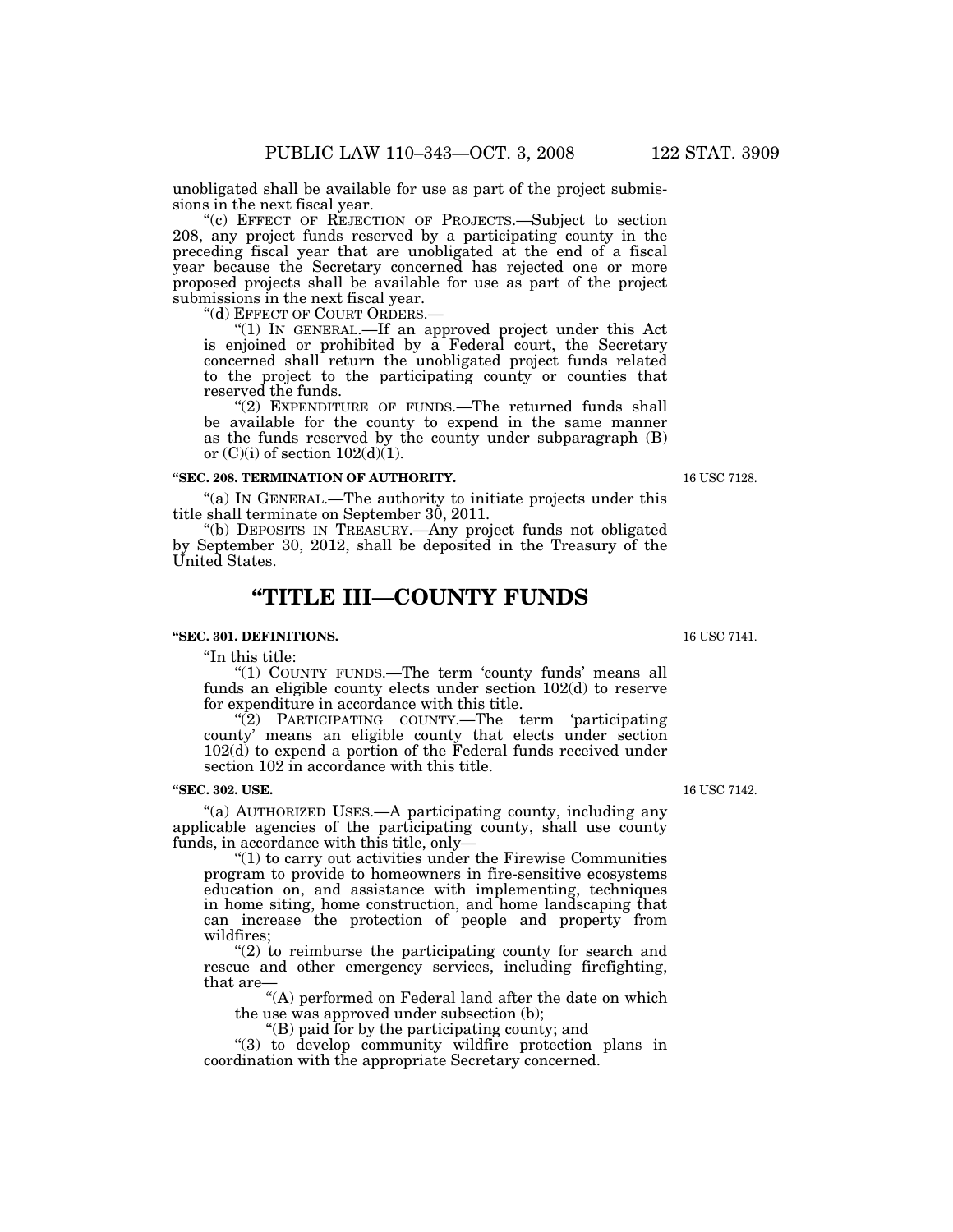unobligated shall be available for use as part of the project submissions in the next fiscal year.

"(c) EFFECT OF REJECTION OF PROJECTS.—Subject to section 208, any project funds reserved by a participating county in the preceding fiscal year that are unobligated at the end of a fiscal year because the Secretary concerned has rejected one or more proposed projects shall be available for use as part of the project submissions in the next fiscal year.

"(d) EFFECT OF COURT ORDERS.—

"(1) IN GENERAL.—If an approved project under this Act is enjoined or prohibited by a Federal court, the Secretary concerned shall return the unobligated project funds related to the project to the participating county or counties that reserved the funds.

"(2) EXPENDITURE OF FUNDS.—The returned funds shall be available for the county to expend in the same manner as the funds reserved by the county under subparagraph (B) or (C)(i) of section 102(d)(1).

**"SEC. 208. TERMINATION OF AUTHORITY.**

16 USC 7128.

"(a) IN GENERAL.—The authority to initiate projects under this title shall terminate on September 30, 2011.

"(b) DEPOSITS IN TREASURY.—Any project funds not obligated by September 30, 2012, shall be deposited in the Treasury of the United States.

# "TITLE III—COUNTY FUNDS

**"SEC. 301. DEFINITIONS.**

16 USC 7141.

"In this title:

"(1) COUNTY FUNDS.—The term 'county funds' means all funds an eligible county elects under section 102(d) to reserve for expenditure in accordance with this title.

"(2) PARTICIPATING COUNTY.—The term 'participating county' means an eligible county that elects under section 102(d) to expend a portion of the Federal funds received under section 102 in accordance with this title.

**"SEC. 302. USE.**

16 USC 7142.

"(a) AUTHORIZED USES.—A participating county, including any applicable agencies of the participating county, shall use county funds, in accordance with this title, only—

"(1) to carry out activities under the Firewise Communities program to provide to homeowners in fire-sensitive ecosystems education on, and assistance with implementing, techniques in home siting, home construction, and home landscaping that can increase the protection of people and property from wildfires;

"(2) to reimburse the participating county for search and rescue and other emergency services, including firefighting, that are—

"(A) performed on Federal land after the date on which the use was approved under subsection (b);

"(B) paid for by the participating county; and

"(3) to develop community wildfire protection plans in coordination with the appropriate Secretary concerned.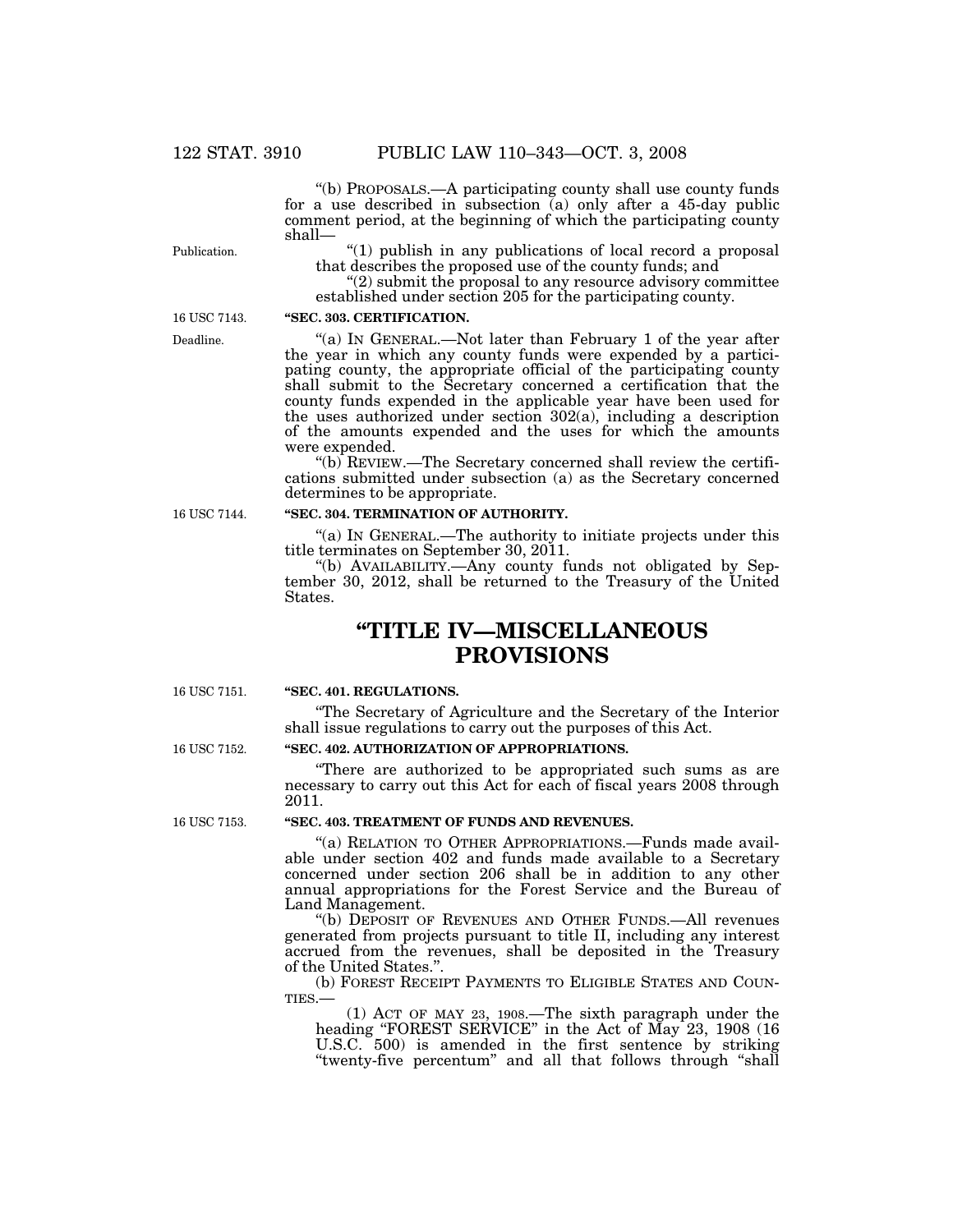"(b) PROPOSALS.—A participating county shall use county funds for a use described in subsection (a) only after a 45-day public comment period, at the beginning of which the participating county shall—

Publication.

"(1) publish in any publications of local record a proposal that describes the proposed use of the county funds; and

"(2) submit the proposal to any resource advisory committee established under section 205 for the participating county.

16 USC 7143.

**"SEC. 303. CERTIFICATION.**

Deadline.

"(a) IN GENERAL.—Not later than February 1 of the year after the year in which any county funds were expended by a participating county, the appropriate official of the participating county shall submit to the Secretary concerned a certification that the county funds expended in the applicable year have been used for the uses authorized under section 302(a), including a description of the amounts expended and the uses for which the amounts were expended.

"(b) REVIEW.—The Secretary concerned shall review the certifications submitted under subsection (a) as the Secretary concerned determines to be appropriate.

16 USC 7144.

**"SEC. 304. TERMINATION OF AUTHORITY.**

"(a) IN GENERAL.—The authority to initiate projects under this title terminates on September 30, 2011.

"(b) AVAILABILITY.—Any county funds not obligated by September 30, 2012, shall be returned to the Treasury of the United States.

# "TITLE IV—MISCELLANEOUS PROVISIONS

16 USC 7151.

**"SEC. 401. REGULATIONS.**

"The Secretary of Agriculture and the Secretary of the Interior shall issue regulations to carry out the purposes of this Act.

16 USC 7152.

**"SEC. 402. AUTHORIZATION OF APPROPRIATIONS.**

"There are authorized to be appropriated such sums as are necessary to carry out this Act for each of fiscal years 2008 through 2011.

16 USC 7153.

**"SEC. 403. TREATMENT OF FUNDS AND REVENUES.**

"(a) RELATION TO OTHER APPROPRIATIONS.—Funds made available under section 402 and funds made available to a Secretary concerned under section 206 shall be in addition to any other annual appropriations for the Forest Service and the Bureau of Land Management.

"(b) DEPOSIT OF REVENUES AND OTHER FUNDS.—All revenues generated from projects pursuant to title II, including any interest accrued from the revenues, shall be deposited in the Treasury of the United States.".

(b) FOREST RECEIPT PAYMENTS TO ELIGIBLE STATES AND COUNTIES.—

(1) ACT OF MAY 23, 1908.—The sixth paragraph under the heading "FOREST SERVICE" in the Act of May 23, 1908 (16 U.S.C. 500) is amended in the first sentence by striking "twenty-five percentum" and all that follows through "shall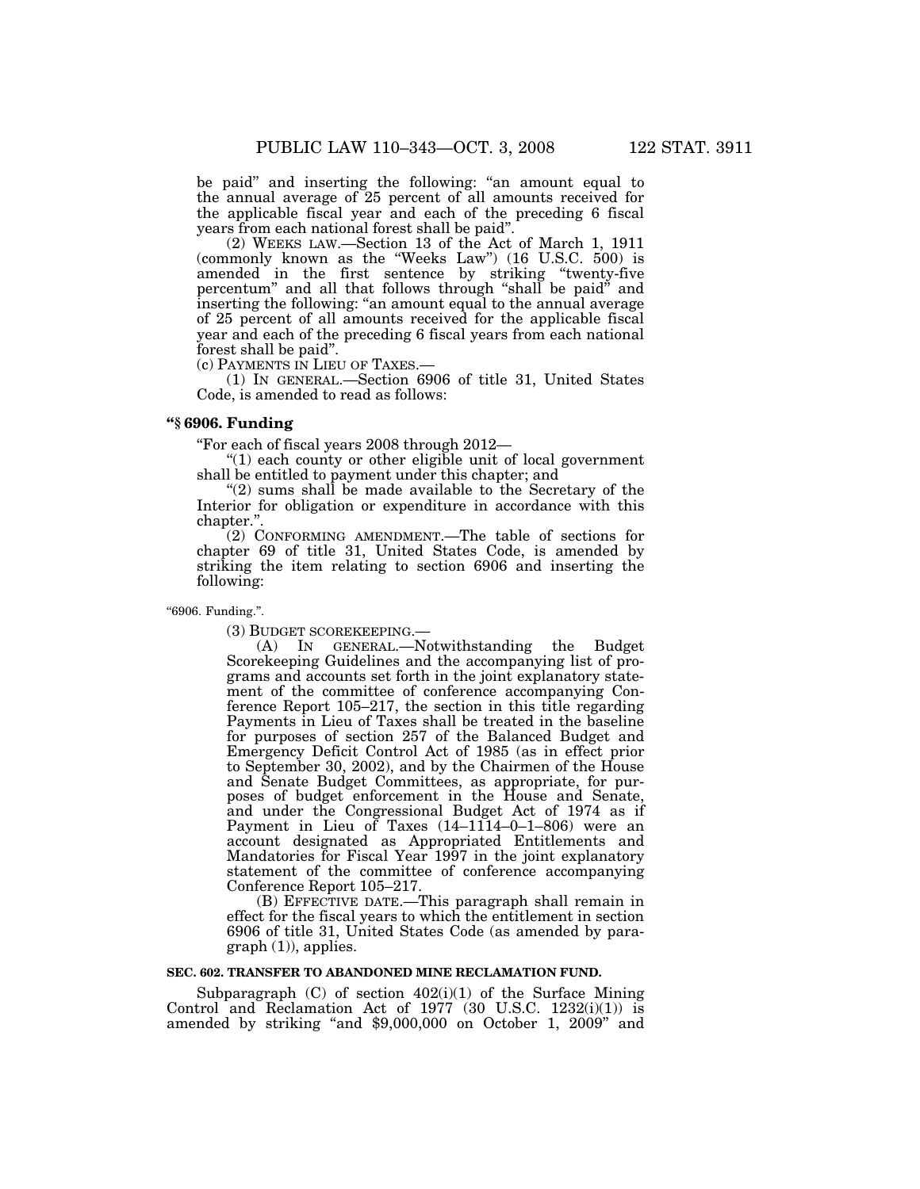be paid" and inserting the following: "an amount equal to the annual average of 25 percent of all amounts received for the applicable fiscal year and each of the preceding 6 fiscal years from each national forest shall be paid".

(2) WEEKS LAW.—Section 13 of the Act of March 1, 1911 (commonly known as the "Weeks Law") (16 U.S.C. 500) is amended in the first sentence by striking "twenty-five percentum" and all that follows through "shall be paid" and inserting the following: "an amount equal to the annual average of 25 percent of all amounts received for the applicable fiscal year and each of the preceding 6 fiscal years from each national forest shall be paid".

(c) PAYMENTS IN LIEU OF TAXES.—

(1) IN GENERAL.—Section 6906 of title 31, United States Code, is amended to read as follows:

**"§ 6906. Funding**

"For each of fiscal years 2008 through 2012—

"(1) each county or other eligible unit of local government shall be entitled to payment under this chapter; and

"(2) sums shall be made available to the Secretary of the Interior for obligation or expenditure in accordance with this chapter.".

(2) CONFORMING AMENDMENT.—The table of sections for chapter 69 of title 31, United States Code, is amended by striking the item relating to section 6906 and inserting the following:

"6906. Funding.".

(3) BUDGET SCOREKEEPING.—

(A) IN GENERAL.—Notwithstanding the Budget Scorekeeping Guidelines and the accompanying list of programs and accounts set forth in the joint explanatory statement of the committee of conference accompanying Conference Report 105–217, the section in this title regarding Payments in Lieu of Taxes shall be treated in the baseline for purposes of section 257 of the Balanced Budget and Emergency Deficit Control Act of 1985 (as in effect prior to September 30, 2002), and by the Chairmen of the House and Senate Budget Committees, as appropriate, for purposes of budget enforcement in the House and Senate, and under the Congressional Budget Act of 1974 as if Payment in Lieu of Taxes (14–1114–0–1–806) were an account designated as Appropriated Entitlements and Mandatories for Fiscal Year 1997 in the joint explanatory statement of the committee of conference accompanying Conference Report 105–217.

(B) EFFECTIVE DATE.—This paragraph shall remain in effect for the fiscal years to which the entitlement in section 6906 of title 31, United States Code (as amended by paragraph (1)), applies.

**SEC. 602. TRANSFER TO ABANDONED MINE RECLAMATION FUND.**

Subparagraph (C) of section 402(i)(1) of the Surface Mining Control and Reclamation Act of 1977 (30 U.S.C. 1232(i)(1)) is amended by striking "and $9,000,000 on October 1, 2009" and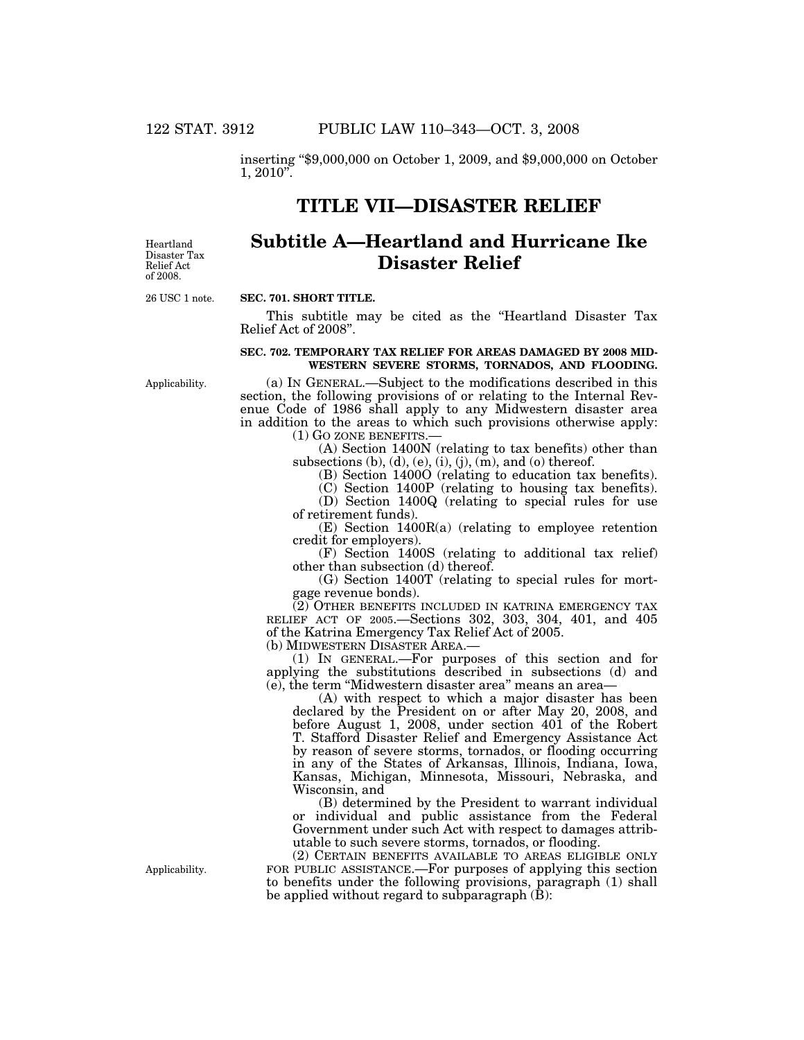inserting "$9,000,000 on October 1, 2009, and $9,000,000 on October 1, 2010".

# TITLE VII—DISASTER RELIEF

Heartland Disaster Tax Relief Act of 2008.

## Subtitle A—Heartland and Hurricane Ike Disaster Relief

26 USC 1 note.

**SEC. 701. SHORT TITLE.**

This subtitle may be cited as the "Heartland Disaster Tax Relief Act of 2008".

**SEC. 702. TEMPORARY TAX RELIEF FOR AREAS DAMAGED BY 2008 MIDWESTERN SEVERE STORMS, TORNADOS, AND FLOODING.**

Applicability.

(a) IN GENERAL.—Subject to the modifications described in this section, the following provisions of or relating to the Internal Revenue Code of 1986 shall apply to any Midwestern disaster area in addition to the areas to which such provisions otherwise apply:

(1) GO ZONE BENEFITS.—

(A) Section 1400N (relating to tax benefits) other than subsections (b), (d), (e), (i), (j), (m), and (o) thereof.

(B) Section 1400O (relating to education tax benefits).

(C) Section 1400P (relating to housing tax benefits).

(D) Section 1400Q (relating to special rules for use of retirement funds).

(E) Section 1400R(a) (relating to employee retention credit for employers).

(F) Section 1400S (relating to additional tax relief) other than subsection (d) thereof.

(G) Section 1400T (relating to special rules for mortgage revenue bonds).

(2) OTHER BENEFITS INCLUDED IN KATRINA EMERGENCY TAX RELIEF ACT OF 2005.—Sections 302, 303, 304, 401, and 405 of the Katrina Emergency Tax Relief Act of 2005.

(b) MIDWESTERN DISASTER AREA.—

(1) IN GENERAL.—For purposes of this section and for applying the substitutions described in subsections (d) and (e), the term "Midwestern disaster area" means an area—

(A) with respect to which a major disaster has been declared by the President on or after May 20, 2008, and before August 1, 2008, under section 401 of the Robert T. Stafford Disaster Relief and Emergency Assistance Act by reason of severe storms, tornados, or flooding occurring in any of the States of Arkansas, Illinois, Indiana, Iowa, Kansas, Michigan, Minnesota, Missouri, Nebraska, and Wisconsin, and

(B) determined by the President to warrant individual or individual and public assistance from the Federal Government under such Act with respect to damages attributable to such severe storms, tornados, or flooding.

Applicability.

(2) CERTAIN BENEFITS AVAILABLE TO AREAS ELIGIBLE ONLY FOR PUBLIC ASSISTANCE.—For purposes of applying this section to benefits under the following provisions, paragraph (1) shall be applied without regard to subparagraph (B):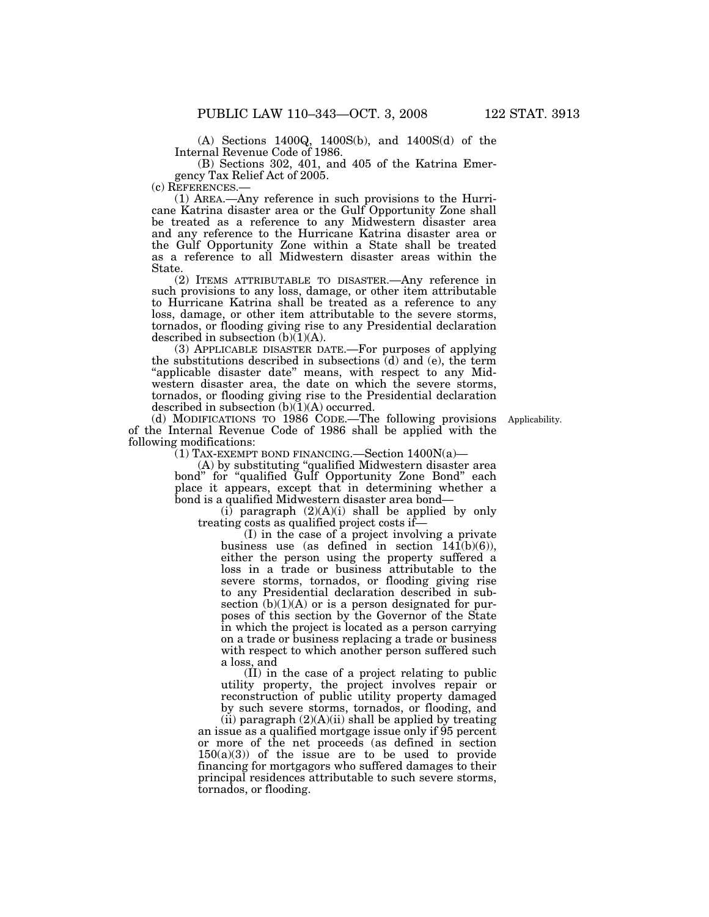(A) Sections 1400Q, 1400S(b), and 1400S(d) of the Internal Revenue Code of 1986.

(B) Sections 302, 401, and 405 of the Katrina Emergency Tax Relief Act of 2005.

(c) REFERENCES.—

(1) AREA.—Any reference in such provisions to the Hurricane Katrina disaster area or the Gulf Opportunity Zone shall be treated as a reference to any Midwestern disaster area and any reference to the Hurricane Katrina disaster area or the Gulf Opportunity Zone within a State shall be treated as a reference to all Midwestern disaster areas within the State.

(2) ITEMS ATTRIBUTABLE TO DISASTER.—Any reference in such provisions to any loss, damage, or other item attributable to Hurricane Katrina shall be treated as a reference to any loss, damage, or other item attributable to the severe storms, tornados, or flooding giving rise to any Presidential declaration described in subsection (b)(1)(A).

(3) APPLICABLE DISASTER DATE.—For purposes of applying the substitutions described in subsections (d) and (e), the term "applicable disaster date" means, with respect to any Midwestern disaster area, the date on which the severe storms, tornados, or flooding giving rise to the Presidential declaration described in subsection (b)(1)(A) occurred.

(d) MODIFICATIONS TO 1986 CODE.—The following provisions of the Internal Revenue Code of 1986 shall be applied with the following modifications:

Applicability.

(1) TAX-EXEMPT BOND FINANCING.—Section 1400N(a)—

(A) by substituting "qualified Midwestern disaster area bond" for "qualified Gulf Opportunity Zone Bond" each place it appears, except that in determining whether a bond is a qualified Midwestern disaster area bond—

(i) paragraph (2)(A)(i) shall be applied by only treating costs as qualified project costs if—

(I) in the case of a project involving a private business use (as defined in section 141(b)(6)), either the person using the property suffered a loss in a trade or business attributable to the severe storms, tornados, or flooding giving rise to any Presidential declaration described in subsection (b)(1)(A) or is a person designated for purposes of this section by the Governor of the State in which the project is located as a person carrying on a trade or business replacing a trade or business with respect to which another person suffered such a loss, and

(II) in the case of a project relating to public utility property, the project involves repair or reconstruction of public utility property damaged by such severe storms, tornados, or flooding, and

(ii) paragraph (2)(A)(ii) shall be applied by treating an issue as a qualified mortgage issue only if 95 percent or more of the net proceeds (as defined in section 150(a)(3)) of the issue are to be used to provide financing for mortgagors who suffered damages to their principal residences attributable to such severe storms, tornados, or flooding.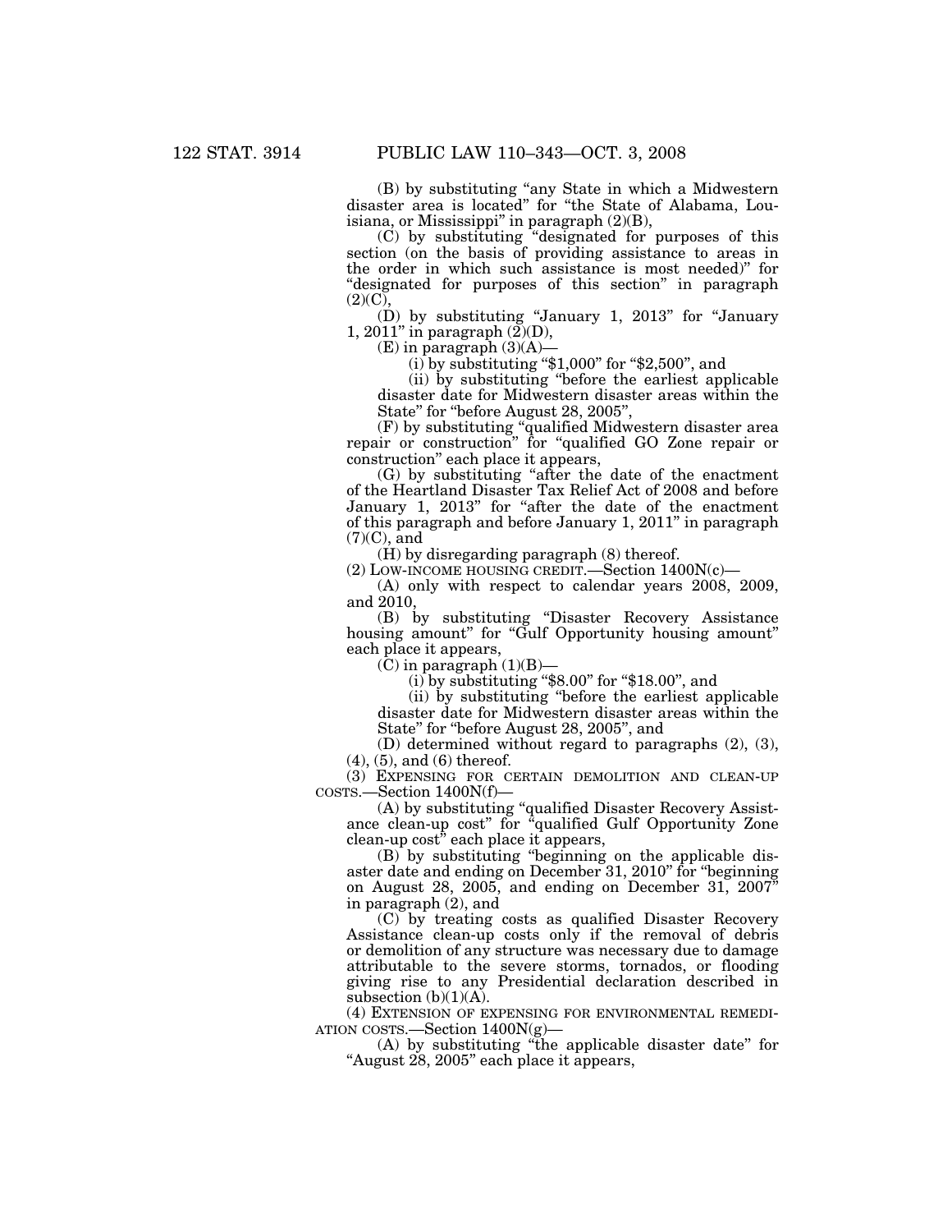(B) by substituting "any State in which a Midwestern disaster area is located" for "the State of Alabama, Louisiana, or Mississippi" in paragraph (2)(B),

(C) by substituting "designated for purposes of this section (on the basis of providing assistance to areas in the order in which such assistance is most needed)" for "designated for purposes of this section" in paragraph (2)(C),

(D) by substituting "January 1, 2013" for "January 1, 2011" in paragraph (2)(D),

(E) in paragraph (3)(A)—

(i) by substituting "$1,000" for "$2,500", and

(ii) by substituting "before the earliest applicable disaster date for Midwestern disaster areas within the State" for "before August 28, 2005",

(F) by substituting "qualified Midwestern disaster area repair or construction" for "qualified GO Zone repair or construction" each place it appears,

(G) by substituting "after the date of the enactment of the Heartland Disaster Tax Relief Act of 2008 and before January 1, 2013" for "after the date of the enactment of this paragraph and before January 1, 2011" in paragraph (7)(C), and

(H) by disregarding paragraph (8) thereof.

(2) LOW-INCOME HOUSING CREDIT.—Section 1400N(c)—

(A) only with respect to calendar years 2008, 2009, and 2010,

(B) by substituting "Disaster Recovery Assistance housing amount" for "Gulf Opportunity housing amount" each place it appears,

(C) in paragraph (1)(B)—

(i) by substituting "$8.00" for "$18.00", and

(ii) by substituting "before the earliest applicable disaster date for Midwestern disaster areas within the State" for "before August 28, 2005", and

(D) determined without regard to paragraphs (2), (3), (4), (5), and (6) thereof.

(3) EXPENSING FOR CERTAIN DEMOLITION AND CLEAN-UP COSTS.—Section 1400N(f)—

(A) by substituting "qualified Disaster Recovery Assistance clean-up cost" for "qualified Gulf Opportunity Zone clean-up cost" each place it appears,

(B) by substituting "beginning on the applicable disaster date and ending on December 31, 2010" for "beginning on August 28, 2005, and ending on December 31, 2007" in paragraph (2), and

(C) by treating costs as qualified Disaster Recovery Assistance clean-up costs only if the removal of debris or demolition of any structure was necessary due to damage attributable to the severe storms, tornados, or flooding giving rise to any Presidential declaration described in subsection (b)(1)(A).

(4) EXTENSION OF EXPENSING FOR ENVIRONMENTAL REMEDIATION COSTS.—Section 1400N(g)—

(A) by substituting "the applicable disaster date" for "August 28, 2005" each place it appears,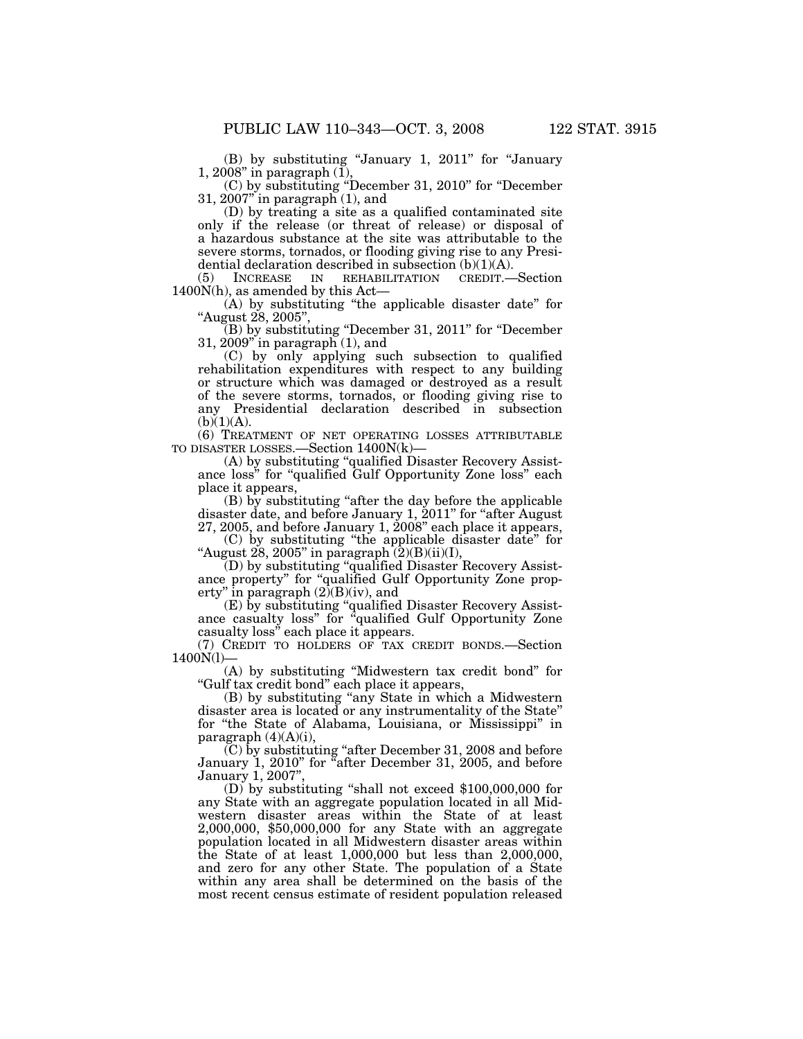(B) by substituting "January 1, 2011" for "January 1, 2008" in paragraph (1),

(C) by substituting "December 31, 2010" for "December 31, 2007" in paragraph (1), and

(D) by treating a site as a qualified contaminated site only if the release (or threat of release) or disposal of a hazardous substance at the site was attributable to the severe storms, tornados, or flooding giving rise to any Presidential declaration described in subsection (b)(1)(A).

(5) INCREASE IN REHABILITATION CREDIT.—Section 1400N(h), as amended by this Act—

(A) by substituting "the applicable disaster date" for "August 28, 2005",

(B) by substituting "December 31, 2011" for "December 31, 2009" in paragraph (1), and

(C) by only applying such subsection to qualified rehabilitation expenditures with respect to any building or structure which was damaged or destroyed as a result of the severe storms, tornados, or flooding giving rise to any Presidential declaration described in subsection (b)(1)(A).

(6) TREATMENT OF NET OPERATING LOSSES ATTRIBUTABLE TO DISASTER LOSSES.—Section 1400N(k)—

(A) by substituting "qualified Disaster Recovery Assistance loss" for "qualified Gulf Opportunity Zone loss" each place it appears,

(B) by substituting "after the day before the applicable disaster date, and before January 1, 2011" for "after August 27, 2005, and before January 1, 2008" each place it appears,

(C) by substituting "the applicable disaster date" for "August 28, 2005" in paragraph (2)(B)(ii)(I),

(D) by substituting "qualified Disaster Recovery Assistance property" for "qualified Gulf Opportunity Zone property" in paragraph (2)(B)(iv), and

(E) by substituting "qualified Disaster Recovery Assistance casualty loss" for "qualified Gulf Opportunity Zone casualty loss" each place it appears.

(7) CREDIT TO HOLDERS OF TAX CREDIT BONDS.—Section 1400N(l)—

(A) by substituting "Midwestern tax credit bond" for "Gulf tax credit bond" each place it appears,

(B) by substituting "any State in which a Midwestern disaster area is located or any instrumentality of the State" for "the State of Alabama, Louisiana, or Mississippi" in paragraph (4)(A)(i),

(C) by substituting "after December 31, 2008 and before January 1, 2010" for "after December 31, 2005, and before January 1, 2007",

(D) by substituting "shall not exceed \$100,000,000 for any State with an aggregate population located in all Midwestern disaster areas within the State of at least 2,000,000, \$50,000,000 for any State with an aggregate population located in all Midwestern disaster areas within the State of at least 1,000,000 but less than 2,000,000, and zero for any other State. The population of a State within any area shall be determined on the basis of the most recent census estimate of resident population released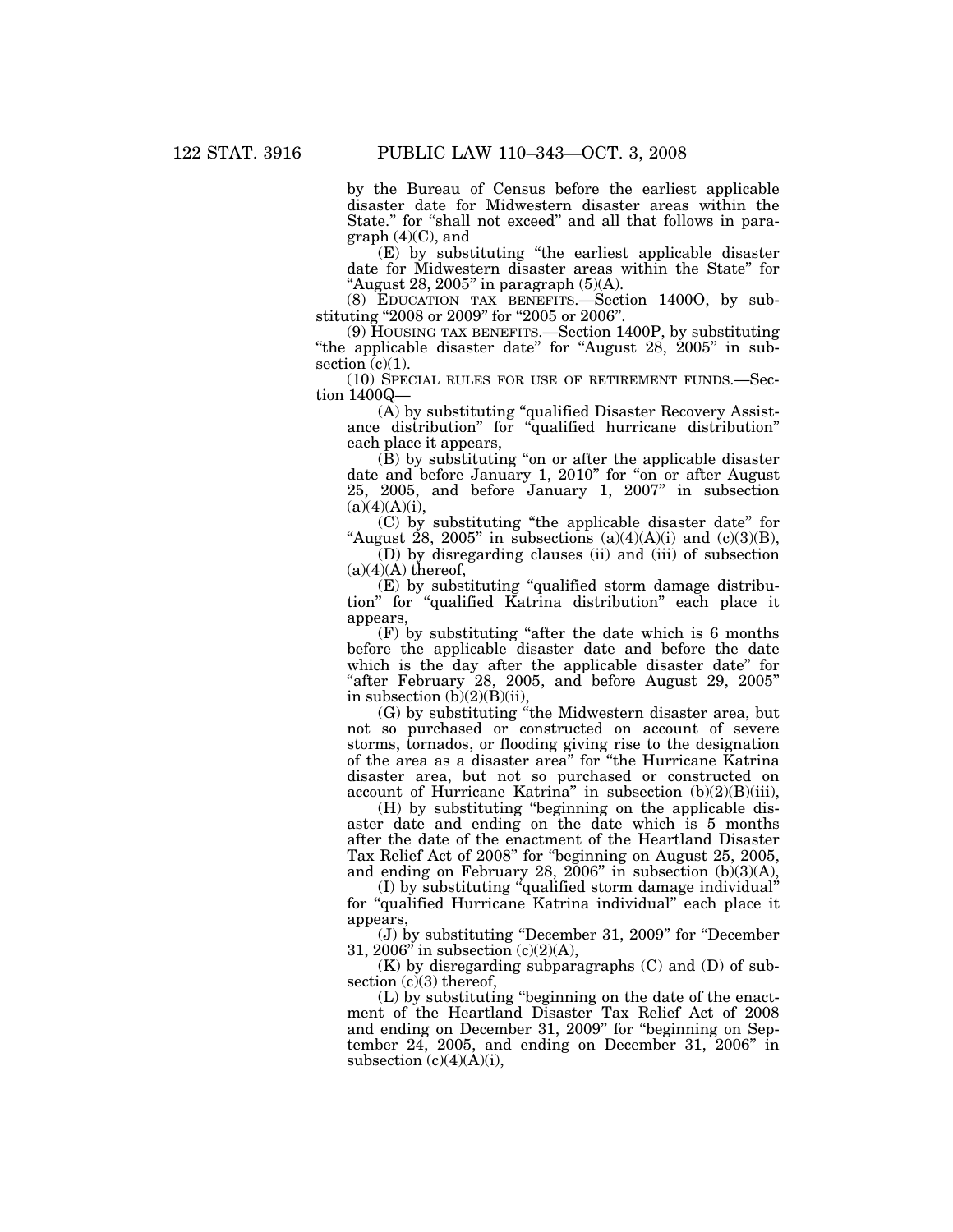by the Bureau of Census before the earliest applicable disaster date for Midwestern disaster areas within the State." for "shall not exceed" and all that follows in paragraph (4)(C), and

(E) by substituting "the earliest applicable disaster date for Midwestern disaster areas within the State" for "August 28, 2005" in paragraph (5)(A).

(8) EDUCATION TAX BENEFITS.—Section 1400O, by substituting "2008 or 2009" for "2005 or 2006".

(9) HOUSING TAX BENEFITS.—Section 1400P, by substituting "the applicable disaster date" for "August 28, 2005" in subsection (c)(1).

(10) SPECIAL RULES FOR USE OF RETIREMENT FUNDS.—Section 1400Q—

(A) by substituting "qualified Disaster Recovery Assistance distribution" for "qualified hurricane distribution" each place it appears,

(B) by substituting "on or after the applicable disaster date and before January 1, 2010" for "on or after August 25, 2005, and before January 1, 2007" in subsection (a)(4)(A)(i),

(C) by substituting "the applicable disaster date" for "August 28, 2005" in subsections (a)(4)(A)(i) and (c)(3)(B),

(D) by disregarding clauses (ii) and (iii) of subsection (a)(4)(A) thereof,

(E) by substituting "qualified storm damage distribution" for "qualified Katrina distribution" each place it appears,

(F) by substituting "after the date which is 6 months before the applicable disaster date and before the date which is the day after the applicable disaster date" for "after February 28, 2005, and before August 29, 2005" in subsection (b)(2)(B)(ii),

(G) by substituting "the Midwestern disaster area, but not so purchased or constructed on account of severe storms, tornados, or flooding giving rise to the designation of the area as a disaster area" for "the Hurricane Katrina disaster area, but not so purchased or constructed on account of Hurricane Katrina" in subsection (b)(2)(B)(iii),

(H) by substituting "beginning on the applicable disaster date and ending on the date which is 5 months after the date of the enactment of the Heartland Disaster Tax Relief Act of 2008" for "beginning on August 25, 2005, and ending on February 28, 2006" in subsection (b)(3)(A),

(I) by substituting "qualified storm damage individual" for "qualified Hurricane Katrina individual" each place it appears,

(J) by substituting "December 31, 2009" for "December 31, 2006" in subsection (c)(2)(A),

(K) by disregarding subparagraphs (C) and (D) of subsection (c)(3) thereof,

(L) by substituting "beginning on the date of the enactment of the Heartland Disaster Tax Relief Act of 2008 and ending on December 31, 2009" for "beginning on September 24, 2005, and ending on December 31, 2006" in subsection (c)(4)(A)(i),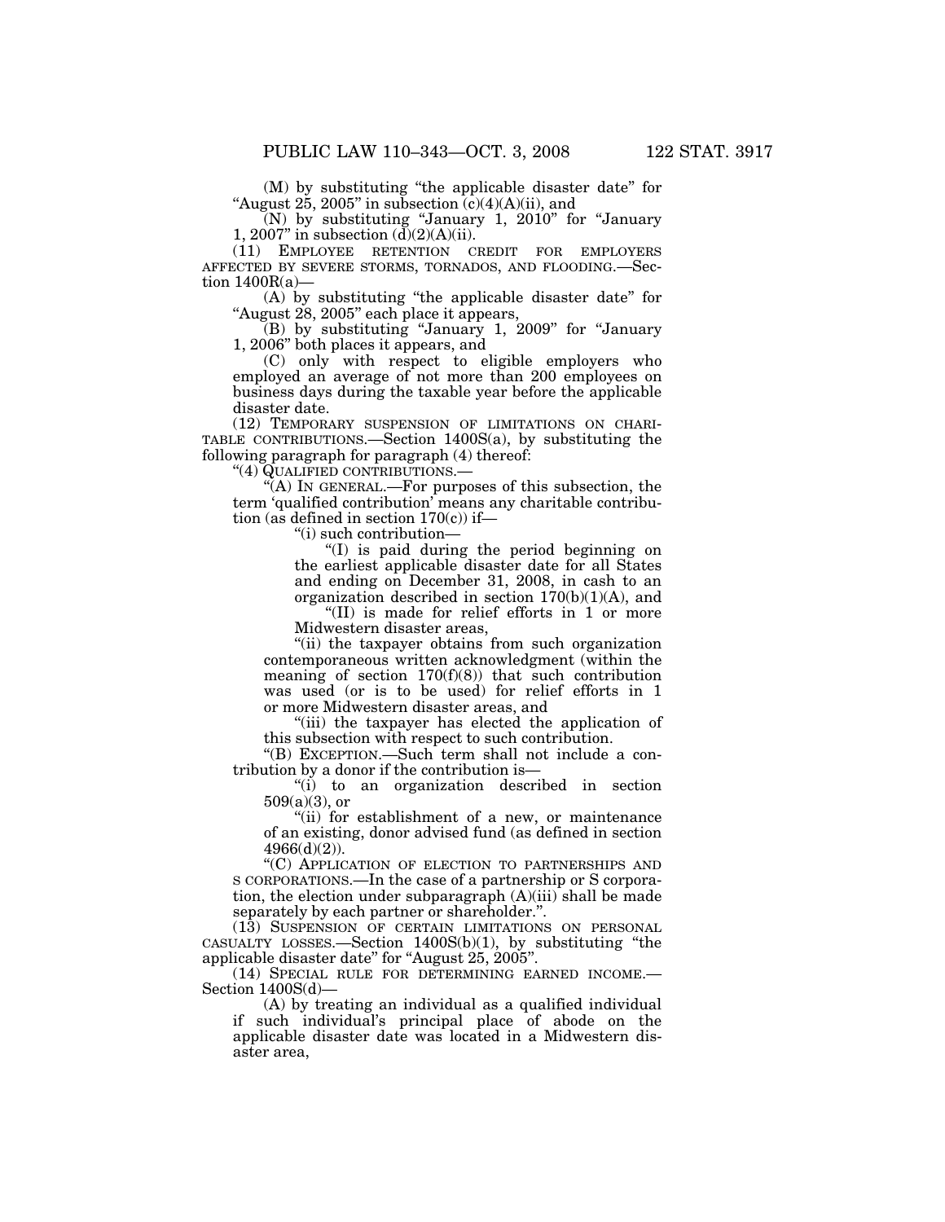(M) by substituting "the applicable disaster date" for "August 25, 2005" in subsection (c)(4)(A)(ii), and

(N) by substituting "January 1, 2010" for "January 1, 2007" in subsection (d)(2)(A)(ii).

(11) EMPLOYEE RETENTION CREDIT FOR EMPLOYERS AFFECTED BY SEVERE STORMS, TORNADOS, AND FLOODING.—Section 1400R(a)—

(A) by substituting "the applicable disaster date" for "August 28, 2005" each place it appears,

(B) by substituting "January 1, 2009" for "January 1, 2006" both places it appears, and

(C) only with respect to eligible employers who employed an average of not more than 200 employees on business days during the taxable year before the applicable disaster date.

(12) TEMPORARY SUSPENSION OF LIMITATIONS ON CHARITABLE CONTRIBUTIONS.—Section 1400S(a), by substituting the following paragraph for paragraph (4) thereof:

"(4) QUALIFIED CONTRIBUTIONS.—

"(A) IN GENERAL.—For purposes of this subsection, the term 'qualified contribution' means any charitable contribution (as defined in section 170(c)) if—

"(i) such contribution—

"(I) is paid during the period beginning on the earliest applicable disaster date for all States and ending on December 31, 2008, in cash to an organization described in section 170(b)(1)(A), and

"(II) is made for relief efforts in 1 or more Midwestern disaster areas,

"(ii) the taxpayer obtains from such organization contemporaneous written acknowledgment (within the meaning of section 170(f)(8)) that such contribution was used (or is to be used) for relief efforts in 1 or more Midwestern disaster areas, and

"(iii) the taxpayer has elected the application of this subsection with respect to such contribution.

"(B) EXCEPTION.—Such term shall not include a contribution by a donor if the contribution is—

"(i) to an organization described in section 509(a)(3), or

"(ii) for establishment of a new, or maintenance of an existing, donor advised fund (as defined in section 4966(d)(2)).

"(C) APPLICATION OF ELECTION TO PARTNERSHIPS AND S CORPORATIONS.—In the case of a partnership or S corporation, the election under subparagraph (A)(iii) shall be made separately by each partner or shareholder.".

(13) SUSPENSION OF CERTAIN LIMITATIONS ON PERSONAL CASUALTY LOSSES.—Section 1400S(b)(1), by substituting "the applicable disaster date" for "August 25, 2005".

(14) SPECIAL RULE FOR DETERMINING EARNED INCOME.—Section 1400S(d)—

(A) by treating an individual as a qualified individual if such individual's principal place of abode on the applicable disaster date was located in a Midwestern disaster area,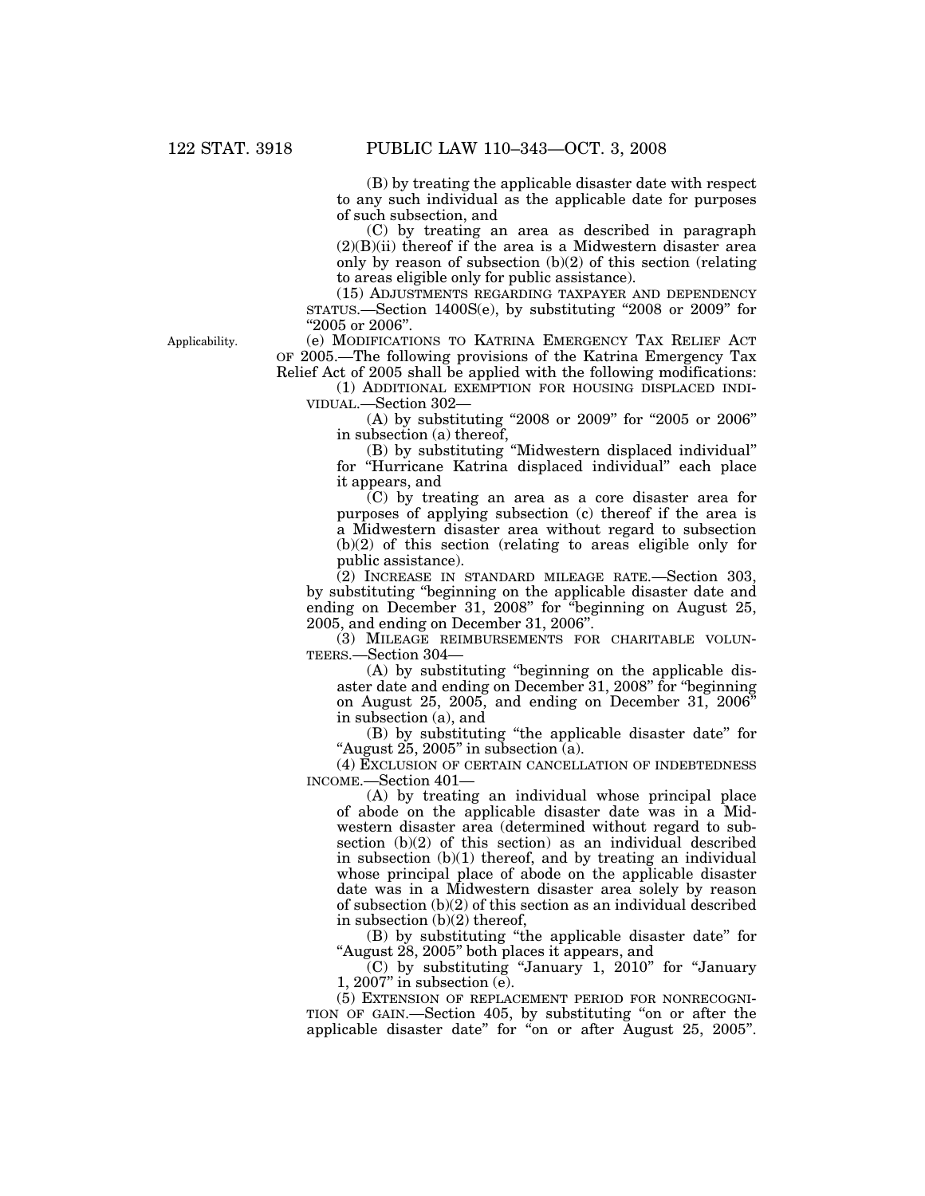(B) by treating the applicable disaster date with respect to any such individual as the applicable date for purposes of such subsection, and

(C) by treating an area as described in paragraph (2)(B)(ii) thereof if the area is a Midwestern disaster area only by reason of subsection (b)(2) of this section (relating to areas eligible only for public assistance).

(15) ADJUSTMENTS REGARDING TAXPAYER AND DEPENDENCY STATUS.—Section 1400S(e), by substituting "2008 or 2009" for "2005 or 2006".

Applicability.

(e) MODIFICATIONS TO KATRINA EMERGENCY TAX RELIEF ACT OF 2005.—The following provisions of the Katrina Emergency Tax Relief Act of 2005 shall be applied with the following modifications:

(1) ADDITIONAL EXEMPTION FOR HOUSING DISPLACED INDIVIDUAL.—Section 302—

(A) by substituting "2008 or 2009" for "2005 or 2006" in subsection (a) thereof,

(B) by substituting "Midwestern displaced individual" for "Hurricane Katrina displaced individual" each place it appears, and

(C) by treating an area as a core disaster area for purposes of applying subsection (c) thereof if the area is a Midwestern disaster area without regard to subsection (b)(2) of this section (relating to areas eligible only for public assistance).

(2) INCREASE IN STANDARD MILEAGE RATE.—Section 303, by substituting "beginning on the applicable disaster date and ending on December 31, 2008" for "beginning on August 25, 2005, and ending on December 31, 2006".

(3) MILEAGE REIMBURSEMENTS FOR CHARITABLE VOLUNTEERS.—Section 304—

(A) by substituting "beginning on the applicable disaster date and ending on December 31, 2008" for "beginning on August 25, 2005, and ending on December 31, 2006" in subsection (a), and

(B) by substituting "the applicable disaster date" for "August 25, 2005" in subsection (a).

(4) EXCLUSION OF CERTAIN CANCELLATION OF INDEBTEDNESS INCOME.—Section 401—

(A) by treating an individual whose principal place of abode on the applicable disaster date was in a Midwestern disaster area (determined without regard to subsection (b)(2) of this section) as an individual described in subsection (b)(1) thereof, and by treating an individual whose principal place of abode on the applicable disaster date was in a Midwestern disaster area solely by reason of subsection (b)(2) of this section as an individual described in subsection (b)(2) thereof,

(B) by substituting "the applicable disaster date" for "August 28, 2005" both places it appears, and

(C) by substituting "January 1, 2010" for "January 1, 2007" in subsection (e).

(5) EXTENSION OF REPLACEMENT PERIOD FOR NONRECOGNITION OF GAIN.—Section 405, by substituting "on or after the applicable disaster date" for "on or after August 25, 2005".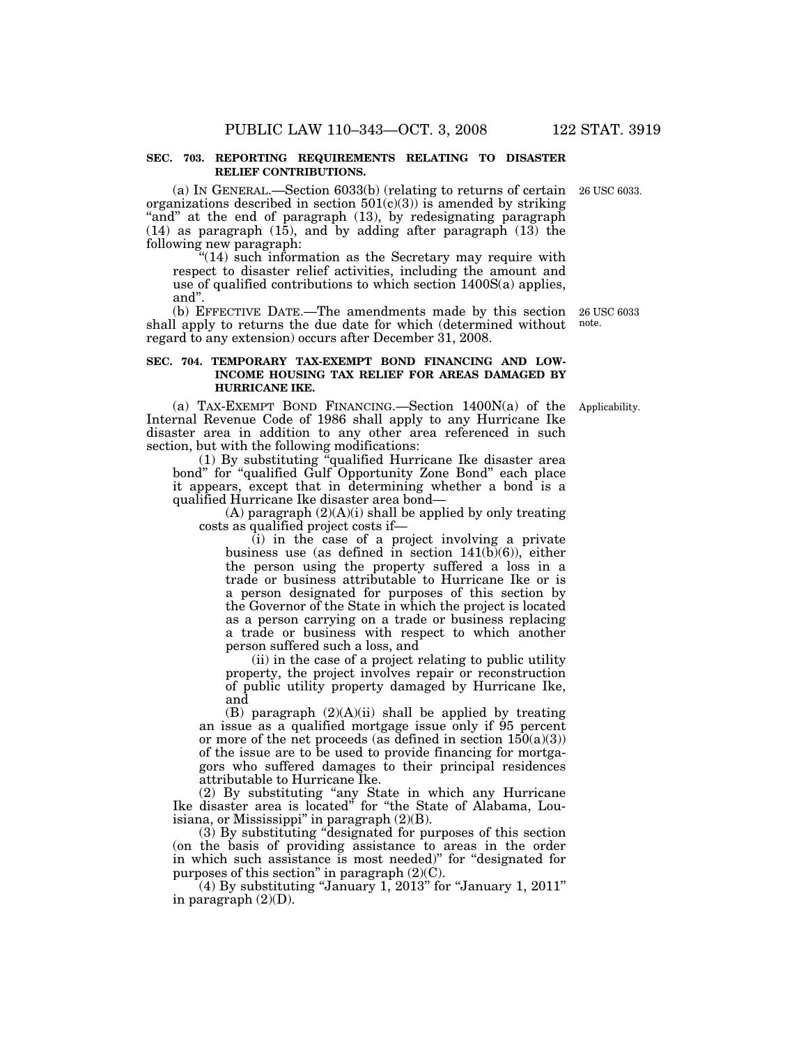**SEC. 703. REPORTING REQUIREMENTS RELATING TO DISASTER RELIEF CONTRIBUTIONS.**

(a) IN GENERAL.—Section 6033(b) (relating to returns of certain organizations described in section 501(c)(3)) is amended by striking "and" at the end of paragraph (13), by redesignating paragraph (14) as paragraph (15), and by adding after paragraph (13) the following new paragraph:

"(14) such information as the Secretary may require with respect to disaster relief activities, including the amount and use of qualified contributions to which section 1400S(a) applies, and".

26 USC 6033.

(b) EFFECTIVE DATE.—The amendments made by this section shall apply to returns the due date for which (determined without regard to any extension) occurs after December 31, 2008.

26 USC 6033 note.

**SEC. 704. TEMPORARY TAX-EXEMPT BOND FINANCING AND LOW-INCOME HOUSING TAX RELIEF FOR AREAS DAMAGED BY HURRICANE IKE.**

(a) TAX-EXEMPT BOND FINANCING.—Section 1400N(a) of the Internal Revenue Code of 1986 shall apply to any Hurricane Ike disaster area in addition to any other area referenced in such section, but with the following modifications:

Applicability.

(1) By substituting "qualified Hurricane Ike disaster area bond" for "qualified Gulf Opportunity Zone Bond" each place it appears, except that in determining whether a bond is a qualified Hurricane Ike disaster area bond—

(A) paragraph (2)(A)(i) shall be applied by only treating costs as qualified project costs if—

(i) in the case of a project involving a private business use (as defined in section 141(b)(6)), either the person using the property suffered a loss in a trade or business attributable to Hurricane Ike or is a person designated for purposes of this section by the Governor of the State in which the project is located as a person carrying on a trade or business replacing a trade or business with respect to which another person suffered such a loss, and

(ii) in the case of a project relating to public utility property, the project involves repair or reconstruction of public utility property damaged by Hurricane Ike, and

(B) paragraph (2)(A)(ii) shall be applied by treating an issue as a qualified mortgage issue only if 95 percent or more of the net proceeds (as defined in section 150(a)(3)) of the issue are to be used to provide financing for mortgagors who suffered damages to their principal residences attributable to Hurricane Ike.

(2) By substituting "any State in which any Hurricane Ike disaster area is located" for "the State of Alabama, Louisiana, or Mississippi" in paragraph (2)(B).

(3) By substituting "designated for purposes of this section (on the basis of providing assistance to areas in the order in which such assistance is most needed)" for "designated for purposes of this section" in paragraph (2)(C).

(4) By substituting "January 1, 2013" for "January 1, 2011" in paragraph (2)(D).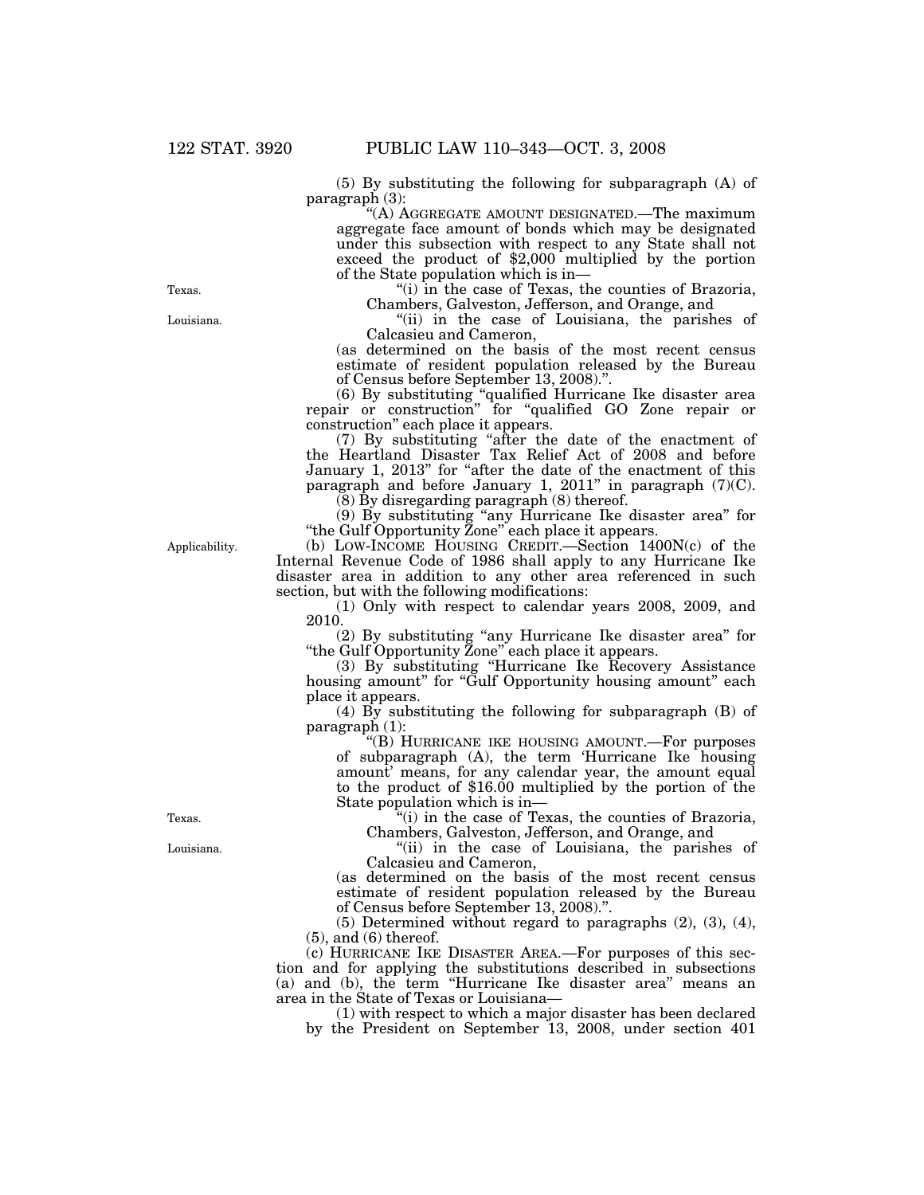(5) By substituting the following for subparagraph (A) of paragraph (3):

"(A) AGGREGATE AMOUNT DESIGNATED.—The maximum aggregate face amount of bonds which may be designated under this subsection with respect to any State shall not exceed the product of $2,000 multiplied by the portion of the State population which is in—

"(i) in the case of Texas, the counties of Brazoria, Chambers, Galveston, Jefferson, and Orange, and

"(ii) in the case of Louisiana, the parishes of Calcasieu and Cameron,

(as determined on the basis of the most recent census estimate of resident population released by the Bureau of Census before September 13, 2008).".

(6) By substituting "qualified Hurricane Ike disaster area repair or construction" for "qualified GO Zone repair or construction" each place it appears.

(7) By substituting "after the date of the enactment of the Heartland Disaster Tax Relief Act of 2008 and before January 1, 2013" for "after the date of the enactment of this paragraph and before January 1, 2011" in paragraph (7)(C).

(8) By disregarding paragraph (8) thereof.

(9) By substituting "any Hurricane Ike disaster area" for "the Gulf Opportunity Zone" each place it appears.

(b) LOW-INCOME HOUSING CREDIT.—Section 1400N(c) of the Internal Revenue Code of 1986 shall apply to any Hurricane Ike disaster area in addition to any other area referenced in such section, but with the following modifications:

(1) Only with respect to calendar years 2008, 2009, and 2010.

(2) By substituting "any Hurricane Ike disaster area" for "the Gulf Opportunity Zone" each place it appears.

(3) By substituting "Hurricane Ike Recovery Assistance housing amount" for "Gulf Opportunity housing amount" each place it appears.

(4) By substituting the following for subparagraph (B) of paragraph (1):

"(B) HURRICANE IKE HOUSING AMOUNT.—For purposes of subparagraph (A), the term 'Hurricane Ike housing amount' means, for any calendar year, the amount equal to the product of $16.00 multiplied by the portion of the State population which is in—

"(i) in the case of Texas, the counties of Brazoria, Chambers, Galveston, Jefferson, and Orange, and

"(ii) in the case of Louisiana, the parishes of Calcasieu and Cameron,

(as determined on the basis of the most recent census estimate of resident population released by the Bureau of Census before September 13, 2008).".

(5) Determined without regard to paragraphs (2), (3), (4), (5), and (6) thereof.

(c) HURRICANE IKE DISASTER AREA.—For purposes of this section and for applying the substitutions described in subsections (a) and (b), the term "Hurricane Ike disaster area" means an area in the State of Texas or Louisiana—

(1) with respect to which a major disaster has been declared by the President on September 13, 2008, under section 401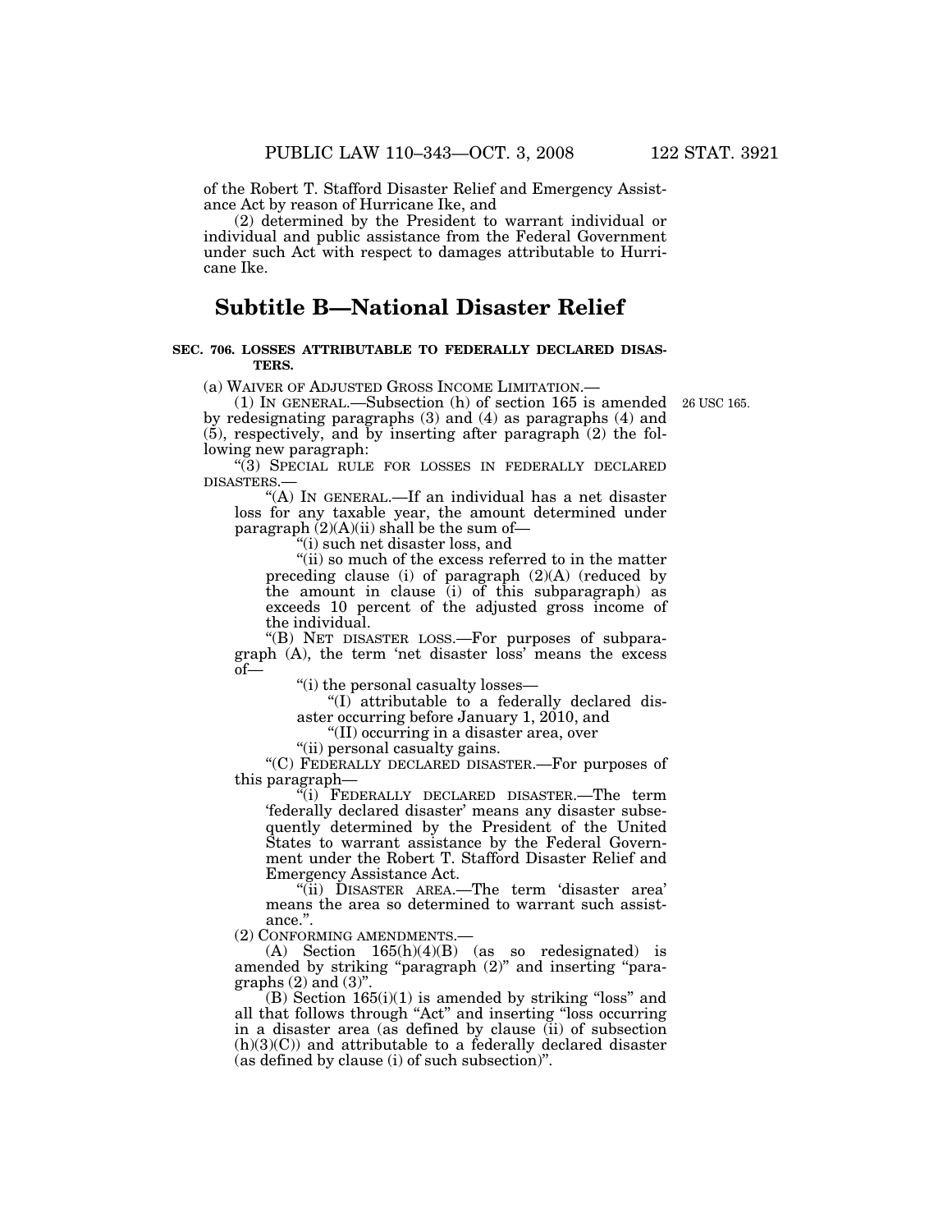of the Robert T. Stafford Disaster Relief and Emergency Assistance Act by reason of Hurricane Ike, and

(2) determined by the President to warrant individual or individual and public assistance from the Federal Government under such Act with respect to damages attributable to Hurricane Ike.

## Subtitle B—National Disaster Relief

### SEC. 706. LOSSES ATTRIBUTABLE TO FEDERALLY DECLARED DISASTERS.

(a) WAIVER OF ADJUSTED GROSS INCOME LIMITATION.—

(1) IN GENERAL.—Subsection (h) of section 165 is amended by redesignating paragraphs (3) and (4) as paragraphs (4) and (5), respectively, and by inserting after paragraph (2) the following new paragraph:

26 USC 165.

"(3) SPECIAL RULE FOR LOSSES IN FEDERALLY DECLARED DISASTERS.—

"(A) IN GENERAL.—If an individual has a net disaster loss for any taxable year, the amount determined under paragraph (2)(A)(ii) shall be the sum of—

"(i) such net disaster loss, and

"(ii) so much of the excess referred to in the matter preceding clause (i) of paragraph (2)(A) (reduced by the amount in clause (i) of this subparagraph) as exceeds 10 percent of the adjusted gross income of the individual.

"(B) NET DISASTER LOSS.—For purposes of subparagraph (A), the term 'net disaster loss' means the excess of—

"(i) the personal casualty losses—

"(I) attributable to a federally declared disaster occurring before January 1, 2010, and

"(II) occurring in a disaster area, over

"(ii) personal casualty gains.

"(C) FEDERALLY DECLARED DISASTER.—For purposes of this paragraph—

"(i) FEDERALLY DECLARED DISASTER.—The term 'federally declared disaster' means any disaster subsequently determined by the President of the United States to warrant assistance by the Federal Government under the Robert T. Stafford Disaster Relief and Emergency Assistance Act.

"(ii) DISASTER AREA.—The term 'disaster area' means the area so determined to warrant such assistance.".

(2) CONFORMING AMENDMENTS.—

(A) Section 165(h)(4)(B) (as so redesignated) is amended by striking "paragraph (2)" and inserting "paragraphs (2) and (3)".

(B) Section 165(i)(1) is amended by striking "loss" and all that follows through "Act" and inserting "loss occurring in a disaster area (as defined by clause (ii) of subsection (h)(3)(C)) and attributable to a federally declared disaster (as defined by clause (i) of such subsection)".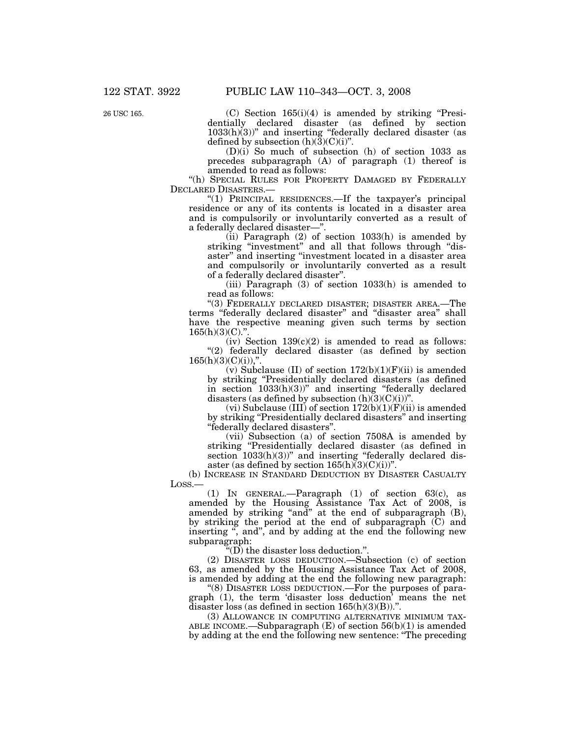26 USC 165.

(C) Section 165(i)(4) is amended by striking "Presidentially declared disaster (as defined by section 1033(h)(3))" and inserting "federally declared disaster (as defined by subsection (h)(3)(C)(i)".

(D)(i) So much of subsection (h) of section 1033 as precedes subparagraph (A) of paragraph (1) thereof is amended to read as follows:

"(h) SPECIAL RULES FOR PROPERTY DAMAGED BY FEDERALLY DECLARED DISASTERS.—

"(1) PRINCIPAL RESIDENCES.—If the taxpayer's principal residence or any of its contents is located in a disaster area and is compulsorily or involuntarily converted as a result of a federally declared disaster—".

(ii) Paragraph (2) of section 1033(h) is amended by striking "investment" and all that follows through "disaster" and inserting "investment located in a disaster area and compulsorily or involuntarily converted as a result of a federally declared disaster".

(iii) Paragraph (3) of section 1033(h) is amended to read as follows:

"(3) FEDERALLY DECLARED DISASTER; DISASTER AREA.—The terms "federally declared disaster" and "disaster area" shall have the respective meaning given such terms by section 165(h)(3)(C).".

(iv) Section 139(c)(2) is amended to read as follows: "(2) federally declared disaster (as defined by section 165(h)(3)(C)(i)),".

(v) Subclause (II) of section 172(b)(1)(F)(ii) is amended by striking "Presidentially declared disasters (as defined in section 1033(h)(3))" and inserting "federally declared disasters (as defined by subsection (h)(3)(C)(i))".

(vi) Subclause (III) of section 172(b)(1)(F)(ii) is amended by striking "Presidentially declared disasters" and inserting "federally declared disasters".

(vii) Subsection (a) of section 7508A is amended by striking "Presidentially declared disaster (as defined in section 1033(h)(3))" and inserting "federally declared disaster (as defined by section 165(h)(3)(C)(i))".

(b) INCREASE IN STANDARD DEDUCTION BY DISASTER CASUALTY LOSS.—

(1) IN GENERAL.—Paragraph (1) of section 63(c), as amended by the Housing Assistance Tax Act of 2008, is amended by striking "and" at the end of subparagraph (B), by striking the period at the end of subparagraph (C) and inserting ", and", and by adding at the end the following new subparagraph:

"(D) the disaster loss deduction.".

(2) DISASTER LOSS DEDUCTION.—Subsection (c) of section 63, as amended by the Housing Assistance Tax Act of 2008, is amended by adding at the end the following new paragraph:

"(8) DISASTER LOSS DEDUCTION.—For the purposes of paragraph (1), the term 'disaster loss deduction' means the net disaster loss (as defined in section 165(h)(3)(B)).".

(3) ALLOWANCE IN COMPUTING ALTERNATIVE MINIMUM TAXABLE INCOME.—Subparagraph (E) of section 56(b)(1) is amended by adding at the end the following new sentence: "The preceding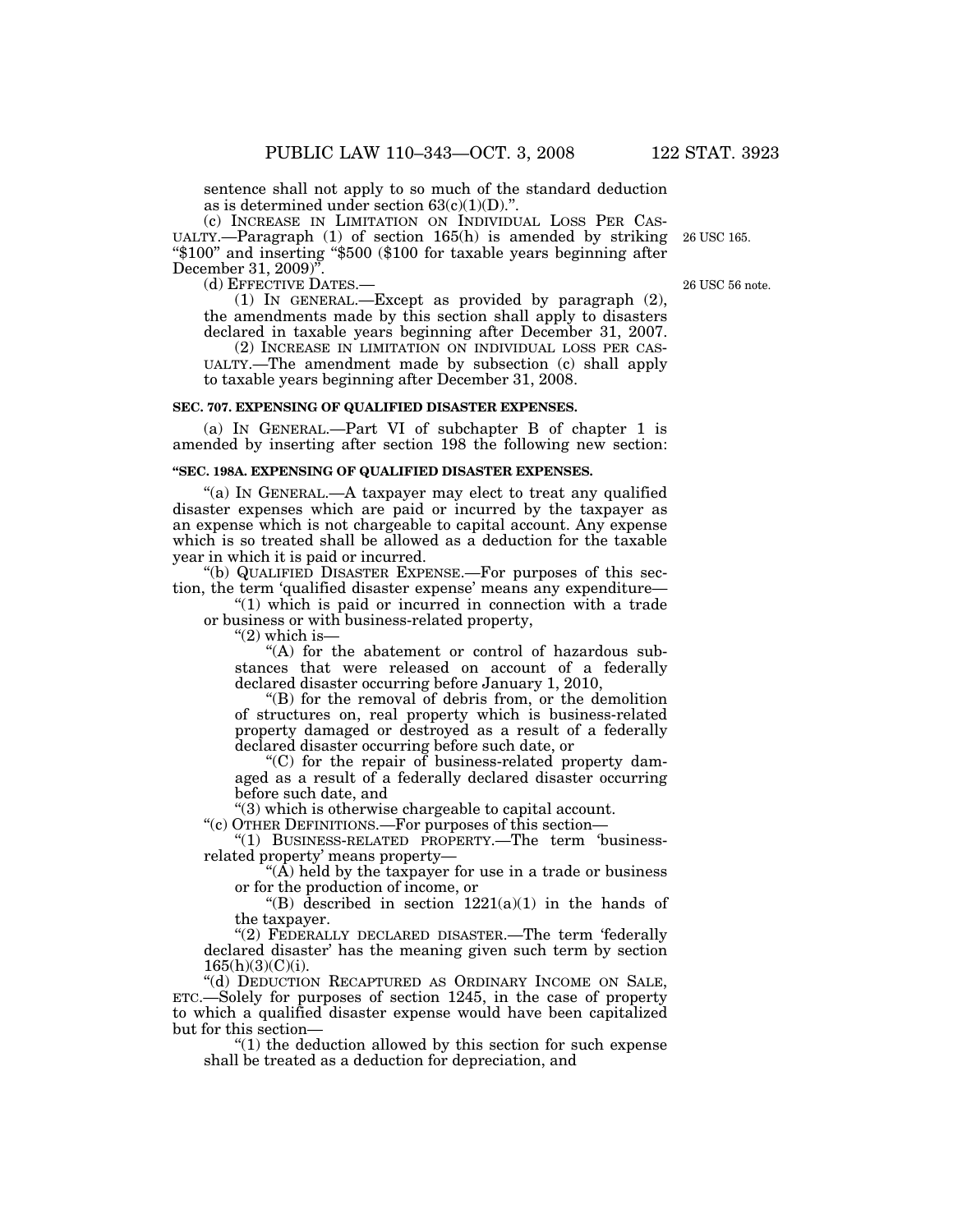sentence shall not apply to so much of the standard deduction as is determined under section 63(c)(1)(D).".

(c) INCREASE IN LIMITATION ON INDIVIDUAL LOSS PER CASUALTY.—Paragraph (1) of section 165(h) is amended by striking "$100" and inserting "$500 ($100 for taxable years beginning after December 31, 2009)".

26 USC 165.

(d) EFFECTIVE DATES.—

26 USC 56 note.

(1) IN GENERAL.—Except as provided by paragraph (2), the amendments made by this section shall apply to disasters declared in taxable years beginning after December 31, 2007.

(2) INCREASE IN LIMITATION ON INDIVIDUAL LOSS PER CASUALTY.—The amendment made by subsection (c) shall apply to taxable years beginning after December 31, 2008.

**SEC. 707. EXPENSING OF QUALIFIED DISASTER EXPENSES.**

(a) IN GENERAL.—Part VI of subchapter B of chapter 1 is amended by inserting after section 198 the following new section:

**"SEC. 198A. EXPENSING OF QUALIFIED DISASTER EXPENSES.**

"(a) IN GENERAL.—A taxpayer may elect to treat any qualified disaster expenses which are paid or incurred by the taxpayer as an expense which is not chargeable to capital account. Any expense which is so treated shall be allowed as a deduction for the taxable year in which it is paid or incurred.

"(b) QUALIFIED DISASTER EXPENSE.—For purposes of this section, the term 'qualified disaster expense' means any expenditure—

"(1) which is paid or incurred in connection with a trade or business or with business-related property,

"(2) which is—

"(A) for the abatement or control of hazardous substances that were released on account of a federally declared disaster occurring before January 1, 2010,

"(B) for the removal of debris from, or the demolition of structures on, real property which is business-related property damaged or destroyed as a result of a federally declared disaster occurring before such date, or

"(C) for the repair of business-related property damaged as a result of a federally declared disaster occurring before such date, and

"(3) which is otherwise chargeable to capital account.

"(c) OTHER DEFINITIONS.—For purposes of this section—

"(1) BUSINESS-RELATED PROPERTY.—The term 'business-related property' means property—

"(A) held by the taxpayer for use in a trade or business or for the production of income, or

"(B) described in section 1221(a)(1) in the hands of the taxpayer.

"(2) FEDERALLY DECLARED DISASTER.—The term 'federally declared disaster' has the meaning given such term by section 165(h)(3)(C)(i).

"(d) DEDUCTION RECAPTURED AS ORDINARY INCOME ON SALE, ETC.—Solely for purposes of section 1245, in the case of property to which a qualified disaster expense would have been capitalized but for this section—

"(1) the deduction allowed by this section for such expense shall be treated as a deduction for depreciation, and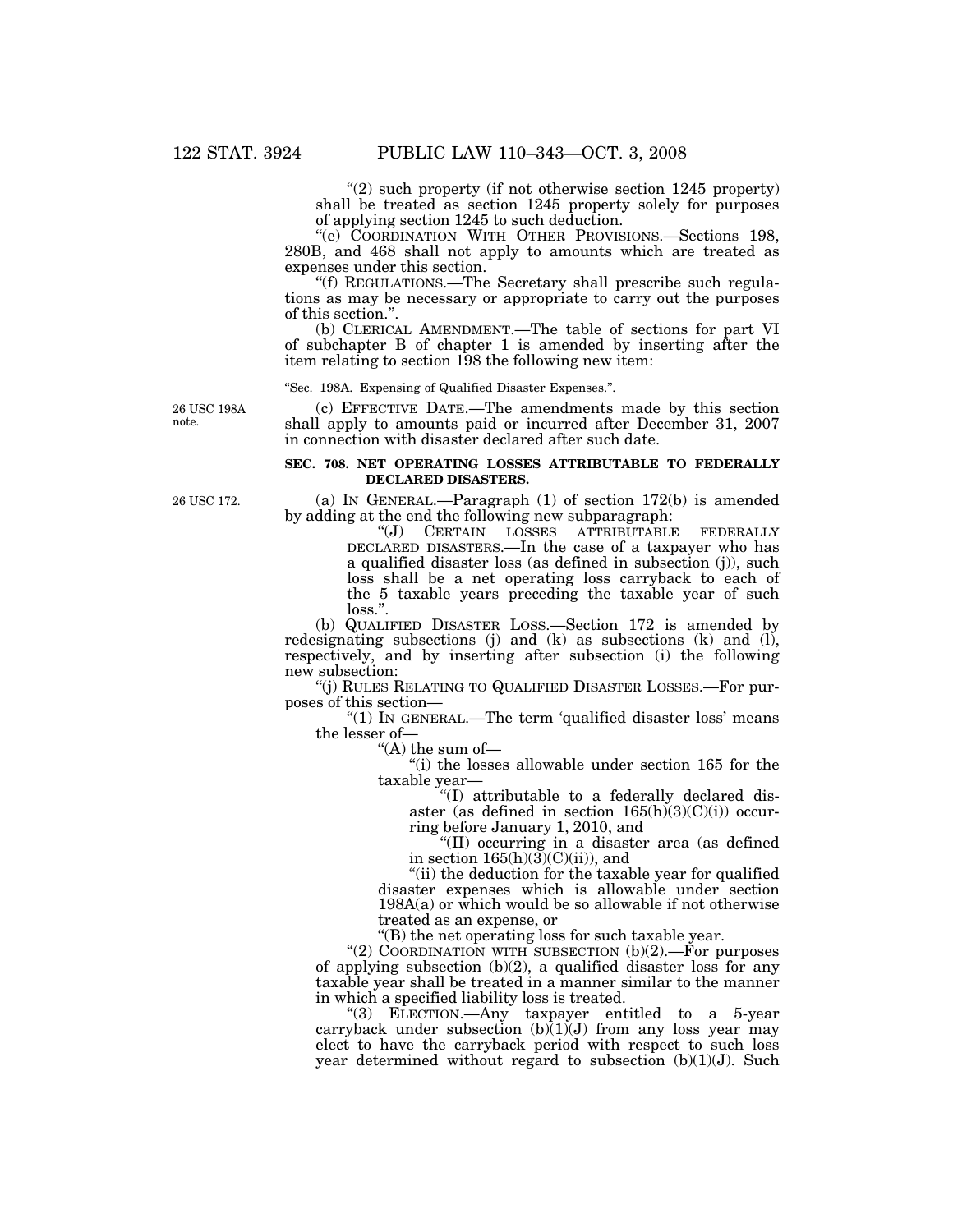"(2) such property (if not otherwise section 1245 property) shall be treated as section 1245 property solely for purposes of applying section 1245 to such deduction.

"(e) COORDINATION WITH OTHER PROVISIONS.—Sections 198, 280B, and 468 shall not apply to amounts which are treated as expenses under this section.

"(f) REGULATIONS.—The Secretary shall prescribe such regulations as may be necessary or appropriate to carry out the purposes of this section.".

(b) CLERICAL AMENDMENT.—The table of sections for part VI of subchapter B of chapter 1 is amended by inserting after the item relating to section 198 the following new item:

"Sec. 198A. Expensing of Qualified Disaster Expenses.".

26 USC 198A note.

(c) EFFECTIVE DATE.—The amendments made by this section shall apply to amounts paid or incurred after December 31, 2007 in connection with disaster declared after such date.

## SEC. 708. NET OPERATING LOSSES ATTRIBUTABLE TO FEDERALLY DECLARED DISASTERS.

26 USC 172.

(a) IN GENERAL.—Paragraph (1) of section 172(b) is amended by adding at the end the following new subparagraph:

"(J) CERTAIN LOSSES ATTRIBUTABLE FEDERALLY DECLARED DISASTERS.—In the case of a taxpayer who has a qualified disaster loss (as defined in subsection (j)), such loss shall be a net operating loss carryback to each of the 5 taxable years preceding the taxable year of such loss.".

(b) QUALIFIED DISASTER LOSS.—Section 172 is amended by redesignating subsections (j) and (k) as subsections (k) and (l), respectively, and by inserting after subsection (i) the following new subsection:

"(j) RULES RELATING TO QUALIFIED DISASTER LOSSES.—For purposes of this section—

"(1) IN GENERAL.—The term 'qualified disaster loss' means the lesser of—

"(A) the sum of—

"(i) the losses allowable under section 165 for the taxable year—

"(I) attributable to a federally declared disaster (as defined in section 165(h)(3)(C)(i)) occurring before January 1, 2010, and

"(II) occurring in a disaster area (as defined in section 165(h)(3)(C)(ii)), and

"(ii) the deduction for the taxable year for qualified disaster expenses which is allowable under section 198A(a) or which would be so allowable if not otherwise treated as an expense, or

"(B) the net operating loss for such taxable year.

"(2) COORDINATION WITH SUBSECTION (b)(2).—For purposes of applying subsection (b)(2), a qualified disaster loss for any taxable year shall be treated in a manner similar to the manner in which a specified liability loss is treated.

"(3) ELECTION.—Any taxpayer entitled to a 5-year carryback under subsection (b)(1)(J) from any loss year may elect to have the carryback period with respect to such loss year determined without regard to subsection (b)(1)(J). Such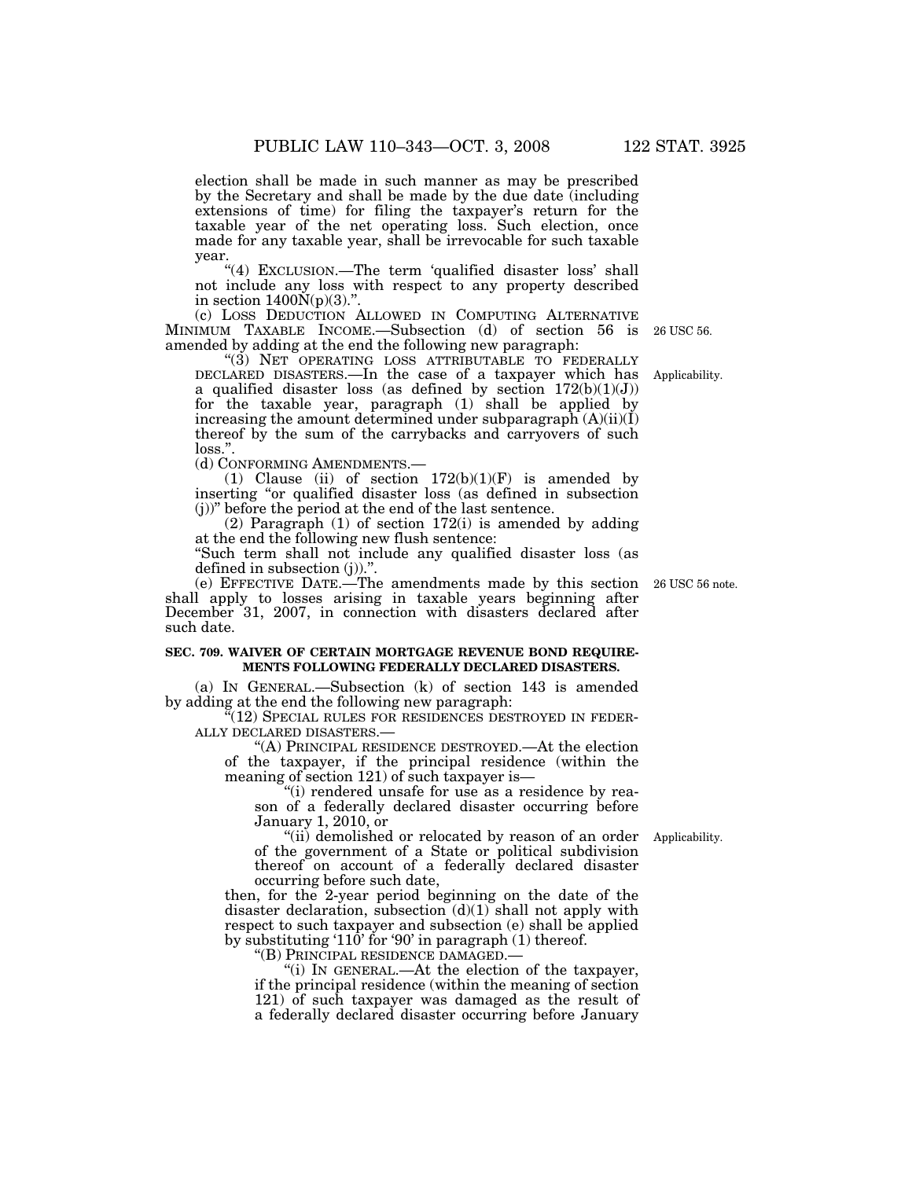election shall be made in such manner as may be prescribed by the Secretary and shall be made by the due date (including extensions of time) for filing the taxpayer's return for the taxable year of the net operating loss. Such election, once made for any taxable year, shall be irrevocable for such taxable year.

"(4) EXCLUSION.—The term 'qualified disaster loss' shall not include any loss with respect to any property described in section 1400N(p)(3).".

(c) LOSS DEDUCTION ALLOWED IN COMPUTING ALTERNATIVE MINIMUM TAXABLE INCOME.—Subsection (d) of section 56 is amended by adding at the end the following new paragraph:

26 USC 56.

"(3) NET OPERATING LOSS ATTRIBUTABLE TO FEDERALLY DECLARED DISASTERS.—In the case of a taxpayer which has a qualified disaster loss (as defined by section 172(b)(1)(J)) for the taxable year, paragraph (1) shall be applied by increasing the amount determined under subparagraph (A)(ii)(I) thereof by the sum of the carrybacks and carryovers of such loss.".

Applicability.

(d) CONFORMING AMENDMENTS.—

(1) Clause (ii) of section 172(b)(1)(F) is amended by inserting "or qualified disaster loss (as defined in subsection (j))" before the period at the end of the last sentence.

(2) Paragraph (1) of section 172(i) is amended by adding at the end the following new flush sentence:

"Such term shall not include any qualified disaster loss (as defined in subsection (j)).".

(e) EFFECTIVE DATE.—The amendments made by this section shall apply to losses arising in taxable years beginning after December 31, 2007, in connection with disasters declared after such date.

26 USC 56 note.

**SEC. 709. WAIVER OF CERTAIN MORTGAGE REVENUE BOND REQUIREMENTS FOLLOWING FEDERALLY DECLARED DISASTERS.**

(a) IN GENERAL.—Subsection (k) of section 143 is amended by adding at the end the following new paragraph:

"(12) SPECIAL RULES FOR RESIDENCES DESTROYED IN FEDERALLY DECLARED DISASTERS.—

"(A) PRINCIPAL RESIDENCE DESTROYED.—At the election of the taxpayer, if the principal residence (within the meaning of section 121) of such taxpayer is—

"(i) rendered unsafe for use as a residence by reason of a federally declared disaster occurring before January 1, 2010, or

"(ii) demolished or relocated by reason of an order of the government of a State or political subdivision thereof on account of a federally declared disaster occurring before such date,

Applicability.

then, for the 2-year period beginning on the date of the disaster declaration, subsection (d)(1) shall not apply with respect to such taxpayer and subsection (e) shall be applied by substituting '110' for '90' in paragraph (1) thereof.

"(B) PRINCIPAL RESIDENCE DAMAGED.—

"(i) IN GENERAL.—At the election of the taxpayer, if the principal residence (within the meaning of section 121) of such taxpayer was damaged as the result of a federally declared disaster occurring before January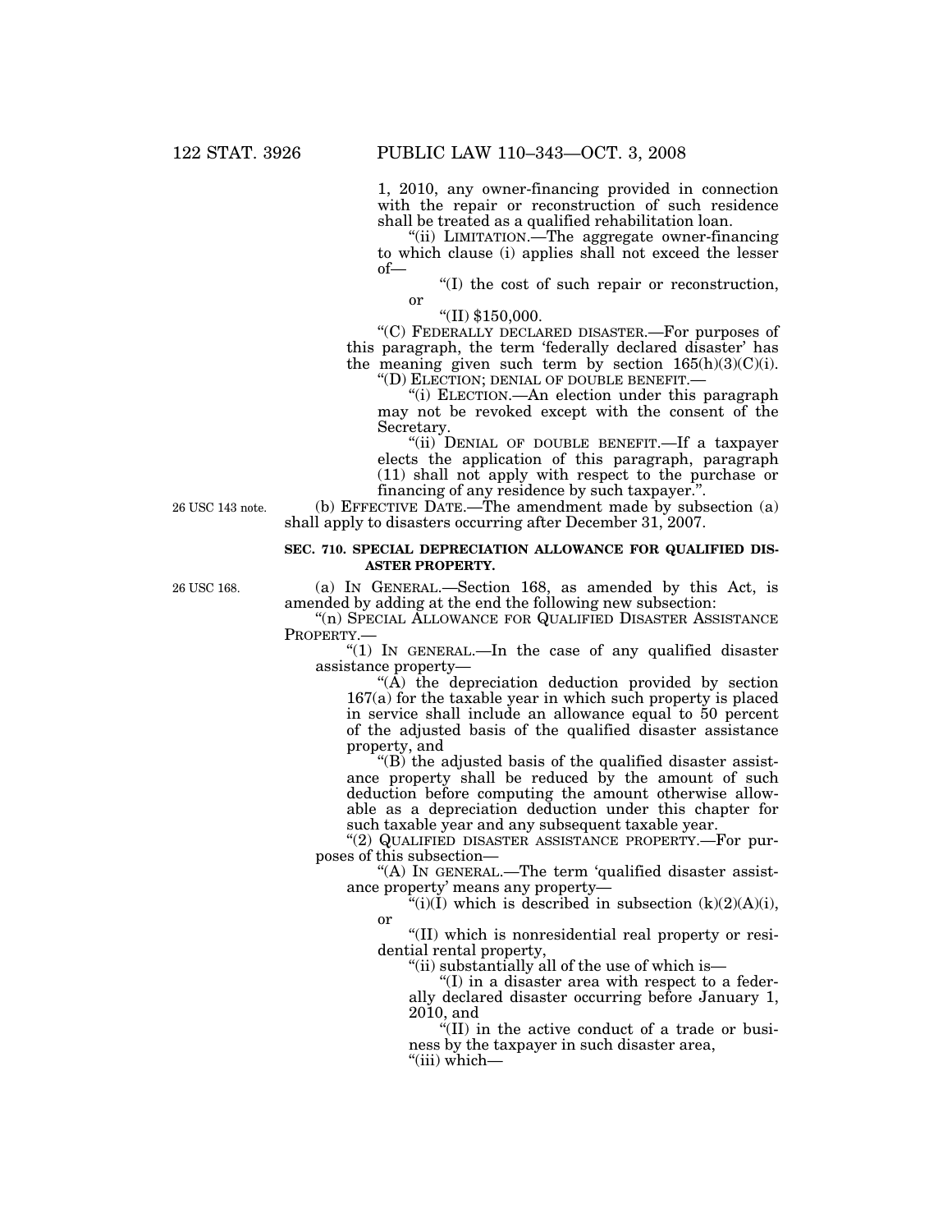1, 2010, any owner-financing provided in connection with the repair or reconstruction of such residence shall be treated as a qualified rehabilitation loan.

"(ii) LIMITATION.—The aggregate owner-financing to which clause (i) applies shall not exceed the lesser of—

"(I) the cost of such repair or reconstruction, or

"(II) $150,000.

"(C) FEDERALLY DECLARED DISASTER.—For purposes of this paragraph, the term 'federally declared disaster' has the meaning given such term by section 165(h)(3)(C)(i).

"(D) ELECTION; DENIAL OF DOUBLE BENEFIT.—

"(i) ELECTION.—An election under this paragraph may not be revoked except with the consent of the Secretary.

"(ii) DENIAL OF DOUBLE BENEFIT.—If a taxpayer elects the application of this paragraph, paragraph (11) shall not apply with respect to the purchase or financing of any residence by such taxpayer.".

26 USC 143 note.

(b) EFFECTIVE DATE.—The amendment made by subsection (a) shall apply to disasters occurring after December 31, 2007.

**SEC. 710. SPECIAL DEPRECIATION ALLOWANCE FOR QUALIFIED DISASTER PROPERTY.**

26 USC 168.

(a) IN GENERAL.—Section 168, as amended by this Act, is amended by adding at the end the following new subsection:

"(n) SPECIAL ALLOWANCE FOR QUALIFIED DISASTER ASSISTANCE PROPERTY.—

"(1) IN GENERAL.—In the case of any qualified disaster assistance property—

"(A) the depreciation deduction provided by section 167(a) for the taxable year in which such property is placed in service shall include an allowance equal to 50 percent of the adjusted basis of the qualified disaster assistance property, and

"(B) the adjusted basis of the qualified disaster assistance property shall be reduced by the amount of such deduction before computing the amount otherwise allowable as a depreciation deduction under this chapter for such taxable year and any subsequent taxable year.

"(2) QUALIFIED DISASTER ASSISTANCE PROPERTY.—For purposes of this subsection—

"(A) IN GENERAL.—The term 'qualified disaster assistance property' means any property—

"(i)(I) which is described in subsection (k)(2)(A)(i), or

"(II) which is nonresidential real property or residential rental property,

"(ii) substantially all of the use of which is—

"(I) in a disaster area with respect to a federally declared disaster occurring before January 1, 2010, and

"(II) in the active conduct of a trade or business by the taxpayer in such disaster area,

"(iii) which—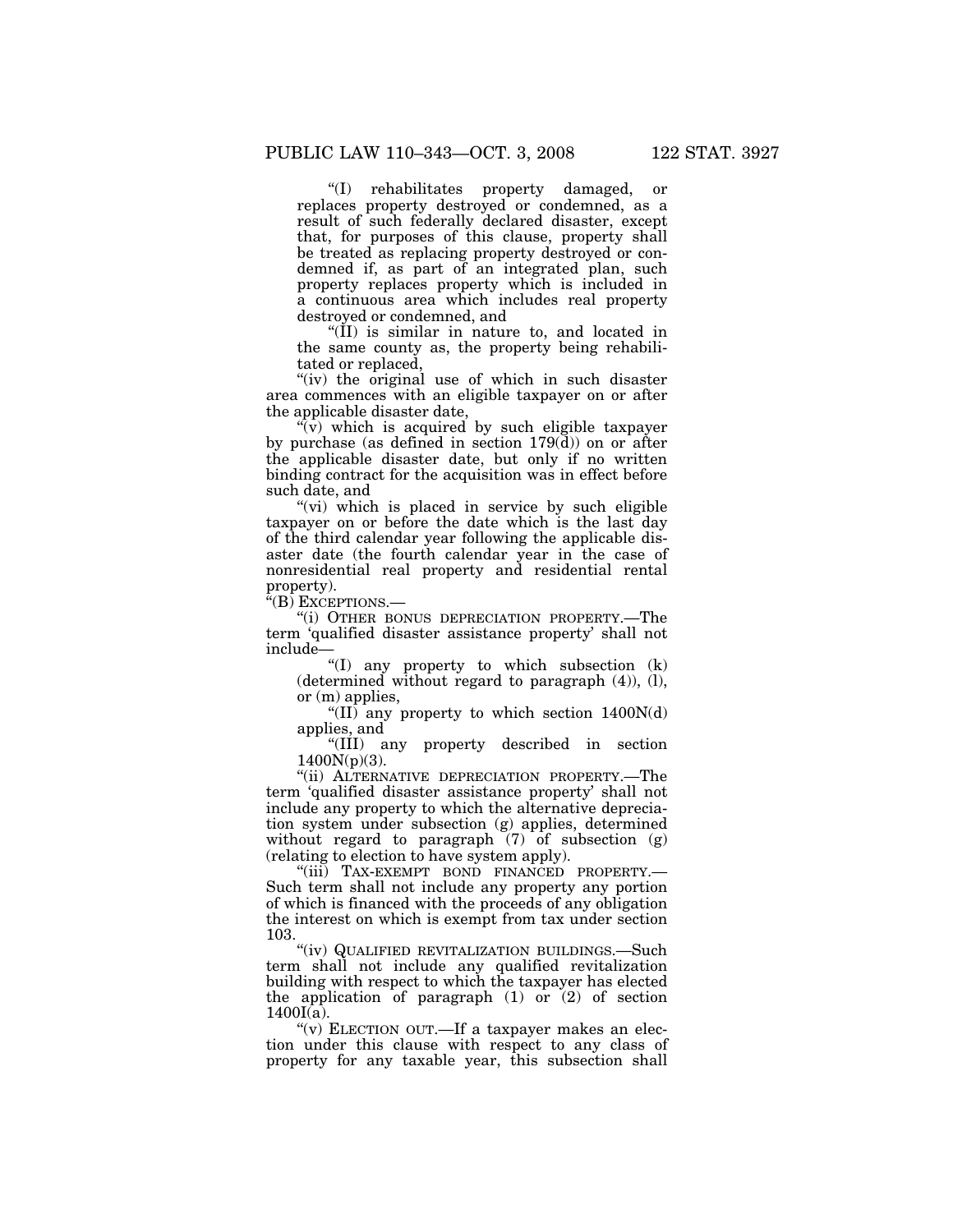"(I) rehabilitates property damaged, or replaces property destroyed or condemned, as a result of such federally declared disaster, except that, for purposes of this clause, property shall be treated as replacing property destroyed or condemned if, as part of an integrated plan, such property replaces property which is included in a continuous area which includes real property destroyed or condemned, and

"(II) is similar in nature to, and located in the same county as, the property being rehabilitated or replaced,

"(iv) the original use of which in such disaster area commences with an eligible taxpayer on or after the applicable disaster date,

"(v) which is acquired by such eligible taxpayer by purchase (as defined in section 179(d)) on or after the applicable disaster date, but only if no written binding contract for the acquisition was in effect before such date, and

"(vi) which is placed in service by such eligible taxpayer on or before the date which is the last day of the third calendar year following the applicable disaster date (the fourth calendar year in the case of nonresidential real property and residential rental property).

"(B) EXCEPTIONS.—

"(i) OTHER BONUS DEPRECIATION PROPERTY.—The term 'qualified disaster assistance property' shall not include—

"(I) any property to which subsection (k) (determined without regard to paragraph (4)), (l), or (m) applies,

"(II) any property to which section 1400N(d) applies, and

"(III) any property described in section 1400N(p)(3).

"(ii) ALTERNATIVE DEPRECIATION PROPERTY.—The term 'qualified disaster assistance property' shall not include any property to which the alternative depreciation system under subsection (g) applies, determined without regard to paragraph (7) of subsection (g) (relating to election to have system apply).

"(iii) TAX-EXEMPT BOND FINANCED PROPERTY.—Such term shall not include any property any portion of which is financed with the proceeds of any obligation the interest on which is exempt from tax under section 103.

"(iv) QUALIFIED REVITALIZATION BUILDINGS.—Such term shall not include any qualified revitalization building with respect to which the taxpayer has elected the application of paragraph (1) or (2) of section 1400I(a).

"(v) ELECTION OUT.—If a taxpayer makes an election under this clause with respect to any class of property for any taxable year, this subsection shall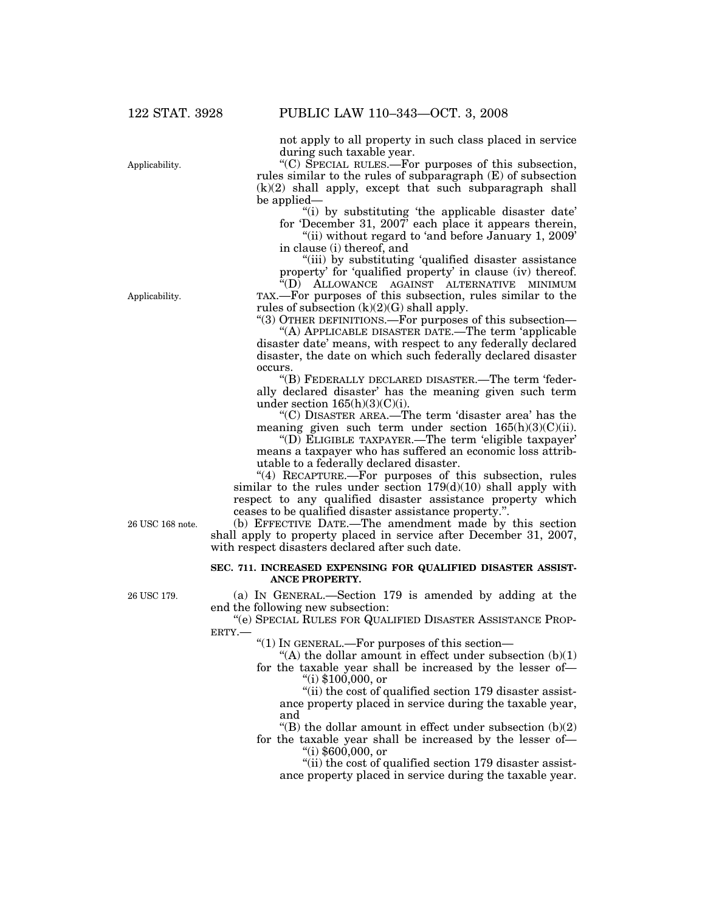not apply to all property in such class placed in service during such taxable year.

Applicability.

"(C) SPECIAL RULES.—For purposes of this subsection, rules similar to the rules of subparagraph (E) of subsection (k)(2) shall apply, except that such subparagraph shall be applied—

"(i) by substituting 'the applicable disaster date' for 'December 31, 2007' each place it appears therein,

"(ii) without regard to 'and before January 1, 2009' in clause (i) thereof, and

"(iii) by substituting 'qualified disaster assistance property' for 'qualified property' in clause (iv) thereof.

Applicability.

"(D) ALLOWANCE AGAINST ALTERNATIVE MINIMUM TAX.—For purposes of this subsection, rules similar to the rules of subsection (k)(2)(G) shall apply.

"(3) OTHER DEFINITIONS.—For purposes of this subsection—

"(A) APPLICABLE DISASTER DATE.—The term 'applicable disaster date' means, with respect to any federally declared disaster, the date on which such federally declared disaster occurs.

"(B) FEDERALLY DECLARED DISASTER.—The term 'federally declared disaster' has the meaning given such term under section 165(h)(3)(C)(i).

"(C) DISASTER AREA.—The term 'disaster area' has the meaning given such term under section 165(h)(3)(C)(ii).

"(D) ELIGIBLE TAXPAYER.—The term 'eligible taxpayer' means a taxpayer who has suffered an economic loss attributable to a federally declared disaster.

"(4) RECAPTURE.—For purposes of this subsection, rules similar to the rules under section 179(d)(10) shall apply with respect to any qualified disaster assistance property which ceases to be qualified disaster assistance property.".

26 USC 168 note.

(b) EFFECTIVE DATE.—The amendment made by this section shall apply to property placed in service after December 31, 2007, with respect disasters declared after such date.

**SEC. 711. INCREASED EXPENSING FOR QUALIFIED DISASTER ASSISTANCE PROPERTY.**

26 USC 179.

(a) IN GENERAL.—Section 179 is amended by adding at the end the following new subsection:

"(e) SPECIAL RULES FOR QUALIFIED DISASTER ASSISTANCE PROPERTY.—

"(1) IN GENERAL.—For purposes of this section—

"(A) the dollar amount in effect under subsection (b)(1) for the taxable year shall be increased by the lesser of—

"(i) $100,000, or

"(ii) the cost of qualified section 179 disaster assistance property placed in service during the taxable year, and

"(B) the dollar amount in effect under subsection (b)(2) for the taxable year shall be increased by the lesser of—

"(i) $600,000, or

"(ii) the cost of qualified section 179 disaster assistance property placed in service during the taxable year.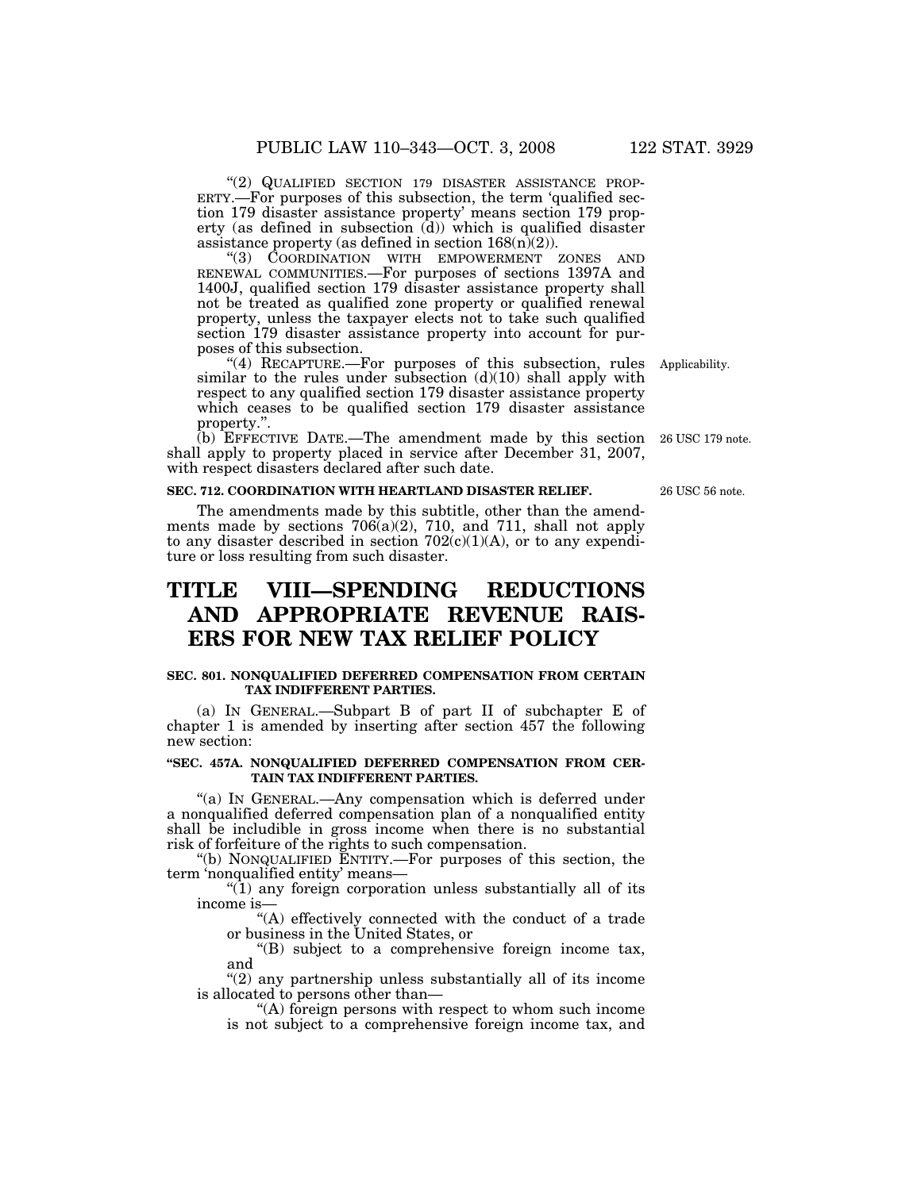"(2) QUALIFIED SECTION 179 DISASTER ASSISTANCE PROPERTY.—For purposes of this subsection, the term 'qualified section 179 disaster assistance property' means section 179 property (as defined in subsection (d)) which is qualified disaster assistance property (as defined in section 168(n)(2)).

"(3) COORDINATION WITH EMPOWERMENT ZONES AND RENEWAL COMMUNITIES.—For purposes of sections 1397A and 1400J, qualified section 179 disaster assistance property shall not be treated as qualified zone property or qualified renewal property, unless the taxpayer elects not to take such qualified section 179 disaster assistance property into account for purposes of this subsection.

"(4) RECAPTURE.—For purposes of this subsection, rules similar to the rules under subsection (d)(10) shall apply with respect to any qualified section 179 disaster assistance property which ceases to be qualified section 179 disaster assistance property.". Applicability.

(b) EFFECTIVE DATE.—The amendment made by this section shall apply to property placed in service after December 31, 2007, with respect disasters declared after such date. 26 USC 179 note.

**SEC. 712. COORDINATION WITH HEARTLAND DISASTER RELIEF.** 26 USC 56 note.

The amendments made by this subtitle, other than the amendments made by sections 706(a)(2), 710, and 711, shall not apply to any disaster described in section 702(c)(1)(A), or to any expenditure or loss resulting from such disaster.

# TITLE VIII—SPENDING REDUCTIONS AND APPROPRIATE REVENUE RAISERS FOR NEW TAX RELIEF POLICY

**SEC. 801. NONQUALIFIED DEFERRED COMPENSATION FROM CERTAIN TAX INDIFFERENT PARTIES.**

(a) IN GENERAL.—Subpart B of part II of subchapter E of chapter 1 is amended by inserting after section 457 the following new section:

**"SEC. 457A. NONQUALIFIED DEFERRED COMPENSATION FROM CERTAIN TAX INDIFFERENT PARTIES.**

"(a) IN GENERAL.—Any compensation which is deferred under a nonqualified deferred compensation plan of a nonqualified entity shall be includible in gross income when there is no substantial risk of forfeiture of the rights to such compensation.

"(b) NONQUALIFIED ENTITY.—For purposes of this section, the term 'nonqualified entity' means—

"(1) any foreign corporation unless substantially all of its income is—

"(A) effectively connected with the conduct of a trade or business in the United States, or

"(B) subject to a comprehensive foreign income tax, and

"(2) any partnership unless substantially all of its income is allocated to persons other than—

"(A) foreign persons with respect to whom such income is not subject to a comprehensive foreign income tax, and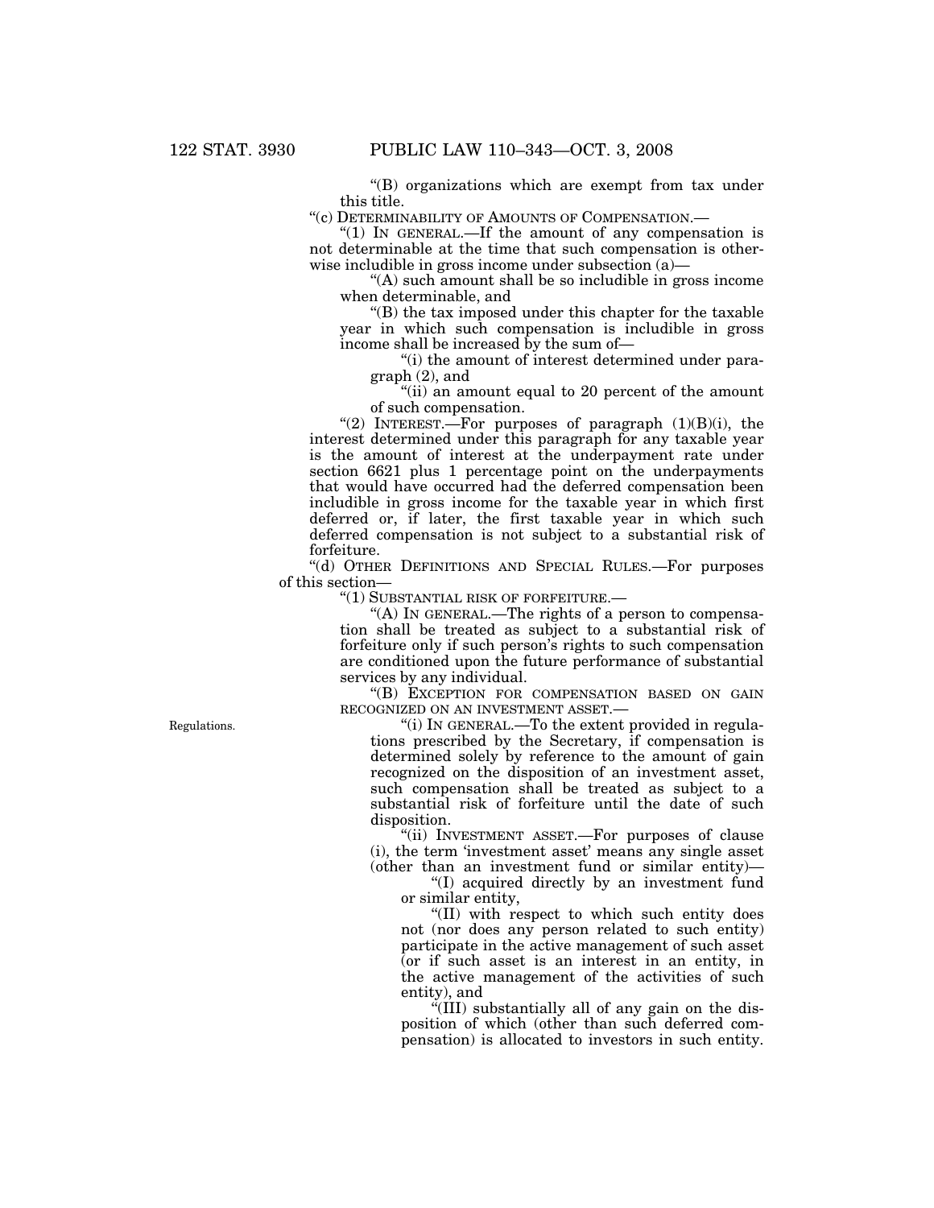"(B) organizations which are exempt from tax under this title.

"(c) DETERMINABILITY OF AMOUNTS OF COMPENSATION.—

"(1) IN GENERAL.—If the amount of any compensation is not determinable at the time that such compensation is otherwise includible in gross income under subsection (a)—

"(A) such amount shall be so includible in gross income when determinable, and

"(B) the tax imposed under this chapter for the taxable year in which such compensation is includible in gross income shall be increased by the sum of—

"(i) the amount of interest determined under paragraph (2), and

"(ii) an amount equal to 20 percent of the amount of such compensation.

"(2) INTEREST.—For purposes of paragraph (1)(B)(i), the interest determined under this paragraph for any taxable year is the amount of interest at the underpayment rate under section 6621 plus 1 percentage point on the underpayments that would have occurred had the deferred compensation been includible in gross income for the taxable year in which first deferred or, if later, the first taxable year in which such deferred compensation is not subject to a substantial risk of forfeiture.

"(d) OTHER DEFINITIONS AND SPECIAL RULES.—For purposes of this section—

"(1) SUBSTANTIAL RISK OF FORFEITURE.—

"(A) IN GENERAL.—The rights of a person to compensation shall be treated as subject to a substantial risk of forfeiture only if such person's rights to such compensation are conditioned upon the future performance of substantial services by any individual.

"(B) EXCEPTION FOR COMPENSATION BASED ON GAIN RECOGNIZED ON AN INVESTMENT ASSET.—

Regulations.

"(i) IN GENERAL.—To the extent provided in regulations prescribed by the Secretary, if compensation is determined solely by reference to the amount of gain recognized on the disposition of an investment asset, such compensation shall be treated as subject to a substantial risk of forfeiture until the date of such disposition.

"(ii) INVESTMENT ASSET.—For purposes of clause (i), the term 'investment asset' means any single asset (other than an investment fund or similar entity)—

"(I) acquired directly by an investment fund or similar entity,

"(II) with respect to which such entity does not (nor does any person related to such entity) participate in the active management of such asset (or if such asset is an interest in an entity, in the active management of the activities of such entity), and

"(III) substantially all of any gain on the disposition of which (other than such deferred compensation) is allocated to investors in such entity.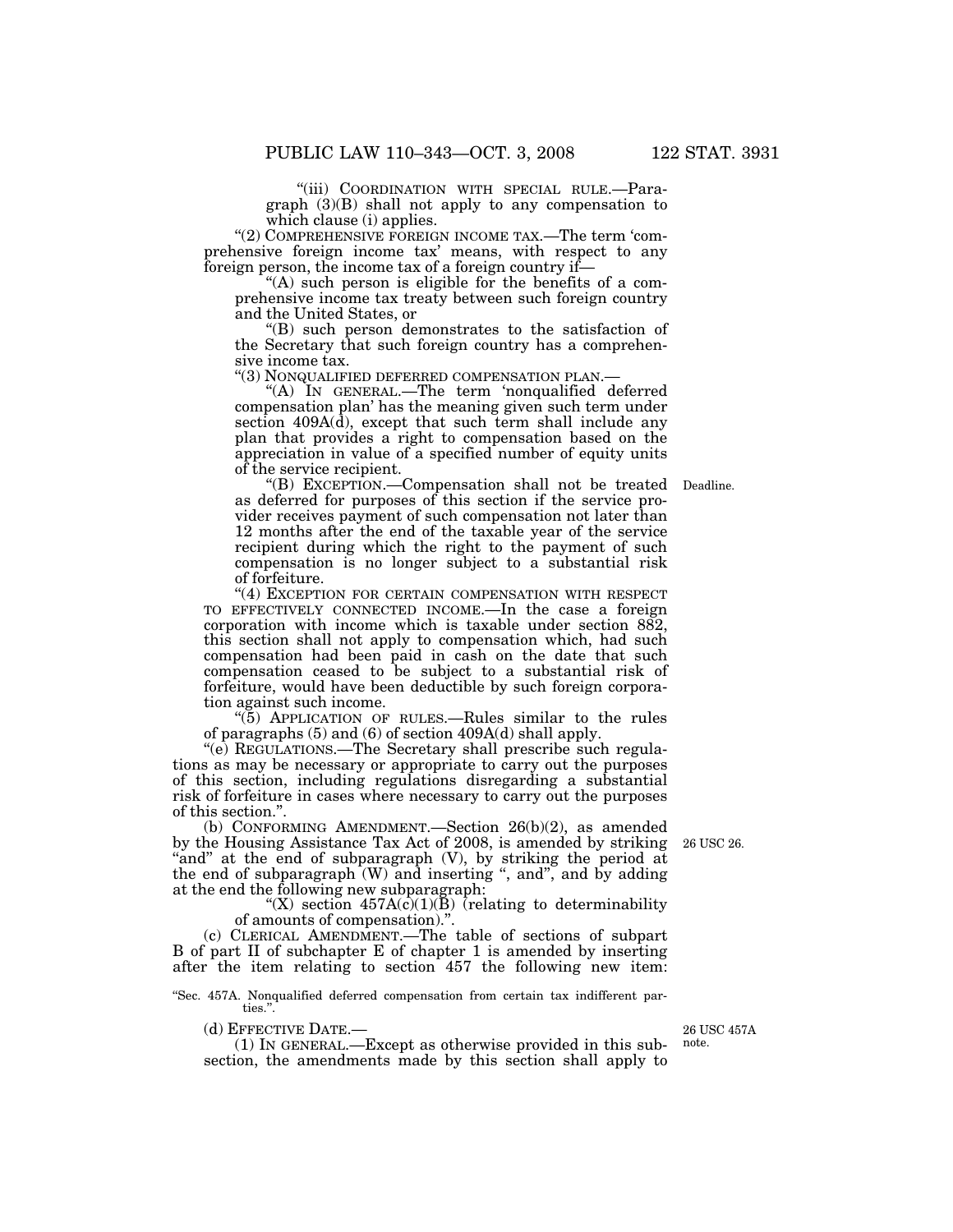"(iii) COORDINATION WITH SPECIAL RULE.—Paragraph (3)(B) shall not apply to any compensation to which clause (i) applies.

"(2) COMPREHENSIVE FOREIGN INCOME TAX.—The term 'comprehensive foreign income tax' means, with respect to any foreign person, the income tax of a foreign country if—

"(A) such person is eligible for the benefits of a comprehensive income tax treaty between such foreign country and the United States, or

"(B) such person demonstrates to the satisfaction of the Secretary that such foreign country has a comprehensive income tax.

"(3) NONQUALIFIED DEFERRED COMPENSATION PLAN.—

"(A) IN GENERAL.—The term 'nonqualified deferred compensation plan' has the meaning given such term under section 409A(d), except that such term shall include any plan that provides a right to compensation based on the appreciation in value of a specified number of equity units of the service recipient.

"(B) EXCEPTION.—Compensation shall not be treated as deferred for purposes of this section if the service provider receives payment of such compensation not later than 12 months after the end of the taxable year of the service recipient during which the right to the payment of such compensation is no longer subject to a substantial risk of forfeiture.

Deadline.

"(4) EXCEPTION FOR CERTAIN COMPENSATION WITH RESPECT TO EFFECTIVELY CONNECTED INCOME.—In the case a foreign corporation with income which is taxable under section 882, this section shall not apply to compensation which, had such compensation had been paid in cash on the date that such compensation ceased to be subject to a substantial risk of forfeiture, would have been deductible by such foreign corporation against such income.

"(5) APPLICATION OF RULES.—Rules similar to the rules of paragraphs (5) and (6) of section 409A(d) shall apply.

"(e) REGULATIONS.—The Secretary shall prescribe such regulations as may be necessary or appropriate to carry out the purposes of this section, including regulations disregarding a substantial risk of forfeiture in cases where necessary to carry out the purposes of this section.".

(b) CONFORMING AMENDMENT.—Section 26(b)(2), as amended by the Housing Assistance Tax Act of 2008, is amended by striking "and" at the end of subparagraph (V), by striking the period at the end of subparagraph (W) and inserting ", and", and by adding at the end the following new subparagraph:

26 USC 26.

"(X) section 457A(c)(1)(B) (relating to determinability of amounts of compensation).".

(c) CLERICAL AMENDMENT.—The table of sections of subpart B of part II of subchapter E of chapter 1 is amended by inserting after the item relating to section 457 the following new item:

"Sec. 457A. Nonqualified deferred compensation from certain tax indifferent parties.".

(d) EFFECTIVE DATE.—

26 USC 457A note.

(1) IN GENERAL.—Except as otherwise provided in this subsection, the amendments made by this section shall apply to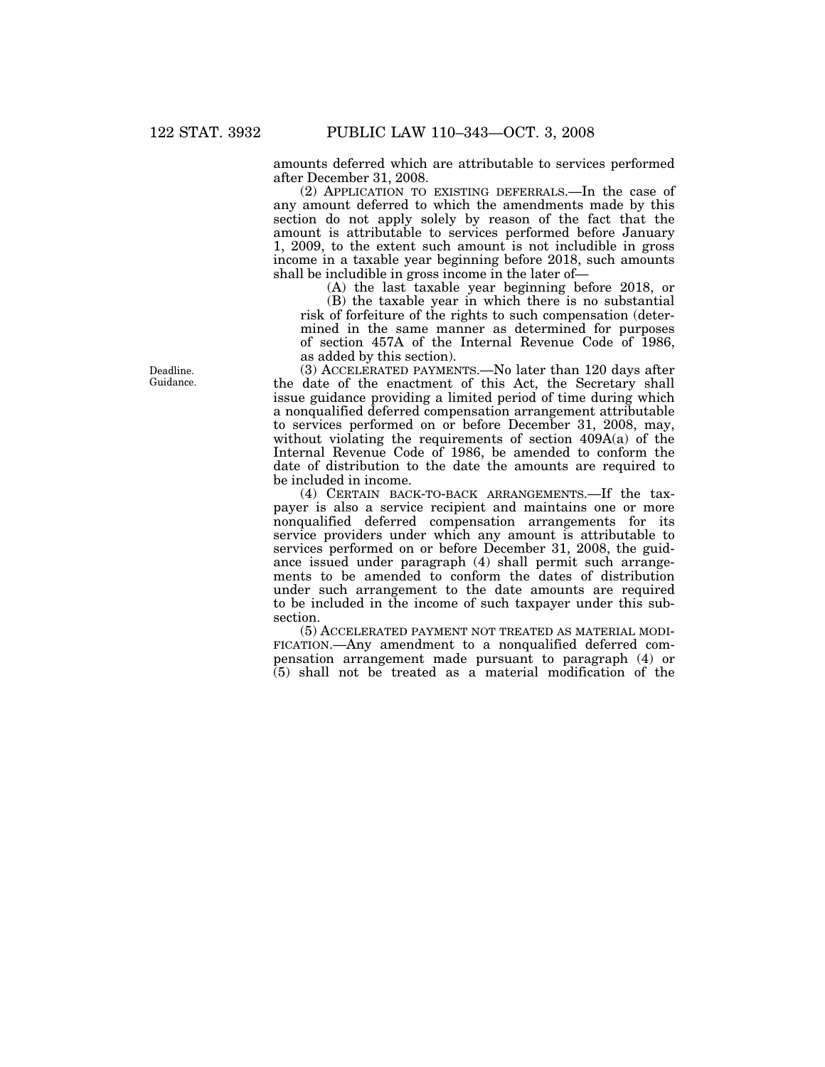amounts deferred which are attributable to services performed after December 31, 2008.

(2) APPLICATION TO EXISTING DEFERRALS.—In the case of any amount deferred to which the amendments made by this section do not apply solely by reason of the fact that the amount is attributable to services performed before January 1, 2009, to the extent such amount is not includible in gross income in a taxable year beginning before 2018, such amounts shall be includible in gross income in the later of—

(A) the last taxable year beginning before 2018, or

(B) the taxable year in which there is no substantial risk of forfeiture of the rights to such compensation (determined in the same manner as determined for purposes of section 457A of the Internal Revenue Code of 1986, as added by this section).

Deadline. Guidance.

(3) ACCELERATED PAYMENTS.—No later than 120 days after the date of the enactment of this Act, the Secretary shall issue guidance providing a limited period of time during which a nonqualified deferred compensation arrangement attributable to services performed on or before December 31, 2008, may, without violating the requirements of section 409A(a) of the Internal Revenue Code of 1986, be amended to conform the date of distribution to the date the amounts are required to be included in income.

(4) CERTAIN BACK-TO-BACK ARRANGEMENTS.—If the taxpayer is also a service recipient and maintains one or more nonqualified deferred compensation arrangements for its service providers under which any amount is attributable to services performed on or before December 31, 2008, the guidance issued under paragraph (4) shall permit such arrangements to be amended to conform the dates of distribution under such arrangement to the date amounts are required to be included in the income of such taxpayer under this subsection.

(5) ACCELERATED PAYMENT NOT TREATED AS MATERIAL MODIFICATION.—Any amendment to a nonqualified deferred compensation arrangement made pursuant to paragraph (4) or (5) shall not be treated as a material modification of the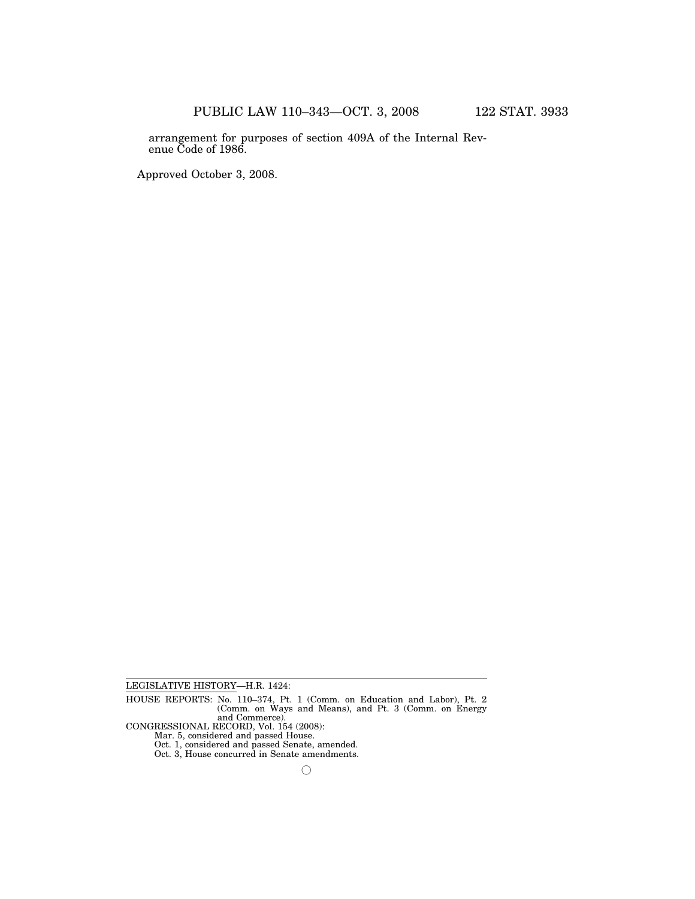arrangement for purposes of section 409A of the Internal Revenue Code of 1986.

Approved October 3, 2008.

---

LEGISLATIVE HISTORY—H.R. 1424:

HOUSE REPORTS: No. 110–374, Pt. 1 (Comm. on Education and Labor), Pt. 2 (Comm. on Ways and Means), and Pt. 3 (Comm. on Energy and Commerce).

CONGRESSIONAL RECORD, Vol. 154 (2008):

Mar. 5, considered and passed House.

Oct. 1, considered and passed Senate, amended.

Oct. 3, House concurred in Senate amendments.